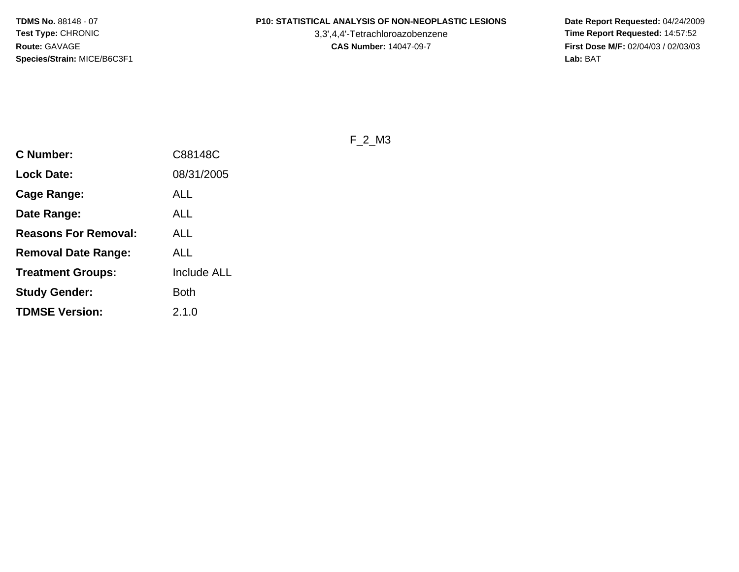**TDMS No.** 88148 - 07
**Test Type:** CHRONIC
**Route:** GAVAGE
**Species/Strain:** MICE/B6C3F1

**P10: STATISTICAL ANALYSIS OF NON-NEOPLASTIC LESIONS**
3,3',4,4'-Tetrachloroazobenzene
**CAS Number:** 14047-09-7

**Date Report Requested:** 04/24/2009
**Time Report Requested:** 14:57:52
**First Dose M/F:** 02/04/03 / 02/03/03
**Lab:** BAT

F_2_M3

| | |
|---|---|
| **C Number:** | C88148C |
| **Lock Date:** | 08/31/2005 |
| **Cage Range:** | ALL |
| **Date Range:** | ALL |
| **Reasons For Removal:** | ALL |
| **Removal Date Range:** | ALL |
| **Treatment Groups:** | Include ALL |
| **Study Gender:** | Both |
| **TDMSE Version:** | 2.1.0 |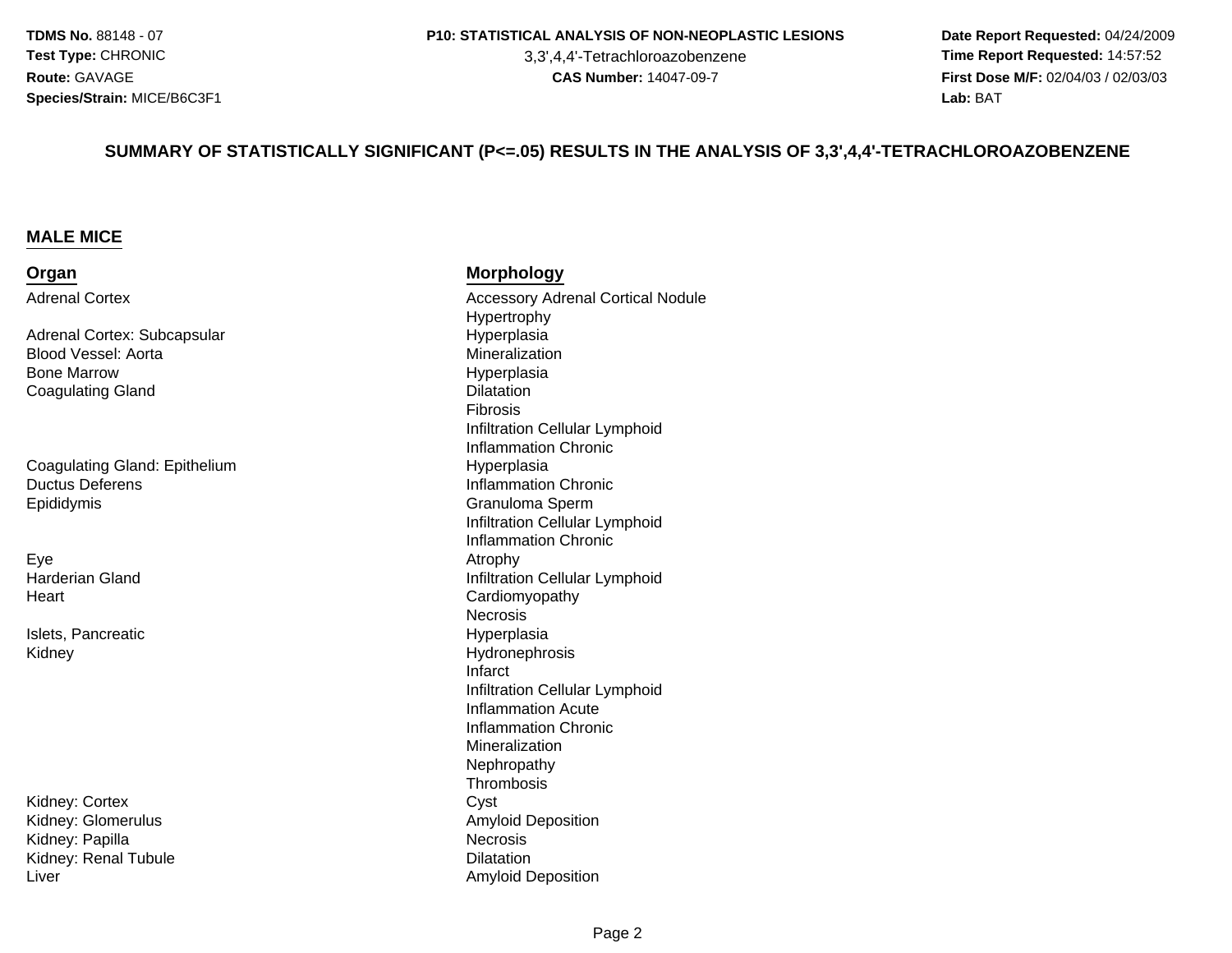**TDMS No.** 88148 - 07
**Test Type:** CHRONIC
**Route:** GAVAGE
**Species/Strain:** MICE/B6C3F1

**P10: STATISTICAL ANALYSIS OF NON-NEOPLASTIC LESIONS**
3,3',4,4'-Tetrachloroazobenzene
**CAS Number:** 14047-09-7

**Date Report Requested:** 04/24/2009
**Time Report Requested:** 14:57:52
**First Dose M/F:** 02/04/03 / 02/03/03
**Lab:** BAT

## SUMMARY OF STATISTICALLY SIGNIFICANT (P<=.05) RESULTS IN THE ANALYSIS OF 3,3',4,4'-TETRACHLOROAZOBENZENE

### MALE MICE

| Organ | Morphology |
|---|---|
| Adrenal Cortex | Accessory Adrenal Cortical Nodule |
| | Hypertrophy |
| Adrenal Cortex: Subcapsular | Hyperplasia |
| Blood Vessel: Aorta | Mineralization |
| Bone Marrow | Hyperplasia |
| Coagulating Gland | Dilatation |
| | Fibrosis |
| | Infiltration Cellular Lymphoid |
| | Inflammation Chronic |
| Coagulating Gland: Epithelium | Hyperplasia |
| Ductus Deferens | Inflammation Chronic |
| Epididymis | Granuloma Sperm |
| | Infiltration Cellular Lymphoid |
| | Inflammation Chronic |
| Eye | Atrophy |
| Harderian Gland | Infiltration Cellular Lymphoid |
| Heart | Cardiomyopathy |
| | Necrosis |
| Islets, Pancreatic | Hyperplasia |
| Kidney | Hydronephrosis |
| | Infarct |
| | Infiltration Cellular Lymphoid |
| | Inflammation Acute |
| | Inflammation Chronic |
| | Mineralization |
| | Nephropathy |
| | Thrombosis |
| Kidney: Cortex | Cyst |
| Kidney: Glomerulus | Amyloid Deposition |
| Kidney: Papilla | Necrosis |
| Kidney: Renal Tubule | Dilatation |
| Liver | Amyloid Deposition |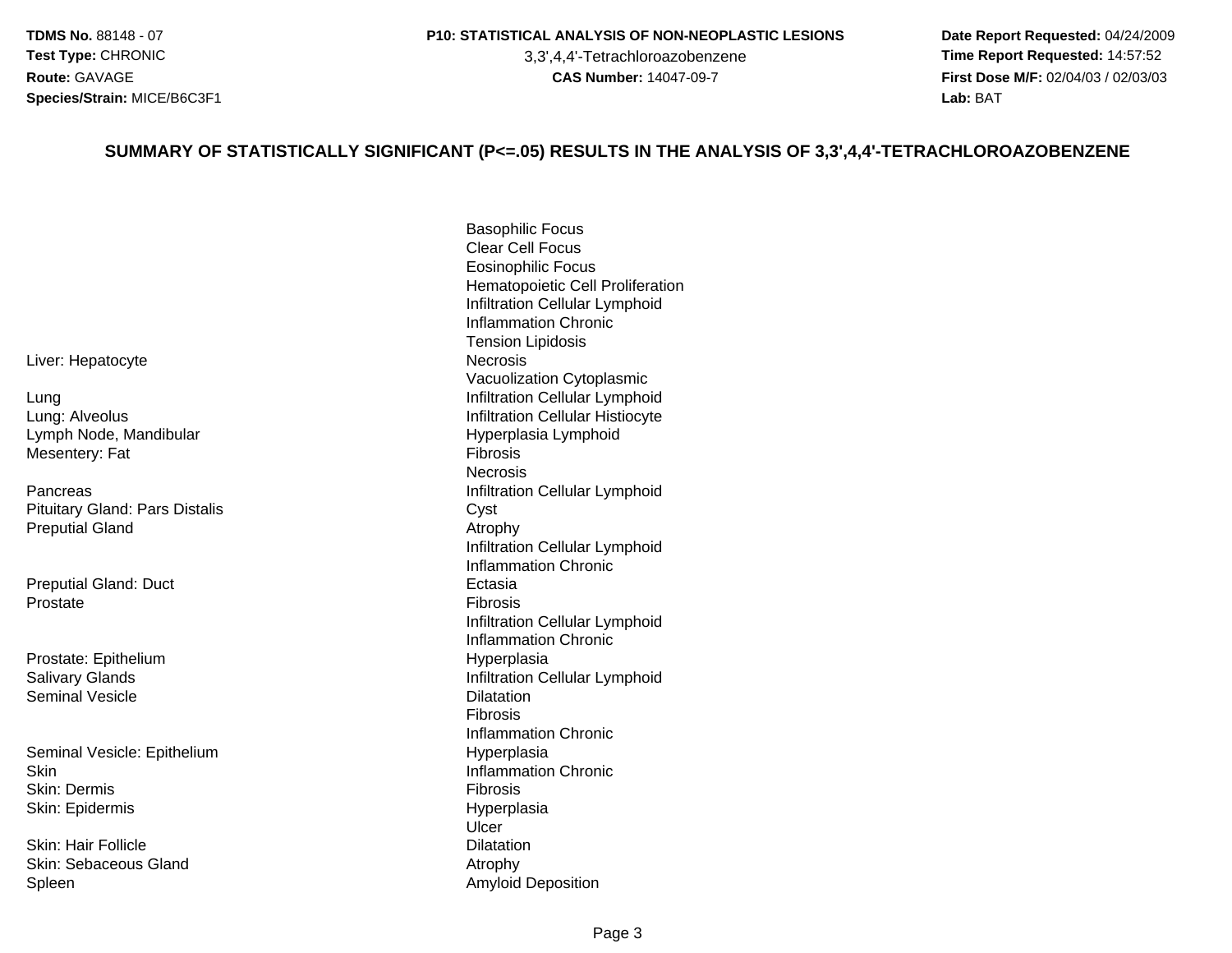## SUMMARY OF STATISTICALLY SIGNIFICANT (P<=.05) RESULTS IN THE ANALYSIS OF 3,3',4,4'-TETRACHLOROAZOBENZENE

| | |
|---|---|
| | Basophilic Focus |
| | Clear Cell Focus |
| | Eosinophilic Focus |
| | Hematopoietic Cell Proliferation |
| | Infiltration Cellular Lymphoid |
| | Inflammation Chronic |
| | Tension Lipidosis |
| Liver: Hepatocyte | Necrosis |
| | Vacuolization Cytoplasmic |
| Lung | Infiltration Cellular Lymphoid |
| Lung: Alveolus | Infiltration Cellular Histiocyte |
| Lymph Node, Mandibular | Hyperplasia Lymphoid |
| Mesentery: Fat | Fibrosis |
| | Necrosis |
| Pancreas | Infiltration Cellular Lymphoid |
| Pituitary Gland: Pars Distalis | Cyst |
| Preputial Gland | Atrophy |
| | Infiltration Cellular Lymphoid |
| | Inflammation Chronic |
| Preputial Gland: Duct | Ectasia |
| Prostate | Fibrosis |
| | Infiltration Cellular Lymphoid |
| | Inflammation Chronic |
| Prostate: Epithelium | Hyperplasia |
| Salivary Glands | Infiltration Cellular Lymphoid |
| Seminal Vesicle | Dilatation |
| | Fibrosis |
| | Inflammation Chronic |
| Seminal Vesicle: Epithelium | Hyperplasia |
| Skin | Inflammation Chronic |
| Skin: Dermis | Fibrosis |
| Skin: Epidermis | Hyperplasia |
| | Ulcer |
| Skin: Hair Follicle | Dilatation |
| Skin: Sebaceous Gland | Atrophy |
| Spleen | Amyloid Deposition |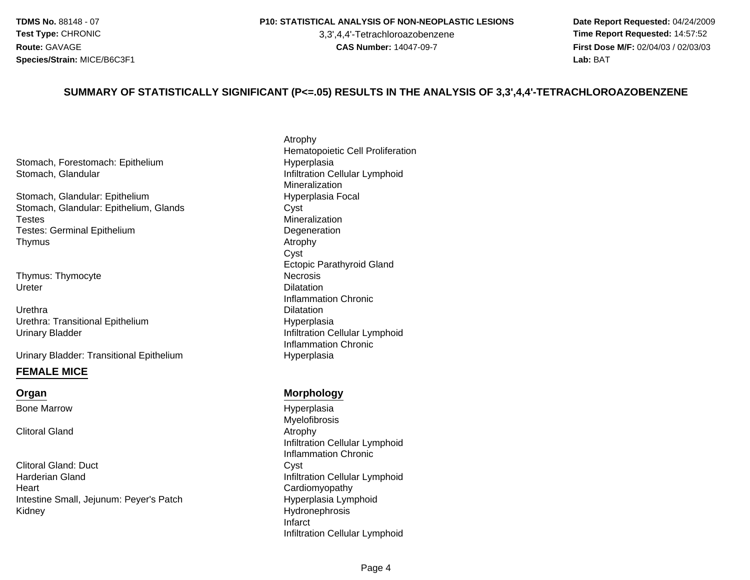## SUMMARY OF STATISTICALLY SIGNIFICANT (P<=.05) RESULTS IN THE ANALYSIS OF 3,3',4,4'-TETRACHLOROAZOBENZENE

| Organ | Morphology |
|---|---|
| | Atrophy |
| | Hematopoietic Cell Proliferation |
| Stomach, Forestomach: Epithelium | Hyperplasia |
| Stomach, Glandular | Infiltration Cellular Lymphoid |
| | Mineralization |
| Stomach, Glandular: Epithelium | Hyperplasia Focal |
| Stomach, Glandular: Epithelium, Glands | Cyst |
| Testes | Mineralization |
| Testes: Germinal Epithelium | Degeneration |
| Thymus | Atrophy |
| | Cyst |
| | Ectopic Parathyroid Gland |
| Thymus: Thymocyte | Necrosis |
| Ureter | Dilatation |
| | Inflammation Chronic |
| Urethra | Dilatation |
| Urethra: Transitional Epithelium | Hyperplasia |
| Urinary Bladder | Infiltration Cellular Lymphoid |
| | Inflammation Chronic |
| Urinary Bladder: Transitional Epithelium | Hyperplasia |

### FEMALE MICE

| Organ | Morphology |
|---|---|
| Bone Marrow | Hyperplasia |
| | Myelofibrosis |
| Clitoral Gland | Atrophy |
| | Infiltration Cellular Lymphoid |
| | Inflammation Chronic |
| Clitoral Gland: Duct | Cyst |
| Harderian Gland | Infiltration Cellular Lymphoid |
| Heart | Cardiomyopathy |
| Intestine Small, Jejunum: Peyer's Patch | Hyperplasia Lymphoid |
| Kidney | Hydronephrosis |
| | Infarct |
| | Infiltration Cellular Lymphoid |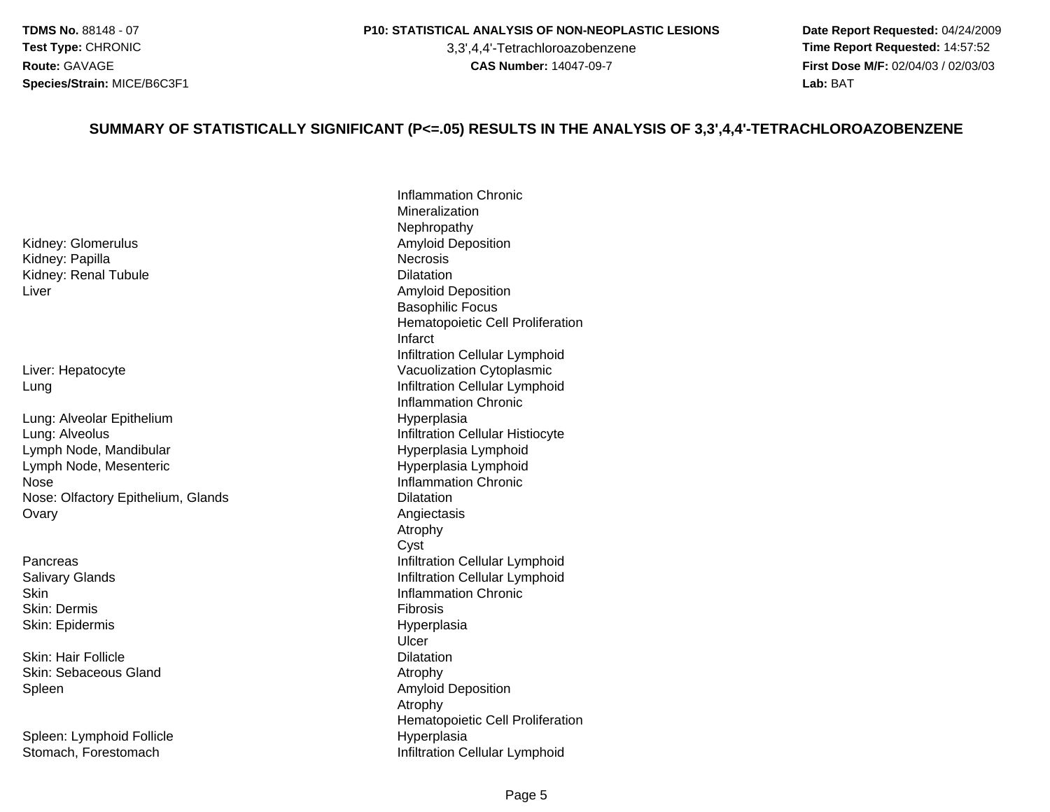**TDMS No.** 88148 - 07
**Test Type:** CHRONIC
**Route:** GAVAGE
**Species/Strain:** MICE/B6C3F1

**P10: STATISTICAL ANALYSIS OF NON-NEOPLASTIC LESIONS**
3,3',4,4'-Tetrachloroazobenzene
**CAS Number:** 14047-09-7

**Date Report Requested:** 04/24/2009
**Time Report Requested:** 14:57:52
**First Dose M/F:** 02/04/03 / 02/03/03
**Lab:** BAT

## SUMMARY OF STATISTICALLY SIGNIFICANT (P<=.05) RESULTS IN THE ANALYSIS OF 3,3',4,4'-TETRACHLOROAZOBENZENE

| | |
|---|---|
| | Inflammation Chronic |
| | Mineralization |
| | Nephropathy |
| Kidney: Glomerulus | Amyloid Deposition |
| Kidney: Papilla | Necrosis |
| Kidney: Renal Tubule | Dilatation |
| Liver | Amyloid Deposition |
| | Basophilic Focus |
| | Hematopoietic Cell Proliferation |
| | Infarct |
| | Infiltration Cellular Lymphoid |
| Liver: Hepatocyte | Vacuolization Cytoplasmic |
| Lung | Infiltration Cellular Lymphoid |
| | Inflammation Chronic |
| Lung: Alveolar Epithelium | Hyperplasia |
| Lung: Alveolus | Infiltration Cellular Histiocyte |
| Lymph Node, Mandibular | Hyperplasia Lymphoid |
| Lymph Node, Mesenteric | Hyperplasia Lymphoid |
| Nose | Inflammation Chronic |
| Nose: Olfactory Epithelium, Glands | Dilatation |
| Ovary | Angiectasis |
| | Atrophy |
| | Cyst |
| Pancreas | Infiltration Cellular Lymphoid |
| Salivary Glands | Infiltration Cellular Lymphoid |
| Skin | Inflammation Chronic |
| Skin: Dermis | Fibrosis |
| Skin: Epidermis | Hyperplasia |
| | Ulcer |
| Skin: Hair Follicle | Dilatation |
| Skin: Sebaceous Gland | Atrophy |
| Spleen | Amyloid Deposition |
| | Atrophy |
| | Hematopoietic Cell Proliferation |
| Spleen: Lymphoid Follicle | Hyperplasia |
| Stomach, Forestomach | Infiltration Cellular Lymphoid |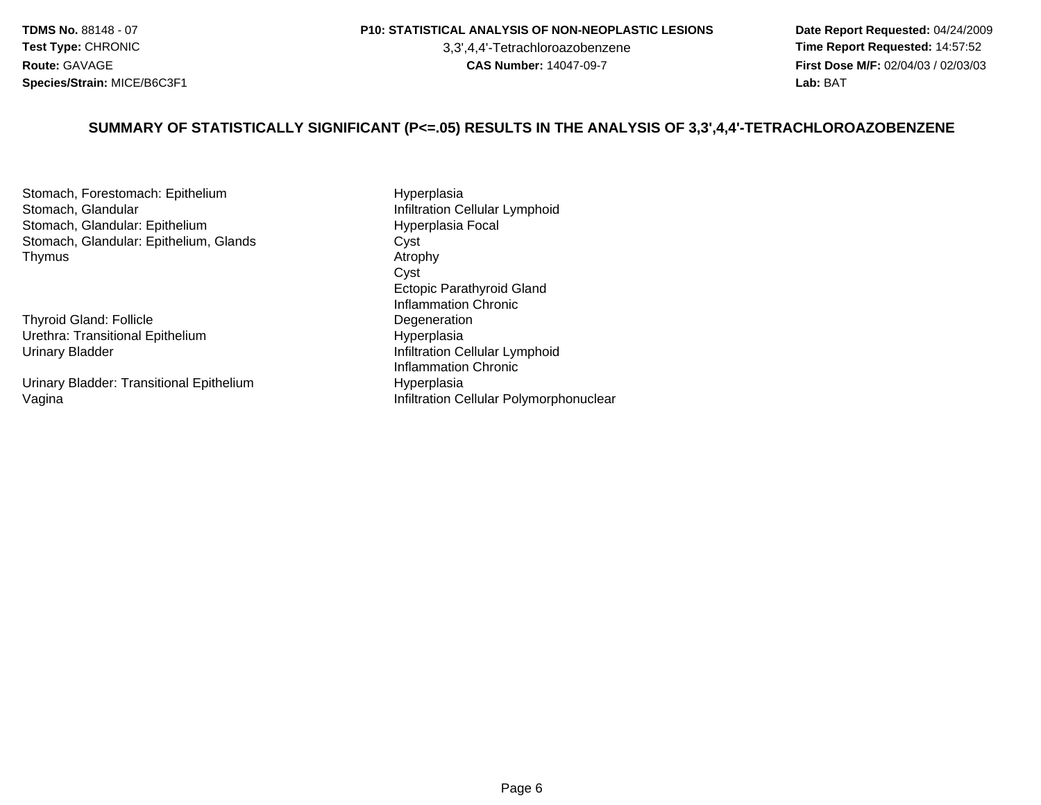**TDMS No.** 88148 - 07
**Test Type:** CHRONIC
**Route:** GAVAGE
**Species/Strain:** MICE/B6C3F1

**P10: STATISTICAL ANALYSIS OF NON-NEOPLASTIC LESIONS**
3,3',4,4'-Tetrachloroazobenzene
**CAS Number:** 14047-09-7

**Date Report Requested:** 04/24/2009
**Time Report Requested:** 14:57:52
**First Dose M/F:** 02/04/03 / 02/03/03
**Lab:** BAT

## SUMMARY OF STATISTICALLY SIGNIFICANT (P<=.05) RESULTS IN THE ANALYSIS OF 3,3',4,4'-TETRACHLOROAZOBENZENE

| | |
|---|---|
| Stomach, Forestomach: Epithelium | Hyperplasia |
| Stomach, Glandular | Infiltration Cellular Lymphoid |
| Stomach, Glandular: Epithelium | Hyperplasia Focal |
| Stomach, Glandular: Epithelium, Glands | Cyst |
| Thymus | Atrophy |
| | Cyst |
| | Ectopic Parathyroid Gland |
| | Inflammation Chronic |
| Thyroid Gland: Follicle | Degeneration |
| Urethra: Transitional Epithelium | Hyperplasia |
| Urinary Bladder | Infiltration Cellular Lymphoid |
| | Inflammation Chronic |
| Urinary Bladder: Transitional Epithelium | Hyperplasia |
| Vagina | Infiltration Cellular Polymorphonuclear |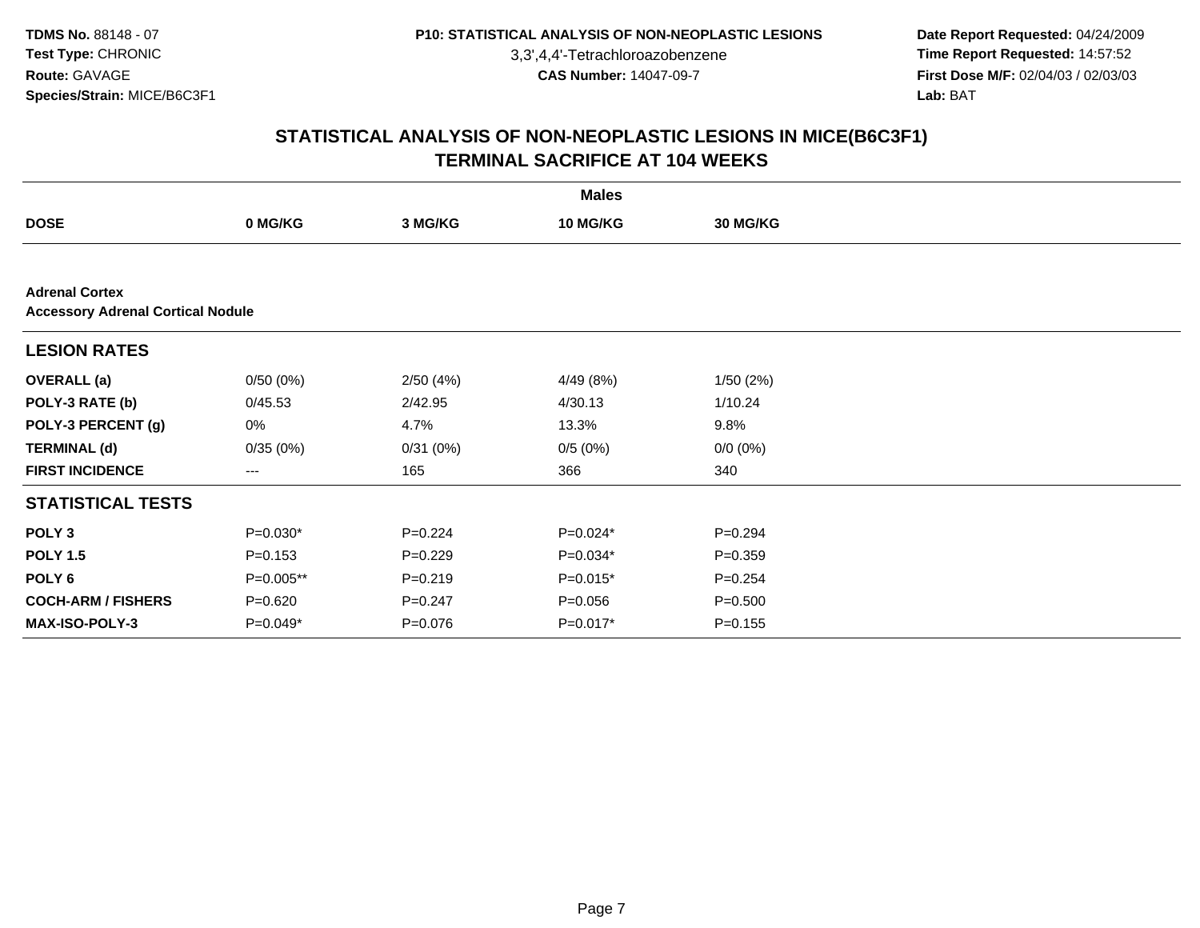# STATISTICAL ANALYSIS OF NON-NEOPLASTIC LESIONS IN MICE(B6C3F1)
## TERMINAL SACRIFICE AT 104 WEEKS

| | Males | | | |
|---|---|---|---|---|
| **DOSE** | **0 MG/KG** | **3 MG/KG** | **10 MG/KG** | **30 MG/KG** |

**Adrenal Cortex**
**Accessory Adrenal Cortical Nodule**

| **LESION RATES** | | | | |
|---|---|---|---|---|
| **OVERALL (a)** | 0/50 (0%) | 2/50 (4%) | 4/49 (8%) | 1/50 (2%) |
| **POLY-3 RATE (b)** | 0/45.53 | 2/42.95 | 4/30.13 | 1/10.24 |
| **POLY-3 PERCENT (g)** | 0% | 4.7% | 13.3% | 9.8% |
| **TERMINAL (d)** | 0/35 (0%) | 0/31 (0%) | 0/5 (0%) | 0/0 (0%) |
| **FIRST INCIDENCE** | --- | 165 | 366 | 340 |
| **STATISTICAL TESTS** | | | | |
| **POLY 3** | P=0.030* | P=0.224 | P=0.024* | P=0.294 |
| **POLY 1.5** | P=0.153 | P=0.229 | P=0.034* | P=0.359 |
| **POLY 6** | P=0.005** | P=0.219 | P=0.015* | P=0.254 |
| **COCH-ARM / FISHERS** | P=0.620 | P=0.247 | P=0.056 | P=0.500 |
| **MAX-ISO-POLY-3** | P=0.049* | P=0.076 | P=0.017* | P=0.155 |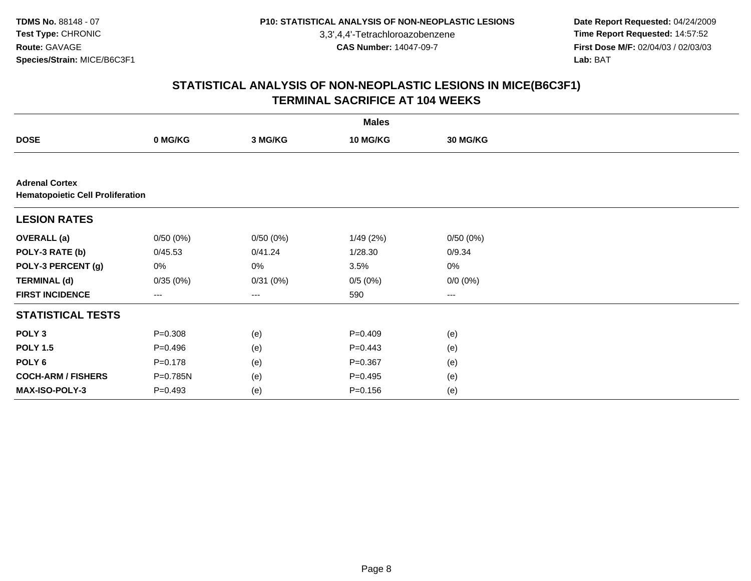TDMS No. 88148 - 07
Test Type: CHRONIC
Route: GAVAGE
Species/Strain: MICE/B6C3F1

P10: STATISTICAL ANALYSIS OF NON-NEOPLASTIC LESIONS
3,3',4,4'-Tetrachloroazobenzene
CAS Number: 14047-09-7

Date Report Requested: 04/24/2009
Time Report Requested: 14:57:52
First Dose M/F: 02/04/03 / 02/03/03
Lab: BAT

## STATISTICAL ANALYSIS OF NON-NEOPLASTIC LESIONS IN MICE(B6C3F1) TERMINAL SACRIFICE AT 104 WEEKS

| | Males | | | |
|---|---|---|---|---|
| **DOSE** | **0 MG/KG** | **3 MG/KG** | **10 MG/KG** | **30 MG/KG** |
| **Adrenal Cortex** | | | | |
| **Hematopoietic Cell Proliferation** | | | | |
| **LESION RATES** | | | | |
| **OVERALL (a)** | 0/50 (0%) | 0/50 (0%) | 1/49 (2%) | 0/50 (0%) |
| **POLY-3 RATE (b)** | 0/45.53 | 0/41.24 | 1/28.30 | 0/9.34 |
| **POLY-3 PERCENT (g)** | 0% | 0% | 3.5% | 0% |
| **TERMINAL (d)** | 0/35 (0%) | 0/31 (0%) | 0/5 (0%) | 0/0 (0%) |
| **FIRST INCIDENCE** | --- | --- | 590 | --- |
| **STATISTICAL TESTS** | | | | |
| **POLY 3** | P=0.308 | (e) | P=0.409 | (e) |
| **POLY 1.5** | P=0.496 | (e) | P=0.443 | (e) |
| **POLY 6** | P=0.178 | (e) | P=0.367 | (e) |
| **COCH-ARM / FISHERS** | P=0.785N | (e) | P=0.495 | (e) |
| **MAX-ISO-POLY-3** | P=0.493 | (e) | P=0.156 | (e) |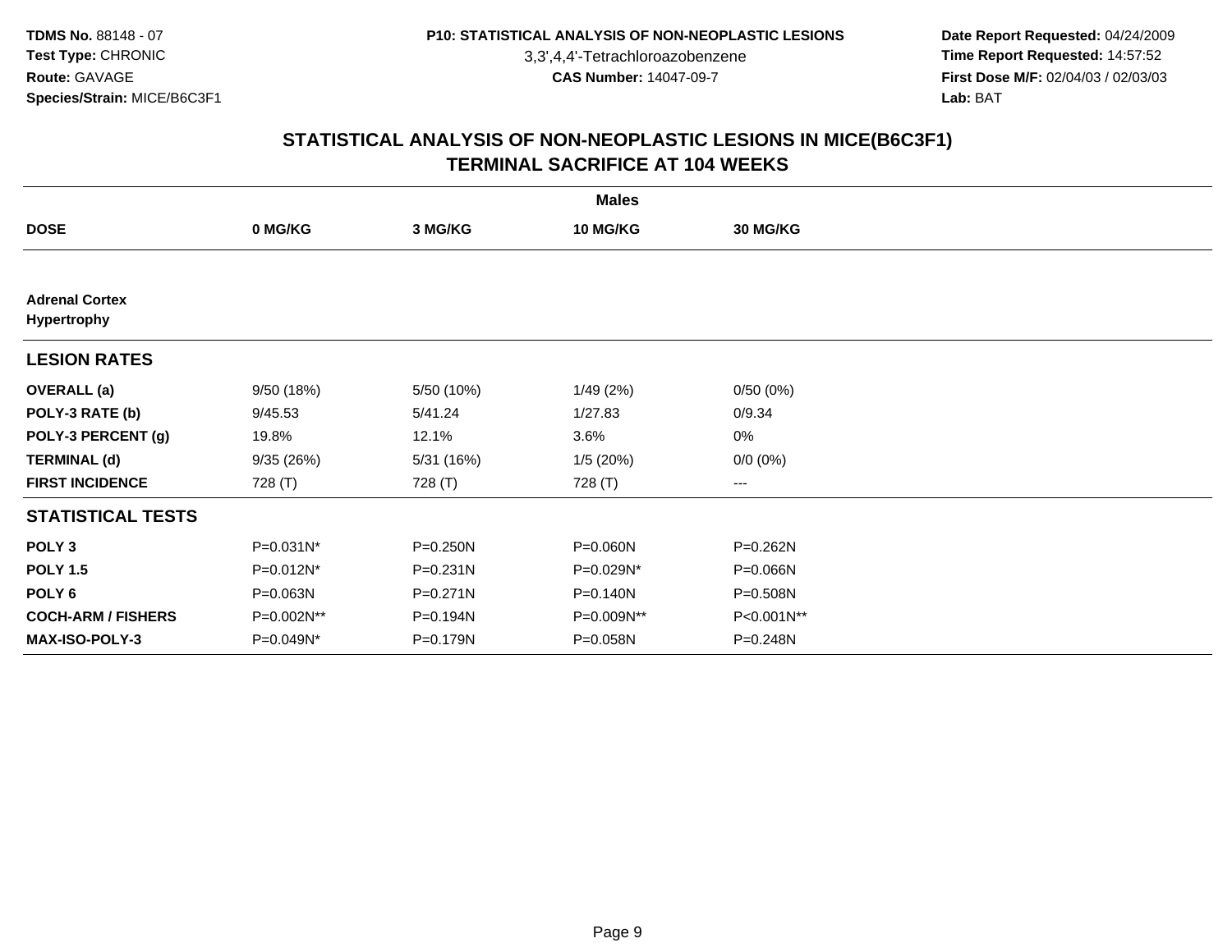**TDMS No.** 88148 - 07
**Test Type:** CHRONIC
**Route:** GAVAGE
**Species/Strain:** MICE/B6C3F1

**P10: STATISTICAL ANALYSIS OF NON-NEOPLASTIC LESIONS**
3,3',4,4'-Tetrachloroazobenzene
**CAS Number:** 14047-09-7

**Date Report Requested:** 04/24/2009
**Time Report Requested:** 14:57:52
**First Dose M/F:** 02/04/03 / 02/03/03
**Lab:** BAT

# STATISTICAL ANALYSIS OF NON-NEOPLASTIC LESIONS IN MICE(B6C3F1) TERMINAL SACRIFICE AT 104 WEEKS

| | Males | | | |
|---|---|---|---|---|
| **DOSE** | **0 MG/KG** | **3 MG/KG** | **10 MG/KG** | **30 MG/KG** |
| **Adrenal Cortex Hypertrophy** | | | | |
| **LESION RATES** | | | | |
| **OVERALL (a)** | 9/50 (18%) | 5/50 (10%) | 1/49 (2%) | 0/50 (0%) |
| **POLY-3 RATE (b)** | 9/45.53 | 5/41.24 | 1/27.83 | 0/9.34 |
| **POLY-3 PERCENT (g)** | 19.8% | 12.1% | 3.6% | 0% |
| **TERMINAL (d)** | 9/35 (26%) | 5/31 (16%) | 1/5 (20%) | 0/0 (0%) |
| **FIRST INCIDENCE** | 728 (T) | 728 (T) | 728 (T) | --- |
| **STATISTICAL TESTS** | | | | |
| **POLY 3** | P=0.031N* | P=0.250N | P=0.060N | P=0.262N |
| **POLY 1.5** | P=0.012N* | P=0.231N | P=0.029N* | P=0.066N |
| **POLY 6** | P=0.063N | P=0.271N | P=0.140N | P=0.508N |
| **COCH-ARM / FISHERS** | P=0.002N** | P=0.194N | P=0.009N** | P<0.001N** |
| **MAX-ISO-POLY-3** | P=0.049N* | P=0.179N | P=0.058N | P=0.248N |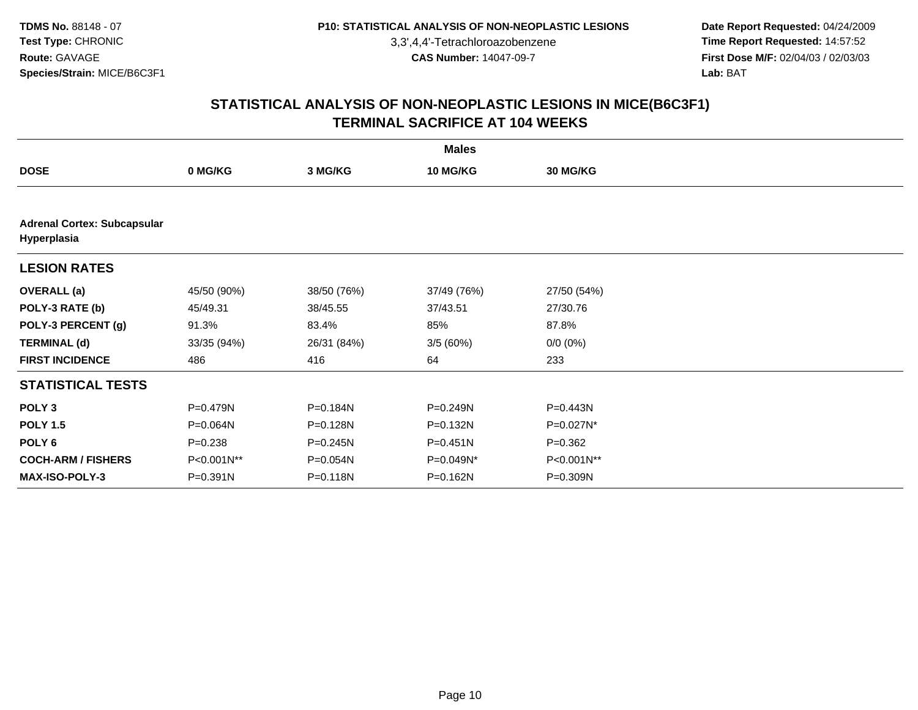**TDMS No.** 88148 - 07
**Test Type:** CHRONIC
**Route:** GAVAGE
**Species/Strain:** MICE/B6C3F1

**P10: STATISTICAL ANALYSIS OF NON-NEOPLASTIC LESIONS**
3,3',4,4'-Tetrachloroazobenzene
**CAS Number:** 14047-09-7

**Date Report Requested:** 04/24/2009
**Time Report Requested:** 14:57:52
**First Dose M/F:** 02/04/03 / 02/03/03
**Lab:** BAT

## STATISTICAL ANALYSIS OF NON-NEOPLASTIC LESIONS IN MICE(B6C3F1) TERMINAL SACRIFICE AT 104 WEEKS

| | Males | | | |
|---|---|---|---|---|
| **DOSE** | **0 MG/KG** | **3 MG/KG** | **10 MG/KG** | **30 MG/KG** |
| **Adrenal Cortex: Subcapsular Hyperplasia** | | | | |
| **LESION RATES** | | | | |
| **OVERALL (a)** | 45/50 (90%) | 38/50 (76%) | 37/49 (76%) | 27/50 (54%) |
| **POLY-3 RATE (b)** | 45/49.31 | 38/45.55 | 37/43.51 | 27/30.76 |
| **POLY-3 PERCENT (g)** | 91.3% | 83.4% | 85% | 87.8% |
| **TERMINAL (d)** | 33/35 (94%) | 26/31 (84%) | 3/5 (60%) | 0/0 (0%) |
| **FIRST INCIDENCE** | 486 | 416 | 64 | 233 |
| **STATISTICAL TESTS** | | | | |
| **POLY 3** | P=0.479N | P=0.184N | P=0.249N | P=0.443N |
| **POLY 1.5** | P=0.064N | P=0.128N | P=0.132N | P=0.027N* |
| **POLY 6** | P=0.238 | P=0.245N | P=0.451N | P=0.362 |
| **COCH-ARM / FISHERS** | P<0.001N** | P=0.054N | P=0.049N* | P<0.001N** |
| **MAX-ISO-POLY-3** | P=0.391N | P=0.118N | P=0.162N | P=0.309N |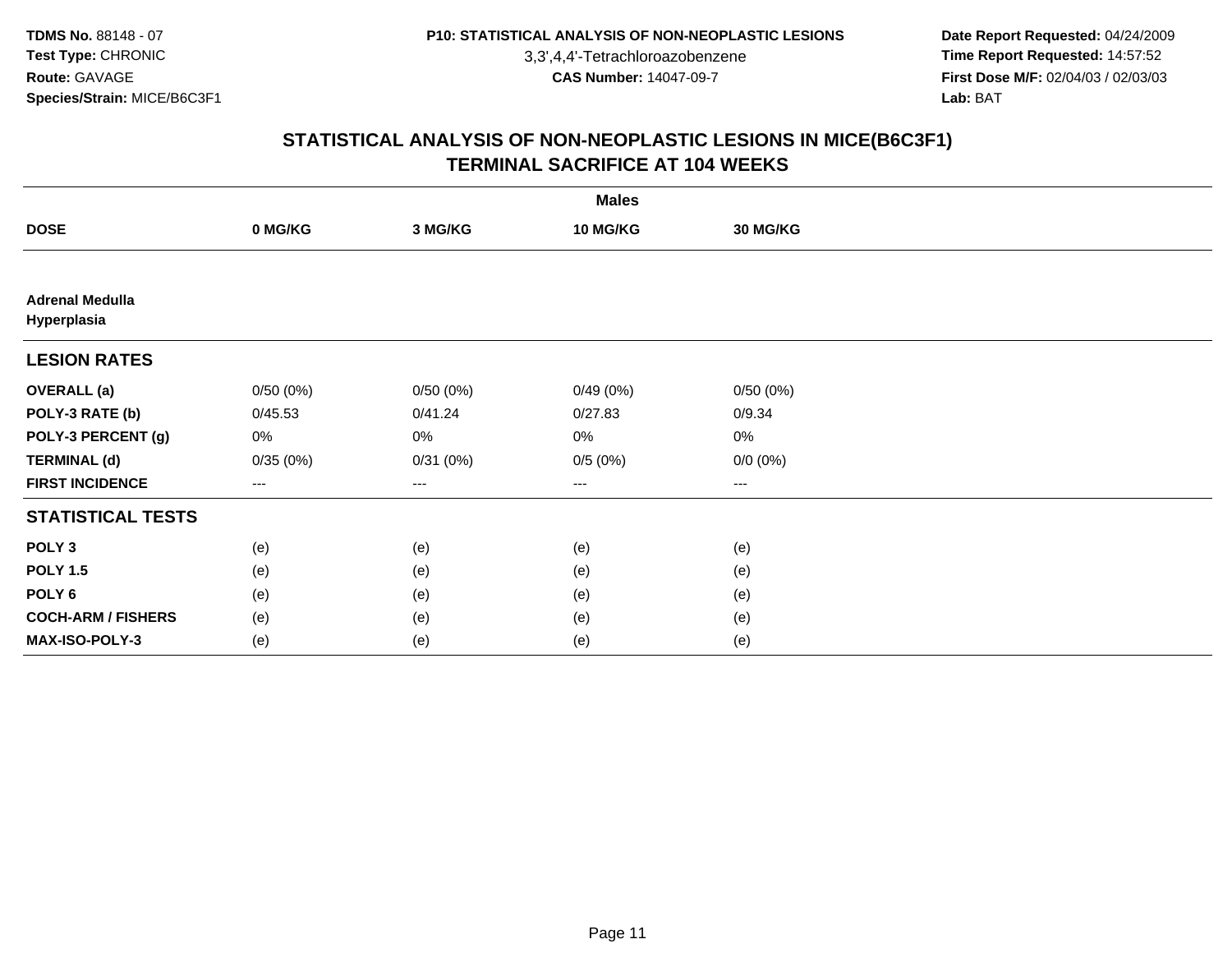**TDMS No.** 88148 - 07
**Test Type:** CHRONIC
**Route:** GAVAGE
**Species/Strain:** MICE/B6C3F1

**P10: STATISTICAL ANALYSIS OF NON-NEOPLASTIC LESIONS**
3,3',4,4'-Tetrachloroazobenzene
**CAS Number:** 14047-09-7

**Date Report Requested:** 04/24/2009
**Time Report Requested:** 14:57:52
**First Dose M/F:** 02/04/03 / 02/03/03
**Lab:** BAT

## STATISTICAL ANALYSIS OF NON-NEOPLASTIC LESIONS IN MICE(B6C3F1) TERMINAL SACRIFICE AT 104 WEEKS

| | Males | | | |
|---|---|---|---|---|
| **DOSE** | **0 MG/KG** | **3 MG/KG** | **10 MG/KG** | **30 MG/KG** |
| **Adrenal Medulla Hyperplasia** | | | | |
| **LESION RATES** | | | | |
| **OVERALL (a)** | 0/50 (0%) | 0/50 (0%) | 0/49 (0%) | 0/50 (0%) |
| **POLY-3 RATE (b)** | 0/45.53 | 0/41.24 | 0/27.83 | 0/9.34 |
| **POLY-3 PERCENT (g)** | 0% | 0% | 0% | 0% |
| **TERMINAL (d)** | 0/35 (0%) | 0/31 (0%) | 0/5 (0%) | 0/0 (0%) |
| **FIRST INCIDENCE** | --- | --- | --- | --- |
| **STATISTICAL TESTS** | | | | |
| **POLY 3** | (e) | (e) | (e) | (e) |
| **POLY 1.5** | (e) | (e) | (e) | (e) |
| **POLY 6** | (e) | (e) | (e) | (e) |
| **COCH-ARM / FISHERS** | (e) | (e) | (e) | (e) |
| **MAX-ISO-POLY-3** | (e) | (e) | (e) | (e) |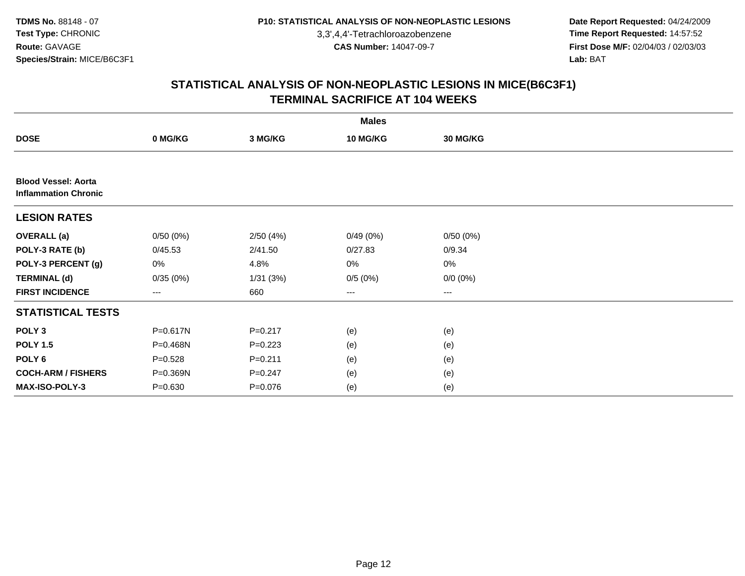**TDMS No.** 88148 - 07
**Test Type:** CHRONIC
**Route:** GAVAGE
**Species/Strain:** MICE/B6C3F1

**P10: STATISTICAL ANALYSIS OF NON-NEOPLASTIC LESIONS**
3,3',4,4'-Tetrachloroazobenzene
**CAS Number:** 14047-09-7

**Date Report Requested:** 04/24/2009
**Time Report Requested:** 14:57:52
**First Dose M/F:** 02/04/03 / 02/03/03
**Lab:** BAT

## STATISTICAL ANALYSIS OF NON-NEOPLASTIC LESIONS IN MICE(B6C3F1) TERMINAL SACRIFICE AT 104 WEEKS

| | Males | | | |
|---|---|---|---|---|
| **DOSE** | **0 MG/KG** | **3 MG/KG** | **10 MG/KG** | **30 MG/KG** |
| **Blood Vessel: Aorta Inflammation Chronic** | | | | |
| **LESION RATES** | | | | |
| **OVERALL (a)** | 0/50 (0%) | 2/50 (4%) | 0/49 (0%) | 0/50 (0%) |
| **POLY-3 RATE (b)** | 0/45.53 | 2/41.50 | 0/27.83 | 0/9.34 |
| **POLY-3 PERCENT (g)** | 0% | 4.8% | 0% | 0% |
| **TERMINAL (d)** | 0/35 (0%) | 1/31 (3%) | 0/5 (0%) | 0/0 (0%) |
| **FIRST INCIDENCE** | --- | 660 | --- | --- |
| **STATISTICAL TESTS** | | | | |
| **POLY 3** | P=0.617N | P=0.217 | (e) | (e) |
| **POLY 1.5** | P=0.468N | P=0.223 | (e) | (e) |
| **POLY 6** | P=0.528 | P=0.211 | (e) | (e) |
| **COCH-ARM / FISHERS** | P=0.369N | P=0.247 | (e) | (e) |
| **MAX-ISO-POLY-3** | P=0.630 | P=0.076 | (e) | (e) |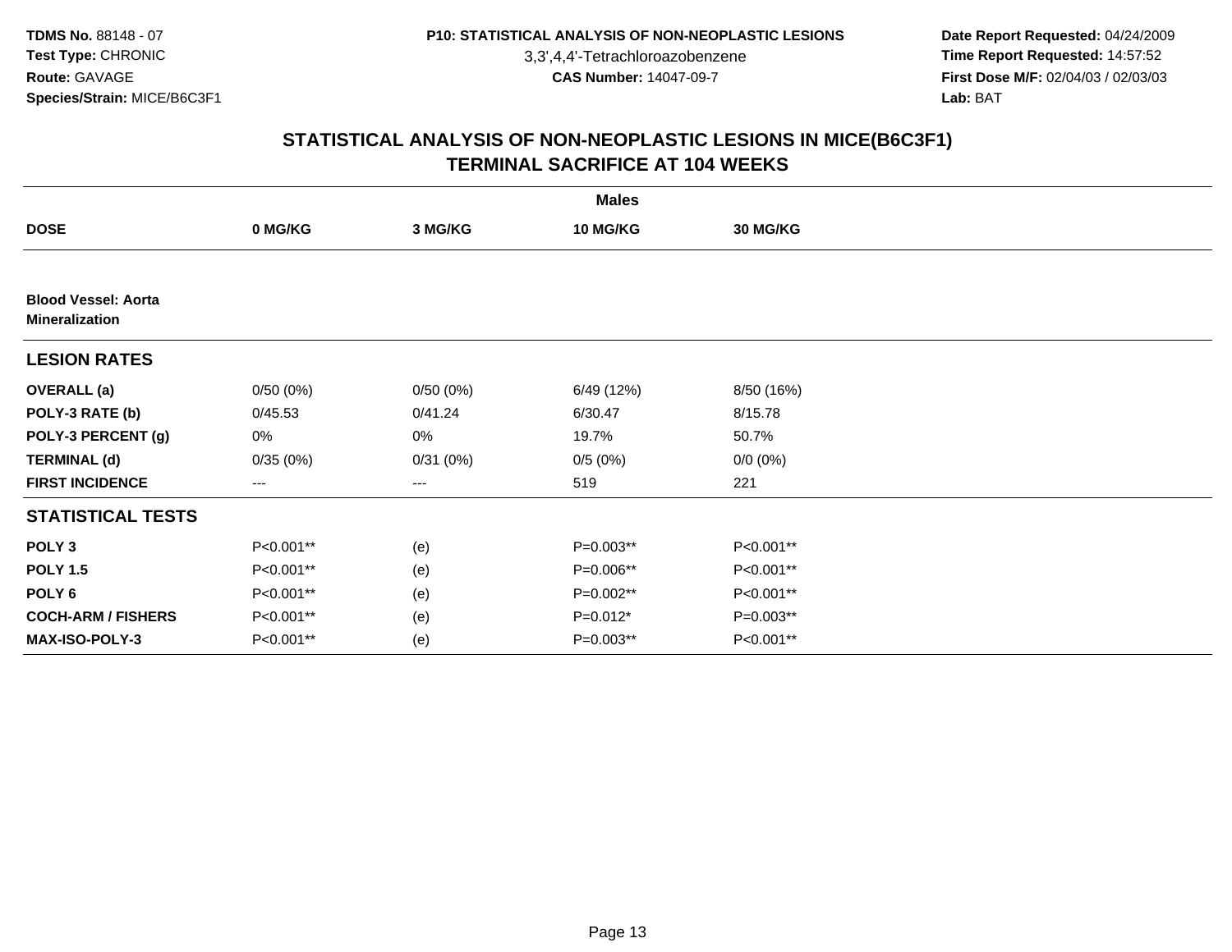**TDMS No.** 88148 - 07
**Test Type:** CHRONIC
**Route:** GAVAGE
**Species/Strain:** MICE/B6C3F1

**P10: STATISTICAL ANALYSIS OF NON-NEOPLASTIC LESIONS**
3,3',4,4'-Tetrachloroazobenzene
**CAS Number:** 14047-09-7

**Date Report Requested:** 04/24/2009
**Time Report Requested:** 14:57:52
**First Dose M/F:** 02/04/03 / 02/03/03
**Lab:** BAT

## STATISTICAL ANALYSIS OF NON-NEOPLASTIC LESIONS IN MICE(B6C3F1) TERMINAL SACRIFICE AT 104 WEEKS

| | Males | | | |
|---|---|---|---|---|
| **DOSE** | **0 MG/KG** | **3 MG/KG** | **10 MG/KG** | **30 MG/KG** |
| **Blood Vessel: Aorta Mineralization** | | | | |
| **LESION RATES** | | | | |
| **OVERALL (a)** | 0/50 (0%) | 0/50 (0%) | 6/49 (12%) | 8/50 (16%) |
| **POLY-3 RATE (b)** | 0/45.53 | 0/41.24 | 6/30.47 | 8/15.78 |
| **POLY-3 PERCENT (g)** | 0% | 0% | 19.7% | 50.7% |
| **TERMINAL (d)** | 0/35 (0%) | 0/31 (0%) | 0/5 (0%) | 0/0 (0%) |
| **FIRST INCIDENCE** | --- | --- | 519 | 221 |
| **STATISTICAL TESTS** | | | | |
| **POLY 3** | P<0.001** | (e) | P=0.003** | P<0.001** |
| **POLY 1.5** | P<0.001** | (e) | P=0.006** | P<0.001** |
| **POLY 6** | P<0.001** | (e) | P=0.002** | P<0.001** |
| **COCH-ARM / FISHERS** | P<0.001** | (e) | P=0.012* | P=0.003** |
| **MAX-ISO-POLY-3** | P<0.001** | (e) | P=0.003** | P<0.001** |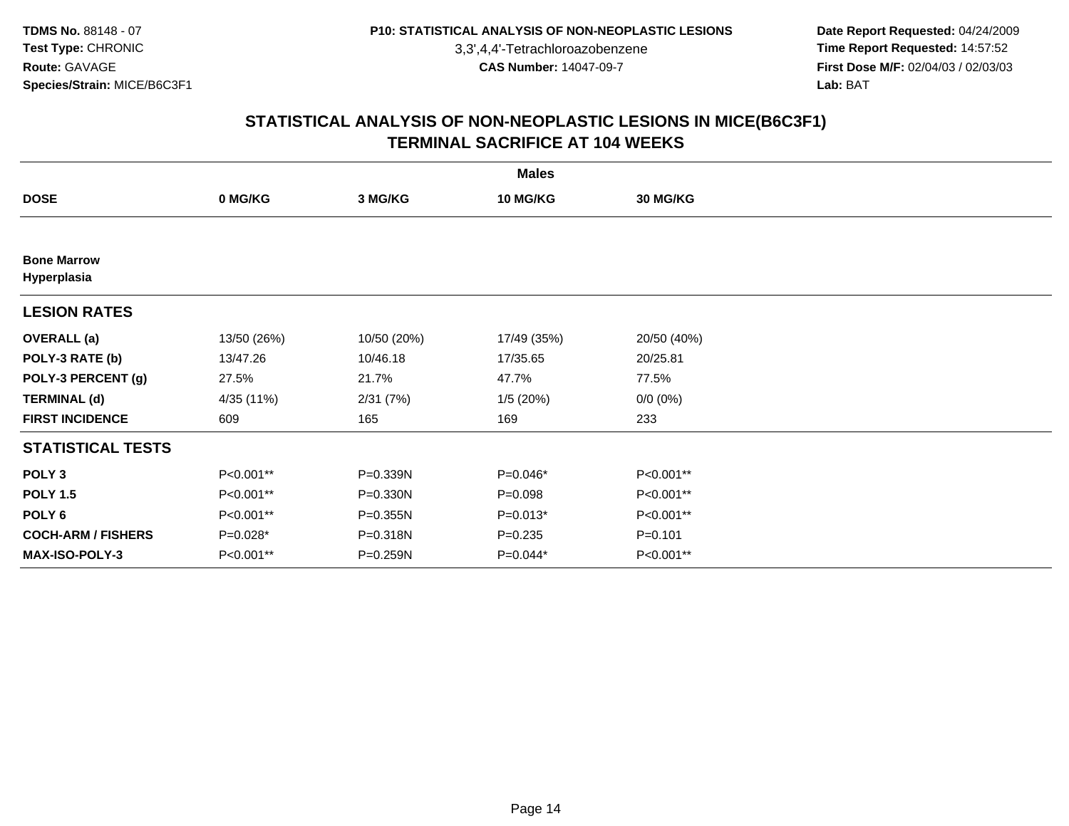**TDMS No.** 88148 - 07
**Test Type:** CHRONIC
**Route:** GAVAGE
**Species/Strain:** MICE/B6C3F1

**P10: STATISTICAL ANALYSIS OF NON-NEOPLASTIC LESIONS**
3,3',4,4'-Tetrachloroazobenzene
**CAS Number:** 14047-09-7

**Date Report Requested:** 04/24/2009
**Time Report Requested:** 14:57:52
**First Dose M/F:** 02/04/03 / 02/03/03
**Lab:** BAT

## STATISTICAL ANALYSIS OF NON-NEOPLASTIC LESIONS IN MICE(B6C3F1) TERMINAL SACRIFICE AT 104 WEEKS

| | Males | | | |
|---|---|---|---|---|
| **DOSE** | **0 MG/KG** | **3 MG/KG** | **10 MG/KG** | **30 MG/KG** |
| **Bone Marrow** | | | | |
| **Hyperplasia** | | | | |
| **LESION RATES** | | | | |
| **OVERALL (a)** | 13/50 (26%) | 10/50 (20%) | 17/49 (35%) | 20/50 (40%) |
| **POLY-3 RATE (b)** | 13/47.26 | 10/46.18 | 17/35.65 | 20/25.81 |
| **POLY-3 PERCENT (g)** | 27.5% | 21.7% | 47.7% | 77.5% |
| **TERMINAL (d)** | 4/35 (11%) | 2/31 (7%) | 1/5 (20%) | 0/0 (0%) |
| **FIRST INCIDENCE** | 609 | 165 | 169 | 233 |
| **STATISTICAL TESTS** | | | | |
| **POLY 3** | P<0.001** | P=0.339N | P=0.046* | P<0.001** |
| **POLY 1.5** | P<0.001** | P=0.330N | P=0.098 | P<0.001** |
| **POLY 6** | P<0.001** | P=0.355N | P=0.013* | P<0.001** |
| **COCH-ARM / FISHERS** | P=0.028* | P=0.318N | P=0.235 | P=0.101 |
| **MAX-ISO-POLY-3** | P<0.001** | P=0.259N | P=0.044* | P<0.001** |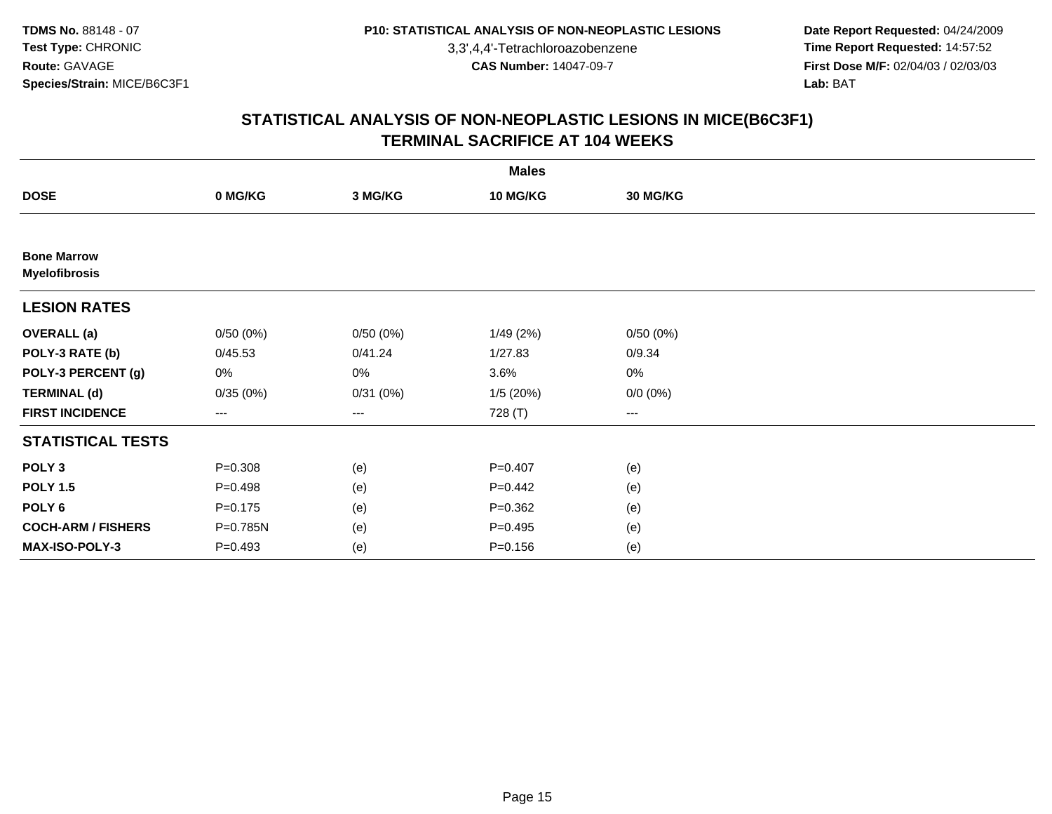**TDMS No.** 88148 - 07
**Test Type:** CHRONIC
**Route:** GAVAGE
**Species/Strain:** MICE/B6C3F1

**P10: STATISTICAL ANALYSIS OF NON-NEOPLASTIC LESIONS**
3,3',4,4'-Tetrachloroazobenzene
**CAS Number:** 14047-09-7

**Date Report Requested:** 04/24/2009
**Time Report Requested:** 14:57:52
**First Dose M/F:** 02/04/03 / 02/03/03
**Lab:** BAT

## STATISTICAL ANALYSIS OF NON-NEOPLASTIC LESIONS IN MICE(B6C3F1)
## TERMINAL SACRIFICE AT 104 WEEKS

| | Males | | | |
|---|---|---|---|---|
| **DOSE** | **0 MG/KG** | **3 MG/KG** | **10 MG/KG** | **30 MG/KG** |
| **Bone Marrow** | | | | |
| **Myelofibrosis** | | | | |
| **LESION RATES** | | | | |
| **OVERALL (a)** | 0/50 (0%) | 0/50 (0%) | 1/49 (2%) | 0/50 (0%) |
| **POLY-3 RATE (b)** | 0/45.53 | 0/41.24 | 1/27.83 | 0/9.34 |
| **POLY-3 PERCENT (g)** | 0% | 0% | 3.6% | 0% |
| **TERMINAL (d)** | 0/35 (0%) | 0/31 (0%) | 1/5 (20%) | 0/0 (0%) |
| **FIRST INCIDENCE** | --- | --- | 728 (T) | --- |
| **STATISTICAL TESTS** | | | | |
| **POLY 3** | P=0.308 | (e) | P=0.407 | (e) |
| **POLY 1.5** | P=0.498 | (e) | P=0.442 | (e) |
| **POLY 6** | P=0.175 | (e) | P=0.362 | (e) |
| **COCH-ARM / FISHERS** | P=0.785N | (e) | P=0.495 | (e) |
| **MAX-ISO-POLY-3** | P=0.493 | (e) | P=0.156 | (e) |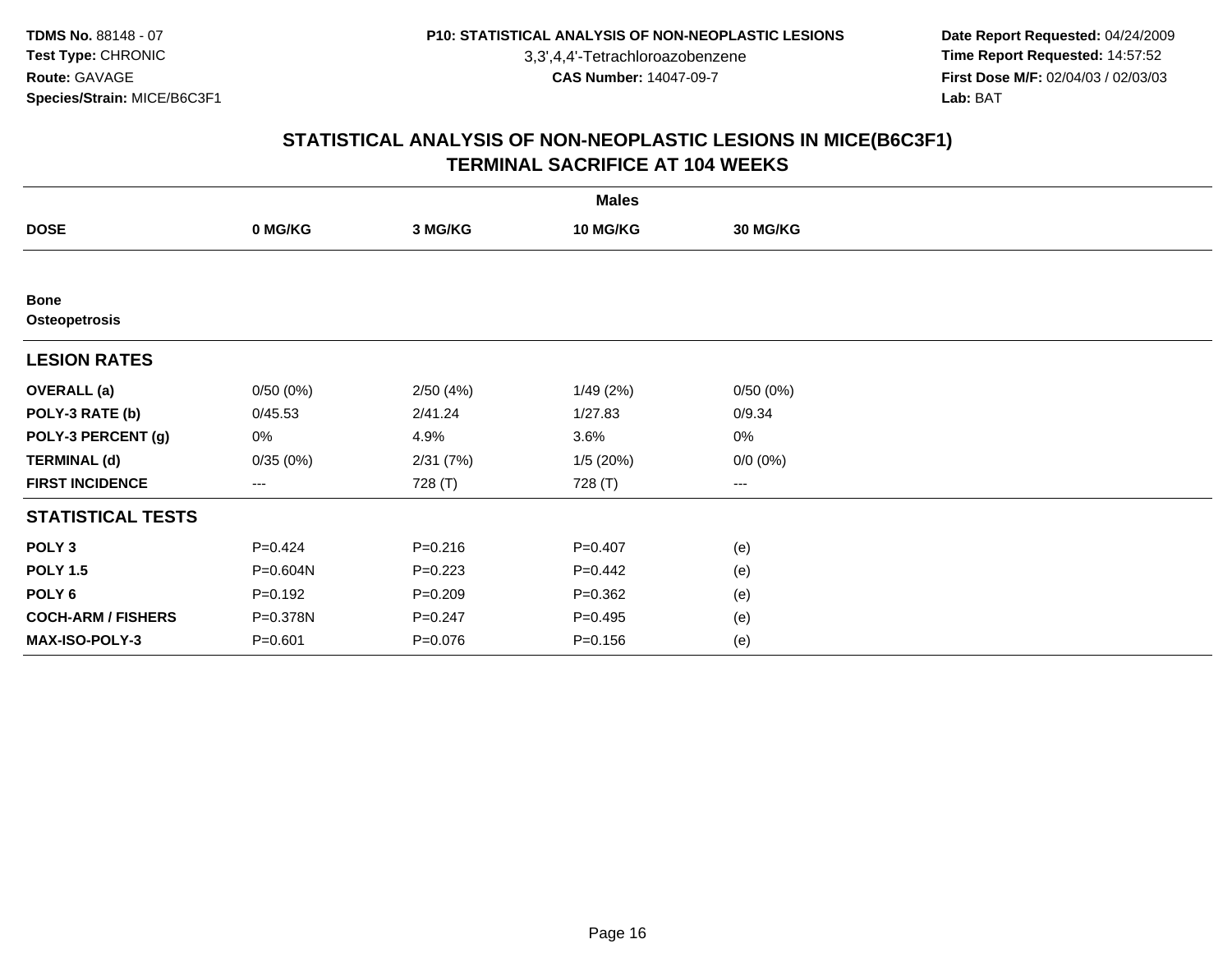**TDMS No.** 88148 - 07
**Test Type:** CHRONIC
**Route:** GAVAGE
**Species/Strain:** MICE/B6C3F1

**P10: STATISTICAL ANALYSIS OF NON-NEOPLASTIC LESIONS**
3,3',4,4'-Tetrachloroazobenzene
**CAS Number:** 14047-09-7

**Date Report Requested:** 04/24/2009
**Time Report Requested:** 14:57:52
**First Dose M/F:** 02/04/03 / 02/03/03
**Lab:** BAT

## STATISTICAL ANALYSIS OF NON-NEOPLASTIC LESIONS IN MICE(B6C3F1) TERMINAL SACRIFICE AT 104 WEEKS

| | Males | | | |
|---|---|---|---|---|
| **DOSE** | **0 MG/KG** | **3 MG/KG** | **10 MG/KG** | **30 MG/KG** |
| **Bone** | | | | |
| **Osteopetrosis** | | | | |
| **LESION RATES** | | | | |
| **OVERALL (a)** | 0/50 (0%) | 2/50 (4%) | 1/49 (2%) | 0/50 (0%) |
| **POLY-3 RATE (b)** | 0/45.53 | 2/41.24 | 1/27.83 | 0/9.34 |
| **POLY-3 PERCENT (g)** | 0% | 4.9% | 3.6% | 0% |
| **TERMINAL (d)** | 0/35 (0%) | 2/31 (7%) | 1/5 (20%) | 0/0 (0%) |
| **FIRST INCIDENCE** | --- | 728 (T) | 728 (T) | --- |
| **STATISTICAL TESTS** | | | | |
| **POLY 3** | P=0.424 | P=0.216 | P=0.407 | (e) |
| **POLY 1.5** | P=0.604N | P=0.223 | P=0.442 | (e) |
| **POLY 6** | P=0.192 | P=0.209 | P=0.362 | (e) |
| **COCH-ARM / FISHERS** | P=0.378N | P=0.247 | P=0.495 | (e) |
| **MAX-ISO-POLY-3** | P=0.601 | P=0.076 | P=0.156 | (e) |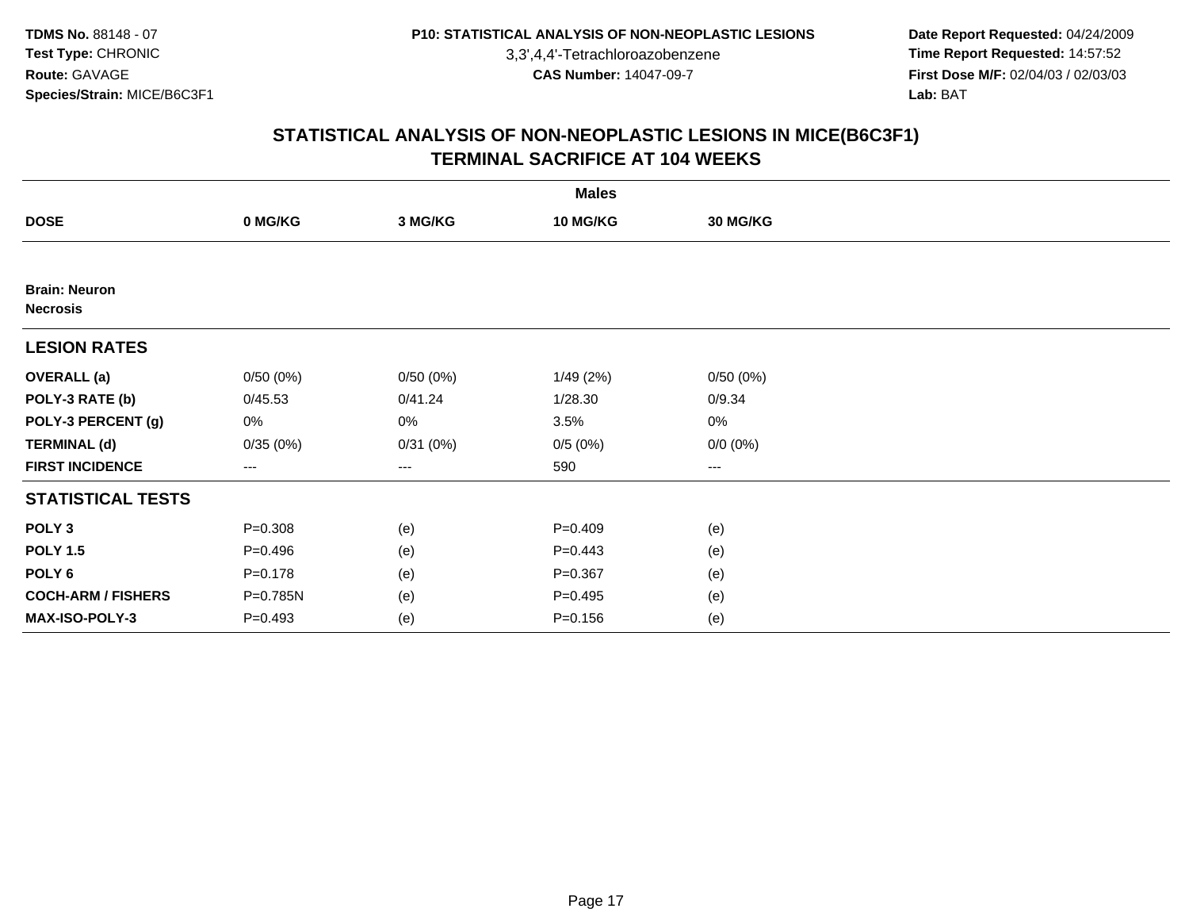**TDMS No.** 88148 - 07
**Test Type:** CHRONIC
**Route:** GAVAGE
**Species/Strain:** MICE/B6C3F1

**P10: STATISTICAL ANALYSIS OF NON-NEOPLASTIC LESIONS**
3,3',4,4'-Tetrachloroazobenzene
**CAS Number:** 14047-09-7

**Date Report Requested:** 04/24/2009
**Time Report Requested:** 14:57:52
**First Dose M/F:** 02/04/03 / 02/03/03
**Lab:** BAT

## STATISTICAL ANALYSIS OF NON-NEOPLASTIC LESIONS IN MICE(B6C3F1)
## TERMINAL SACRIFICE AT 104 WEEKS

| | Males | | | |
|---|---|---|---|---|
| **DOSE** | **0 MG/KG** | **3 MG/KG** | **10 MG/KG** | **30 MG/KG** |
| **Brain: Neuron** | | | | |
| **Necrosis** | | | | |
| **LESION RATES** | | | | |
| **OVERALL (a)** | 0/50 (0%) | 0/50 (0%) | 1/49 (2%) | 0/50 (0%) |
| **POLY-3 RATE (b)** | 0/45.53 | 0/41.24 | 1/28.30 | 0/9.34 |
| **POLY-3 PERCENT (g)** | 0% | 0% | 3.5% | 0% |
| **TERMINAL (d)** | 0/35 (0%) | 0/31 (0%) | 0/5 (0%) | 0/0 (0%) |
| **FIRST INCIDENCE** | --- | --- | 590 | --- |
| **STATISTICAL TESTS** | | | | |
| **POLY 3** | P=0.308 | (e) | P=0.409 | (e) |
| **POLY 1.5** | P=0.496 | (e) | P=0.443 | (e) |
| **POLY 6** | P=0.178 | (e) | P=0.367 | (e) |
| **COCH-ARM / FISHERS** | P=0.785N | (e) | P=0.495 | (e) |
| **MAX-ISO-POLY-3** | P=0.493 | (e) | P=0.156 | (e) |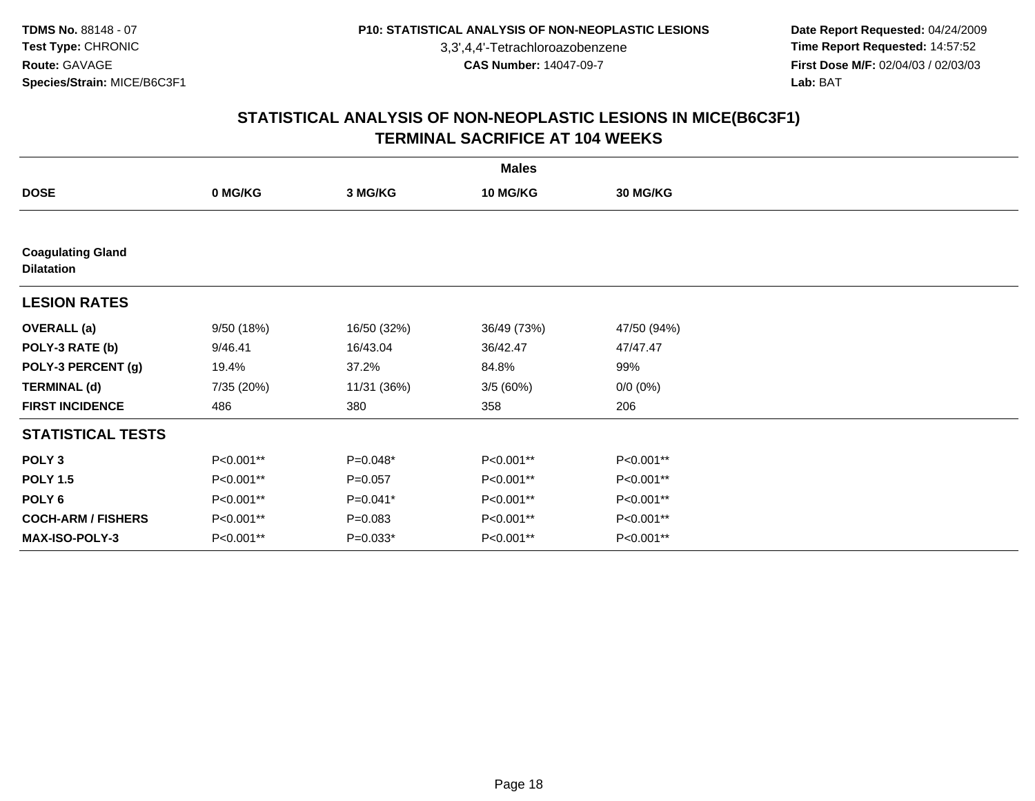**TDMS No.** 88148 - 07
**Test Type:** CHRONIC
**Route:** GAVAGE
**Species/Strain:** MICE/B6C3F1

**P10: STATISTICAL ANALYSIS OF NON-NEOPLASTIC LESIONS**
3,3',4,4'-Tetrachloroazobenzene
**CAS Number:** 14047-09-7

**Date Report Requested:** 04/24/2009
**Time Report Requested:** 14:57:52
**First Dose M/F:** 02/04/03 / 02/03/03
**Lab:** BAT

## STATISTICAL ANALYSIS OF NON-NEOPLASTIC LESIONS IN MICE(B6C3F1)
## TERMINAL SACRIFICE AT 104 WEEKS

| | Males | | | |
|---|---|---|---|---|
| **DOSE** | **0 MG/KG** | **3 MG/KG** | **10 MG/KG** | **30 MG/KG** |
| **Coagulating Gland** | | | | |
| **Dilatation** | | | | |
| **LESION RATES** | | | | |
| **OVERALL (a)** | 9/50 (18%) | 16/50 (32%) | 36/49 (73%) | 47/50 (94%) |
| **POLY-3 RATE (b)** | 9/46.41 | 16/43.04 | 36/42.47 | 47/47.47 |
| **POLY-3 PERCENT (g)** | 19.4% | 37.2% | 84.8% | 99% |
| **TERMINAL (d)** | 7/35 (20%) | 11/31 (36%) | 3/5 (60%) | 0/0 (0%) |
| **FIRST INCIDENCE** | 486 | 380 | 358 | 206 |
| **STATISTICAL TESTS** | | | | |
| **POLY 3** | P<0.001** | P=0.048* | P<0.001** | P<0.001** |
| **POLY 1.5** | P<0.001** | P=0.057 | P<0.001** | P<0.001** |
| **POLY 6** | P<0.001** | P=0.041* | P<0.001** | P<0.001** |
| **COCH-ARM / FISHERS** | P<0.001** | P=0.083 | P<0.001** | P<0.001** |
| **MAX-ISO-POLY-3** | P<0.001** | P=0.033* | P<0.001** | P<0.001** |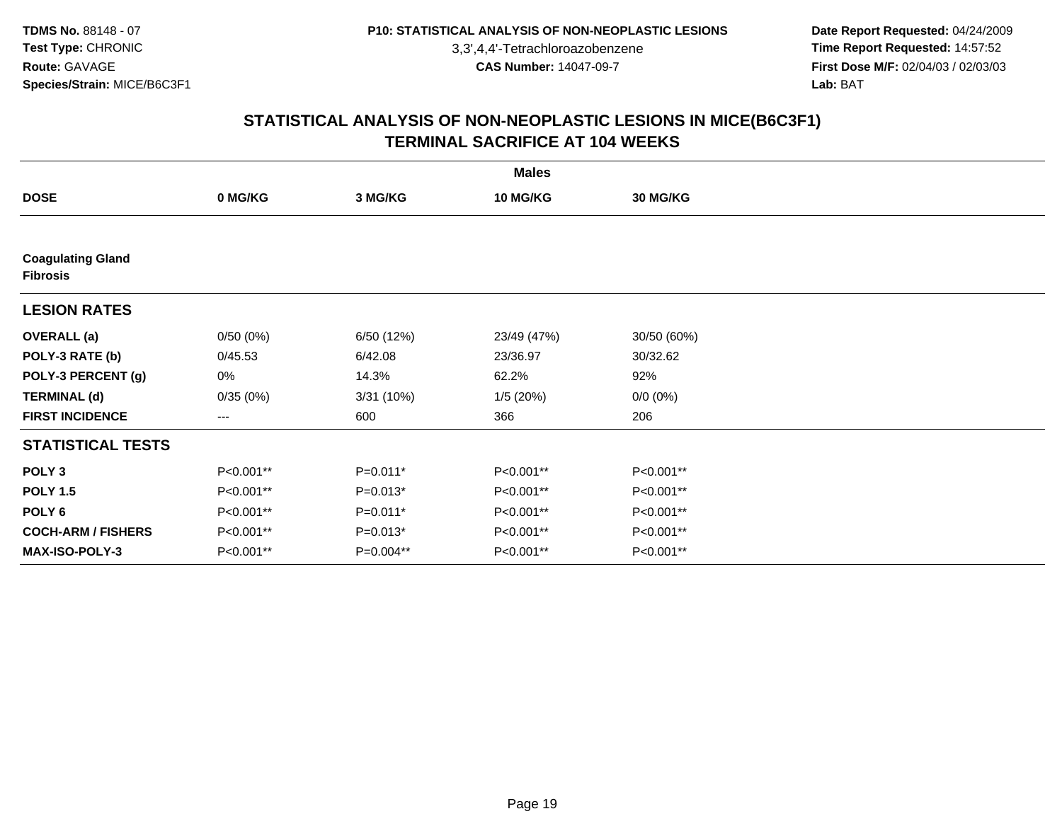**TDMS No.** 88148 - 07
**Test Type:** CHRONIC
**Route:** GAVAGE
**Species/Strain:** MICE/B6C3F1

**P10: STATISTICAL ANALYSIS OF NON-NEOPLASTIC LESIONS**
3,3',4,4'-Tetrachloroazobenzene
**CAS Number:** 14047-09-7

**Date Report Requested:** 04/24/2009
**Time Report Requested:** 14:57:52
**First Dose M/F:** 02/04/03 / 02/03/03
**Lab:** BAT

## STATISTICAL ANALYSIS OF NON-NEOPLASTIC LESIONS IN MICE(B6C3F1)
## TERMINAL SACRIFICE AT 104 WEEKS

| | Males | | | |
|---|---|---|---|---|
| **DOSE** | **0 MG/KG** | **3 MG/KG** | **10 MG/KG** | **30 MG/KG** |
| **Coagulating Gland Fibrosis** | | | | |
| **LESION RATES** | | | | |
| **OVERALL (a)** | 0/50 (0%) | 6/50 (12%) | 23/49 (47%) | 30/50 (60%) |
| **POLY-3 RATE (b)** | 0/45.53 | 6/42.08 | 23/36.97 | 30/32.62 |
| **POLY-3 PERCENT (g)** | 0% | 14.3% | 62.2% | 92% |
| **TERMINAL (d)** | 0/35 (0%) | 3/31 (10%) | 1/5 (20%) | 0/0 (0%) |
| **FIRST INCIDENCE** | --- | 600 | 366 | 206 |
| **STATISTICAL TESTS** | | | | |
| **POLY 3** | P<0.001** | P=0.011* | P<0.001** | P<0.001** |
| **POLY 1.5** | P<0.001** | P=0.013* | P<0.001** | P<0.001** |
| **POLY 6** | P<0.001** | P=0.011* | P<0.001** | P<0.001** |
| **COCH-ARM / FISHERS** | P<0.001** | P=0.013* | P<0.001** | P<0.001** |
| **MAX-ISO-POLY-3** | P<0.001** | P=0.004** | P<0.001** | P<0.001** |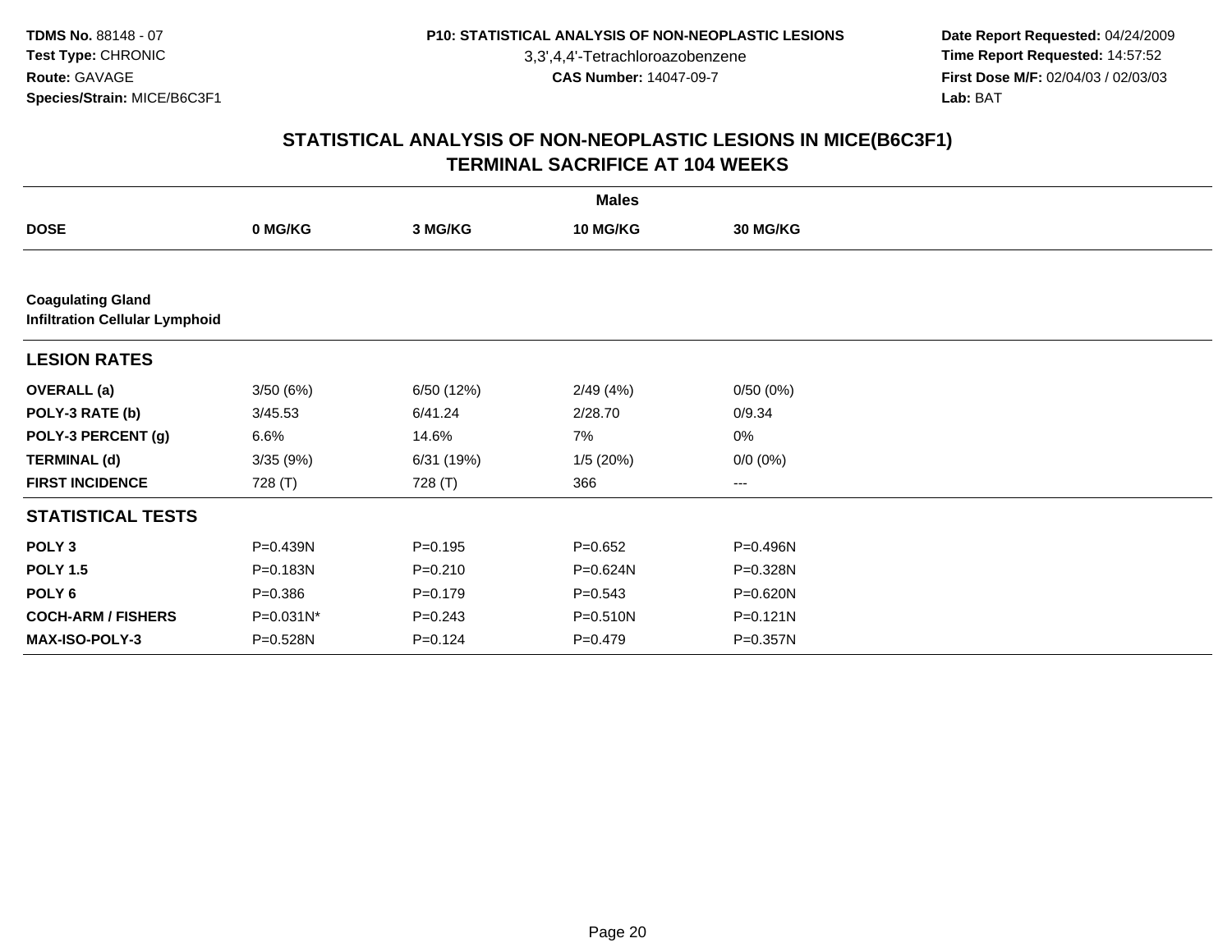TDMS No. 88148 - 07
Test Type: CHRONIC
Route: GAVAGE
Species/Strain: MICE/B6C3F1

P10: STATISTICAL ANALYSIS OF NON-NEOPLASTIC LESIONS
3,3',4,4'-Tetrachloroazobenzene
CAS Number: 14047-09-7

Date Report Requested: 04/24/2009
Time Report Requested: 14:57:52
First Dose M/F: 02/04/03 / 02/03/03
Lab: BAT

## STATISTICAL ANALYSIS OF NON-NEOPLASTIC LESIONS IN MICE(B6C3F1)
## TERMINAL SACRIFICE AT 104 WEEKS

| | Males | | | |
|---|---|---|---|---|
| **DOSE** | **0 MG/KG** | **3 MG/KG** | **10 MG/KG** | **30 MG/KG** |
| **Coagulating Gland** | | | | |
| **Infiltration Cellular Lymphoid** | | | | |
| **LESION RATES** | | | | |
| **OVERALL (a)** | 3/50 (6%) | 6/50 (12%) | 2/49 (4%) | 0/50 (0%) |
| **POLY-3 RATE (b)** | 3/45.53 | 6/41.24 | 2/28.70 | 0/9.34 |
| **POLY-3 PERCENT (g)** | 6.6% | 14.6% | 7% | 0% |
| **TERMINAL (d)** | 3/35 (9%) | 6/31 (19%) | 1/5 (20%) | 0/0 (0%) |
| **FIRST INCIDENCE** | 728 (T) | 728 (T) | 366 | --- |
| **STATISTICAL TESTS** | | | | |
| **POLY 3** | P=0.439N | P=0.195 | P=0.652 | P=0.496N |
| **POLY 1.5** | P=0.183N | P=0.210 | P=0.624N | P=0.328N |
| **POLY 6** | P=0.386 | P=0.179 | P=0.543 | P=0.620N |
| **COCH-ARM / FISHERS** | P=0.031N* | P=0.243 | P=0.510N | P=0.121N |
| **MAX-ISO-POLY-3** | P=0.528N | P=0.124 | P=0.479 | P=0.357N |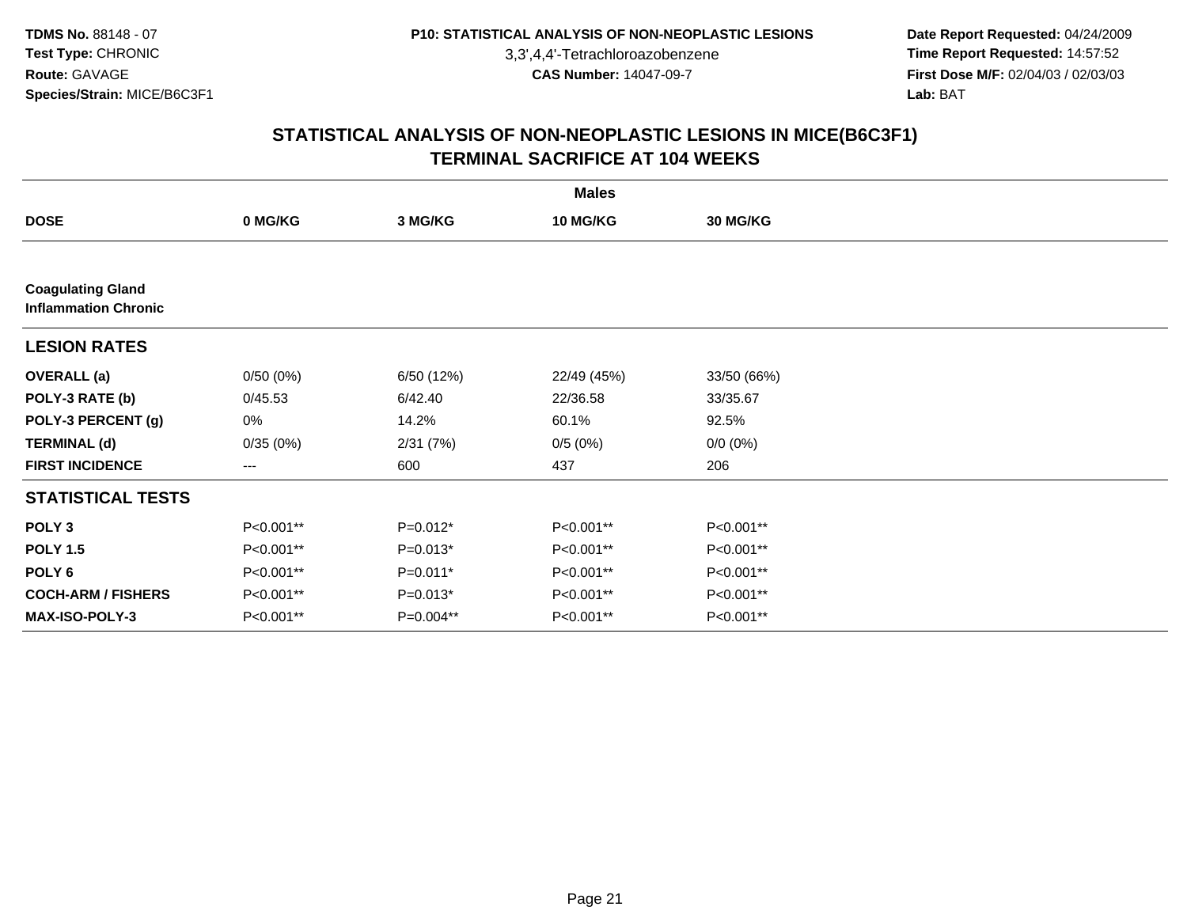**TDMS No.** 88148 - 07
**Test Type:** CHRONIC
**Route:** GAVAGE
**Species/Strain:** MICE/B6C3F1

**P10: STATISTICAL ANALYSIS OF NON-NEOPLASTIC LESIONS**
3,3',4,4'-Tetrachloroazobenzene
**CAS Number:** 14047-09-7

**Date Report Requested:** 04/24/2009
**Time Report Requested:** 14:57:52
**First Dose M/F:** 02/04/03 / 02/03/03
**Lab:** BAT

## STATISTICAL ANALYSIS OF NON-NEOPLASTIC LESIONS IN MICE(B6C3F1)
## TERMINAL SACRIFICE AT 104 WEEKS

| | Males | | | |
|---|---|---|---|---|
| **DOSE** | **0 MG/KG** | **3 MG/KG** | **10 MG/KG** | **30 MG/KG** |
| **Coagulating Gland Inflammation Chronic** | | | | |
| **LESION RATES** | | | | |
| **OVERALL (a)** | 0/50 (0%) | 6/50 (12%) | 22/49 (45%) | 33/50 (66%) |
| **POLY-3 RATE (b)** | 0/45.53 | 6/42.40 | 22/36.58 | 33/35.67 |
| **POLY-3 PERCENT (g)** | 0% | 14.2% | 60.1% | 92.5% |
| **TERMINAL (d)** | 0/35 (0%) | 2/31 (7%) | 0/5 (0%) | 0/0 (0%) |
| **FIRST INCIDENCE** | --- | 600 | 437 | 206 |
| **STATISTICAL TESTS** | | | | |
| **POLY 3** | P<0.001** | P=0.012* | P<0.001** | P<0.001** |
| **POLY 1.5** | P<0.001** | P=0.013* | P<0.001** | P<0.001** |
| **POLY 6** | P<0.001** | P=0.011* | P<0.001** | P<0.001** |
| **COCH-ARM / FISHERS** | P<0.001** | P=0.013* | P<0.001** | P<0.001** |
| **MAX-ISO-POLY-3** | P<0.001** | P=0.004** | P<0.001** | P<0.001** |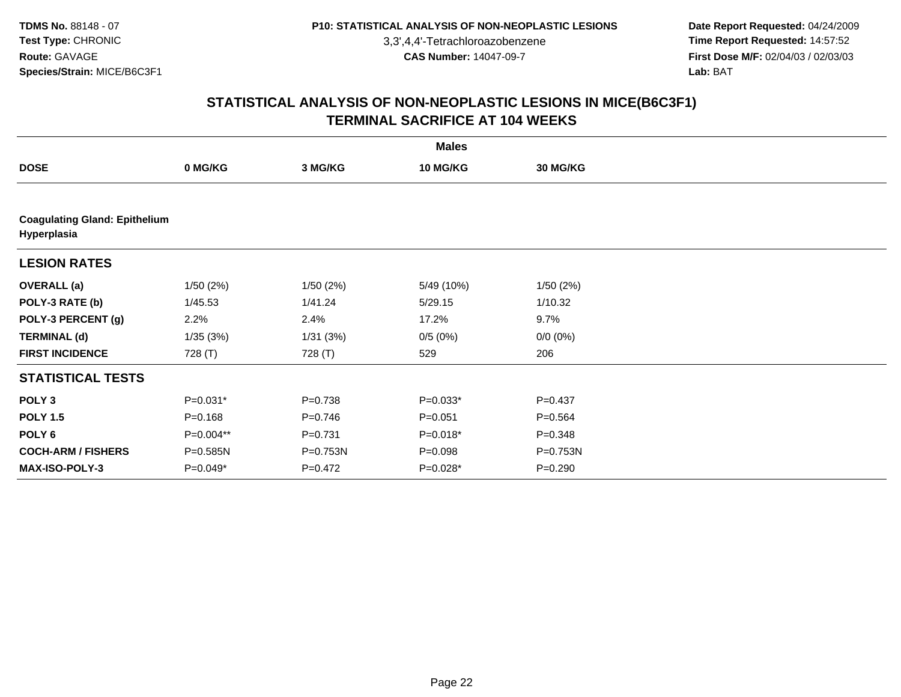TDMS No. 88148 - 07
Test Type: CHRONIC
Route: GAVAGE
Species/Strain: MICE/B6C3F1

P10: STATISTICAL ANALYSIS OF NON-NEOPLASTIC LESIONS
3,3',4,4'-Tetrachloroazobenzene
CAS Number: 14047-09-7

Date Report Requested: 04/24/2009
Time Report Requested: 14:57:52
First Dose M/F: 02/04/03 / 02/03/03
Lab: BAT

## STATISTICAL ANALYSIS OF NON-NEOPLASTIC LESIONS IN MICE(B6C3F1)
## TERMINAL SACRIFICE AT 104 WEEKS

| | Males | | | |
|---|---|---|---|---|
| **DOSE** | **0 MG/KG** | **3 MG/KG** | **10 MG/KG** | **30 MG/KG** |
| **Coagulating Gland: Epithelium Hyperplasia** | | | | |
| **LESION RATES** | | | | |
| **OVERALL (a)** | 1/50 (2%) | 1/50 (2%) | 5/49 (10%) | 1/50 (2%) |
| **POLY-3 RATE (b)** | 1/45.53 | 1/41.24 | 5/29.15 | 1/10.32 |
| **POLY-3 PERCENT (g)** | 2.2% | 2.4% | 17.2% | 9.7% |
| **TERMINAL (d)** | 1/35 (3%) | 1/31 (3%) | 0/5 (0%) | 0/0 (0%) |
| **FIRST INCIDENCE** | 728 (T) | 728 (T) | 529 | 206 |
| **STATISTICAL TESTS** | | | | |
| **POLY 3** | P=0.031* | P=0.738 | P=0.033* | P=0.437 |
| **POLY 1.5** | P=0.168 | P=0.746 | P=0.051 | P=0.564 |
| **POLY 6** | P=0.004** | P=0.731 | P=0.018* | P=0.348 |
| **COCH-ARM / FISHERS** | P=0.585N | P=0.753N | P=0.098 | P=0.753N |
| **MAX-ISO-POLY-3** | P=0.049* | P=0.472 | P=0.028* | P=0.290 |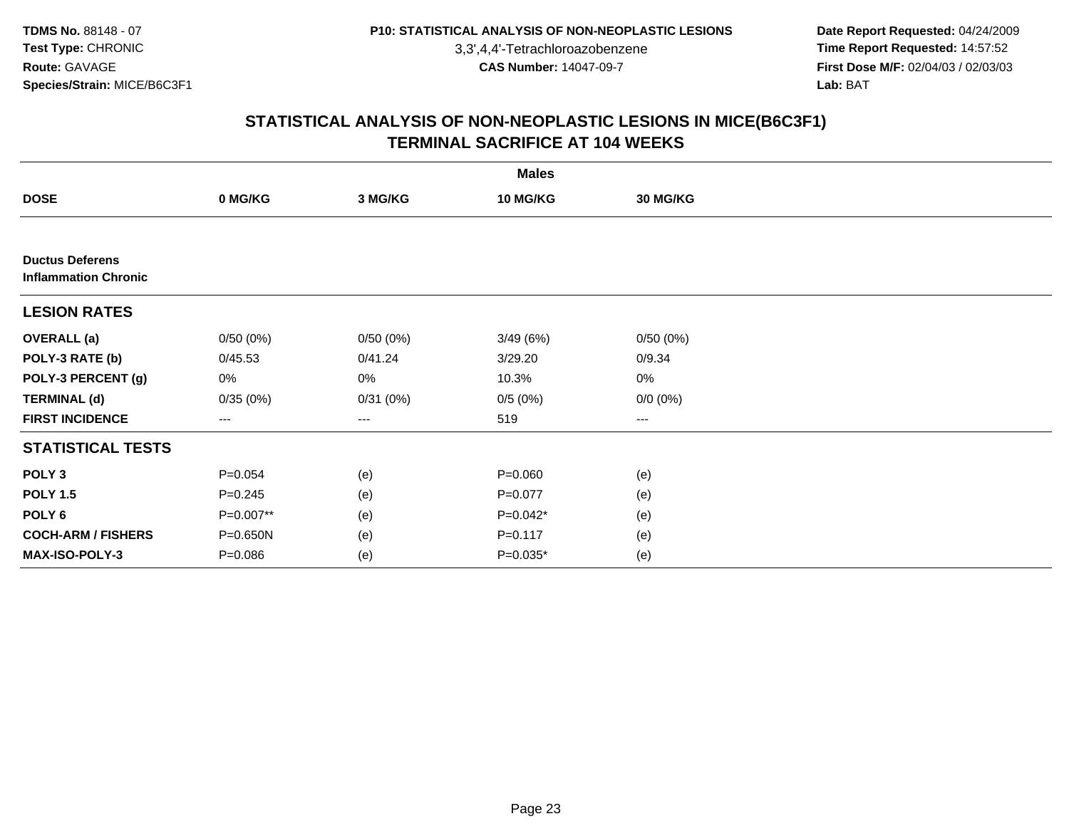**TDMS No.** 88148 - 07
**Test Type:** CHRONIC
**Route:** GAVAGE
**Species/Strain:** MICE/B6C3F1

**P10: STATISTICAL ANALYSIS OF NON-NEOPLASTIC LESIONS**
3,3',4,4'-Tetrachloroazobenzene
**CAS Number:** 14047-09-7

**Date Report Requested:** 04/24/2009
**Time Report Requested:** 14:57:52
**First Dose M/F:** 02/04/03 / 02/03/03
**Lab:** BAT

## STATISTICAL ANALYSIS OF NON-NEOPLASTIC LESIONS IN MICE(B6C3F1)
## TERMINAL SACRIFICE AT 104 WEEKS

| | Males | | | |
|---|---|---|---|---|
| **DOSE** | **0 MG/KG** | **3 MG/KG** | **10 MG/KG** | **30 MG/KG** |
| **Ductus Deferens** | | | | |
| **Inflammation Chronic** | | | | |
| **LESION RATES** | | | | |
| **OVERALL (a)** | 0/50 (0%) | 0/50 (0%) | 3/49 (6%) | 0/50 (0%) |
| **POLY-3 RATE (b)** | 0/45.53 | 0/41.24 | 3/29.20 | 0/9.34 |
| **POLY-3 PERCENT (g)** | 0% | 0% | 10.3% | 0% |
| **TERMINAL (d)** | 0/35 (0%) | 0/31 (0%) | 0/5 (0%) | 0/0 (0%) |
| **FIRST INCIDENCE** | --- | --- | 519 | --- |
| **STATISTICAL TESTS** | | | | |
| **POLY 3** | P=0.054 | (e) | P=0.060 | (e) |
| **POLY 1.5** | P=0.245 | (e) | P=0.077 | (e) |
| **POLY 6** | P=0.007** | (e) | P=0.042* | (e) |
| **COCH-ARM / FISHERS** | P=0.650N | (e) | P=0.117 | (e) |
| **MAX-ISO-POLY-3** | P=0.086 | (e) | P=0.035* | (e) |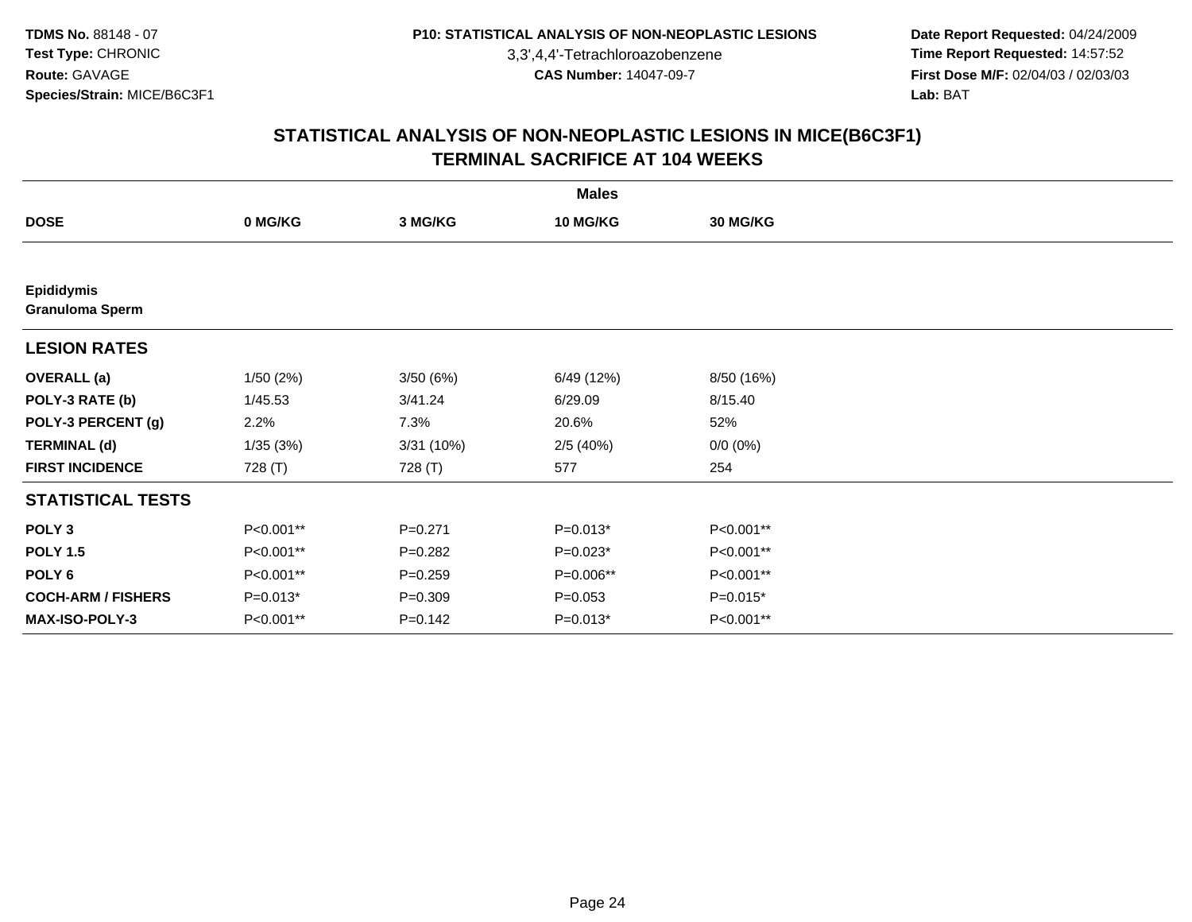TDMS No. 88148 - 07
Test Type: CHRONIC
Route: GAVAGE
Species/Strain: MICE/B6C3F1

P10: STATISTICAL ANALYSIS OF NON-NEOPLASTIC LESIONS
3,3',4,4'-Tetrachloroazobenzene
CAS Number: 14047-09-7

Date Report Requested: 04/24/2009
Time Report Requested: 14:57:52
First Dose M/F: 02/04/03 / 02/03/03
Lab: BAT

## STATISTICAL ANALYSIS OF NON-NEOPLASTIC LESIONS IN MICE(B6C3F1)
## TERMINAL SACRIFICE AT 104 WEEKS

| | Males | | | |
|---|---|---|---|---|
| **DOSE** | **0 MG/KG** | **3 MG/KG** | **10 MG/KG** | **30 MG/KG** |
| **Epididymis** | | | | |
| **Granuloma Sperm** | | | | |
| **LESION RATES** | | | | |
| **OVERALL (a)** | 1/50 (2%) | 3/50 (6%) | 6/49 (12%) | 8/50 (16%) |
| **POLY-3 RATE (b)** | 1/45.53 | 3/41.24 | 6/29.09 | 8/15.40 |
| **POLY-3 PERCENT (g)** | 2.2% | 7.3% | 20.6% | 52% |
| **TERMINAL (d)** | 1/35 (3%) | 3/31 (10%) | 2/5 (40%) | 0/0 (0%) |
| **FIRST INCIDENCE** | 728 (T) | 728 (T) | 577 | 254 |
| **STATISTICAL TESTS** | | | | |
| **POLY 3** | P<0.001** | P=0.271 | P=0.013* | P<0.001** |
| **POLY 1.5** | P<0.001** | P=0.282 | P=0.023* | P<0.001** |
| **POLY 6** | P<0.001** | P=0.259 | P=0.006** | P<0.001** |
| **COCH-ARM / FISHERS** | P=0.013* | P=0.309 | P=0.053 | P=0.015* |
| **MAX-ISO-POLY-3** | P<0.001** | P=0.142 | P=0.013* | P<0.001** |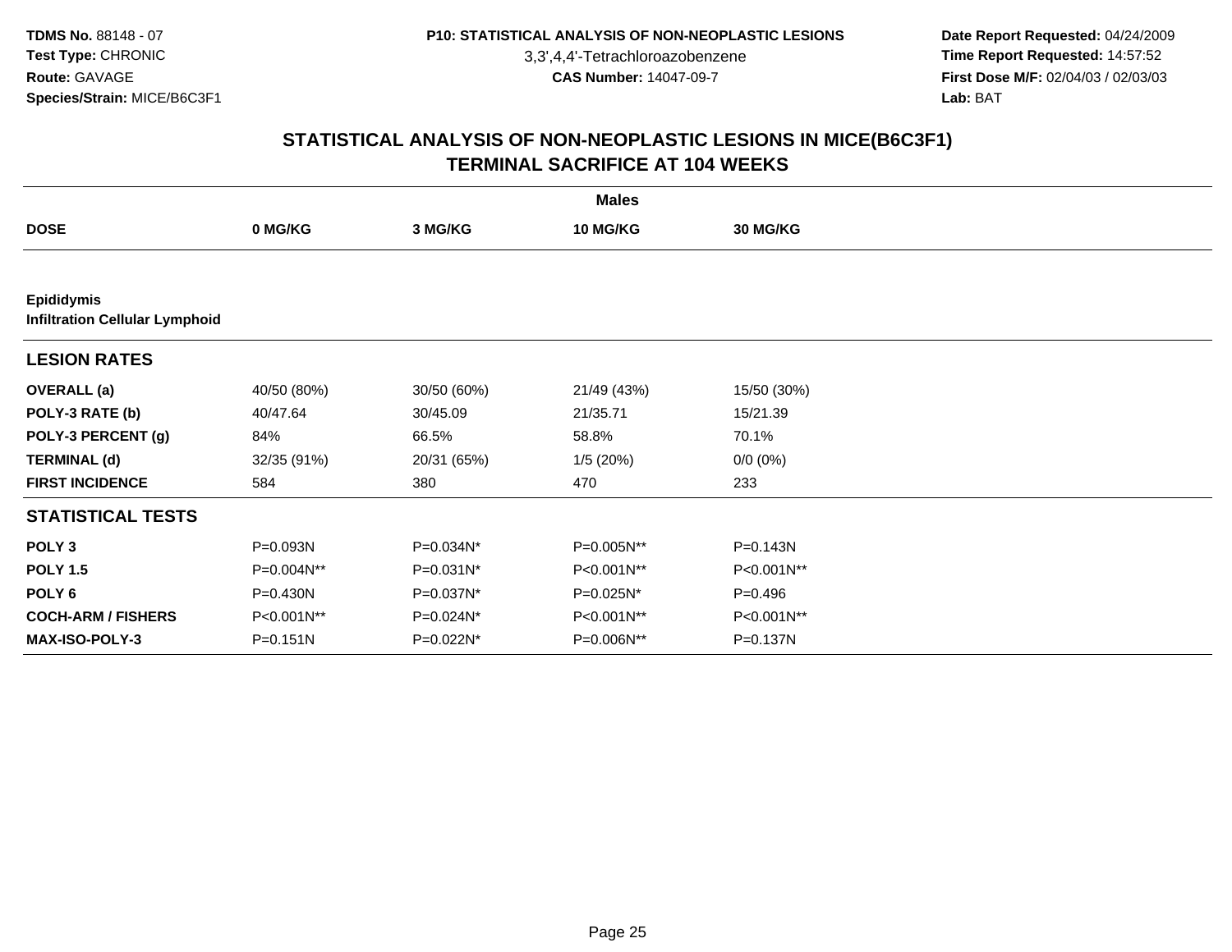**TDMS No.** 88148 - 07
**Test Type:** CHRONIC
**Route:** GAVAGE
**Species/Strain:** MICE/B6C3F1

**P10: STATISTICAL ANALYSIS OF NON-NEOPLASTIC LESIONS**
3,3',4,4'-Tetrachloroazobenzene
**CAS Number:** 14047-09-7

**Date Report Requested:** 04/24/2009
**Time Report Requested:** 14:57:52
**First Dose M/F:** 02/04/03 / 02/03/03
**Lab:** BAT

## STATISTICAL ANALYSIS OF NON-NEOPLASTIC LESIONS IN MICE(B6C3F1)
## TERMINAL SACRIFICE AT 104 WEEKS

| | Males | | | |
|---|---|---|---|---|
| **DOSE** | **0 MG/KG** | **3 MG/KG** | **10 MG/KG** | **30 MG/KG** |
| **Epididymis** | | | | |
| **Infiltration Cellular Lymphoid** | | | | |
| **LESION RATES** | | | | |
| **OVERALL (a)** | 40/50 (80%) | 30/50 (60%) | 21/49 (43%) | 15/50 (30%) |
| **POLY-3 RATE (b)** | 40/47.64 | 30/45.09 | 21/35.71 | 15/21.39 |
| **POLY-3 PERCENT (g)** | 84% | 66.5% | 58.8% | 70.1% |
| **TERMINAL (d)** | 32/35 (91%) | 20/31 (65%) | 1/5 (20%) | 0/0 (0%) |
| **FIRST INCIDENCE** | 584 | 380 | 470 | 233 |
| **STATISTICAL TESTS** | | | | |
| **POLY 3** | P=0.093N | P=0.034N* | P=0.005N** | P=0.143N |
| **POLY 1.5** | P=0.004N** | P=0.031N* | P<0.001N** | P<0.001N** |
| **POLY 6** | P=0.430N | P=0.037N* | P=0.025N* | P=0.496 |
| **COCH-ARM / FISHERS** | P<0.001N** | P=0.024N* | P<0.001N** | P<0.001N** |
| **MAX-ISO-POLY-3** | P=0.151N | P=0.022N* | P=0.006N** | P=0.137N |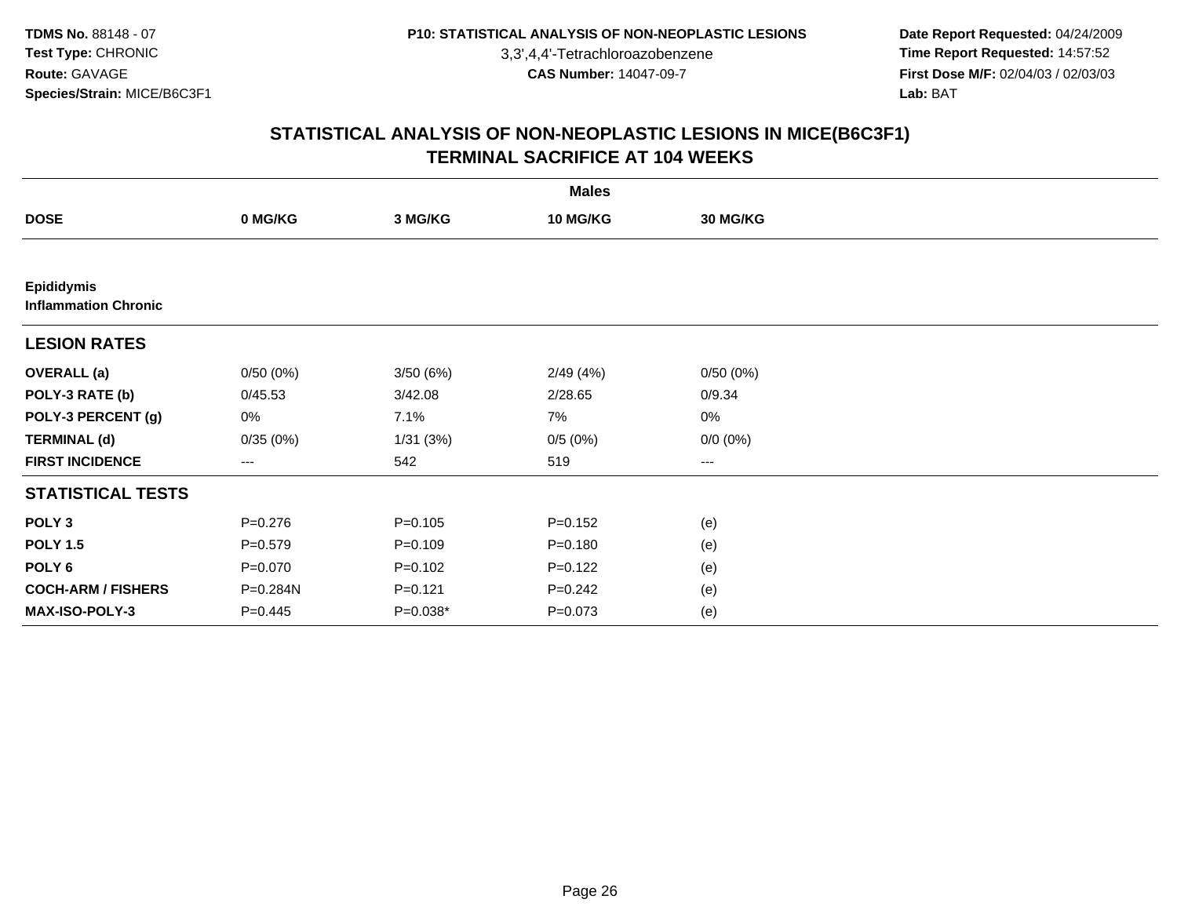**TDMS No.** 88148 - 07
**Test Type:** CHRONIC
**Route:** GAVAGE
**Species/Strain:** MICE/B6C3F1

**P10: STATISTICAL ANALYSIS OF NON-NEOPLASTIC LESIONS**
3,3',4,4'-Tetrachloroazobenzene
**CAS Number:** 14047-09-7

**Date Report Requested:** 04/24/2009
**Time Report Requested:** 14:57:52
**First Dose M/F:** 02/04/03 / 02/03/03
**Lab:** BAT

# STATISTICAL ANALYSIS OF NON-NEOPLASTIC LESIONS IN MICE(B6C3F1) TERMINAL SACRIFICE AT 104 WEEKS

| | Males | | | |
|---|---|---|---|---|
| **DOSE** | **0 MG/KG** | **3 MG/KG** | **10 MG/KG** | **30 MG/KG** |
| **Epididymis** | | | | |
| **Inflammation Chronic** | | | | |
| **LESION RATES** | | | | |
| **OVERALL (a)** | 0/50 (0%) | 3/50 (6%) | 2/49 (4%) | 0/50 (0%) |
| **POLY-3 RATE (b)** | 0/45.53 | 3/42.08 | 2/28.65 | 0/9.34 |
| **POLY-3 PERCENT (g)** | 0% | 7.1% | 7% | 0% |
| **TERMINAL (d)** | 0/35 (0%) | 1/31 (3%) | 0/5 (0%) | 0/0 (0%) |
| **FIRST INCIDENCE** | --- | 542 | 519 | --- |
| **STATISTICAL TESTS** | | | | |
| **POLY 3** | P=0.276 | P=0.105 | P=0.152 | (e) |
| **POLY 1.5** | P=0.579 | P=0.109 | P=0.180 | (e) |
| **POLY 6** | P=0.070 | P=0.102 | P=0.122 | (e) |
| **COCH-ARM / FISHERS** | P=0.284N | P=0.121 | P=0.242 | (e) |
| **MAX-ISO-POLY-3** | P=0.445 | P=0.038* | P=0.073 | (e) |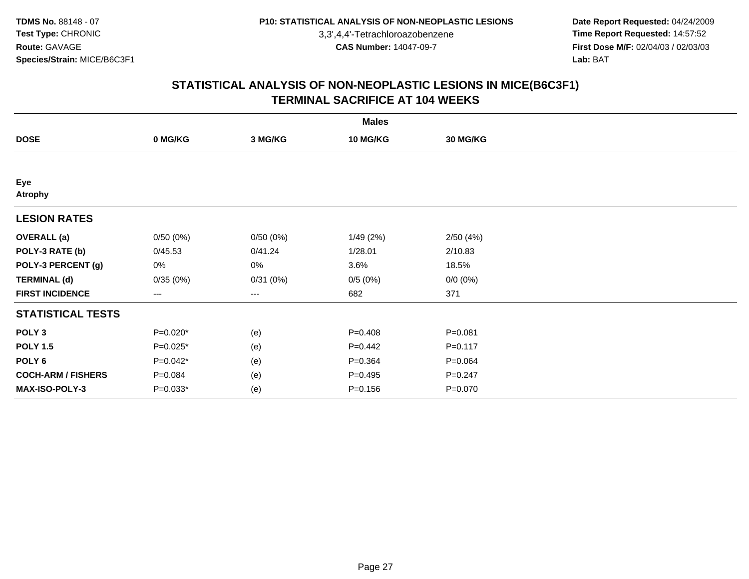**TDMS No.** 88148 - 07
**Test Type:** CHRONIC
**Route:** GAVAGE
**Species/Strain:** MICE/B6C3F1

**P10: STATISTICAL ANALYSIS OF NON-NEOPLASTIC LESIONS**
3,3',4,4'-Tetrachloroazobenzene
**CAS Number:** 14047-09-7

**Date Report Requested:** 04/24/2009
**Time Report Requested:** 14:57:52
**First Dose M/F:** 02/04/03 / 02/03/03
**Lab:** BAT

## STATISTICAL ANALYSIS OF NON-NEOPLASTIC LESIONS IN MICE(B6C3F1) TERMINAL SACRIFICE AT 104 WEEKS

| | Males | | | |
|---|---|---|---|---|
| **DOSE** | **0 MG/KG** | **3 MG/KG** | **10 MG/KG** | **30 MG/KG** |
| **Eye** **Atrophy** | | | | |
| **LESION RATES** | | | | |
| **OVERALL (a)** | 0/50 (0%) | 0/50 (0%) | 1/49 (2%) | 2/50 (4%) |
| **POLY-3 RATE (b)** | 0/45.53 | 0/41.24 | 1/28.01 | 2/10.83 |
| **POLY-3 PERCENT (g)** | 0% | 0% | 3.6% | 18.5% |
| **TERMINAL (d)** | 0/35 (0%) | 0/31 (0%) | 0/5 (0%) | 0/0 (0%) |
| **FIRST INCIDENCE** | --- | --- | 682 | 371 |
| **STATISTICAL TESTS** | | | | |
| **POLY 3** | P=0.020* | (e) | P=0.408 | P=0.081 |
| **POLY 1.5** | P=0.025* | (e) | P=0.442 | P=0.117 |
| **POLY 6** | P=0.042* | (e) | P=0.364 | P=0.064 |
| **COCH-ARM / FISHERS** | P=0.084 | (e) | P=0.495 | P=0.247 |
| **MAX-ISO-POLY-3** | P=0.033* | (e) | P=0.156 | P=0.070 |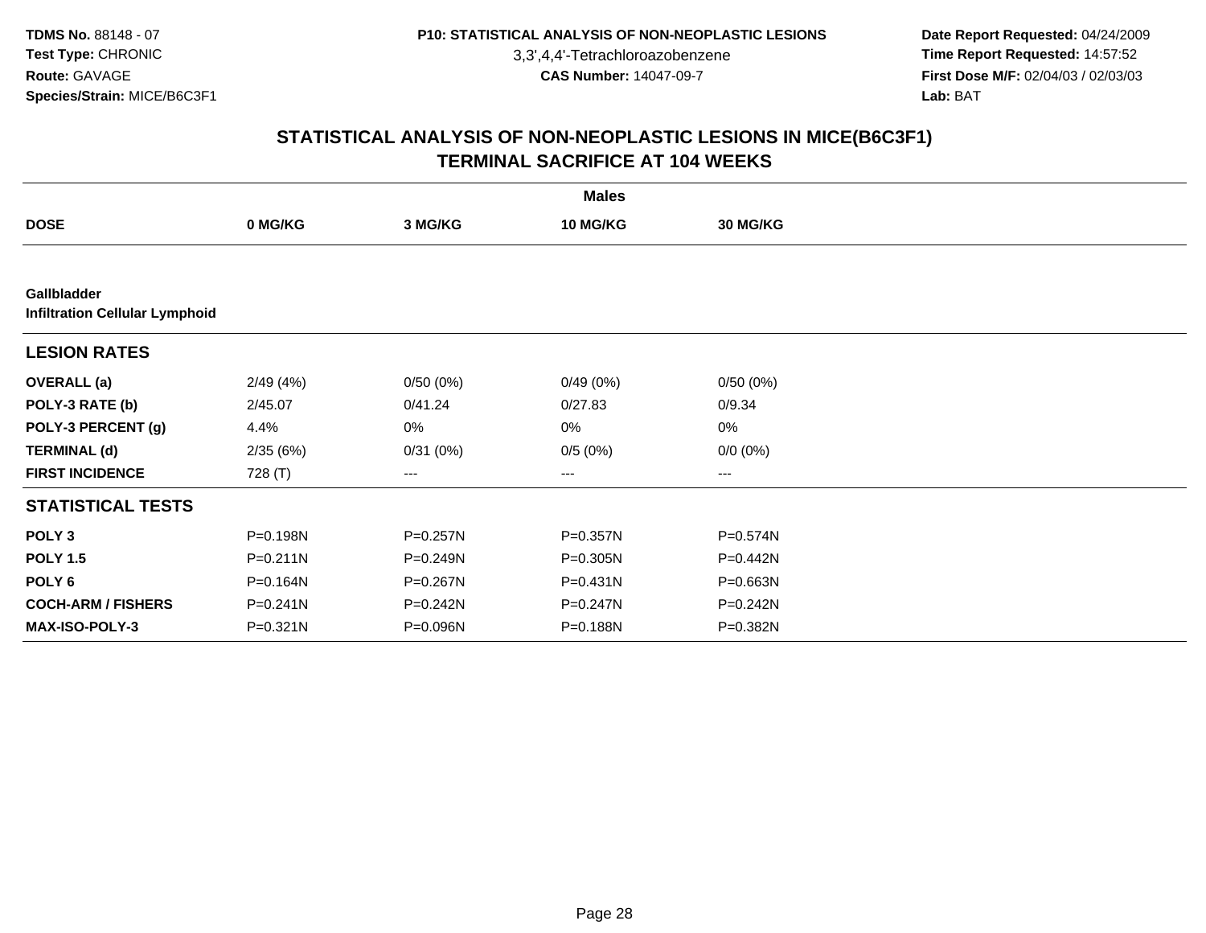**TDMS No.** 88148 - 07
**Test Type:** CHRONIC
**Route:** GAVAGE
**Species/Strain:** MICE/B6C3F1

**P10: STATISTICAL ANALYSIS OF NON-NEOPLASTIC LESIONS**
3,3',4,4'-Tetrachloroazobenzene
**CAS Number:** 14047-09-7

**Date Report Requested:** 04/24/2009
**Time Report Requested:** 14:57:52
**First Dose M/F:** 02/04/03 / 02/03/03
**Lab:** BAT

## STATISTICAL ANALYSIS OF NON-NEOPLASTIC LESIONS IN MICE(B6C3F1) TERMINAL SACRIFICE AT 104 WEEKS

| | Males | | | |
|---|---|---|---|---|
| **DOSE** | **0 MG/KG** | **3 MG/KG** | **10 MG/KG** | **30 MG/KG** |
| **Gallbladder** | | | | |
| **Infiltration Cellular Lymphoid** | | | | |
| **LESION RATES** | | | | |
| **OVERALL (a)** | 2/49 (4%) | 0/50 (0%) | 0/49 (0%) | 0/50 (0%) |
| **POLY-3 RATE (b)** | 2/45.07 | 0/41.24 | 0/27.83 | 0/9.34 |
| **POLY-3 PERCENT (g)** | 4.4% | 0% | 0% | 0% |
| **TERMINAL (d)** | 2/35 (6%) | 0/31 (0%) | 0/5 (0%) | 0/0 (0%) |
| **FIRST INCIDENCE** | 728 (T) | --- | --- | --- |
| **STATISTICAL TESTS** | | | | |
| **POLY 3** | P=0.198N | P=0.257N | P=0.357N | P=0.574N |
| **POLY 1.5** | P=0.211N | P=0.249N | P=0.305N | P=0.442N |
| **POLY 6** | P=0.164N | P=0.267N | P=0.431N | P=0.663N |
| **COCH-ARM / FISHERS** | P=0.241N | P=0.242N | P=0.247N | P=0.242N |
| **MAX-ISO-POLY-3** | P=0.321N | P=0.096N | P=0.188N | P=0.382N |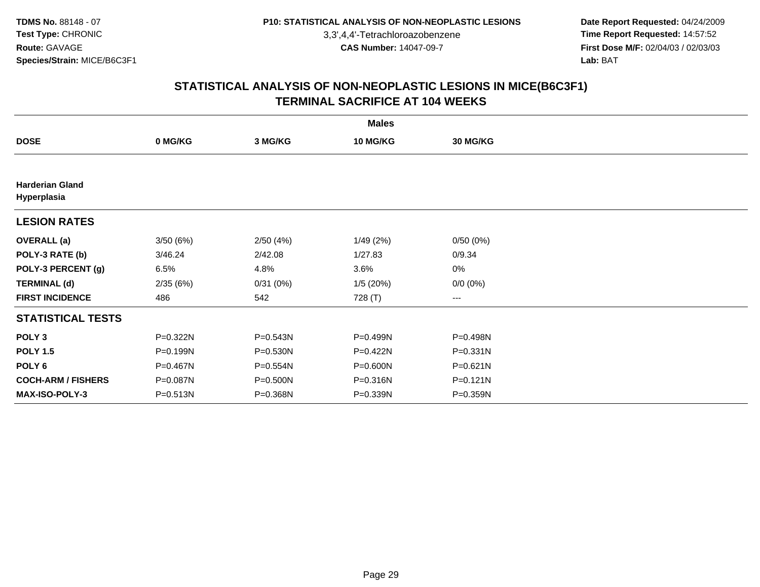**TDMS No.** 88148 - 07
**Test Type:** CHRONIC
**Route:** GAVAGE
**Species/Strain:** MICE/B6C3F1

**P10: STATISTICAL ANALYSIS OF NON-NEOPLASTIC LESIONS**
3,3',4,4'-Tetrachloroazobenzene
**CAS Number:** 14047-09-7

**Date Report Requested:** 04/24/2009
**Time Report Requested:** 14:57:52
**First Dose M/F:** 02/04/03 / 02/03/03
**Lab:** BAT

## STATISTICAL ANALYSIS OF NON-NEOPLASTIC LESIONS IN MICE(B6C3F1) TERMINAL SACRIFICE AT 104 WEEKS

| | Males | | | |
|---|---|---|---|---|
| **DOSE** | **0 MG/KG** | **3 MG/KG** | **10 MG/KG** | **30 MG/KG** |
| **Harderian Gland** **Hyperplasia** | | | | |
| **LESION RATES** | | | | |
| **OVERALL (a)** | 3/50 (6%) | 2/50 (4%) | 1/49 (2%) | 0/50 (0%) |
| **POLY-3 RATE (b)** | 3/46.24 | 2/42.08 | 1/27.83 | 0/9.34 |
| **POLY-3 PERCENT (g)** | 6.5% | 4.8% | 3.6% | 0% |
| **TERMINAL (d)** | 2/35 (6%) | 0/31 (0%) | 1/5 (20%) | 0/0 (0%) |
| **FIRST INCIDENCE** | 486 | 542 | 728 (T) | --- |
| **STATISTICAL TESTS** | | | | |
| **POLY 3** | P=0.322N | P=0.543N | P=0.499N | P=0.498N |
| **POLY 1.5** | P=0.199N | P=0.530N | P=0.422N | P=0.331N |
| **POLY 6** | P=0.467N | P=0.554N | P=0.600N | P=0.621N |
| **COCH-ARM / FISHERS** | P=0.087N | P=0.500N | P=0.316N | P=0.121N |
| **MAX-ISO-POLY-3** | P=0.513N | P=0.368N | P=0.339N | P=0.359N |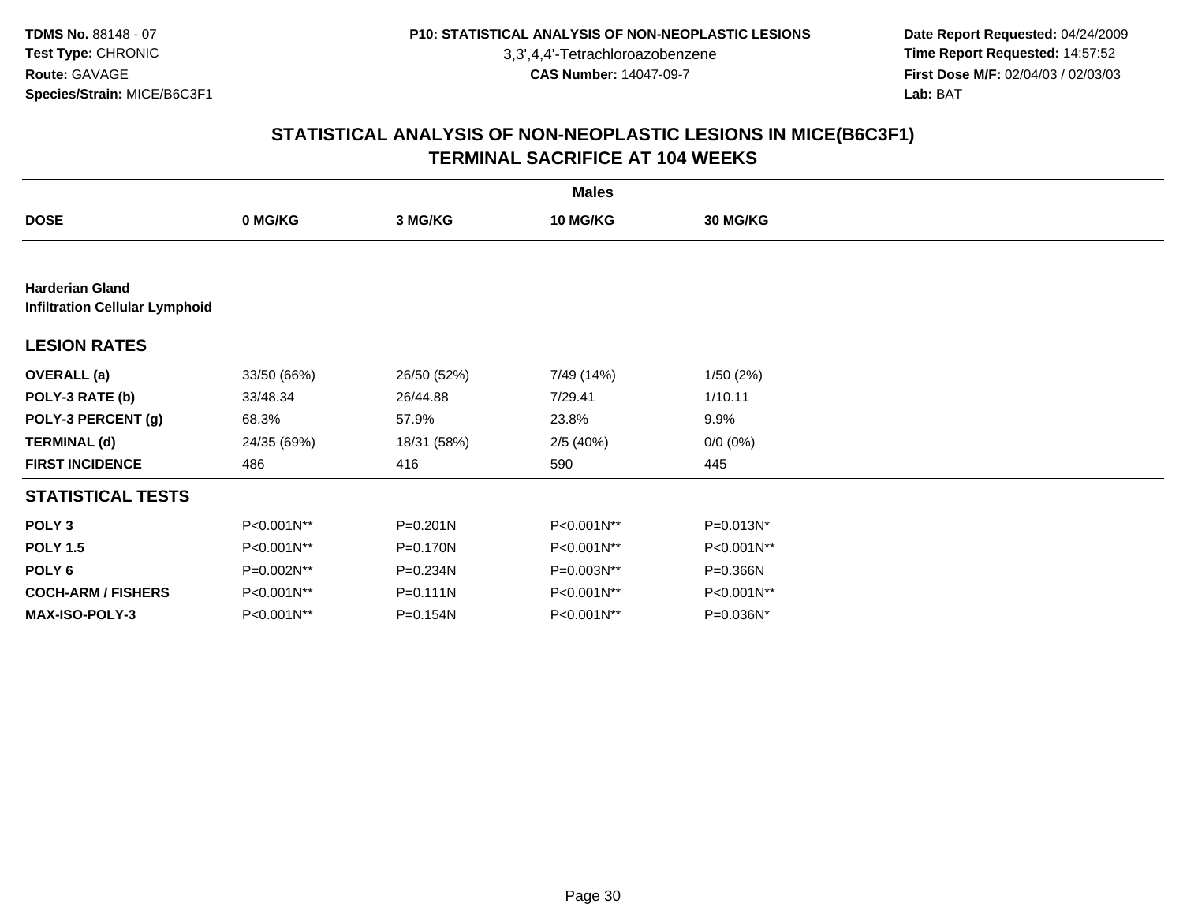**TDMS No.** 88148 - 07
**Test Type:** CHRONIC
**Route:** GAVAGE
**Species/Strain:** MICE/B6C3F1

**P10: STATISTICAL ANALYSIS OF NON-NEOPLASTIC LESIONS**
3,3',4,4'-Tetrachloroazobenzene
**CAS Number:** 14047-09-7

**Date Report Requested:** 04/24/2009
**Time Report Requested:** 14:57:52
**First Dose M/F:** 02/04/03 / 02/03/03
**Lab:** BAT

## STATISTICAL ANALYSIS OF NON-NEOPLASTIC LESIONS IN MICE(B6C3F1) TERMINAL SACRIFICE AT 104 WEEKS

| | Males | | | |
|---|---|---|---|---|
| **DOSE** | **0 MG/KG** | **3 MG/KG** | **10 MG/KG** | **30 MG/KG** |
| **Harderian Gland** **Infiltration Cellular Lymphoid** | | | | |
| **LESION RATES** | | | | |
| **OVERALL (a)** | 33/50 (66%) | 26/50 (52%) | 7/49 (14%) | 1/50 (2%) |
| **POLY-3 RATE (b)** | 33/48.34 | 26/44.88 | 7/29.41 | 1/10.11 |
| **POLY-3 PERCENT (g)** | 68.3% | 57.9% | 23.8% | 9.9% |
| **TERMINAL (d)** | 24/35 (69%) | 18/31 (58%) | 2/5 (40%) | 0/0 (0%) |
| **FIRST INCIDENCE** | 486 | 416 | 590 | 445 |
| **STATISTICAL TESTS** | | | | |
| **POLY 3** | P<0.001N** | P=0.201N | P<0.001N** | P=0.013N* |
| **POLY 1.5** | P<0.001N** | P=0.170N | P<0.001N** | P<0.001N** |
| **POLY 6** | P=0.002N** | P=0.234N | P=0.003N** | P=0.366N |
| **COCH-ARM / FISHERS** | P<0.001N** | P=0.111N | P<0.001N** | P<0.001N** |
| **MAX-ISO-POLY-3** | P<0.001N** | P=0.154N | P<0.001N** | P=0.036N* |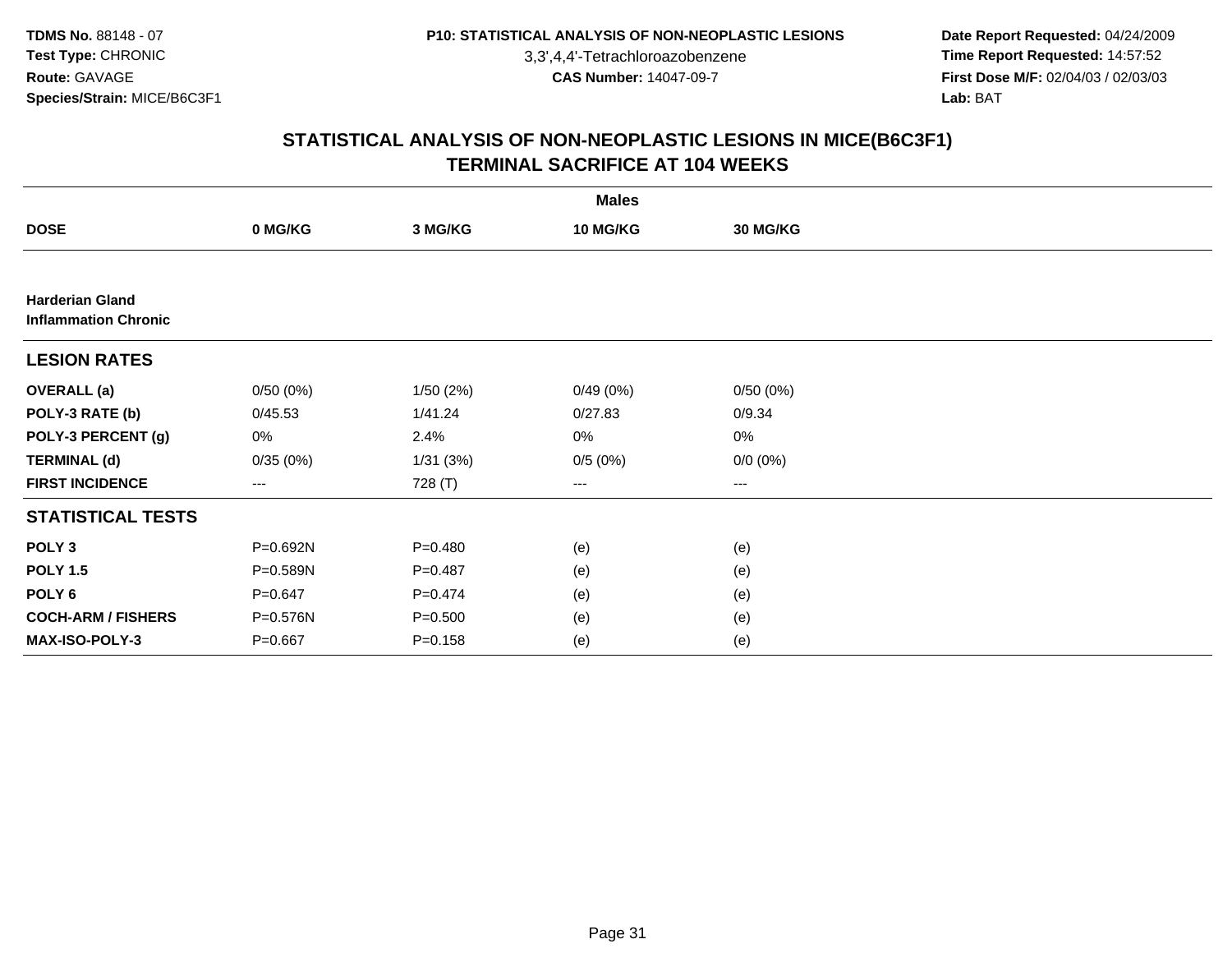**TDMS No.** 88148 - 07
**Test Type:** CHRONIC
**Route:** GAVAGE
**Species/Strain:** MICE/B6C3F1

**P10: STATISTICAL ANALYSIS OF NON-NEOPLASTIC LESIONS**
3,3',4,4'-Tetrachloroazobenzene
**CAS Number:** 14047-09-7

**Date Report Requested:** 04/24/2009
**Time Report Requested:** 14:57:52
**First Dose M/F:** 02/04/03 / 02/03/03
**Lab:** BAT

## STATISTICAL ANALYSIS OF NON-NEOPLASTIC LESIONS IN MICE(B6C3F1) TERMINAL SACRIFICE AT 104 WEEKS

| | Males | | | |
|---|---|---|---|---|
| **DOSE** | **0 MG/KG** | **3 MG/KG** | **10 MG/KG** | **30 MG/KG** |
| **Harderian Gland** **Inflammation Chronic** | | | | |
| **LESION RATES** | | | | |
| **OVERALL (a)** | 0/50 (0%) | 1/50 (2%) | 0/49 (0%) | 0/50 (0%) |
| **POLY-3 RATE (b)** | 0/45.53 | 1/41.24 | 0/27.83 | 0/9.34 |
| **POLY-3 PERCENT (g)** | 0% | 2.4% | 0% | 0% |
| **TERMINAL (d)** | 0/35 (0%) | 1/31 (3%) | 0/5 (0%) | 0/0 (0%) |
| **FIRST INCIDENCE** | --- | 728 (T) | --- | --- |
| **STATISTICAL TESTS** | | | | |
| **POLY 3** | P=0.692N | P=0.480 | (e) | (e) |
| **POLY 1.5** | P=0.589N | P=0.487 | (e) | (e) |
| **POLY 6** | P=0.647 | P=0.474 | (e) | (e) |
| **COCH-ARM / FISHERS** | P=0.576N | P=0.500 | (e) | (e) |
| **MAX-ISO-POLY-3** | P=0.667 | P=0.158 | (e) | (e) |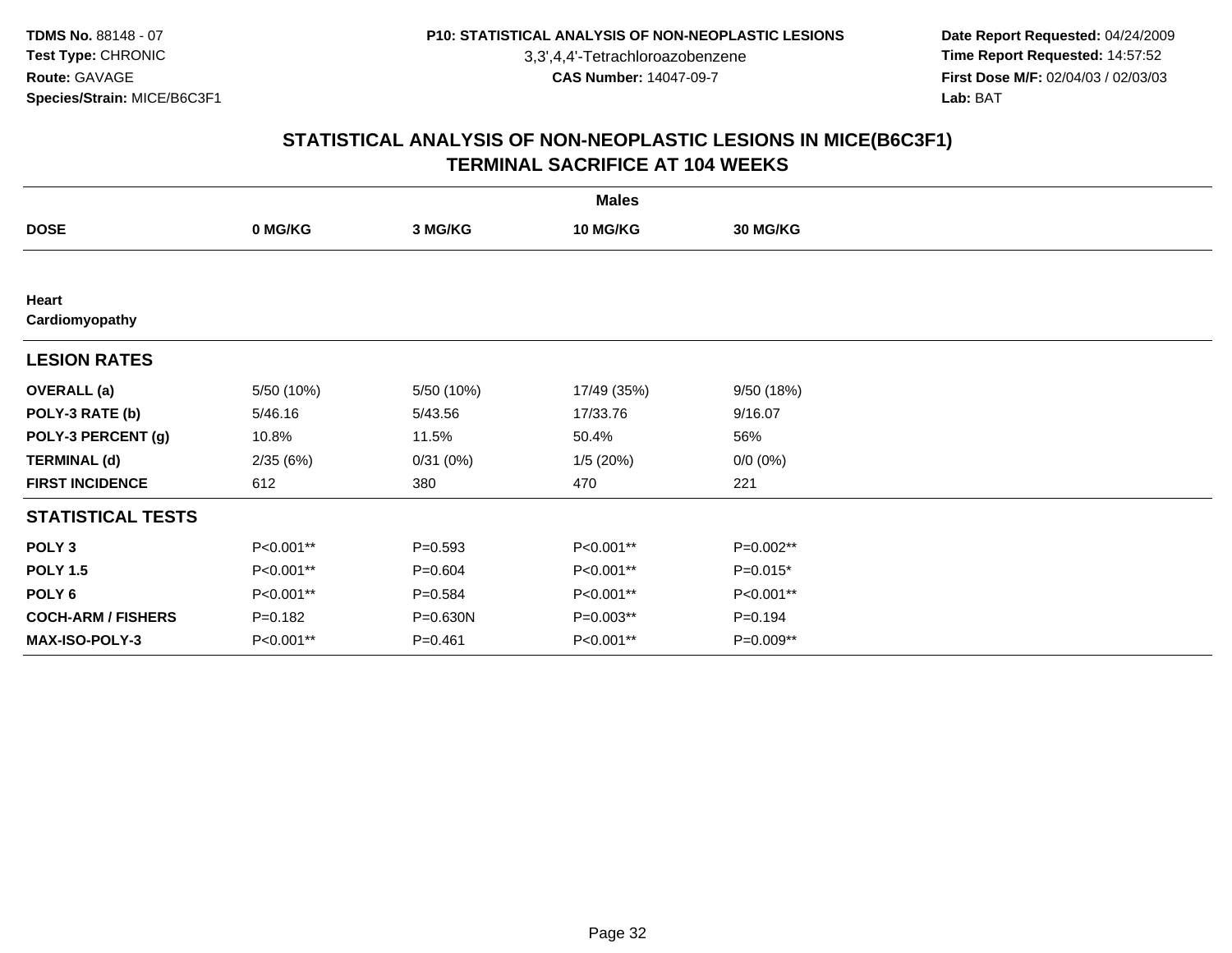**TDMS No.** 88148 - 07
**Test Type:** CHRONIC
**Route:** GAVAGE
**Species/Strain:** MICE/B6C3F1

**P10: STATISTICAL ANALYSIS OF NON-NEOPLASTIC LESIONS**
3,3',4,4'-Tetrachloroazobenzene
**CAS Number:** 14047-09-7

**Date Report Requested:** 04/24/2009
**Time Report Requested:** 14:57:52
**First Dose M/F:** 02/04/03 / 02/03/03
**Lab:** BAT

## STATISTICAL ANALYSIS OF NON-NEOPLASTIC LESIONS IN MICE(B6C3F1) TERMINAL SACRIFICE AT 104 WEEKS

| | Males | | | |
|---|---|---|---|---|
| **DOSE** | **0 MG/KG** | **3 MG/KG** | **10 MG/KG** | **30 MG/KG** |
| **Heart** | | | | |
| **Cardiomyopathy** | | | | |
| **LESION RATES** | | | | |
| **OVERALL (a)** | 5/50 (10%) | 5/50 (10%) | 17/49 (35%) | 9/50 (18%) |
| **POLY-3 RATE (b)** | 5/46.16 | 5/43.56 | 17/33.76 | 9/16.07 |
| **POLY-3 PERCENT (g)** | 10.8% | 11.5% | 50.4% | 56% |
| **TERMINAL (d)** | 2/35 (6%) | 0/31 (0%) | 1/5 (20%) | 0/0 (0%) |
| **FIRST INCIDENCE** | 612 | 380 | 470 | 221 |
| **STATISTICAL TESTS** | | | | |
| **POLY 3** | P<0.001** | P=0.593 | P<0.001** | P=0.002** |
| **POLY 1.5** | P<0.001** | P=0.604 | P<0.001** | P=0.015* |
| **POLY 6** | P<0.001** | P=0.584 | P<0.001** | P<0.001** |
| **COCH-ARM / FISHERS** | P=0.182 | P=0.630N | P=0.003** | P=0.194 |
| **MAX-ISO-POLY-3** | P<0.001** | P=0.461 | P<0.001** | P=0.009** |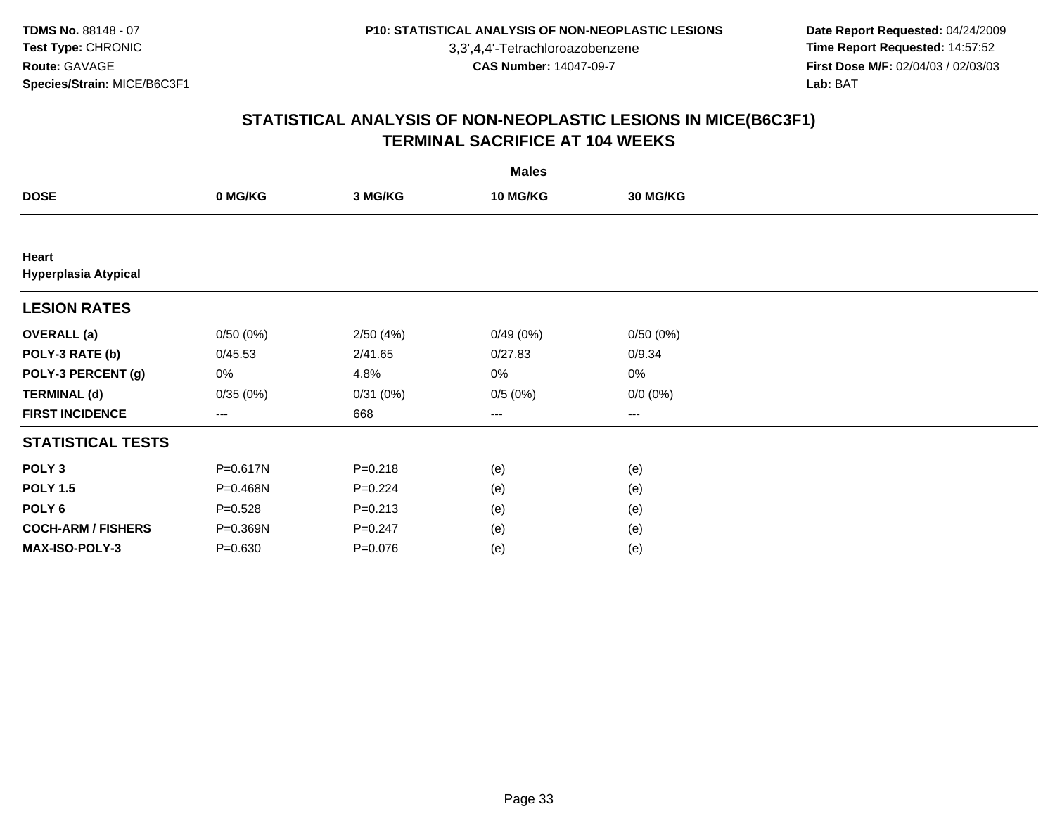TDMS No. 88148 - 07
Test Type: CHRONIC
Route: GAVAGE
Species/Strain: MICE/B6C3F1

P10: STATISTICAL ANALYSIS OF NON-NEOPLASTIC LESIONS
3,3',4,4'-Tetrachloroazobenzene
CAS Number: 14047-09-7

Date Report Requested: 04/24/2009
Time Report Requested: 14:57:52
First Dose M/F: 02/04/03 / 02/03/03
Lab: BAT

# STATISTICAL ANALYSIS OF NON-NEOPLASTIC LESIONS IN MICE(B6C3F1)
# TERMINAL SACRIFICE AT 104 WEEKS

| | Males | | | |
|---|---|---|---|---|
| **DOSE** | **0 MG/KG** | **3 MG/KG** | **10 MG/KG** | **30 MG/KG** |
| **Heart** | | | | |
| **Hyperplasia Atypical** | | | | |
| **LESION RATES** | | | | |
| **OVERALL (a)** | 0/50 (0%) | 2/50 (4%) | 0/49 (0%) | 0/50 (0%) |
| **POLY-3 RATE (b)** | 0/45.53 | 2/41.65 | 0/27.83 | 0/9.34 |
| **POLY-3 PERCENT (g)** | 0% | 4.8% | 0% | 0% |
| **TERMINAL (d)** | 0/35 (0%) | 0/31 (0%) | 0/5 (0%) | 0/0 (0%) |
| **FIRST INCIDENCE** | --- | 668 | --- | --- |
| **STATISTICAL TESTS** | | | | |
| **POLY 3** | P=0.617N | P=0.218 | (e) | (e) |
| **POLY 1.5** | P=0.468N | P=0.224 | (e) | (e) |
| **POLY 6** | P=0.528 | P=0.213 | (e) | (e) |
| **COCH-ARM / FISHERS** | P=0.369N | P=0.247 | (e) | (e) |
| **MAX-ISO-POLY-3** | P=0.630 | P=0.076 | (e) | (e) |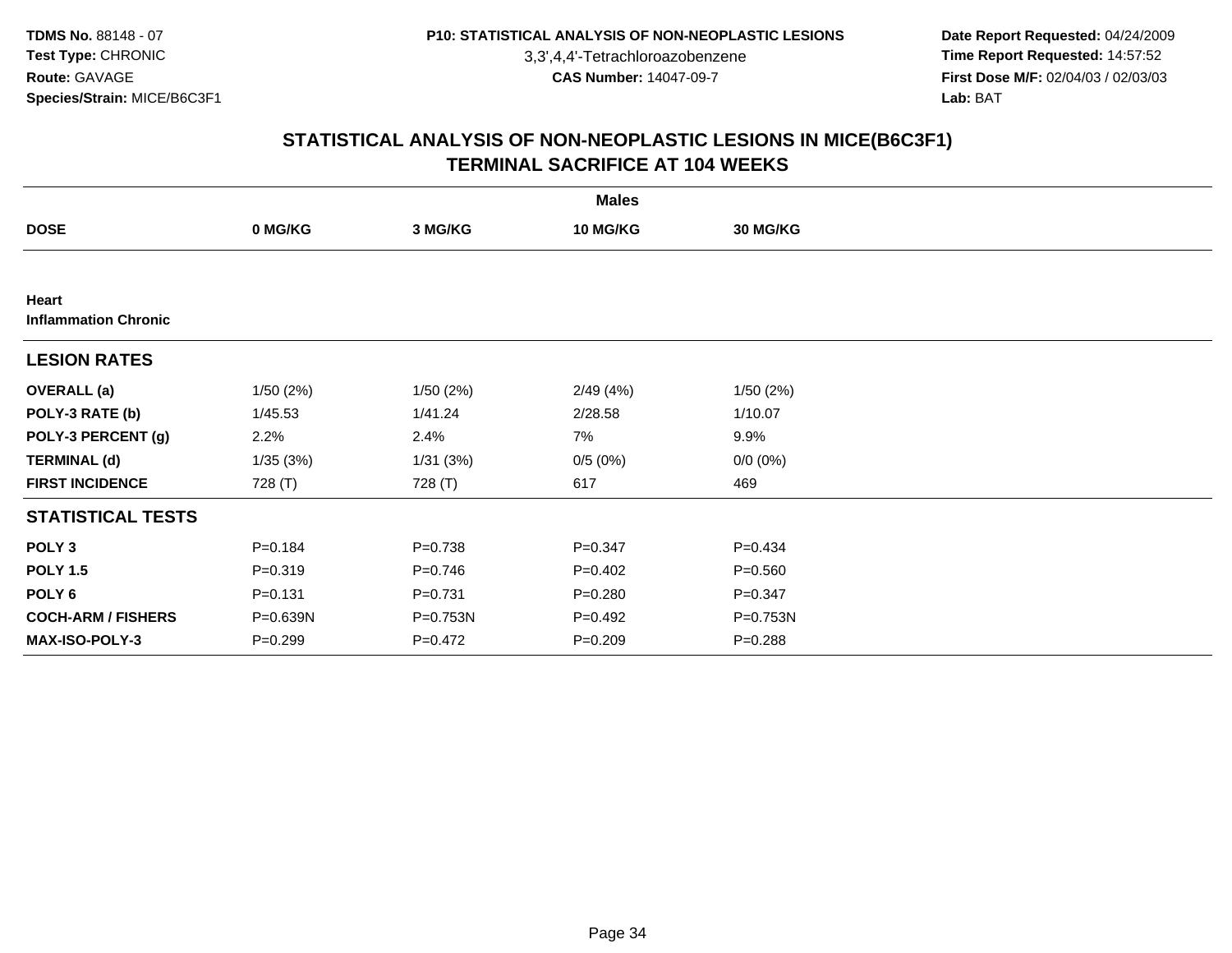**TDMS No.** 88148 - 07
**Test Type:** CHRONIC
**Route:** GAVAGE
**Species/Strain:** MICE/B6C3F1

**P10: STATISTICAL ANALYSIS OF NON-NEOPLASTIC LESIONS**
3,3',4,4'-Tetrachloroazobenzene
**CAS Number:** 14047-09-7

**Date Report Requested:** 04/24/2009
**Time Report Requested:** 14:57:52
**First Dose M/F:** 02/04/03 / 02/03/03
**Lab:** BAT

## STATISTICAL ANALYSIS OF NON-NEOPLASTIC LESIONS IN MICE(B6C3F1) TERMINAL SACRIFICE AT 104 WEEKS

| | Males | | | |
|---|---|---|---|---|
| **DOSE** | **0 MG/KG** | **3 MG/KG** | **10 MG/KG** | **30 MG/KG** |
| **Heart** | | | | |
| **Inflammation Chronic** | | | | |
| **LESION RATES** | | | | |
| **OVERALL (a)** | 1/50 (2%) | 1/50 (2%) | 2/49 (4%) | 1/50 (2%) |
| **POLY-3 RATE (b)** | 1/45.53 | 1/41.24 | 2/28.58 | 1/10.07 |
| **POLY-3 PERCENT (g)** | 2.2% | 2.4% | 7% | 9.9% |
| **TERMINAL (d)** | 1/35 (3%) | 1/31 (3%) | 0/5 (0%) | 0/0 (0%) |
| **FIRST INCIDENCE** | 728 (T) | 728 (T) | 617 | 469 |
| **STATISTICAL TESTS** | | | | |
| **POLY 3** | P=0.184 | P=0.738 | P=0.347 | P=0.434 |
| **POLY 1.5** | P=0.319 | P=0.746 | P=0.402 | P=0.560 |
| **POLY 6** | P=0.131 | P=0.731 | P=0.280 | P=0.347 |
| **COCH-ARM / FISHERS** | P=0.639N | P=0.753N | P=0.492 | P=0.753N |
| **MAX-ISO-POLY-3** | P=0.299 | P=0.472 | P=0.209 | P=0.288 |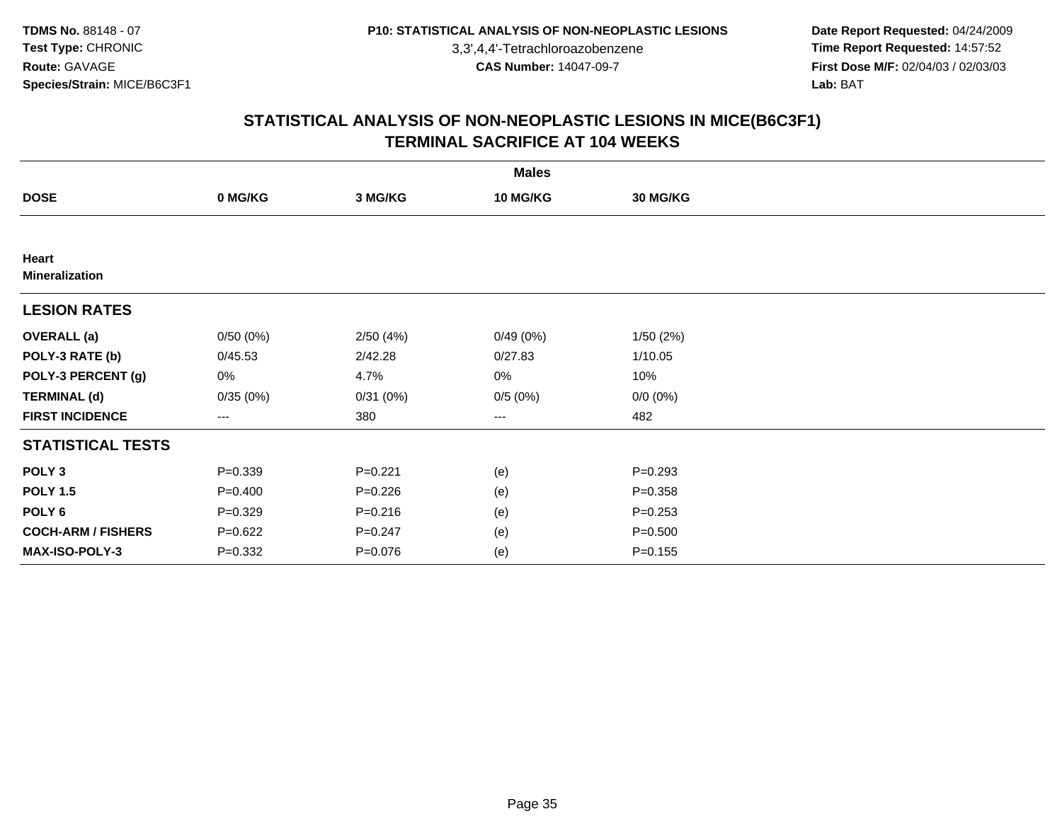**TDMS No.** 88148 - 07
**Test Type:** CHRONIC
**Route:** GAVAGE
**Species/Strain:** MICE/B6C3F1

**P10: STATISTICAL ANALYSIS OF NON-NEOPLASTIC LESIONS**
3,3',4,4'-Tetrachloroazobenzene
**CAS Number:** 14047-09-7

**Date Report Requested:** 04/24/2009
**Time Report Requested:** 14:57:52
**First Dose M/F:** 02/04/03 / 02/03/03
**Lab:** BAT

## STATISTICAL ANALYSIS OF NON-NEOPLASTIC LESIONS IN MICE(B6C3F1) TERMINAL SACRIFICE AT 104 WEEKS

| | Males | | | |
|---|---|---|---|---|
| **DOSE** | **0 MG/KG** | **3 MG/KG** | **10 MG/KG** | **30 MG/KG** |
| **Heart** | | | | |
| **Mineralization** | | | | |
| **LESION RATES** | | | | |
| **OVERALL (a)** | 0/50 (0%) | 2/50 (4%) | 0/49 (0%) | 1/50 (2%) |
| **POLY-3 RATE (b)** | 0/45.53 | 2/42.28 | 0/27.83 | 1/10.05 |
| **POLY-3 PERCENT (g)** | 0% | 4.7% | 0% | 10% |
| **TERMINAL (d)** | 0/35 (0%) | 0/31 (0%) | 0/5 (0%) | 0/0 (0%) |
| **FIRST INCIDENCE** | --- | 380 | --- | 482 |
| **STATISTICAL TESTS** | | | | |
| **POLY 3** | P=0.339 | P=0.221 | (e) | P=0.293 |
| **POLY 1.5** | P=0.400 | P=0.226 | (e) | P=0.358 |
| **POLY 6** | P=0.329 | P=0.216 | (e) | P=0.253 |
| **COCH-ARM / FISHERS** | P=0.622 | P=0.247 | (e) | P=0.500 |
| **MAX-ISO-POLY-3** | P=0.332 | P=0.076 | (e) | P=0.155 |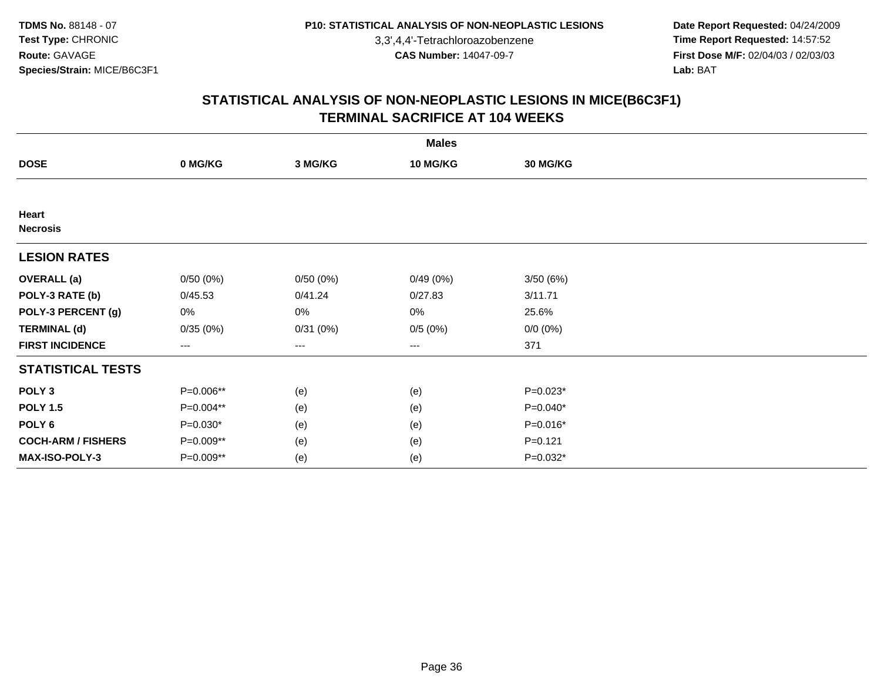**TDMS No.** 88148 - 07
**Test Type:** CHRONIC
**Route:** GAVAGE
**Species/Strain:** MICE/B6C3F1

**P10: STATISTICAL ANALYSIS OF NON-NEOPLASTIC LESIONS**
3,3',4,4'-Tetrachloroazobenzene
**CAS Number:** 14047-09-7

**Date Report Requested:** 04/24/2009
**Time Report Requested:** 14:57:52
**First Dose M/F:** 02/04/03 / 02/03/03
**Lab:** BAT

## STATISTICAL ANALYSIS OF NON-NEOPLASTIC LESIONS IN MICE(B6C3F1) TERMINAL SACRIFICE AT 104 WEEKS

| | Males | | | |
|---|---|---|---|---|
| **DOSE** | **0 MG/KG** | **3 MG/KG** | **10 MG/KG** | **30 MG/KG** |
| **Heart** **Necrosis** | | | | |
| **LESION RATES** | | | | |
| **OVERALL (a)** | 0/50 (0%) | 0/50 (0%) | 0/49 (0%) | 3/50 (6%) |
| **POLY-3 RATE (b)** | 0/45.53 | 0/41.24 | 0/27.83 | 3/11.71 |
| **POLY-3 PERCENT (g)** | 0% | 0% | 0% | 25.6% |
| **TERMINAL (d)** | 0/35 (0%) | 0/31 (0%) | 0/5 (0%) | 0/0 (0%) |
| **FIRST INCIDENCE** | --- | --- | --- | 371 |
| **STATISTICAL TESTS** | | | | |
| **POLY 3** | P=0.006** | (e) | (e) | P=0.023* |
| **POLY 1.5** | P=0.004** | (e) | (e) | P=0.040* |
| **POLY 6** | P=0.030* | (e) | (e) | P=0.016* |
| **COCH-ARM / FISHERS** | P=0.009** | (e) | (e) | P=0.121 |
| **MAX-ISO-POLY-3** | P=0.009** | (e) | (e) | P=0.032* |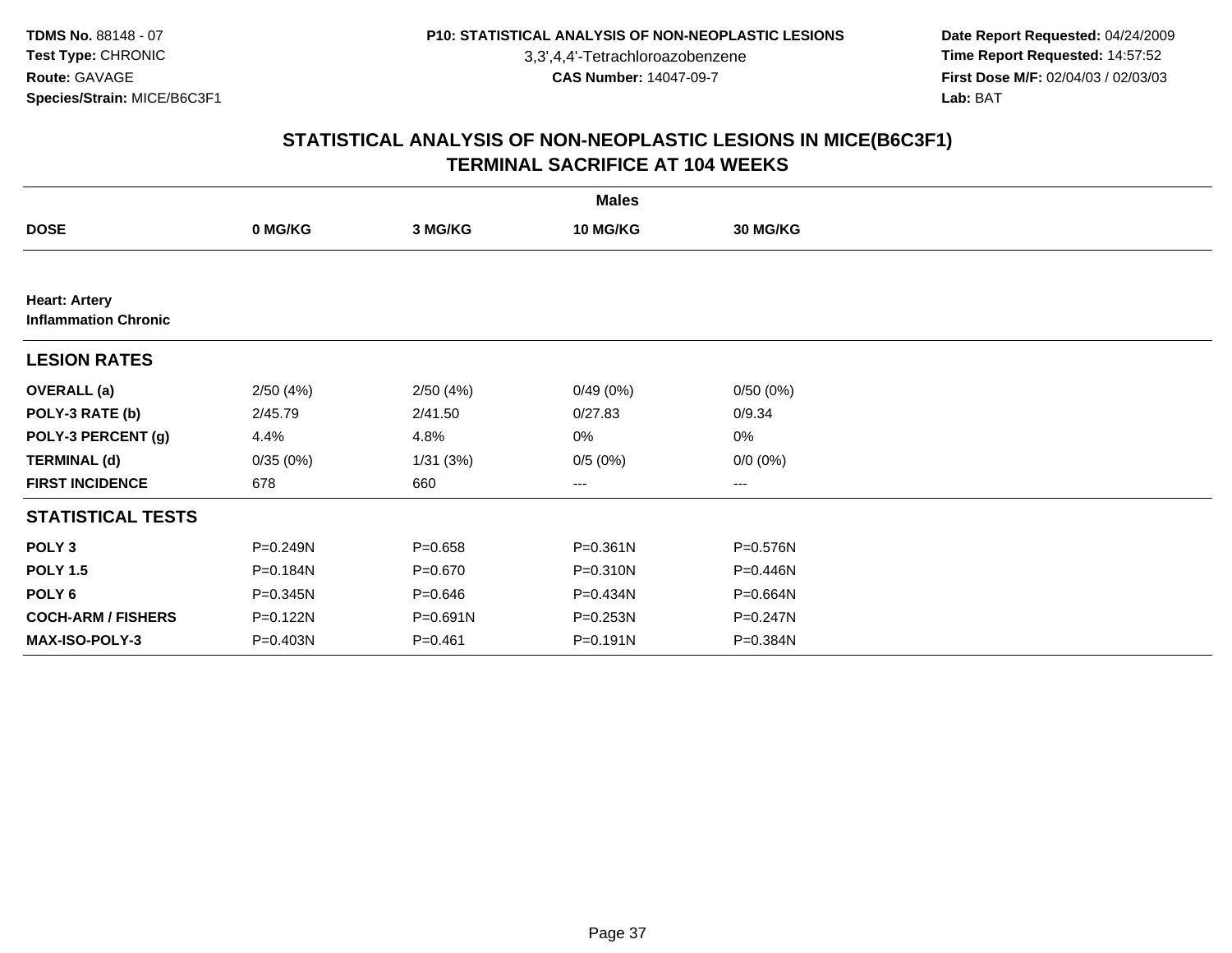**TDMS No.** 88148 - 07
**Test Type:** CHRONIC
**Route:** GAVAGE
**Species/Strain:** MICE/B6C3F1

**P10: STATISTICAL ANALYSIS OF NON-NEOPLASTIC LESIONS**
3,3',4,4'-Tetrachloroazobenzene
**CAS Number:** 14047-09-7

**Date Report Requested:** 04/24/2009
**Time Report Requested:** 14:57:52
**First Dose M/F:** 02/04/03 / 02/03/03
**Lab:** BAT

## STATISTICAL ANALYSIS OF NON-NEOPLASTIC LESIONS IN MICE(B6C3F1) TERMINAL SACRIFICE AT 104 WEEKS

| | Males | | | |
|---|---|---|---|---|
| **DOSE** | **0 MG/KG** | **3 MG/KG** | **10 MG/KG** | **30 MG/KG** |
| **Heart: Artery** **Inflammation Chronic** | | | | |
| **LESION RATES** | | | | |
| **OVERALL (a)** | 2/50 (4%) | 2/50 (4%) | 0/49 (0%) | 0/50 (0%) |
| **POLY-3 RATE (b)** | 2/45.79 | 2/41.50 | 0/27.83 | 0/9.34 |
| **POLY-3 PERCENT (g)** | 4.4% | 4.8% | 0% | 0% |
| **TERMINAL (d)** | 0/35 (0%) | 1/31 (3%) | 0/5 (0%) | 0/0 (0%) |
| **FIRST INCIDENCE** | 678 | 660 | --- | --- |
| **STATISTICAL TESTS** | | | | |
| **POLY 3** | P=0.249N | P=0.658 | P=0.361N | P=0.576N |
| **POLY 1.5** | P=0.184N | P=0.670 | P=0.310N | P=0.446N |
| **POLY 6** | P=0.345N | P=0.646 | P=0.434N | P=0.664N |
| **COCH-ARM / FISHERS** | P=0.122N | P=0.691N | P=0.253N | P=0.247N |
| **MAX-ISO-POLY-3** | P=0.403N | P=0.461 | P=0.191N | P=0.384N |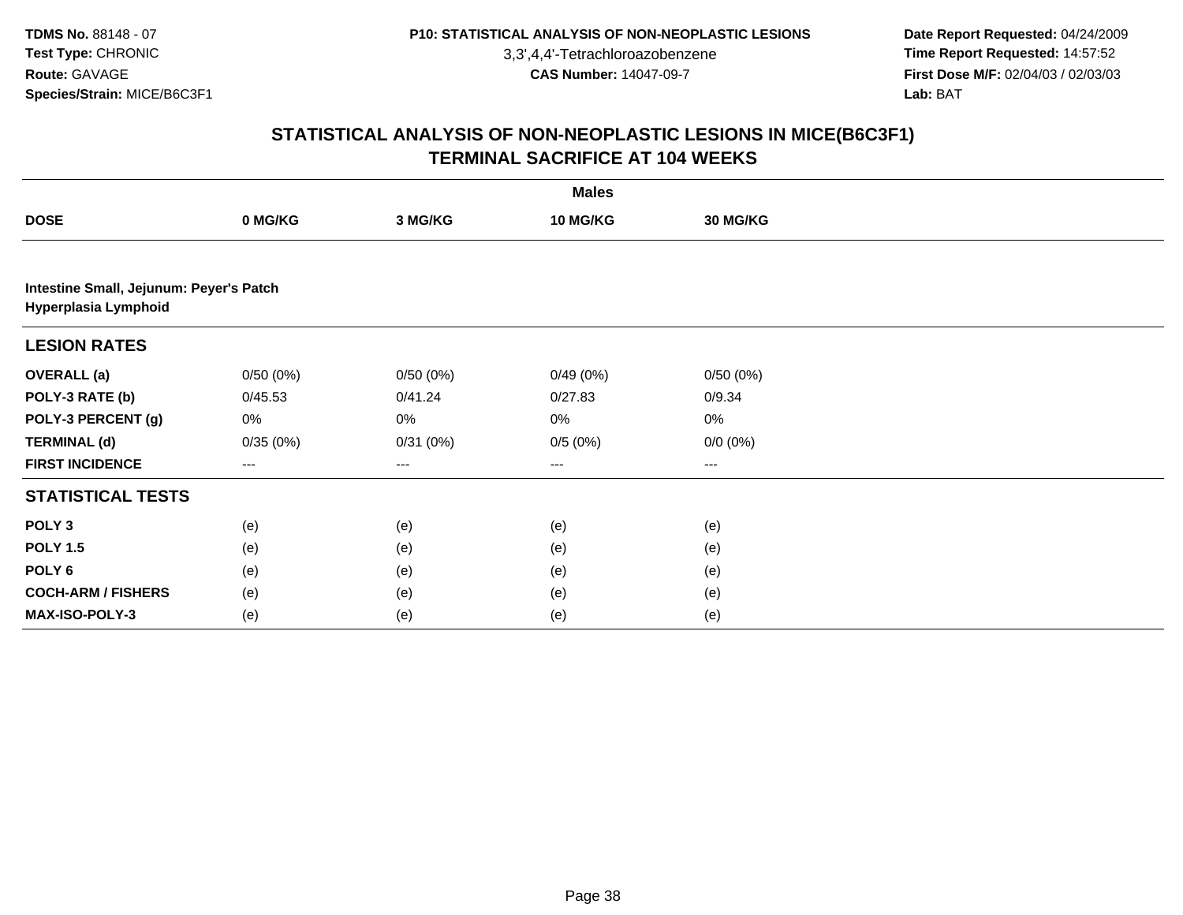**TDMS No.** 88148 - 07
**Test Type:** CHRONIC
**Route:** GAVAGE
**Species/Strain:** MICE/B6C3F1

**P10: STATISTICAL ANALYSIS OF NON-NEOPLASTIC LESIONS**
3,3',4,4'-Tetrachloroazobenzene
**CAS Number:** 14047-09-7

**Date Report Requested:** 04/24/2009
**Time Report Requested:** 14:57:52
**First Dose M/F:** 02/04/03 / 02/03/03
**Lab:** BAT

## STATISTICAL ANALYSIS OF NON-NEOPLASTIC LESIONS IN MICE(B6C3F1)
## TERMINAL SACRIFICE AT 104 WEEKS

| | Males | | | |
|---|---|---|---|---|
| **DOSE** | **0 MG/KG** | **3 MG/KG** | **10 MG/KG** | **30 MG/KG** |
| **Intestine Small, Jejunum: Peyer's Patch** | | | | |
| **Hyperplasia Lymphoid** | | | | |
| **LESION RATES** | | | | |
| **OVERALL (a)** | 0/50 (0%) | 0/50 (0%) | 0/49 (0%) | 0/50 (0%) |
| **POLY-3 RATE (b)** | 0/45.53 | 0/41.24 | 0/27.83 | 0/9.34 |
| **POLY-3 PERCENT (g)** | 0% | 0% | 0% | 0% |
| **TERMINAL (d)** | 0/35 (0%) | 0/31 (0%) | 0/5 (0%) | 0/0 (0%) |
| **FIRST INCIDENCE** | --- | --- | --- | --- |
| **STATISTICAL TESTS** | | | | |
| **POLY 3** | (e) | (e) | (e) | (e) |
| **POLY 1.5** | (e) | (e) | (e) | (e) |
| **POLY 6** | (e) | (e) | (e) | (e) |
| **COCH-ARM / FISHERS** | (e) | (e) | (e) | (e) |
| **MAX-ISO-POLY-3** | (e) | (e) | (e) | (e) |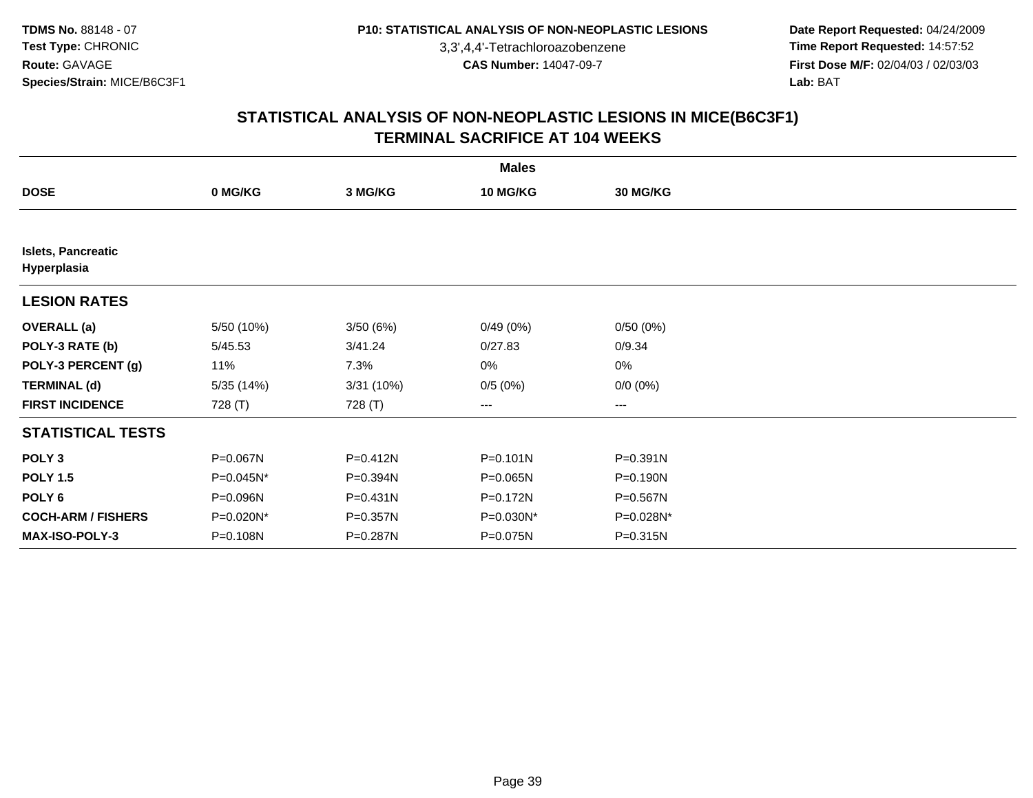**TDMS No.** 88148 - 07
**Test Type:** CHRONIC
**Route:** GAVAGE
**Species/Strain:** MICE/B6C3F1

**P10: STATISTICAL ANALYSIS OF NON-NEOPLASTIC LESIONS**
3,3',4,4'-Tetrachloroazobenzene
**CAS Number:** 14047-09-7

**Date Report Requested:** 04/24/2009
**Time Report Requested:** 14:57:52
**First Dose M/F:** 02/04/03 / 02/03/03
**Lab:** BAT

## STATISTICAL ANALYSIS OF NON-NEOPLASTIC LESIONS IN MICE(B6C3F1) TERMINAL SACRIFICE AT 104 WEEKS

| | Males | | | |
|---|---|---|---|---|
| **DOSE** | **0 MG/KG** | **3 MG/KG** | **10 MG/KG** | **30 MG/KG** |
| **Islets, Pancreatic Hyperplasia** | | | | |
| **LESION RATES** | | | | |
| **OVERALL (a)** | 5/50 (10%) | 3/50 (6%) | 0/49 (0%) | 0/50 (0%) |
| **POLY-3 RATE (b)** | 5/45.53 | 3/41.24 | 0/27.83 | 0/9.34 |
| **POLY-3 PERCENT (g)** | 11% | 7.3% | 0% | 0% |
| **TERMINAL (d)** | 5/35 (14%) | 3/31 (10%) | 0/5 (0%) | 0/0 (0%) |
| **FIRST INCIDENCE** | 728 (T) | 728 (T) | --- | --- |
| **STATISTICAL TESTS** | | | | |
| **POLY 3** | P=0.067N | P=0.412N | P=0.101N | P=0.391N |
| **POLY 1.5** | P=0.045N* | P=0.394N | P=0.065N | P=0.190N |
| **POLY 6** | P=0.096N | P=0.431N | P=0.172N | P=0.567N |
| **COCH-ARM / FISHERS** | P=0.020N* | P=0.357N | P=0.030N* | P=0.028N* |
| **MAX-ISO-POLY-3** | P=0.108N | P=0.287N | P=0.075N | P=0.315N |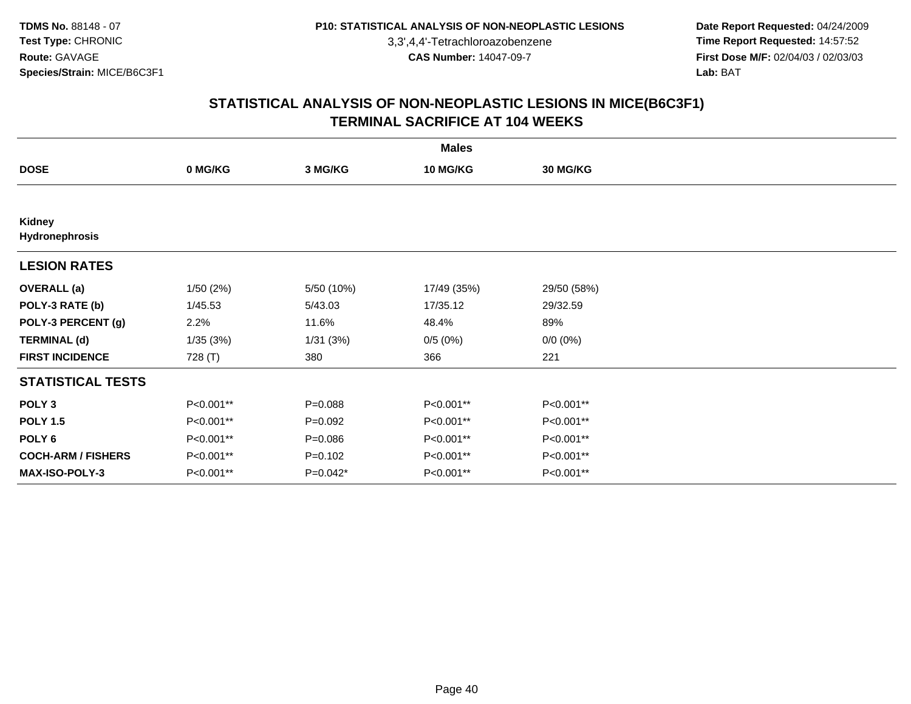**TDMS No.** 88148 - 07
**Test Type:** CHRONIC
**Route:** GAVAGE
**Species/Strain:** MICE/B6C3F1

**P10: STATISTICAL ANALYSIS OF NON-NEOPLASTIC LESIONS**
3,3',4,4'-Tetrachloroazobenzene
**CAS Number:** 14047-09-7

**Date Report Requested:** 04/24/2009
**Time Report Requested:** 14:57:52
**First Dose M/F:** 02/04/03 / 02/03/03
**Lab:** BAT

## STATISTICAL ANALYSIS OF NON-NEOPLASTIC LESIONS IN MICE(B6C3F1) TERMINAL SACRIFICE AT 104 WEEKS

| | Males | | | |
|---|---|---|---|---|
| **DOSE** | **0 MG/KG** | **3 MG/KG** | **10 MG/KG** | **30 MG/KG** |
| **Kidney Hydronephrosis** | | | | |
| **LESION RATES** | | | | |
| **OVERALL (a)** | 1/50 (2%) | 5/50 (10%) | 17/49 (35%) | 29/50 (58%) |
| **POLY-3 RATE (b)** | 1/45.53 | 5/43.03 | 17/35.12 | 29/32.59 |
| **POLY-3 PERCENT (g)** | 2.2% | 11.6% | 48.4% | 89% |
| **TERMINAL (d)** | 1/35 (3%) | 1/31 (3%) | 0/5 (0%) | 0/0 (0%) |
| **FIRST INCIDENCE** | 728 (T) | 380 | 366 | 221 |
| **STATISTICAL TESTS** | | | | |
| **POLY 3** | P<0.001** | P=0.088 | P<0.001** | P<0.001** |
| **POLY 1.5** | P<0.001** | P=0.092 | P<0.001** | P<0.001** |
| **POLY 6** | P<0.001** | P=0.086 | P<0.001** | P<0.001** |
| **COCH-ARM / FISHERS** | P<0.001** | P=0.102 | P<0.001** | P<0.001** |
| **MAX-ISO-POLY-3** | P<0.001** | P=0.042* | P<0.001** | P<0.001** |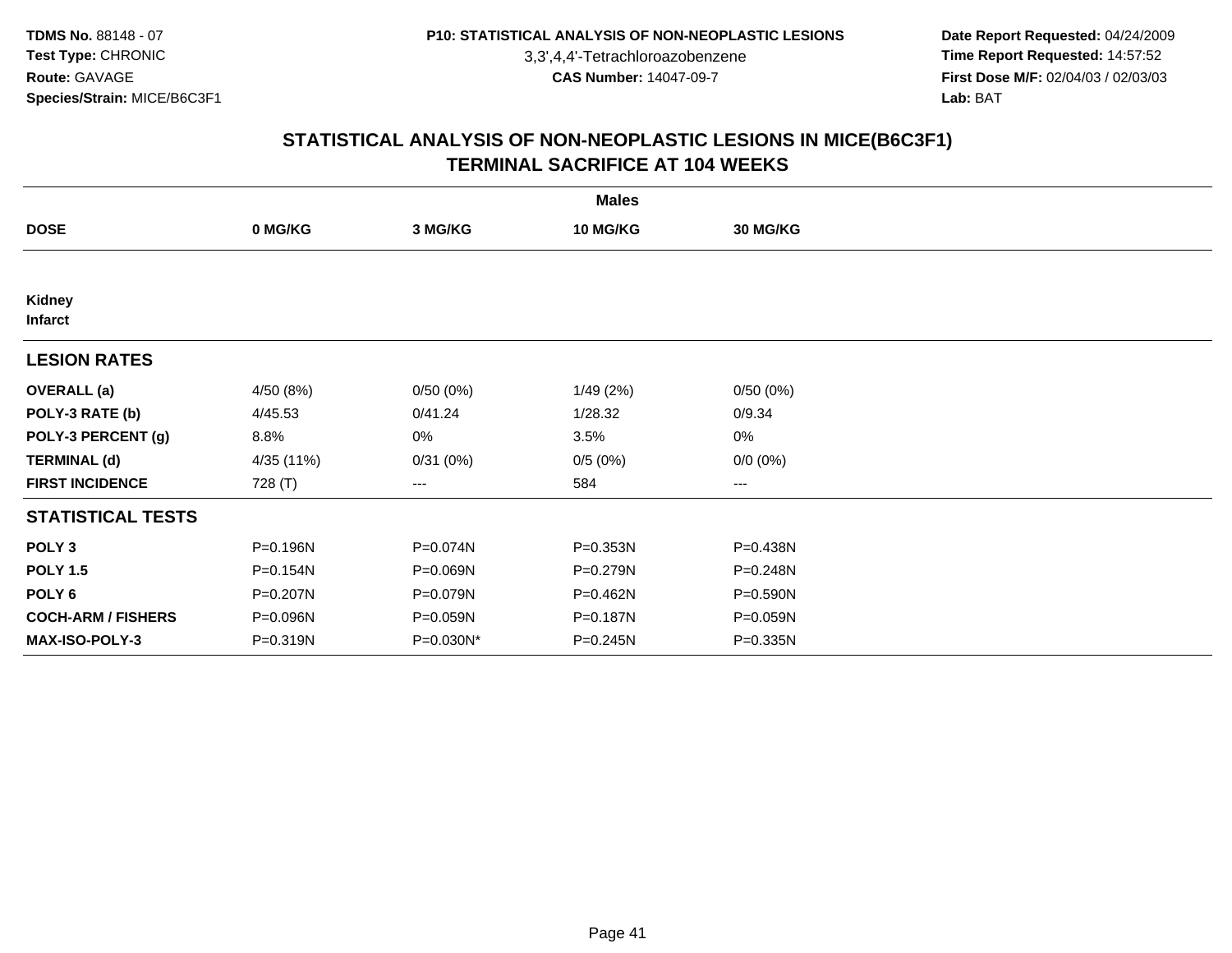**TDMS No.** 88148 - 07
**Test Type:** CHRONIC
**Route:** GAVAGE
**Species/Strain:** MICE/B6C3F1

**P10: STATISTICAL ANALYSIS OF NON-NEOPLASTIC LESIONS**
3,3',4,4'-Tetrachloroazobenzene
**CAS Number:** 14047-09-7

**Date Report Requested:** 04/24/2009
**Time Report Requested:** 14:57:52
**First Dose M/F:** 02/04/03 / 02/03/03
**Lab:** BAT

## STATISTICAL ANALYSIS OF NON-NEOPLASTIC LESIONS IN MICE(B6C3F1)
## TERMINAL SACRIFICE AT 104 WEEKS

| | Males | | | |
|---|---|---|---|---|
| **DOSE** | **0 MG/KG** | **3 MG/KG** | **10 MG/KG** | **30 MG/KG** |
| **Kidney** | | | | |
| **Infarct** | | | | |
| **LESION RATES** | | | | |
| **OVERALL (a)** | 4/50 (8%) | 0/50 (0%) | 1/49 (2%) | 0/50 (0%) |
| **POLY-3 RATE (b)** | 4/45.53 | 0/41.24 | 1/28.32 | 0/9.34 |
| **POLY-3 PERCENT (g)** | 8.8% | 0% | 3.5% | 0% |
| **TERMINAL (d)** | 4/35 (11%) | 0/31 (0%) | 0/5 (0%) | 0/0 (0%) |
| **FIRST INCIDENCE** | 728 (T) | --- | 584 | --- |
| **STATISTICAL TESTS** | | | | |
| **POLY 3** | P=0.196N | P=0.074N | P=0.353N | P=0.438N |
| **POLY 1.5** | P=0.154N | P=0.069N | P=0.279N | P=0.248N |
| **POLY 6** | P=0.207N | P=0.079N | P=0.462N | P=0.590N |
| **COCH-ARM / FISHERS** | P=0.096N | P=0.059N | P=0.187N | P=0.059N |
| **MAX-ISO-POLY-3** | P=0.319N | P=0.030N* | P=0.245N | P=0.335N |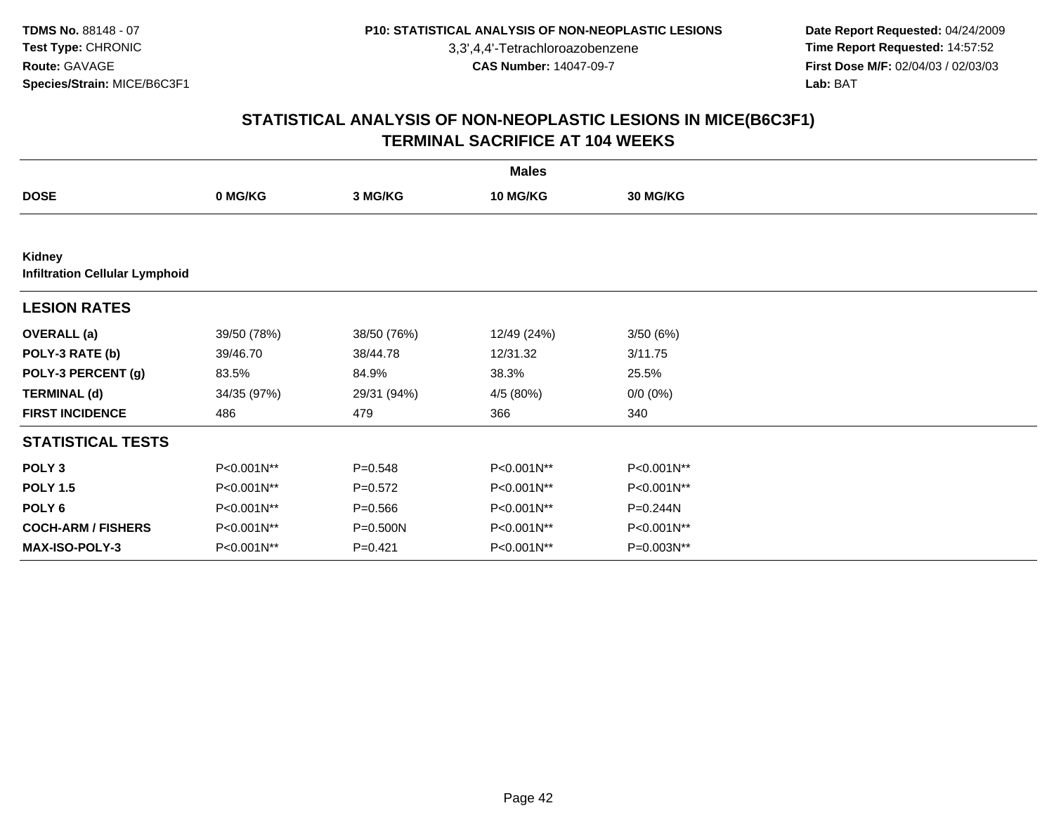TDMS No. 88148 - 07
Test Type: CHRONIC
Route: GAVAGE
Species/Strain: MICE/B6C3F1

P10: STATISTICAL ANALYSIS OF NON-NEOPLASTIC LESIONS
3,3',4,4'-Tetrachloroazobenzene
CAS Number: 14047-09-7

Date Report Requested: 04/24/2009
Time Report Requested: 14:57:52
First Dose M/F: 02/04/03 / 02/03/03
Lab: BAT

## STATISTICAL ANALYSIS OF NON-NEOPLASTIC LESIONS IN MICE(B6C3F1)
## TERMINAL SACRIFICE AT 104 WEEKS

| | Males | | | |
|---|---|---|---|---|
| **DOSE** | **0 MG/KG** | **3 MG/KG** | **10 MG/KG** | **30 MG/KG** |
| **Kidney** | | | | |
| **Infiltration Cellular Lymphoid** | | | | |
| **LESION RATES** | | | | |
| **OVERALL (a)** | 39/50 (78%) | 38/50 (76%) | 12/49 (24%) | 3/50 (6%) |
| **POLY-3 RATE (b)** | 39/46.70 | 38/44.78 | 12/31.32 | 3/11.75 |
| **POLY-3 PERCENT (g)** | 83.5% | 84.9% | 38.3% | 25.5% |
| **TERMINAL (d)** | 34/35 (97%) | 29/31 (94%) | 4/5 (80%) | 0/0 (0%) |
| **FIRST INCIDENCE** | 486 | 479 | 366 | 340 |
| **STATISTICAL TESTS** | | | | |
| **POLY 3** | P<0.001N** | P=0.548 | P<0.001N** | P<0.001N** |
| **POLY 1.5** | P<0.001N** | P=0.572 | P<0.001N** | P<0.001N** |
| **POLY 6** | P<0.001N** | P=0.566 | P<0.001N** | P=0.244N |
| **COCH-ARM / FISHERS** | P<0.001N** | P=0.500N | P<0.001N** | P<0.001N** |
| **MAX-ISO-POLY-3** | P<0.001N** | P=0.421 | P<0.001N** | P=0.003N** |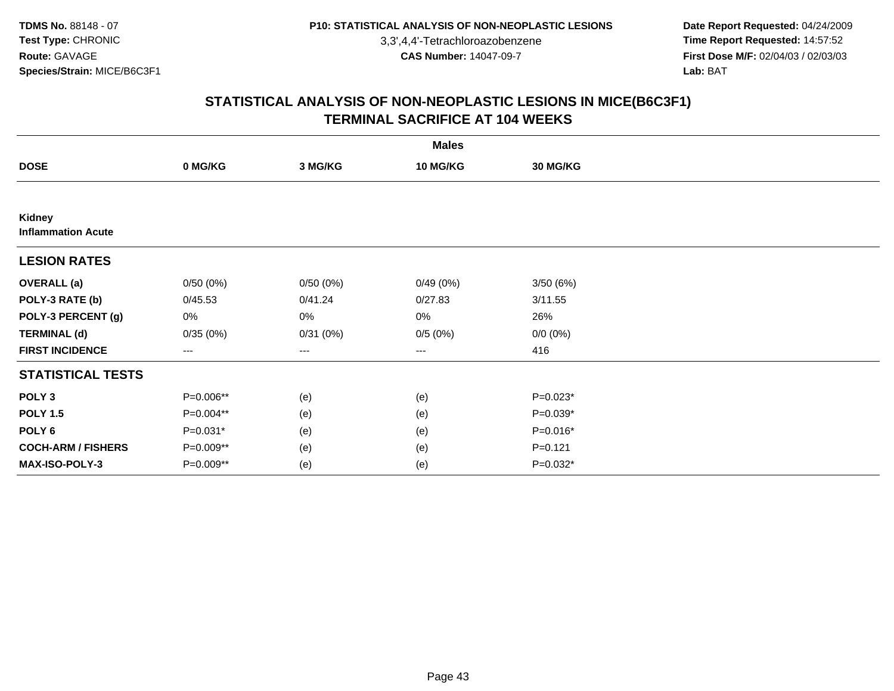TDMS No. 88148 - 07
Test Type: CHRONIC
Route: GAVAGE
Species/Strain: MICE/B6C3F1

P10: STATISTICAL ANALYSIS OF NON-NEOPLASTIC LESIONS
3,3',4,4'-Tetrachloroazobenzene
CAS Number: 14047-09-7

Date Report Requested: 04/24/2009
Time Report Requested: 14:57:52
First Dose M/F: 02/04/03 / 02/03/03
Lab: BAT

## STATISTICAL ANALYSIS OF NON-NEOPLASTIC LESIONS IN MICE(B6C3F1)
## TERMINAL SACRIFICE AT 104 WEEKS

| | Males | | | |
|---|---|---|---|---|
| **DOSE** | **0 MG/KG** | **3 MG/KG** | **10 MG/KG** | **30 MG/KG** |
| **Kidney** | | | | |
| **Inflammation Acute** | | | | |
| **LESION RATES** | | | | |
| **OVERALL (a)** | 0/50 (0%) | 0/50 (0%) | 0/49 (0%) | 3/50 (6%) |
| **POLY-3 RATE (b)** | 0/45.53 | 0/41.24 | 0/27.83 | 3/11.55 |
| **POLY-3 PERCENT (g)** | 0% | 0% | 0% | 26% |
| **TERMINAL (d)** | 0/35 (0%) | 0/31 (0%) | 0/5 (0%) | 0/0 (0%) |
| **FIRST INCIDENCE** | --- | --- | --- | 416 |
| **STATISTICAL TESTS** | | | | |
| **POLY 3** | P=0.006** | (e) | (e) | P=0.023* |
| **POLY 1.5** | P=0.004** | (e) | (e) | P=0.039* |
| **POLY 6** | P=0.031* | (e) | (e) | P=0.016* |
| **COCH-ARM / FISHERS** | P=0.009** | (e) | (e) | P=0.121 |
| **MAX-ISO-POLY-3** | P=0.009** | (e) | (e) | P=0.032* |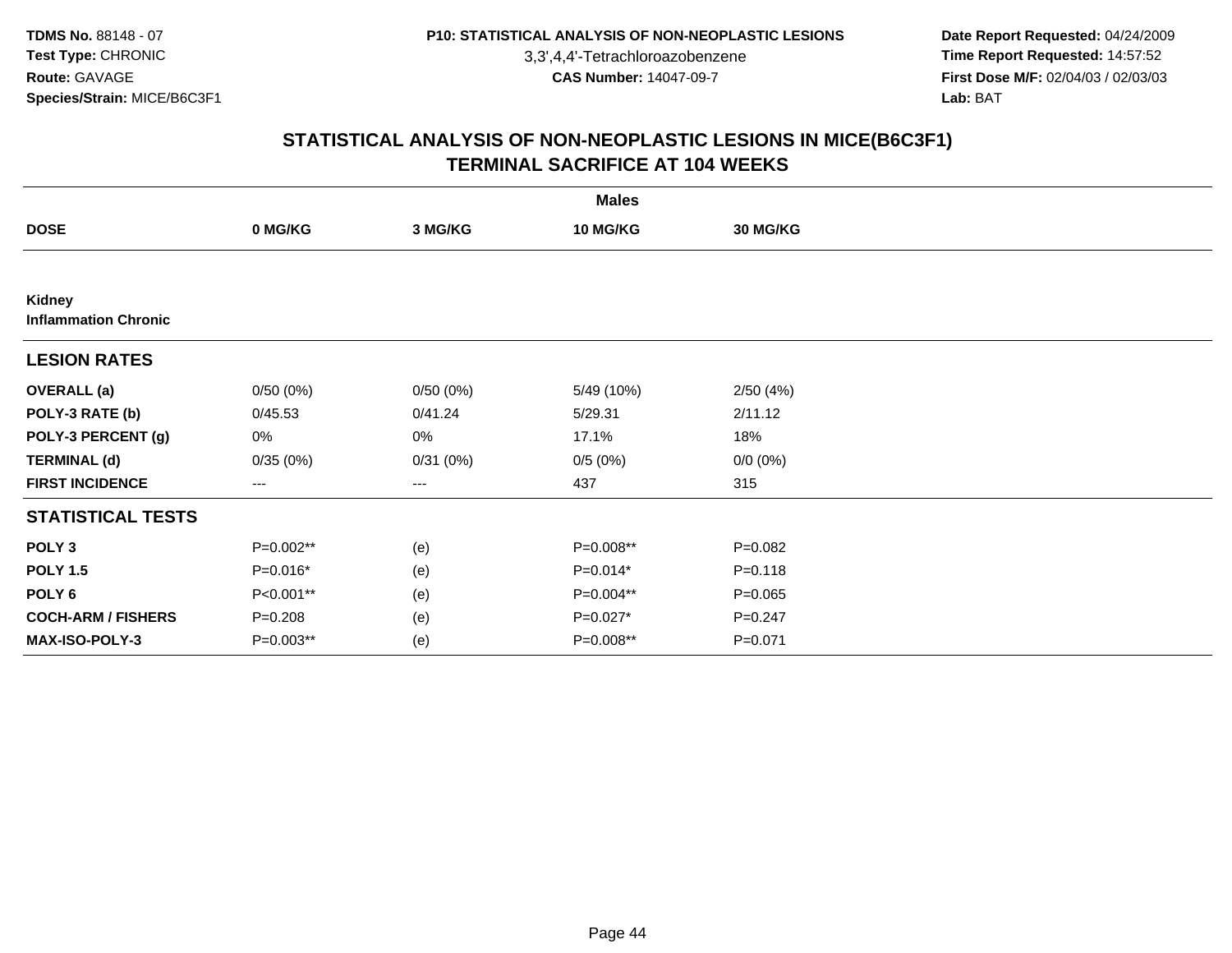**TDMS No.** 88148 - 07
**Test Type:** CHRONIC
**Route:** GAVAGE
**Species/Strain:** MICE/B6C3F1

**P10: STATISTICAL ANALYSIS OF NON-NEOPLASTIC LESIONS**
3,3',4,4'-Tetrachloroazobenzene
**CAS Number:** 14047-09-7

**Date Report Requested:** 04/24/2009
**Time Report Requested:** 14:57:52
**First Dose M/F:** 02/04/03 / 02/03/03
**Lab:** BAT

## STATISTICAL ANALYSIS OF NON-NEOPLASTIC LESIONS IN MICE(B6C3F1) TERMINAL SACRIFICE AT 104 WEEKS

| | Males | | | |
|---|---|---|---|---|
| **DOSE** | **0 MG/KG** | **3 MG/KG** | **10 MG/KG** | **30 MG/KG** |
| **Kidney** | | | | |
| **Inflammation Chronic** | | | | |
| **LESION RATES** | | | | |
| **OVERALL (a)** | 0/50 (0%) | 0/50 (0%) | 5/49 (10%) | 2/50 (4%) |
| **POLY-3 RATE (b)** | 0/45.53 | 0/41.24 | 5/29.31 | 2/11.12 |
| **POLY-3 PERCENT (g)** | 0% | 0% | 17.1% | 18% |
| **TERMINAL (d)** | 0/35 (0%) | 0/31 (0%) | 0/5 (0%) | 0/0 (0%) |
| **FIRST INCIDENCE** | --- | --- | 437 | 315 |
| **STATISTICAL TESTS** | | | | |
| **POLY 3** | P=0.002** | (e) | P=0.008** | P=0.082 |
| **POLY 1.5** | P=0.016* | (e) | P=0.014* | P=0.118 |
| **POLY 6** | P<0.001** | (e) | P=0.004** | P=0.065 |
| **COCH-ARM / FISHERS** | P=0.208 | (e) | P=0.027* | P=0.247 |
| **MAX-ISO-POLY-3** | P=0.003** | (e) | P=0.008** | P=0.071 |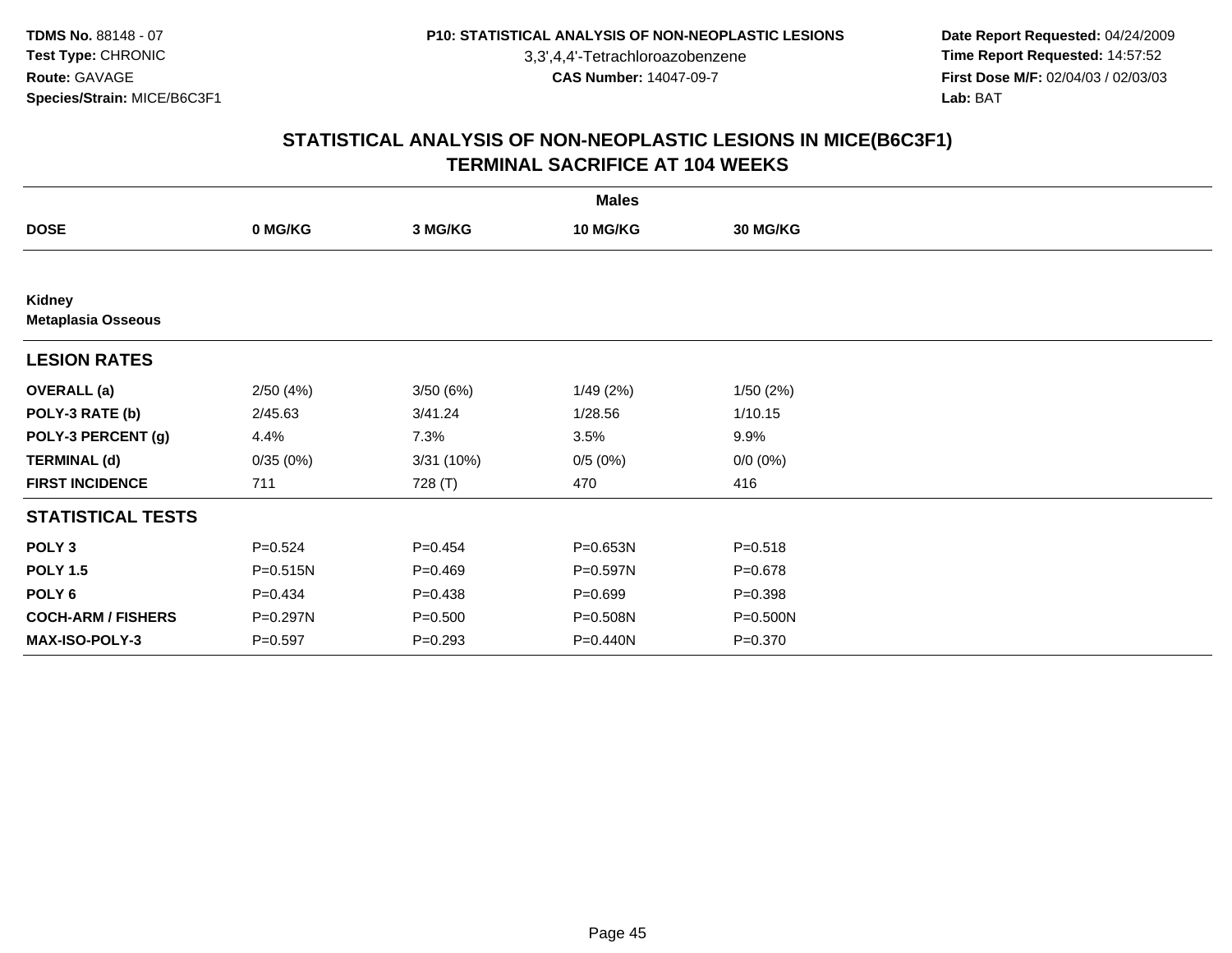TDMS No. 88148 - 07
Test Type: CHRONIC
Route: GAVAGE
Species/Strain: MICE/B6C3F1

P10: STATISTICAL ANALYSIS OF NON-NEOPLASTIC LESIONS
3,3',4,4'-Tetrachloroazobenzene
CAS Number: 14047-09-7

Date Report Requested: 04/24/2009
Time Report Requested: 14:57:52
First Dose M/F: 02/04/03 / 02/03/03
Lab: BAT

## STATISTICAL ANALYSIS OF NON-NEOPLASTIC LESIONS IN MICE(B6C3F1) TERMINAL SACRIFICE AT 104 WEEKS

| | Males | | | |
|---|---|---|---|---|
| **DOSE** | **0 MG/KG** | **3 MG/KG** | **10 MG/KG** | **30 MG/KG** |
| **Kidney** | | | | |
| **Metaplasia Osseous** | | | | |
| **LESION RATES** | | | | |
| **OVERALL (a)** | 2/50 (4%) | 3/50 (6%) | 1/49 (2%) | 1/50 (2%) |
| **POLY-3 RATE (b)** | 2/45.63 | 3/41.24 | 1/28.56 | 1/10.15 |
| **POLY-3 PERCENT (g)** | 4.4% | 7.3% | 3.5% | 9.9% |
| **TERMINAL (d)** | 0/35 (0%) | 3/31 (10%) | 0/5 (0%) | 0/0 (0%) |
| **FIRST INCIDENCE** | 711 | 728 (T) | 470 | 416 |
| **STATISTICAL TESTS** | | | | |
| **POLY 3** | P=0.524 | P=0.454 | P=0.653N | P=0.518 |
| **POLY 1.5** | P=0.515N | P=0.469 | P=0.597N | P=0.678 |
| **POLY 6** | P=0.434 | P=0.438 | P=0.699 | P=0.398 |
| **COCH-ARM / FISHERS** | P=0.297N | P=0.500 | P=0.508N | P=0.500N |
| **MAX-ISO-POLY-3** | P=0.597 | P=0.293 | P=0.440N | P=0.370 |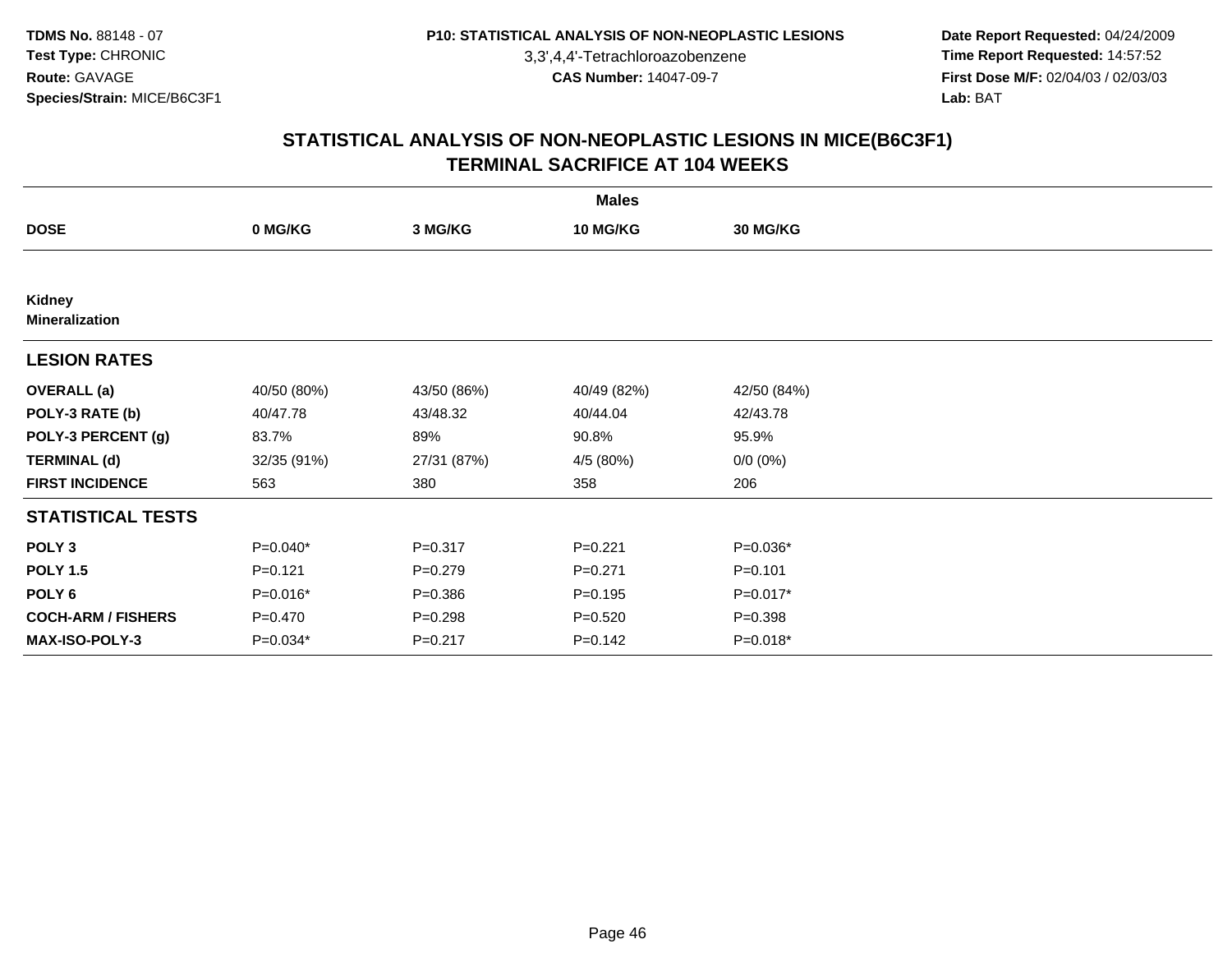TDMS No. 88148 - 07
Test Type: CHRONIC
Route: GAVAGE
Species/Strain: MICE/B6C3F1

P10: STATISTICAL ANALYSIS OF NON-NEOPLASTIC LESIONS
3,3',4,4'-Tetrachloroazobenzene
CAS Number: 14047-09-7

Date Report Requested: 04/24/2009
Time Report Requested: 14:57:52
First Dose M/F: 02/04/03 / 02/03/03
Lab: BAT

## STATISTICAL ANALYSIS OF NON-NEOPLASTIC LESIONS IN MICE(B6C3F1) TERMINAL SACRIFICE AT 104 WEEKS

| | Males | | | |
|---|---|---|---|---|
| **DOSE** | **0 MG/KG** | **3 MG/KG** | **10 MG/KG** | **30 MG/KG** |
| **Kidney** | | | | |
| **Mineralization** | | | | |
| **LESION RATES** | | | | |
| **OVERALL (a)** | 40/50 (80%) | 43/50 (86%) | 40/49 (82%) | 42/50 (84%) |
| **POLY-3 RATE (b)** | 40/47.78 | 43/48.32 | 40/44.04 | 42/43.78 |
| **POLY-3 PERCENT (g)** | 83.7% | 89% | 90.8% | 95.9% |
| **TERMINAL (d)** | 32/35 (91%) | 27/31 (87%) | 4/5 (80%) | 0/0 (0%) |
| **FIRST INCIDENCE** | 563 | 380 | 358 | 206 |
| **STATISTICAL TESTS** | | | | |
| **POLY 3** | P=0.040* | P=0.317 | P=0.221 | P=0.036* |
| **POLY 1.5** | P=0.121 | P=0.279 | P=0.271 | P=0.101 |
| **POLY 6** | P=0.016* | P=0.386 | P=0.195 | P=0.017* |
| **COCH-ARM / FISHERS** | P=0.470 | P=0.298 | P=0.520 | P=0.398 |
| **MAX-ISO-POLY-3** | P=0.034* | P=0.217 | P=0.142 | P=0.018* |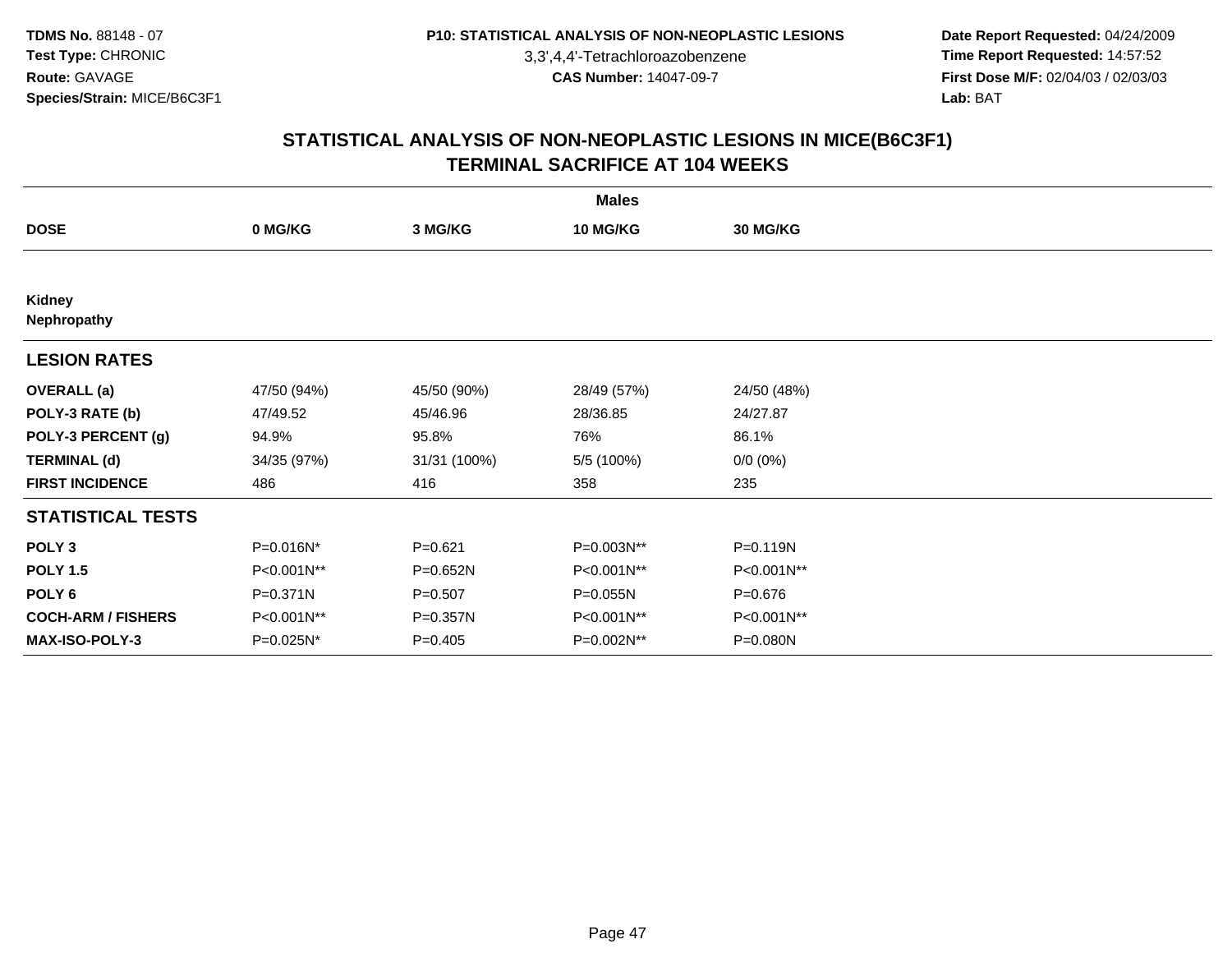TDMS No. 88148 - 07
Test Type: CHRONIC
Route: GAVAGE
Species/Strain: MICE/B6C3F1

P10: STATISTICAL ANALYSIS OF NON-NEOPLASTIC LESIONS
3,3',4,4'-Tetrachloroazobenzene
CAS Number: 14047-09-7

Date Report Requested: 04/24/2009
Time Report Requested: 14:57:52
First Dose M/F: 02/04/03 / 02/03/03
Lab: BAT

## STATISTICAL ANALYSIS OF NON-NEOPLASTIC LESIONS IN MICE(B6C3F1)
## TERMINAL SACRIFICE AT 104 WEEKS

| | Males | | | |
|---|---|---|---|---|
| **DOSE** | **0 MG/KG** | **3 MG/KG** | **10 MG/KG** | **30 MG/KG** |
| **Kidney** | | | | |
| **Nephropathy** | | | | |
| **LESION RATES** | | | | |
| **OVERALL (a)** | 47/50 (94%) | 45/50 (90%) | 28/49 (57%) | 24/50 (48%) |
| **POLY-3 RATE (b)** | 47/49.52 | 45/46.96 | 28/36.85 | 24/27.87 |
| **POLY-3 PERCENT (g)** | 94.9% | 95.8% | 76% | 86.1% |
| **TERMINAL (d)** | 34/35 (97%) | 31/31 (100%) | 5/5 (100%) | 0/0 (0%) |
| **FIRST INCIDENCE** | 486 | 416 | 358 | 235 |
| **STATISTICAL TESTS** | | | | |
| **POLY 3** | P=0.016N* | P=0.621 | P=0.003N** | P=0.119N |
| **POLY 1.5** | P<0.001N** | P=0.652N | P<0.001N** | P<0.001N** |
| **POLY 6** | P=0.371N | P=0.507 | P=0.055N | P=0.676 |
| **COCH-ARM / FISHERS** | P<0.001N** | P=0.357N | P<0.001N** | P<0.001N** |
| **MAX-ISO-POLY-3** | P=0.025N* | P=0.405 | P=0.002N** | P=0.080N |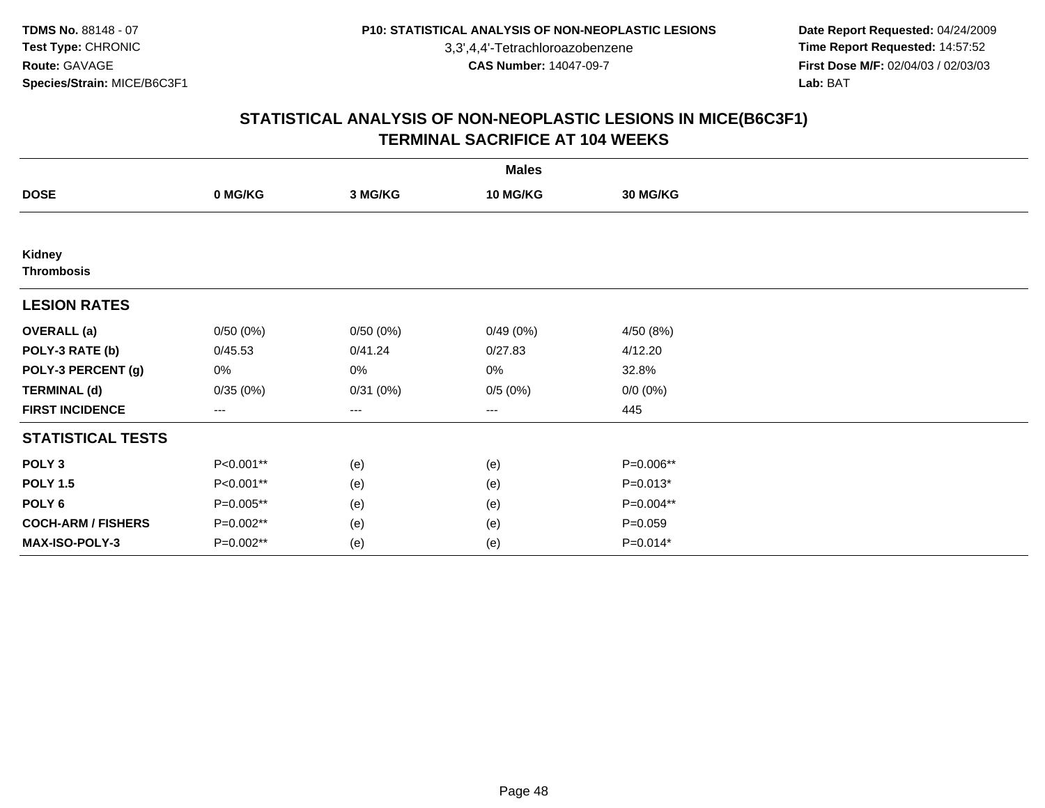**TDMS No.** 88148 - 07
**Test Type:** CHRONIC
**Route:** GAVAGE
**Species/Strain:** MICE/B6C3F1

**P10: STATISTICAL ANALYSIS OF NON-NEOPLASTIC LESIONS**
3,3',4,4'-Tetrachloroazobenzene
**CAS Number:** 14047-09-7

**Date Report Requested:** 04/24/2009
**Time Report Requested:** 14:57:52
**First Dose M/F:** 02/04/03 / 02/03/03
**Lab:** BAT

## STATISTICAL ANALYSIS OF NON-NEOPLASTIC LESIONS IN MICE(B6C3F1) TERMINAL SACRIFICE AT 104 WEEKS

| | Males | | | |
|---|---|---|---|---|
| **DOSE** | **0 MG/KG** | **3 MG/KG** | **10 MG/KG** | **30 MG/KG** |
| **Kidney** | | | | |
| **Thrombosis** | | | | |
| **LESION RATES** | | | | |
| **OVERALL (a)** | 0/50 (0%) | 0/50 (0%) | 0/49 (0%) | 4/50 (8%) |
| **POLY-3 RATE (b)** | 0/45.53 | 0/41.24 | 0/27.83 | 4/12.20 |
| **POLY-3 PERCENT (g)** | 0% | 0% | 0% | 32.8% |
| **TERMINAL (d)** | 0/35 (0%) | 0/31 (0%) | 0/5 (0%) | 0/0 (0%) |
| **FIRST INCIDENCE** | --- | --- | --- | 445 |
| **STATISTICAL TESTS** | | | | |
| **POLY 3** | P<0.001** | (e) | (e) | P=0.006** |
| **POLY 1.5** | P<0.001** | (e) | (e) | P=0.013* |
| **POLY 6** | P=0.005** | (e) | (e) | P=0.004** |
| **COCH-ARM / FISHERS** | P=0.002** | (e) | (e) | P=0.059 |
| **MAX-ISO-POLY-3** | P=0.002** | (e) | (e) | P=0.014* |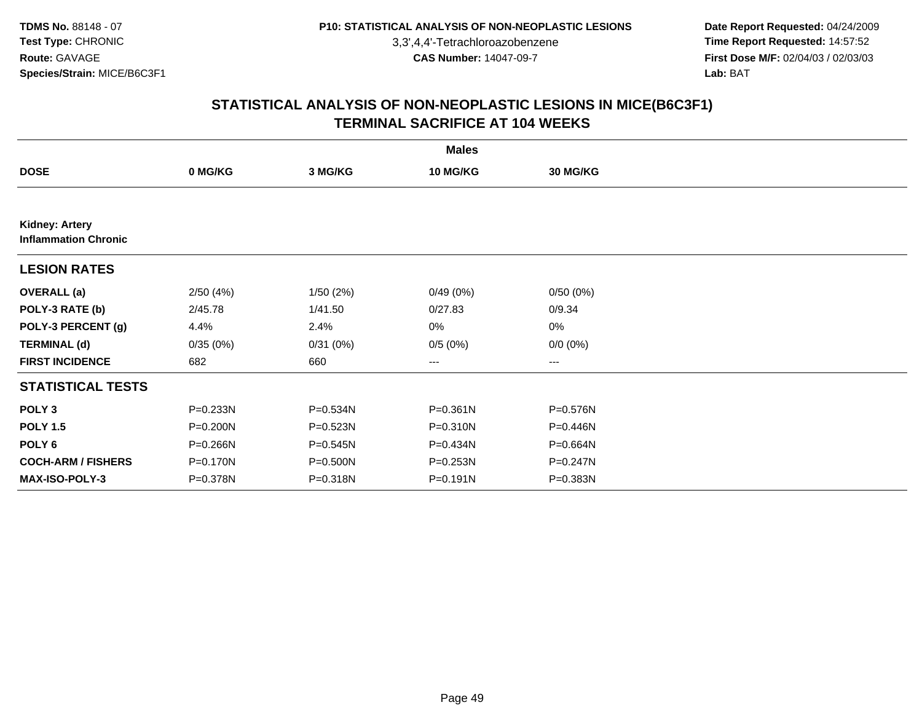**TDMS No.** 88148 - 07
**Test Type:** CHRONIC
**Route:** GAVAGE
**Species/Strain:** MICE/B6C3F1

**P10: STATISTICAL ANALYSIS OF NON-NEOPLASTIC LESIONS**
3,3',4,4'-Tetrachloroazobenzene
**CAS Number:** 14047-09-7

**Date Report Requested:** 04/24/2009
**Time Report Requested:** 14:57:52
**First Dose M/F:** 02/04/03 / 02/03/03
**Lab:** BAT

## STATISTICAL ANALYSIS OF NON-NEOPLASTIC LESIONS IN MICE(B6C3F1)
## TERMINAL SACRIFICE AT 104 WEEKS

| | Males | | | |
|---|---|---|---|---|
| **DOSE** | **0 MG/KG** | **3 MG/KG** | **10 MG/KG** | **30 MG/KG** |
| **Kidney: Artery** | | | | |
| **Inflammation Chronic** | | | | |
| **LESION RATES** | | | | |
| **OVERALL (a)** | 2/50 (4%) | 1/50 (2%) | 0/49 (0%) | 0/50 (0%) |
| **POLY-3 RATE (b)** | 2/45.78 | 1/41.50 | 0/27.83 | 0/9.34 |
| **POLY-3 PERCENT (g)** | 4.4% | 2.4% | 0% | 0% |
| **TERMINAL (d)** | 0/35 (0%) | 0/31 (0%) | 0/5 (0%) | 0/0 (0%) |
| **FIRST INCIDENCE** | 682 | 660 | --- | --- |
| **STATISTICAL TESTS** | | | | |
| **POLY 3** | P=0.233N | P=0.534N | P=0.361N | P=0.576N |
| **POLY 1.5** | P=0.200N | P=0.523N | P=0.310N | P=0.446N |
| **POLY 6** | P=0.266N | P=0.545N | P=0.434N | P=0.664N |
| **COCH-ARM / FISHERS** | P=0.170N | P=0.500N | P=0.253N | P=0.247N |
| **MAX-ISO-POLY-3** | P=0.378N | P=0.318N | P=0.191N | P=0.383N |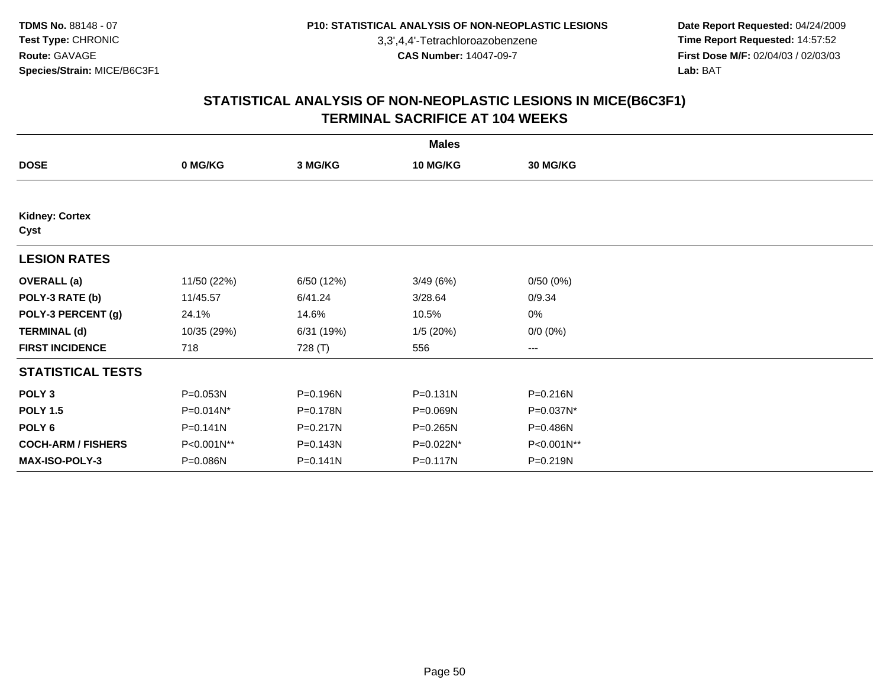**TDMS No.** 88148 - 07
**Test Type:** CHRONIC
**Route:** GAVAGE
**Species/Strain:** MICE/B6C3F1

**P10: STATISTICAL ANALYSIS OF NON-NEOPLASTIC LESIONS**
3,3',4,4'-Tetrachloroazobenzene
**CAS Number:** 14047-09-7

**Date Report Requested:** 04/24/2009
**Time Report Requested:** 14:57:52
**First Dose M/F:** 02/04/03 / 02/03/03
**Lab:** BAT

## STATISTICAL ANALYSIS OF NON-NEOPLASTIC LESIONS IN MICE(B6C3F1) TERMINAL SACRIFICE AT 104 WEEKS

| | Males | | | |
|---|---|---|---|---|
| **DOSE** | **0 MG/KG** | **3 MG/KG** | **10 MG/KG** | **30 MG/KG** |
| **Kidney: Cortex** | | | | |
| **Cyst** | | | | |
| **LESION RATES** | | | | |
| **OVERALL (a)** | 11/50 (22%) | 6/50 (12%) | 3/49 (6%) | 0/50 (0%) |
| **POLY-3 RATE (b)** | 11/45.57 | 6/41.24 | 3/28.64 | 0/9.34 |
| **POLY-3 PERCENT (g)** | 24.1% | 14.6% | 10.5% | 0% |
| **TERMINAL (d)** | 10/35 (29%) | 6/31 (19%) | 1/5 (20%) | 0/0 (0%) |
| **FIRST INCIDENCE** | 718 | 728 (T) | 556 | --- |
| **STATISTICAL TESTS** | | | | |
| **POLY 3** | P=0.053N | P=0.196N | P=0.131N | P=0.216N |
| **POLY 1.5** | P=0.014N* | P=0.178N | P=0.069N | P=0.037N* |
| **POLY 6** | P=0.141N | P=0.217N | P=0.265N | P=0.486N |
| **COCH-ARM / FISHERS** | P<0.001N** | P=0.143N | P=0.022N* | P<0.001N** |
| **MAX-ISO-POLY-3** | P=0.086N | P=0.141N | P=0.117N | P=0.219N |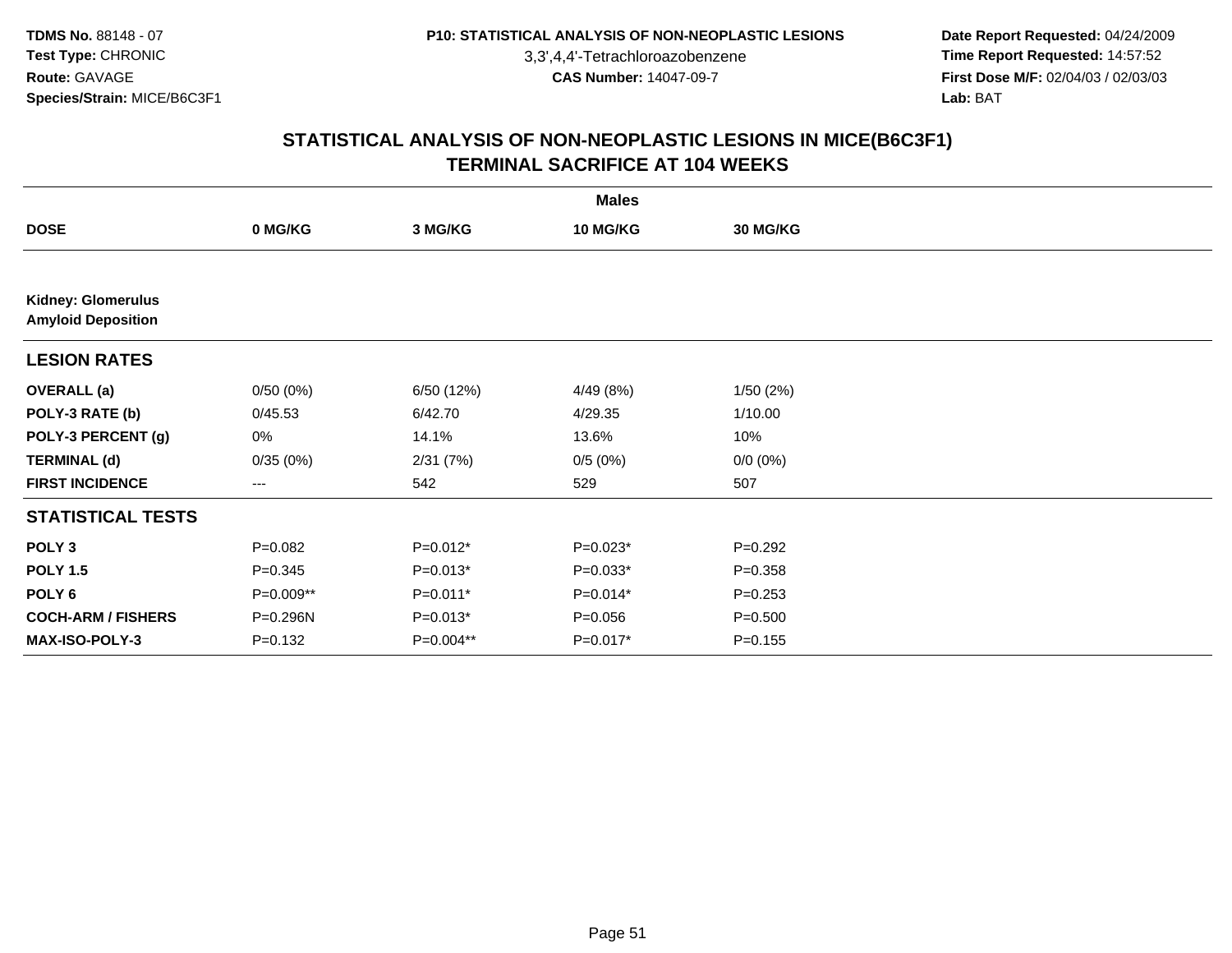TDMS No. 88148 - 07
Test Type: CHRONIC
Route: GAVAGE
Species/Strain: MICE/B6C3F1

P10: STATISTICAL ANALYSIS OF NON-NEOPLASTIC LESIONS
3,3',4,4'-Tetrachloroazobenzene
CAS Number: 14047-09-7

Date Report Requested: 04/24/2009
Time Report Requested: 14:57:52
First Dose M/F: 02/04/03 / 02/03/03
Lab: BAT

## STATISTICAL ANALYSIS OF NON-NEOPLASTIC LESIONS IN MICE(B6C3F1) TERMINAL SACRIFICE AT 104 WEEKS

| | Males | | | |
|---|---|---|---|---|
| **DOSE** | **0 MG/KG** | **3 MG/KG** | **10 MG/KG** | **30 MG/KG** |
| **Kidney: Glomerulus Amyloid Deposition** | | | | |
| **LESION RATES** | | | | |
| **OVERALL (a)** | 0/50 (0%) | 6/50 (12%) | 4/49 (8%) | 1/50 (2%) |
| **POLY-3 RATE (b)** | 0/45.53 | 6/42.70 | 4/29.35 | 1/10.00 |
| **POLY-3 PERCENT (g)** | 0% | 14.1% | 13.6% | 10% |
| **TERMINAL (d)** | 0/35 (0%) | 2/31 (7%) | 0/5 (0%) | 0/0 (0%) |
| **FIRST INCIDENCE** | --- | 542 | 529 | 507 |
| **STATISTICAL TESTS** | | | | |
| **POLY 3** | P=0.082 | P=0.012* | P=0.023* | P=0.292 |
| **POLY 1.5** | P=0.345 | P=0.013* | P=0.033* | P=0.358 |
| **POLY 6** | P=0.009** | P=0.011* | P=0.014* | P=0.253 |
| **COCH-ARM / FISHERS** | P=0.296N | P=0.013* | P=0.056 | P=0.500 |
| **MAX-ISO-POLY-3** | P=0.132 | P=0.004** | P=0.017* | P=0.155 |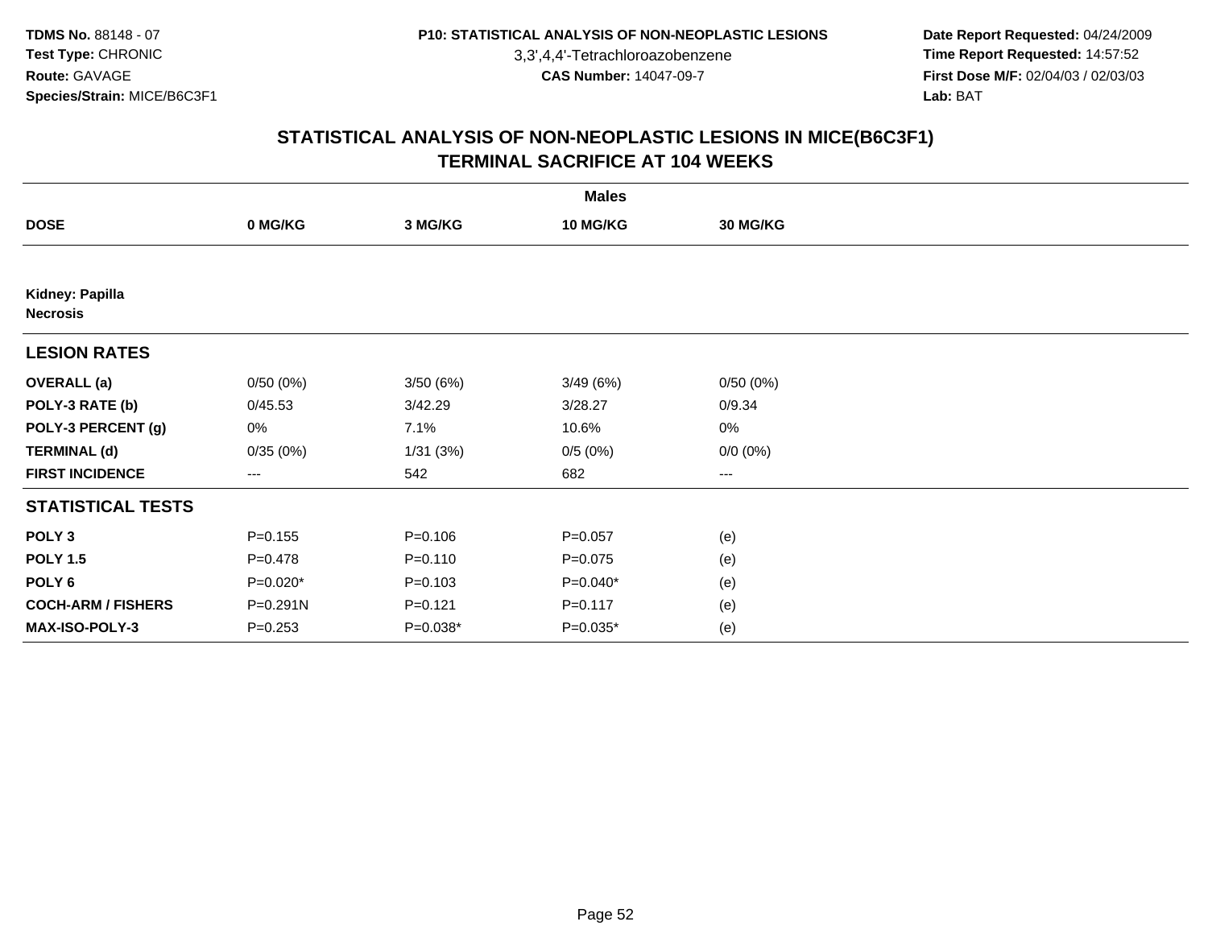TDMS No. 88148 - 07
Test Type: CHRONIC
Route: GAVAGE
Species/Strain: MICE/B6C3F1

P10: STATISTICAL ANALYSIS OF NON-NEOPLASTIC LESIONS
3,3',4,4'-Tetrachloroazobenzene
CAS Number: 14047-09-7

Date Report Requested: 04/24/2009
Time Report Requested: 14:57:52
First Dose M/F: 02/04/03 / 02/03/03
Lab: BAT

## STATISTICAL ANALYSIS OF NON-NEOPLASTIC LESIONS IN MICE(B6C3F1)
## TERMINAL SACRIFICE AT 104 WEEKS

| | Males | | | |
|---|---|---|---|---|
| **DOSE** | **0 MG/KG** | **3 MG/KG** | **10 MG/KG** | **30 MG/KG** |
| **Kidney: Papilla** | | | | |
| **Necrosis** | | | | |
| **LESION RATES** | | | | |
| **OVERALL (a)** | 0/50 (0%) | 3/50 (6%) | 3/49 (6%) | 0/50 (0%) |
| **POLY-3 RATE (b)** | 0/45.53 | 3/42.29 | 3/28.27 | 0/9.34 |
| **POLY-3 PERCENT (g)** | 0% | 7.1% | 10.6% | 0% |
| **TERMINAL (d)** | 0/35 (0%) | 1/31 (3%) | 0/5 (0%) | 0/0 (0%) |
| **FIRST INCIDENCE** | --- | 542 | 682 | --- |
| **STATISTICAL TESTS** | | | | |
| **POLY 3** | P=0.155 | P=0.106 | P=0.057 | (e) |
| **POLY 1.5** | P=0.478 | P=0.110 | P=0.075 | (e) |
| **POLY 6** | P=0.020* | P=0.103 | P=0.040* | (e) |
| **COCH-ARM / FISHERS** | P=0.291N | P=0.121 | P=0.117 | (e) |
| **MAX-ISO-POLY-3** | P=0.253 | P=0.038* | P=0.035* | (e) |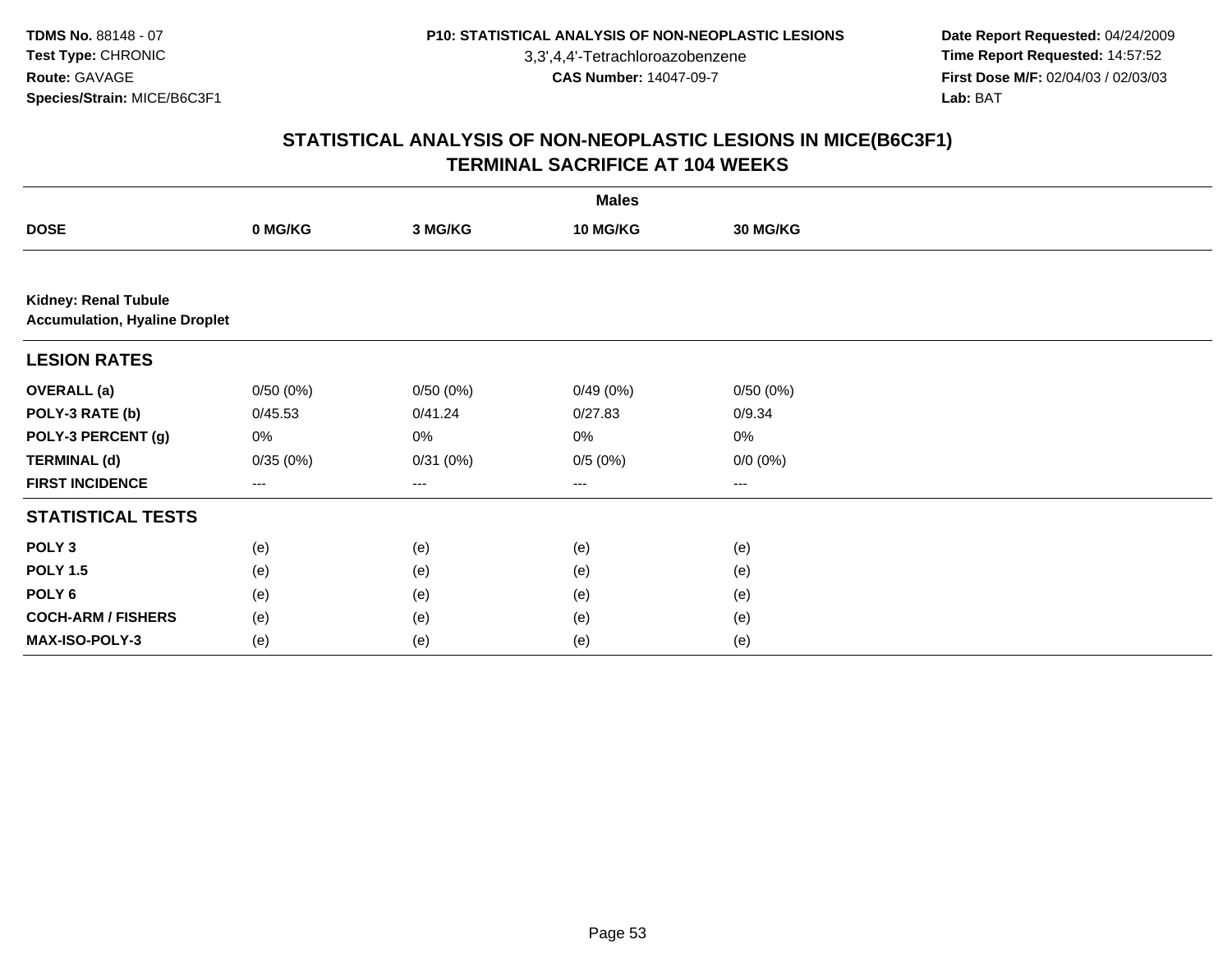**TDMS No.** 88148 - 07
**Test Type:** CHRONIC
**Route:** GAVAGE
**Species/Strain:** MICE/B6C3F1

**P10: STATISTICAL ANALYSIS OF NON-NEOPLASTIC LESIONS**
3,3',4,4'-Tetrachloroazobenzene
**CAS Number:** 14047-09-7

**Date Report Requested:** 04/24/2009
**Time Report Requested:** 14:57:52
**First Dose M/F:** 02/04/03 / 02/03/03
**Lab:** BAT

## STATISTICAL ANALYSIS OF NON-NEOPLASTIC LESIONS IN MICE(B6C3F1)
## TERMINAL SACRIFICE AT 104 WEEKS

| | Males | | | |
|---|---|---|---|---|
| **DOSE** | **0 MG/KG** | **3 MG/KG** | **10 MG/KG** | **30 MG/KG** |
| **Kidney: Renal Tubule** | | | | |
| **Accumulation, Hyaline Droplet** | | | | |
| **LESION RATES** | | | | |
| **OVERALL (a)** | 0/50 (0%) | 0/50 (0%) | 0/49 (0%) | 0/50 (0%) |
| **POLY-3 RATE (b)** | 0/45.53 | 0/41.24 | 0/27.83 | 0/9.34 |
| **POLY-3 PERCENT (g)** | 0% | 0% | 0% | 0% |
| **TERMINAL (d)** | 0/35 (0%) | 0/31 (0%) | 0/5 (0%) | 0/0 (0%) |
| **FIRST INCIDENCE** | --- | --- | --- | --- |
| **STATISTICAL TESTS** | | | | |
| **POLY 3** | (e) | (e) | (e) | (e) |
| **POLY 1.5** | (e) | (e) | (e) | (e) |
| **POLY 6** | (e) | (e) | (e) | (e) |
| **COCH-ARM / FISHERS** | (e) | (e) | (e) | (e) |
| **MAX-ISO-POLY-3** | (e) | (e) | (e) | (e) |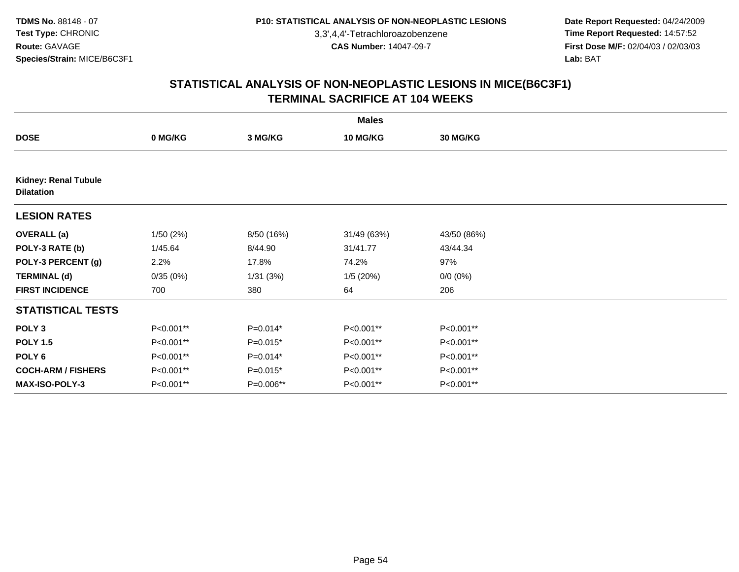TDMS No. 88148 - 07
Test Type: CHRONIC
Route: GAVAGE
Species/Strain: MICE/B6C3F1

P10: STATISTICAL ANALYSIS OF NON-NEOPLASTIC LESIONS
3,3',4,4'-Tetrachloroazobenzene
CAS Number: 14047-09-7

Date Report Requested: 04/24/2009
Time Report Requested: 14:57:52
First Dose M/F: 02/04/03 / 02/03/03
Lab: BAT

## STATISTICAL ANALYSIS OF NON-NEOPLASTIC LESIONS IN MICE(B6C3F1)
## TERMINAL SACRIFICE AT 104 WEEKS

| | Males | | | |
|---|---|---|---|---|
| **DOSE** | **0 MG/KG** | **3 MG/KG** | **10 MG/KG** | **30 MG/KG** |
| **Kidney: Renal Tubule Dilatation** | | | | |
| **LESION RATES** | | | | |
| **OVERALL (a)** | 1/50 (2%) | 8/50 (16%) | 31/49 (63%) | 43/50 (86%) |
| **POLY-3 RATE (b)** | 1/45.64 | 8/44.90 | 31/41.77 | 43/44.34 |
| **POLY-3 PERCENT (g)** | 2.2% | 17.8% | 74.2% | 97% |
| **TERMINAL (d)** | 0/35 (0%) | 1/31 (3%) | 1/5 (20%) | 0/0 (0%) |
| **FIRST INCIDENCE** | 700 | 380 | 64 | 206 |
| **STATISTICAL TESTS** | | | | |
| **POLY 3** | P<0.001** | P=0.014* | P<0.001** | P<0.001** |
| **POLY 1.5** | P<0.001** | P=0.015* | P<0.001** | P<0.001** |
| **POLY 6** | P<0.001** | P=0.014* | P<0.001** | P<0.001** |
| **COCH-ARM / FISHERS** | P<0.001** | P=0.015* | P<0.001** | P<0.001** |
| **MAX-ISO-POLY-3** | P<0.001** | P=0.006** | P<0.001** | P<0.001** |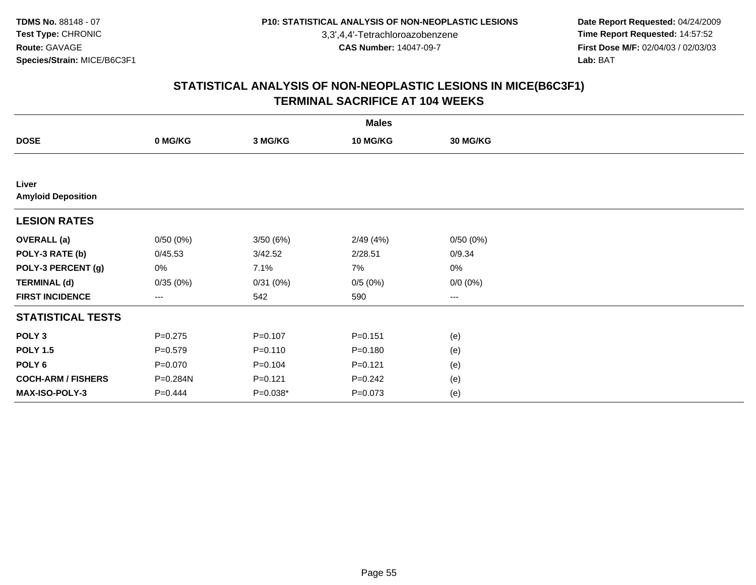TDMS No. 88148 - 07
Test Type: CHRONIC
Route: GAVAGE
Species/Strain: MICE/B6C3F1

P10: STATISTICAL ANALYSIS OF NON-NEOPLASTIC LESIONS
3,3',4,4'-Tetrachloroazobenzene
CAS Number: 14047-09-7

Date Report Requested: 04/24/2009
Time Report Requested: 14:57:52
First Dose M/F: 02/04/03 / 02/03/03
Lab: BAT

## STATISTICAL ANALYSIS OF NON-NEOPLASTIC LESIONS IN MICE(B6C3F1)
## TERMINAL SACRIFICE AT 104 WEEKS

| | Males | | | |
|---|---|---|---|---|
| **DOSE** | **0 MG/KG** | **3 MG/KG** | **10 MG/KG** | **30 MG/KG** |
| **Liver** | | | | |
| **Amyloid Deposition** | | | | |
| **LESION RATES** | | | | |
| **OVERALL (a)** | 0/50 (0%) | 3/50 (6%) | 2/49 (4%) | 0/50 (0%) |
| **POLY-3 RATE (b)** | 0/45.53 | 3/42.52 | 2/28.51 | 0/9.34 |
| **POLY-3 PERCENT (g)** | 0% | 7.1% | 7% | 0% |
| **TERMINAL (d)** | 0/35 (0%) | 0/31 (0%) | 0/5 (0%) | 0/0 (0%) |
| **FIRST INCIDENCE** | --- | 542 | 590 | --- |
| **STATISTICAL TESTS** | | | | |
| **POLY 3** | P=0.275 | P=0.107 | P=0.151 | (e) |
| **POLY 1.5** | P=0.579 | P=0.110 | P=0.180 | (e) |
| **POLY 6** | P=0.070 | P=0.104 | P=0.121 | (e) |
| **COCH-ARM / FISHERS** | P=0.284N | P=0.121 | P=0.242 | (e) |
| **MAX-ISO-POLY-3** | P=0.444 | P=0.038* | P=0.073 | (e) |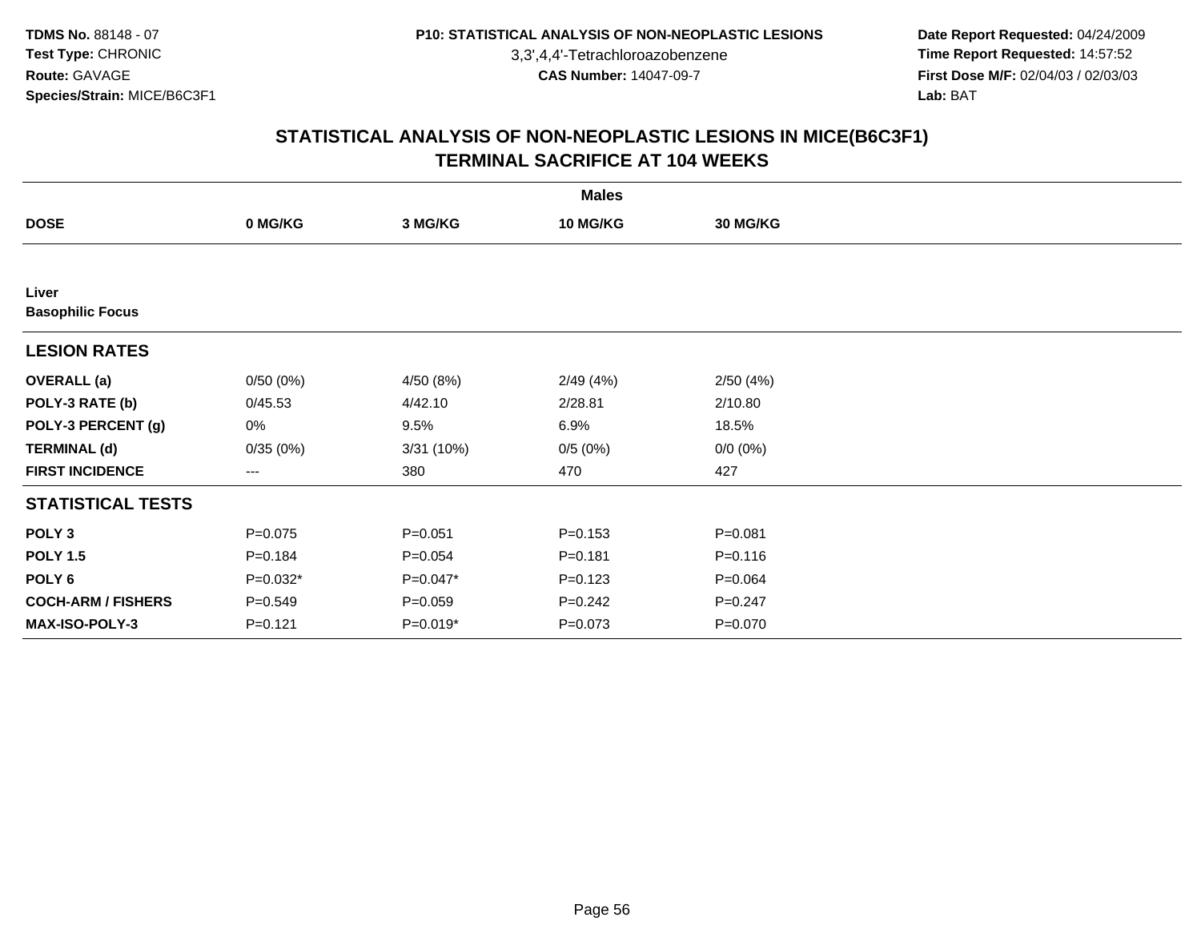**TDMS No.** 88148 - 07
**Test Type:** CHRONIC
**Route:** GAVAGE
**Species/Strain:** MICE/B6C3F1

**P10: STATISTICAL ANALYSIS OF NON-NEOPLASTIC LESIONS**
3,3',4,4'-Tetrachloroazobenzene
**CAS Number:** 14047-09-7

**Date Report Requested:** 04/24/2009
**Time Report Requested:** 14:57:52
**First Dose M/F:** 02/04/03 / 02/03/03
**Lab:** BAT

## STATISTICAL ANALYSIS OF NON-NEOPLASTIC LESIONS IN MICE(B6C3F1)
## TERMINAL SACRIFICE AT 104 WEEKS

| | Males | | | |
|---|---|---|---|---|
| **DOSE** | **0 MG/KG** | **3 MG/KG** | **10 MG/KG** | **30 MG/KG** |
| **Liver** | | | | |
| **Basophilic Focus** | | | | |
| **LESION RATES** | | | | |
| **OVERALL (a)** | 0/50 (0%) | 4/50 (8%) | 2/49 (4%) | 2/50 (4%) |
| **POLY-3 RATE (b)** | 0/45.53 | 4/42.10 | 2/28.81 | 2/10.80 |
| **POLY-3 PERCENT (g)** | 0% | 9.5% | 6.9% | 18.5% |
| **TERMINAL (d)** | 0/35 (0%) | 3/31 (10%) | 0/5 (0%) | 0/0 (0%) |
| **FIRST INCIDENCE** | --- | 380 | 470 | 427 |
| **STATISTICAL TESTS** | | | | |
| **POLY 3** | P=0.075 | P=0.051 | P=0.153 | P=0.081 |
| **POLY 1.5** | P=0.184 | P=0.054 | P=0.181 | P=0.116 |
| **POLY 6** | P=0.032* | P=0.047* | P=0.123 | P=0.064 |
| **COCH-ARM / FISHERS** | P=0.549 | P=0.059 | P=0.242 | P=0.247 |
| **MAX-ISO-POLY-3** | P=0.121 | P=0.019* | P=0.073 | P=0.070 |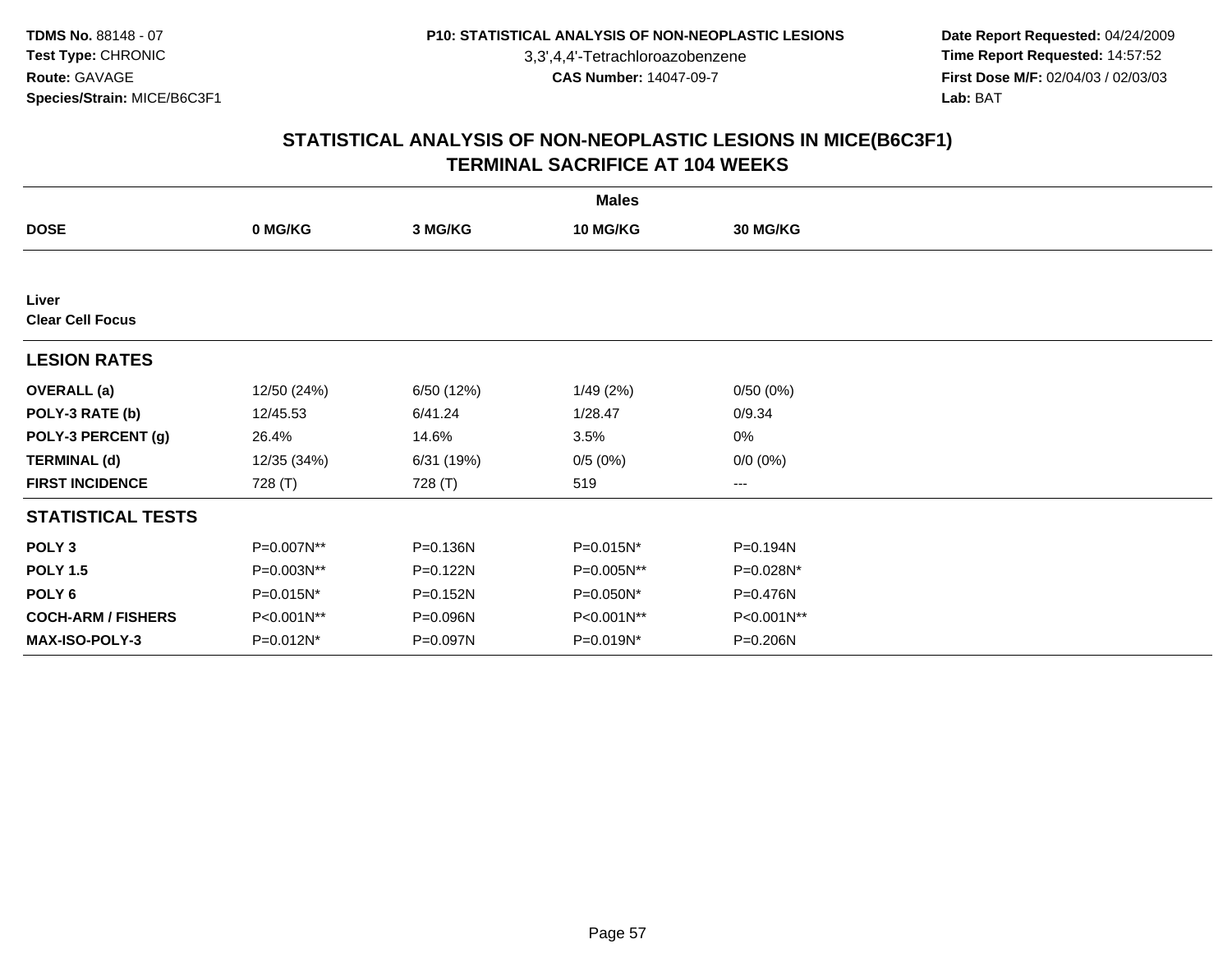TDMS No. 88148 - 07
Test Type: CHRONIC
Route: GAVAGE
Species/Strain: MICE/B6C3F1

P10: STATISTICAL ANALYSIS OF NON-NEOPLASTIC LESIONS
3,3',4,4'-Tetrachloroazobenzene
CAS Number: 14047-09-7

Date Report Requested: 04/24/2009
Time Report Requested: 14:57:52
First Dose M/F: 02/04/03 / 02/03/03
Lab: BAT

## STATISTICAL ANALYSIS OF NON-NEOPLASTIC LESIONS IN MICE(B6C3F1)
## TERMINAL SACRIFICE AT 104 WEEKS

| | Males | | | |
|---|---|---|---|---|
| **DOSE** | **0 MG/KG** | **3 MG/KG** | **10 MG/KG** | **30 MG/KG** |
| **Liver** | | | | |
| **Clear Cell Focus** | | | | |
| **LESION RATES** | | | | |
| **OVERALL (a)** | 12/50 (24%) | 6/50 (12%) | 1/49 (2%) | 0/50 (0%) |
| **POLY-3 RATE (b)** | 12/45.53 | 6/41.24 | 1/28.47 | 0/9.34 |
| **POLY-3 PERCENT (g)** | 26.4% | 14.6% | 3.5% | 0% |
| **TERMINAL (d)** | 12/35 (34%) | 6/31 (19%) | 0/5 (0%) | 0/0 (0%) |
| **FIRST INCIDENCE** | 728 (T) | 728 (T) | 519 | --- |
| **STATISTICAL TESTS** | | | | |
| **POLY 3** | P=0.007N** | P=0.136N | P=0.015N* | P=0.194N |
| **POLY 1.5** | P=0.003N** | P=0.122N | P=0.005N** | P=0.028N* |
| **POLY 6** | P=0.015N* | P=0.152N | P=0.050N* | P=0.476N |
| **COCH-ARM / FISHERS** | P<0.001N** | P=0.096N | P<0.001N** | P<0.001N** |
| **MAX-ISO-POLY-3** | P=0.012N* | P=0.097N | P=0.019N* | P=0.206N |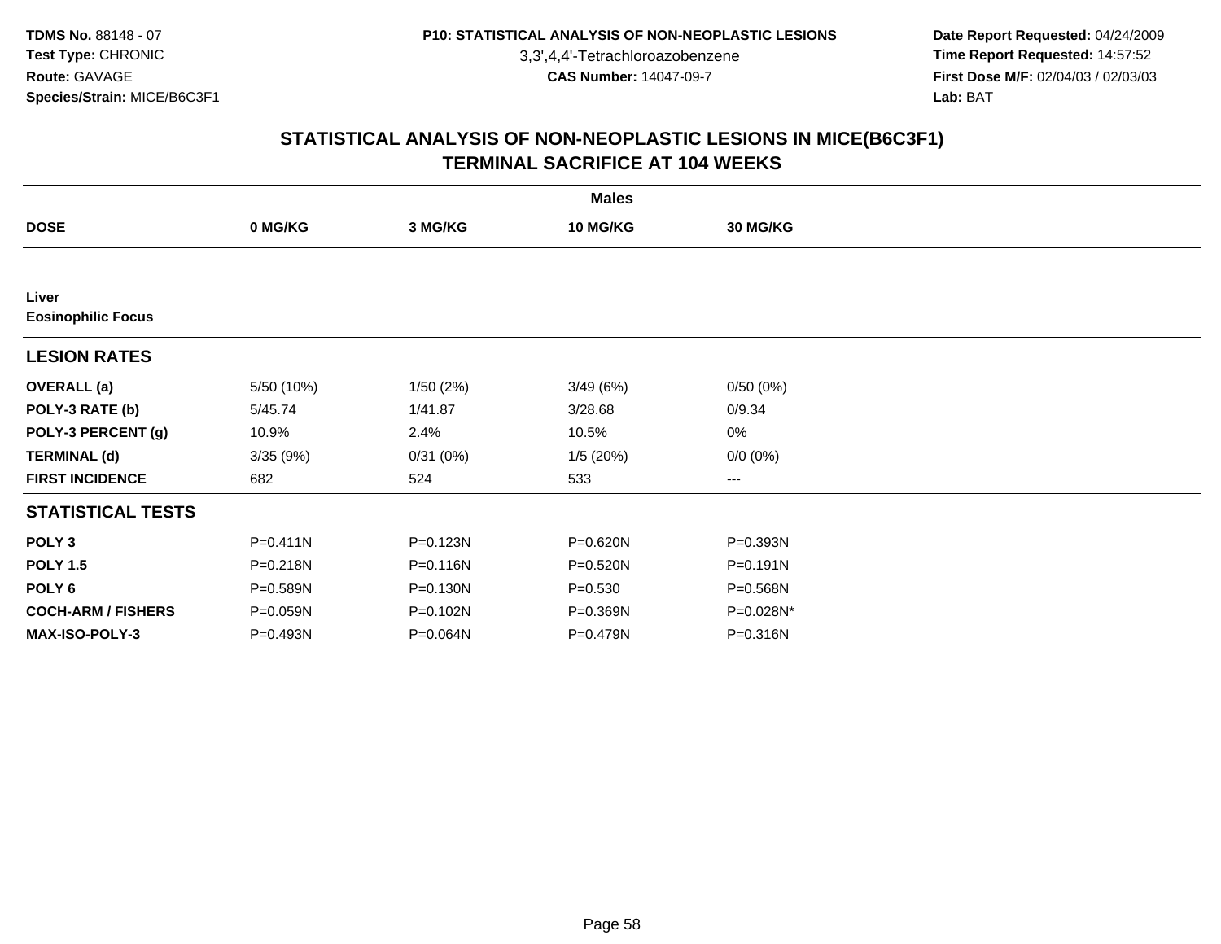TDMS No. 88148 - 07
Test Type: CHRONIC
Route: GAVAGE
Species/Strain: MICE/B6C3F1

P10: STATISTICAL ANALYSIS OF NON-NEOPLASTIC LESIONS
3,3',4,4'-Tetrachloroazobenzene
CAS Number: 14047-09-7

Date Report Requested: 04/24/2009
Time Report Requested: 14:57:52
First Dose M/F: 02/04/03 / 02/03/03
Lab: BAT

## STATISTICAL ANALYSIS OF NON-NEOPLASTIC LESIONS IN MICE(B6C3F1) TERMINAL SACRIFICE AT 104 WEEKS

| | Males | | | |
|---|---|---|---|---|
| **DOSE** | **0 MG/KG** | **3 MG/KG** | **10 MG/KG** | **30 MG/KG** |
| **Liver** | | | | |
| **Eosinophilic Focus** | | | | |
| **LESION RATES** | | | | |
| **OVERALL (a)** | 5/50 (10%) | 1/50 (2%) | 3/49 (6%) | 0/50 (0%) |
| **POLY-3 RATE (b)** | 5/45.74 | 1/41.87 | 3/28.68 | 0/9.34 |
| **POLY-3 PERCENT (g)** | 10.9% | 2.4% | 10.5% | 0% |
| **TERMINAL (d)** | 3/35 (9%) | 0/31 (0%) | 1/5 (20%) | 0/0 (0%) |
| **FIRST INCIDENCE** | 682 | 524 | 533 | --- |
| **STATISTICAL TESTS** | | | | |
| **POLY 3** | P=0.411N | P=0.123N | P=0.620N | P=0.393N |
| **POLY 1.5** | P=0.218N | P=0.116N | P=0.520N | P=0.191N |
| **POLY 6** | P=0.589N | P=0.130N | P=0.530 | P=0.568N |
| **COCH-ARM / FISHERS** | P=0.059N | P=0.102N | P=0.369N | P=0.028N* |
| **MAX-ISO-POLY-3** | P=0.493N | P=0.064N | P=0.479N | P=0.316N |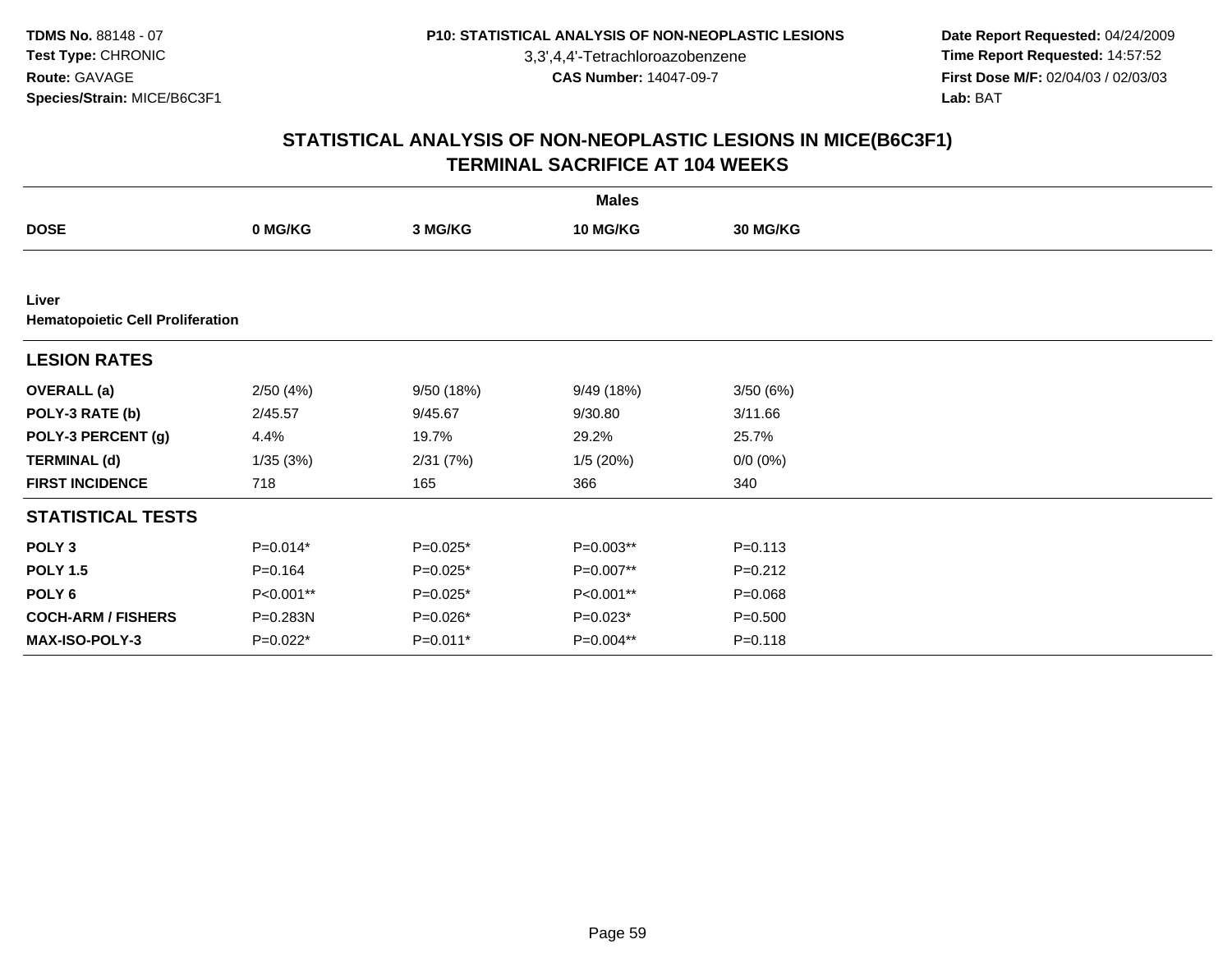TDMS No. 88148 - 07
Test Type: CHRONIC
Route: GAVAGE
Species/Strain: MICE/B6C3F1

P10: STATISTICAL ANALYSIS OF NON-NEOPLASTIC LESIONS
3,3',4,4'-Tetrachloroazobenzene
CAS Number: 14047-09-7

Date Report Requested: 04/24/2009
Time Report Requested: 14:57:52
First Dose M/F: 02/04/03 / 02/03/03
Lab: BAT

## STATISTICAL ANALYSIS OF NON-NEOPLASTIC LESIONS IN MICE(B6C3F1)
## TERMINAL SACRIFICE AT 104 WEEKS

| | Males | | | |
|---|---|---|---|---|
| **DOSE** | **0 MG/KG** | **3 MG/KG** | **10 MG/KG** | **30 MG/KG** |
| **Liver** | | | | |
| **Hematopoietic Cell Proliferation** | | | | |
| **LESION RATES** | | | | |
| **OVERALL (a)** | 2/50 (4%) | 9/50 (18%) | 9/49 (18%) | 3/50 (6%) |
| **POLY-3 RATE (b)** | 2/45.57 | 9/45.67 | 9/30.80 | 3/11.66 |
| **POLY-3 PERCENT (g)** | 4.4% | 19.7% | 29.2% | 25.7% |
| **TERMINAL (d)** | 1/35 (3%) | 2/31 (7%) | 1/5 (20%) | 0/0 (0%) |
| **FIRST INCIDENCE** | 718 | 165 | 366 | 340 |
| **STATISTICAL TESTS** | | | | |
| **POLY 3** | P=0.014* | P=0.025* | P=0.003** | P=0.113 |
| **POLY 1.5** | P=0.164 | P=0.025* | P=0.007** | P=0.212 |
| **POLY 6** | P<0.001** | P=0.025* | P<0.001** | P=0.068 |
| **COCH-ARM / FISHERS** | P=0.283N | P=0.026* | P=0.023* | P=0.500 |
| **MAX-ISO-POLY-3** | P=0.022* | P=0.011* | P=0.004** | P=0.118 |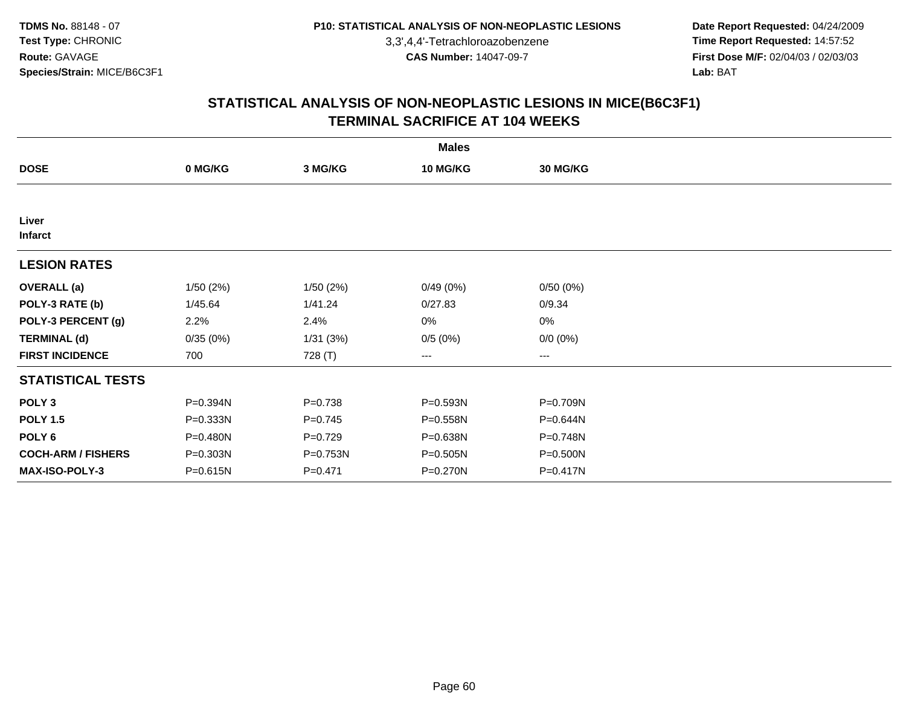**TDMS No.** 88148 - 07
**Test Type:** CHRONIC
**Route:** GAVAGE
**Species/Strain:** MICE/B6C3F1

**P10: STATISTICAL ANALYSIS OF NON-NEOPLASTIC LESIONS**
3,3',4,4'-Tetrachloroazobenzene
**CAS Number:** 14047-09-7

**Date Report Requested:** 04/24/2009
**Time Report Requested:** 14:57:52
**First Dose M/F:** 02/04/03 / 02/03/03
**Lab:** BAT

## STATISTICAL ANALYSIS OF NON-NEOPLASTIC LESIONS IN MICE(B6C3F1)
## TERMINAL SACRIFICE AT 104 WEEKS

| | Males | | | |
|---|---|---|---|---|
| **DOSE** | **0 MG/KG** | **3 MG/KG** | **10 MG/KG** | **30 MG/KG** |
| **Liver** | | | | |
| **Infarct** | | | | |
| **LESION RATES** | | | | |
| **OVERALL (a)** | 1/50 (2%) | 1/50 (2%) | 0/49 (0%) | 0/50 (0%) |
| **POLY-3 RATE (b)** | 1/45.64 | 1/41.24 | 0/27.83 | 0/9.34 |
| **POLY-3 PERCENT (g)** | 2.2% | 2.4% | 0% | 0% |
| **TERMINAL (d)** | 0/35 (0%) | 1/31 (3%) | 0/5 (0%) | 0/0 (0%) |
| **FIRST INCIDENCE** | 700 | 728 (T) | --- | --- |
| **STATISTICAL TESTS** | | | | |
| **POLY 3** | P=0.394N | P=0.738 | P=0.593N | P=0.709N |
| **POLY 1.5** | P=0.333N | P=0.745 | P=0.558N | P=0.644N |
| **POLY 6** | P=0.480N | P=0.729 | P=0.638N | P=0.748N |
| **COCH-ARM / FISHERS** | P=0.303N | P=0.753N | P=0.505N | P=0.500N |
| **MAX-ISO-POLY-3** | P=0.615N | P=0.471 | P=0.270N | P=0.417N |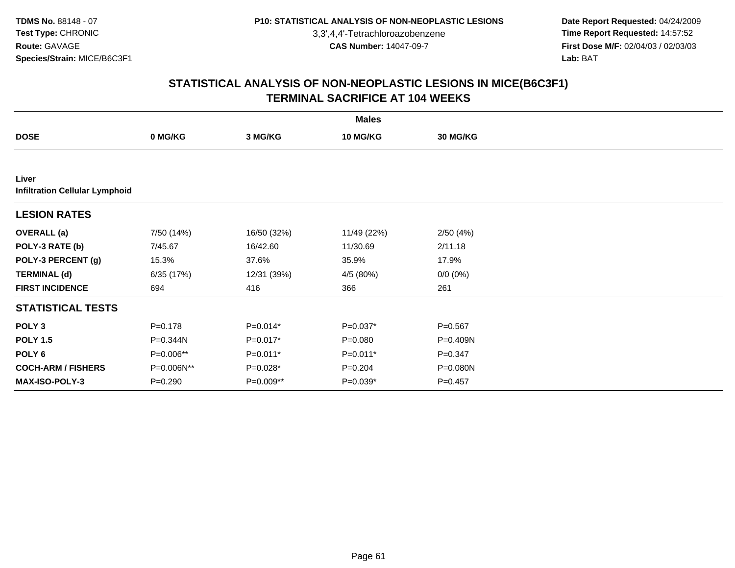**TDMS No.** 88148 - 07
**Test Type:** CHRONIC
**Route:** GAVAGE
**Species/Strain:** MICE/B6C3F1

**P10: STATISTICAL ANALYSIS OF NON-NEOPLASTIC LESIONS**
3,3',4,4'-Tetrachloroazobenzene
**CAS Number:** 14047-09-7

**Date Report Requested:** 04/24/2009
**Time Report Requested:** 14:57:52
**First Dose M/F:** 02/04/03 / 02/03/03
**Lab:** BAT

## STATISTICAL ANALYSIS OF NON-NEOPLASTIC LESIONS IN MICE(B6C3F1) TERMINAL SACRIFICE AT 104 WEEKS

| | Males | | | |
|---|---|---|---|---|
| **DOSE** | **0 MG/KG** | **3 MG/KG** | **10 MG/KG** | **30 MG/KG** |
| **Liver** | | | | |
| **Infiltration Cellular Lymphoid** | | | | |
| **LESION RATES** | | | | |
| **OVERALL (a)** | 7/50 (14%) | 16/50 (32%) | 11/49 (22%) | 2/50 (4%) |
| **POLY-3 RATE (b)** | 7/45.67 | 16/42.60 | 11/30.69 | 2/11.18 |
| **POLY-3 PERCENT (g)** | 15.3% | 37.6% | 35.9% | 17.9% |
| **TERMINAL (d)** | 6/35 (17%) | 12/31 (39%) | 4/5 (80%) | 0/0 (0%) |
| **FIRST INCIDENCE** | 694 | 416 | 366 | 261 |
| **STATISTICAL TESTS** | | | | |
| **POLY 3** | P=0.178 | P=0.014* | P=0.037* | P=0.567 |
| **POLY 1.5** | P=0.344N | P=0.017* | P=0.080 | P=0.409N |
| **POLY 6** | P=0.006** | P=0.011* | P=0.011* | P=0.347 |
| **COCH-ARM / FISHERS** | P=0.006N** | P=0.028* | P=0.204 | P=0.080N |
| **MAX-ISO-POLY-3** | P=0.290 | P=0.009** | P=0.039* | P=0.457 |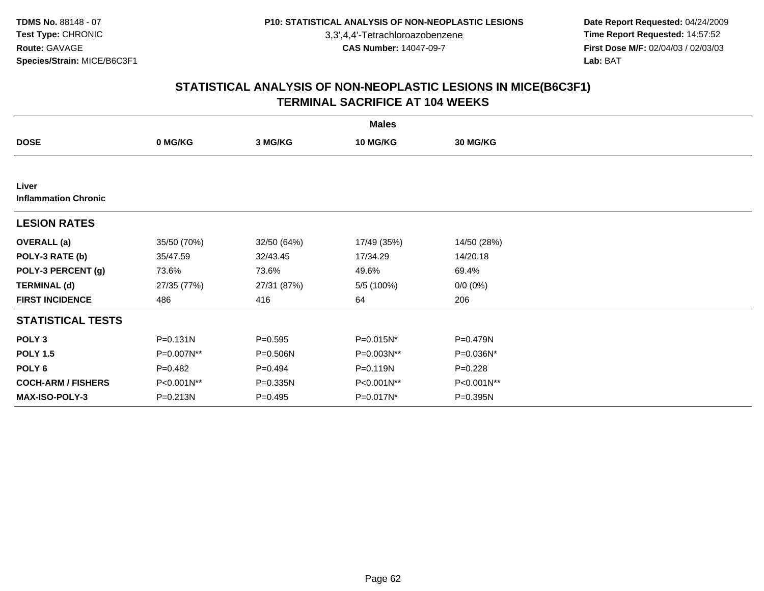**TDMS No.** 88148 - 07
**Test Type:** CHRONIC
**Route:** GAVAGE
**Species/Strain:** MICE/B6C3F1

**P10: STATISTICAL ANALYSIS OF NON-NEOPLASTIC LESIONS**
3,3',4,4'-Tetrachloroazobenzene
**CAS Number:** 14047-09-7

**Date Report Requested:** 04/24/2009
**Time Report Requested:** 14:57:52
**First Dose M/F:** 02/04/03 / 02/03/03
**Lab:** BAT

## STATISTICAL ANALYSIS OF NON-NEOPLASTIC LESIONS IN MICE(B6C3F1) TERMINAL SACRIFICE AT 104 WEEKS

| | Males | | | |
|---|---|---|---|---|
| **DOSE** | **0 MG/KG** | **3 MG/KG** | **10 MG/KG** | **30 MG/KG** |
| **Liver** | | | | |
| **Inflammation Chronic** | | | | |
| **LESION RATES** | | | | |
| **OVERALL (a)** | 35/50 (70%) | 32/50 (64%) | 17/49 (35%) | 14/50 (28%) |
| **POLY-3 RATE (b)** | 35/47.59 | 32/43.45 | 17/34.29 | 14/20.18 |
| **POLY-3 PERCENT (g)** | 73.6% | 73.6% | 49.6% | 69.4% |
| **TERMINAL (d)** | 27/35 (77%) | 27/31 (87%) | 5/5 (100%) | 0/0 (0%) |
| **FIRST INCIDENCE** | 486 | 416 | 64 | 206 |
| **STATISTICAL TESTS** | | | | |
| **POLY 3** | P=0.131N | P=0.595 | P=0.015N* | P=0.479N |
| **POLY 1.5** | P=0.007N** | P=0.506N | P=0.003N** | P=0.036N* |
| **POLY 6** | P=0.482 | P=0.494 | P=0.119N | P=0.228 |
| **COCH-ARM / FISHERS** | P<0.001N** | P=0.335N | P<0.001N** | P<0.001N** |
| **MAX-ISO-POLY-3** | P=0.213N | P=0.495 | P=0.017N* | P=0.395N |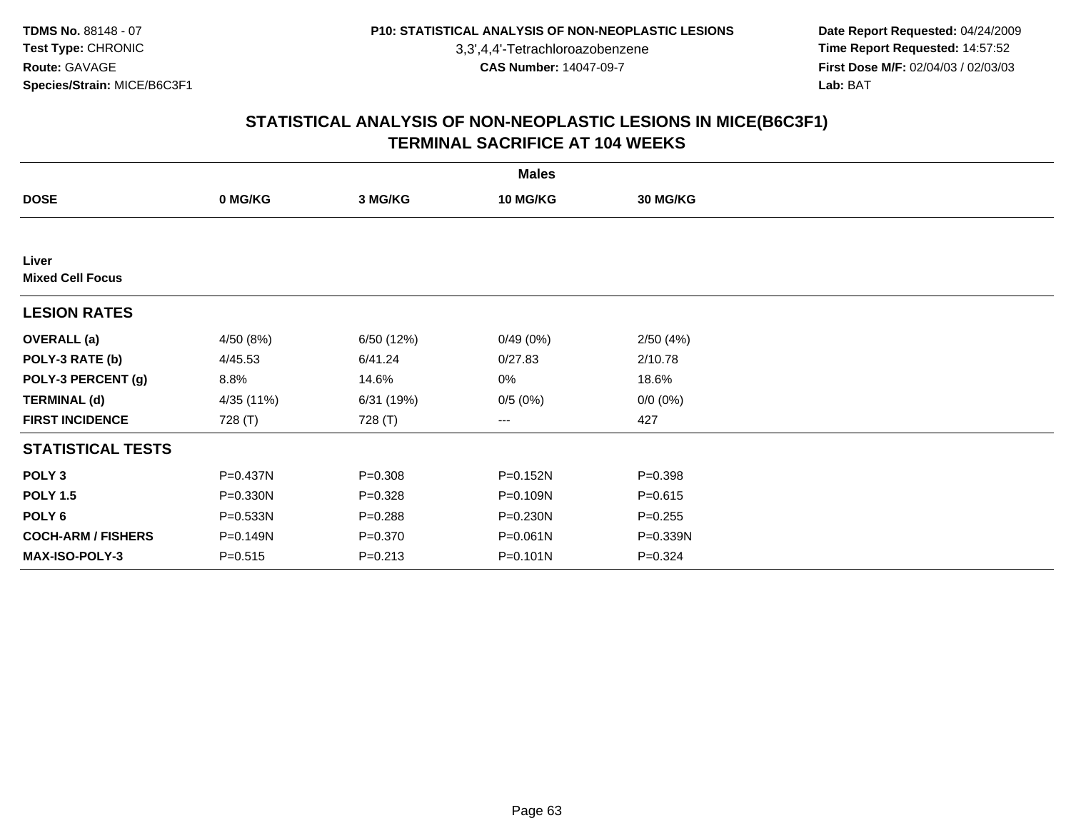TDMS No. 88148 - 07
Test Type: CHRONIC
Route: GAVAGE
Species/Strain: MICE/B6C3F1

P10: STATISTICAL ANALYSIS OF NON-NEOPLASTIC LESIONS
3,3',4,4'-Tetrachloroazobenzene
CAS Number: 14047-09-7

Date Report Requested: 04/24/2009
Time Report Requested: 14:57:52
First Dose M/F: 02/04/03 / 02/03/03
Lab: BAT

## STATISTICAL ANALYSIS OF NON-NEOPLASTIC LESIONS IN MICE(B6C3F1)
## TERMINAL SACRIFICE AT 104 WEEKS

| | Males | | | |
|---|---|---|---|---|
| **DOSE** | **0 MG/KG** | **3 MG/KG** | **10 MG/KG** | **30 MG/KG** |
| **Liver** | | | | |
| **Mixed Cell Focus** | | | | |
| **LESION RATES** | | | | |
| **OVERALL (a)** | 4/50 (8%) | 6/50 (12%) | 0/49 (0%) | 2/50 (4%) |
| **POLY-3 RATE (b)** | 4/45.53 | 6/41.24 | 0/27.83 | 2/10.78 |
| **POLY-3 PERCENT (g)** | 8.8% | 14.6% | 0% | 18.6% |
| **TERMINAL (d)** | 4/35 (11%) | 6/31 (19%) | 0/5 (0%) | 0/0 (0%) |
| **FIRST INCIDENCE** | 728 (T) | 728 (T) | --- | 427 |
| **STATISTICAL TESTS** | | | | |
| **POLY 3** | P=0.437N | P=0.308 | P=0.152N | P=0.398 |
| **POLY 1.5** | P=0.330N | P=0.328 | P=0.109N | P=0.615 |
| **POLY 6** | P=0.533N | P=0.288 | P=0.230N | P=0.255 |
| **COCH-ARM / FISHERS** | P=0.149N | P=0.370 | P=0.061N | P=0.339N |
| **MAX-ISO-POLY-3** | P=0.515 | P=0.213 | P=0.101N | P=0.324 |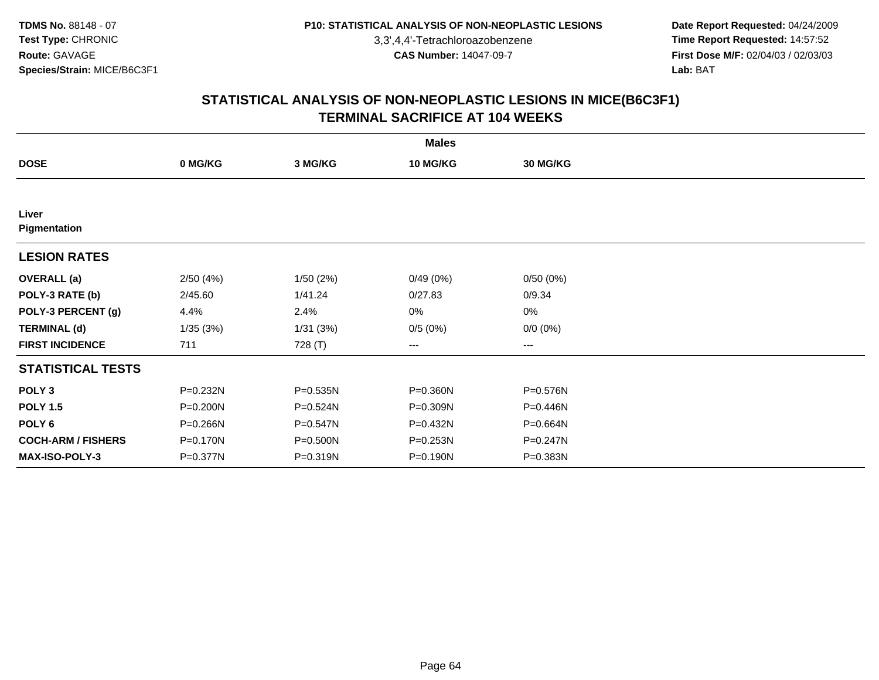TDMS No. 88148 - 07
Test Type: CHRONIC
Route: GAVAGE
Species/Strain: MICE/B6C3F1

P10: STATISTICAL ANALYSIS OF NON-NEOPLASTIC LESIONS
3,3',4,4'-Tetrachloroazobenzene
CAS Number: 14047-09-7

Date Report Requested: 04/24/2009
Time Report Requested: 14:57:52
First Dose M/F: 02/04/03 / 02/03/03
Lab: BAT

## STATISTICAL ANALYSIS OF NON-NEOPLASTIC LESIONS IN MICE(B6C3F1)
## TERMINAL SACRIFICE AT 104 WEEKS

| | Males | | | |
|---|---|---|---|---|
| **DOSE** | **0 MG/KG** | **3 MG/KG** | **10 MG/KG** | **30 MG/KG** |
| **Liver** | | | | |
| **Pigmentation** | | | | |
| **LESION RATES** | | | | |
| **OVERALL (a)** | 2/50 (4%) | 1/50 (2%) | 0/49 (0%) | 0/50 (0%) |
| **POLY-3 RATE (b)** | 2/45.60 | 1/41.24 | 0/27.83 | 0/9.34 |
| **POLY-3 PERCENT (g)** | 4.4% | 2.4% | 0% | 0% |
| **TERMINAL (d)** | 1/35 (3%) | 1/31 (3%) | 0/5 (0%) | 0/0 (0%) |
| **FIRST INCIDENCE** | 711 | 728 (T) | --- | --- |
| **STATISTICAL TESTS** | | | | |
| **POLY 3** | P=0.232N | P=0.535N | P=0.360N | P=0.576N |
| **POLY 1.5** | P=0.200N | P=0.524N | P=0.309N | P=0.446N |
| **POLY 6** | P=0.266N | P=0.547N | P=0.432N | P=0.664N |
| **COCH-ARM / FISHERS** | P=0.170N | P=0.500N | P=0.253N | P=0.247N |
| **MAX-ISO-POLY-3** | P=0.377N | P=0.319N | P=0.190N | P=0.383N |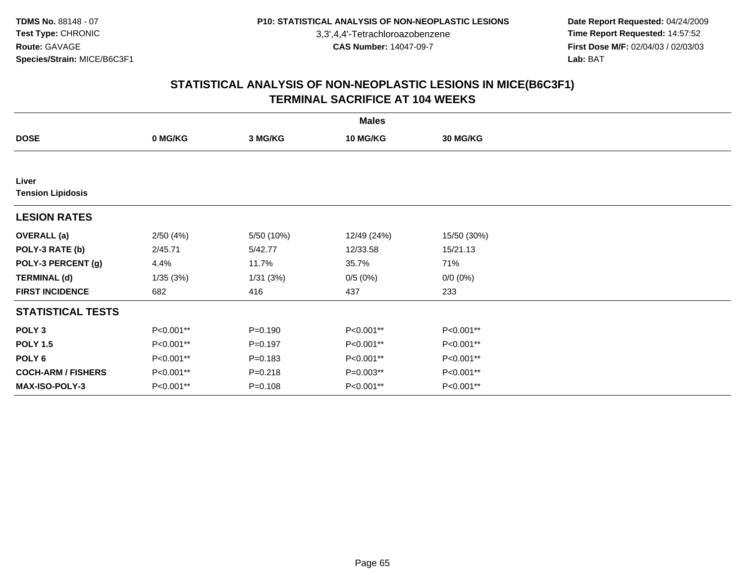TDMS No. 88148 - 07
Test Type: CHRONIC
Route: GAVAGE
Species/Strain: MICE/B6C3F1

P10: STATISTICAL ANALYSIS OF NON-NEOPLASTIC LESIONS
3,3',4,4'-Tetrachloroazobenzene
CAS Number: 14047-09-7

Date Report Requested: 04/24/2009
Time Report Requested: 14:57:52
First Dose M/F: 02/04/03 / 02/03/03
Lab: BAT

## STATISTICAL ANALYSIS OF NON-NEOPLASTIC LESIONS IN MICE(B6C3F1)
## TERMINAL SACRIFICE AT 104 WEEKS

| Males | | | | |
|---|---|---|---|---|
| **DOSE** | **0 MG/KG** | **3 MG/KG** | **10 MG/KG** | **30 MG/KG** |
| **Liver** | | | | |
| **Tension Lipidosis** | | | | |
| **LESION RATES** | | | | |
| **OVERALL (a)** | 2/50 (4%) | 5/50 (10%) | 12/49 (24%) | 15/50 (30%) |
| **POLY-3 RATE (b)** | 2/45.71 | 5/42.77 | 12/33.58 | 15/21.13 |
| **POLY-3 PERCENT (g)** | 4.4% | 11.7% | 35.7% | 71% |
| **TERMINAL (d)** | 1/35 (3%) | 1/31 (3%) | 0/5 (0%) | 0/0 (0%) |
| **FIRST INCIDENCE** | 682 | 416 | 437 | 233 |
| **STATISTICAL TESTS** | | | | |
| **POLY 3** | P<0.001** | P=0.190 | P<0.001** | P<0.001** |
| **POLY 1.5** | P<0.001** | P=0.197 | P<0.001** | P<0.001** |
| **POLY 6** | P<0.001** | P=0.183 | P<0.001** | P<0.001** |
| **COCH-ARM / FISHERS** | P<0.001** | P=0.218 | P=0.003** | P<0.001** |
| **MAX-ISO-POLY-3** | P<0.001** | P=0.108 | P<0.001** | P<0.001** |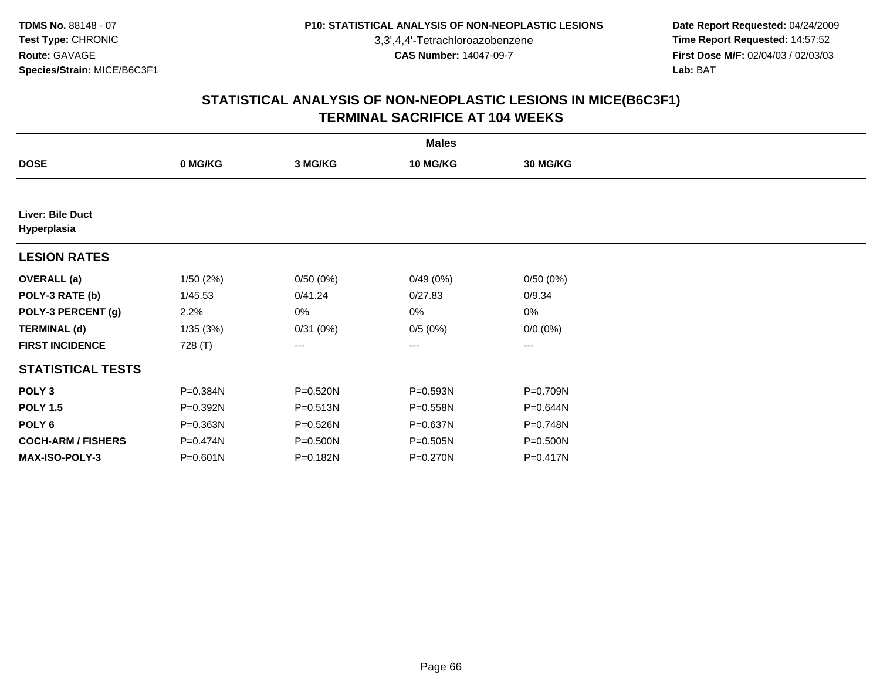**TDMS No.** 88148 - 07
**Test Type:** CHRONIC
**Route:** GAVAGE
**Species/Strain:** MICE/B6C3F1

**P10: STATISTICAL ANALYSIS OF NON-NEOPLASTIC LESIONS**
3,3',4,4'-Tetrachloroazobenzene
**CAS Number:** 14047-09-7

**Date Report Requested:** 04/24/2009
**Time Report Requested:** 14:57:52
**First Dose M/F:** 02/04/03 / 02/03/03
**Lab:** BAT

## STATISTICAL ANALYSIS OF NON-NEOPLASTIC LESIONS IN MICE(B6C3F1) TERMINAL SACRIFICE AT 104 WEEKS

| | Males | | | |
|---|---|---|---|---|
| **DOSE** | **0 MG/KG** | **3 MG/KG** | **10 MG/KG** | **30 MG/KG** |
| **Liver: Bile Duct Hyperplasia** | | | | |
| **LESION RATES** | | | | |
| **OVERALL (a)** | 1/50 (2%) | 0/50 (0%) | 0/49 (0%) | 0/50 (0%) |
| **POLY-3 RATE (b)** | 1/45.53 | 0/41.24 | 0/27.83 | 0/9.34 |
| **POLY-3 PERCENT (g)** | 2.2% | 0% | 0% | 0% |
| **TERMINAL (d)** | 1/35 (3%) | 0/31 (0%) | 0/5 (0%) | 0/0 (0%) |
| **FIRST INCIDENCE** | 728 (T) | --- | --- | --- |
| **STATISTICAL TESTS** | | | | |
| **POLY 3** | P=0.384N | P=0.520N | P=0.593N | P=0.709N |
| **POLY 1.5** | P=0.392N | P=0.513N | P=0.558N | P=0.644N |
| **POLY 6** | P=0.363N | P=0.526N | P=0.637N | P=0.748N |
| **COCH-ARM / FISHERS** | P=0.474N | P=0.500N | P=0.505N | P=0.500N |
| **MAX-ISO-POLY-3** | P=0.601N | P=0.182N | P=0.270N | P=0.417N |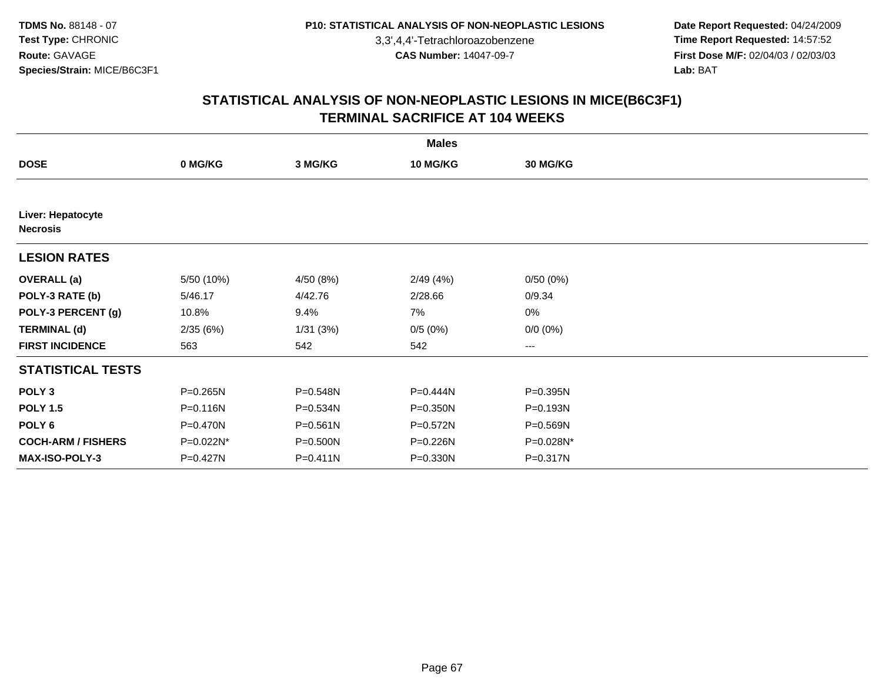**TDMS No.** 88148 - 07
**Test Type:** CHRONIC
**Route:** GAVAGE
**Species/Strain:** MICE/B6C3F1

**P10: STATISTICAL ANALYSIS OF NON-NEOPLASTIC LESIONS**
3,3',4,4'-Tetrachloroazobenzene
**CAS Number:** 14047-09-7

**Date Report Requested:** 04/24/2009
**Time Report Requested:** 14:57:52
**First Dose M/F:** 02/04/03 / 02/03/03
**Lab:** BAT

## STATISTICAL ANALYSIS OF NON-NEOPLASTIC LESIONS IN MICE(B6C3F1) TERMINAL SACRIFICE AT 104 WEEKS

| | Males | | | |
|---|---|---|---|---|
| **DOSE** | **0 MG/KG** | **3 MG/KG** | **10 MG/KG** | **30 MG/KG** |
| **Liver: Hepatocyte Necrosis** | | | | |
| **LESION RATES** | | | | |
| **OVERALL (a)** | 5/50 (10%) | 4/50 (8%) | 2/49 (4%) | 0/50 (0%) |
| **POLY-3 RATE (b)** | 5/46.17 | 4/42.76 | 2/28.66 | 0/9.34 |
| **POLY-3 PERCENT (g)** | 10.8% | 9.4% | 7% | 0% |
| **TERMINAL (d)** | 2/35 (6%) | 1/31 (3%) | 0/5 (0%) | 0/0 (0%) |
| **FIRST INCIDENCE** | 563 | 542 | 542 | --- |
| **STATISTICAL TESTS** | | | | |
| **POLY 3** | P=0.265N | P=0.548N | P=0.444N | P=0.395N |
| **POLY 1.5** | P=0.116N | P=0.534N | P=0.350N | P=0.193N |
| **POLY 6** | P=0.470N | P=0.561N | P=0.572N | P=0.569N |
| **COCH-ARM / FISHERS** | P=0.022N* | P=0.500N | P=0.226N | P=0.028N* |
| **MAX-ISO-POLY-3** | P=0.427N | P=0.411N | P=0.330N | P=0.317N |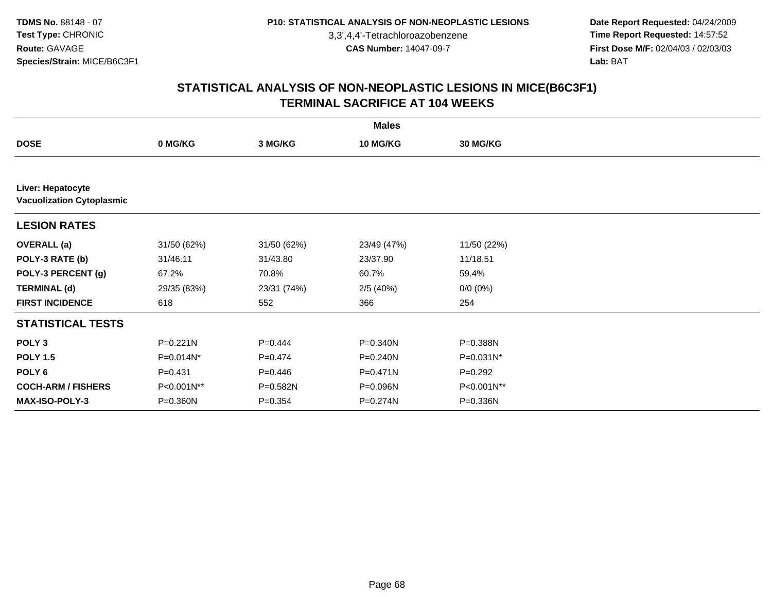**TDMS No.** 88148 - 07
**Test Type:** CHRONIC
**Route:** GAVAGE
**Species/Strain:** MICE/B6C3F1

**P10: STATISTICAL ANALYSIS OF NON-NEOPLASTIC LESIONS**
3,3',4,4'-Tetrachloroazobenzene
**CAS Number:** 14047-09-7

**Date Report Requested:** 04/24/2009
**Time Report Requested:** 14:57:52
**First Dose M/F:** 02/04/03 / 02/03/03
**Lab:** BAT

## STATISTICAL ANALYSIS OF NON-NEOPLASTIC LESIONS IN MICE(B6C3F1) TERMINAL SACRIFICE AT 104 WEEKS

| | Males | | | |
|---|---|---|---|---|
| **DOSE** | **0 MG/KG** | **3 MG/KG** | **10 MG/KG** | **30 MG/KG** |
| **Liver: Hepatocyte Vacuolization Cytoplasmic** | | | | |
| **LESION RATES** | | | | |
| **OVERALL (a)** | 31/50 (62%) | 31/50 (62%) | 23/49 (47%) | 11/50 (22%) |
| **POLY-3 RATE (b)** | 31/46.11 | 31/43.80 | 23/37.90 | 11/18.51 |
| **POLY-3 PERCENT (g)** | 67.2% | 70.8% | 60.7% | 59.4% |
| **TERMINAL (d)** | 29/35 (83%) | 23/31 (74%) | 2/5 (40%) | 0/0 (0%) |
| **FIRST INCIDENCE** | 618 | 552 | 366 | 254 |
| **STATISTICAL TESTS** | | | | |
| **POLY 3** | P=0.221N | P=0.444 | P=0.340N | P=0.388N |
| **POLY 1.5** | P=0.014N* | P=0.474 | P=0.240N | P=0.031N* |
| **POLY 6** | P=0.431 | P=0.446 | P=0.471N | P=0.292 |
| **COCH-ARM / FISHERS** | P<0.001N** | P=0.582N | P=0.096N | P<0.001N** |
| **MAX-ISO-POLY-3** | P=0.360N | P=0.354 | P=0.274N | P=0.336N |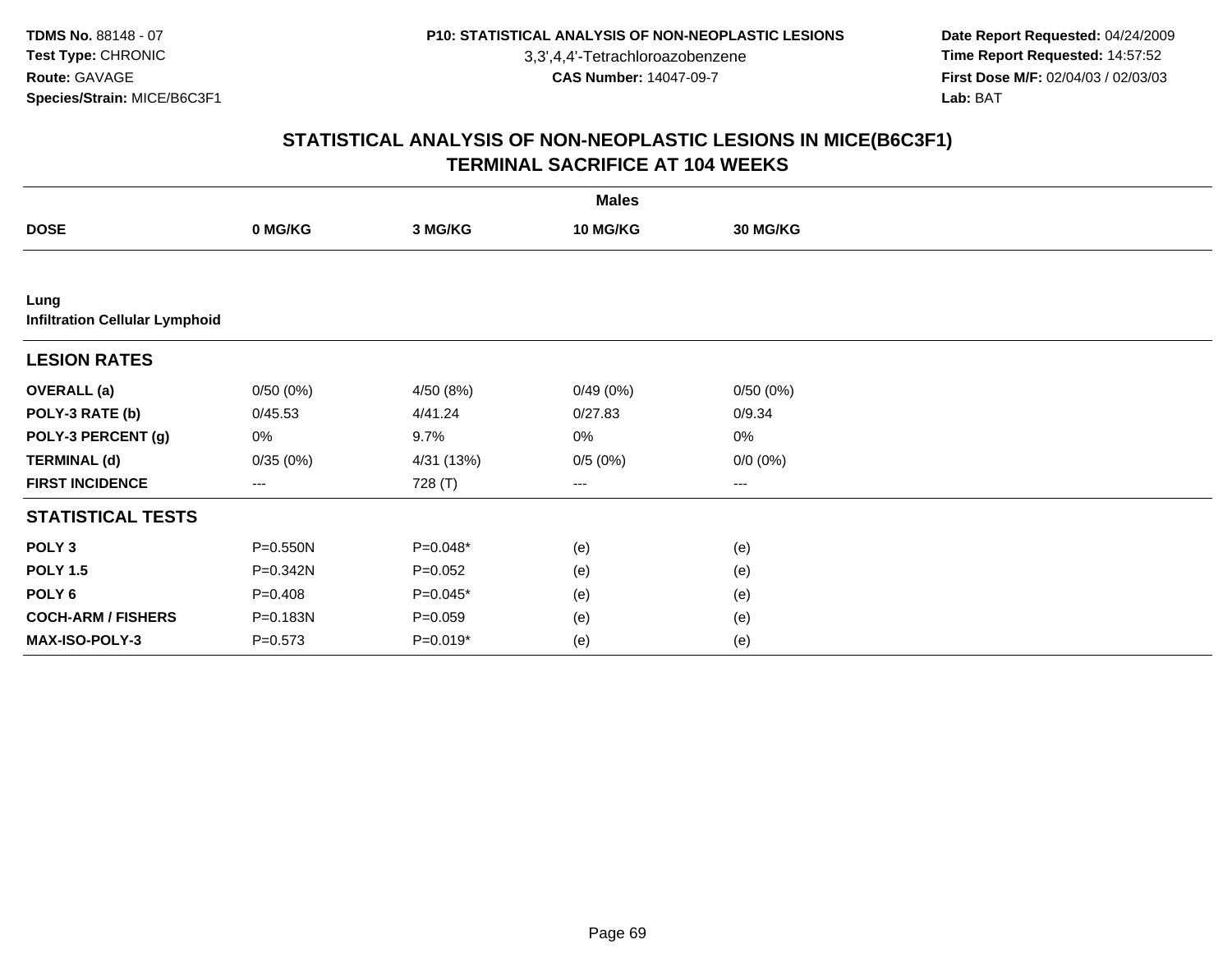**TDMS No.** 88148 - 07
**Test Type:** CHRONIC
**Route:** GAVAGE
**Species/Strain:** MICE/B6C3F1

**P10: STATISTICAL ANALYSIS OF NON-NEOPLASTIC LESIONS**
3,3',4,4'-Tetrachloroazobenzene
**CAS Number:** 14047-09-7

**Date Report Requested:** 04/24/2009
**Time Report Requested:** 14:57:52
**First Dose M/F:** 02/04/03 / 02/03/03
**Lab:** BAT

## STATISTICAL ANALYSIS OF NON-NEOPLASTIC LESIONS IN MICE(B6C3F1) TERMINAL SACRIFICE AT 104 WEEKS

| | Males | | | |
|---|---|---|---|---|
| **DOSE** | **0 MG/KG** | **3 MG/KG** | **10 MG/KG** | **30 MG/KG** |
| **Lung** | | | | |
| **Infiltration Cellular Lymphoid** | | | | |
| **LESION RATES** | | | | |
| **OVERALL (a)** | 0/50 (0%) | 4/50 (8%) | 0/49 (0%) | 0/50 (0%) |
| **POLY-3 RATE (b)** | 0/45.53 | 4/41.24 | 0/27.83 | 0/9.34 |
| **POLY-3 PERCENT (g)** | 0% | 9.7% | 0% | 0% |
| **TERMINAL (d)** | 0/35 (0%) | 4/31 (13%) | 0/5 (0%) | 0/0 (0%) |
| **FIRST INCIDENCE** | --- | 728 (T) | --- | --- |
| **STATISTICAL TESTS** | | | | |
| **POLY 3** | P=0.550N | P=0.048* | (e) | (e) |
| **POLY 1.5** | P=0.342N | P=0.052 | (e) | (e) |
| **POLY 6** | P=0.408 | P=0.045* | (e) | (e) |
| **COCH-ARM / FISHERS** | P=0.183N | P=0.059 | (e) | (e) |
| **MAX-ISO-POLY-3** | P=0.573 | P=0.019* | (e) | (e) |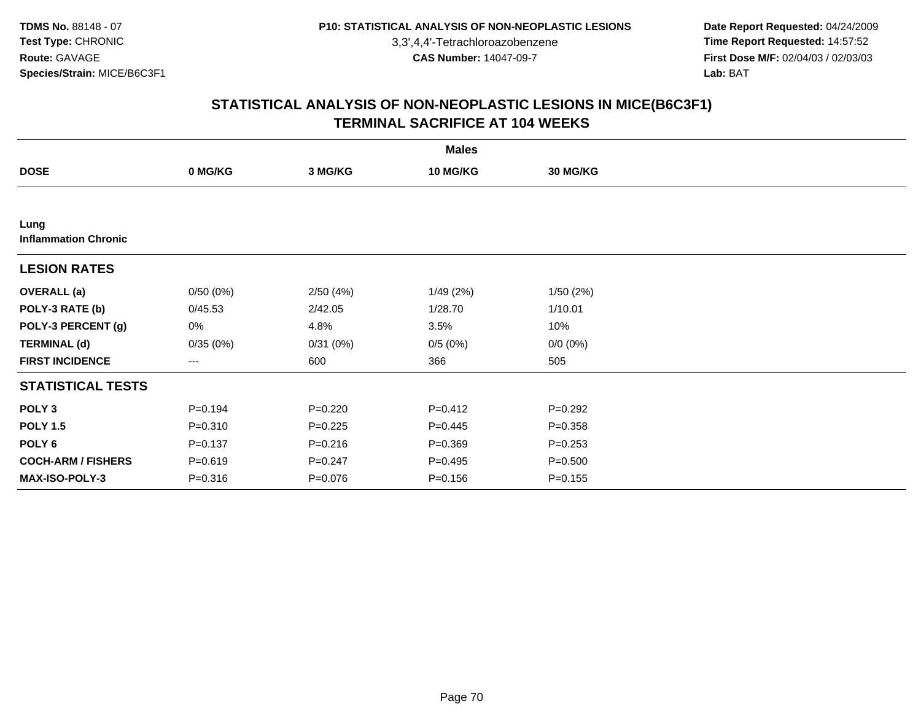**TDMS No.** 88148 - 07
**Test Type:** CHRONIC
**Route:** GAVAGE
**Species/Strain:** MICE/B6C3F1

**P10: STATISTICAL ANALYSIS OF NON-NEOPLASTIC LESIONS**
3,3',4,4'-Tetrachloroazobenzene
**CAS Number:** 14047-09-7

**Date Report Requested:** 04/24/2009
**Time Report Requested:** 14:57:52
**First Dose M/F:** 02/04/03 / 02/03/03
**Lab:** BAT

## STATISTICAL ANALYSIS OF NON-NEOPLASTIC LESIONS IN MICE(B6C3F1)
## TERMINAL SACRIFICE AT 104 WEEKS

| | Males | | | |
|---|---|---|---|---|
| **DOSE** | **0 MG/KG** | **3 MG/KG** | **10 MG/KG** | **30 MG/KG** |
| **Lung** | | | | |
| **Inflammation Chronic** | | | | |
| **LESION RATES** | | | | |
| **OVERALL (a)** | 0/50 (0%) | 2/50 (4%) | 1/49 (2%) | 1/50 (2%) |
| **POLY-3 RATE (b)** | 0/45.53 | 2/42.05 | 1/28.70 | 1/10.01 |
| **POLY-3 PERCENT (g)** | 0% | 4.8% | 3.5% | 10% |
| **TERMINAL (d)** | 0/35 (0%) | 0/31 (0%) | 0/5 (0%) | 0/0 (0%) |
| **FIRST INCIDENCE** | --- | 600 | 366 | 505 |
| **STATISTICAL TESTS** | | | | |
| **POLY 3** | P=0.194 | P=0.220 | P=0.412 | P=0.292 |
| **POLY 1.5** | P=0.310 | P=0.225 | P=0.445 | P=0.358 |
| **POLY 6** | P=0.137 | P=0.216 | P=0.369 | P=0.253 |
| **COCH-ARM / FISHERS** | P=0.619 | P=0.247 | P=0.495 | P=0.500 |
| **MAX-ISO-POLY-3** | P=0.316 | P=0.076 | P=0.156 | P=0.155 |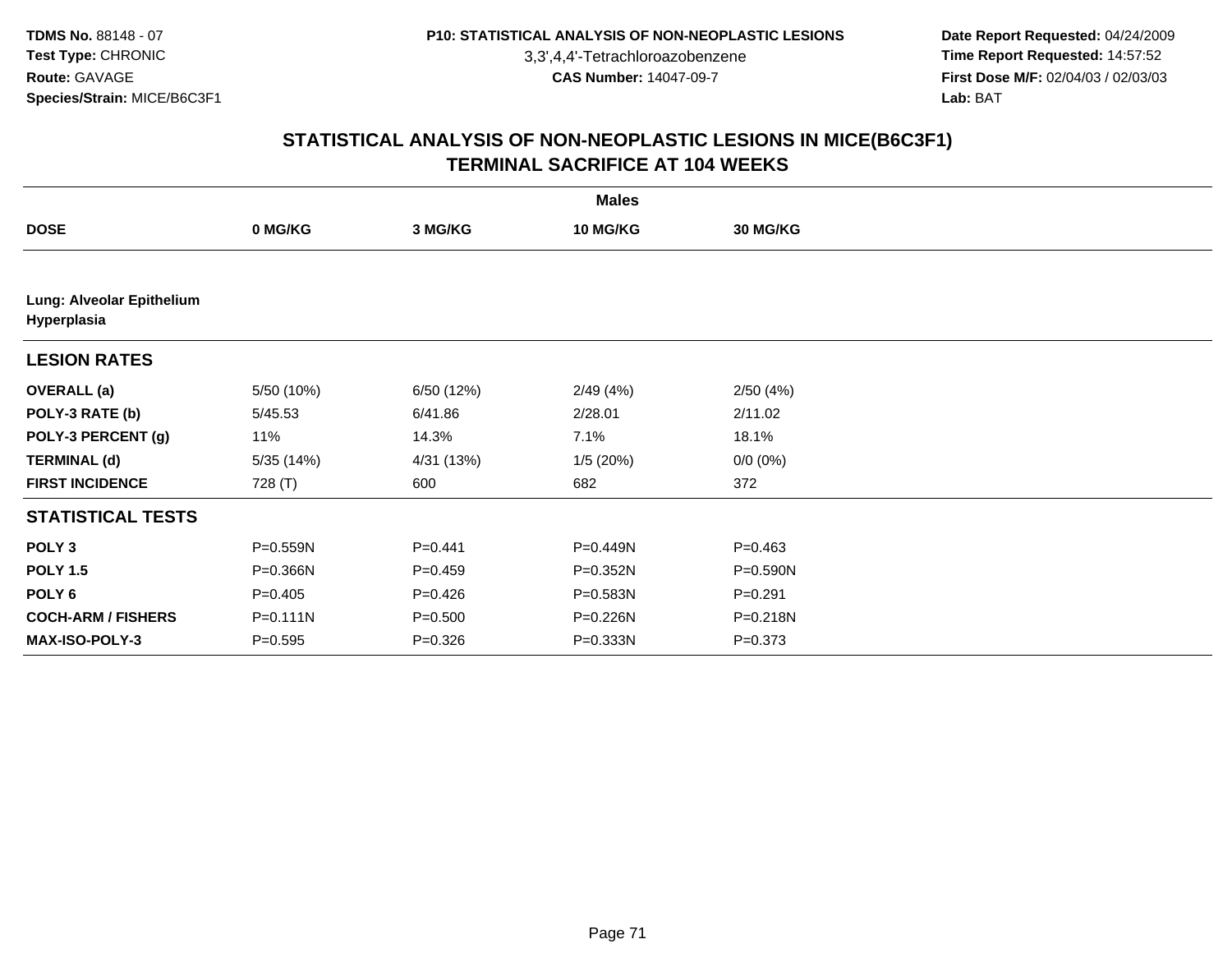**TDMS No.** 88148 - 07
**Test Type:** CHRONIC
**Route:** GAVAGE
**Species/Strain:** MICE/B6C3F1

**P10: STATISTICAL ANALYSIS OF NON-NEOPLASTIC LESIONS**
3,3',4,4'-Tetrachloroazobenzene
**CAS Number:** 14047-09-7

**Date Report Requested:** 04/24/2009
**Time Report Requested:** 14:57:52
**First Dose M/F:** 02/04/03 / 02/03/03
**Lab:** BAT

## STATISTICAL ANALYSIS OF NON-NEOPLASTIC LESIONS IN MICE(B6C3F1)
## TERMINAL SACRIFICE AT 104 WEEKS

| | Males | | | |
|---|---|---|---|---|
| **DOSE** | **0 MG/KG** | **3 MG/KG** | **10 MG/KG** | **30 MG/KG** |
| **Lung: Alveolar Epithelium Hyperplasia** | | | | |
| **LESION RATES** | | | | |
| **OVERALL (a)** | 5/50 (10%) | 6/50 (12%) | 2/49 (4%) | 2/50 (4%) |
| **POLY-3 RATE (b)** | 5/45.53 | 6/41.86 | 2/28.01 | 2/11.02 |
| **POLY-3 PERCENT (g)** | 11% | 14.3% | 7.1% | 18.1% |
| **TERMINAL (d)** | 5/35 (14%) | 4/31 (13%) | 1/5 (20%) | 0/0 (0%) |
| **FIRST INCIDENCE** | 728 (T) | 600 | 682 | 372 |
| **STATISTICAL TESTS** | | | | |
| **POLY 3** | P=0.559N | P=0.441 | P=0.449N | P=0.463 |
| **POLY 1.5** | P=0.366N | P=0.459 | P=0.352N | P=0.590N |
| **POLY 6** | P=0.405 | P=0.426 | P=0.583N | P=0.291 |
| **COCH-ARM / FISHERS** | P=0.111N | P=0.500 | P=0.226N | P=0.218N |
| **MAX-ISO-POLY-3** | P=0.595 | P=0.326 | P=0.333N | P=0.373 |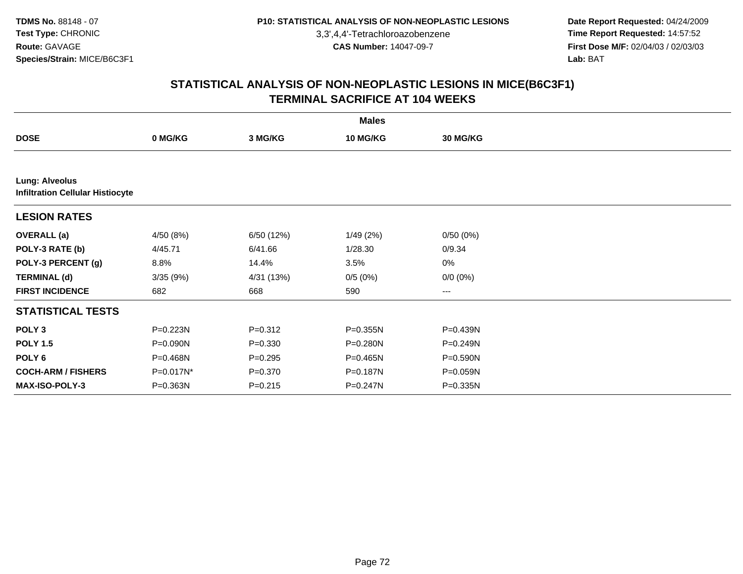**TDMS No.** 88148 - 07
**Test Type:** CHRONIC
**Route:** GAVAGE
**Species/Strain:** MICE/B6C3F1

**P10: STATISTICAL ANALYSIS OF NON-NEOPLASTIC LESIONS**
3,3',4,4'-Tetrachloroazobenzene
**CAS Number:** 14047-09-7

**Date Report Requested:** 04/24/2009
**Time Report Requested:** 14:57:52
**First Dose M/F:** 02/04/03 / 02/03/03
**Lab:** BAT

## STATISTICAL ANALYSIS OF NON-NEOPLASTIC LESIONS IN MICE(B6C3F1) TERMINAL SACRIFICE AT 104 WEEKS

| | Males | | | |
|---|---|---|---|---|
| **DOSE** | **0 MG/KG** | **3 MG/KG** | **10 MG/KG** | **30 MG/KG** |
| **Lung: Alveolus** | | | | |
| **Infiltration Cellular Histiocyte** | | | | |
| **LESION RATES** | | | | |
| **OVERALL (a)** | 4/50 (8%) | 6/50 (12%) | 1/49 (2%) | 0/50 (0%) |
| **POLY-3 RATE (b)** | 4/45.71 | 6/41.66 | 1/28.30 | 0/9.34 |
| **POLY-3 PERCENT (g)** | 8.8% | 14.4% | 3.5% | 0% |
| **TERMINAL (d)** | 3/35 (9%) | 4/31 (13%) | 0/5 (0%) | 0/0 (0%) |
| **FIRST INCIDENCE** | 682 | 668 | 590 | --- |
| **STATISTICAL TESTS** | | | | |
| **POLY 3** | P=0.223N | P=0.312 | P=0.355N | P=0.439N |
| **POLY 1.5** | P=0.090N | P=0.330 | P=0.280N | P=0.249N |
| **POLY 6** | P=0.468N | P=0.295 | P=0.465N | P=0.590N |
| **COCH-ARM / FISHERS** | P=0.017N* | P=0.370 | P=0.187N | P=0.059N |
| **MAX-ISO-POLY-3** | P=0.363N | P=0.215 | P=0.247N | P=0.335N |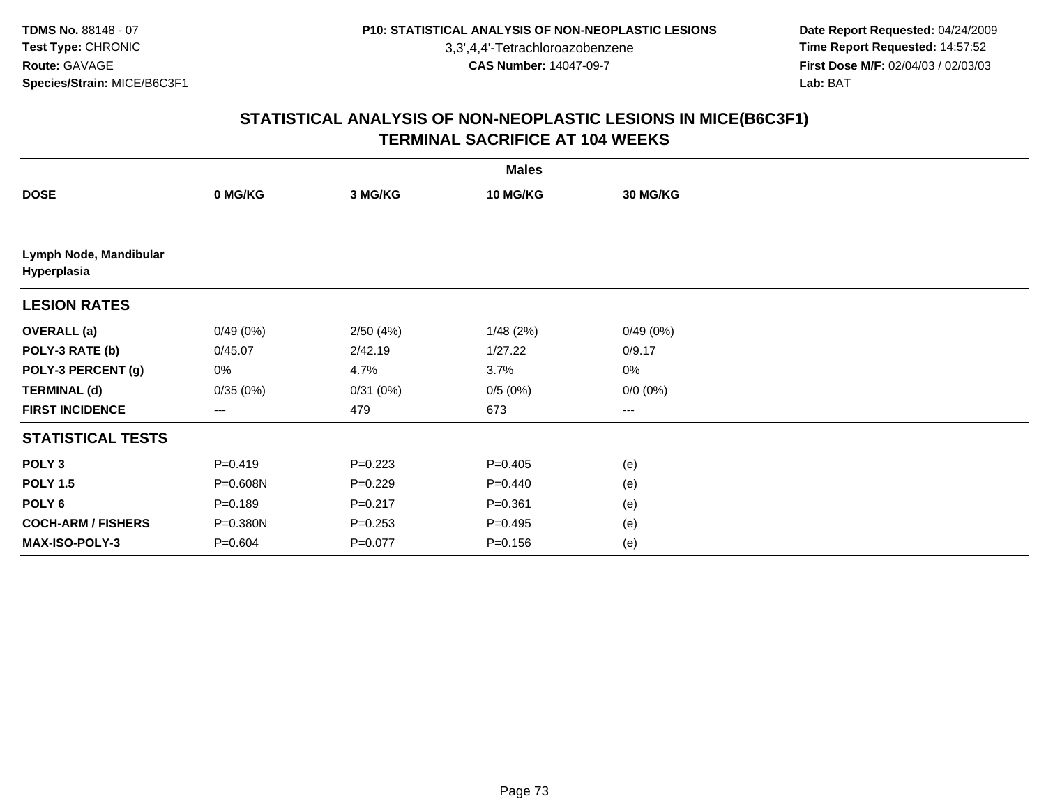**TDMS No.** 88148 - 07
**Test Type:** CHRONIC
**Route:** GAVAGE
**Species/Strain:** MICE/B6C3F1

**P10: STATISTICAL ANALYSIS OF NON-NEOPLASTIC LESIONS**
3,3',4,4'-Tetrachloroazobenzene
**CAS Number:** 14047-09-7

**Date Report Requested:** 04/24/2009
**Time Report Requested:** 14:57:52
**First Dose M/F:** 02/04/03 / 02/03/03
**Lab:** BAT

## STATISTICAL ANALYSIS OF NON-NEOPLASTIC LESIONS IN MICE(B6C3F1) TERMINAL SACRIFICE AT 104 WEEKS

| | Males | | | |
|---|---|---|---|---|
| **DOSE** | **0 MG/KG** | **3 MG/KG** | **10 MG/KG** | **30 MG/KG** |
| **Lymph Node, Mandibular Hyperplasia** | | | | |
| **LESION RATES** | | | | |
| **OVERALL (a)** | 0/49 (0%) | 2/50 (4%) | 1/48 (2%) | 0/49 (0%) |
| **POLY-3 RATE (b)** | 0/45.07 | 2/42.19 | 1/27.22 | 0/9.17 |
| **POLY-3 PERCENT (g)** | 0% | 4.7% | 3.7% | 0% |
| **TERMINAL (d)** | 0/35 (0%) | 0/31 (0%) | 0/5 (0%) | 0/0 (0%) |
| **FIRST INCIDENCE** | --- | 479 | 673 | --- |
| **STATISTICAL TESTS** | | | | |
| **POLY 3** | P=0.419 | P=0.223 | P=0.405 | (e) |
| **POLY 1.5** | P=0.608N | P=0.229 | P=0.440 | (e) |
| **POLY 6** | P=0.189 | P=0.217 | P=0.361 | (e) |
| **COCH-ARM / FISHERS** | P=0.380N | P=0.253 | P=0.495 | (e) |
| **MAX-ISO-POLY-3** | P=0.604 | P=0.077 | P=0.156 | (e) |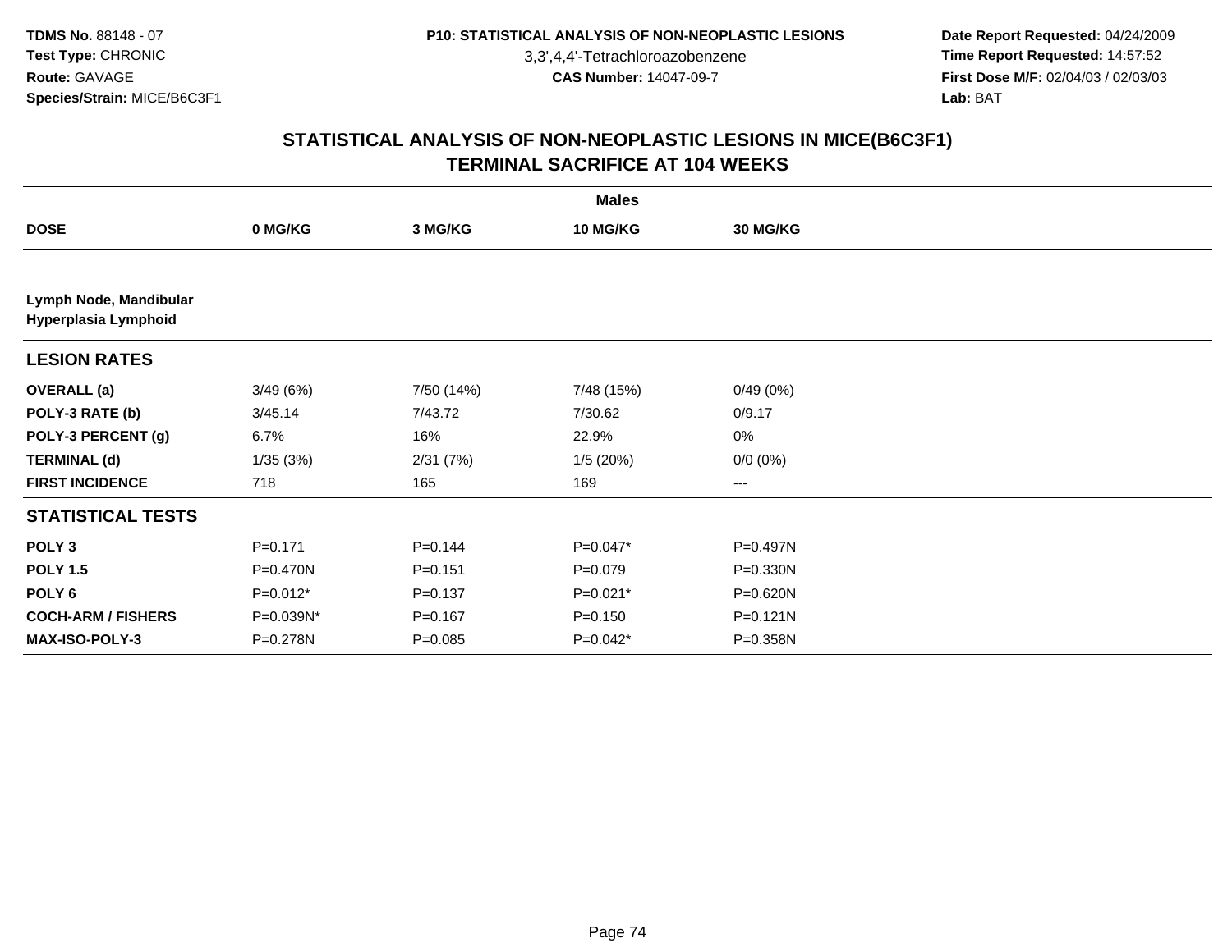TDMS No. 88148 - 07
Test Type: CHRONIC
Route: GAVAGE
Species/Strain: MICE/B6C3F1

P10: STATISTICAL ANALYSIS OF NON-NEOPLASTIC LESIONS
3,3',4,4'-Tetrachloroazobenzene
CAS Number: 14047-09-7

Date Report Requested: 04/24/2009
Time Report Requested: 14:57:52
First Dose M/F: 02/04/03 / 02/03/03
Lab: BAT

## STATISTICAL ANALYSIS OF NON-NEOPLASTIC LESIONS IN MICE(B6C3F1)
## TERMINAL SACRIFICE AT 104 WEEKS

| | Males | | | |
|---|---|---|---|---|
| **DOSE** | **0 MG/KG** | **3 MG/KG** | **10 MG/KG** | **30 MG/KG** |
| **Lymph Node, Mandibular** | | | | |
| **Hyperplasia Lymphoid** | | | | |
| **LESION RATES** | | | | |
| **OVERALL (a)** | 3/49 (6%) | 7/50 (14%) | 7/48 (15%) | 0/49 (0%) |
| **POLY-3 RATE (b)** | 3/45.14 | 7/43.72 | 7/30.62 | 0/9.17 |
| **POLY-3 PERCENT (g)** | 6.7% | 16% | 22.9% | 0% |
| **TERMINAL (d)** | 1/35 (3%) | 2/31 (7%) | 1/5 (20%) | 0/0 (0%) |
| **FIRST INCIDENCE** | 718 | 165 | 169 | --- |
| **STATISTICAL TESTS** | | | | |
| **POLY 3** | P=0.171 | P=0.144 | P=0.047* | P=0.497N |
| **POLY 1.5** | P=0.470N | P=0.151 | P=0.079 | P=0.330N |
| **POLY 6** | P=0.012* | P=0.137 | P=0.021* | P=0.620N |
| **COCH-ARM / FISHERS** | P=0.039N* | P=0.167 | P=0.150 | P=0.121N |
| **MAX-ISO-POLY-3** | P=0.278N | P=0.085 | P=0.042* | P=0.358N |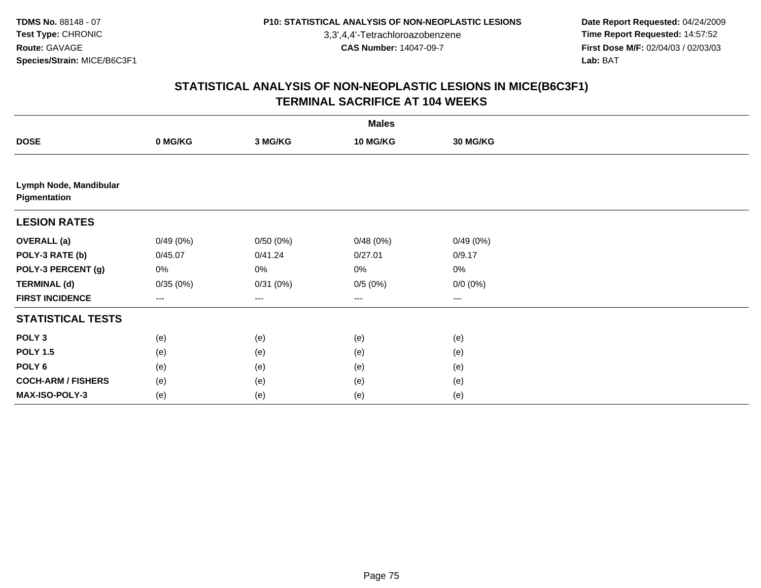**TDMS No.** 88148 - 07
**Test Type:** CHRONIC
**Route:** GAVAGE
**Species/Strain:** MICE/B6C3F1

**P10: STATISTICAL ANALYSIS OF NON-NEOPLASTIC LESIONS**
3,3',4,4'-Tetrachloroazobenzene
**CAS Number:** 14047-09-7

**Date Report Requested:** 04/24/2009
**Time Report Requested:** 14:57:52
**First Dose M/F:** 02/04/03 / 02/03/03
**Lab:** BAT

## STATISTICAL ANALYSIS OF NON-NEOPLASTIC LESIONS IN MICE(B6C3F1) TERMINAL SACRIFICE AT 104 WEEKS

| | Males | | | |
|---|---|---|---|---|
| **DOSE** | **0 MG/KG** | **3 MG/KG** | **10 MG/KG** | **30 MG/KG** |
| **Lymph Node, Mandibular Pigmentation** | | | | |
| **LESION RATES** | | | | |
| **OVERALL (a)** | 0/49 (0%) | 0/50 (0%) | 0/48 (0%) | 0/49 (0%) |
| **POLY-3 RATE (b)** | 0/45.07 | 0/41.24 | 0/27.01 | 0/9.17 |
| **POLY-3 PERCENT (g)** | 0% | 0% | 0% | 0% |
| **TERMINAL (d)** | 0/35 (0%) | 0/31 (0%) | 0/5 (0%) | 0/0 (0%) |
| **FIRST INCIDENCE** | --- | --- | --- | --- |
| **STATISTICAL TESTS** | | | | |
| **POLY 3** | (e) | (e) | (e) | (e) |
| **POLY 1.5** | (e) | (e) | (e) | (e) |
| **POLY 6** | (e) | (e) | (e) | (e) |
| **COCH-ARM / FISHERS** | (e) | (e) | (e) | (e) |
| **MAX-ISO-POLY-3** | (e) | (e) | (e) | (e) |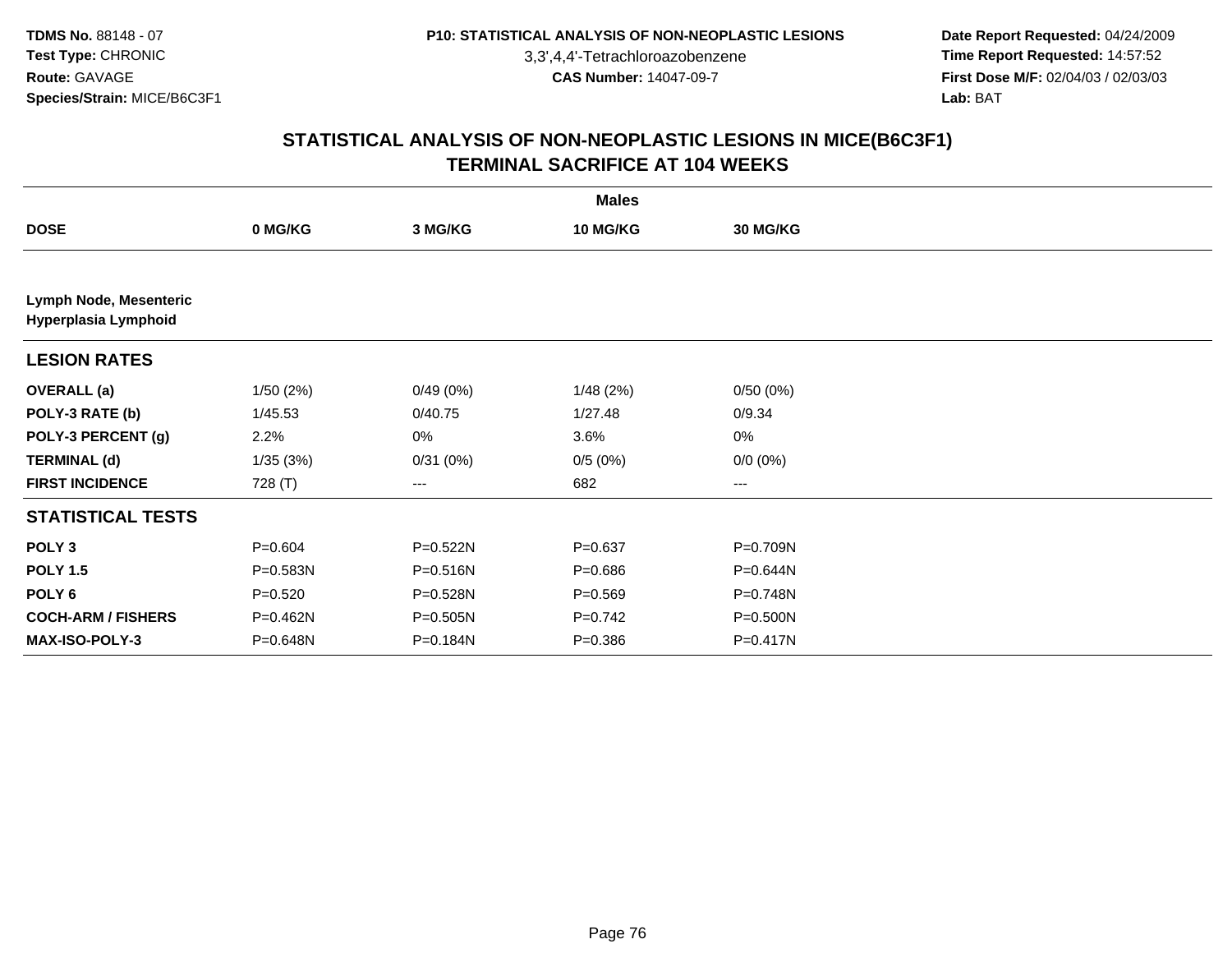**TDMS No.** 88148 - 07
**Test Type:** CHRONIC
**Route:** GAVAGE
**Species/Strain:** MICE/B6C3F1

**P10: STATISTICAL ANALYSIS OF NON-NEOPLASTIC LESIONS**
3,3',4,4'-Tetrachloroazobenzene
**CAS Number:** 14047-09-7

**Date Report Requested:** 04/24/2009
**Time Report Requested:** 14:57:52
**First Dose M/F:** 02/04/03 / 02/03/03
**Lab:** BAT

## STATISTICAL ANALYSIS OF NON-NEOPLASTIC LESIONS IN MICE(B6C3F1) TERMINAL SACRIFICE AT 104 WEEKS

| | Males | | | |
|---|---|---|---|---|
| **DOSE** | **0 MG/KG** | **3 MG/KG** | **10 MG/KG** | **30 MG/KG** |
| **Lymph Node, Mesenteric Hyperplasia Lymphoid** | | | | |
| **LESION RATES** | | | | |
| **OVERALL (a)** | 1/50 (2%) | 0/49 (0%) | 1/48 (2%) | 0/50 (0%) |
| **POLY-3 RATE (b)** | 1/45.53 | 0/40.75 | 1/27.48 | 0/9.34 |
| **POLY-3 PERCENT (g)** | 2.2% | 0% | 3.6% | 0% |
| **TERMINAL (d)** | 1/35 (3%) | 0/31 (0%) | 0/5 (0%) | 0/0 (0%) |
| **FIRST INCIDENCE** | 728 (T) | --- | 682 | --- |
| **STATISTICAL TESTS** | | | | |
| **POLY 3** | P=0.604 | P=0.522N | P=0.637 | P=0.709N |
| **POLY 1.5** | P=0.583N | P=0.516N | P=0.686 | P=0.644N |
| **POLY 6** | P=0.520 | P=0.528N | P=0.569 | P=0.748N |
| **COCH-ARM / FISHERS** | P=0.462N | P=0.505N | P=0.742 | P=0.500N |
| **MAX-ISO-POLY-3** | P=0.648N | P=0.184N | P=0.386 | P=0.417N |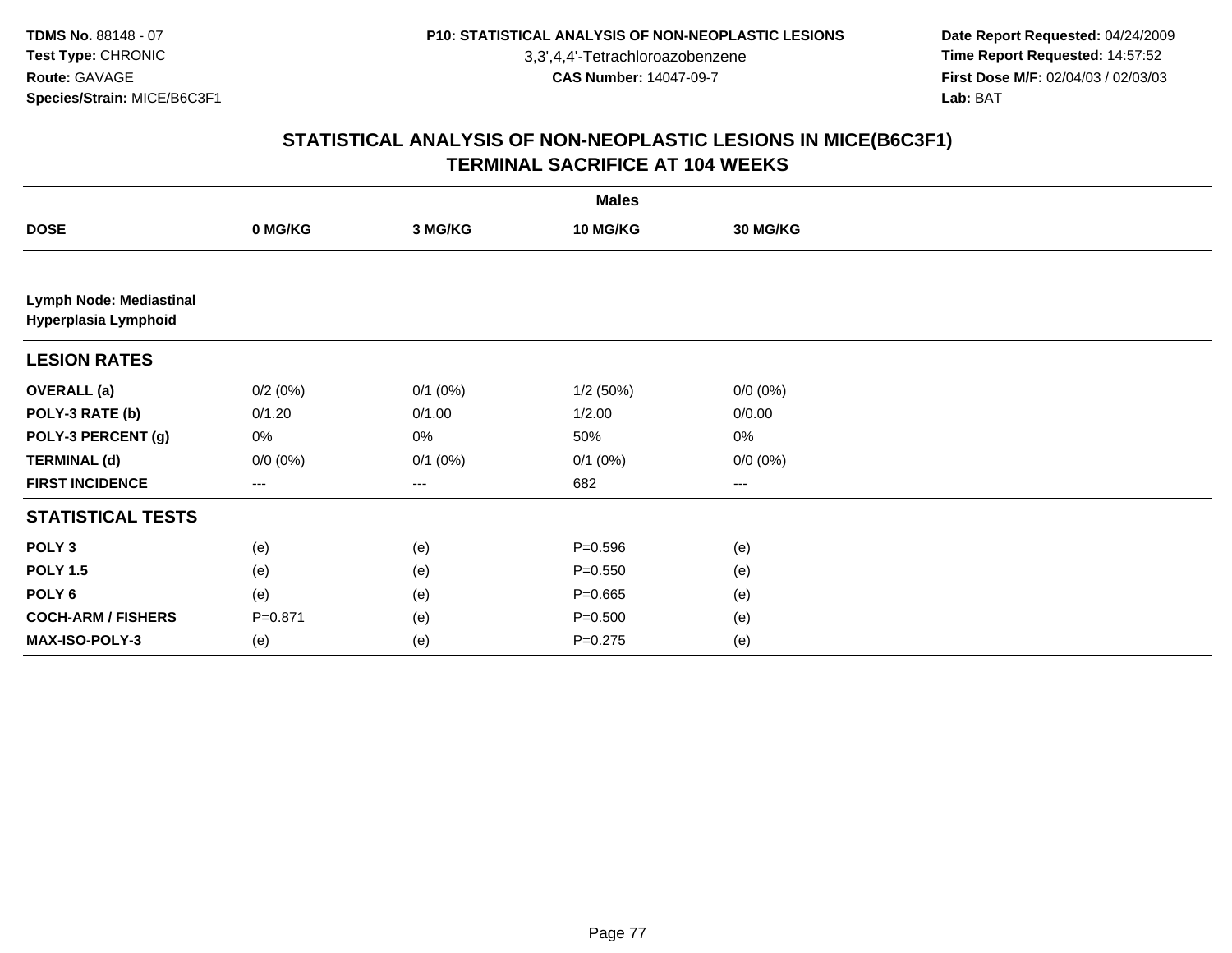**TDMS No.** 88148 - 07
**Test Type:** CHRONIC
**Route:** GAVAGE
**Species/Strain:** MICE/B6C3F1

**P10: STATISTICAL ANALYSIS OF NON-NEOPLASTIC LESIONS**
3,3',4,4'-Tetrachloroazobenzene
**CAS Number:** 14047-09-7

**Date Report Requested:** 04/24/2009
**Time Report Requested:** 14:57:52
**First Dose M/F:** 02/04/03 / 02/03/03
**Lab:** BAT

## STATISTICAL ANALYSIS OF NON-NEOPLASTIC LESIONS IN MICE(B6C3F1)
## TERMINAL SACRIFICE AT 104 WEEKS

| | Males | | | |
|---|---|---|---|---|
| **DOSE** | **0 MG/KG** | **3 MG/KG** | **10 MG/KG** | **30 MG/KG** |
| **Lymph Node: Mediastinal** | | | | |
| **Hyperplasia Lymphoid** | | | | |
| **LESION RATES** | | | | |
| **OVERALL (a)** | 0/2 (0%) | 0/1 (0%) | 1/2 (50%) | 0/0 (0%) |
| **POLY-3 RATE (b)** | 0/1.20 | 0/1.00 | 1/2.00 | 0/0.00 |
| **POLY-3 PERCENT (g)** | 0% | 0% | 50% | 0% |
| **TERMINAL (d)** | 0/0 (0%) | 0/1 (0%) | 0/1 (0%) | 0/0 (0%) |
| **FIRST INCIDENCE** | --- | --- | 682 | --- |
| **STATISTICAL TESTS** | | | | |
| **POLY 3** | (e) | (e) | P=0.596 | (e) |
| **POLY 1.5** | (e) | (e) | P=0.550 | (e) |
| **POLY 6** | (e) | (e) | P=0.665 | (e) |
| **COCH-ARM / FISHERS** | P=0.871 | (e) | P=0.500 | (e) |
| **MAX-ISO-POLY-3** | (e) | (e) | P=0.275 | (e) |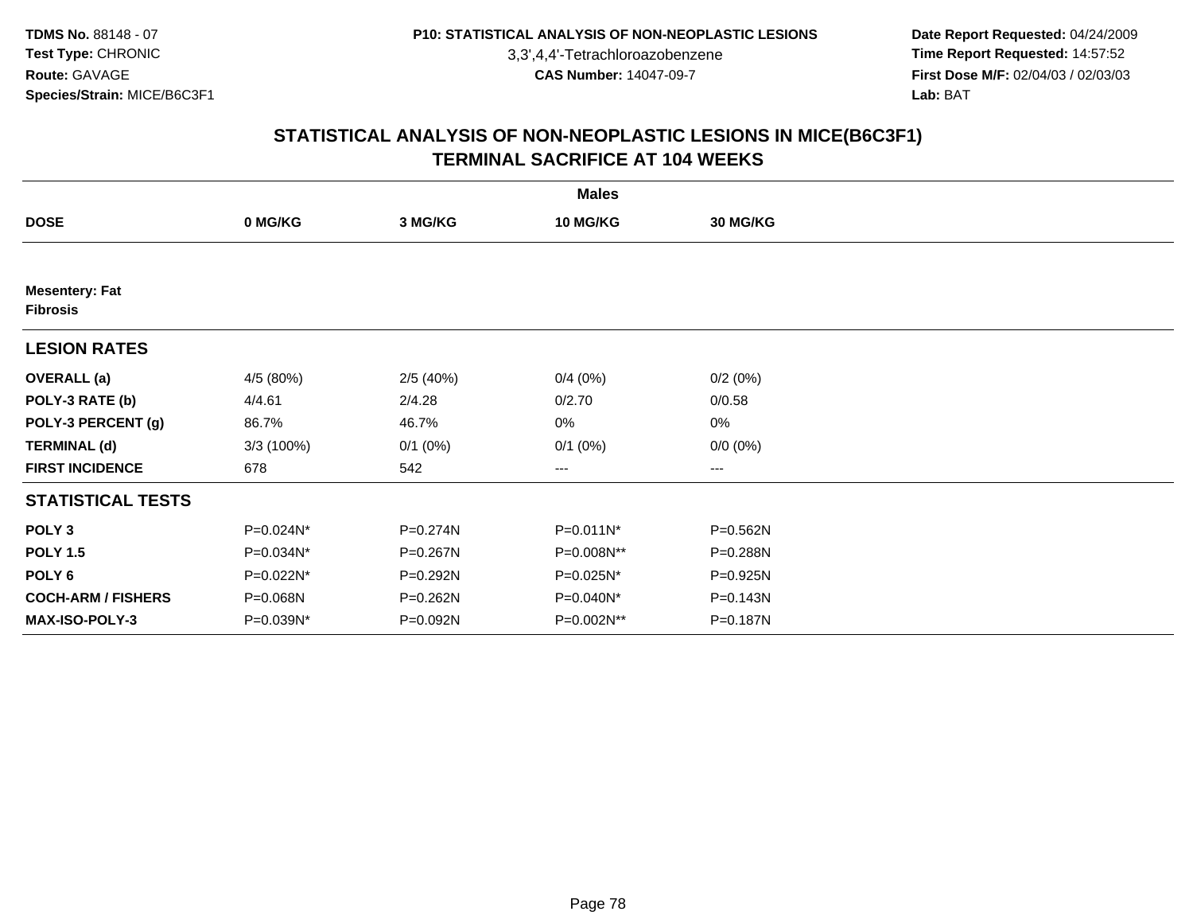**TDMS No.** 88148 - 07
**Test Type:** CHRONIC
**Route:** GAVAGE
**Species/Strain:** MICE/B6C3F1

**P10: STATISTICAL ANALYSIS OF NON-NEOPLASTIC LESIONS**
3,3',4,4'-Tetrachloroazobenzene
**CAS Number:** 14047-09-7

**Date Report Requested:** 04/24/2009
**Time Report Requested:** 14:57:52
**First Dose M/F:** 02/04/03 / 02/03/03
**Lab:** BAT

## STATISTICAL ANALYSIS OF NON-NEOPLASTIC LESIONS IN MICE(B6C3F1) TERMINAL SACRIFICE AT 104 WEEKS

| | Males | | | |
|---|---|---|---|---|
| **DOSE** | **0 MG/KG** | **3 MG/KG** | **10 MG/KG** | **30 MG/KG** |
| **Mesentery: Fat** **Fibrosis** | | | | |
| **LESION RATES** | | | | |
| **OVERALL (a)** | 4/5 (80%) | 2/5 (40%) | 0/4 (0%) | 0/2 (0%) |
| **POLY-3 RATE (b)** | 4/4.61 | 2/4.28 | 0/2.70 | 0/0.58 |
| **POLY-3 PERCENT (g)** | 86.7% | 46.7% | 0% | 0% |
| **TERMINAL (d)** | 3/3 (100%) | 0/1 (0%) | 0/1 (0%) | 0/0 (0%) |
| **FIRST INCIDENCE** | 678 | 542 | --- | --- |
| **STATISTICAL TESTS** | | | | |
| **POLY 3** | P=0.024N* | P=0.274N | P=0.011N* | P=0.562N |
| **POLY 1.5** | P=0.034N* | P=0.267N | P=0.008N** | P=0.288N |
| **POLY 6** | P=0.022N* | P=0.292N | P=0.025N* | P=0.925N |
| **COCH-ARM / FISHERS** | P=0.068N | P=0.262N | P=0.040N* | P=0.143N |
| **MAX-ISO-POLY-3** | P=0.039N* | P=0.092N | P=0.002N** | P=0.187N |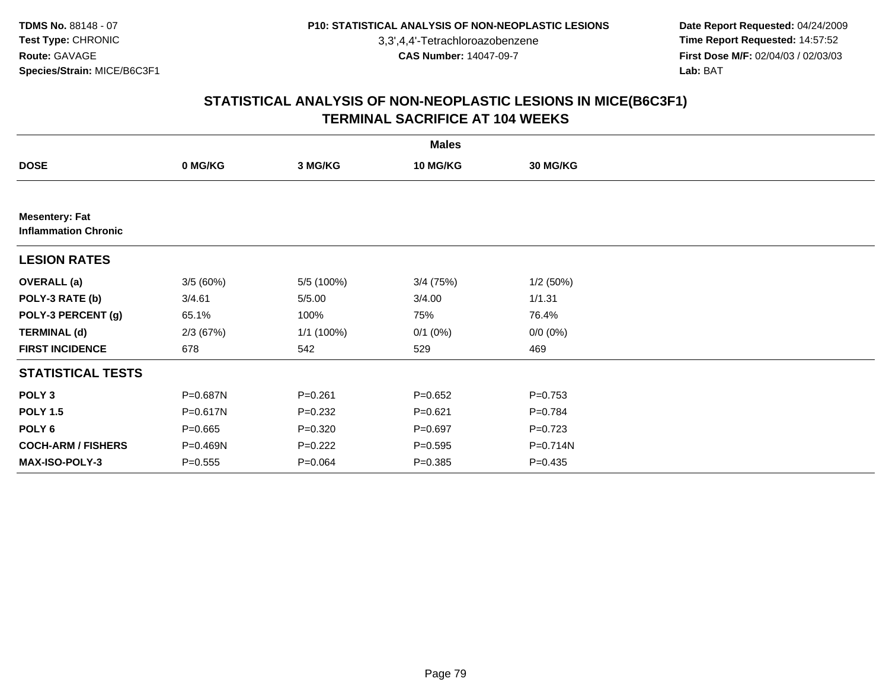TDMS No. 88148 - 07
Test Type: CHRONIC
Route: GAVAGE
Species/Strain: MICE/B6C3F1

P10: STATISTICAL ANALYSIS OF NON-NEOPLASTIC LESIONS
3,3',4,4'-Tetrachloroazobenzene
CAS Number: 14047-09-7

Date Report Requested: 04/24/2009
Time Report Requested: 14:57:52
First Dose M/F: 02/04/03 / 02/03/03
Lab: BAT

## STATISTICAL ANALYSIS OF NON-NEOPLASTIC LESIONS IN MICE(B6C3F1)
## TERMINAL SACRIFICE AT 104 WEEKS

| | Males | | | |
|---|---|---|---|---|
| **DOSE** | **0 MG/KG** | **3 MG/KG** | **10 MG/KG** | **30 MG/KG** |
| **Mesentery: Fat** | | | | |
| **Inflammation Chronic** | | | | |
| **LESION RATES** | | | | |
| **OVERALL (a)** | 3/5 (60%) | 5/5 (100%) | 3/4 (75%) | 1/2 (50%) |
| **POLY-3 RATE (b)** | 3/4.61 | 5/5.00 | 3/4.00 | 1/1.31 |
| **POLY-3 PERCENT (g)** | 65.1% | 100% | 75% | 76.4% |
| **TERMINAL (d)** | 2/3 (67%) | 1/1 (100%) | 0/1 (0%) | 0/0 (0%) |
| **FIRST INCIDENCE** | 678 | 542 | 529 | 469 |
| **STATISTICAL TESTS** | | | | |
| **POLY 3** | P=0.687N | P=0.261 | P=0.652 | P=0.753 |
| **POLY 1.5** | P=0.617N | P=0.232 | P=0.621 | P=0.784 |
| **POLY 6** | P=0.665 | P=0.320 | P=0.697 | P=0.723 |
| **COCH-ARM / FISHERS** | P=0.469N | P=0.222 | P=0.595 | P=0.714N |
| **MAX-ISO-POLY-3** | P=0.555 | P=0.064 | P=0.385 | P=0.435 |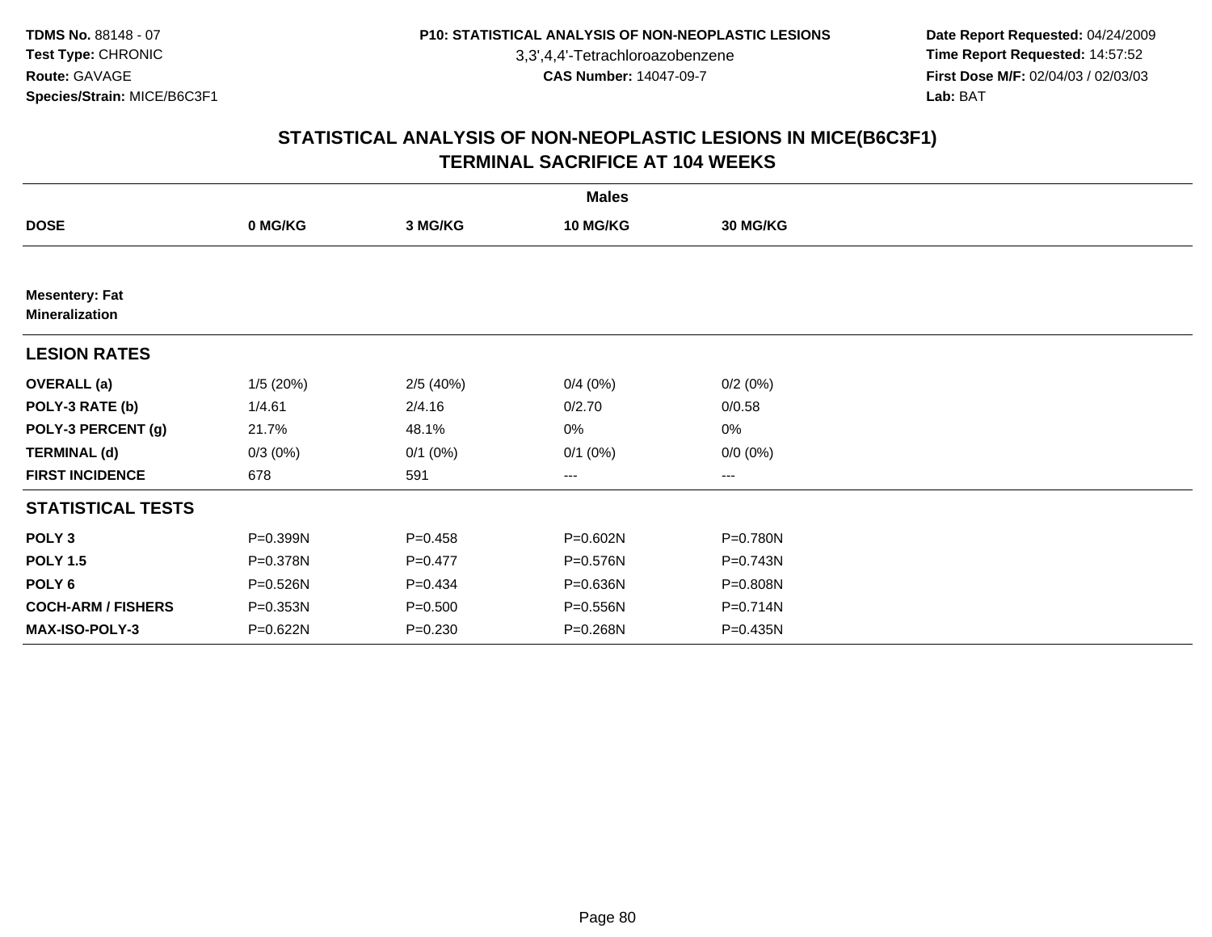## STATISTICAL ANALYSIS OF NON-NEOPLASTIC LESIONS IN MICE(B6C3F1)
## TERMINAL SACRIFICE AT 104 WEEKS

| | Males | | | |
|---|---|---|---|---|
| **DOSE** | **0 MG/KG** | **3 MG/KG** | **10 MG/KG** | **30 MG/KG** |
| **Mesentery: Fat** | | | | |
| **Mineralization** | | | | |
| **LESION RATES** | | | | |
| **OVERALL (a)** | 1/5 (20%) | 2/5 (40%) | 0/4 (0%) | 0/2 (0%) |
| **POLY-3 RATE (b)** | 1/4.61 | 2/4.16 | 0/2.70 | 0/0.58 |
| **POLY-3 PERCENT (g)** | 21.7% | 48.1% | 0% | 0% |
| **TERMINAL (d)** | 0/3 (0%) | 0/1 (0%) | 0/1 (0%) | 0/0 (0%) |
| **FIRST INCIDENCE** | 678 | 591 | --- | --- |
| **STATISTICAL TESTS** | | | | |
| **POLY 3** | P=0.399N | P=0.458 | P=0.602N | P=0.780N |
| **POLY 1.5** | P=0.378N | P=0.477 | P=0.576N | P=0.743N |
| **POLY 6** | P=0.526N | P=0.434 | P=0.636N | P=0.808N |
| **COCH-ARM / FISHERS** | P=0.353N | P=0.500 | P=0.556N | P=0.714N |
| **MAX-ISO-POLY-3** | P=0.622N | P=0.230 | P=0.268N | P=0.435N |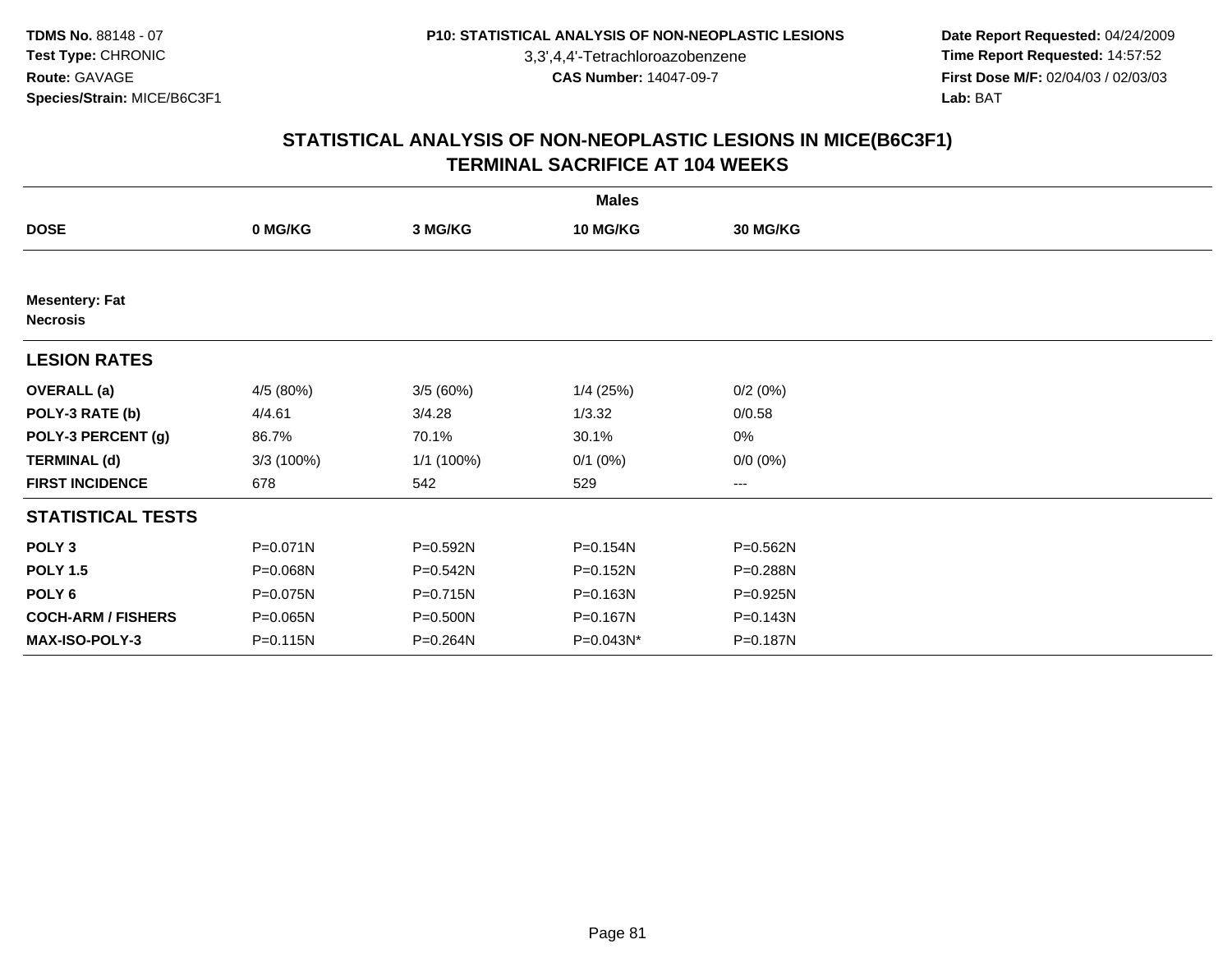**TDMS No.** 88148 - 07
**Test Type:** CHRONIC
**Route:** GAVAGE
**Species/Strain:** MICE/B6C3F1

**P10: STATISTICAL ANALYSIS OF NON-NEOPLASTIC LESIONS**
3,3',4,4'-Tetrachloroazobenzene
**CAS Number:** 14047-09-7

**Date Report Requested:** 04/24/2009
**Time Report Requested:** 14:57:52
**First Dose M/F:** 02/04/03 / 02/03/03
**Lab:** BAT

## STATISTICAL ANALYSIS OF NON-NEOPLASTIC LESIONS IN MICE(B6C3F1) TERMINAL SACRIFICE AT 104 WEEKS

| | Males | | | |
|---|---|---|---|---|
| **DOSE** | **0 MG/KG** | **3 MG/KG** | **10 MG/KG** | **30 MG/KG** |
| **Mesentery: Fat** **Necrosis** | | | | |
| **LESION RATES** | | | | |
| **OVERALL (a)** | 4/5 (80%) | 3/5 (60%) | 1/4 (25%) | 0/2 (0%) |
| **POLY-3 RATE (b)** | 4/4.61 | 3/4.28 | 1/3.32 | 0/0.58 |
| **POLY-3 PERCENT (g)** | 86.7% | 70.1% | 30.1% | 0% |
| **TERMINAL (d)** | 3/3 (100%) | 1/1 (100%) | 0/1 (0%) | 0/0 (0%) |
| **FIRST INCIDENCE** | 678 | 542 | 529 | --- |
| **STATISTICAL TESTS** | | | | |
| **POLY 3** | P=0.071N | P=0.592N | P=0.154N | P=0.562N |
| **POLY 1.5** | P=0.068N | P=0.542N | P=0.152N | P=0.288N |
| **POLY 6** | P=0.075N | P=0.715N | P=0.163N | P=0.925N |
| **COCH-ARM / FISHERS** | P=0.065N | P=0.500N | P=0.167N | P=0.143N |
| **MAX-ISO-POLY-3** | P=0.115N | P=0.264N | P=0.043N* | P=0.187N |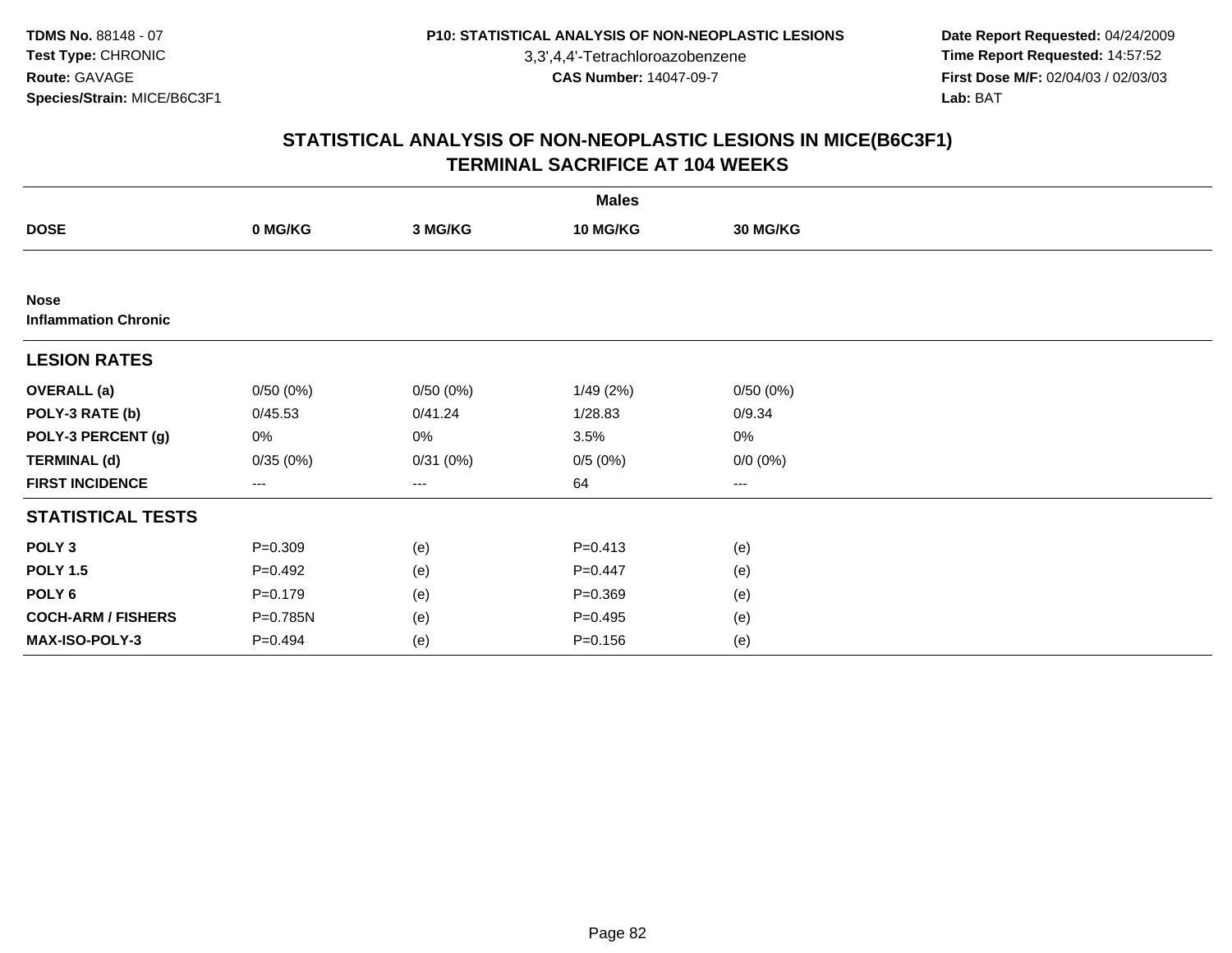TDMS No. 88148 - 07
Test Type: CHRONIC
Route: GAVAGE
Species/Strain: MICE/B6C3F1

P10: STATISTICAL ANALYSIS OF NON-NEOPLASTIC LESIONS
3,3',4,4'-Tetrachloroazobenzene
CAS Number: 14047-09-7

Date Report Requested: 04/24/2009
Time Report Requested: 14:57:52
First Dose M/F: 02/04/03 / 02/03/03
Lab: BAT

## STATISTICAL ANALYSIS OF NON-NEOPLASTIC LESIONS IN MICE(B6C3F1)
## TERMINAL SACRIFICE AT 104 WEEKS

| | Males | | | |
|---|---|---|---|---|
| **DOSE** | **0 MG/KG** | **3 MG/KG** | **10 MG/KG** | **30 MG/KG** |
| **Nose** | | | | |
| **Inflammation Chronic** | | | | |
| **LESION RATES** | | | | |
| **OVERALL (a)** | 0/50 (0%) | 0/50 (0%) | 1/49 (2%) | 0/50 (0%) |
| **POLY-3 RATE (b)** | 0/45.53 | 0/41.24 | 1/28.83 | 0/9.34 |
| **POLY-3 PERCENT (g)** | 0% | 0% | 3.5% | 0% |
| **TERMINAL (d)** | 0/35 (0%) | 0/31 (0%) | 0/5 (0%) | 0/0 (0%) |
| **FIRST INCIDENCE** | --- | --- | 64 | --- |
| **STATISTICAL TESTS** | | | | |
| **POLY 3** | P=0.309 | (e) | P=0.413 | (e) |
| **POLY 1.5** | P=0.492 | (e) | P=0.447 | (e) |
| **POLY 6** | P=0.179 | (e) | P=0.369 | (e) |
| **COCH-ARM / FISHERS** | P=0.785N | (e) | P=0.495 | (e) |
| **MAX-ISO-POLY-3** | P=0.494 | (e) | P=0.156 | (e) |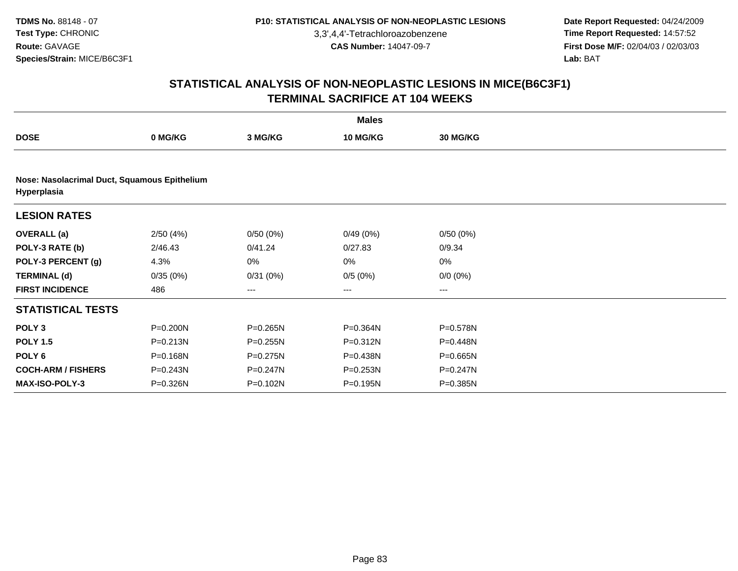**TDMS No.** 88148 - 07
**Test Type:** CHRONIC
**Route:** GAVAGE
**Species/Strain:** MICE/B6C3F1

**P10: STATISTICAL ANALYSIS OF NON-NEOPLASTIC LESIONS**
3,3',4,4'-Tetrachloroazobenzene
**CAS Number:** 14047-09-7

**Date Report Requested:** 04/24/2009
**Time Report Requested:** 14:57:52
**First Dose M/F:** 02/04/03 / 02/03/03
**Lab:** BAT

## STATISTICAL ANALYSIS OF NON-NEOPLASTIC LESIONS IN MICE(B6C3F1) TERMINAL SACRIFICE AT 104 WEEKS

| | Males | | | |
|---|---|---|---|---|
| **DOSE** | **0 MG/KG** | **3 MG/KG** | **10 MG/KG** | **30 MG/KG** |
| **Nose: Nasolacrimal Duct, Squamous Epithelium Hyperplasia** | | | | |
| **LESION RATES** | | | | |
| **OVERALL (a)** | 2/50 (4%) | 0/50 (0%) | 0/49 (0%) | 0/50 (0%) |
| **POLY-3 RATE (b)** | 2/46.43 | 0/41.24 | 0/27.83 | 0/9.34 |
| **POLY-3 PERCENT (g)** | 4.3% | 0% | 0% | 0% |
| **TERMINAL (d)** | 0/35 (0%) | 0/31 (0%) | 0/5 (0%) | 0/0 (0%) |
| **FIRST INCIDENCE** | 486 | --- | --- | --- |
| **STATISTICAL TESTS** | | | | |
| **POLY 3** | P=0.200N | P=0.265N | P=0.364N | P=0.578N |
| **POLY 1.5** | P=0.213N | P=0.255N | P=0.312N | P=0.448N |
| **POLY 6** | P=0.168N | P=0.275N | P=0.438N | P=0.665N |
| **COCH-ARM / FISHERS** | P=0.243N | P=0.247N | P=0.253N | P=0.247N |
| **MAX-ISO-POLY-3** | P=0.326N | P=0.102N | P=0.195N | P=0.385N |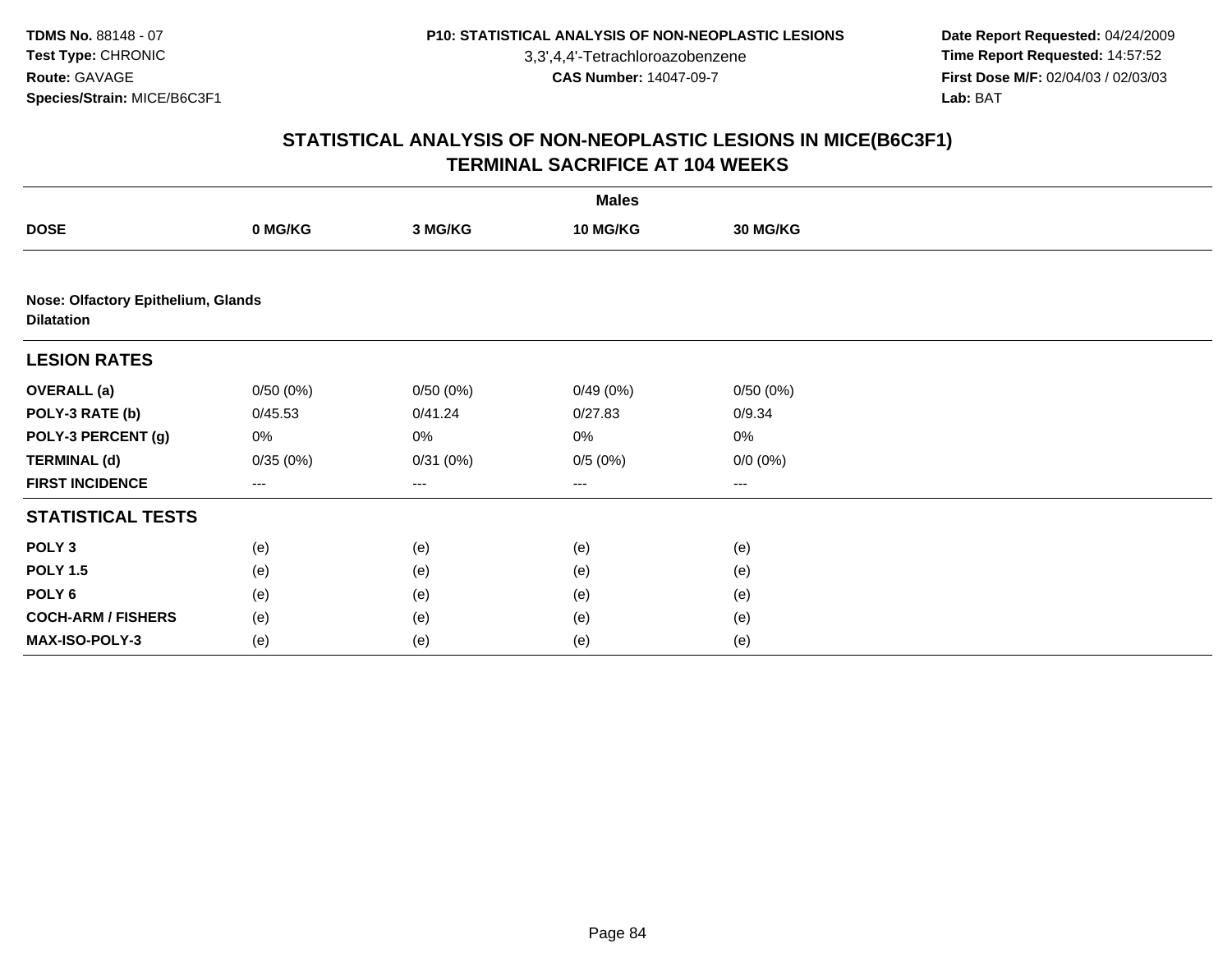**TDMS No.** 88148 - 07
**Test Type:** CHRONIC
**Route:** GAVAGE
**Species/Strain:** MICE/B6C3F1

**P10: STATISTICAL ANALYSIS OF NON-NEOPLASTIC LESIONS**
3,3',4,4'-Tetrachloroazobenzene
**CAS Number:** 14047-09-7

**Date Report Requested:** 04/24/2009
**Time Report Requested:** 14:57:52
**First Dose M/F:** 02/04/03 / 02/03/03
**Lab:** BAT

## STATISTICAL ANALYSIS OF NON-NEOPLASTIC LESIONS IN MICE(B6C3F1) TERMINAL SACRIFICE AT 104 WEEKS

| | Males | | | |
|---|---|---|---|---|
| **DOSE** | **0 MG/KG** | **3 MG/KG** | **10 MG/KG** | **30 MG/KG** |
| **Nose: Olfactory Epithelium, Glands** | | | | |
| **Dilatation** | | | | |
| **LESION RATES** | | | | |
| **OVERALL (a)** | 0/50 (0%) | 0/50 (0%) | 0/49 (0%) | 0/50 (0%) |
| **POLY-3 RATE (b)** | 0/45.53 | 0/41.24 | 0/27.83 | 0/9.34 |
| **POLY-3 PERCENT (g)** | 0% | 0% | 0% | 0% |
| **TERMINAL (d)** | 0/35 (0%) | 0/31 (0%) | 0/5 (0%) | 0/0 (0%) |
| **FIRST INCIDENCE** | --- | --- | --- | --- |
| **STATISTICAL TESTS** | | | | |
| **POLY 3** | (e) | (e) | (e) | (e) |
| **POLY 1.5** | (e) | (e) | (e) | (e) |
| **POLY 6** | (e) | (e) | (e) | (e) |
| **COCH-ARM / FISHERS** | (e) | (e) | (e) | (e) |
| **MAX-ISO-POLY-3** | (e) | (e) | (e) | (e) |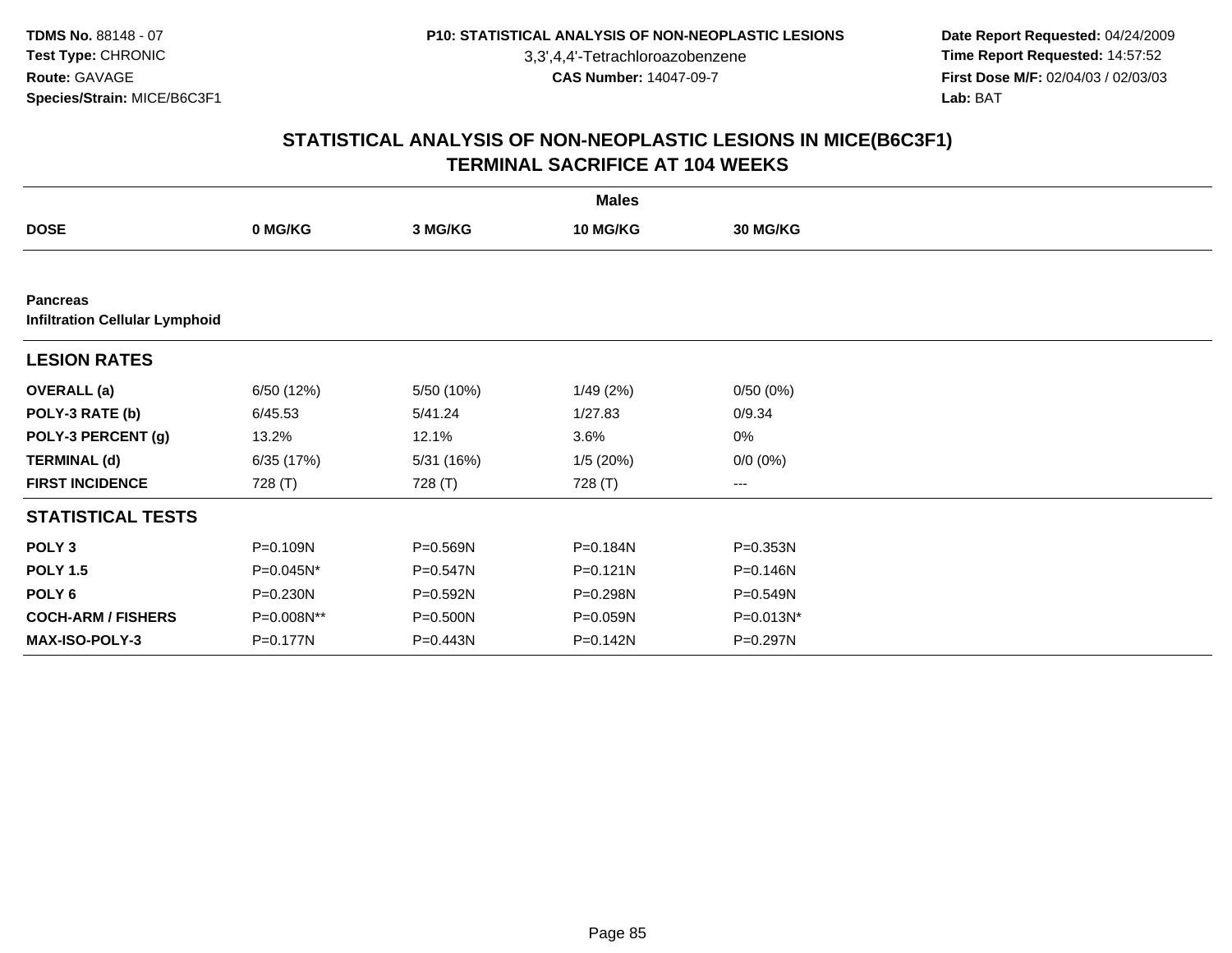**TDMS No.** 88148 - 07
**Test Type:** CHRONIC
**Route:** GAVAGE
**Species/Strain:** MICE/B6C3F1

**P10: STATISTICAL ANALYSIS OF NON-NEOPLASTIC LESIONS**
3,3',4,4'-Tetrachloroazobenzene
**CAS Number:** 14047-09-7

**Date Report Requested:** 04/24/2009
**Time Report Requested:** 14:57:52
**First Dose M/F:** 02/04/03 / 02/03/03
**Lab:** BAT

## STATISTICAL ANALYSIS OF NON-NEOPLASTIC LESIONS IN MICE(B6C3F1) TERMINAL SACRIFICE AT 104 WEEKS

| | Males | | | |
|---|---|---|---|---|
| **DOSE** | **0 MG/KG** | **3 MG/KG** | **10 MG/KG** | **30 MG/KG** |
| **Pancreas** | | | | |
| **Infiltration Cellular Lymphoid** | | | | |
| **LESION RATES** | | | | |
| **OVERALL (a)** | 6/50 (12%) | 5/50 (10%) | 1/49 (2%) | 0/50 (0%) |
| **POLY-3 RATE (b)** | 6/45.53 | 5/41.24 | 1/27.83 | 0/9.34 |
| **POLY-3 PERCENT (g)** | 13.2% | 12.1% | 3.6% | 0% |
| **TERMINAL (d)** | 6/35 (17%) | 5/31 (16%) | 1/5 (20%) | 0/0 (0%) |
| **FIRST INCIDENCE** | 728 (T) | 728 (T) | 728 (T) | --- |
| **STATISTICAL TESTS** | | | | |
| **POLY 3** | P=0.109N | P=0.569N | P=0.184N | P=0.353N |
| **POLY 1.5** | P=0.045N* | P=0.547N | P=0.121N | P=0.146N |
| **POLY 6** | P=0.230N | P=0.592N | P=0.298N | P=0.549N |
| **COCH-ARM / FISHERS** | P=0.008N** | P=0.500N | P=0.059N | P=0.013N* |
| **MAX-ISO-POLY-3** | P=0.177N | P=0.443N | P=0.142N | P=0.297N |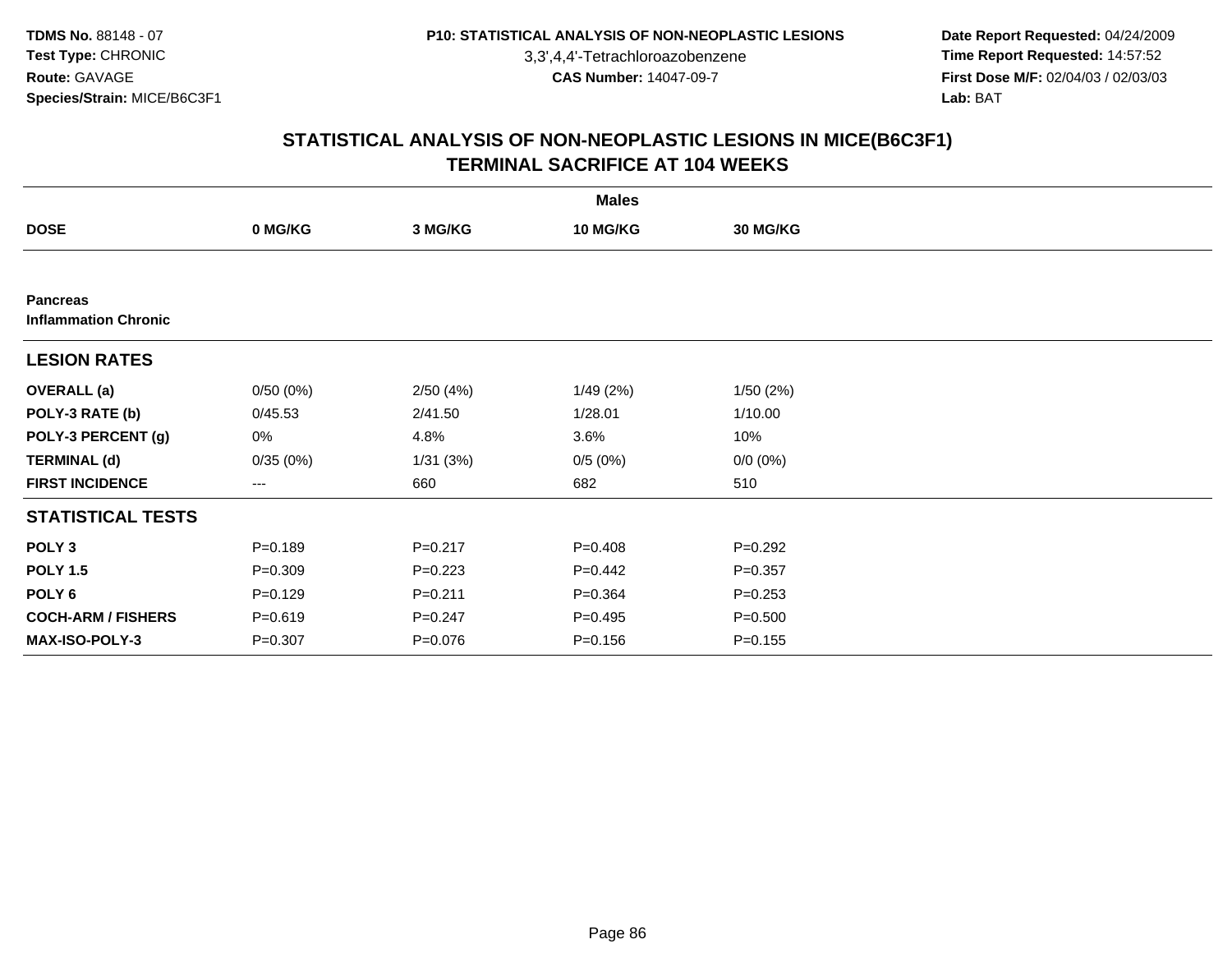TDMS No. 88148 - 07
Test Type: CHRONIC
Route: GAVAGE
Species/Strain: MICE/B6C3F1

P10: STATISTICAL ANALYSIS OF NON-NEOPLASTIC LESIONS
3,3',4,4'-Tetrachloroazobenzene
CAS Number: 14047-09-7

Date Report Requested: 04/24/2009
Time Report Requested: 14:57:52
First Dose M/F: 02/04/03 / 02/03/03
Lab: BAT

## STATISTICAL ANALYSIS OF NON-NEOPLASTIC LESIONS IN MICE(B6C3F1) TERMINAL SACRIFICE AT 104 WEEKS

| | Males | | | |
|---|---|---|---|---|
| **DOSE** | **0 MG/KG** | **3 MG/KG** | **10 MG/KG** | **30 MG/KG** |
| **Pancreas** | | | | |
| **Inflammation Chronic** | | | | |
| **LESION RATES** | | | | |
| **OVERALL (a)** | 0/50 (0%) | 2/50 (4%) | 1/49 (2%) | 1/50 (2%) |
| **POLY-3 RATE (b)** | 0/45.53 | 2/41.50 | 1/28.01 | 1/10.00 |
| **POLY-3 PERCENT (g)** | 0% | 4.8% | 3.6% | 10% |
| **TERMINAL (d)** | 0/35 (0%) | 1/31 (3%) | 0/5 (0%) | 0/0 (0%) |
| **FIRST INCIDENCE** | --- | 660 | 682 | 510 |
| **STATISTICAL TESTS** | | | | |
| **POLY 3** | P=0.189 | P=0.217 | P=0.408 | P=0.292 |
| **POLY 1.5** | P=0.309 | P=0.223 | P=0.442 | P=0.357 |
| **POLY 6** | P=0.129 | P=0.211 | P=0.364 | P=0.253 |
| **COCH-ARM / FISHERS** | P=0.619 | P=0.247 | P=0.495 | P=0.500 |
| **MAX-ISO-POLY-3** | P=0.307 | P=0.076 | P=0.156 | P=0.155 |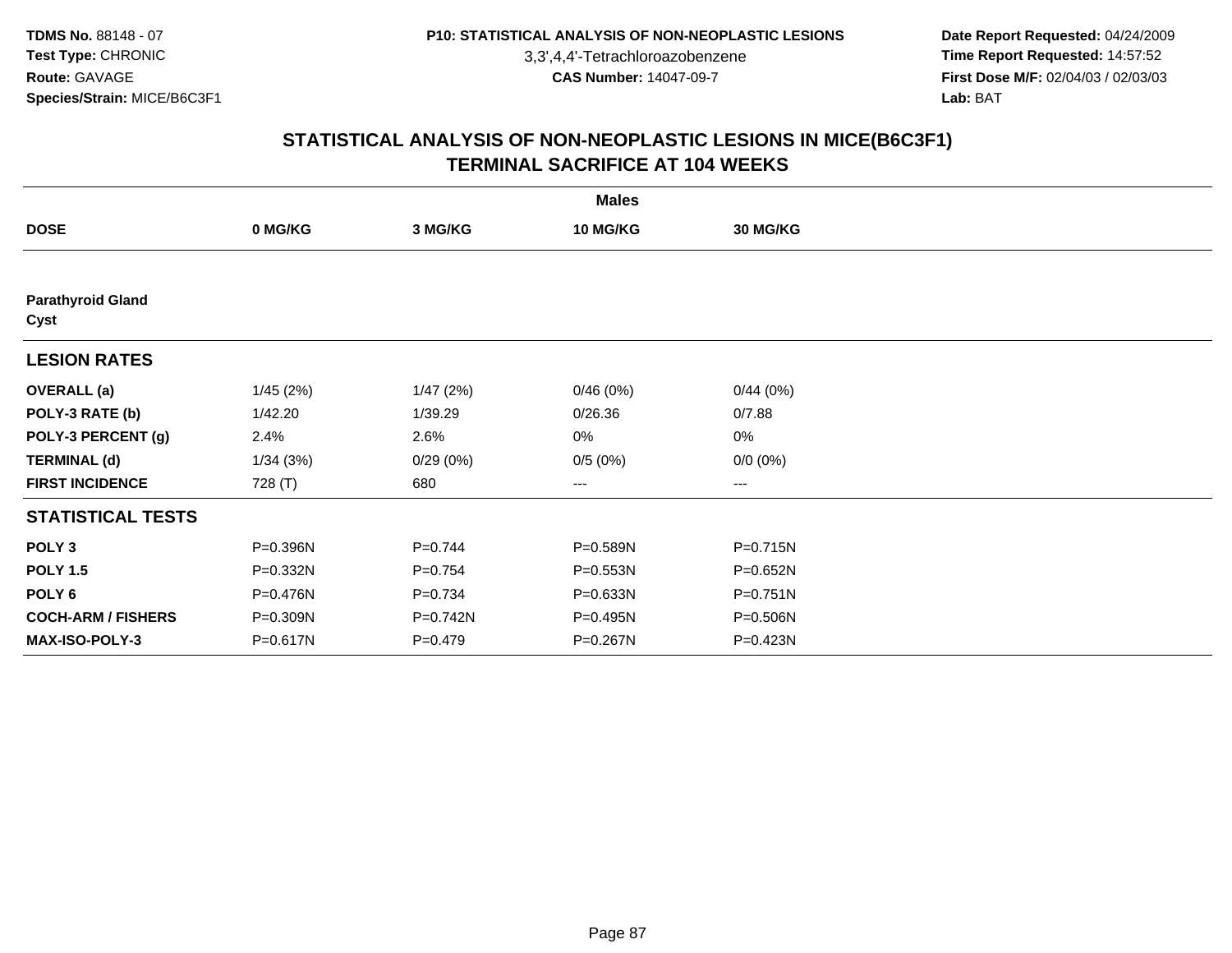**TDMS No.** 88148 - 07
**Test Type:** CHRONIC
**Route:** GAVAGE
**Species/Strain:** MICE/B6C3F1

**P10: STATISTICAL ANALYSIS OF NON-NEOPLASTIC LESIONS**
3,3',4,4'-Tetrachloroazobenzene
**CAS Number:** 14047-09-7

**Date Report Requested:** 04/24/2009
**Time Report Requested:** 14:57:52
**First Dose M/F:** 02/04/03 / 02/03/03
**Lab:** BAT

## STATISTICAL ANALYSIS OF NON-NEOPLASTIC LESIONS IN MICE(B6C3F1)
## TERMINAL SACRIFICE AT 104 WEEKS

| | Males | | | |
|---|---|---|---|---|
| **DOSE** | **0 MG/KG** | **3 MG/KG** | **10 MG/KG** | **30 MG/KG** |
| **Parathyroid Gland** | | | | |
| **Cyst** | | | | |
| **LESION RATES** | | | | |
| **OVERALL (a)** | 1/45 (2%) | 1/47 (2%) | 0/46 (0%) | 0/44 (0%) |
| **POLY-3 RATE (b)** | 1/42.20 | 1/39.29 | 0/26.36 | 0/7.88 |
| **POLY-3 PERCENT (g)** | 2.4% | 2.6% | 0% | 0% |
| **TERMINAL (d)** | 1/34 (3%) | 0/29 (0%) | 0/5 (0%) | 0/0 (0%) |
| **FIRST INCIDENCE** | 728 (T) | 680 | --- | --- |
| **STATISTICAL TESTS** | | | | |
| **POLY 3** | P=0.396N | P=0.744 | P=0.589N | P=0.715N |
| **POLY 1.5** | P=0.332N | P=0.754 | P=0.553N | P=0.652N |
| **POLY 6** | P=0.476N | P=0.734 | P=0.633N | P=0.751N |
| **COCH-ARM / FISHERS** | P=0.309N | P=0.742N | P=0.495N | P=0.506N |
| **MAX-ISO-POLY-3** | P=0.617N | P=0.479 | P=0.267N | P=0.423N |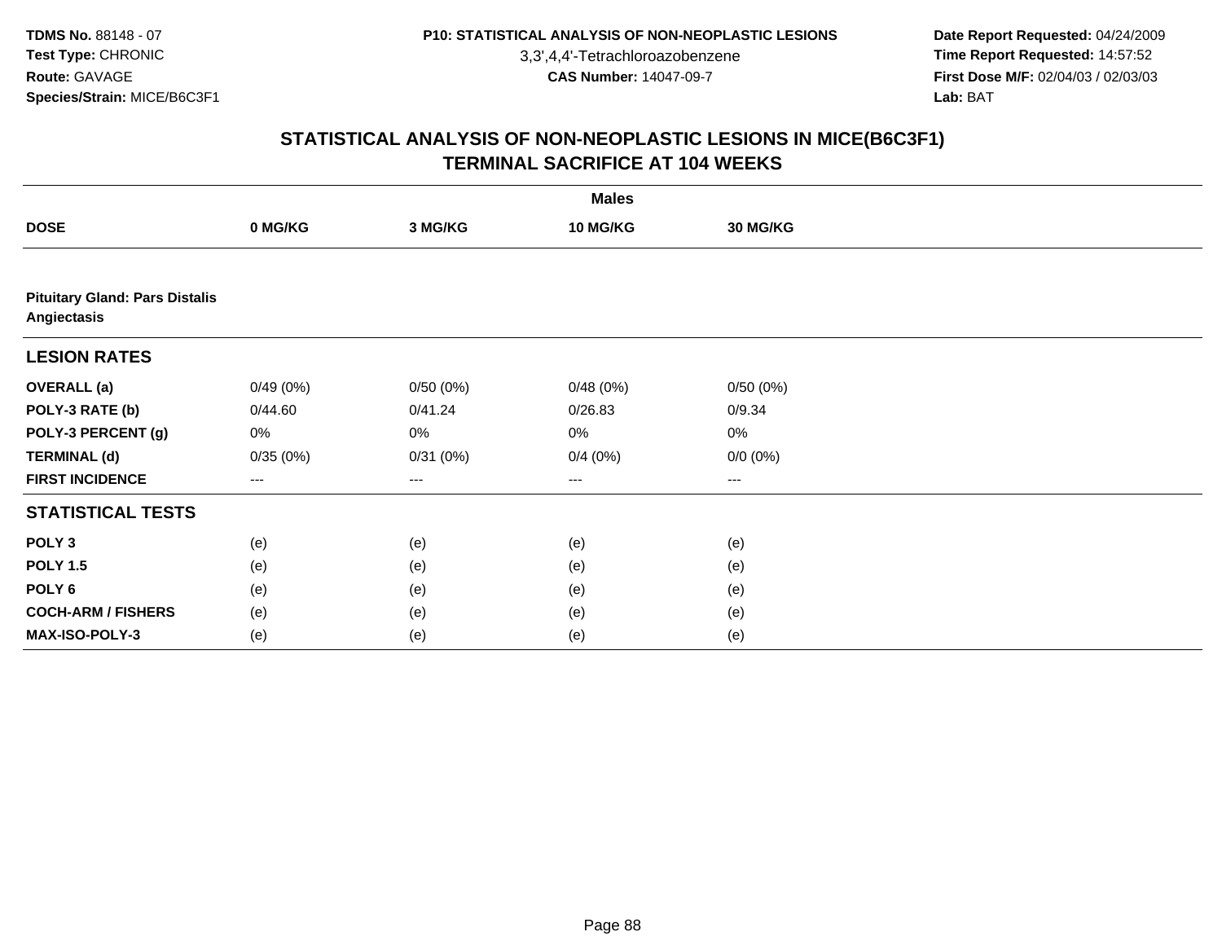**TDMS No.** 88148 - 07
**Test Type:** CHRONIC
**Route:** GAVAGE
**Species/Strain:** MICE/B6C3F1

**P10: STATISTICAL ANALYSIS OF NON-NEOPLASTIC LESIONS**
3,3',4,4'-Tetrachloroazobenzene
**CAS Number:** 14047-09-7

**Date Report Requested:** 04/24/2009
**Time Report Requested:** 14:57:52
**First Dose M/F:** 02/04/03 / 02/03/03
**Lab:** BAT

## STATISTICAL ANALYSIS OF NON-NEOPLASTIC LESIONS IN MICE(B6C3F1)
## TERMINAL SACRIFICE AT 104 WEEKS

| | Males | | | |
|---|---|---|---|---|
| **DOSE** | **0 MG/KG** | **3 MG/KG** | **10 MG/KG** | **30 MG/KG** |
| **Pituitary Gland: Pars Distalis Angiectasis** | | | | |
| **LESION RATES** | | | | |
| **OVERALL (a)** | 0/49 (0%) | 0/50 (0%) | 0/48 (0%) | 0/50 (0%) |
| **POLY-3 RATE (b)** | 0/44.60 | 0/41.24 | 0/26.83 | 0/9.34 |
| **POLY-3 PERCENT (g)** | 0% | 0% | 0% | 0% |
| **TERMINAL (d)** | 0/35 (0%) | 0/31 (0%) | 0/4 (0%) | 0/0 (0%) |
| **FIRST INCIDENCE** | --- | --- | --- | --- |
| **STATISTICAL TESTS** | | | | |
| **POLY 3** | (e) | (e) | (e) | (e) |
| **POLY 1.5** | (e) | (e) | (e) | (e) |
| **POLY 6** | (e) | (e) | (e) | (e) |
| **COCH-ARM / FISHERS** | (e) | (e) | (e) | (e) |
| **MAX-ISO-POLY-3** | (e) | (e) | (e) | (e) |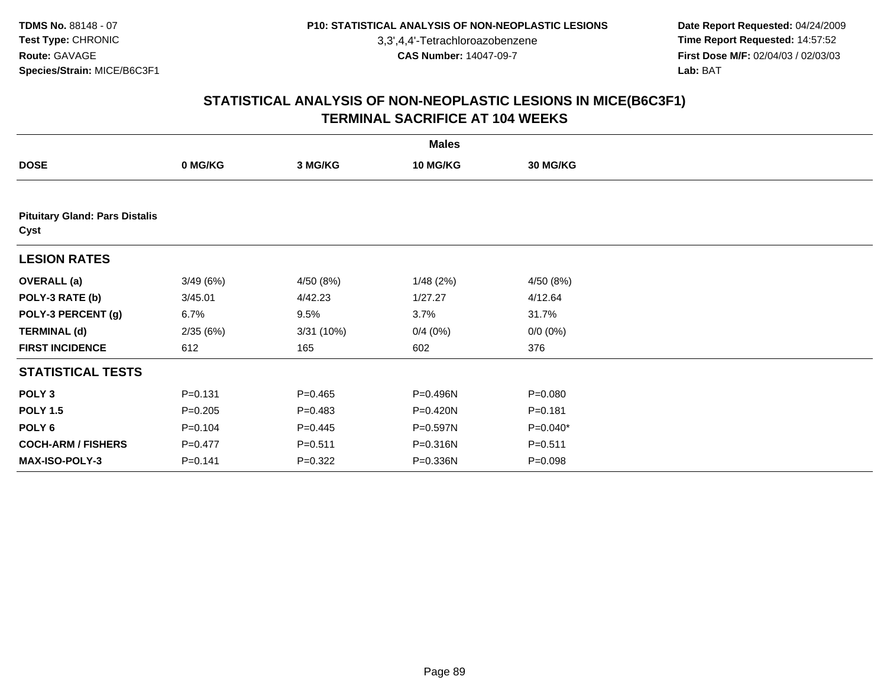TDMS No. 88148 - 07
Test Type: CHRONIC
Route: GAVAGE
Species/Strain: MICE/B6C3F1

P10: STATISTICAL ANALYSIS OF NON-NEOPLASTIC LESIONS
3,3',4,4'-Tetrachloroazobenzene
CAS Number: 14047-09-7

Date Report Requested: 04/24/2009
Time Report Requested: 14:57:52
First Dose M/F: 02/04/03 / 02/03/03
Lab: BAT

## STATISTICAL ANALYSIS OF NON-NEOPLASTIC LESIONS IN MICE(B6C3F1)
## TERMINAL SACRIFICE AT 104 WEEKS

| | Males | | | |
|---|---|---|---|---|
| **DOSE** | **0 MG/KG** | **3 MG/KG** | **10 MG/KG** | **30 MG/KG** |
| **Pituitary Gland: Pars Distalis Cyst** | | | | |
| **LESION RATES** | | | | |
| **OVERALL (a)** | 3/49 (6%) | 4/50 (8%) | 1/48 (2%) | 4/50 (8%) |
| **POLY-3 RATE (b)** | 3/45.01 | 4/42.23 | 1/27.27 | 4/12.64 |
| **POLY-3 PERCENT (g)** | 6.7% | 9.5% | 3.7% | 31.7% |
| **TERMINAL (d)** | 2/35 (6%) | 3/31 (10%) | 0/4 (0%) | 0/0 (0%) |
| **FIRST INCIDENCE** | 612 | 165 | 602 | 376 |
| **STATISTICAL TESTS** | | | | |
| **POLY 3** | P=0.131 | P=0.465 | P=0.496N | P=0.080 |
| **POLY 1.5** | P=0.205 | P=0.483 | P=0.420N | P=0.181 |
| **POLY 6** | P=0.104 | P=0.445 | P=0.597N | P=0.040* |
| **COCH-ARM / FISHERS** | P=0.477 | P=0.511 | P=0.316N | P=0.511 |
| **MAX-ISO-POLY-3** | P=0.141 | P=0.322 | P=0.336N | P=0.098 |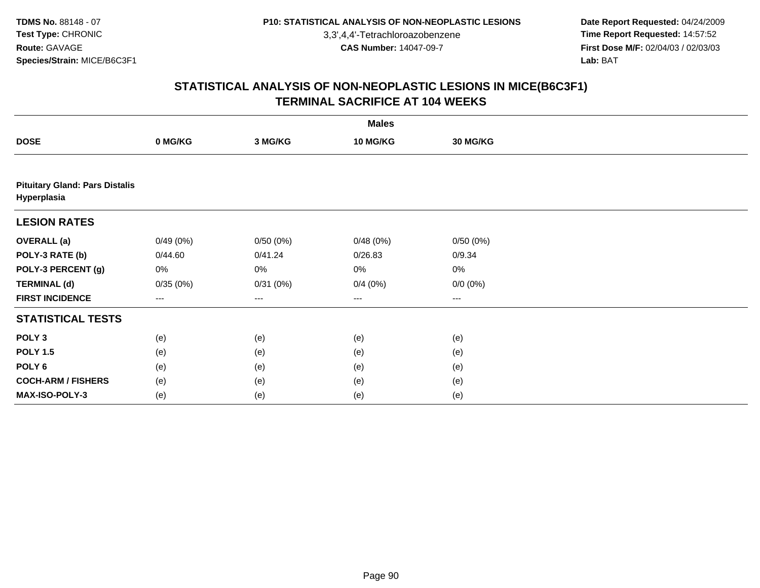**TDMS No.** 88148 - 07
**Test Type:** CHRONIC
**Route:** GAVAGE
**Species/Strain:** MICE/B6C3F1

**P10: STATISTICAL ANALYSIS OF NON-NEOPLASTIC LESIONS**
3,3',4,4'-Tetrachloroazobenzene
**CAS Number:** 14047-09-7

**Date Report Requested:** 04/24/2009
**Time Report Requested:** 14:57:52
**First Dose M/F:** 02/04/03 / 02/03/03
**Lab:** BAT

## STATISTICAL ANALYSIS OF NON-NEOPLASTIC LESIONS IN MICE(B6C3F1)
## TERMINAL SACRIFICE AT 104 WEEKS

| | Males | | | |
|---|---|---|---|---|
| **DOSE** | **0 MG/KG** | **3 MG/KG** | **10 MG/KG** | **30 MG/KG** |
| **Pituitary Gland: Pars Distalis Hyperplasia** | | | | |
| **LESION RATES** | | | | |
| **OVERALL (a)** | 0/49 (0%) | 0/50 (0%) | 0/48 (0%) | 0/50 (0%) |
| **POLY-3 RATE (b)** | 0/44.60 | 0/41.24 | 0/26.83 | 0/9.34 |
| **POLY-3 PERCENT (g)** | 0% | 0% | 0% | 0% |
| **TERMINAL (d)** | 0/35 (0%) | 0/31 (0%) | 0/4 (0%) | 0/0 (0%) |
| **FIRST INCIDENCE** | --- | --- | --- | --- |
| **STATISTICAL TESTS** | | | | |
| **POLY 3** | (e) | (e) | (e) | (e) |
| **POLY 1.5** | (e) | (e) | (e) | (e) |
| **POLY 6** | (e) | (e) | (e) | (e) |
| **COCH-ARM / FISHERS** | (e) | (e) | (e) | (e) |
| **MAX-ISO-POLY-3** | (e) | (e) | (e) | (e) |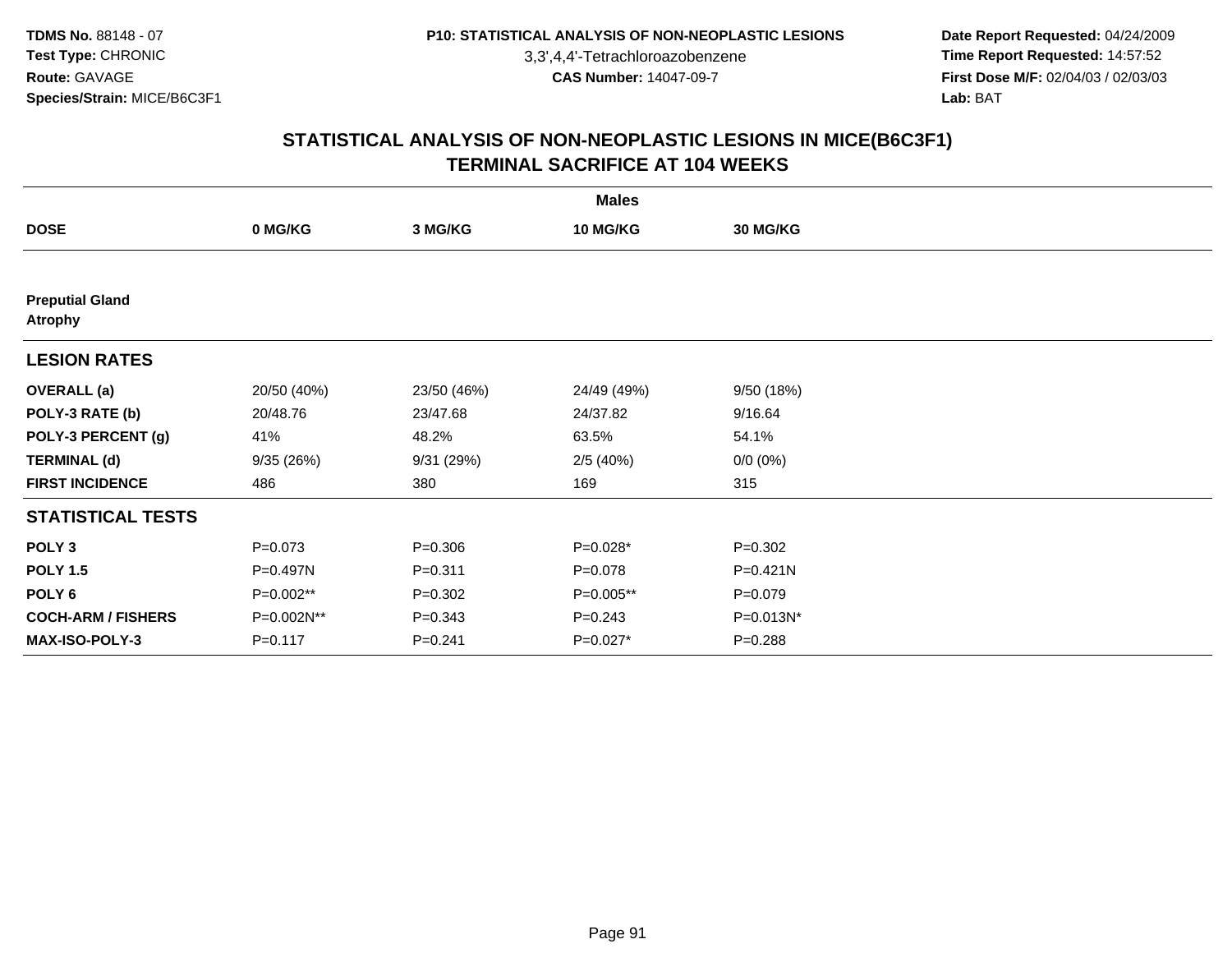**TDMS No.** 88148 - 07
**Test Type:** CHRONIC
**Route:** GAVAGE
**Species/Strain:** MICE/B6C3F1

**P10: STATISTICAL ANALYSIS OF NON-NEOPLASTIC LESIONS**
3,3',4,4'-Tetrachloroazobenzene
**CAS Number:** 14047-09-7

**Date Report Requested:** 04/24/2009
**Time Report Requested:** 14:57:52
**First Dose M/F:** 02/04/03 / 02/03/03
**Lab:** BAT

## STATISTICAL ANALYSIS OF NON-NEOPLASTIC LESIONS IN MICE(B6C3F1) TERMINAL SACRIFICE AT 104 WEEKS

| | Males | | | |
|---|---|---|---|---|
| **DOSE** | **0 MG/KG** | **3 MG/KG** | **10 MG/KG** | **30 MG/KG** |
| **Preputial Gland Atrophy** | | | | |
| **LESION RATES** | | | | |
| **OVERALL (a)** | 20/50 (40%) | 23/50 (46%) | 24/49 (49%) | 9/50 (18%) |
| **POLY-3 RATE (b)** | 20/48.76 | 23/47.68 | 24/37.82 | 9/16.64 |
| **POLY-3 PERCENT (g)** | 41% | 48.2% | 63.5% | 54.1% |
| **TERMINAL (d)** | 9/35 (26%) | 9/31 (29%) | 2/5 (40%) | 0/0 (0%) |
| **FIRST INCIDENCE** | 486 | 380 | 169 | 315 |
| **STATISTICAL TESTS** | | | | |
| **POLY 3** | P=0.073 | P=0.306 | P=0.028* | P=0.302 |
| **POLY 1.5** | P=0.497N | P=0.311 | P=0.078 | P=0.421N |
| **POLY 6** | P=0.002** | P=0.302 | P=0.005** | P=0.079 |
| **COCH-ARM / FISHERS** | P=0.002N** | P=0.343 | P=0.243 | P=0.013N* |
| **MAX-ISO-POLY-3** | P=0.117 | P=0.241 | P=0.027* | P=0.288 |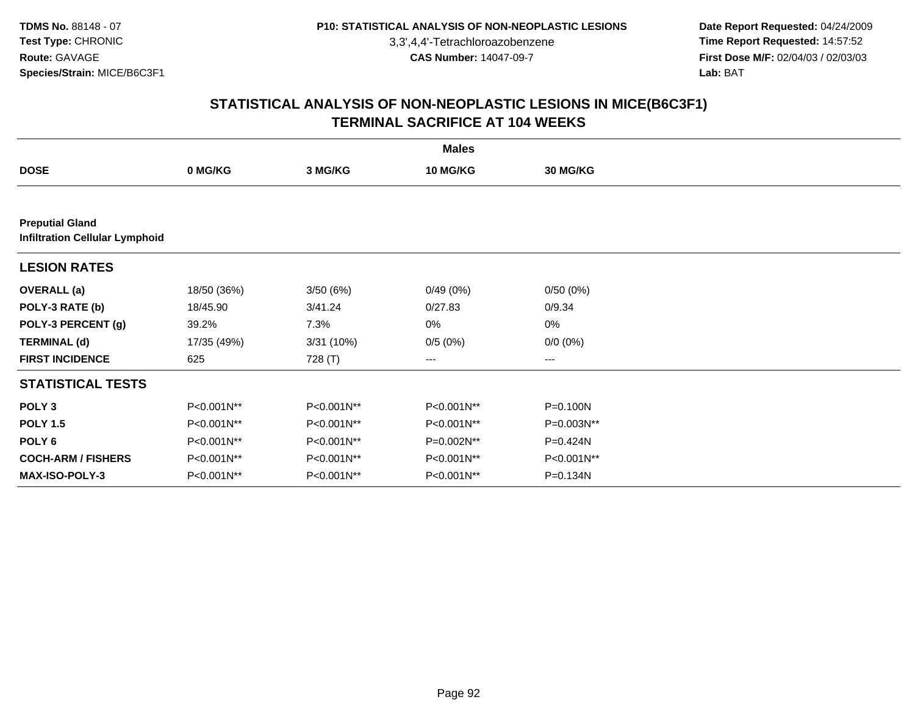# STATISTICAL ANALYSIS OF NON-NEOPLASTIC LESIONS IN MICE(B6C3F1)
## TERMINAL SACRIFICE AT 104 WEEKS

| | Males | | | |
|---|---|---|---|---|
| **DOSE** | **0 MG/KG** | **3 MG/KG** | **10 MG/KG** | **30 MG/KG** |
| **Preputial Gland** | | | | |
| **Infiltration Cellular Lymphoid** | | | | |
| **LESION RATES** | | | | |
| **OVERALL (a)** | 18/50 (36%) | 3/50 (6%) | 0/49 (0%) | 0/50 (0%) |
| **POLY-3 RATE (b)** | 18/45.90 | 3/41.24 | 0/27.83 | 0/9.34 |
| **POLY-3 PERCENT (g)** | 39.2% | 7.3% | 0% | 0% |
| **TERMINAL (d)** | 17/35 (49%) | 3/31 (10%) | 0/5 (0%) | 0/0 (0%) |
| **FIRST INCIDENCE** | 625 | 728 (T) | --- | --- |
| **STATISTICAL TESTS** | | | | |
| **POLY 3** | P<0.001N** | P<0.001N** | P<0.001N** | P=0.100N |
| **POLY 1.5** | P<0.001N** | P<0.001N** | P<0.001N** | P=0.003N** |
| **POLY 6** | P<0.001N** | P<0.001N** | P=0.002N** | P=0.424N |
| **COCH-ARM / FISHERS** | P<0.001N** | P<0.001N** | P<0.001N** | P<0.001N** |
| **MAX-ISO-POLY-3** | P<0.001N** | P<0.001N** | P<0.001N** | P=0.134N |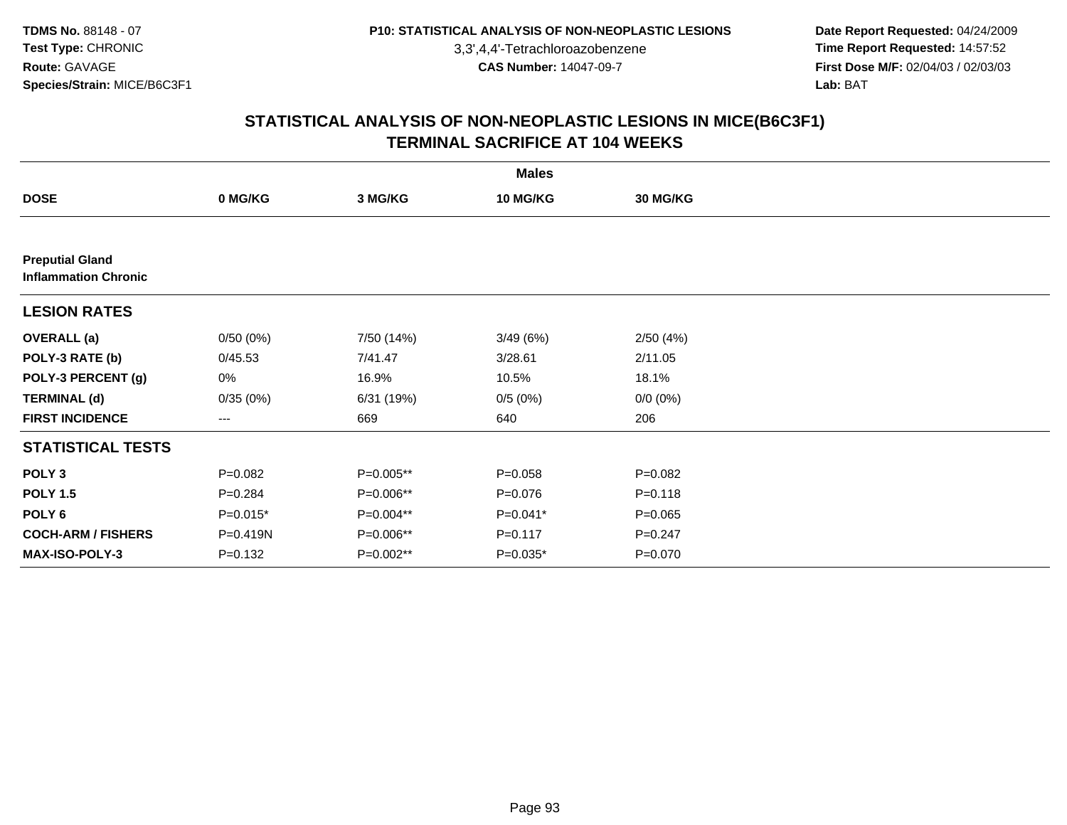**TDMS No.** 88148 - 07
**Test Type:** CHRONIC
**Route:** GAVAGE
**Species/Strain:** MICE/B6C3F1

**P10: STATISTICAL ANALYSIS OF NON-NEOPLASTIC LESIONS**
3,3',4,4'-Tetrachloroazobenzene
**CAS Number:** 14047-09-7

**Date Report Requested:** 04/24/2009
**Time Report Requested:** 14:57:52
**First Dose M/F:** 02/04/03 / 02/03/03
**Lab:** BAT

## STATISTICAL ANALYSIS OF NON-NEOPLASTIC LESIONS IN MICE(B6C3F1) TERMINAL SACRIFICE AT 104 WEEKS

| | Males | | | |
|---|---|---|---|---|
| **DOSE** | **0 MG/KG** | **3 MG/KG** | **10 MG/KG** | **30 MG/KG** |
| **Preputial Gland** | | | | |
| **Inflammation Chronic** | | | | |
| **LESION RATES** | | | | |
| **OVERALL (a)** | 0/50 (0%) | 7/50 (14%) | 3/49 (6%) | 2/50 (4%) |
| **POLY-3 RATE (b)** | 0/45.53 | 7/41.47 | 3/28.61 | 2/11.05 |
| **POLY-3 PERCENT (g)** | 0% | 16.9% | 10.5% | 18.1% |
| **TERMINAL (d)** | 0/35 (0%) | 6/31 (19%) | 0/5 (0%) | 0/0 (0%) |
| **FIRST INCIDENCE** | --- | 669 | 640 | 206 |
| **STATISTICAL TESTS** | | | | |
| **POLY 3** | P=0.082 | P=0.005** | P=0.058 | P=0.082 |
| **POLY 1.5** | P=0.284 | P=0.006** | P=0.076 | P=0.118 |
| **POLY 6** | P=0.015* | P=0.004** | P=0.041* | P=0.065 |
| **COCH-ARM / FISHERS** | P=0.419N | P=0.006** | P=0.117 | P=0.247 |
| **MAX-ISO-POLY-3** | P=0.132 | P=0.002** | P=0.035* | P=0.070 |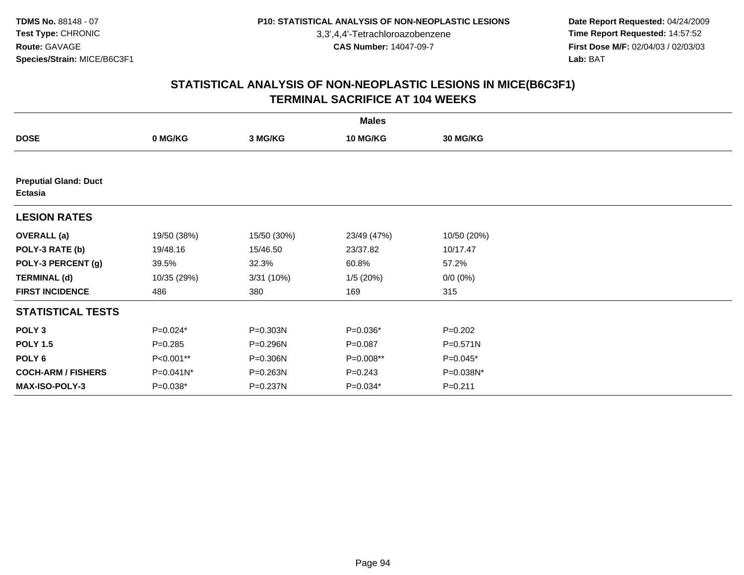**TDMS No.** 88148 - 07
**Test Type:** CHRONIC
**Route:** GAVAGE
**Species/Strain:** MICE/B6C3F1

**P10: STATISTICAL ANALYSIS OF NON-NEOPLASTIC LESIONS**
3,3',4,4'-Tetrachloroazobenzene
**CAS Number:** 14047-09-7

**Date Report Requested:** 04/24/2009
**Time Report Requested:** 14:57:52
**First Dose M/F:** 02/04/03 / 02/03/03
**Lab:** BAT

## STATISTICAL ANALYSIS OF NON-NEOPLASTIC LESIONS IN MICE(B6C3F1)
## TERMINAL SACRIFICE AT 104 WEEKS

| | Males | | | |
|---|---|---|---|---|
| **DOSE** | **0 MG/KG** | **3 MG/KG** | **10 MG/KG** | **30 MG/KG** |
| **Preputial Gland: Duct Ectasia** | | | | |
| **LESION RATES** | | | | |
| **OVERALL (a)** | 19/50 (38%) | 15/50 (30%) | 23/49 (47%) | 10/50 (20%) |
| **POLY-3 RATE (b)** | 19/48.16 | 15/46.50 | 23/37.82 | 10/17.47 |
| **POLY-3 PERCENT (g)** | 39.5% | 32.3% | 60.8% | 57.2% |
| **TERMINAL (d)** | 10/35 (29%) | 3/31 (10%) | 1/5 (20%) | 0/0 (0%) |
| **FIRST INCIDENCE** | 486 | 380 | 169 | 315 |
| **STATISTICAL TESTS** | | | | |
| **POLY 3** | P=0.024* | P=0.303N | P=0.036* | P=0.202 |
| **POLY 1.5** | P=0.285 | P=0.296N | P=0.087 | P=0.571N |
| **POLY 6** | P<0.001** | P=0.306N | P=0.008** | P=0.045* |
| **COCH-ARM / FISHERS** | P=0.041N* | P=0.263N | P=0.243 | P=0.038N* |
| **MAX-ISO-POLY-3** | P=0.038* | P=0.237N | P=0.034* | P=0.211 |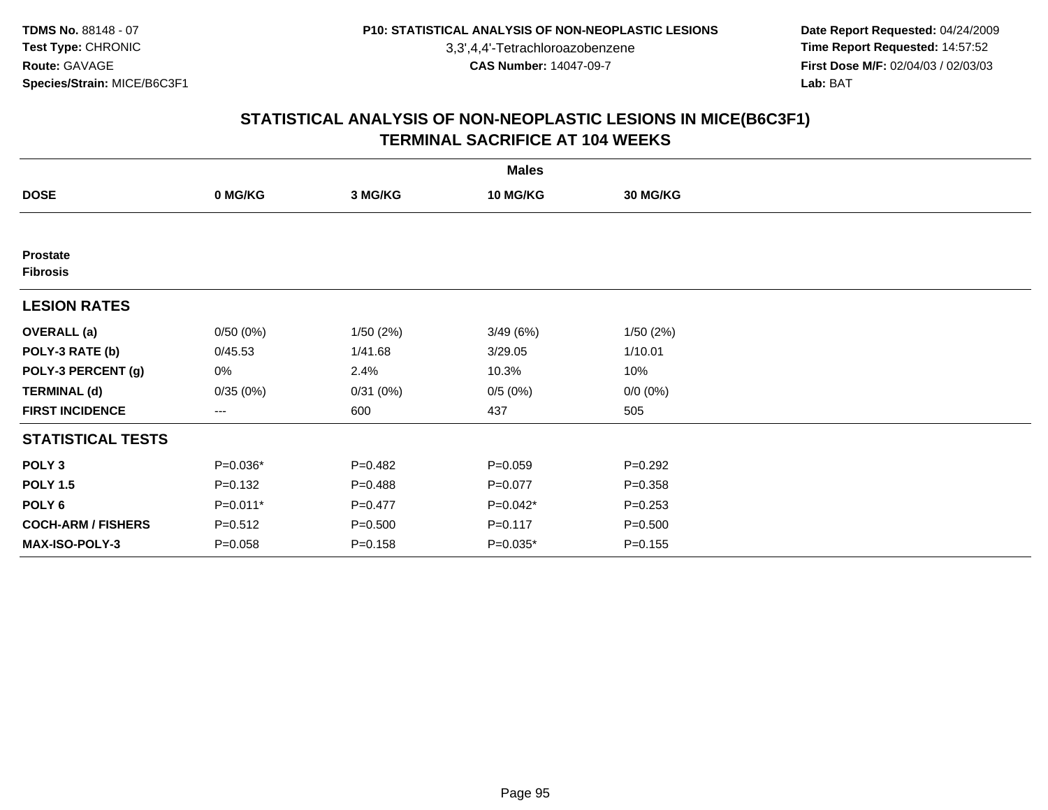**TDMS No.** 88148 - 07
**Test Type:** CHRONIC
**Route:** GAVAGE
**Species/Strain:** MICE/B6C3F1

**P10: STATISTICAL ANALYSIS OF NON-NEOPLASTIC LESIONS**
3,3',4,4'-Tetrachloroazobenzene
**CAS Number:** 14047-09-7

**Date Report Requested:** 04/24/2009
**Time Report Requested:** 14:57:52
**First Dose M/F:** 02/04/03 / 02/03/03
**Lab:** BAT

## STATISTICAL ANALYSIS OF NON-NEOPLASTIC LESIONS IN MICE(B6C3F1)
## TERMINAL SACRIFICE AT 104 WEEKS

| | Males | | | |
|---|---|---|---|---|
| **DOSE** | **0 MG/KG** | **3 MG/KG** | **10 MG/KG** | **30 MG/KG** |
| **Prostate** | | | | |
| **Fibrosis** | | | | |
| **LESION RATES** | | | | |
| **OVERALL (a)** | 0/50 (0%) | 1/50 (2%) | 3/49 (6%) | 1/50 (2%) |
| **POLY-3 RATE (b)** | 0/45.53 | 1/41.68 | 3/29.05 | 1/10.01 |
| **POLY-3 PERCENT (g)** | 0% | 2.4% | 10.3% | 10% |
| **TERMINAL (d)** | 0/35 (0%) | 0/31 (0%) | 0/5 (0%) | 0/0 (0%) |
| **FIRST INCIDENCE** | --- | 600 | 437 | 505 |
| **STATISTICAL TESTS** | | | | |
| **POLY 3** | P=0.036* | P=0.482 | P=0.059 | P=0.292 |
| **POLY 1.5** | P=0.132 | P=0.488 | P=0.077 | P=0.358 |
| **POLY 6** | P=0.011* | P=0.477 | P=0.042* | P=0.253 |
| **COCH-ARM / FISHERS** | P=0.512 | P=0.500 | P=0.117 | P=0.500 |
| **MAX-ISO-POLY-3** | P=0.058 | P=0.158 | P=0.035* | P=0.155 |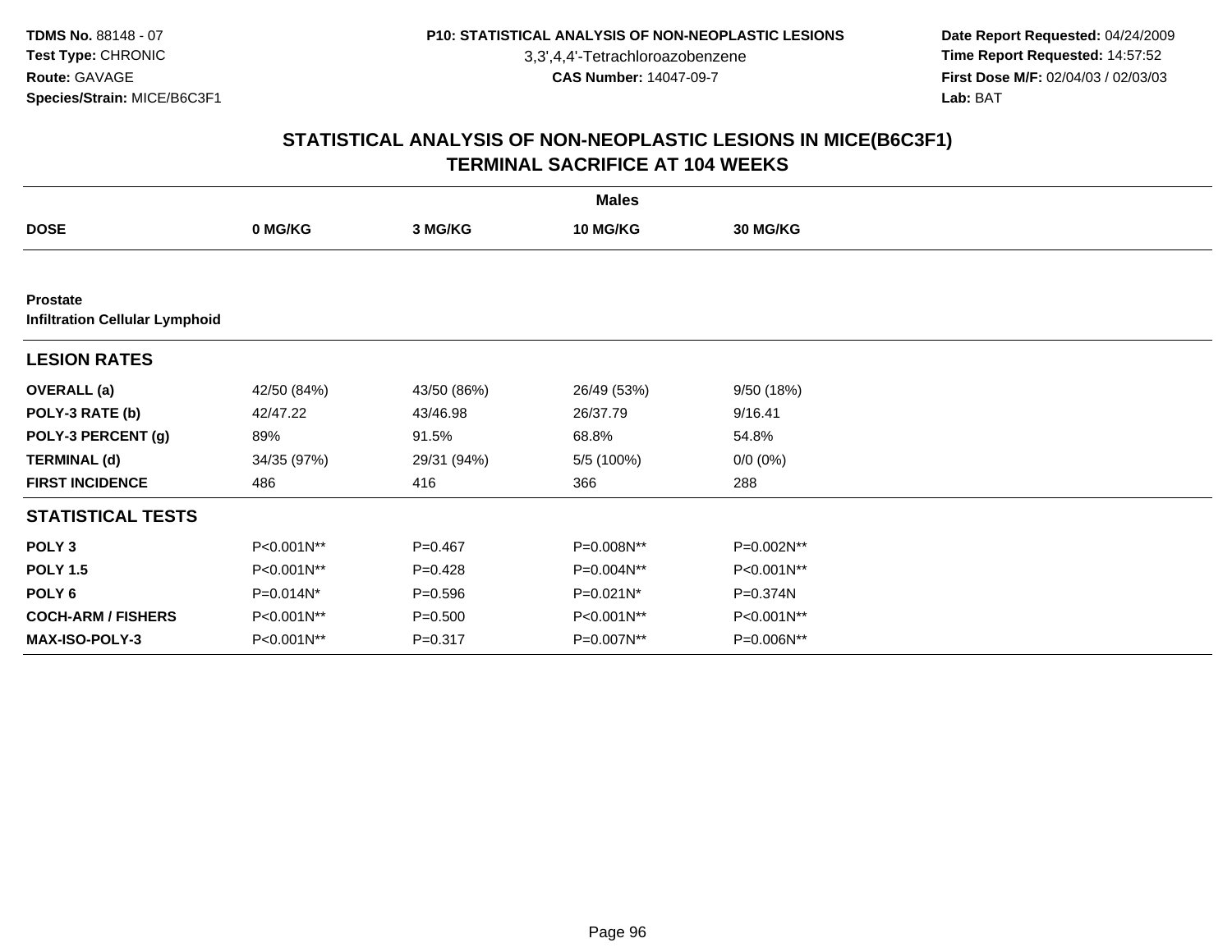**TDMS No.** 88148 - 07
**Test Type:** CHRONIC
**Route:** GAVAGE
**Species/Strain:** MICE/B6C3F1

**P10: STATISTICAL ANALYSIS OF NON-NEOPLASTIC LESIONS**
3,3',4,4'-Tetrachloroazobenzene
**CAS Number:** 14047-09-7

**Date Report Requested:** 04/24/2009
**Time Report Requested:** 14:57:52
**First Dose M/F:** 02/04/03 / 02/03/03
**Lab:** BAT

## STATISTICAL ANALYSIS OF NON-NEOPLASTIC LESIONS IN MICE(B6C3F1) TERMINAL SACRIFICE AT 104 WEEKS

| | Males | | | |
|---|---|---|---|---|
| **DOSE** | **0 MG/KG** | **3 MG/KG** | **10 MG/KG** | **30 MG/KG** |
| **Prostate** | | | | |
| **Infiltration Cellular Lymphoid** | | | | |
| **LESION RATES** | | | | |
| **OVERALL (a)** | 42/50 (84%) | 43/50 (86%) | 26/49 (53%) | 9/50 (18%) |
| **POLY-3 RATE (b)** | 42/47.22 | 43/46.98 | 26/37.79 | 9/16.41 |
| **POLY-3 PERCENT (g)** | 89% | 91.5% | 68.8% | 54.8% |
| **TERMINAL (d)** | 34/35 (97%) | 29/31 (94%) | 5/5 (100%) | 0/0 (0%) |
| **FIRST INCIDENCE** | 486 | 416 | 366 | 288 |
| **STATISTICAL TESTS** | | | | |
| **POLY 3** | P<0.001N** | P=0.467 | P=0.008N** | P=0.002N** |
| **POLY 1.5** | P<0.001N** | P=0.428 | P=0.004N** | P<0.001N** |
| **POLY 6** | P=0.014N* | P=0.596 | P=0.021N* | P=0.374N |
| **COCH-ARM / FISHERS** | P<0.001N** | P=0.500 | P<0.001N** | P<0.001N** |
| **MAX-ISO-POLY-3** | P<0.001N** | P=0.317 | P=0.007N** | P=0.006N** |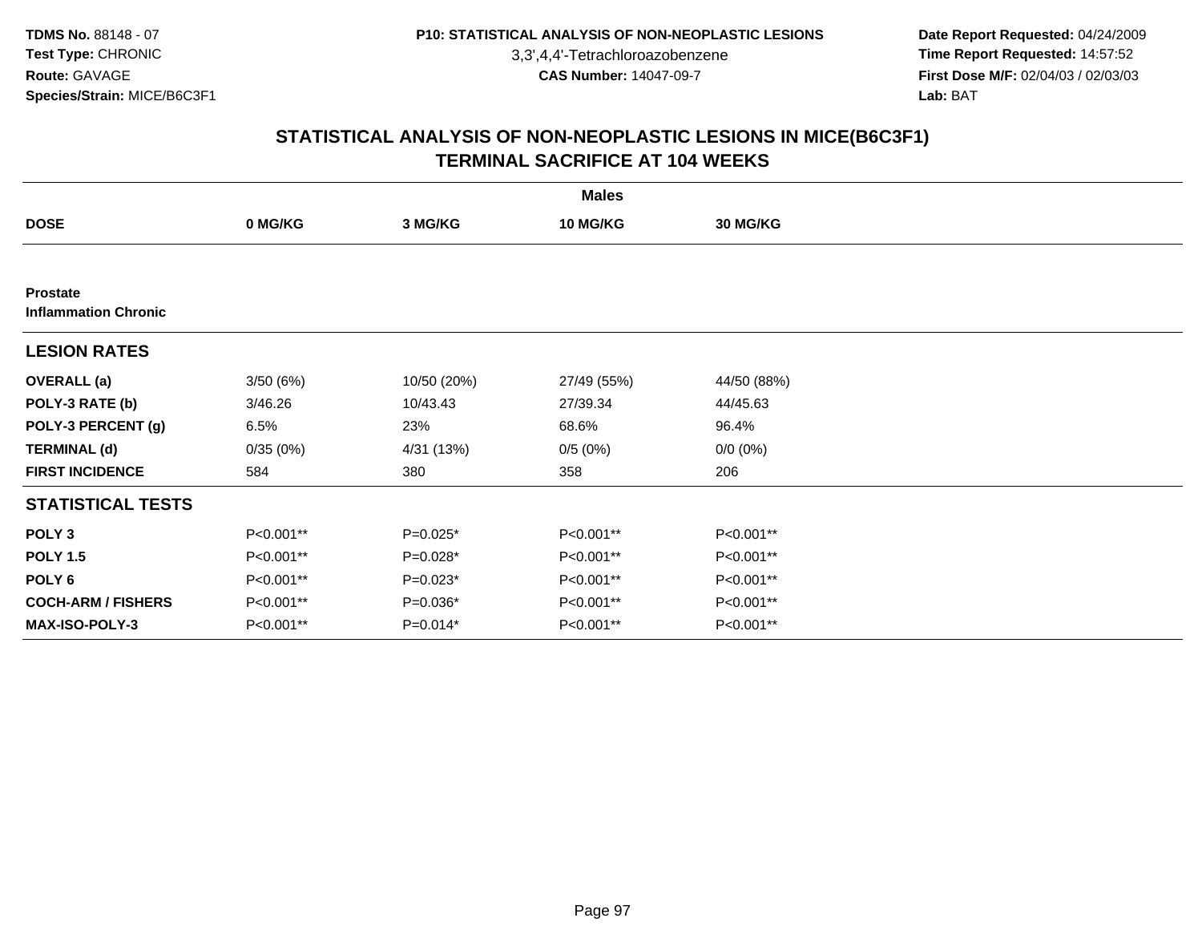**TDMS No.** 88148 - 07
**Test Type:** CHRONIC
**Route:** GAVAGE
**Species/Strain:** MICE/B6C3F1

**P10: STATISTICAL ANALYSIS OF NON-NEOPLASTIC LESIONS**
3,3',4,4'-Tetrachloroazobenzene
**CAS Number:** 14047-09-7

**Date Report Requested:** 04/24/2009
**Time Report Requested:** 14:57:52
**First Dose M/F:** 02/04/03 / 02/03/03
**Lab:** BAT

## STATISTICAL ANALYSIS OF NON-NEOPLASTIC LESIONS IN MICE(B6C3F1) TERMINAL SACRIFICE AT 104 WEEKS

| | Males | | | |
|---|---|---|---|---|
| **DOSE** | **0 MG/KG** | **3 MG/KG** | **10 MG/KG** | **30 MG/KG** |
| **Prostate** | | | | |
| **Inflammation Chronic** | | | | |
| **LESION RATES** | | | | |
| **OVERALL (a)** | 3/50 (6%) | 10/50 (20%) | 27/49 (55%) | 44/50 (88%) |
| **POLY-3 RATE (b)** | 3/46.26 | 10/43.43 | 27/39.34 | 44/45.63 |
| **POLY-3 PERCENT (g)** | 6.5% | 23% | 68.6% | 96.4% |
| **TERMINAL (d)** | 0/35 (0%) | 4/31 (13%) | 0/5 (0%) | 0/0 (0%) |
| **FIRST INCIDENCE** | 584 | 380 | 358 | 206 |
| **STATISTICAL TESTS** | | | | |
| **POLY 3** | P<0.001** | P=0.025* | P<0.001** | P<0.001** |
| **POLY 1.5** | P<0.001** | P=0.028* | P<0.001** | P<0.001** |
| **POLY 6** | P<0.001** | P=0.023* | P<0.001** | P<0.001** |
| **COCH-ARM / FISHERS** | P<0.001** | P=0.036* | P<0.001** | P<0.001** |
| **MAX-ISO-POLY-3** | P<0.001** | P=0.014* | P<0.001** | P<0.001** |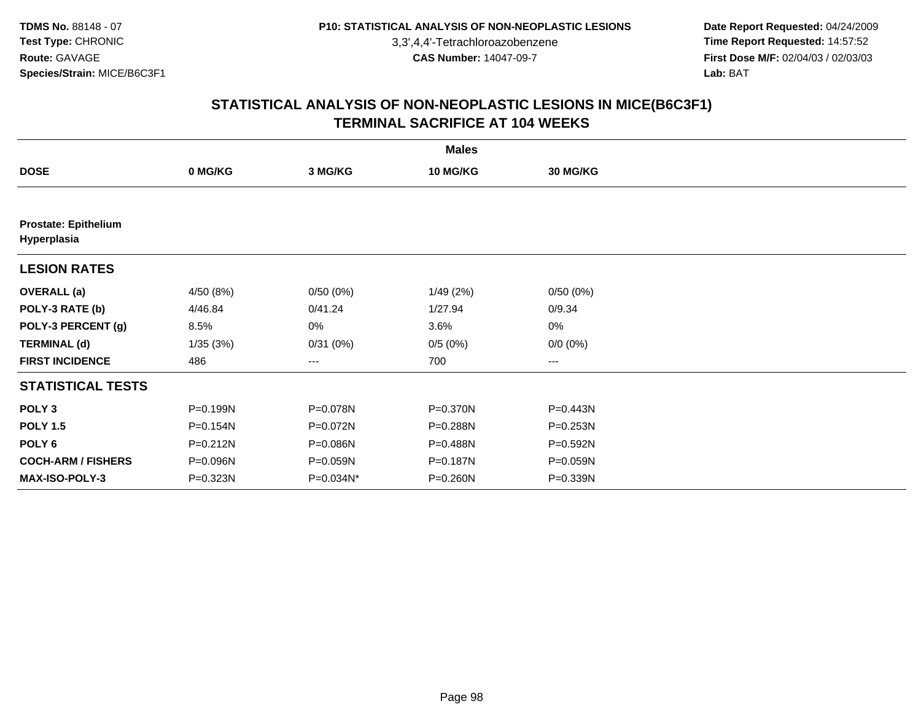# STATISTICAL ANALYSIS OF NON-NEOPLASTIC LESIONS IN MICE(B6C3F1)
## TERMINAL SACRIFICE AT 104 WEEKS

| | Males | | | |
|---|---|---|---|---|
| **DOSE** | **0 MG/KG** | **3 MG/KG** | **10 MG/KG** | **30 MG/KG** |
| **Prostate: Epithelium Hyperplasia** | | | | |
| **LESION RATES** | | | | |
| **OVERALL (a)** | 4/50 (8%) | 0/50 (0%) | 1/49 (2%) | 0/50 (0%) |
| **POLY-3 RATE (b)** | 4/46.84 | 0/41.24 | 1/27.94 | 0/9.34 |
| **POLY-3 PERCENT (g)** | 8.5% | 0% | 3.6% | 0% |
| **TERMINAL (d)** | 1/35 (3%) | 0/31 (0%) | 0/5 (0%) | 0/0 (0%) |
| **FIRST INCIDENCE** | 486 | --- | 700 | --- |
| **STATISTICAL TESTS** | | | | |
| **POLY 3** | P=0.199N | P=0.078N | P=0.370N | P=0.443N |
| **POLY 1.5** | P=0.154N | P=0.072N | P=0.288N | P=0.253N |
| **POLY 6** | P=0.212N | P=0.086N | P=0.488N | P=0.592N |
| **COCH-ARM / FISHERS** | P=0.096N | P=0.059N | P=0.187N | P=0.059N |
| **MAX-ISO-POLY-3** | P=0.323N | P=0.034N* | P=0.260N | P=0.339N |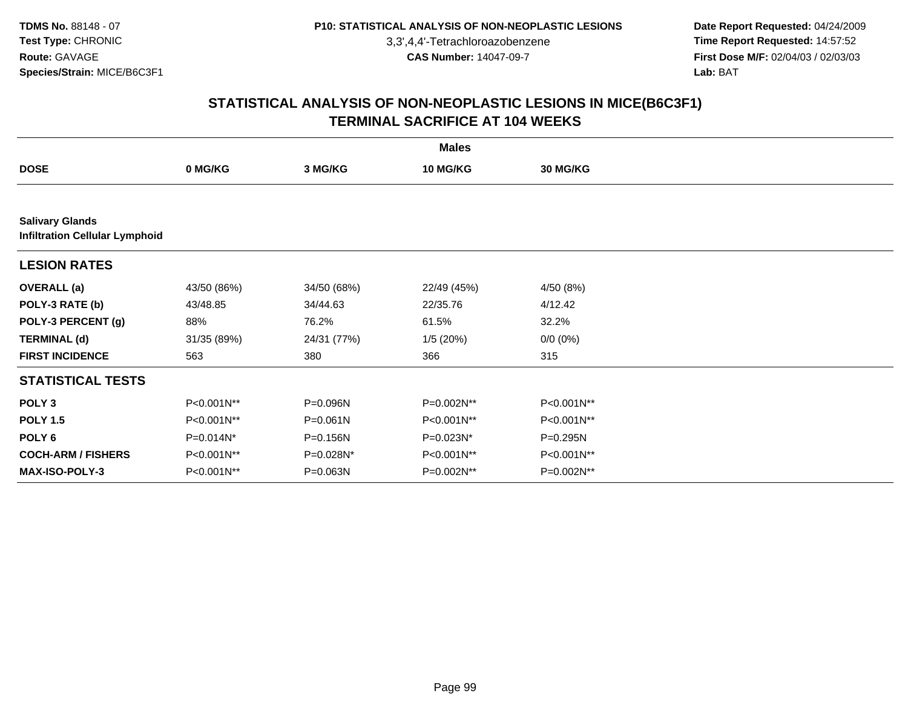**TDMS No.** 88148 - 07
**Test Type:** CHRONIC
**Route:** GAVAGE
**Species/Strain:** MICE/B6C3F1

**P10: STATISTICAL ANALYSIS OF NON-NEOPLASTIC LESIONS**
3,3',4,4'-Tetrachloroazobenzene
**CAS Number:** 14047-09-7

**Date Report Requested:** 04/24/2009
**Time Report Requested:** 14:57:52
**First Dose M/F:** 02/04/03 / 02/03/03
**Lab:** BAT

## STATISTICAL ANALYSIS OF NON-NEOPLASTIC LESIONS IN MICE(B6C3F1) TERMINAL SACRIFICE AT 104 WEEKS

| | Males | | | |
|---|---|---|---|---|
| **DOSE** | **0 MG/KG** | **3 MG/KG** | **10 MG/KG** | **30 MG/KG** |
| **Salivary Glands** | | | | |
| **Infiltration Cellular Lymphoid** | | | | |
| **LESION RATES** | | | | |
| **OVERALL (a)** | 43/50 (86%) | 34/50 (68%) | 22/49 (45%) | 4/50 (8%) |
| **POLY-3 RATE (b)** | 43/48.85 | 34/44.63 | 22/35.76 | 4/12.42 |
| **POLY-3 PERCENT (g)** | 88% | 76.2% | 61.5% | 32.2% |
| **TERMINAL (d)** | 31/35 (89%) | 24/31 (77%) | 1/5 (20%) | 0/0 (0%) |
| **FIRST INCIDENCE** | 563 | 380 | 366 | 315 |
| **STATISTICAL TESTS** | | | | |
| **POLY 3** | P<0.001N** | P=0.096N | P=0.002N** | P<0.001N** |
| **POLY 1.5** | P<0.001N** | P=0.061N | P<0.001N** | P<0.001N** |
| **POLY 6** | P=0.014N* | P=0.156N | P=0.023N* | P=0.295N |
| **COCH-ARM / FISHERS** | P<0.001N** | P=0.028N* | P<0.001N** | P<0.001N** |
| **MAX-ISO-POLY-3** | P<0.001N** | P=0.063N | P=0.002N** | P=0.002N** |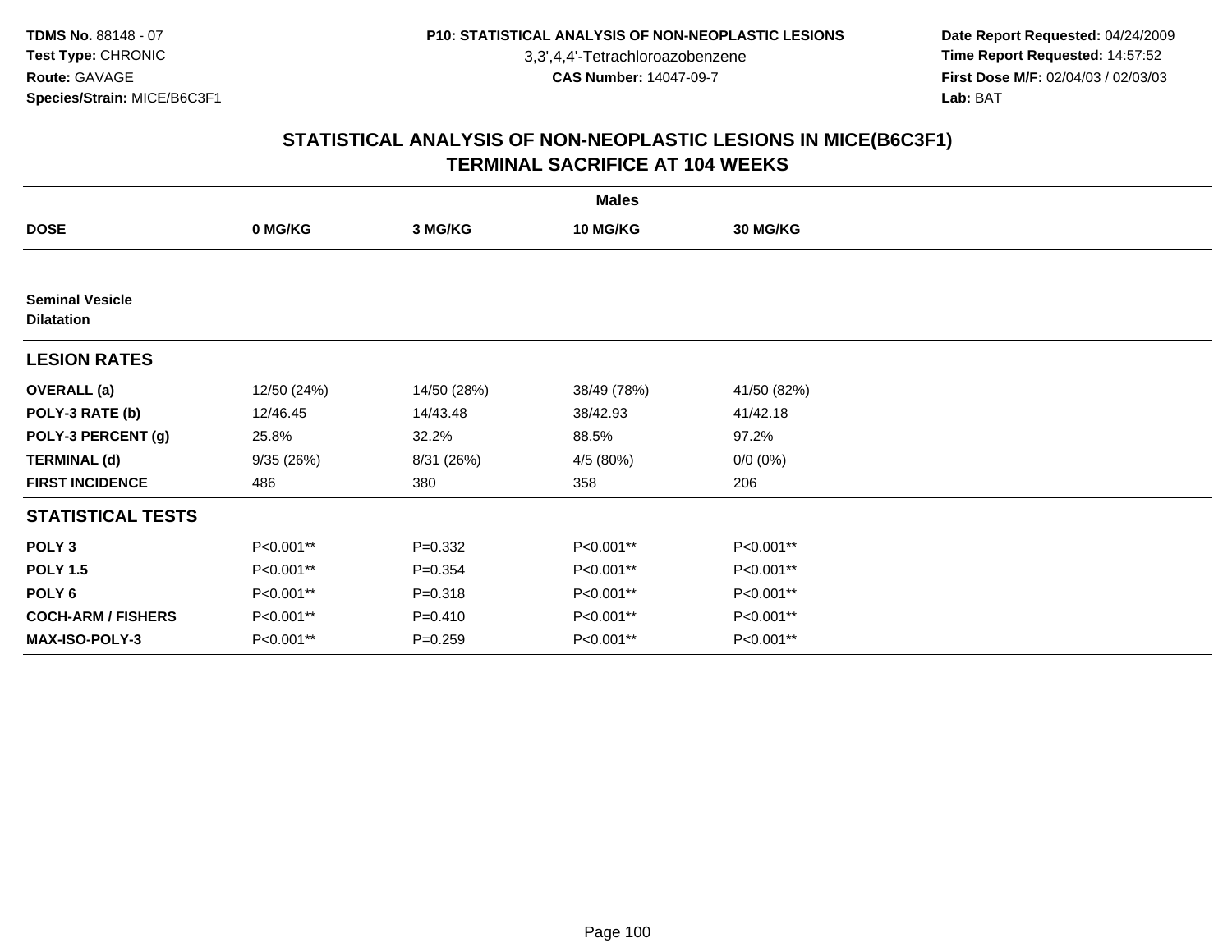**TDMS No.** 88148 - 07
**Test Type:** CHRONIC
**Route:** GAVAGE
**Species/Strain:** MICE/B6C3F1

**P10: STATISTICAL ANALYSIS OF NON-NEOPLASTIC LESIONS**
3,3',4,4'-Tetrachloroazobenzene
**CAS Number:** 14047-09-7

**Date Report Requested:** 04/24/2009
**Time Report Requested:** 14:57:52
**First Dose M/F:** 02/04/03 / 02/03/03
**Lab:** BAT

## STATISTICAL ANALYSIS OF NON-NEOPLASTIC LESIONS IN MICE(B6C3F1) TERMINAL SACRIFICE AT 104 WEEKS

| | Males | | | |
|---|---|---|---|---|
| **DOSE** | **0 MG/KG** | **3 MG/KG** | **10 MG/KG** | **30 MG/KG** |
| **Seminal Vesicle** **Dilatation** | | | | |
| **LESION RATES** | | | | |
| **OVERALL (a)** | 12/50 (24%) | 14/50 (28%) | 38/49 (78%) | 41/50 (82%) |
| **POLY-3 RATE (b)** | 12/46.45 | 14/43.48 | 38/42.93 | 41/42.18 |
| **POLY-3 PERCENT (g)** | 25.8% | 32.2% | 88.5% | 97.2% |
| **TERMINAL (d)** | 9/35 (26%) | 8/31 (26%) | 4/5 (80%) | 0/0 (0%) |
| **FIRST INCIDENCE** | 486 | 380 | 358 | 206 |
| **STATISTICAL TESTS** | | | | |
| **POLY 3** | P<0.001** | P=0.332 | P<0.001** | P<0.001** |
| **POLY 1.5** | P<0.001** | P=0.354 | P<0.001** | P<0.001** |
| **POLY 6** | P<0.001** | P=0.318 | P<0.001** | P<0.001** |
| **COCH-ARM / FISHERS** | P<0.001** | P=0.410 | P<0.001** | P<0.001** |
| **MAX-ISO-POLY-3** | P<0.001** | P=0.259 | P<0.001** | P<0.001** |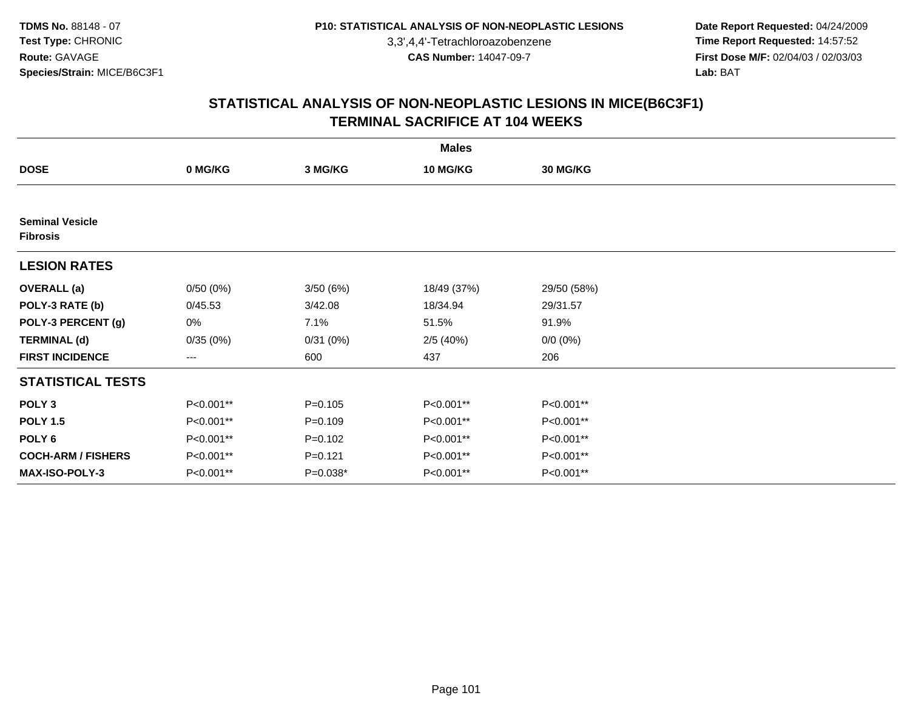**TDMS No.** 88148 - 07
**Test Type:** CHRONIC
**Route:** GAVAGE
**Species/Strain:** MICE/B6C3F1

**P10: STATISTICAL ANALYSIS OF NON-NEOPLASTIC LESIONS**
3,3',4,4'-Tetrachloroazobenzene
**CAS Number:** 14047-09-7

**Date Report Requested:** 04/24/2009
**Time Report Requested:** 14:57:52
**First Dose M/F:** 02/04/03 / 02/03/03
**Lab:** BAT

## STATISTICAL ANALYSIS OF NON-NEOPLASTIC LESIONS IN MICE(B6C3F1) TERMINAL SACRIFICE AT 104 WEEKS

| | Males | | | |
|---|---|---|---|---|
| **DOSE** | **0 MG/KG** | **3 MG/KG** | **10 MG/KG** | **30 MG/KG** |
| **Seminal Vesicle** **Fibrosis** | | | | |
| **LESION RATES** | | | | |
| **OVERALL (a)** | 0/50 (0%) | 3/50 (6%) | 18/49 (37%) | 29/50 (58%) |
| **POLY-3 RATE (b)** | 0/45.53 | 3/42.08 | 18/34.94 | 29/31.57 |
| **POLY-3 PERCENT (g)** | 0% | 7.1% | 51.5% | 91.9% |
| **TERMINAL (d)** | 0/35 (0%) | 0/31 (0%) | 2/5 (40%) | 0/0 (0%) |
| **FIRST INCIDENCE** | --- | 600 | 437 | 206 |
| **STATISTICAL TESTS** | | | | |
| **POLY 3** | P<0.001** | P=0.105 | P<0.001** | P<0.001** |
| **POLY 1.5** | P<0.001** | P=0.109 | P<0.001** | P<0.001** |
| **POLY 6** | P<0.001** | P=0.102 | P<0.001** | P<0.001** |
| **COCH-ARM / FISHERS** | P<0.001** | P=0.121 | P<0.001** | P<0.001** |
| **MAX-ISO-POLY-3** | P<0.001** | P=0.038* | P<0.001** | P<0.001** |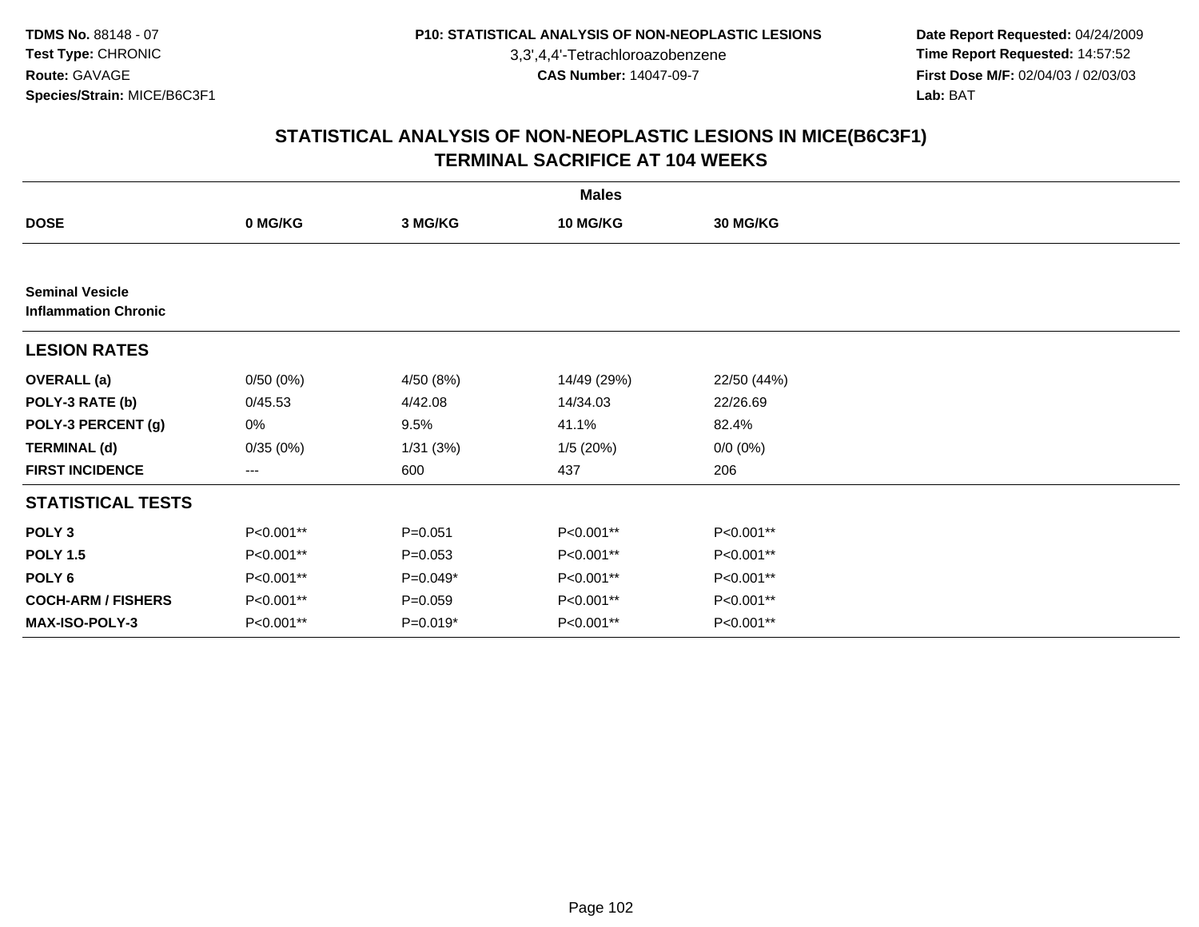**TDMS No.** 88148 - 07
**Test Type:** CHRONIC
**Route:** GAVAGE
**Species/Strain:** MICE/B6C3F1

**P10: STATISTICAL ANALYSIS OF NON-NEOPLASTIC LESIONS**
3,3',4,4'-Tetrachloroazobenzene
**CAS Number:** 14047-09-7

**Date Report Requested:** 04/24/2009
**Time Report Requested:** 14:57:52
**First Dose M/F:** 02/04/03 / 02/03/03
**Lab:** BAT

## STATISTICAL ANALYSIS OF NON-NEOPLASTIC LESIONS IN MICE(B6C3F1) TERMINAL SACRIFICE AT 104 WEEKS

| | Males | | | |
|---|---|---|---|---|
| **DOSE** | **0 MG/KG** | **3 MG/KG** | **10 MG/KG** | **30 MG/KG** |
| **Seminal Vesicle Inflammation Chronic** | | | | |
| **LESION RATES** | | | | |
| **OVERALL (a)** | 0/50 (0%) | 4/50 (8%) | 14/49 (29%) | 22/50 (44%) |
| **POLY-3 RATE (b)** | 0/45.53 | 4/42.08 | 14/34.03 | 22/26.69 |
| **POLY-3 PERCENT (g)** | 0% | 9.5% | 41.1% | 82.4% |
| **TERMINAL (d)** | 0/35 (0%) | 1/31 (3%) | 1/5 (20%) | 0/0 (0%) |
| **FIRST INCIDENCE** | --- | 600 | 437 | 206 |
| **STATISTICAL TESTS** | | | | |
| **POLY 3** | P<0.001** | P=0.051 | P<0.001** | P<0.001** |
| **POLY 1.5** | P<0.001** | P=0.053 | P<0.001** | P<0.001** |
| **POLY 6** | P<0.001** | P=0.049* | P<0.001** | P<0.001** |
| **COCH-ARM / FISHERS** | P<0.001** | P=0.059 | P<0.001** | P<0.001** |
| **MAX-ISO-POLY-3** | P<0.001** | P=0.019* | P<0.001** | P<0.001** |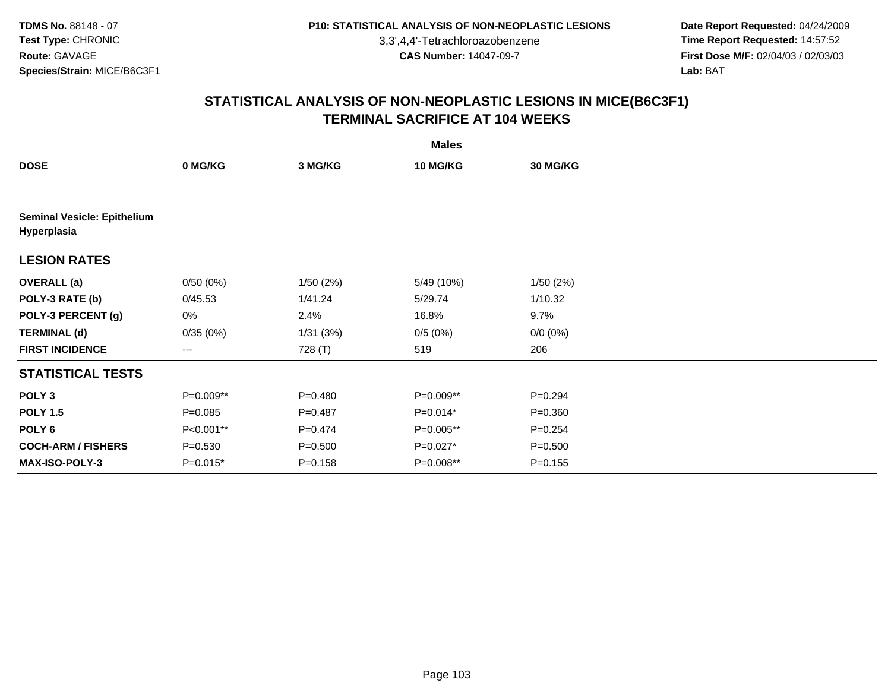**TDMS No.** 88148 - 07
**Test Type:** CHRONIC
**Route:** GAVAGE
**Species/Strain:** MICE/B6C3F1

**P10: STATISTICAL ANALYSIS OF NON-NEOPLASTIC LESIONS**
3,3',4,4'-Tetrachloroazobenzene
**CAS Number:** 14047-09-7

**Date Report Requested:** 04/24/2009
**Time Report Requested:** 14:57:52
**First Dose M/F:** 02/04/03 / 02/03/03
**Lab:** BAT

## STATISTICAL ANALYSIS OF NON-NEOPLASTIC LESIONS IN MICE(B6C3F1)
## TERMINAL SACRIFICE AT 104 WEEKS

| | Males | | | |
|---|---|---|---|---|
| **DOSE** | **0 MG/KG** | **3 MG/KG** | **10 MG/KG** | **30 MG/KG** |
| **Seminal Vesicle: Epithelium Hyperplasia** | | | | |
| **LESION RATES** | | | | |
| **OVERALL (a)** | 0/50 (0%) | 1/50 (2%) | 5/49 (10%) | 1/50 (2%) |
| **POLY-3 RATE (b)** | 0/45.53 | 1/41.24 | 5/29.74 | 1/10.32 |
| **POLY-3 PERCENT (g)** | 0% | 2.4% | 16.8% | 9.7% |
| **TERMINAL (d)** | 0/35 (0%) | 1/31 (3%) | 0/5 (0%) | 0/0 (0%) |
| **FIRST INCIDENCE** | --- | 728 (T) | 519 | 206 |
| **STATISTICAL TESTS** | | | | |
| **POLY 3** | P=0.009** | P=0.480 | P=0.009** | P=0.294 |
| **POLY 1.5** | P=0.085 | P=0.487 | P=0.014* | P=0.360 |
| **POLY 6** | P<0.001** | P=0.474 | P=0.005** | P=0.254 |
| **COCH-ARM / FISHERS** | P=0.530 | P=0.500 | P=0.027* | P=0.500 |
| **MAX-ISO-POLY-3** | P=0.015* | P=0.158 | P=0.008** | P=0.155 |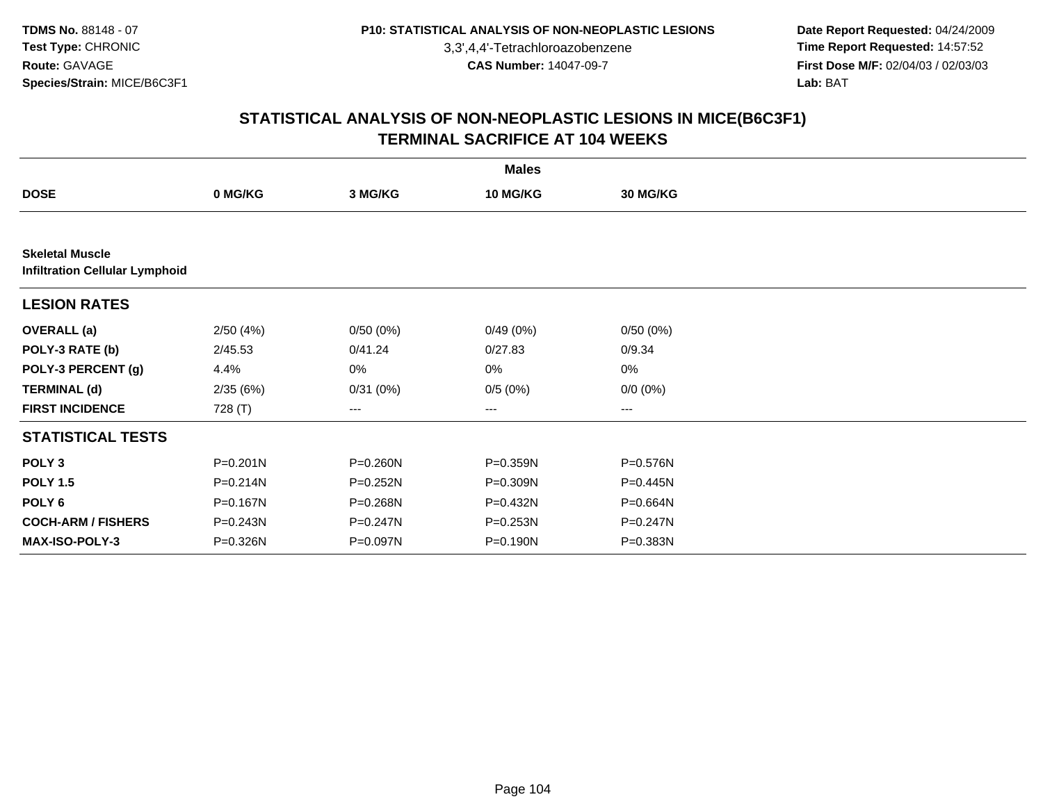**TDMS No.** 88148 - 07
**Test Type:** CHRONIC
**Route:** GAVAGE
**Species/Strain:** MICE/B6C3F1

**P10: STATISTICAL ANALYSIS OF NON-NEOPLASTIC LESIONS**
3,3',4,4'-Tetrachloroazobenzene
**CAS Number:** 14047-09-7

**Date Report Requested:** 04/24/2009
**Time Report Requested:** 14:57:52
**First Dose M/F:** 02/04/03 / 02/03/03
**Lab:** BAT

## STATISTICAL ANALYSIS OF NON-NEOPLASTIC LESIONS IN MICE(B6C3F1) TERMINAL SACRIFICE AT 104 WEEKS

| | Males | | | |
|---|---|---|---|---|
| **DOSE** | **0 MG/KG** | **3 MG/KG** | **10 MG/KG** | **30 MG/KG** |
| **Skeletal Muscle** | | | | |
| **Infiltration Cellular Lymphoid** | | | | |
| **LESION RATES** | | | | |
| **OVERALL (a)** | 2/50 (4%) | 0/50 (0%) | 0/49 (0%) | 0/50 (0%) |
| **POLY-3 RATE (b)** | 2/45.53 | 0/41.24 | 0/27.83 | 0/9.34 |
| **POLY-3 PERCENT (g)** | 4.4% | 0% | 0% | 0% |
| **TERMINAL (d)** | 2/35 (6%) | 0/31 (0%) | 0/5 (0%) | 0/0 (0%) |
| **FIRST INCIDENCE** | 728 (T) | --- | --- | --- |
| **STATISTICAL TESTS** | | | | |
| **POLY 3** | P=0.201N | P=0.260N | P=0.359N | P=0.576N |
| **POLY 1.5** | P=0.214N | P=0.252N | P=0.309N | P=0.445N |
| **POLY 6** | P=0.167N | P=0.268N | P=0.432N | P=0.664N |
| **COCH-ARM / FISHERS** | P=0.243N | P=0.247N | P=0.253N | P=0.247N |
| **MAX-ISO-POLY-3** | P=0.326N | P=0.097N | P=0.190N | P=0.383N |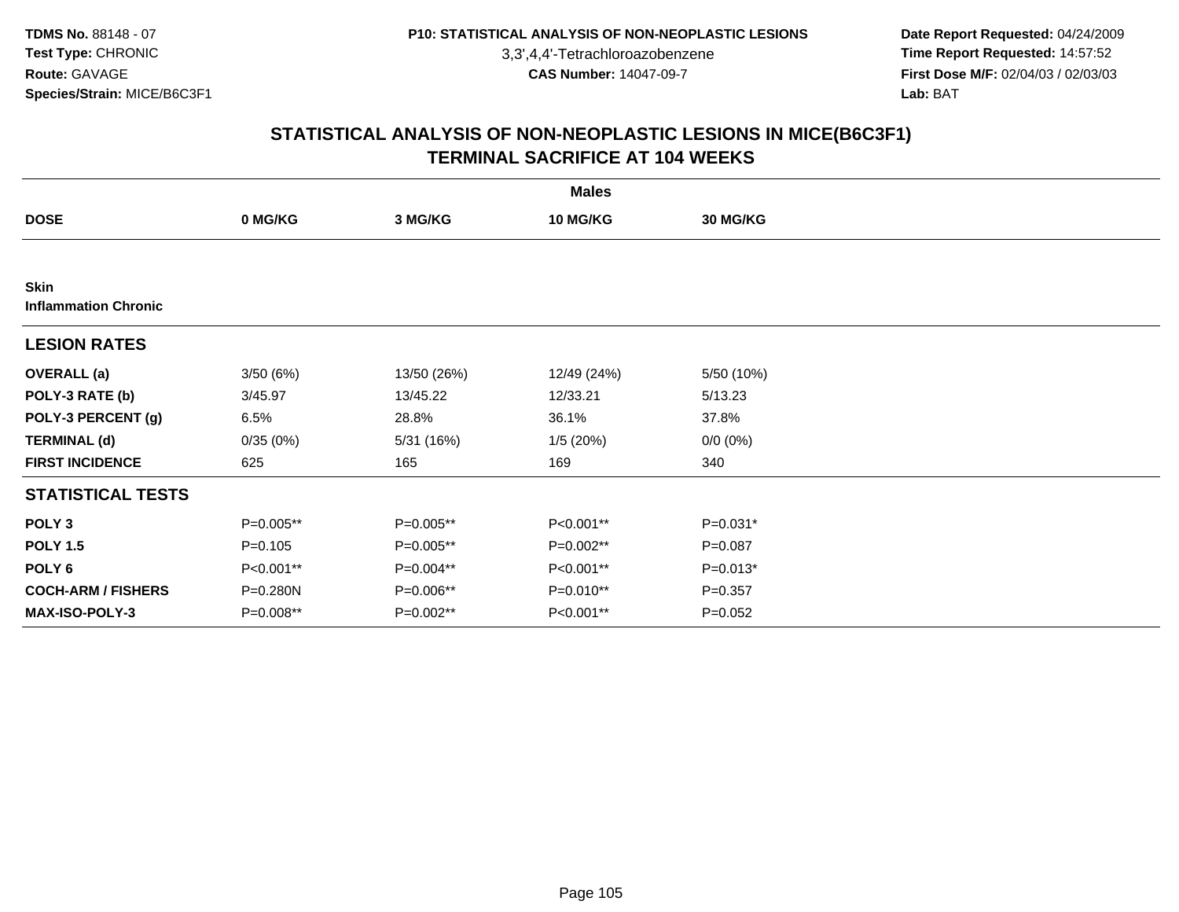TDMS No. 88148 - 07
Test Type: CHRONIC
Route: GAVAGE
Species/Strain: MICE/B6C3F1

P10: STATISTICAL ANALYSIS OF NON-NEOPLASTIC LESIONS
3,3',4,4'-Tetrachloroazobenzene
CAS Number: 14047-09-7

Date Report Requested: 04/24/2009
Time Report Requested: 14:57:52
First Dose M/F: 02/04/03 / 02/03/03
Lab: BAT

## STATISTICAL ANALYSIS OF NON-NEOPLASTIC LESIONS IN MICE(B6C3F1)
## TERMINAL SACRIFICE AT 104 WEEKS

| | Males | | | |
|---|---|---|---|---|
| **DOSE** | **0 MG/KG** | **3 MG/KG** | **10 MG/KG** | **30 MG/KG** |
| **Skin** | | | | |
| **Inflammation Chronic** | | | | |
| **LESION RATES** | | | | |
| **OVERALL (a)** | 3/50 (6%) | 13/50 (26%) | 12/49 (24%) | 5/50 (10%) |
| **POLY-3 RATE (b)** | 3/45.97 | 13/45.22 | 12/33.21 | 5/13.23 |
| **POLY-3 PERCENT (g)** | 6.5% | 28.8% | 36.1% | 37.8% |
| **TERMINAL (d)** | 0/35 (0%) | 5/31 (16%) | 1/5 (20%) | 0/0 (0%) |
| **FIRST INCIDENCE** | 625 | 165 | 169 | 340 |
| **STATISTICAL TESTS** | | | | |
| **POLY 3** | P=0.005** | P=0.005** | P<0.001** | P=0.031* |
| **POLY 1.5** | P=0.105 | P=0.005** | P=0.002** | P=0.087 |
| **POLY 6** | P<0.001** | P=0.004** | P<0.001** | P=0.013* |
| **COCH-ARM / FISHERS** | P=0.280N | P=0.006** | P=0.010** | P=0.357 |
| **MAX-ISO-POLY-3** | P=0.008** | P=0.002** | P<0.001** | P=0.052 |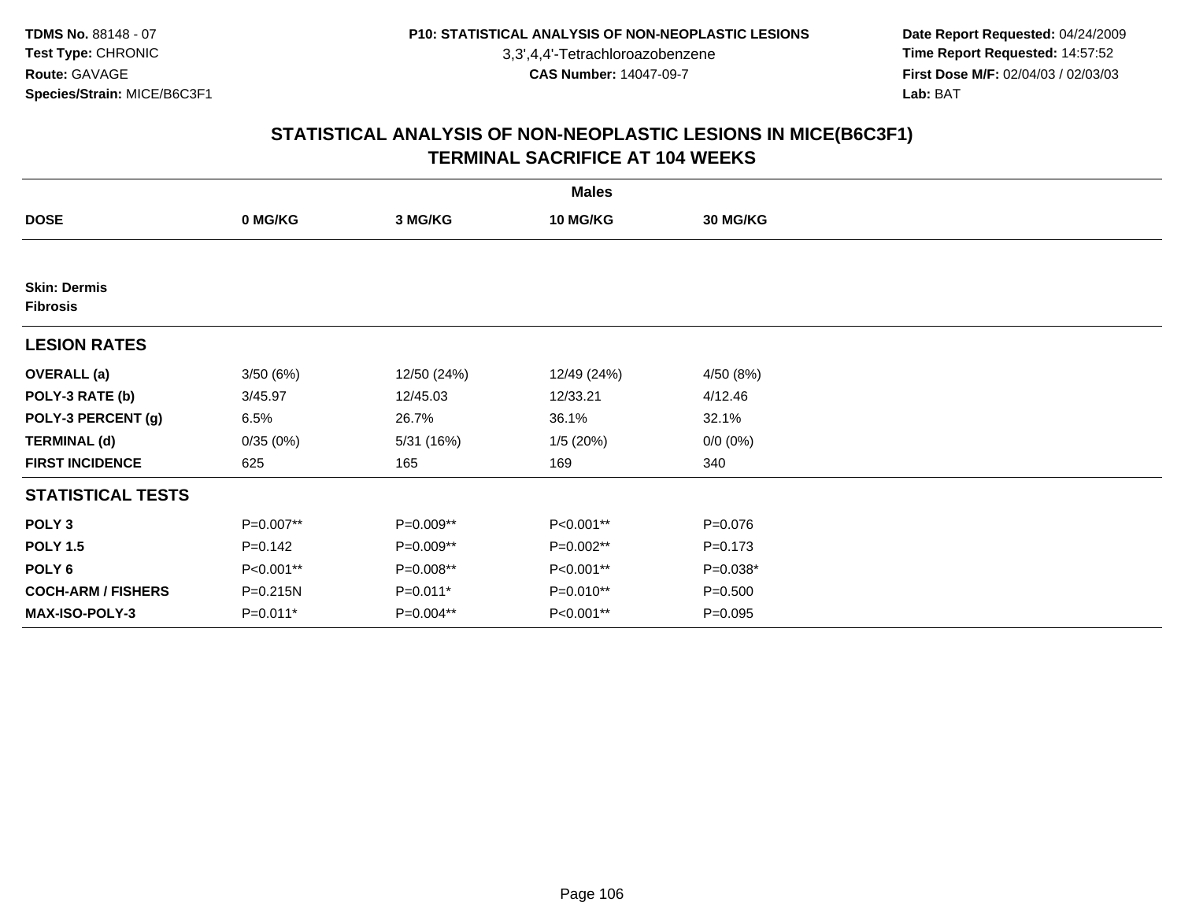**TDMS No.** 88148 - 07
**Test Type:** CHRONIC
**Route:** GAVAGE
**Species/Strain:** MICE/B6C3F1

**P10: STATISTICAL ANALYSIS OF NON-NEOPLASTIC LESIONS**
3,3',4,4'-Tetrachloroazobenzene
**CAS Number:** 14047-09-7

**Date Report Requested:** 04/24/2009
**Time Report Requested:** 14:57:52
**First Dose M/F:** 02/04/03 / 02/03/03
**Lab:** BAT

## STATISTICAL ANALYSIS OF NON-NEOPLASTIC LESIONS IN MICE(B6C3F1) TERMINAL SACRIFICE AT 104 WEEKS

| | Males | | | |
|---|---|---|---|---|
| **DOSE** | **0 MG/KG** | **3 MG/KG** | **10 MG/KG** | **30 MG/KG** |
| **Skin: Dermis** **Fibrosis** | | | | |
| **LESION RATES** | | | | |
| **OVERALL (a)** | 3/50 (6%) | 12/50 (24%) | 12/49 (24%) | 4/50 (8%) |
| **POLY-3 RATE (b)** | 3/45.97 | 12/45.03 | 12/33.21 | 4/12.46 |
| **POLY-3 PERCENT (g)** | 6.5% | 26.7% | 36.1% | 32.1% |
| **TERMINAL (d)** | 0/35 (0%) | 5/31 (16%) | 1/5 (20%) | 0/0 (0%) |
| **FIRST INCIDENCE** | 625 | 165 | 169 | 340 |
| **STATISTICAL TESTS** | | | | |
| **POLY 3** | P=0.007** | P=0.009** | P<0.001** | P=0.076 |
| **POLY 1.5** | P=0.142 | P=0.009** | P=0.002** | P=0.173 |
| **POLY 6** | P<0.001** | P=0.008** | P<0.001** | P=0.038* |
| **COCH-ARM / FISHERS** | P=0.215N | P=0.011* | P=0.010** | P=0.500 |
| **MAX-ISO-POLY-3** | P=0.011* | P=0.004** | P<0.001** | P=0.095 |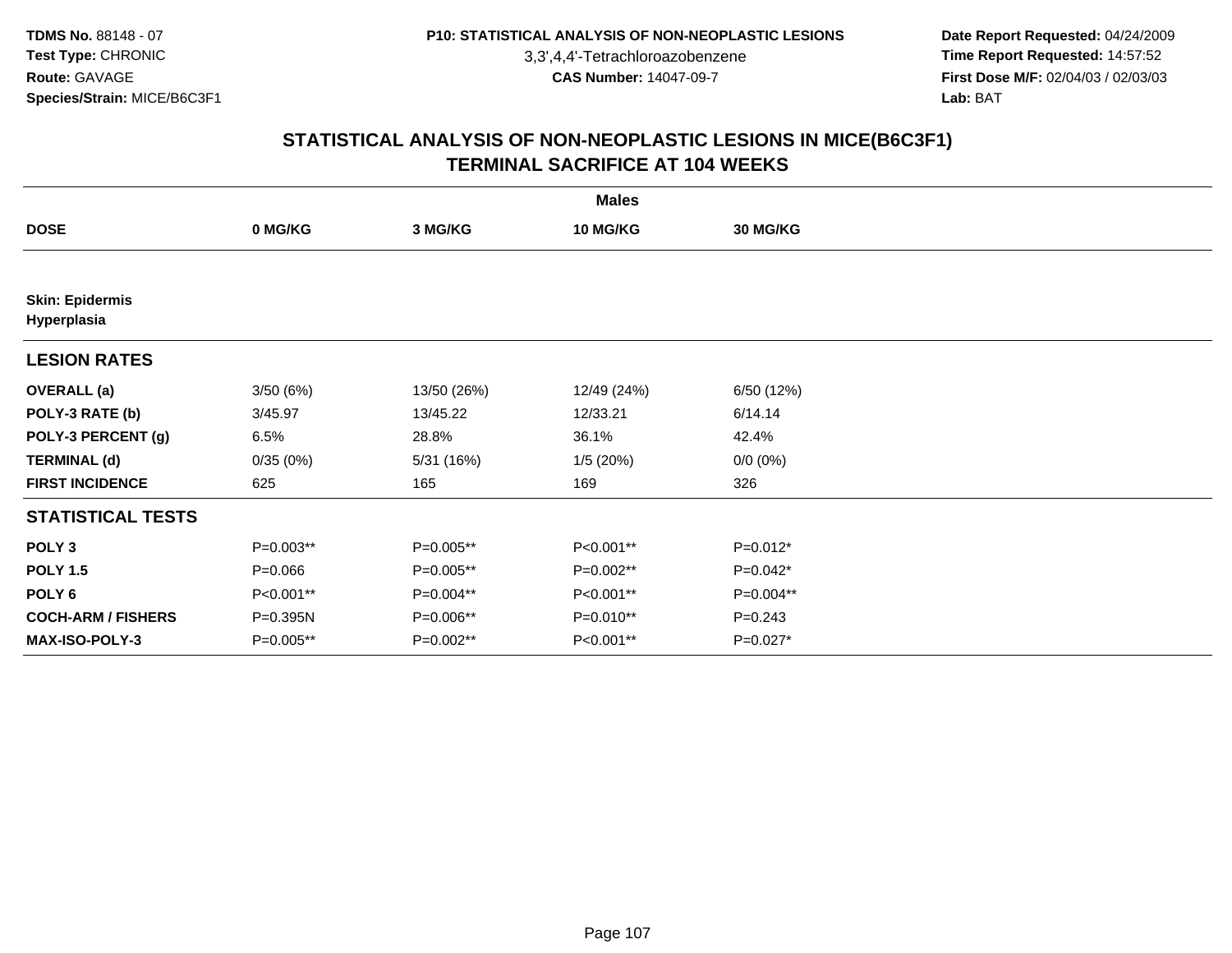TDMS No. 88148 - 07
Test Type: CHRONIC
Route: GAVAGE
Species/Strain: MICE/B6C3F1

P10: STATISTICAL ANALYSIS OF NON-NEOPLASTIC LESIONS
3,3',4,4'-Tetrachloroazobenzene
CAS Number: 14047-09-7

Date Report Requested: 04/24/2009
Time Report Requested: 14:57:52
First Dose M/F: 02/04/03 / 02/03/03
Lab: BAT

## STATISTICAL ANALYSIS OF NON-NEOPLASTIC LESIONS IN MICE(B6C3F1)
## TERMINAL SACRIFICE AT 104 WEEKS

| | Males | | | |
|---|---|---|---|---|
| **DOSE** | **0 MG/KG** | **3 MG/KG** | **10 MG/KG** | **30 MG/KG** |
| **Skin: Epidermis** | | | | |
| **Hyperplasia** | | | | |
| **LESION RATES** | | | | |
| **OVERALL (a)** | 3/50 (6%) | 13/50 (26%) | 12/49 (24%) | 6/50 (12%) |
| **POLY-3 RATE (b)** | 3/45.97 | 13/45.22 | 12/33.21 | 6/14.14 |
| **POLY-3 PERCENT (g)** | 6.5% | 28.8% | 36.1% | 42.4% |
| **TERMINAL (d)** | 0/35 (0%) | 5/31 (16%) | 1/5 (20%) | 0/0 (0%) |
| **FIRST INCIDENCE** | 625 | 165 | 169 | 326 |
| **STATISTICAL TESTS** | | | | |
| **POLY 3** | P=0.003** | P=0.005** | P<0.001** | P=0.012* |
| **POLY 1.5** | P=0.066 | P=0.005** | P=0.002** | P=0.042* |
| **POLY 6** | P<0.001** | P=0.004** | P<0.001** | P=0.004** |
| **COCH-ARM / FISHERS** | P=0.395N | P=0.006** | P=0.010** | P=0.243 |
| **MAX-ISO-POLY-3** | P=0.005** | P=0.002** | P<0.001** | P=0.027* |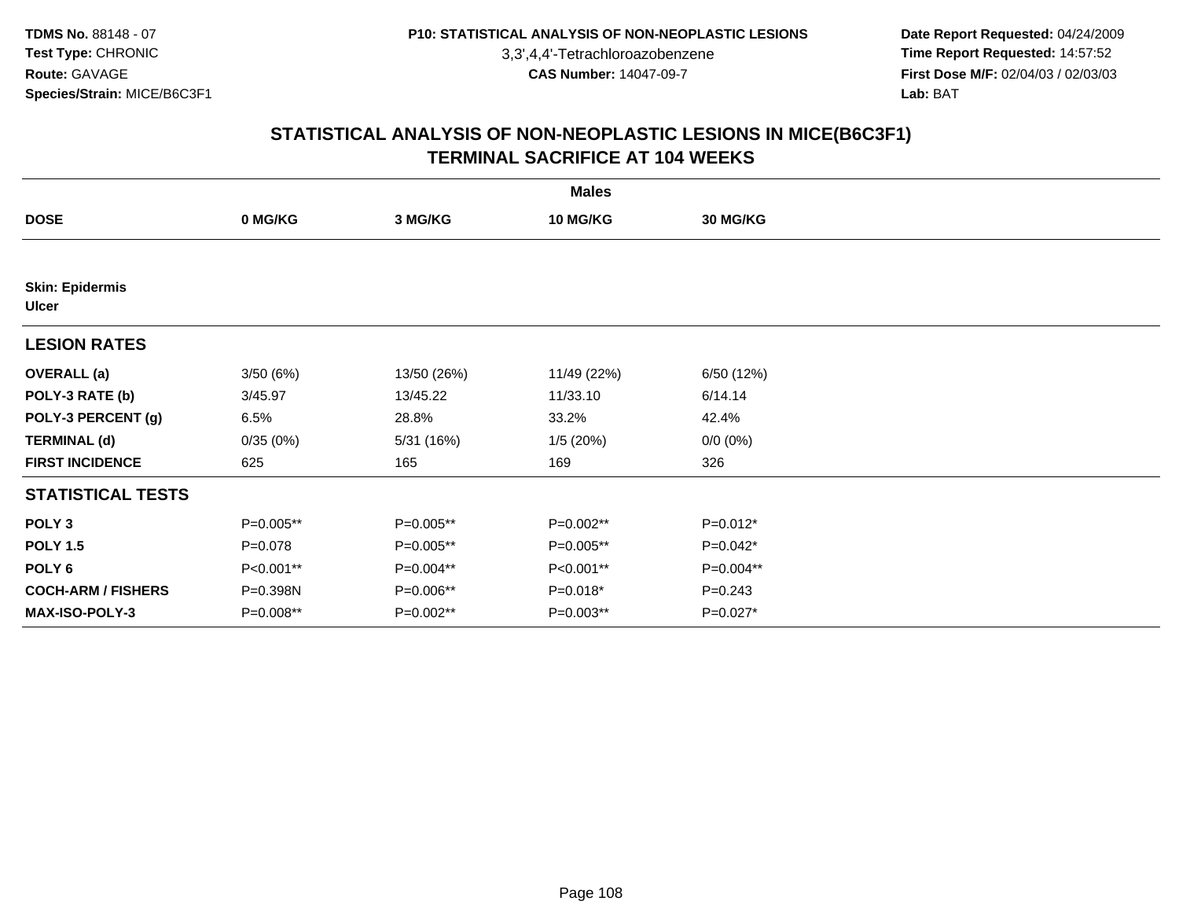**TDMS No.** 88148 - 07
**Test Type:** CHRONIC
**Route:** GAVAGE
**Species/Strain:** MICE/B6C3F1

**P10: STATISTICAL ANALYSIS OF NON-NEOPLASTIC LESIONS**
3,3',4,4'-Tetrachloroazobenzene
**CAS Number:** 14047-09-7

**Date Report Requested:** 04/24/2009
**Time Report Requested:** 14:57:52
**First Dose M/F:** 02/04/03 / 02/03/03
**Lab:** BAT

## STATISTICAL ANALYSIS OF NON-NEOPLASTIC LESIONS IN MICE(B6C3F1) TERMINAL SACRIFICE AT 104 WEEKS

| | Males | | | |
|---|---|---|---|---|
| **DOSE** | **0 MG/KG** | **3 MG/KG** | **10 MG/KG** | **30 MG/KG** |
| **Skin: Epidermis** | | | | |
| **Ulcer** | | | | |
| **LESION RATES** | | | | |
| **OVERALL (a)** | 3/50 (6%) | 13/50 (26%) | 11/49 (22%) | 6/50 (12%) |
| **POLY-3 RATE (b)** | 3/45.97 | 13/45.22 | 11/33.10 | 6/14.14 |
| **POLY-3 PERCENT (g)** | 6.5% | 28.8% | 33.2% | 42.4% |
| **TERMINAL (d)** | 0/35 (0%) | 5/31 (16%) | 1/5 (20%) | 0/0 (0%) |
| **FIRST INCIDENCE** | 625 | 165 | 169 | 326 |
| **STATISTICAL TESTS** | | | | |
| **POLY 3** | P=0.005** | P=0.005** | P=0.002** | P=0.012* |
| **POLY 1.5** | P=0.078 | P=0.005** | P=0.005** | P=0.042* |
| **POLY 6** | P<0.001** | P=0.004** | P<0.001** | P=0.004** |
| **COCH-ARM / FISHERS** | P=0.398N | P=0.006** | P=0.018* | P=0.243 |
| **MAX-ISO-POLY-3** | P=0.008** | P=0.002** | P=0.003** | P=0.027* |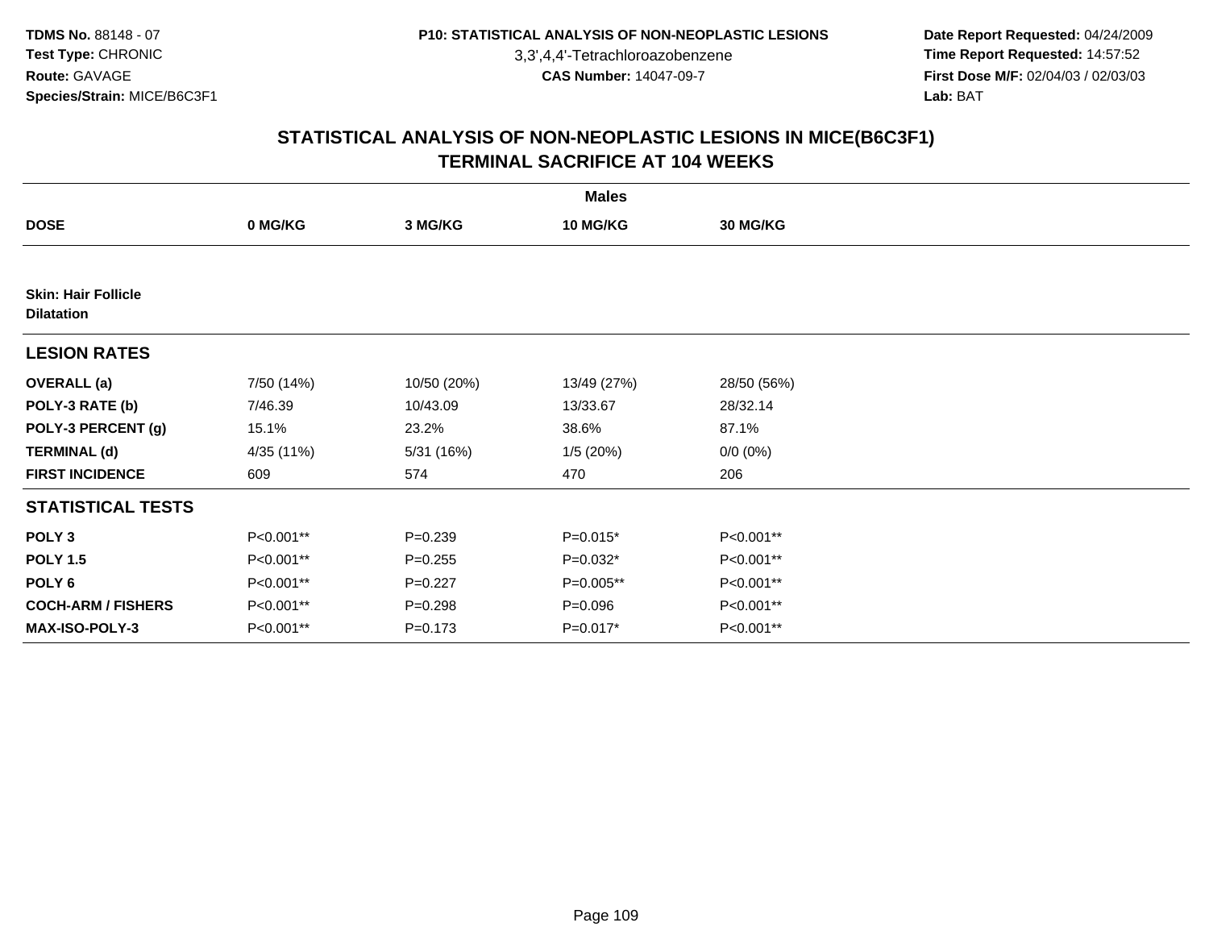**TDMS No.** 88148 - 07
**Test Type:** CHRONIC
**Route:** GAVAGE
**Species/Strain:** MICE/B6C3F1

**P10: STATISTICAL ANALYSIS OF NON-NEOPLASTIC LESIONS**
3,3',4,4'-Tetrachloroazobenzene
**CAS Number:** 14047-09-7

**Date Report Requested:** 04/24/2009
**Time Report Requested:** 14:57:52
**First Dose M/F:** 02/04/03 / 02/03/03
**Lab:** BAT

## STATISTICAL ANALYSIS OF NON-NEOPLASTIC LESIONS IN MICE(B6C3F1)
## TERMINAL SACRIFICE AT 104 WEEKS

| | Males | | | |
|---|---|---|---|---|
| **DOSE** | **0 MG/KG** | **3 MG/KG** | **10 MG/KG** | **30 MG/KG** |
| **Skin: Hair Follicle** | | | | |
| **Dilatation** | | | | |
| **LESION RATES** | | | | |
| **OVERALL (a)** | 7/50 (14%) | 10/50 (20%) | 13/49 (27%) | 28/50 (56%) |
| **POLY-3 RATE (b)** | 7/46.39 | 10/43.09 | 13/33.67 | 28/32.14 |
| **POLY-3 PERCENT (g)** | 15.1% | 23.2% | 38.6% | 87.1% |
| **TERMINAL (d)** | 4/35 (11%) | 5/31 (16%) | 1/5 (20%) | 0/0 (0%) |
| **FIRST INCIDENCE** | 609 | 574 | 470 | 206 |
| **STATISTICAL TESTS** | | | | |
| **POLY 3** | P<0.001** | P=0.239 | P=0.015* | P<0.001** |
| **POLY 1.5** | P<0.001** | P=0.255 | P=0.032* | P<0.001** |
| **POLY 6** | P<0.001** | P=0.227 | P=0.005** | P<0.001** |
| **COCH-ARM / FISHERS** | P<0.001** | P=0.298 | P=0.096 | P<0.001** |
| **MAX-ISO-POLY-3** | P<0.001** | P=0.173 | P=0.017* | P<0.001** |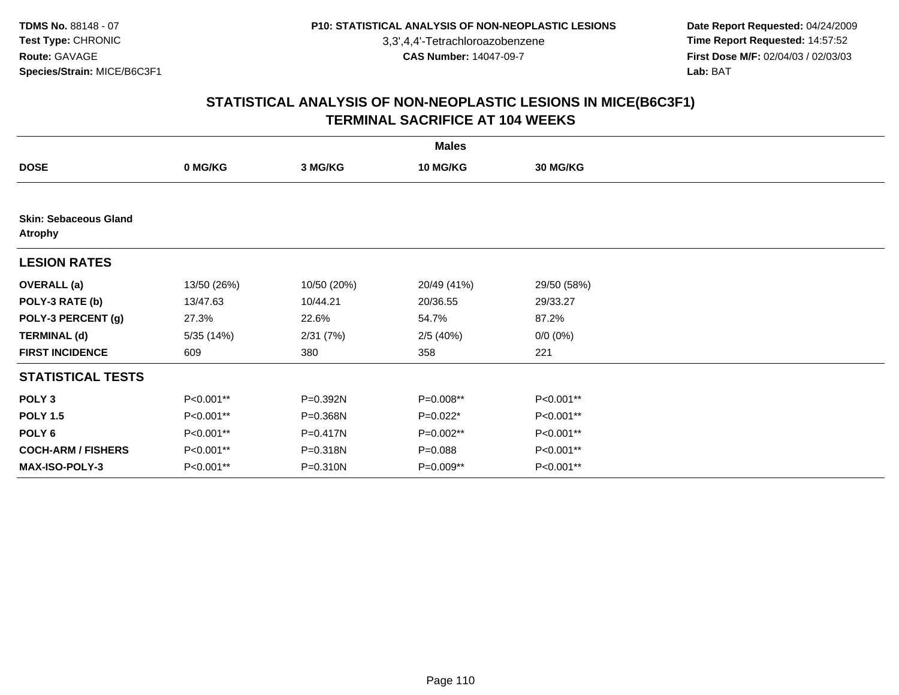TDMS No. 88148 - 07
Test Type: CHRONIC
Route: GAVAGE
Species/Strain: MICE/B6C3F1

P10: STATISTICAL ANALYSIS OF NON-NEOPLASTIC LESIONS
3,3',4,4'-Tetrachloroazobenzene
CAS Number: 14047-09-7

Date Report Requested: 04/24/2009
Time Report Requested: 14:57:52
First Dose M/F: 02/04/03 / 02/03/03
Lab: BAT

## STATISTICAL ANALYSIS OF NON-NEOPLASTIC LESIONS IN MICE(B6C3F1)
## TERMINAL SACRIFICE AT 104 WEEKS

| | Males | | | |
|---|---|---|---|---|
| **DOSE** | **0 MG/KG** | **3 MG/KG** | **10 MG/KG** | **30 MG/KG** |
| **Skin: Sebaceous Gland Atrophy** | | | | |
| **LESION RATES** | | | | |
| **OVERALL (a)** | 13/50 (26%) | 10/50 (20%) | 20/49 (41%) | 29/50 (58%) |
| **POLY-3 RATE (b)** | 13/47.63 | 10/44.21 | 20/36.55 | 29/33.27 |
| **POLY-3 PERCENT (g)** | 27.3% | 22.6% | 54.7% | 87.2% |
| **TERMINAL (d)** | 5/35 (14%) | 2/31 (7%) | 2/5 (40%) | 0/0 (0%) |
| **FIRST INCIDENCE** | 609 | 380 | 358 | 221 |
| **STATISTICAL TESTS** | | | | |
| **POLY 3** | P<0.001** | P=0.392N | P=0.008** | P<0.001** |
| **POLY 1.5** | P<0.001** | P=0.368N | P=0.022* | P<0.001** |
| **POLY 6** | P<0.001** | P=0.417N | P=0.002** | P<0.001** |
| **COCH-ARM / FISHERS** | P<0.001** | P=0.318N | P=0.088 | P<0.001** |
| **MAX-ISO-POLY-3** | P<0.001** | P=0.310N | P=0.009** | P<0.001** |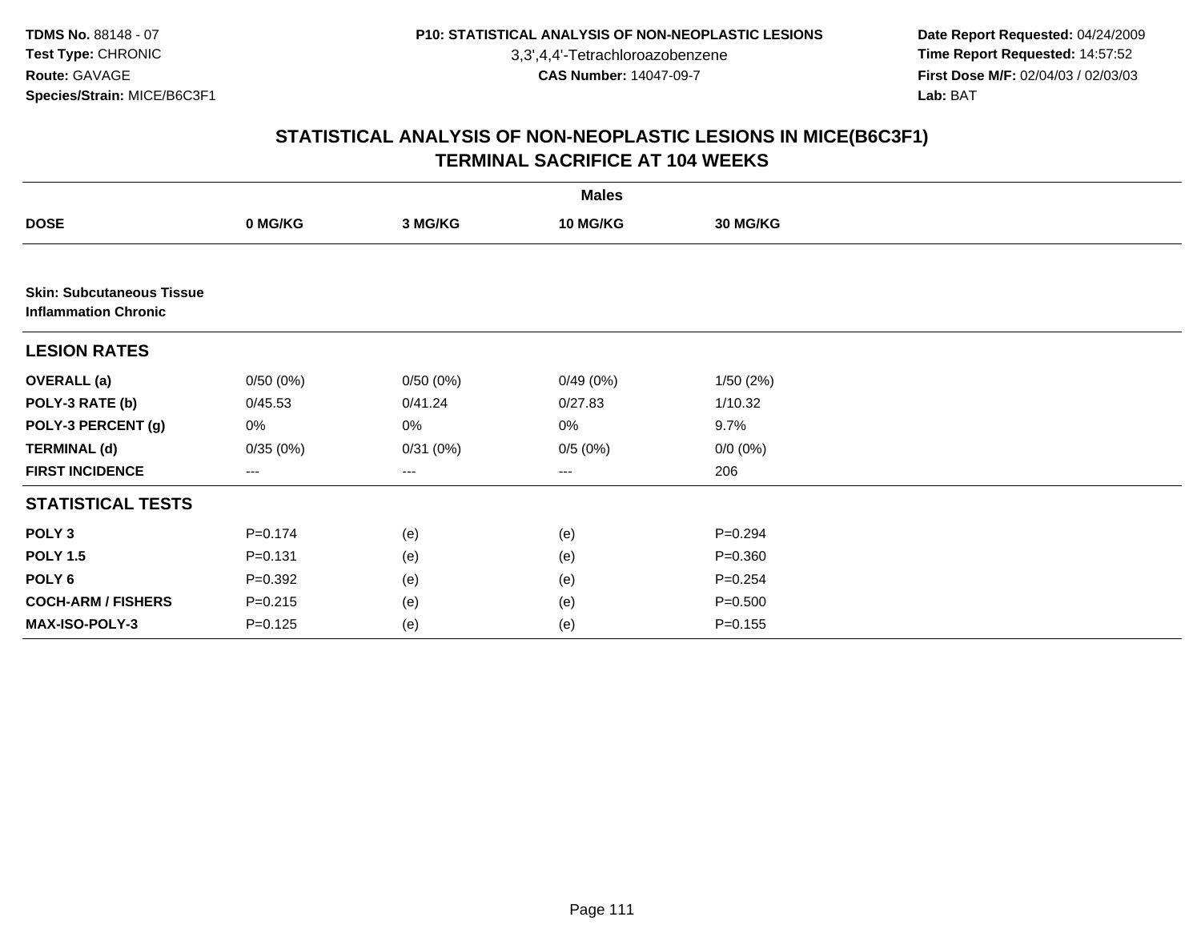# STATISTICAL ANALYSIS OF NON-NEOPLASTIC LESIONS IN MICE(B6C3F1)
## TERMINAL SACRIFICE AT 104 WEEKS

| | Males | | | |
|---|---|---|---|---|
| **DOSE** | **0 MG/KG** | **3 MG/KG** | **10 MG/KG** | **30 MG/KG** |
| **Skin: Subcutaneous Tissue Inflammation Chronic** | | | | |
| **LESION RATES** | | | | |
| **OVERALL (a)** | 0/50 (0%) | 0/50 (0%) | 0/49 (0%) | 1/50 (2%) |
| **POLY-3 RATE (b)** | 0/45.53 | 0/41.24 | 0/27.83 | 1/10.32 |
| **POLY-3 PERCENT (g)** | 0% | 0% | 0% | 9.7% |
| **TERMINAL (d)** | 0/35 (0%) | 0/31 (0%) | 0/5 (0%) | 0/0 (0%) |
| **FIRST INCIDENCE** | --- | --- | --- | 206 |
| **STATISTICAL TESTS** | | | | |
| **POLY 3** | P=0.174 | (e) | (e) | P=0.294 |
| **POLY 1.5** | P=0.131 | (e) | (e) | P=0.360 |
| **POLY 6** | P=0.392 | (e) | (e) | P=0.254 |
| **COCH-ARM / FISHERS** | P=0.215 | (e) | (e) | P=0.500 |
| **MAX-ISO-POLY-3** | P=0.125 | (e) | (e) | P=0.155 |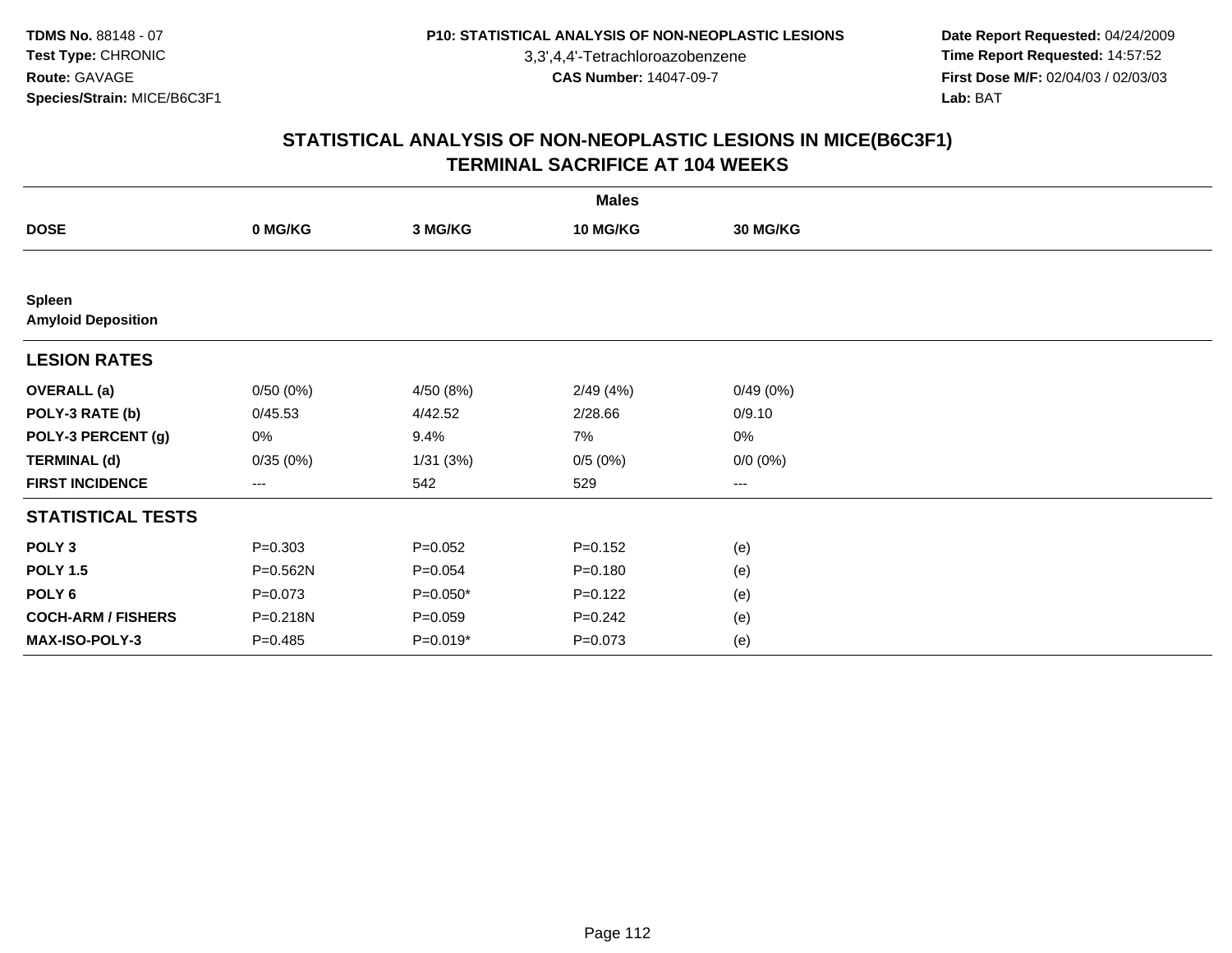TDMS No. 88148 - 07
Test Type: CHRONIC
Route: GAVAGE
Species/Strain: MICE/B6C3F1

P10: STATISTICAL ANALYSIS OF NON-NEOPLASTIC LESIONS
3,3',4,4'-Tetrachloroazobenzene
CAS Number: 14047-09-7

Date Report Requested: 04/24/2009
Time Report Requested: 14:57:52
First Dose M/F: 02/04/03 / 02/03/03
Lab: BAT

## STATISTICAL ANALYSIS OF NON-NEOPLASTIC LESIONS IN MICE(B6C3F1)
## TERMINAL SACRIFICE AT 104 WEEKS

| | Males | | | |
|---|---|---|---|---|
| **DOSE** | **0 MG/KG** | **3 MG/KG** | **10 MG/KG** | **30 MG/KG** |
| **Spleen** | | | | |
| **Amyloid Deposition** | | | | |
| **LESION RATES** | | | | |
| **OVERALL (a)** | 0/50 (0%) | 4/50 (8%) | 2/49 (4%) | 0/49 (0%) |
| **POLY-3 RATE (b)** | 0/45.53 | 4/42.52 | 2/28.66 | 0/9.10 |
| **POLY-3 PERCENT (g)** | 0% | 9.4% | 7% | 0% |
| **TERMINAL (d)** | 0/35 (0%) | 1/31 (3%) | 0/5 (0%) | 0/0 (0%) |
| **FIRST INCIDENCE** | --- | 542 | 529 | --- |
| **STATISTICAL TESTS** | | | | |
| **POLY 3** | P=0.303 | P=0.052 | P=0.152 | (e) |
| **POLY 1.5** | P=0.562N | P=0.054 | P=0.180 | (e) |
| **POLY 6** | P=0.073 | P=0.050* | P=0.122 | (e) |
| **COCH-ARM / FISHERS** | P=0.218N | P=0.059 | P=0.242 | (e) |
| **MAX-ISO-POLY-3** | P=0.485 | P=0.019* | P=0.073 | (e) |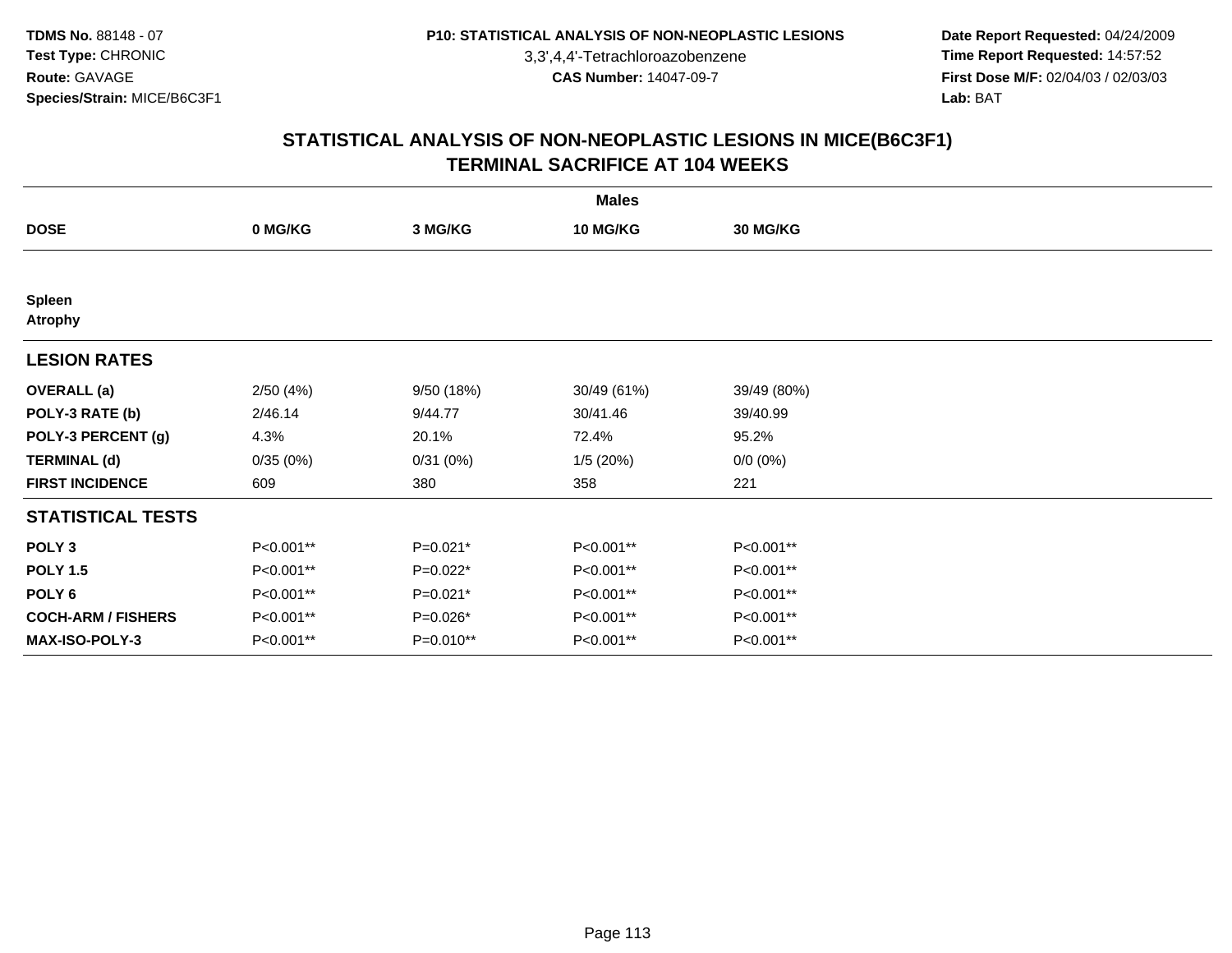**TDMS No.** 88148 - 07
**Test Type:** CHRONIC
**Route:** GAVAGE
**Species/Strain:** MICE/B6C3F1

**P10: STATISTICAL ANALYSIS OF NON-NEOPLASTIC LESIONS**
3,3',4,4'-Tetrachloroazobenzene
**CAS Number:** 14047-09-7

**Date Report Requested:** 04/24/2009
**Time Report Requested:** 14:57:52
**First Dose M/F:** 02/04/03 / 02/03/03
**Lab:** BAT

## STATISTICAL ANALYSIS OF NON-NEOPLASTIC LESIONS IN MICE(B6C3F1)
## TERMINAL SACRIFICE AT 104 WEEKS

| | Males | | | |
|---|---|---|---|---|
| **DOSE** | **0 MG/KG** | **3 MG/KG** | **10 MG/KG** | **30 MG/KG** |
| **Spleen** | | | | |
| **Atrophy** | | | | |
| **LESION RATES** | | | | |
| **OVERALL (a)** | 2/50 (4%) | 9/50 (18%) | 30/49 (61%) | 39/49 (80%) |
| **POLY-3 RATE (b)** | 2/46.14 | 9/44.77 | 30/41.46 | 39/40.99 |
| **POLY-3 PERCENT (g)** | 4.3% | 20.1% | 72.4% | 95.2% |
| **TERMINAL (d)** | 0/35 (0%) | 0/31 (0%) | 1/5 (20%) | 0/0 (0%) |
| **FIRST INCIDENCE** | 609 | 380 | 358 | 221 |
| **STATISTICAL TESTS** | | | | |
| **POLY 3** | P<0.001** | P=0.021* | P<0.001** | P<0.001** |
| **POLY 1.5** | P<0.001** | P=0.022* | P<0.001** | P<0.001** |
| **POLY 6** | P<0.001** | P=0.021* | P<0.001** | P<0.001** |
| **COCH-ARM / FISHERS** | P<0.001** | P=0.026* | P<0.001** | P<0.001** |
| **MAX-ISO-POLY-3** | P<0.001** | P=0.010** | P<0.001** | P<0.001** |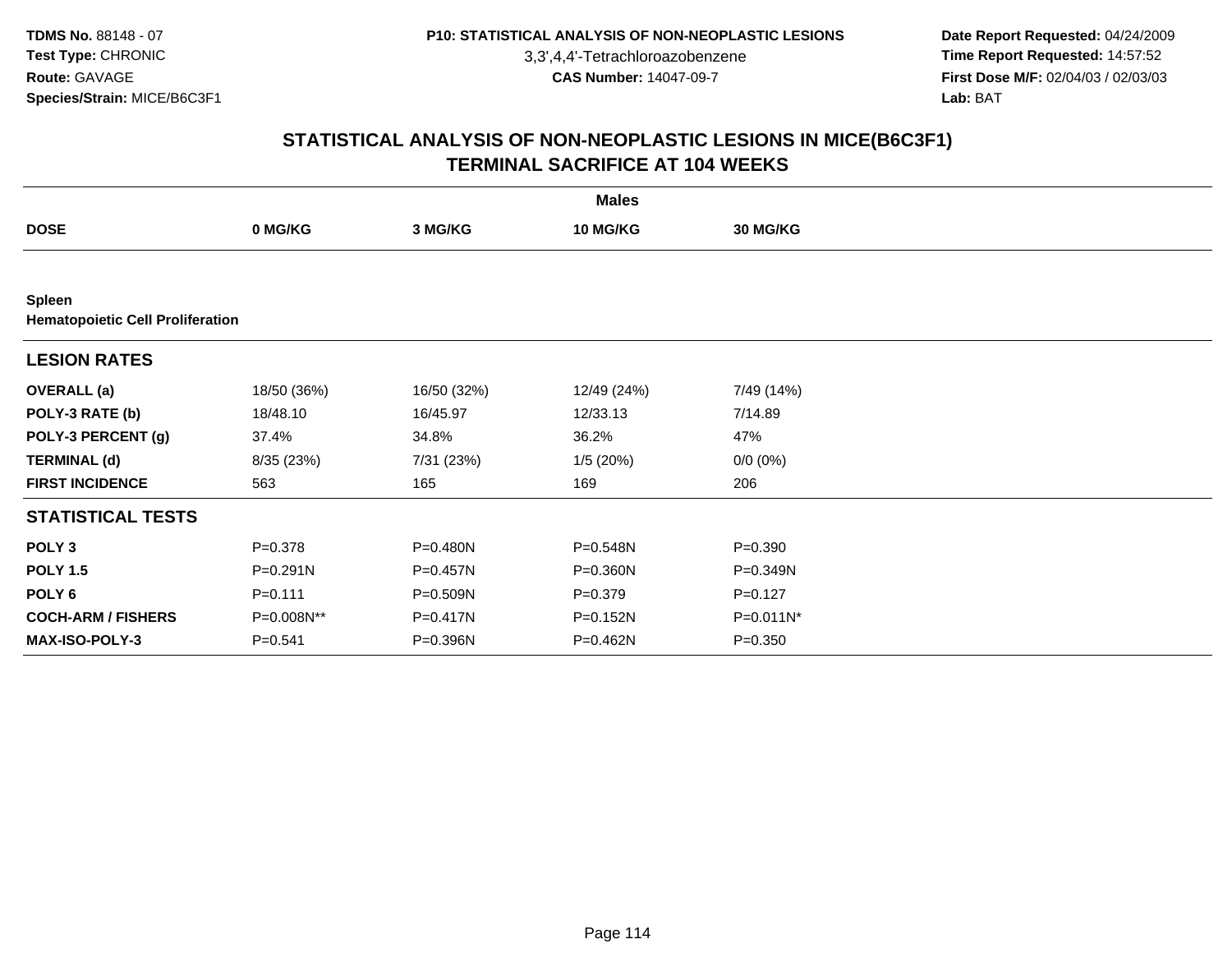**TDMS No.** 88148 - 07
**Test Type:** CHRONIC
**Route:** GAVAGE
**Species/Strain:** MICE/B6C3F1

**P10: STATISTICAL ANALYSIS OF NON-NEOPLASTIC LESIONS**
3,3',4,4'-Tetrachloroazobenzene
**CAS Number:** 14047-09-7

**Date Report Requested:** 04/24/2009
**Time Report Requested:** 14:57:52
**First Dose M/F:** 02/04/03 / 02/03/03
**Lab:** BAT

## STATISTICAL ANALYSIS OF NON-NEOPLASTIC LESIONS IN MICE(B6C3F1) TERMINAL SACRIFICE AT 104 WEEKS

| | Males | | | |
|---|---|---|---|---|
| **DOSE** | **0 MG/KG** | **3 MG/KG** | **10 MG/KG** | **30 MG/KG** |
| **Spleen** | | | | |
| **Hematopoietic Cell Proliferation** | | | | |
| **LESION RATES** | | | | |
| **OVERALL (a)** | 18/50 (36%) | 16/50 (32%) | 12/49 (24%) | 7/49 (14%) |
| **POLY-3 RATE (b)** | 18/48.10 | 16/45.97 | 12/33.13 | 7/14.89 |
| **POLY-3 PERCENT (g)** | 37.4% | 34.8% | 36.2% | 47% |
| **TERMINAL (d)** | 8/35 (23%) | 7/31 (23%) | 1/5 (20%) | 0/0 (0%) |
| **FIRST INCIDENCE** | 563 | 165 | 169 | 206 |
| **STATISTICAL TESTS** | | | | |
| **POLY 3** | P=0.378 | P=0.480N | P=0.548N | P=0.390 |
| **POLY 1.5** | P=0.291N | P=0.457N | P=0.360N | P=0.349N |
| **POLY 6** | P=0.111 | P=0.509N | P=0.379 | P=0.127 |
| **COCH-ARM / FISHERS** | P=0.008N** | P=0.417N | P=0.152N | P=0.011N* |
| **MAX-ISO-POLY-3** | P=0.541 | P=0.396N | P=0.462N | P=0.350 |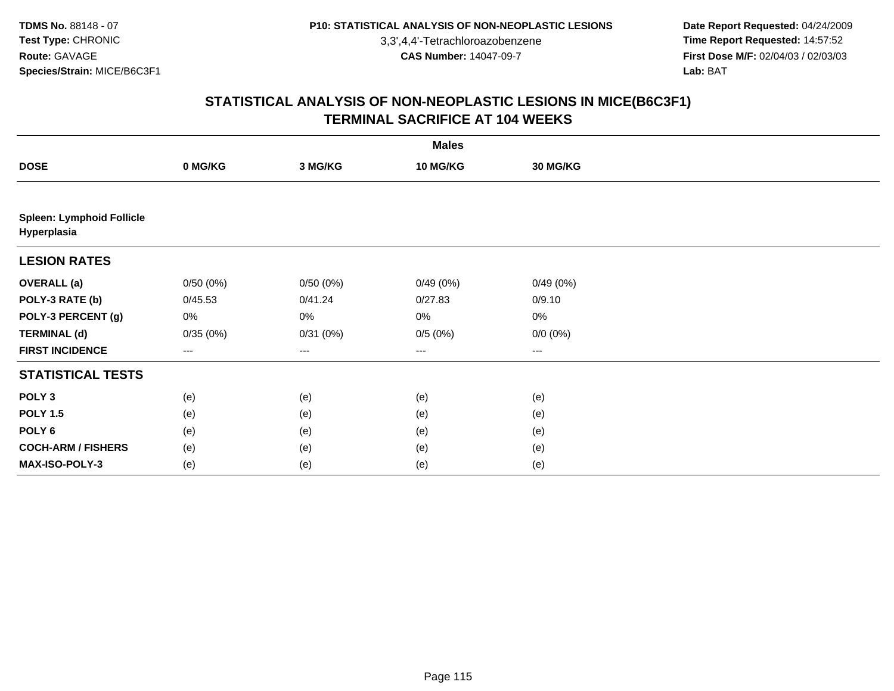**TDMS No.** 88148 - 07
**Test Type:** CHRONIC
**Route:** GAVAGE
**Species/Strain:** MICE/B6C3F1

**P10: STATISTICAL ANALYSIS OF NON-NEOPLASTIC LESIONS**
3,3',4,4'-Tetrachloroazobenzene
**CAS Number:** 14047-09-7

**Date Report Requested:** 04/24/2009
**Time Report Requested:** 14:57:52
**First Dose M/F:** 02/04/03 / 02/03/03
**Lab:** BAT

# STATISTICAL ANALYSIS OF NON-NEOPLASTIC LESIONS IN MICE(B6C3F1) TERMINAL SACRIFICE AT 104 WEEKS

| | Males | | | |
|---|---|---|---|---|
| **DOSE** | **0 MG/KG** | **3 MG/KG** | **10 MG/KG** | **30 MG/KG** |
| **Spleen: Lymphoid Follicle Hyperplasia** | | | | |
| **LESION RATES** | | | | |
| **OVERALL (a)** | 0/50 (0%) | 0/50 (0%) | 0/49 (0%) | 0/49 (0%) |
| **POLY-3 RATE (b)** | 0/45.53 | 0/41.24 | 0/27.83 | 0/9.10 |
| **POLY-3 PERCENT (g)** | 0% | 0% | 0% | 0% |
| **TERMINAL (d)** | 0/35 (0%) | 0/31 (0%) | 0/5 (0%) | 0/0 (0%) |
| **FIRST INCIDENCE** | --- | --- | --- | --- |
| **STATISTICAL TESTS** | | | | |
| **POLY 3** | (e) | (e) | (e) | (e) |
| **POLY 1.5** | (e) | (e) | (e) | (e) |
| **POLY 6** | (e) | (e) | (e) | (e) |
| **COCH-ARM / FISHERS** | (e) | (e) | (e) | (e) |
| **MAX-ISO-POLY-3** | (e) | (e) | (e) | (e) |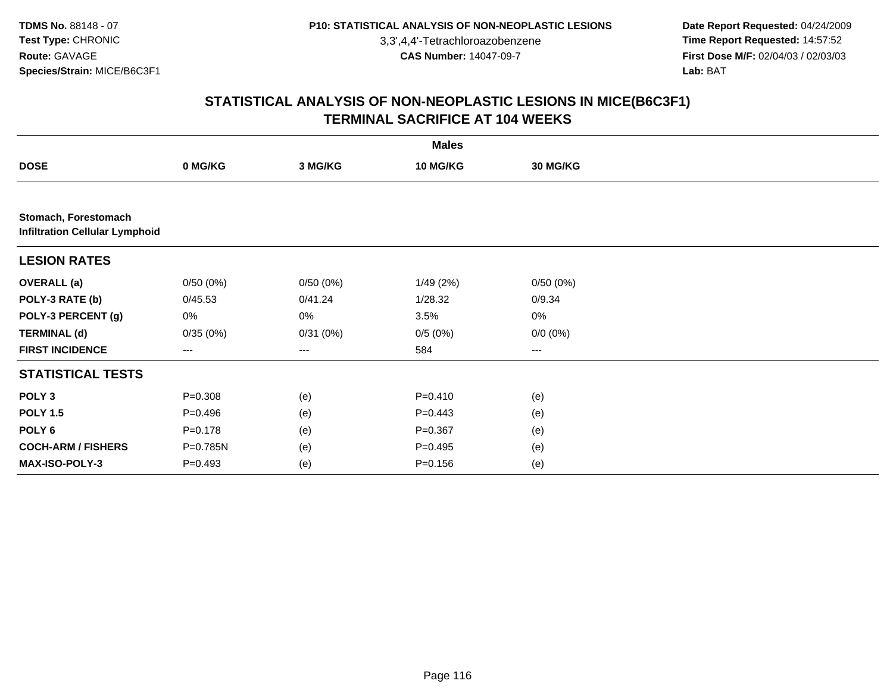TDMS No. 88148 - 07
Test Type: CHRONIC
Route: GAVAGE
Species/Strain: MICE/B6C3F1

P10: STATISTICAL ANALYSIS OF NON-NEOPLASTIC LESIONS
3,3',4,4'-Tetrachloroazobenzene
CAS Number: 14047-09-7

Date Report Requested: 04/24/2009
Time Report Requested: 14:57:52
First Dose M/F: 02/04/03 / 02/03/03
Lab: BAT

## STATISTICAL ANALYSIS OF NON-NEOPLASTIC LESIONS IN MICE(B6C3F1)
## TERMINAL SACRIFICE AT 104 WEEKS

| | Males | | | |
|---|---|---|---|---|
| **DOSE** | **0 MG/KG** | **3 MG/KG** | **10 MG/KG** | **30 MG/KG** |
| **Stomach, Forestomach** | | | | |
| **Infiltration Cellular Lymphoid** | | | | |
| **LESION RATES** | | | | |
| **OVERALL (a)** | 0/50 (0%) | 0/50 (0%) | 1/49 (2%) | 0/50 (0%) |
| **POLY-3 RATE (b)** | 0/45.53 | 0/41.24 | 1/28.32 | 0/9.34 |
| **POLY-3 PERCENT (g)** | 0% | 0% | 3.5% | 0% |
| **TERMINAL (d)** | 0/35 (0%) | 0/31 (0%) | 0/5 (0%) | 0/0 (0%) |
| **FIRST INCIDENCE** | --- | --- | 584 | --- |
| **STATISTICAL TESTS** | | | | |
| **POLY 3** | P=0.308 | (e) | P=0.410 | (e) |
| **POLY 1.5** | P=0.496 | (e) | P=0.443 | (e) |
| **POLY 6** | P=0.178 | (e) | P=0.367 | (e) |
| **COCH-ARM / FISHERS** | P=0.785N | (e) | P=0.495 | (e) |
| **MAX-ISO-POLY-3** | P=0.493 | (e) | P=0.156 | (e) |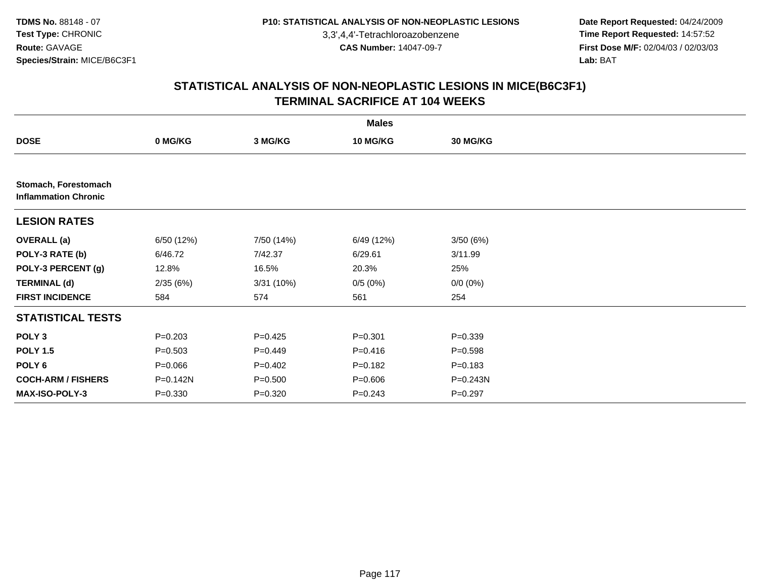**TDMS No.** 88148 - 07
**Test Type:** CHRONIC
**Route:** GAVAGE
**Species/Strain:** MICE/B6C3F1

**P10: STATISTICAL ANALYSIS OF NON-NEOPLASTIC LESIONS**
3,3',4,4'-Tetrachloroazobenzene
**CAS Number:** 14047-09-7

**Date Report Requested:** 04/24/2009
**Time Report Requested:** 14:57:52
**First Dose M/F:** 02/04/03 / 02/03/03
**Lab:** BAT

## STATISTICAL ANALYSIS OF NON-NEOPLASTIC LESIONS IN MICE(B6C3F1) TERMINAL SACRIFICE AT 104 WEEKS

| | Males | | | |
|---|---|---|---|---|
| **DOSE** | **0 MG/KG** | **3 MG/KG** | **10 MG/KG** | **30 MG/KG** |
| **Stomach, Forestomach Inflammation Chronic** | | | | |
| **LESION RATES** | | | | |
| **OVERALL (a)** | 6/50 (12%) | 7/50 (14%) | 6/49 (12%) | 3/50 (6%) |
| **POLY-3 RATE (b)** | 6/46.72 | 7/42.37 | 6/29.61 | 3/11.99 |
| **POLY-3 PERCENT (g)** | 12.8% | 16.5% | 20.3% | 25% |
| **TERMINAL (d)** | 2/35 (6%) | 3/31 (10%) | 0/5 (0%) | 0/0 (0%) |
| **FIRST INCIDENCE** | 584 | 574 | 561 | 254 |
| **STATISTICAL TESTS** | | | | |
| **POLY 3** | P=0.203 | P=0.425 | P=0.301 | P=0.339 |
| **POLY 1.5** | P=0.503 | P=0.449 | P=0.416 | P=0.598 |
| **POLY 6** | P=0.066 | P=0.402 | P=0.182 | P=0.183 |
| **COCH-ARM / FISHERS** | P=0.142N | P=0.500 | P=0.606 | P=0.243N |
| **MAX-ISO-POLY-3** | P=0.330 | P=0.320 | P=0.243 | P=0.297 |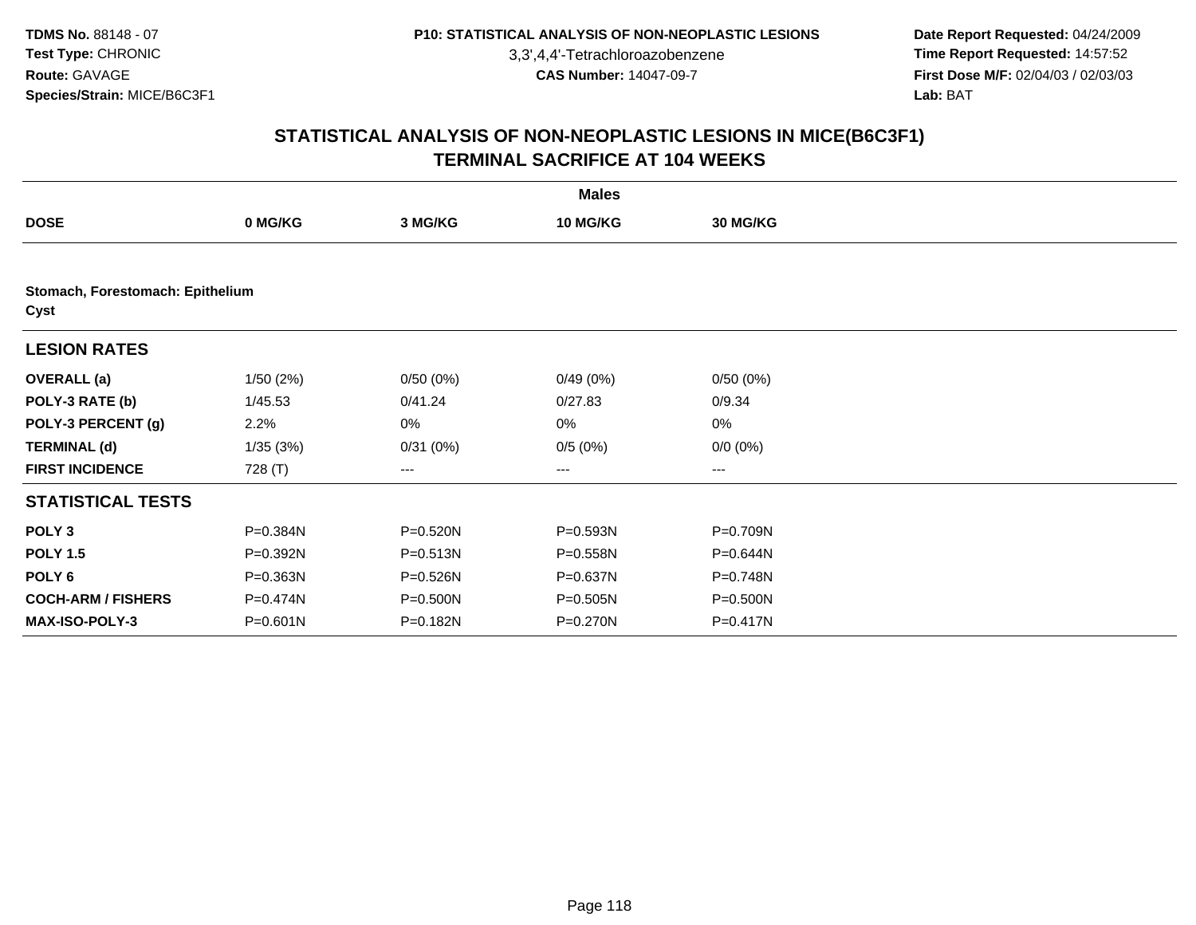TDMS No. 88148 - 07
Test Type: CHRONIC
Route: GAVAGE
Species/Strain: MICE/B6C3F1

P10: STATISTICAL ANALYSIS OF NON-NEOPLASTIC LESIONS
3,3',4,4'-Tetrachloroazobenzene
CAS Number: 14047-09-7

Date Report Requested: 04/24/2009
Time Report Requested: 14:57:52
First Dose M/F: 02/04/03 / 02/03/03
Lab: BAT

## STATISTICAL ANALYSIS OF NON-NEOPLASTIC LESIONS IN MICE(B6C3F1)
## TERMINAL SACRIFICE AT 104 WEEKS

| | Males | | | |
|---|---|---|---|---|
| **DOSE** | **0 MG/KG** | **3 MG/KG** | **10 MG/KG** | **30 MG/KG** |
| **Stomach, Forestomach: Epithelium** | | | | |
| **Cyst** | | | | |
| **LESION RATES** | | | | |
| **OVERALL (a)** | 1/50 (2%) | 0/50 (0%) | 0/49 (0%) | 0/50 (0%) |
| **POLY-3 RATE (b)** | 1/45.53 | 0/41.24 | 0/27.83 | 0/9.34 |
| **POLY-3 PERCENT (g)** | 2.2% | 0% | 0% | 0% |
| **TERMINAL (d)** | 1/35 (3%) | 0/31 (0%) | 0/5 (0%) | 0/0 (0%) |
| **FIRST INCIDENCE** | 728 (T) | --- | --- | --- |
| **STATISTICAL TESTS** | | | | |
| **POLY 3** | P=0.384N | P=0.520N | P=0.593N | P=0.709N |
| **POLY 1.5** | P=0.392N | P=0.513N | P=0.558N | P=0.644N |
| **POLY 6** | P=0.363N | P=0.526N | P=0.637N | P=0.748N |
| **COCH-ARM / FISHERS** | P=0.474N | P=0.500N | P=0.505N | P=0.500N |
| **MAX-ISO-POLY-3** | P=0.601N | P=0.182N | P=0.270N | P=0.417N |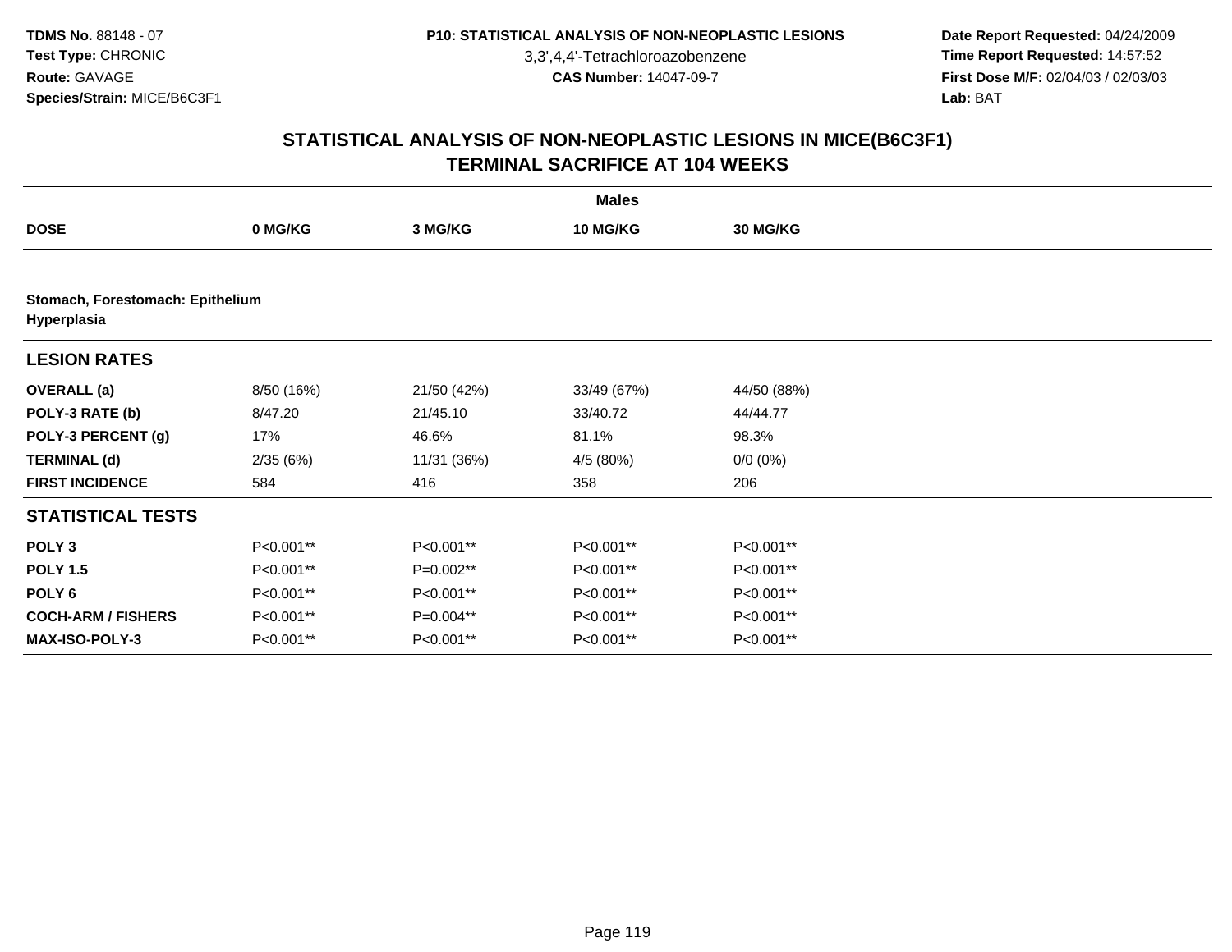**TDMS No.** 88148 - 07
**Test Type:** CHRONIC
**Route:** GAVAGE
**Species/Strain:** MICE/B6C3F1

**P10: STATISTICAL ANALYSIS OF NON-NEOPLASTIC LESIONS**
3,3',4,4'-Tetrachloroazobenzene
**CAS Number:** 14047-09-7

**Date Report Requested:** 04/24/2009
**Time Report Requested:** 14:57:52
**First Dose M/F:** 02/04/03 / 02/03/03
**Lab:** BAT

## STATISTICAL ANALYSIS OF NON-NEOPLASTIC LESIONS IN MICE(B6C3F1) TERMINAL SACRIFICE AT 104 WEEKS

| | Males | | | |
|---|---|---|---|---|
| **DOSE** | **0 MG/KG** | **3 MG/KG** | **10 MG/KG** | **30 MG/KG** |
| **Stomach, Forestomach: Epithelium Hyperplasia** | | | | |
| **LESION RATES** | | | | |
| **OVERALL (a)** | 8/50 (16%) | 21/50 (42%) | 33/49 (67%) | 44/50 (88%) |
| **POLY-3 RATE (b)** | 8/47.20 | 21/45.10 | 33/40.72 | 44/44.77 |
| **POLY-3 PERCENT (g)** | 17% | 46.6% | 81.1% | 98.3% |
| **TERMINAL (d)** | 2/35 (6%) | 11/31 (36%) | 4/5 (80%) | 0/0 (0%) |
| **FIRST INCIDENCE** | 584 | 416 | 358 | 206 |
| **STATISTICAL TESTS** | | | | |
| **POLY 3** | P<0.001** | P<0.001** | P<0.001** | P<0.001** |
| **POLY 1.5** | P<0.001** | P=0.002** | P<0.001** | P<0.001** |
| **POLY 6** | P<0.001** | P<0.001** | P<0.001** | P<0.001** |
| **COCH-ARM / FISHERS** | P<0.001** | P=0.004** | P<0.001** | P<0.001** |
| **MAX-ISO-POLY-3** | P<0.001** | P<0.001** | P<0.001** | P<0.001** |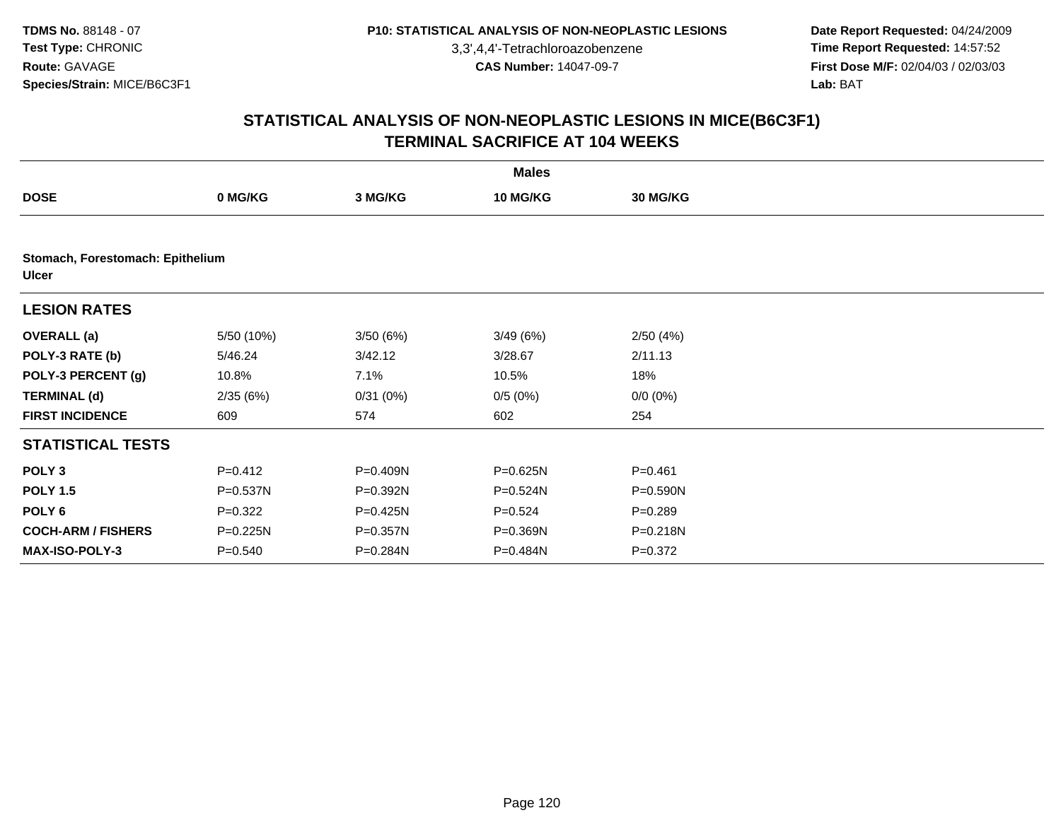TDMS No. 88148 - 07
Test Type: CHRONIC
Route: GAVAGE
Species/Strain: MICE/B6C3F1

P10: STATISTICAL ANALYSIS OF NON-NEOPLASTIC LESIONS
3,3',4,4'-Tetrachloroazobenzene
CAS Number: 14047-09-7

Date Report Requested: 04/24/2009
Time Report Requested: 14:57:52
First Dose M/F: 02/04/03 / 02/03/03
Lab: BAT

## STATISTICAL ANALYSIS OF NON-NEOPLASTIC LESIONS IN MICE(B6C3F1) TERMINAL SACRIFICE AT 104 WEEKS

| | Males | | | |
|---|---|---|---|---|
| **DOSE** | **0 MG/KG** | **3 MG/KG** | **10 MG/KG** | **30 MG/KG** |
| **Stomach, Forestomach: Epithelium Ulcer** | | | | |
| **LESION RATES** | | | | |
| **OVERALL (a)** | 5/50 (10%) | 3/50 (6%) | 3/49 (6%) | 2/50 (4%) |
| **POLY-3 RATE (b)** | 5/46.24 | 3/42.12 | 3/28.67 | 2/11.13 |
| **POLY-3 PERCENT (g)** | 10.8% | 7.1% | 10.5% | 18% |
| **TERMINAL (d)** | 2/35 (6%) | 0/31 (0%) | 0/5 (0%) | 0/0 (0%) |
| **FIRST INCIDENCE** | 609 | 574 | 602 | 254 |
| **STATISTICAL TESTS** | | | | |
| **POLY 3** | P=0.412 | P=0.409N | P=0.625N | P=0.461 |
| **POLY 1.5** | P=0.537N | P=0.392N | P=0.524N | P=0.590N |
| **POLY 6** | P=0.322 | P=0.425N | P=0.524 | P=0.289 |
| **COCH-ARM / FISHERS** | P=0.225N | P=0.357N | P=0.369N | P=0.218N |
| **MAX-ISO-POLY-3** | P=0.540 | P=0.284N | P=0.484N | P=0.372 |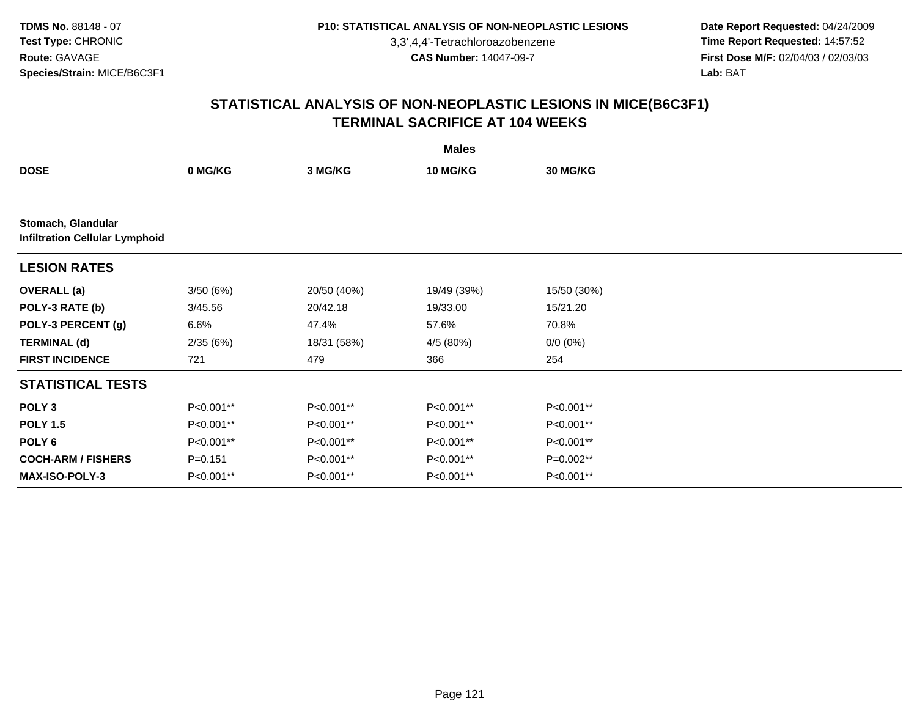**TDMS No.** 88148 - 07
**Test Type:** CHRONIC
**Route:** GAVAGE
**Species/Strain:** MICE/B6C3F1

**P10: STATISTICAL ANALYSIS OF NON-NEOPLASTIC LESIONS**
3,3',4,4'-Tetrachloroazobenzene
**CAS Number:** 14047-09-7

**Date Report Requested:** 04/24/2009
**Time Report Requested:** 14:57:52
**First Dose M/F:** 02/04/03 / 02/03/03
**Lab:** BAT

## STATISTICAL ANALYSIS OF NON-NEOPLASTIC LESIONS IN MICE(B6C3F1) TERMINAL SACRIFICE AT 104 WEEKS

| | Males | | | |
|---|---|---|---|---|
| **DOSE** | **0 MG/KG** | **3 MG/KG** | **10 MG/KG** | **30 MG/KG** |
| **Stomach, Glandular** **Infiltration Cellular Lymphoid** | | | | |
| **LESION RATES** | | | | |
| **OVERALL (a)** | 3/50 (6%) | 20/50 (40%) | 19/49 (39%) | 15/50 (30%) |
| **POLY-3 RATE (b)** | 3/45.56 | 20/42.18 | 19/33.00 | 15/21.20 |
| **POLY-3 PERCENT (g)** | 6.6% | 47.4% | 57.6% | 70.8% |
| **TERMINAL (d)** | 2/35 (6%) | 18/31 (58%) | 4/5 (80%) | 0/0 (0%) |
| **FIRST INCIDENCE** | 721 | 479 | 366 | 254 |
| **STATISTICAL TESTS** | | | | |
| **POLY 3** | P<0.001** | P<0.001** | P<0.001** | P<0.001** |
| **POLY 1.5** | P<0.001** | P<0.001** | P<0.001** | P<0.001** |
| **POLY 6** | P<0.001** | P<0.001** | P<0.001** | P<0.001** |
| **COCH-ARM / FISHERS** | P=0.151 | P<0.001** | P<0.001** | P=0.002** |
| **MAX-ISO-POLY-3** | P<0.001** | P<0.001** | P<0.001** | P<0.001** |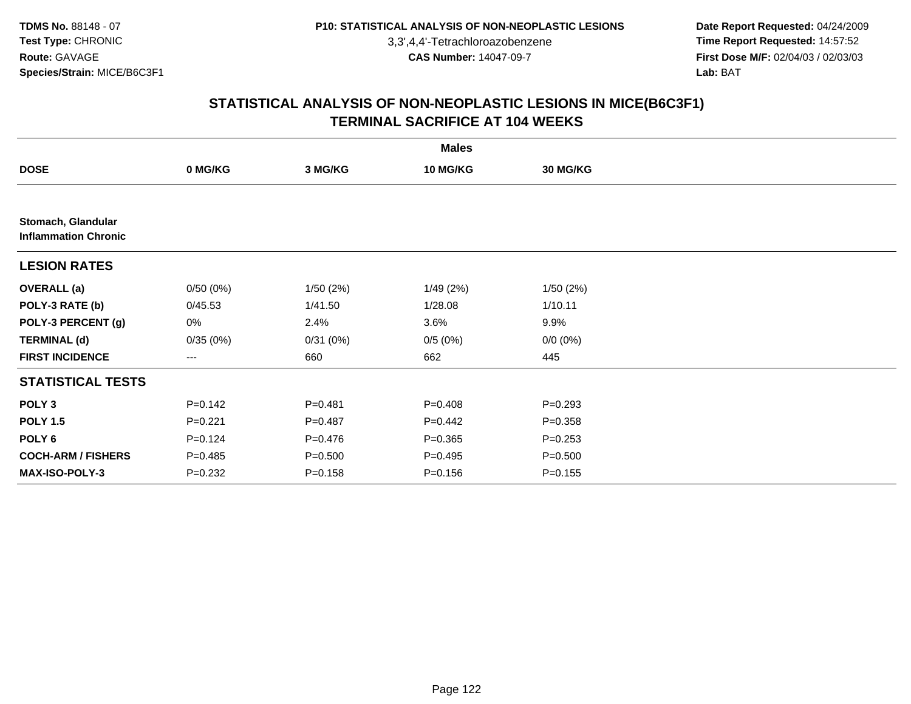**TDMS No.** 88148 - 07
**Test Type:** CHRONIC
**Route:** GAVAGE
**Species/Strain:** MICE/B6C3F1

**P10: STATISTICAL ANALYSIS OF NON-NEOPLASTIC LESIONS**
3,3',4,4'-Tetrachloroazobenzene
**CAS Number:** 14047-09-7

**Date Report Requested:** 04/24/2009
**Time Report Requested:** 14:57:52
**First Dose M/F:** 02/04/03 / 02/03/03
**Lab:** BAT

## STATISTICAL ANALYSIS OF NON-NEOPLASTIC LESIONS IN MICE(B6C3F1)
## TERMINAL SACRIFICE AT 104 WEEKS

| | Males | | | |
|---|---|---|---|---|
| **DOSE** | **0 MG/KG** | **3 MG/KG** | **10 MG/KG** | **30 MG/KG** |
| **Stomach, Glandular** | | | | |
| **Inflammation Chronic** | | | | |
| **LESION RATES** | | | | |
| **OVERALL (a)** | 0/50 (0%) | 1/50 (2%) | 1/49 (2%) | 1/50 (2%) |
| **POLY-3 RATE (b)** | 0/45.53 | 1/41.50 | 1/28.08 | 1/10.11 |
| **POLY-3 PERCENT (g)** | 0% | 2.4% | 3.6% | 9.9% |
| **TERMINAL (d)** | 0/35 (0%) | 0/31 (0%) | 0/5 (0%) | 0/0 (0%) |
| **FIRST INCIDENCE** | --- | 660 | 662 | 445 |
| **STATISTICAL TESTS** | | | | |
| **POLY 3** | P=0.142 | P=0.481 | P=0.408 | P=0.293 |
| **POLY 1.5** | P=0.221 | P=0.487 | P=0.442 | P=0.358 |
| **POLY 6** | P=0.124 | P=0.476 | P=0.365 | P=0.253 |
| **COCH-ARM / FISHERS** | P=0.485 | P=0.500 | P=0.495 | P=0.500 |
| **MAX-ISO-POLY-3** | P=0.232 | P=0.158 | P=0.156 | P=0.155 |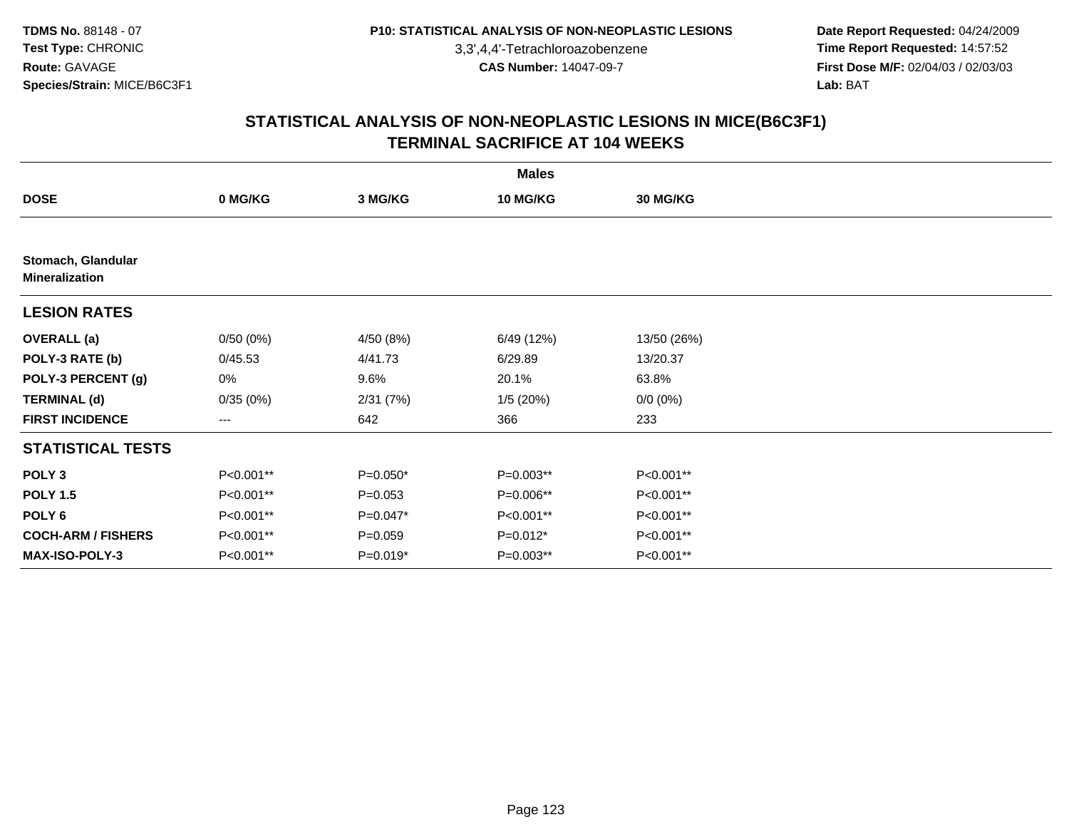TDMS No. 88148 - 07
Test Type: CHRONIC
Route: GAVAGE
Species/Strain: MICE/B6C3F1

P10: STATISTICAL ANALYSIS OF NON-NEOPLASTIC LESIONS
3,3',4,4'-Tetrachloroazobenzene
CAS Number: 14047-09-7

Date Report Requested: 04/24/2009
Time Report Requested: 14:57:52
First Dose M/F: 02/04/03 / 02/03/03
Lab: BAT

## STATISTICAL ANALYSIS OF NON-NEOPLASTIC LESIONS IN MICE(B6C3F1)
## TERMINAL SACRIFICE AT 104 WEEKS

| | Males | | | |
|---|---|---|---|---|
| **DOSE** | **0 MG/KG** | **3 MG/KG** | **10 MG/KG** | **30 MG/KG** |
| **Stomach, Glandular** | | | | |
| **Mineralization** | | | | |
| **LESION RATES** | | | | |
| **OVERALL (a)** | 0/50 (0%) | 4/50 (8%) | 6/49 (12%) | 13/50 (26%) |
| **POLY-3 RATE (b)** | 0/45.53 | 4/41.73 | 6/29.89 | 13/20.37 |
| **POLY-3 PERCENT (g)** | 0% | 9.6% | 20.1% | 63.8% |
| **TERMINAL (d)** | 0/35 (0%) | 2/31 (7%) | 1/5 (20%) | 0/0 (0%) |
| **FIRST INCIDENCE** | --- | 642 | 366 | 233 |
| **STATISTICAL TESTS** | | | | |
| **POLY 3** | P<0.001** | P=0.050* | P=0.003** | P<0.001** |
| **POLY 1.5** | P<0.001** | P=0.053 | P=0.006** | P<0.001** |
| **POLY 6** | P<0.001** | P=0.047* | P<0.001** | P<0.001** |
| **COCH-ARM / FISHERS** | P<0.001** | P=0.059 | P=0.012* | P<0.001** |
| **MAX-ISO-POLY-3** | P<0.001** | P=0.019* | P=0.003** | P<0.001** |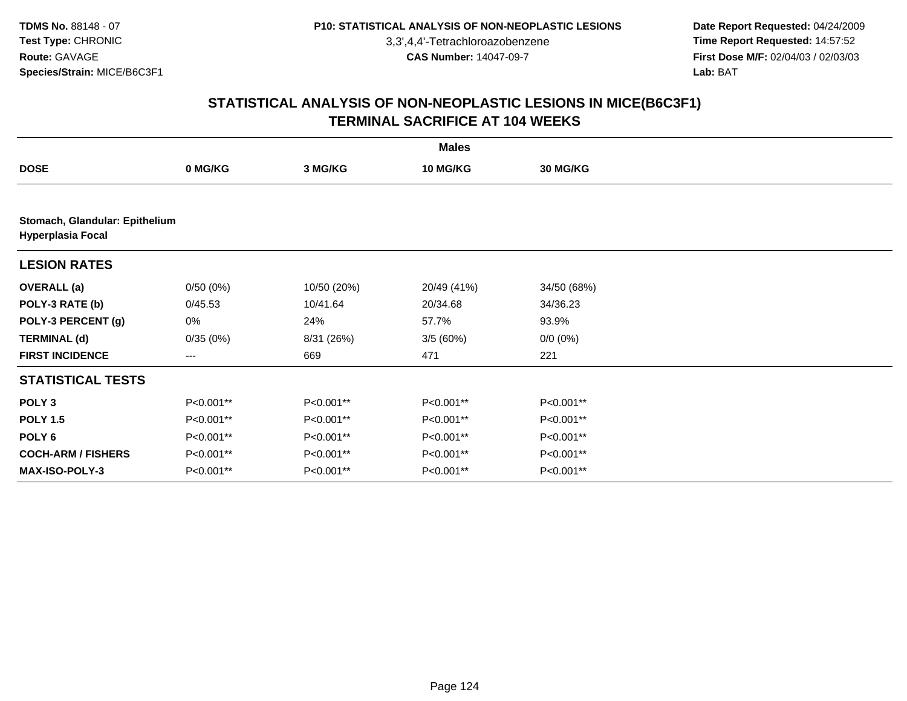**TDMS No.** 88148 - 07
**Test Type:** CHRONIC
**Route:** GAVAGE
**Species/Strain:** MICE/B6C3F1

**P10: STATISTICAL ANALYSIS OF NON-NEOPLASTIC LESIONS**
3,3',4,4'-Tetrachloroazobenzene
**CAS Number:** 14047-09-7

**Date Report Requested:** 04/24/2009
**Time Report Requested:** 14:57:52
**First Dose M/F:** 02/04/03 / 02/03/03
**Lab:** BAT

## STATISTICAL ANALYSIS OF NON-NEOPLASTIC LESIONS IN MICE(B6C3F1)
## TERMINAL SACRIFICE AT 104 WEEKS

| | Males | | | |
|---|---|---|---|---|
| **DOSE** | **0 MG/KG** | **3 MG/KG** | **10 MG/KG** | **30 MG/KG** |
| **Stomach, Glandular: Epithelium Hyperplasia Focal** | | | | |
| **LESION RATES** | | | | |
| **OVERALL (a)** | 0/50 (0%) | 10/50 (20%) | 20/49 (41%) | 34/50 (68%) |
| **POLY-3 RATE (b)** | 0/45.53 | 10/41.64 | 20/34.68 | 34/36.23 |
| **POLY-3 PERCENT (g)** | 0% | 24% | 57.7% | 93.9% |
| **TERMINAL (d)** | 0/35 (0%) | 8/31 (26%) | 3/5 (60%) | 0/0 (0%) |
| **FIRST INCIDENCE** | --- | 669 | 471 | 221 |
| **STATISTICAL TESTS** | | | | |
| **POLY 3** | P<0.001** | P<0.001** | P<0.001** | P<0.001** |
| **POLY 1.5** | P<0.001** | P<0.001** | P<0.001** | P<0.001** |
| **POLY 6** | P<0.001** | P<0.001** | P<0.001** | P<0.001** |
| **COCH-ARM / FISHERS** | P<0.001** | P<0.001** | P<0.001** | P<0.001** |
| **MAX-ISO-POLY-3** | P<0.001** | P<0.001** | P<0.001** | P<0.001** |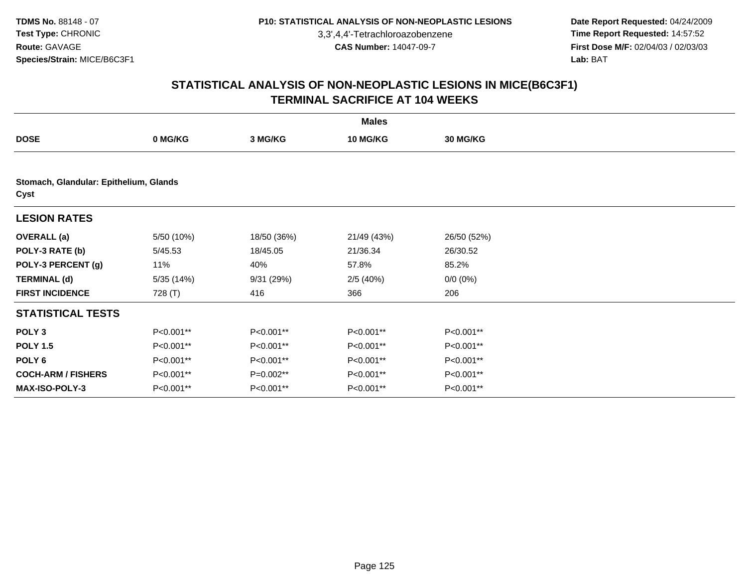**TDMS No.** 88148 - 07
**Test Type:** CHRONIC
**Route:** GAVAGE
**Species/Strain:** MICE/B6C3F1

**P10: STATISTICAL ANALYSIS OF NON-NEOPLASTIC LESIONS**
3,3',4,4'-Tetrachloroazobenzene
**CAS Number:** 14047-09-7

**Date Report Requested:** 04/24/2009
**Time Report Requested:** 14:57:52
**First Dose M/F:** 02/04/03 / 02/03/03
**Lab:** BAT

## STATISTICAL ANALYSIS OF NON-NEOPLASTIC LESIONS IN MICE(B6C3F1) TERMINAL SACRIFICE AT 104 WEEKS

| | Males | | | |
|---|---|---|---|---|
| **DOSE** | **0 MG/KG** | **3 MG/KG** | **10 MG/KG** | **30 MG/KG** |
| **Stomach, Glandular: Epithelium, Glands** | | | | |
| **Cyst** | | | | |
| **LESION RATES** | | | | |
| **OVERALL (a)** | 5/50 (10%) | 18/50 (36%) | 21/49 (43%) | 26/50 (52%) |
| **POLY-3 RATE (b)** | 5/45.53 | 18/45.05 | 21/36.34 | 26/30.52 |
| **POLY-3 PERCENT (g)** | 11% | 40% | 57.8% | 85.2% |
| **TERMINAL (d)** | 5/35 (14%) | 9/31 (29%) | 2/5 (40%) | 0/0 (0%) |
| **FIRST INCIDENCE** | 728 (T) | 416 | 366 | 206 |
| **STATISTICAL TESTS** | | | | |
| **POLY 3** | P<0.001** | P<0.001** | P<0.001** | P<0.001** |
| **POLY 1.5** | P<0.001** | P<0.001** | P<0.001** | P<0.001** |
| **POLY 6** | P<0.001** | P<0.001** | P<0.001** | P<0.001** |
| **COCH-ARM / FISHERS** | P<0.001** | P=0.002** | P<0.001** | P<0.001** |
| **MAX-ISO-POLY-3** | P<0.001** | P<0.001** | P<0.001** | P<0.001** |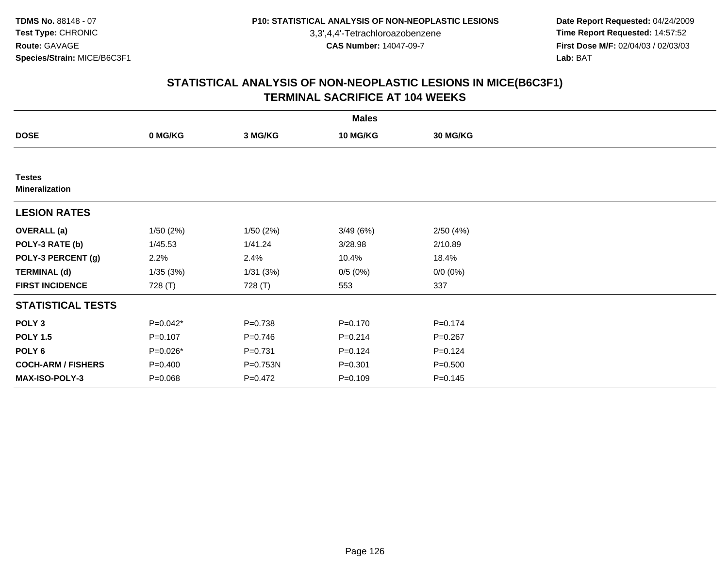TDMS No. 88148 - 07
Test Type: CHRONIC
Route: GAVAGE
Species/Strain: MICE/B6C3F1

P10: STATISTICAL ANALYSIS OF NON-NEOPLASTIC LESIONS
3,3',4,4'-Tetrachloroazobenzene
CAS Number: 14047-09-7

Date Report Requested: 04/24/2009
Time Report Requested: 14:57:52
First Dose M/F: 02/04/03 / 02/03/03
Lab: BAT

## STATISTICAL ANALYSIS OF NON-NEOPLASTIC LESIONS IN MICE(B6C3F1)
## TERMINAL SACRIFICE AT 104 WEEKS

| | Males | | | |
|---|---|---|---|---|
| **DOSE** | **0 MG/KG** | **3 MG/KG** | **10 MG/KG** | **30 MG/KG** |
| **Testes** | | | | |
| **Mineralization** | | | | |
| **LESION RATES** | | | | |
| **OVERALL (a)** | 1/50 (2%) | 1/50 (2%) | 3/49 (6%) | 2/50 (4%) |
| **POLY-3 RATE (b)** | 1/45.53 | 1/41.24 | 3/28.98 | 2/10.89 |
| **POLY-3 PERCENT (g)** | 2.2% | 2.4% | 10.4% | 18.4% |
| **TERMINAL (d)** | 1/35 (3%) | 1/31 (3%) | 0/5 (0%) | 0/0 (0%) |
| **FIRST INCIDENCE** | 728 (T) | 728 (T) | 553 | 337 |
| **STATISTICAL TESTS** | | | | |
| **POLY 3** | P=0.042* | P=0.738 | P=0.170 | P=0.174 |
| **POLY 1.5** | P=0.107 | P=0.746 | P=0.214 | P=0.267 |
| **POLY 6** | P=0.026* | P=0.731 | P=0.124 | P=0.124 |
| **COCH-ARM / FISHERS** | P=0.400 | P=0.753N | P=0.301 | P=0.500 |
| **MAX-ISO-POLY-3** | P=0.068 | P=0.472 | P=0.109 | P=0.145 |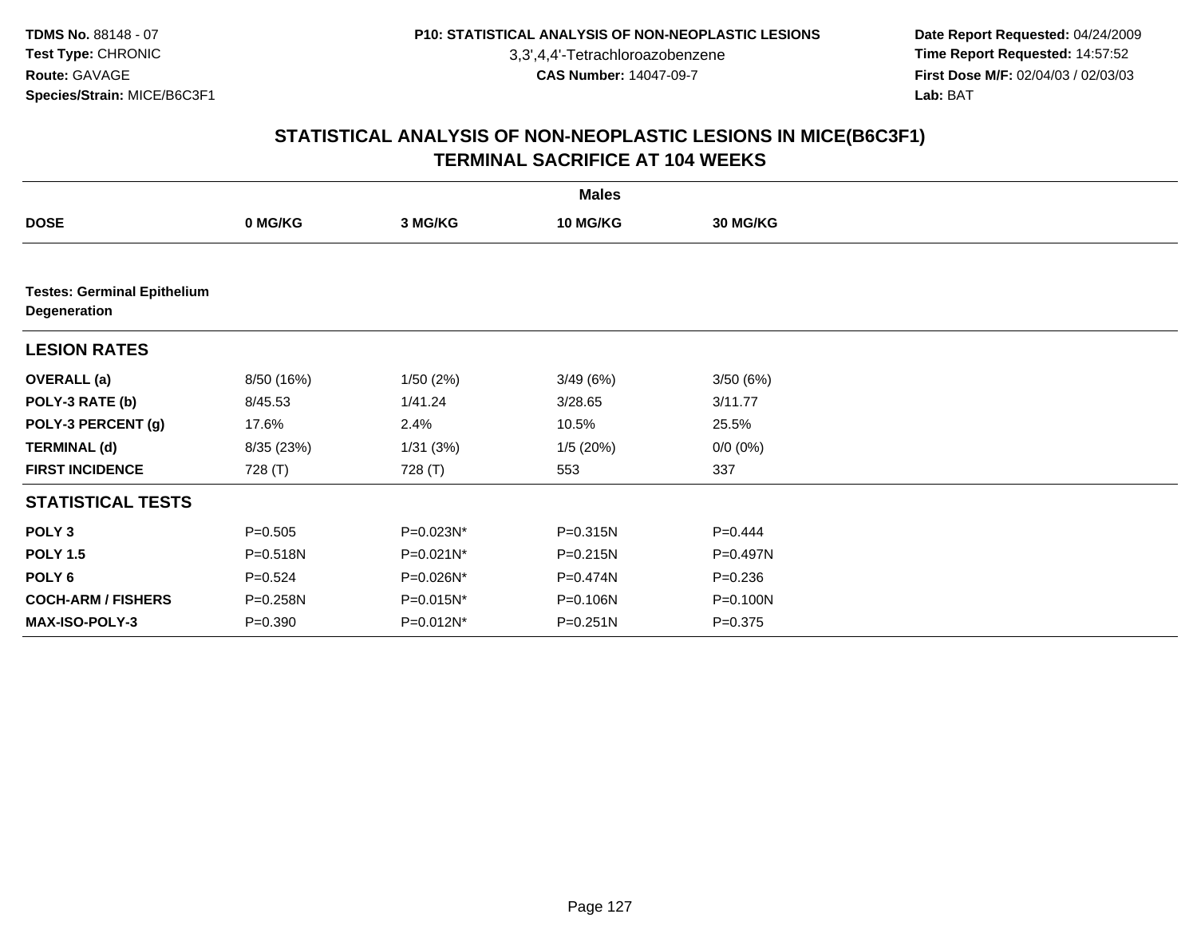TDMS No. 88148 - 07
Test Type: CHRONIC
Route: GAVAGE
Species/Strain: MICE/B6C3F1

P10: STATISTICAL ANALYSIS OF NON-NEOPLASTIC LESIONS
3,3',4,4'-Tetrachloroazobenzene
CAS Number: 14047-09-7

Date Report Requested: 04/24/2009
Time Report Requested: 14:57:52
First Dose M/F: 02/04/03 / 02/03/03
Lab: BAT

## STATISTICAL ANALYSIS OF NON-NEOPLASTIC LESIONS IN MICE(B6C3F1) TERMINAL SACRIFICE AT 104 WEEKS

| | Males | | | |
|---|---|---|---|---|
| **DOSE** | **0 MG/KG** | **3 MG/KG** | **10 MG/KG** | **30 MG/KG** |
| **Testes: Germinal Epithelium Degeneration** | | | | |
| **LESION RATES** | | | | |
| **OVERALL (a)** | 8/50 (16%) | 1/50 (2%) | 3/49 (6%) | 3/50 (6%) |
| **POLY-3 RATE (b)** | 8/45.53 | 1/41.24 | 3/28.65 | 3/11.77 |
| **POLY-3 PERCENT (g)** | 17.6% | 2.4% | 10.5% | 25.5% |
| **TERMINAL (d)** | 8/35 (23%) | 1/31 (3%) | 1/5 (20%) | 0/0 (0%) |
| **FIRST INCIDENCE** | 728 (T) | 728 (T) | 553 | 337 |
| **STATISTICAL TESTS** | | | | |
| **POLY 3** | P=0.505 | P=0.023N* | P=0.315N | P=0.444 |
| **POLY 1.5** | P=0.518N | P=0.021N* | P=0.215N | P=0.497N |
| **POLY 6** | P=0.524 | P=0.026N* | P=0.474N | P=0.236 |
| **COCH-ARM / FISHERS** | P=0.258N | P=0.015N* | P=0.106N | P=0.100N |
| **MAX-ISO-POLY-3** | P=0.390 | P=0.012N* | P=0.251N | P=0.375 |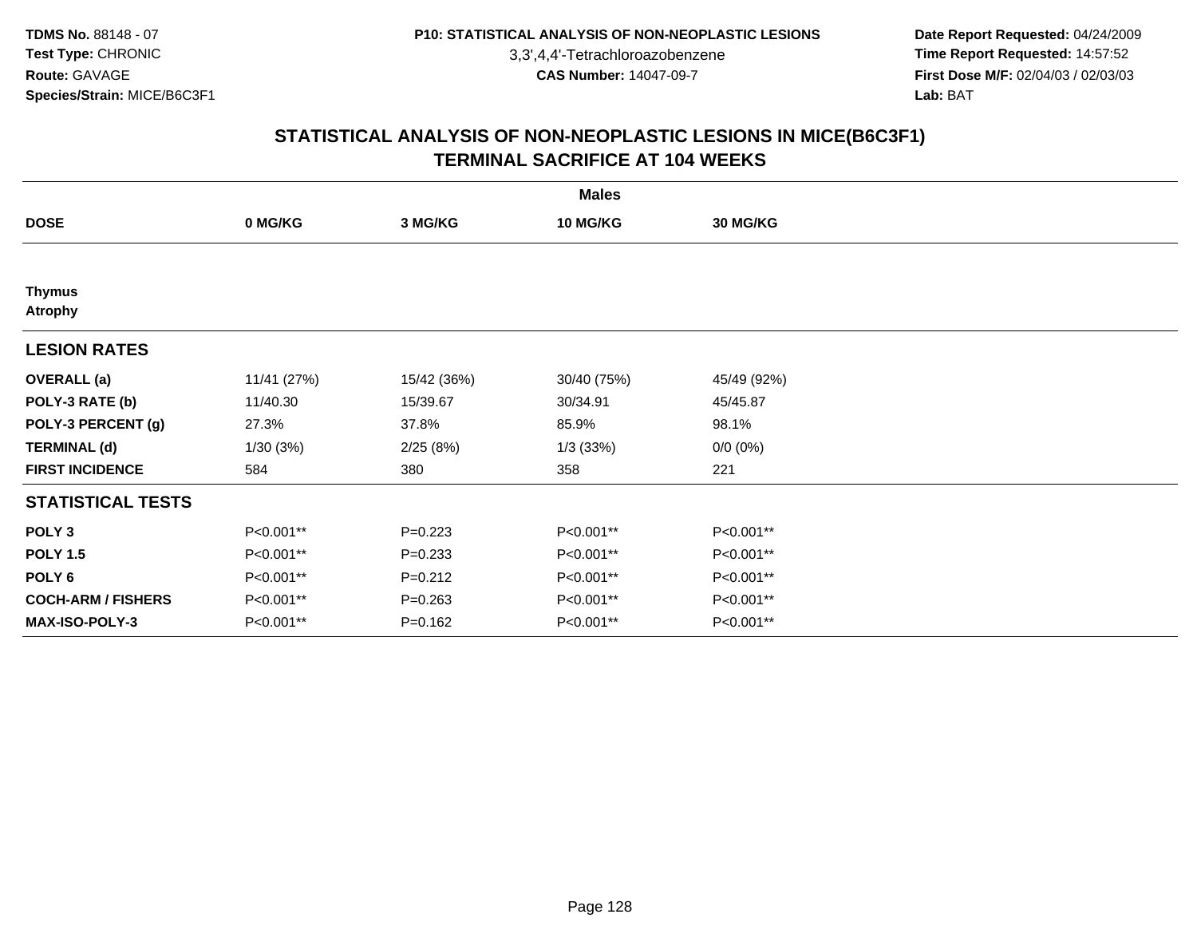**TDMS No.** 88148 - 07
**Test Type:** CHRONIC
**Route:** GAVAGE
**Species/Strain:** MICE/B6C3F1

**P10: STATISTICAL ANALYSIS OF NON-NEOPLASTIC LESIONS**
3,3',4,4'-Tetrachloroazobenzene
**CAS Number:** 14047-09-7

**Date Report Requested:** 04/24/2009
**Time Report Requested:** 14:57:52
**First Dose M/F:** 02/04/03 / 02/03/03
**Lab:** BAT

## STATISTICAL ANALYSIS OF NON-NEOPLASTIC LESIONS IN MICE(B6C3F1) TERMINAL SACRIFICE AT 104 WEEKS

| | Males | | | |
|---|---|---|---|---|
| **DOSE** | **0 MG/KG** | **3 MG/KG** | **10 MG/KG** | **30 MG/KG** |
| **Thymus** | | | | |
| **Atrophy** | | | | |
| **LESION RATES** | | | | |
| **OVERALL (a)** | 11/41 (27%) | 15/42 (36%) | 30/40 (75%) | 45/49 (92%) |
| **POLY-3 RATE (b)** | 11/40.30 | 15/39.67 | 30/34.91 | 45/45.87 |
| **POLY-3 PERCENT (g)** | 27.3% | 37.8% | 85.9% | 98.1% |
| **TERMINAL (d)** | 1/30 (3%) | 2/25 (8%) | 1/3 (33%) | 0/0 (0%) |
| **FIRST INCIDENCE** | 584 | 380 | 358 | 221 |
| **STATISTICAL TESTS** | | | | |
| **POLY 3** | P<0.001** | P=0.223 | P<0.001** | P<0.001** |
| **POLY 1.5** | P<0.001** | P=0.233 | P<0.001** | P<0.001** |
| **POLY 6** | P<0.001** | P=0.212 | P<0.001** | P<0.001** |
| **COCH-ARM / FISHERS** | P<0.001** | P=0.263 | P<0.001** | P<0.001** |
| **MAX-ISO-POLY-3** | P<0.001** | P=0.162 | P<0.001** | P<0.001** |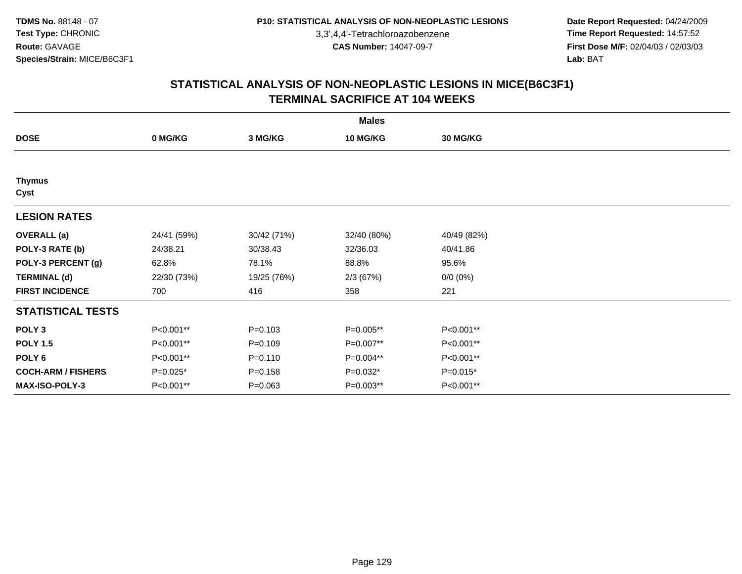**TDMS No.** 88148 - 07
**Test Type:** CHRONIC
**Route:** GAVAGE
**Species/Strain:** MICE/B6C3F1

**P10: STATISTICAL ANALYSIS OF NON-NEOPLASTIC LESIONS**
3,3',4,4'-Tetrachloroazobenzene
**CAS Number:** 14047-09-7

**Date Report Requested:** 04/24/2009
**Time Report Requested:** 14:57:52
**First Dose M/F:** 02/04/03 / 02/03/03
**Lab:** BAT

## STATISTICAL ANALYSIS OF NON-NEOPLASTIC LESIONS IN MICE(B6C3F1) TERMINAL SACRIFICE AT 104 WEEKS

| | Males | | | |
|---|---|---|---|---|
| **DOSE** | **0 MG/KG** | **3 MG/KG** | **10 MG/KG** | **30 MG/KG** |
| **Thymus** | | | | |
| **Cyst** | | | | |
| **LESION RATES** | | | | |
| **OVERALL (a)** | 24/41 (59%) | 30/42 (71%) | 32/40 (80%) | 40/49 (82%) |
| **POLY-3 RATE (b)** | 24/38.21 | 30/38.43 | 32/36.03 | 40/41.86 |
| **POLY-3 PERCENT (g)** | 62.8% | 78.1% | 88.8% | 95.6% |
| **TERMINAL (d)** | 22/30 (73%) | 19/25 (76%) | 2/3 (67%) | 0/0 (0%) |
| **FIRST INCIDENCE** | 700 | 416 | 358 | 221 |
| **STATISTICAL TESTS** | | | | |
| **POLY 3** | P<0.001** | P=0.103 | P=0.005** | P<0.001** |
| **POLY 1.5** | P<0.001** | P=0.109 | P=0.007** | P<0.001** |
| **POLY 6** | P<0.001** | P=0.110 | P=0.004** | P<0.001** |
| **COCH-ARM / FISHERS** | P=0.025* | P=0.158 | P=0.032* | P=0.015* |
| **MAX-ISO-POLY-3** | P<0.001** | P=0.063 | P=0.003** | P<0.001** |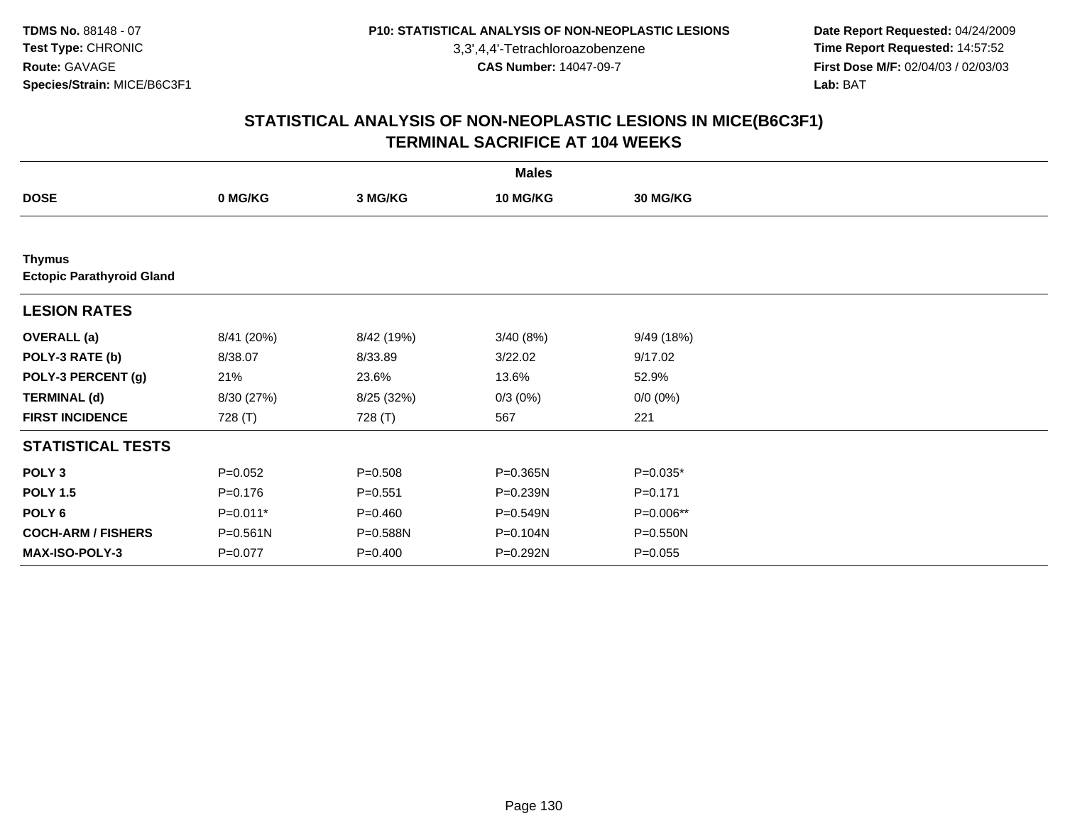**TDMS No.** 88148 - 07
**Test Type:** CHRONIC
**Route:** GAVAGE
**Species/Strain:** MICE/B6C3F1

**P10: STATISTICAL ANALYSIS OF NON-NEOPLASTIC LESIONS**
3,3',4,4'-Tetrachloroazobenzene
**CAS Number:** 14047-09-7

**Date Report Requested:** 04/24/2009
**Time Report Requested:** 14:57:52
**First Dose M/F:** 02/04/03 / 02/03/03
**Lab:** BAT

## STATISTICAL ANALYSIS OF NON-NEOPLASTIC LESIONS IN MICE(B6C3F1)
## TERMINAL SACRIFICE AT 104 WEEKS

| | Males | | | |
|---|---|---|---|---|
| **DOSE** | **0 MG/KG** | **3 MG/KG** | **10 MG/KG** | **30 MG/KG** |
| **Thymus** | | | | |
| **Ectopic Parathyroid Gland** | | | | |
| **LESION RATES** | | | | |
| **OVERALL (a)** | 8/41 (20%) | 8/42 (19%) | 3/40 (8%) | 9/49 (18%) |
| **POLY-3 RATE (b)** | 8/38.07 | 8/33.89 | 3/22.02 | 9/17.02 |
| **POLY-3 PERCENT (g)** | 21% | 23.6% | 13.6% | 52.9% |
| **TERMINAL (d)** | 8/30 (27%) | 8/25 (32%) | 0/3 (0%) | 0/0 (0%) |
| **FIRST INCIDENCE** | 728 (T) | 728 (T) | 567 | 221 |
| **STATISTICAL TESTS** | | | | |
| **POLY 3** | P=0.052 | P=0.508 | P=0.365N | P=0.035* |
| **POLY 1.5** | P=0.176 | P=0.551 | P=0.239N | P=0.171 |
| **POLY 6** | P=0.011* | P=0.460 | P=0.549N | P=0.006** |
| **COCH-ARM / FISHERS** | P=0.561N | P=0.588N | P=0.104N | P=0.550N |
| **MAX-ISO-POLY-3** | P=0.077 | P=0.400 | P=0.292N | P=0.055 |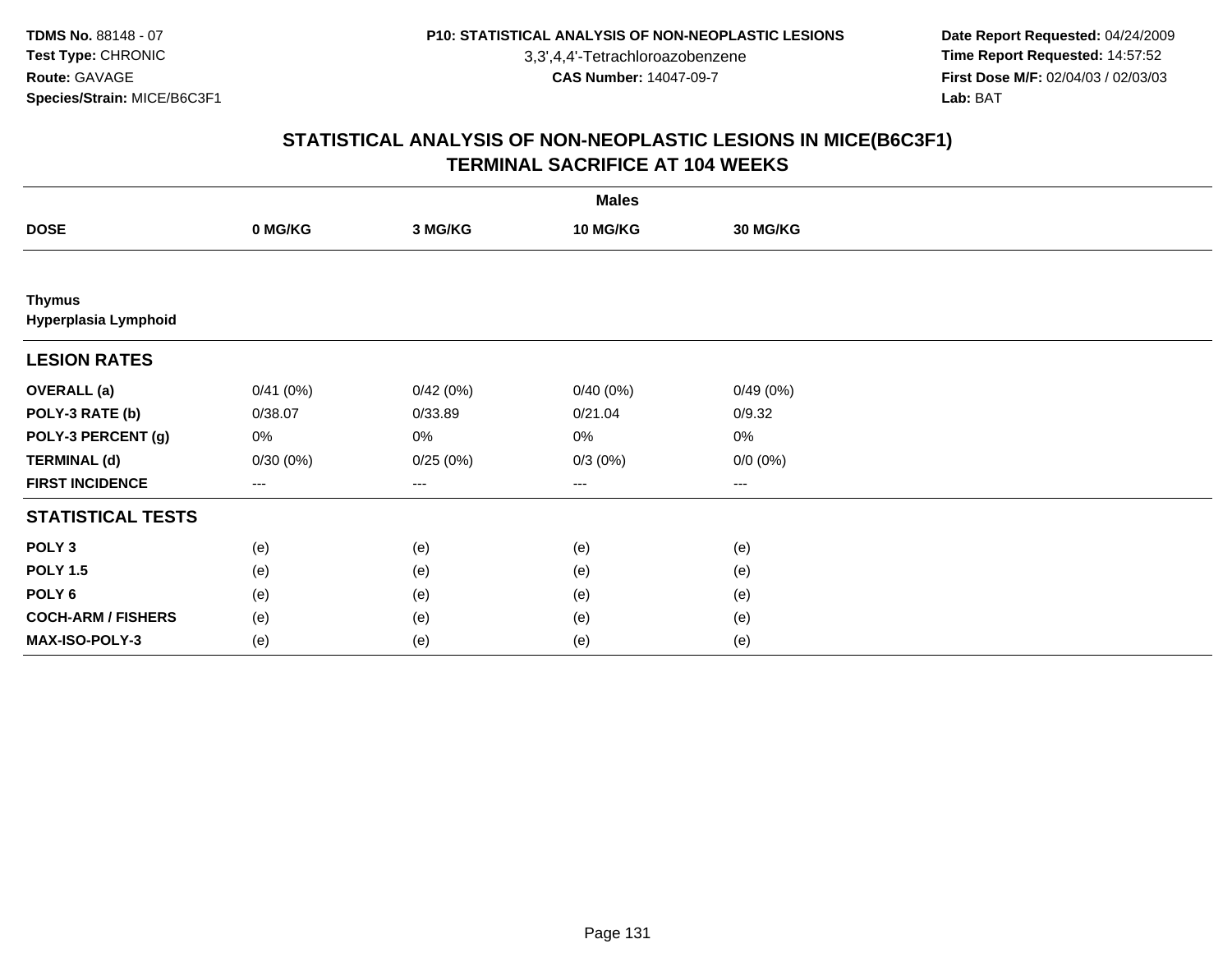TDMS No. 88148 - 07
Test Type: CHRONIC
Route: GAVAGE
Species/Strain: MICE/B6C3F1

P10: STATISTICAL ANALYSIS OF NON-NEOPLASTIC LESIONS
3,3',4,4'-Tetrachloroazobenzene
CAS Number: 14047-09-7

Date Report Requested: 04/24/2009
Time Report Requested: 14:57:52
First Dose M/F: 02/04/03 / 02/03/03
Lab: BAT

## STATISTICAL ANALYSIS OF NON-NEOPLASTIC LESIONS IN MICE(B6C3F1)
## TERMINAL SACRIFICE AT 104 WEEKS

| | Males | | | |
|---|---|---|---|---|
| **DOSE** | **0 MG/KG** | **3 MG/KG** | **10 MG/KG** | **30 MG/KG** |
| **Thymus** | | | | |
| **Hyperplasia Lymphoid** | | | | |
| **LESION RATES** | | | | |
| **OVERALL (a)** | 0/41 (0%) | 0/42 (0%) | 0/40 (0%) | 0/49 (0%) |
| **POLY-3 RATE (b)** | 0/38.07 | 0/33.89 | 0/21.04 | 0/9.32 |
| **POLY-3 PERCENT (g)** | 0% | 0% | 0% | 0% |
| **TERMINAL (d)** | 0/30 (0%) | 0/25 (0%) | 0/3 (0%) | 0/0 (0%) |
| **FIRST INCIDENCE** | --- | --- | --- | --- |
| **STATISTICAL TESTS** | | | | |
| **POLY 3** | (e) | (e) | (e) | (e) |
| **POLY 1.5** | (e) | (e) | (e) | (e) |
| **POLY 6** | (e) | (e) | (e) | (e) |
| **COCH-ARM / FISHERS** | (e) | (e) | (e) | (e) |
| **MAX-ISO-POLY-3** | (e) | (e) | (e) | (e) |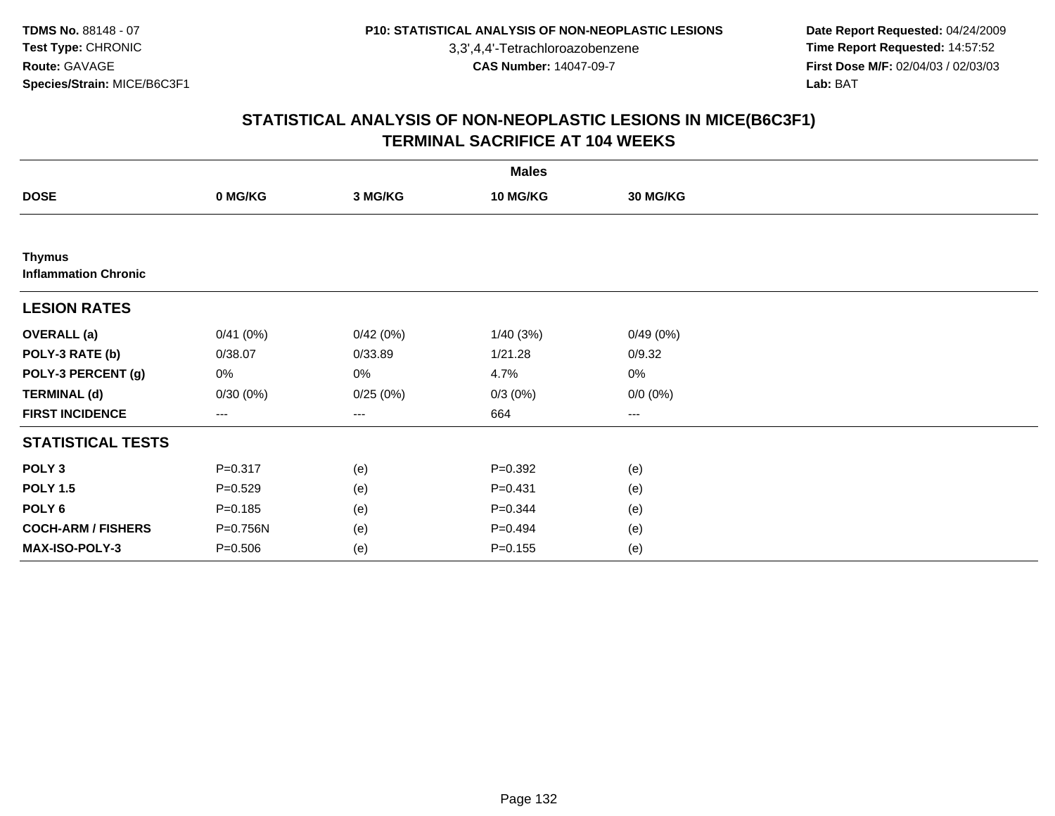**TDMS No.** 88148 - 07
**Test Type:** CHRONIC
**Route:** GAVAGE
**Species/Strain:** MICE/B6C3F1

**P10: STATISTICAL ANALYSIS OF NON-NEOPLASTIC LESIONS**
3,3',4,4'-Tetrachloroazobenzene
**CAS Number:** 14047-09-7

**Date Report Requested:** 04/24/2009
**Time Report Requested:** 14:57:52
**First Dose M/F:** 02/04/03 / 02/03/03
**Lab:** BAT

## STATISTICAL ANALYSIS OF NON-NEOPLASTIC LESIONS IN MICE(B6C3F1) TERMINAL SACRIFICE AT 104 WEEKS

| | Males | | | |
|---|---|---|---|---|
| **DOSE** | **0 MG/KG** | **3 MG/KG** | **10 MG/KG** | **30 MG/KG** |
| **Thymus** | | | | |
| **Inflammation Chronic** | | | | |
| **LESION RATES** | | | | |
| **OVERALL (a)** | 0/41 (0%) | 0/42 (0%) | 1/40 (3%) | 0/49 (0%) |
| **POLY-3 RATE (b)** | 0/38.07 | 0/33.89 | 1/21.28 | 0/9.32 |
| **POLY-3 PERCENT (g)** | 0% | 0% | 4.7% | 0% |
| **TERMINAL (d)** | 0/30 (0%) | 0/25 (0%) | 0/3 (0%) | 0/0 (0%) |
| **FIRST INCIDENCE** | --- | --- | 664 | --- |
| **STATISTICAL TESTS** | | | | |
| **POLY 3** | P=0.317 | (e) | P=0.392 | (e) |
| **POLY 1.5** | P=0.529 | (e) | P=0.431 | (e) |
| **POLY 6** | P=0.185 | (e) | P=0.344 | (e) |
| **COCH-ARM / FISHERS** | P=0.756N | (e) | P=0.494 | (e) |
| **MAX-ISO-POLY-3** | P=0.506 | (e) | P=0.155 | (e) |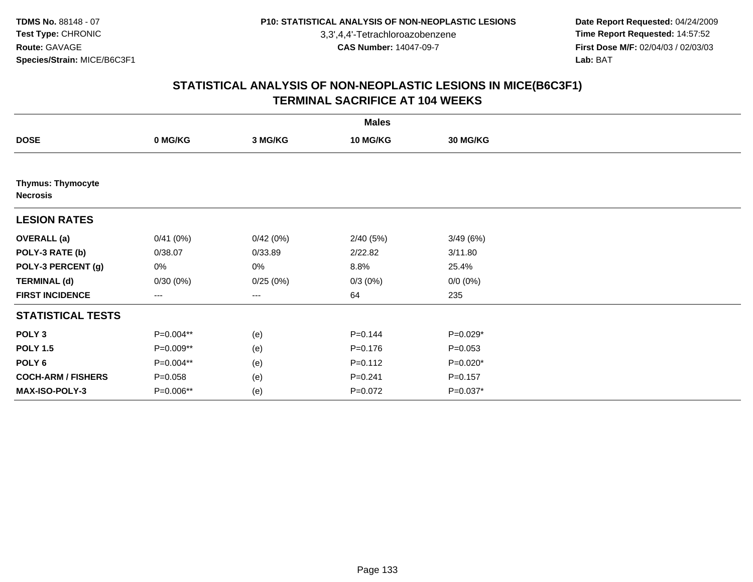**TDMS No.** 88148 - 07
**Test Type:** CHRONIC
**Route:** GAVAGE
**Species/Strain:** MICE/B6C3F1

**P10: STATISTICAL ANALYSIS OF NON-NEOPLASTIC LESIONS**
3,3',4,4'-Tetrachloroazobenzene
**CAS Number:** 14047-09-7

**Date Report Requested:** 04/24/2009
**Time Report Requested:** 14:57:52
**First Dose M/F:** 02/04/03 / 02/03/03
**Lab:** BAT

## STATISTICAL ANALYSIS OF NON-NEOPLASTIC LESIONS IN MICE(B6C3F1) TERMINAL SACRIFICE AT 104 WEEKS

| | Males | | | |
|---|---|---|---|---|
| **DOSE** | **0 MG/KG** | **3 MG/KG** | **10 MG/KG** | **30 MG/KG** |
| **Thymus: Thymocyte Necrosis** | | | | |
| **LESION RATES** | | | | |
| **OVERALL (a)** | 0/41 (0%) | 0/42 (0%) | 2/40 (5%) | 3/49 (6%) |
| **POLY-3 RATE (b)** | 0/38.07 | 0/33.89 | 2/22.82 | 3/11.80 |
| **POLY-3 PERCENT (g)** | 0% | 0% | 8.8% | 25.4% |
| **TERMINAL (d)** | 0/30 (0%) | 0/25 (0%) | 0/3 (0%) | 0/0 (0%) |
| **FIRST INCIDENCE** | --- | --- | 64 | 235 |
| **STATISTICAL TESTS** | | | | |
| **POLY 3** | P=0.004** | (e) | P=0.144 | P=0.029* |
| **POLY 1.5** | P=0.009** | (e) | P=0.176 | P=0.053 |
| **POLY 6** | P=0.004** | (e) | P=0.112 | P=0.020* |
| **COCH-ARM / FISHERS** | P=0.058 | (e) | P=0.241 | P=0.157 |
| **MAX-ISO-POLY-3** | P=0.006** | (e) | P=0.072 | P=0.037* |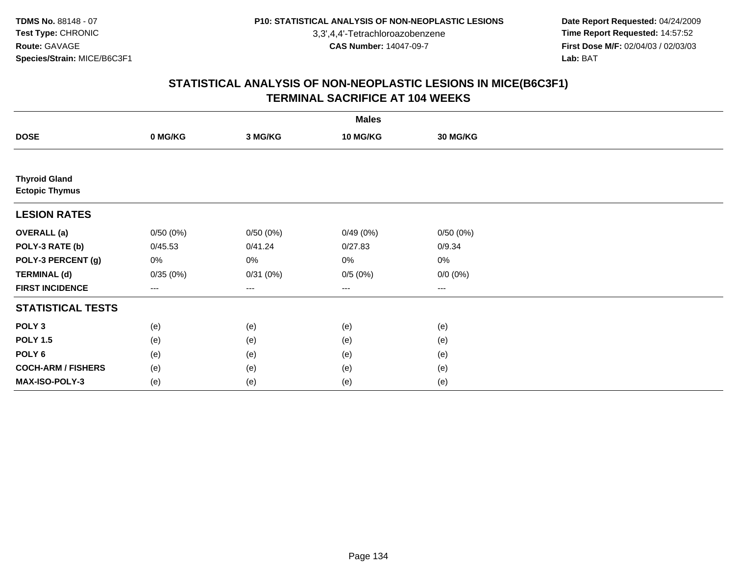TDMS No. 88148 - 07
Test Type: CHRONIC
Route: GAVAGE
Species/Strain: MICE/B6C3F1

P10: STATISTICAL ANALYSIS OF NON-NEOPLASTIC LESIONS
3,3',4,4'-Tetrachloroazobenzene
CAS Number: 14047-09-7

Date Report Requested: 04/24/2009
Time Report Requested: 14:57:52
First Dose M/F: 02/04/03 / 02/03/03
Lab: BAT

## STATISTICAL ANALYSIS OF NON-NEOPLASTIC LESIONS IN MICE(B6C3F1)
## TERMINAL SACRIFICE AT 104 WEEKS

| | Males | | | |
|---|---|---|---|---|
| **DOSE** | **0 MG/KG** | **3 MG/KG** | **10 MG/KG** | **30 MG/KG** |
| **Thyroid Gland** | | | | |
| **Ectopic Thymus** | | | | |
| **LESION RATES** | | | | |
| **OVERALL (a)** | 0/50 (0%) | 0/50 (0%) | 0/49 (0%) | 0/50 (0%) |
| **POLY-3 RATE (b)** | 0/45.53 | 0/41.24 | 0/27.83 | 0/9.34 |
| **POLY-3 PERCENT (g)** | 0% | 0% | 0% | 0% |
| **TERMINAL (d)** | 0/35 (0%) | 0/31 (0%) | 0/5 (0%) | 0/0 (0%) |
| **FIRST INCIDENCE** | --- | --- | --- | --- |
| **STATISTICAL TESTS** | | | | |
| **POLY 3** | (e) | (e) | (e) | (e) |
| **POLY 1.5** | (e) | (e) | (e) | (e) |
| **POLY 6** | (e) | (e) | (e) | (e) |
| **COCH-ARM / FISHERS** | (e) | (e) | (e) | (e) |
| **MAX-ISO-POLY-3** | (e) | (e) | (e) | (e) |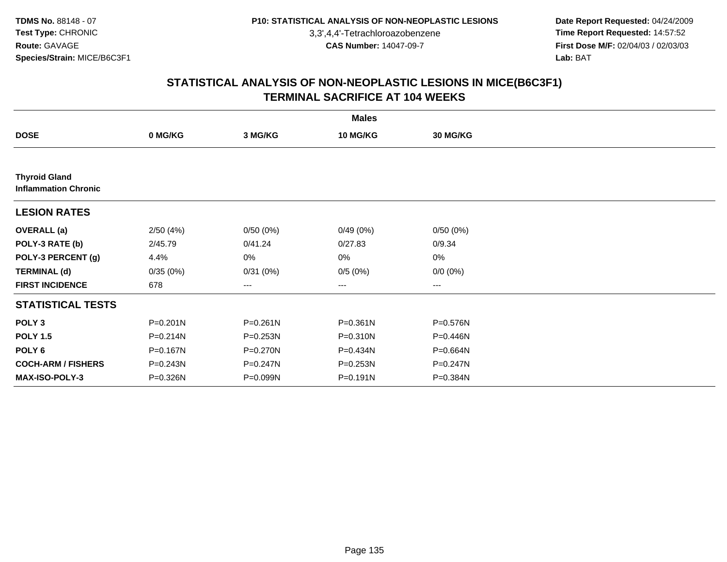**TDMS No.** 88148 - 07
**Test Type:** CHRONIC
**Route:** GAVAGE
**Species/Strain:** MICE/B6C3F1

**P10: STATISTICAL ANALYSIS OF NON-NEOPLASTIC LESIONS**
3,3',4,4'-Tetrachloroazobenzene
**CAS Number:** 14047-09-7

**Date Report Requested:** 04/24/2009
**Time Report Requested:** 14:57:52
**First Dose M/F:** 02/04/03 / 02/03/03
**Lab:** BAT

## STATISTICAL ANALYSIS OF NON-NEOPLASTIC LESIONS IN MICE(B6C3F1) TERMINAL SACRIFICE AT 104 WEEKS

| | Males | | | |
|---|---|---|---|---|
| **DOSE** | **0 MG/KG** | **3 MG/KG** | **10 MG/KG** | **30 MG/KG** |
| **Thyroid Gland** | | | | |
| **Inflammation Chronic** | | | | |
| **LESION RATES** | | | | |
| **OVERALL (a)** | 2/50 (4%) | 0/50 (0%) | 0/49 (0%) | 0/50 (0%) |
| **POLY-3 RATE (b)** | 2/45.79 | 0/41.24 | 0/27.83 | 0/9.34 |
| **POLY-3 PERCENT (g)** | 4.4% | 0% | 0% | 0% |
| **TERMINAL (d)** | 0/35 (0%) | 0/31 (0%) | 0/5 (0%) | 0/0 (0%) |
| **FIRST INCIDENCE** | 678 | --- | --- | --- |
| **STATISTICAL TESTS** | | | | |
| **POLY 3** | P=0.201N | P=0.261N | P=0.361N | P=0.576N |
| **POLY 1.5** | P=0.214N | P=0.253N | P=0.310N | P=0.446N |
| **POLY 6** | P=0.167N | P=0.270N | P=0.434N | P=0.664N |
| **COCH-ARM / FISHERS** | P=0.243N | P=0.247N | P=0.253N | P=0.247N |
| **MAX-ISO-POLY-3** | P=0.326N | P=0.099N | P=0.191N | P=0.384N |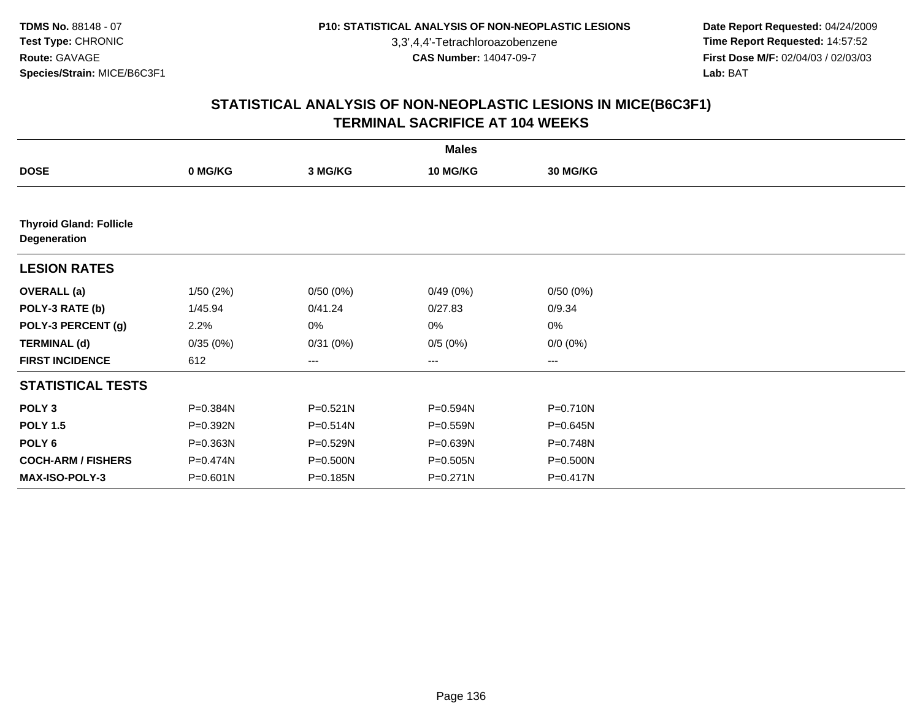TDMS No. 88148 - 07
Test Type: CHRONIC
Route: GAVAGE
Species/Strain: MICE/B6C3F1

P10: STATISTICAL ANALYSIS OF NON-NEOPLASTIC LESIONS
3,3',4,4'-Tetrachloroazobenzene
CAS Number: 14047-09-7

Date Report Requested: 04/24/2009
Time Report Requested: 14:57:52
First Dose M/F: 02/04/03 / 02/03/03
Lab: BAT

## STATISTICAL ANALYSIS OF NON-NEOPLASTIC LESIONS IN MICE(B6C3F1)
## TERMINAL SACRIFICE AT 104 WEEKS

| | Males | | | |
|---|---|---|---|---|
| **DOSE** | **0 MG/KG** | **3 MG/KG** | **10 MG/KG** | **30 MG/KG** |
| **Thyroid Gland: Follicle Degeneration** | | | | |
| **LESION RATES** | | | | |
| **OVERALL (a)** | 1/50 (2%) | 0/50 (0%) | 0/49 (0%) | 0/50 (0%) |
| **POLY-3 RATE (b)** | 1/45.94 | 0/41.24 | 0/27.83 | 0/9.34 |
| **POLY-3 PERCENT (g)** | 2.2% | 0% | 0% | 0% |
| **TERMINAL (d)** | 0/35 (0%) | 0/31 (0%) | 0/5 (0%) | 0/0 (0%) |
| **FIRST INCIDENCE** | 612 | --- | --- | --- |
| **STATISTICAL TESTS** | | | | |
| **POLY 3** | P=0.384N | P=0.521N | P=0.594N | P=0.710N |
| **POLY 1.5** | P=0.392N | P=0.514N | P=0.559N | P=0.645N |
| **POLY 6** | P=0.363N | P=0.529N | P=0.639N | P=0.748N |
| **COCH-ARM / FISHERS** | P=0.474N | P=0.500N | P=0.505N | P=0.500N |
| **MAX-ISO-POLY-3** | P=0.601N | P=0.185N | P=0.271N | P=0.417N |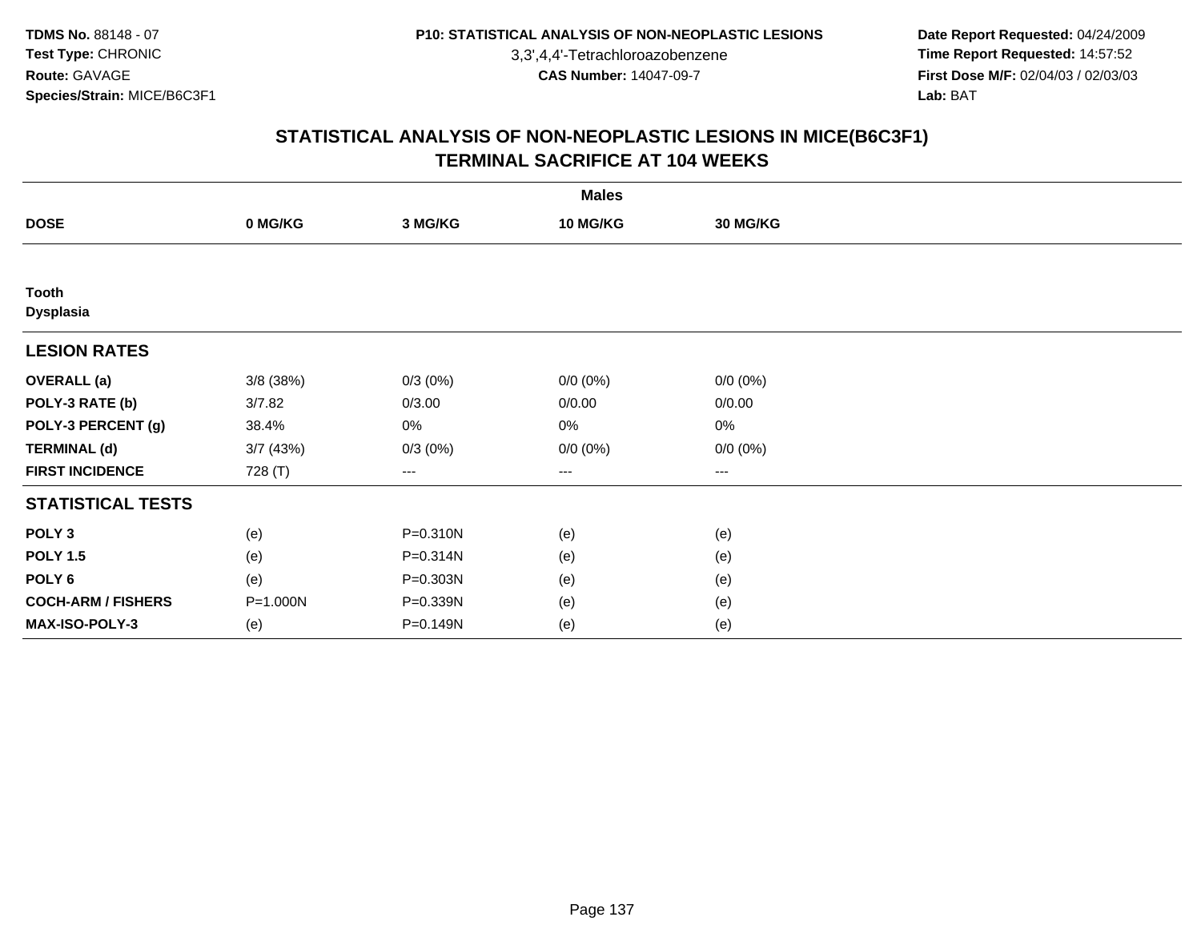TDMS No. 88148 - 07
Test Type: CHRONIC
Route: GAVAGE
Species/Strain: MICE/B6C3F1

P10: STATISTICAL ANALYSIS OF NON-NEOPLASTIC LESIONS
3,3',4,4'-Tetrachloroazobenzene
CAS Number: 14047-09-7

Date Report Requested: 04/24/2009
Time Report Requested: 14:57:52
First Dose M/F: 02/04/03 / 02/03/03
Lab: BAT

## STATISTICAL ANALYSIS OF NON-NEOPLASTIC LESIONS IN MICE(B6C3F1)
## TERMINAL SACRIFICE AT 104 WEEKS

| | Males | | | |
|---|---|---|---|---|
| **DOSE** | **0 MG/KG** | **3 MG/KG** | **10 MG/KG** | **30 MG/KG** |
| **Tooth** | | | | |
| **Dysplasia** | | | | |
| **LESION RATES** | | | | |
| **OVERALL (a)** | 3/8 (38%) | 0/3 (0%) | 0/0 (0%) | 0/0 (0%) |
| **POLY-3 RATE (b)** | 3/7.82 | 0/3.00 | 0/0.00 | 0/0.00 |
| **POLY-3 PERCENT (g)** | 38.4% | 0% | 0% | 0% |
| **TERMINAL (d)** | 3/7 (43%) | 0/3 (0%) | 0/0 (0%) | 0/0 (0%) |
| **FIRST INCIDENCE** | 728 (T) | --- | --- | --- |
| **STATISTICAL TESTS** | | | | |
| **POLY 3** | (e) | P=0.310N | (e) | (e) |
| **POLY 1.5** | (e) | P=0.314N | (e) | (e) |
| **POLY 6** | (e) | P=0.303N | (e) | (e) |
| **COCH-ARM / FISHERS** | P=1.000N | P=0.339N | (e) | (e) |
| **MAX-ISO-POLY-3** | (e) | P=0.149N | (e) | (e) |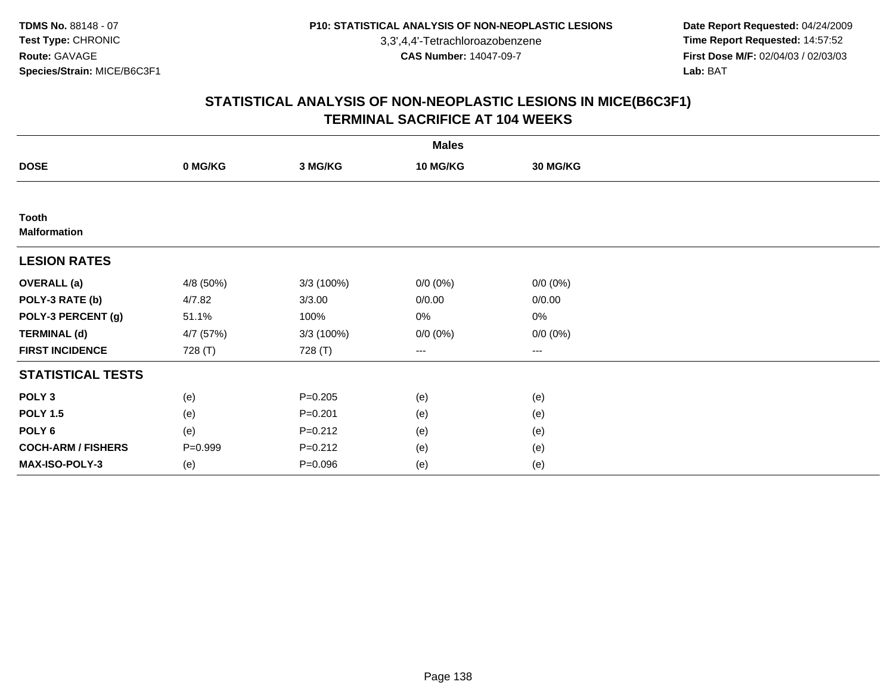TDMS No. 88148 - 07
Test Type: CHRONIC
Route: GAVAGE
Species/Strain: MICE/B6C3F1

P10: STATISTICAL ANALYSIS OF NON-NEOPLASTIC LESIONS
3,3',4,4'-Tetrachloroazobenzene
CAS Number: 14047-09-7

Date Report Requested: 04/24/2009
Time Report Requested: 14:57:52
First Dose M/F: 02/04/03 / 02/03/03
Lab: BAT

## STATISTICAL ANALYSIS OF NON-NEOPLASTIC LESIONS IN MICE(B6C3F1) TERMINAL SACRIFICE AT 104 WEEKS

| | Males | | | |
|---|---|---|---|---|
| **DOSE** | **0 MG/KG** | **3 MG/KG** | **10 MG/KG** | **30 MG/KG** |
| **Tooth** | | | | |
| **Malformation** | | | | |
| **LESION RATES** | | | | |
| **OVERALL (a)** | 4/8 (50%) | 3/3 (100%) | 0/0 (0%) | 0/0 (0%) |
| **POLY-3 RATE (b)** | 4/7.82 | 3/3.00 | 0/0.00 | 0/0.00 |
| **POLY-3 PERCENT (g)** | 51.1% | 100% | 0% | 0% |
| **TERMINAL (d)** | 4/7 (57%) | 3/3 (100%) | 0/0 (0%) | 0/0 (0%) |
| **FIRST INCIDENCE** | 728 (T) | 728 (T) | --- | --- |
| **STATISTICAL TESTS** | | | | |
| **POLY 3** | (e) | P=0.205 | (e) | (e) |
| **POLY 1.5** | (e) | P=0.201 | (e) | (e) |
| **POLY 6** | (e) | P=0.212 | (e) | (e) |
| **COCH-ARM / FISHERS** | P=0.999 | P=0.212 | (e) | (e) |
| **MAX-ISO-POLY-3** | (e) | P=0.096 | (e) | (e) |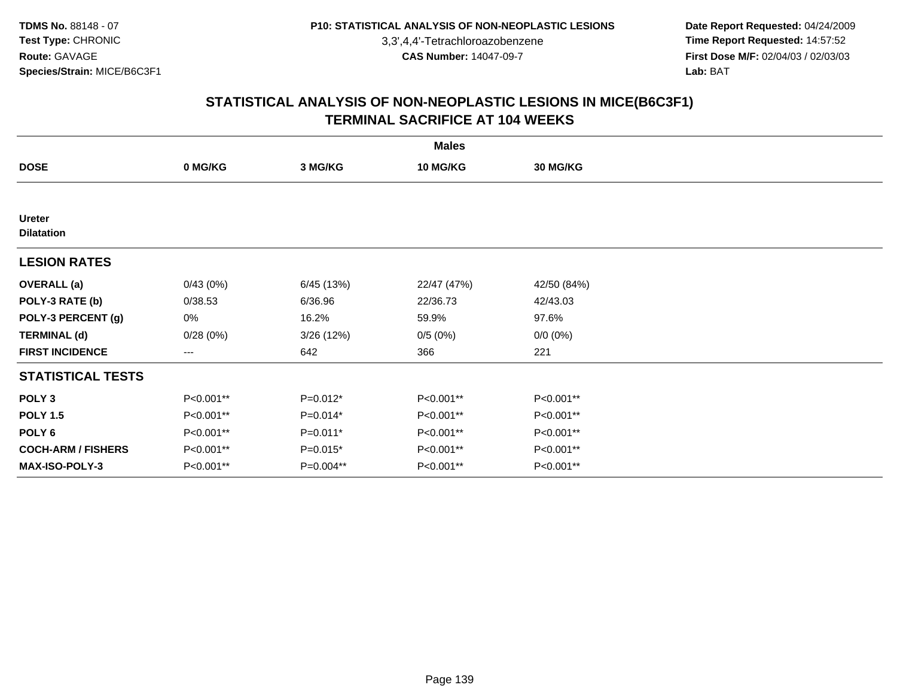**TDMS No.** 88148 - 07
**Test Type:** CHRONIC
**Route:** GAVAGE
**Species/Strain:** MICE/B6C3F1

**P10: STATISTICAL ANALYSIS OF NON-NEOPLASTIC LESIONS**
3,3',4,4'-Tetrachloroazobenzene
**CAS Number:** 14047-09-7

**Date Report Requested:** 04/24/2009
**Time Report Requested:** 14:57:52
**First Dose M/F:** 02/04/03 / 02/03/03
**Lab:** BAT

## STATISTICAL ANALYSIS OF NON-NEOPLASTIC LESIONS IN MICE(B6C3F1)
## TERMINAL SACRIFICE AT 104 WEEKS

| | Males | | | |
|---|---|---|---|---|
| **DOSE** | **0 MG/KG** | **3 MG/KG** | **10 MG/KG** | **30 MG/KG** |
| **Ureter** | | | | |
| **Dilatation** | | | | |
| **LESION RATES** | | | | |
| **OVERALL (a)** | 0/43 (0%) | 6/45 (13%) | 22/47 (47%) | 42/50 (84%) |
| **POLY-3 RATE (b)** | 0/38.53 | 6/36.96 | 22/36.73 | 42/43.03 |
| **POLY-3 PERCENT (g)** | 0% | 16.2% | 59.9% | 97.6% |
| **TERMINAL (d)** | 0/28 (0%) | 3/26 (12%) | 0/5 (0%) | 0/0 (0%) |
| **FIRST INCIDENCE** | --- | 642 | 366 | 221 |
| **STATISTICAL TESTS** | | | | |
| **POLY 3** | P<0.001** | P=0.012* | P<0.001** | P<0.001** |
| **POLY 1.5** | P<0.001** | P=0.014* | P<0.001** | P<0.001** |
| **POLY 6** | P<0.001** | P=0.011* | P<0.001** | P<0.001** |
| **COCH-ARM / FISHERS** | P<0.001** | P=0.015* | P<0.001** | P<0.001** |
| **MAX-ISO-POLY-3** | P<0.001** | P=0.004** | P<0.001** | P<0.001** |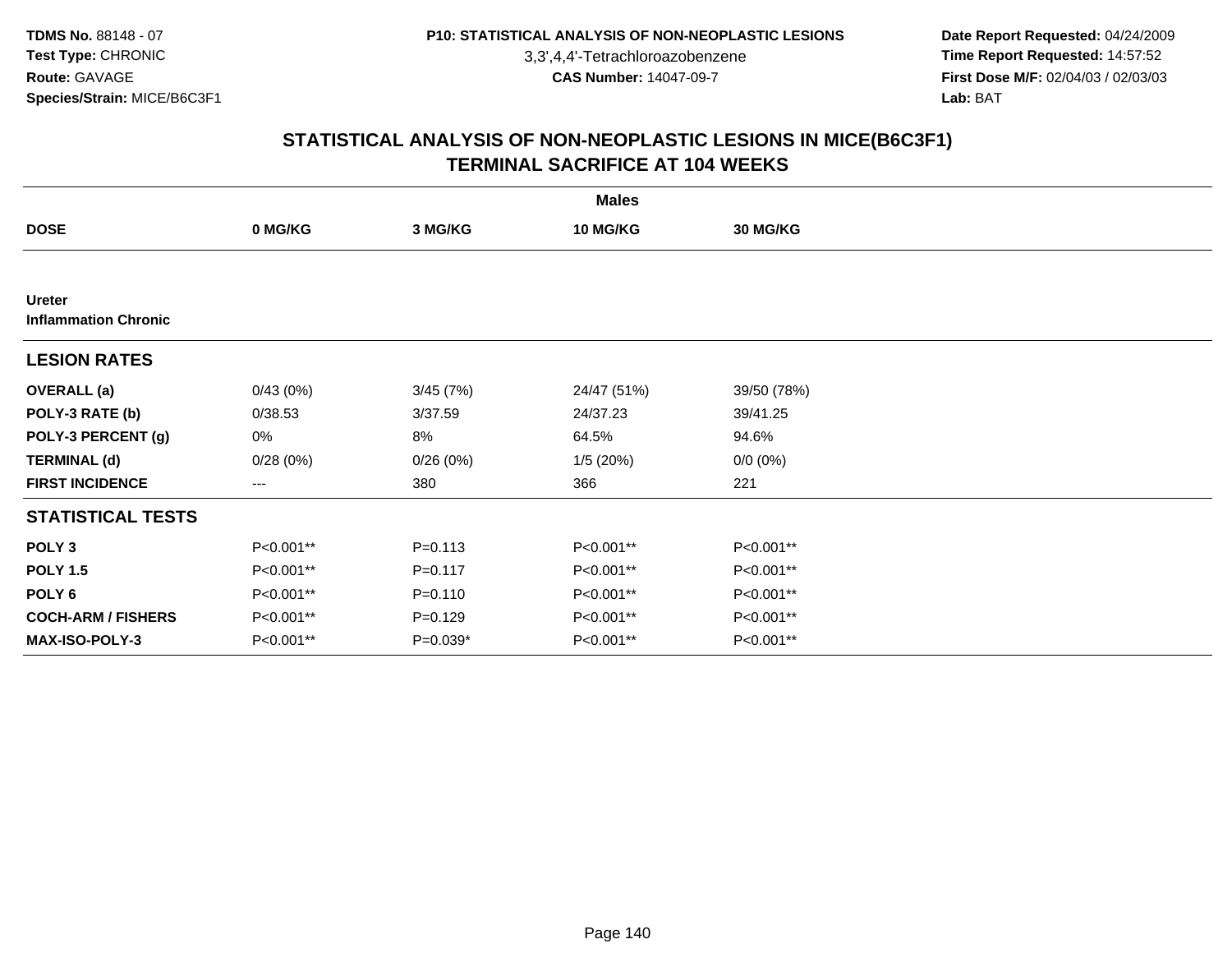**TDMS No.** 88148 - 07
**Test Type:** CHRONIC
**Route:** GAVAGE
**Species/Strain:** MICE/B6C3F1

**P10: STATISTICAL ANALYSIS OF NON-NEOPLASTIC LESIONS**
3,3',4,4'-Tetrachloroazobenzene
**CAS Number:** 14047-09-7

**Date Report Requested:** 04/24/2009
**Time Report Requested:** 14:57:52
**First Dose M/F:** 02/04/03 / 02/03/03
**Lab:** BAT

## STATISTICAL ANALYSIS OF NON-NEOPLASTIC LESIONS IN MICE(B6C3F1)
## TERMINAL SACRIFICE AT 104 WEEKS

| | Males | | | |
|---|---|---|---|---|
| **DOSE** | **0 MG/KG** | **3 MG/KG** | **10 MG/KG** | **30 MG/KG** |
| **Ureter** | | | | |
| **Inflammation Chronic** | | | | |
| **LESION RATES** | | | | |
| **OVERALL (a)** | 0/43 (0%) | 3/45 (7%) | 24/47 (51%) | 39/50 (78%) |
| **POLY-3 RATE (b)** | 0/38.53 | 3/37.59 | 24/37.23 | 39/41.25 |
| **POLY-3 PERCENT (g)** | 0% | 8% | 64.5% | 94.6% |
| **TERMINAL (d)** | 0/28 (0%) | 0/26 (0%) | 1/5 (20%) | 0/0 (0%) |
| **FIRST INCIDENCE** | --- | 380 | 366 | 221 |
| **STATISTICAL TESTS** | | | | |
| **POLY 3** | P<0.001** | P=0.113 | P<0.001** | P<0.001** |
| **POLY 1.5** | P<0.001** | P=0.117 | P<0.001** | P<0.001** |
| **POLY 6** | P<0.001** | P=0.110 | P<0.001** | P<0.001** |
| **COCH-ARM / FISHERS** | P<0.001** | P=0.129 | P<0.001** | P<0.001** |
| **MAX-ISO-POLY-3** | P<0.001** | P=0.039* | P<0.001** | P<0.001** |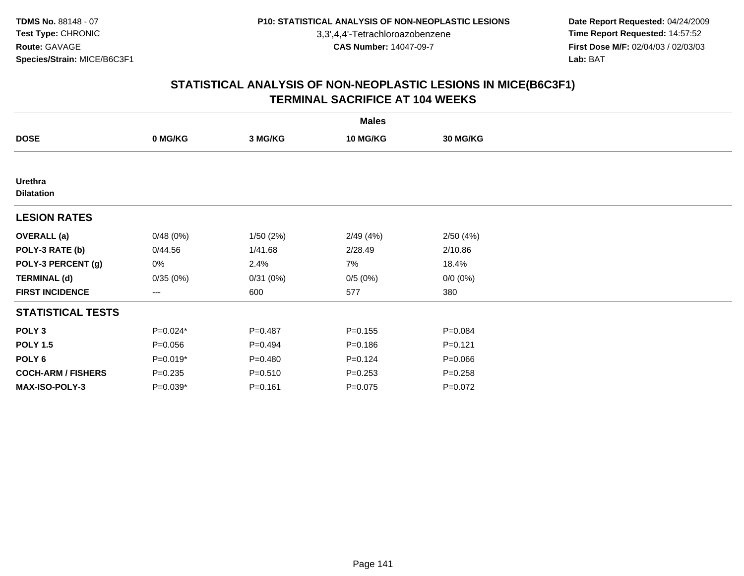TDMS No. 88148 - 07
Test Type: CHRONIC
Route: GAVAGE
Species/Strain: MICE/B6C3F1

P10: STATISTICAL ANALYSIS OF NON-NEOPLASTIC LESIONS
3,3',4,4'-Tetrachloroazobenzene
CAS Number: 14047-09-7

Date Report Requested: 04/24/2009
Time Report Requested: 14:57:52
First Dose M/F: 02/04/03 / 02/03/03
Lab: BAT

## STATISTICAL ANALYSIS OF NON-NEOPLASTIC LESIONS IN MICE(B6C3F1)
## TERMINAL SACRIFICE AT 104 WEEKS

| | Males | | | |
|---|---|---|---|---|
| **DOSE** | **0 MG/KG** | **3 MG/KG** | **10 MG/KG** | **30 MG/KG** |
| **Urethra** | | | | |
| **Dilatation** | | | | |
| **LESION RATES** | | | | |
| **OVERALL (a)** | 0/48 (0%) | 1/50 (2%) | 2/49 (4%) | 2/50 (4%) |
| **POLY-3 RATE (b)** | 0/44.56 | 1/41.68 | 2/28.49 | 2/10.86 |
| **POLY-3 PERCENT (g)** | 0% | 2.4% | 7% | 18.4% |
| **TERMINAL (d)** | 0/35 (0%) | 0/31 (0%) | 0/5 (0%) | 0/0 (0%) |
| **FIRST INCIDENCE** | --- | 600 | 577 | 380 |
| **STATISTICAL TESTS** | | | | |
| **POLY 3** | P=0.024* | P=0.487 | P=0.155 | P=0.084 |
| **POLY 1.5** | P=0.056 | P=0.494 | P=0.186 | P=0.121 |
| **POLY 6** | P=0.019* | P=0.480 | P=0.124 | P=0.066 |
| **COCH-ARM / FISHERS** | P=0.235 | P=0.510 | P=0.253 | P=0.258 |
| **MAX-ISO-POLY-3** | P=0.039* | P=0.161 | P=0.075 | P=0.072 |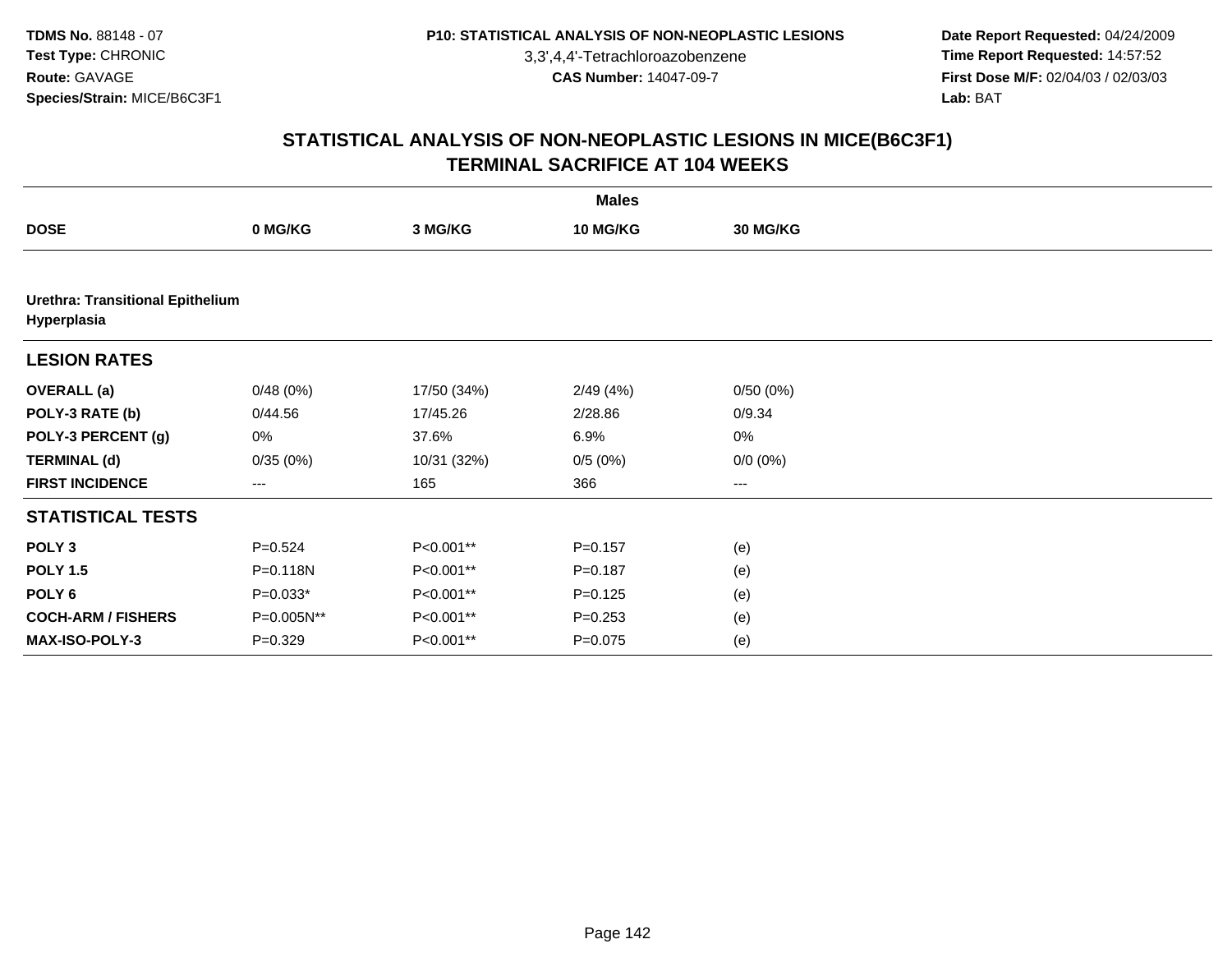**TDMS No.** 88148 - 07
**Test Type:** CHRONIC
**Route:** GAVAGE
**Species/Strain:** MICE/B6C3F1

**P10: STATISTICAL ANALYSIS OF NON-NEOPLASTIC LESIONS**
3,3',4,4'-Tetrachloroazobenzene
**CAS Number:** 14047-09-7

**Date Report Requested:** 04/24/2009
**Time Report Requested:** 14:57:52
**First Dose M/F:** 02/04/03 / 02/03/03
**Lab:** BAT

## STATISTICAL ANALYSIS OF NON-NEOPLASTIC LESIONS IN MICE(B6C3F1) TERMINAL SACRIFICE AT 104 WEEKS

| | Males | | | |
|---|---|---|---|---|
| **DOSE** | **0 MG/KG** | **3 MG/KG** | **10 MG/KG** | **30 MG/KG** |
| **Urethra: Transitional Epithelium Hyperplasia** | | | | |
| **LESION RATES** | | | | |
| **OVERALL (a)** | 0/48 (0%) | 17/50 (34%) | 2/49 (4%) | 0/50 (0%) |
| **POLY-3 RATE (b)** | 0/44.56 | 17/45.26 | 2/28.86 | 0/9.34 |
| **POLY-3 PERCENT (g)** | 0% | 37.6% | 6.9% | 0% |
| **TERMINAL (d)** | 0/35 (0%) | 10/31 (32%) | 0/5 (0%) | 0/0 (0%) |
| **FIRST INCIDENCE** | --- | 165 | 366 | --- |
| **STATISTICAL TESTS** | | | | |
| **POLY 3** | P=0.524 | P<0.001** | P=0.157 | (e) |
| **POLY 1.5** | P=0.118N | P<0.001** | P=0.187 | (e) |
| **POLY 6** | P=0.033* | P<0.001** | P=0.125 | (e) |
| **COCH-ARM / FISHERS** | P=0.005N** | P<0.001** | P=0.253 | (e) |
| **MAX-ISO-POLY-3** | P=0.329 | P<0.001** | P=0.075 | (e) |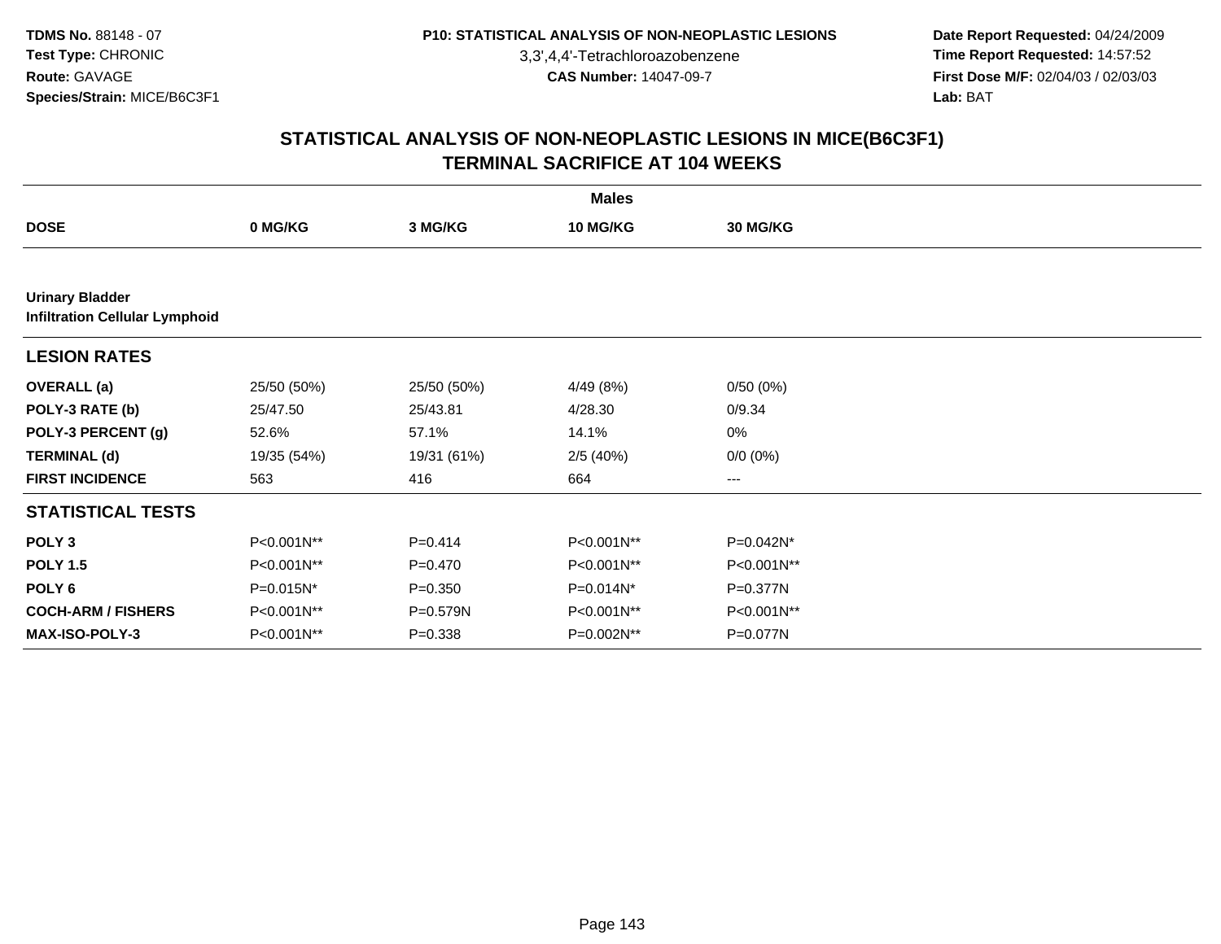TDMS No. 88148 - 07
Test Type: CHRONIC
Route: GAVAGE
Species/Strain: MICE/B6C3F1

P10: STATISTICAL ANALYSIS OF NON-NEOPLASTIC LESIONS
3,3',4,4'-Tetrachloroazobenzene
CAS Number: 14047-09-7

Date Report Requested: 04/24/2009
Time Report Requested: 14:57:52
First Dose M/F: 02/04/03 / 02/03/03
Lab: BAT

## STATISTICAL ANALYSIS OF NON-NEOPLASTIC LESIONS IN MICE(B6C3F1)
## TERMINAL SACRIFICE AT 104 WEEKS

| | Males | | | |
|---|---|---|---|---|
| **DOSE** | **0 MG/KG** | **3 MG/KG** | **10 MG/KG** | **30 MG/KG** |
| **Urinary Bladder** | | | | |
| **Infiltration Cellular Lymphoid** | | | | |
| **LESION RATES** | | | | |
| **OVERALL (a)** | 25/50 (50%) | 25/50 (50%) | 4/49 (8%) | 0/50 (0%) |
| **POLY-3 RATE (b)** | 25/47.50 | 25/43.81 | 4/28.30 | 0/9.34 |
| **POLY-3 PERCENT (g)** | 52.6% | 57.1% | 14.1% | 0% |
| **TERMINAL (d)** | 19/35 (54%) | 19/31 (61%) | 2/5 (40%) | 0/0 (0%) |
| **FIRST INCIDENCE** | 563 | 416 | 664 | --- |
| **STATISTICAL TESTS** | | | | |
| **POLY 3** | P<0.001N** | P=0.414 | P<0.001N** | P=0.042N* |
| **POLY 1.5** | P<0.001N** | P=0.470 | P<0.001N** | P<0.001N** |
| **POLY 6** | P=0.015N* | P=0.350 | P=0.014N* | P=0.377N |
| **COCH-ARM / FISHERS** | P<0.001N** | P=0.579N | P<0.001N** | P<0.001N** |
| **MAX-ISO-POLY-3** | P<0.001N** | P=0.338 | P=0.002N** | P=0.077N |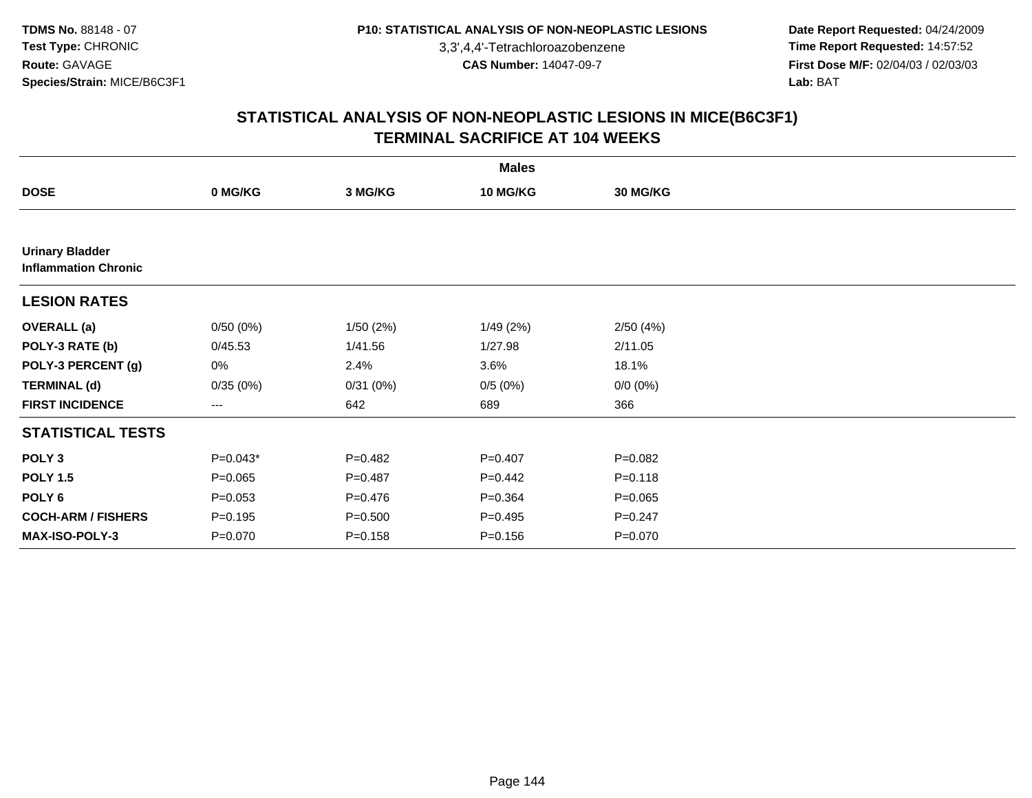**TDMS No.** 88148 - 07
**Test Type:** CHRONIC
**Route:** GAVAGE
**Species/Strain:** MICE/B6C3F1

**P10: STATISTICAL ANALYSIS OF NON-NEOPLASTIC LESIONS**
3,3',4,4'-Tetrachloroazobenzene
**CAS Number:** 14047-09-7

**Date Report Requested:** 04/24/2009
**Time Report Requested:** 14:57:52
**First Dose M/F:** 02/04/03 / 02/03/03
**Lab:** BAT

## STATISTICAL ANALYSIS OF NON-NEOPLASTIC LESIONS IN MICE(B6C3F1) TERMINAL SACRIFICE AT 104 WEEKS

| | Males | | | |
|---|---|---|---|---|
| **DOSE** | **0 MG/KG** | **3 MG/KG** | **10 MG/KG** | **30 MG/KG** |
| **Urinary Bladder** **Inflammation Chronic** | | | | |
| **LESION RATES** | | | | |
| **OVERALL (a)** | 0/50 (0%) | 1/50 (2%) | 1/49 (2%) | 2/50 (4%) |
| **POLY-3 RATE (b)** | 0/45.53 | 1/41.56 | 1/27.98 | 2/11.05 |
| **POLY-3 PERCENT (g)** | 0% | 2.4% | 3.6% | 18.1% |
| **TERMINAL (d)** | 0/35 (0%) | 0/31 (0%) | 0/5 (0%) | 0/0 (0%) |
| **FIRST INCIDENCE** | --- | 642 | 689 | 366 |
| **STATISTICAL TESTS** | | | | |
| **POLY 3** | P=0.043* | P=0.482 | P=0.407 | P=0.082 |
| **POLY 1.5** | P=0.065 | P=0.487 | P=0.442 | P=0.118 |
| **POLY 6** | P=0.053 | P=0.476 | P=0.364 | P=0.065 |
| **COCH-ARM / FISHERS** | P=0.195 | P=0.500 | P=0.495 | P=0.247 |
| **MAX-ISO-POLY-3** | P=0.070 | P=0.158 | P=0.156 | P=0.070 |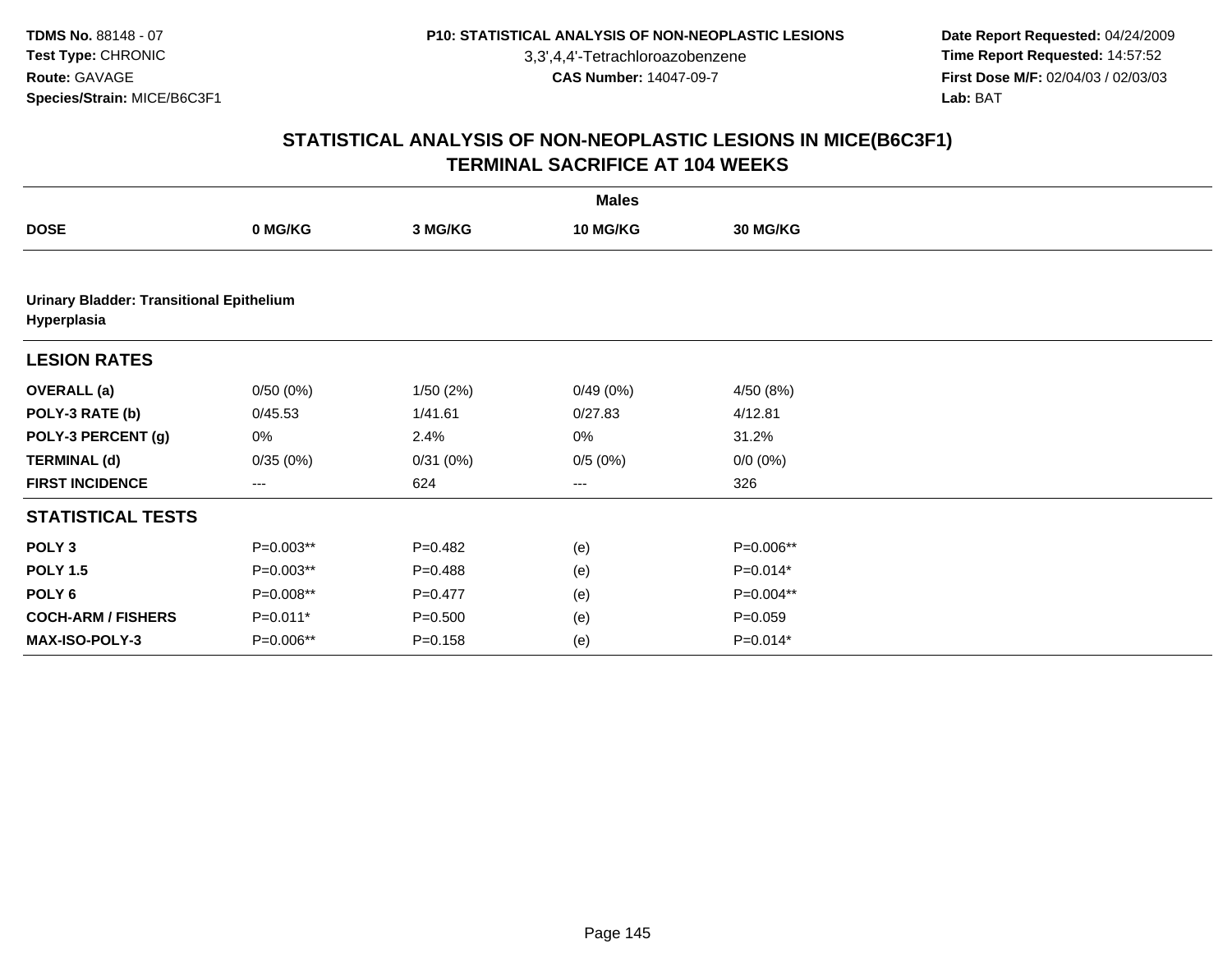**TDMS No.** 88148 - 07
**Test Type:** CHRONIC
**Route:** GAVAGE
**Species/Strain:** MICE/B6C3F1

**P10: STATISTICAL ANALYSIS OF NON-NEOPLASTIC LESIONS**
3,3',4,4'-Tetrachloroazobenzene
**CAS Number:** 14047-09-7

**Date Report Requested:** 04/24/2009
**Time Report Requested:** 14:57:52
**First Dose M/F:** 02/04/03 / 02/03/03
**Lab:** BAT

## STATISTICAL ANALYSIS OF NON-NEOPLASTIC LESIONS IN MICE(B6C3F1)
## TERMINAL SACRIFICE AT 104 WEEKS

| | Males | | | |
|---|---|---|---|---|
| **DOSE** | **0 MG/KG** | **3 MG/KG** | **10 MG/KG** | **30 MG/KG** |
| **Urinary Bladder: Transitional Epithelium Hyperplasia** | | | | |
| **LESION RATES** | | | | |
| **OVERALL (a)** | 0/50 (0%) | 1/50 (2%) | 0/49 (0%) | 4/50 (8%) |
| **POLY-3 RATE (b)** | 0/45.53 | 1/41.61 | 0/27.83 | 4/12.81 |
| **POLY-3 PERCENT (g)** | 0% | 2.4% | 0% | 31.2% |
| **TERMINAL (d)** | 0/35 (0%) | 0/31 (0%) | 0/5 (0%) | 0/0 (0%) |
| **FIRST INCIDENCE** | --- | 624 | --- | 326 |
| **STATISTICAL TESTS** | | | | |
| **POLY 3** | P=0.003** | P=0.482 | (e) | P=0.006** |
| **POLY 1.5** | P=0.003** | P=0.488 | (e) | P=0.014* |
| **POLY 6** | P=0.008** | P=0.477 | (e) | P=0.004** |
| **COCH-ARM / FISHERS** | P=0.011* | P=0.500 | (e) | P=0.059 |
| **MAX-ISO-POLY-3** | P=0.006** | P=0.158 | (e) | P=0.014* |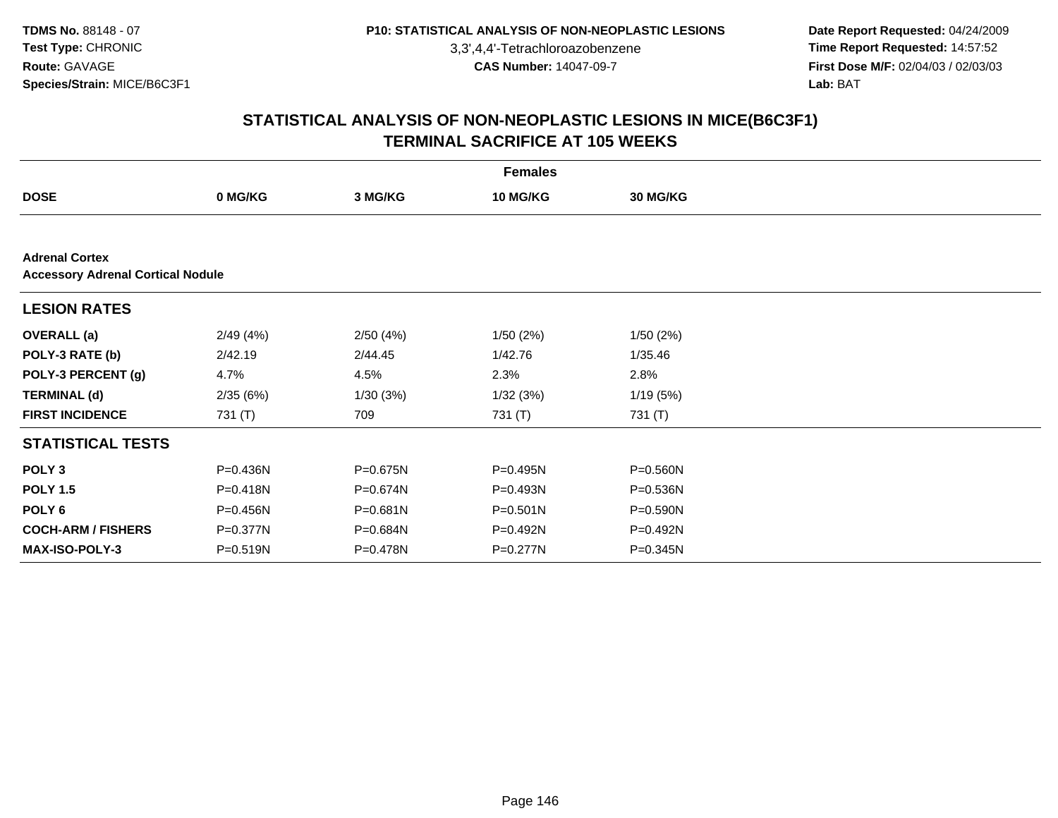TDMS No. 88148 - 07
Test Type: CHRONIC
Route: GAVAGE
Species/Strain: MICE/B6C3F1

P10: STATISTICAL ANALYSIS OF NON-NEOPLASTIC LESIONS
3,3',4,4'-Tetrachloroazobenzene
CAS Number: 14047-09-7

Date Report Requested: 04/24/2009
Time Report Requested: 14:57:52
First Dose M/F: 02/04/03 / 02/03/03
Lab: BAT

## STATISTICAL ANALYSIS OF NON-NEOPLASTIC LESIONS IN MICE(B6C3F1)
## TERMINAL SACRIFICE AT 105 WEEKS

| Females | | | | |
|---|---|---|---|---|
| **DOSE** | **0 MG/KG** | **3 MG/KG** | **10 MG/KG** | **30 MG/KG** |
| **Adrenal Cortex** | | | | |
| **Accessory Adrenal Cortical Nodule** | | | | |
| **LESION RATES** | | | | |
| **OVERALL (a)** | 2/49 (4%) | 2/50 (4%) | 1/50 (2%) | 1/50 (2%) |
| **POLY-3 RATE (b)** | 2/42.19 | 2/44.45 | 1/42.76 | 1/35.46 |
| **POLY-3 PERCENT (g)** | 4.7% | 4.5% | 2.3% | 2.8% |
| **TERMINAL (d)** | 2/35 (6%) | 1/30 (3%) | 1/32 (3%) | 1/19 (5%) |
| **FIRST INCIDENCE** | 731 (T) | 709 | 731 (T) | 731 (T) |
| **STATISTICAL TESTS** | | | | |
| **POLY 3** | P=0.436N | P=0.675N | P=0.495N | P=0.560N |
| **POLY 1.5** | P=0.418N | P=0.674N | P=0.493N | P=0.536N |
| **POLY 6** | P=0.456N | P=0.681N | P=0.501N | P=0.590N |
| **COCH-ARM / FISHERS** | P=0.377N | P=0.684N | P=0.492N | P=0.492N |
| **MAX-ISO-POLY-3** | P=0.519N | P=0.478N | P=0.277N | P=0.345N |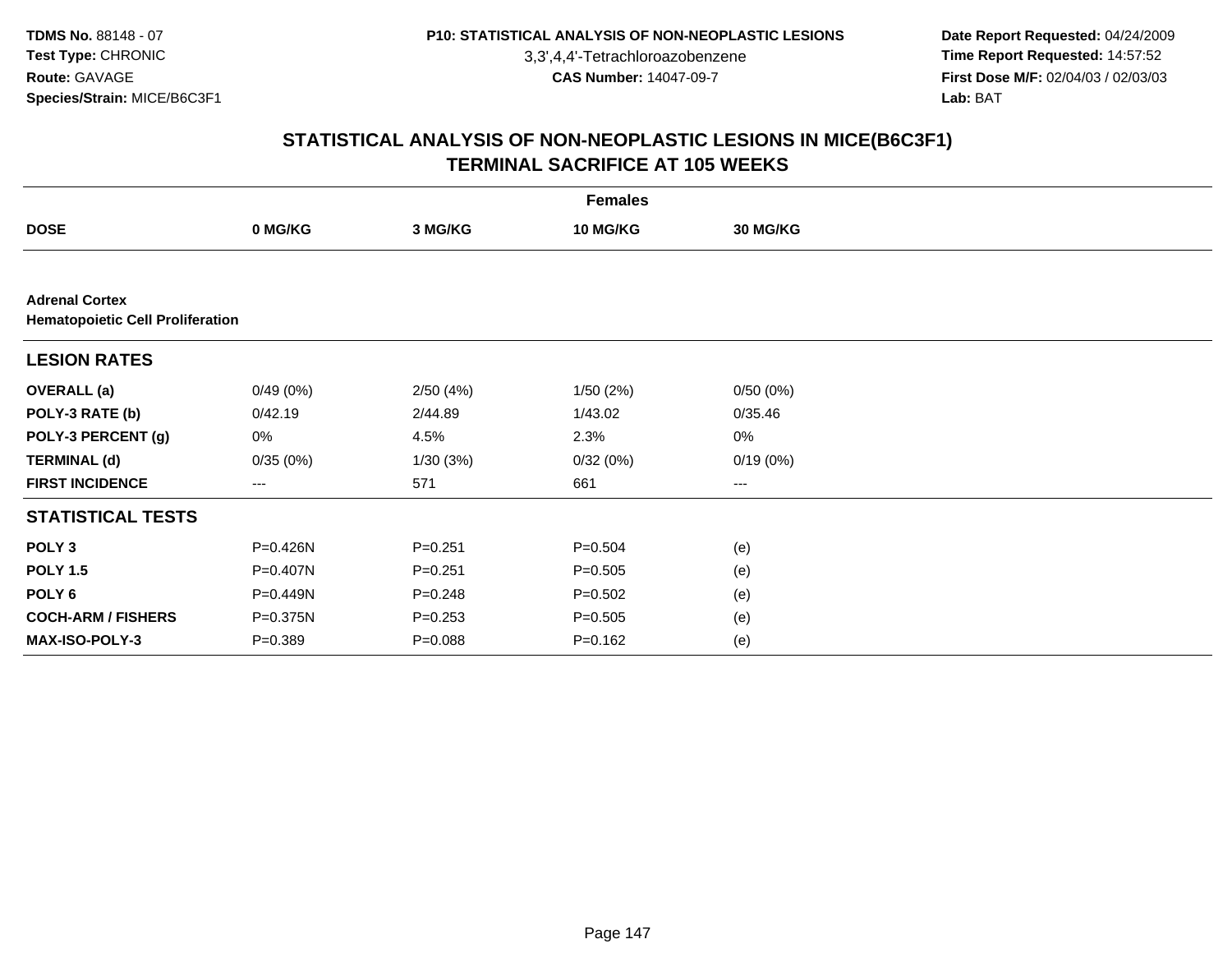**TDMS No.** 88148 - 07
**Test Type:** CHRONIC
**Route:** GAVAGE
**Species/Strain:** MICE/B6C3F1

**P10: STATISTICAL ANALYSIS OF NON-NEOPLASTIC LESIONS**
3,3',4,4'-Tetrachloroazobenzene
**CAS Number:** 14047-09-7

**Date Report Requested:** 04/24/2009
**Time Report Requested:** 14:57:52
**First Dose M/F:** 02/04/03 / 02/03/03
**Lab:** BAT

## STATISTICAL ANALYSIS OF NON-NEOPLASTIC LESIONS IN MICE(B6C3F1) TERMINAL SACRIFICE AT 105 WEEKS

| | Females | | | |
|---|---|---|---|---|
| **DOSE** | **0 MG/KG** | **3 MG/KG** | **10 MG/KG** | **30 MG/KG** |
| **Adrenal Cortex** | | | | |
| **Hematopoietic Cell Proliferation** | | | | |
| **LESION RATES** | | | | |
| **OVERALL (a)** | 0/49 (0%) | 2/50 (4%) | 1/50 (2%) | 0/50 (0%) |
| **POLY-3 RATE (b)** | 0/42.19 | 2/44.89 | 1/43.02 | 0/35.46 |
| **POLY-3 PERCENT (g)** | 0% | 4.5% | 2.3% | 0% |
| **TERMINAL (d)** | 0/35 (0%) | 1/30 (3%) | 0/32 (0%) | 0/19 (0%) |
| **FIRST INCIDENCE** | --- | 571 | 661 | --- |
| **STATISTICAL TESTS** | | | | |
| **POLY 3** | P=0.426N | P=0.251 | P=0.504 | (e) |
| **POLY 1.5** | P=0.407N | P=0.251 | P=0.505 | (e) |
| **POLY 6** | P=0.449N | P=0.248 | P=0.502 | (e) |
| **COCH-ARM / FISHERS** | P=0.375N | P=0.253 | P=0.505 | (e) |
| **MAX-ISO-POLY-3** | P=0.389 | P=0.088 | P=0.162 | (e) |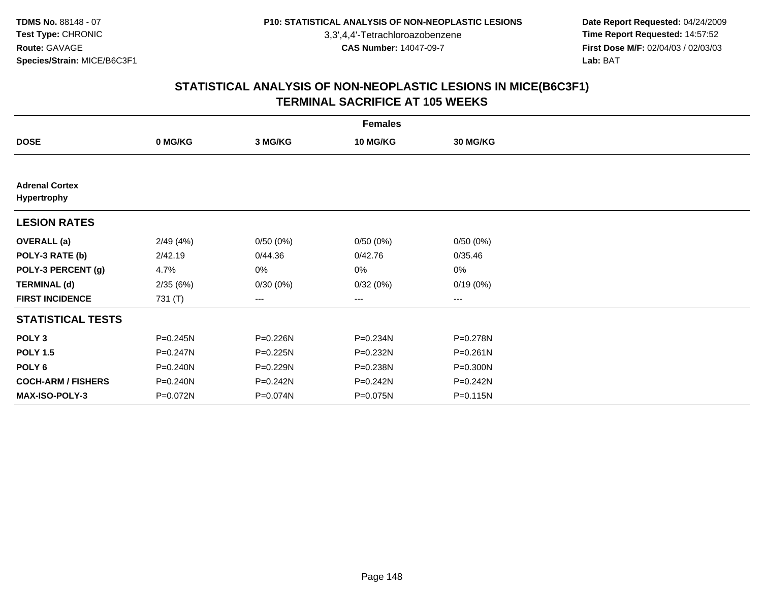**TDMS No.** 88148 - 07
**Test Type:** CHRONIC
**Route:** GAVAGE
**Species/Strain:** MICE/B6C3F1

**P10: STATISTICAL ANALYSIS OF NON-NEOPLASTIC LESIONS**
3,3',4,4'-Tetrachloroazobenzene
**CAS Number:** 14047-09-7

**Date Report Requested:** 04/24/2009
**Time Report Requested:** 14:57:52
**First Dose M/F:** 02/04/03 / 02/03/03
**Lab:** BAT

## STATISTICAL ANALYSIS OF NON-NEOPLASTIC LESIONS IN MICE(B6C3F1)
## TERMINAL SACRIFICE AT 105 WEEKS

| Females | | | | |
|---|---|---|---|---|
| **DOSE** | **0 MG/KG** | **3 MG/KG** | **10 MG/KG** | **30 MG/KG** |
| **Adrenal Cortex Hypertrophy** | | | | |
| **LESION RATES** | | | | |
| **OVERALL (a)** | 2/49 (4%) | 0/50 (0%) | 0/50 (0%) | 0/50 (0%) |
| **POLY-3 RATE (b)** | 2/42.19 | 0/44.36 | 0/42.76 | 0/35.46 |
| **POLY-3 PERCENT (g)** | 4.7% | 0% | 0% | 0% |
| **TERMINAL (d)** | 2/35 (6%) | 0/30 (0%) | 0/32 (0%) | 0/19 (0%) |
| **FIRST INCIDENCE** | 731 (T) | --- | --- | --- |
| **STATISTICAL TESTS** | | | | |
| **POLY 3** | P=0.245N | P=0.226N | P=0.234N | P=0.278N |
| **POLY 1.5** | P=0.247N | P=0.225N | P=0.232N | P=0.261N |
| **POLY 6** | P=0.240N | P=0.229N | P=0.238N | P=0.300N |
| **COCH-ARM / FISHERS** | P=0.240N | P=0.242N | P=0.242N | P=0.242N |
| **MAX-ISO-POLY-3** | P=0.072N | P=0.074N | P=0.075N | P=0.115N |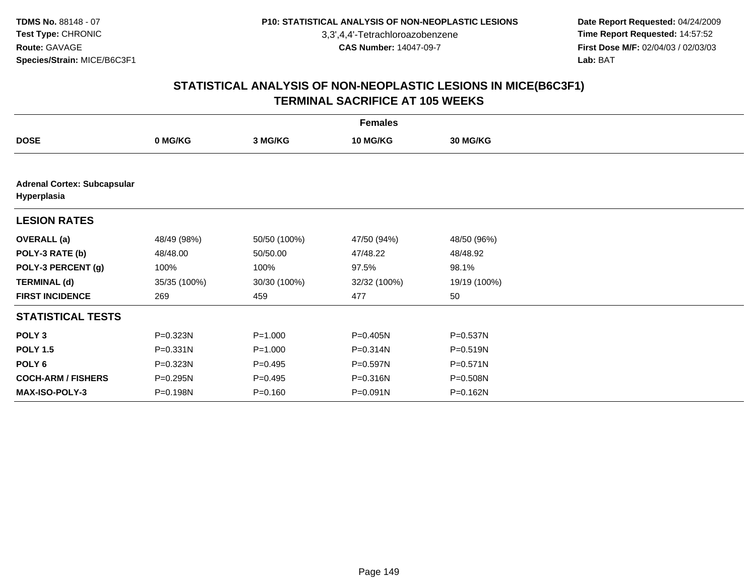**TDMS No.** 88148 - 07
**Test Type:** CHRONIC
**Route:** GAVAGE
**Species/Strain:** MICE/B6C3F1

**P10: STATISTICAL ANALYSIS OF NON-NEOPLASTIC LESIONS**
3,3',4,4'-Tetrachloroazobenzene
**CAS Number:** 14047-09-7

**Date Report Requested:** 04/24/2009
**Time Report Requested:** 14:57:52
**First Dose M/F:** 02/04/03 / 02/03/03
**Lab:** BAT

## STATISTICAL ANALYSIS OF NON-NEOPLASTIC LESIONS IN MICE(B6C3F1) TERMINAL SACRIFICE AT 105 WEEKS

| | Females | | | |
|---|---|---|---|---|
| **DOSE** | **0 MG/KG** | **3 MG/KG** | **10 MG/KG** | **30 MG/KG** |
| **Adrenal Cortex: Subcapsular Hyperplasia** | | | | |
| **LESION RATES** | | | | |
| **OVERALL (a)** | 48/49 (98%) | 50/50 (100%) | 47/50 (94%) | 48/50 (96%) |
| **POLY-3 RATE (b)** | 48/48.00 | 50/50.00 | 47/48.22 | 48/48.92 |
| **POLY-3 PERCENT (g)** | 100% | 100% | 97.5% | 98.1% |
| **TERMINAL (d)** | 35/35 (100%) | 30/30 (100%) | 32/32 (100%) | 19/19 (100%) |
| **FIRST INCIDENCE** | 269 | 459 | 477 | 50 |
| **STATISTICAL TESTS** | | | | |
| **POLY 3** | P=0.323N | P=1.000 | P=0.405N | P=0.537N |
| **POLY 1.5** | P=0.331N | P=1.000 | P=0.314N | P=0.519N |
| **POLY 6** | P=0.323N | P=0.495 | P=0.597N | P=0.571N |
| **COCH-ARM / FISHERS** | P=0.295N | P=0.495 | P=0.316N | P=0.508N |
| **MAX-ISO-POLY-3** | P=0.198N | P=0.160 | P=0.091N | P=0.162N |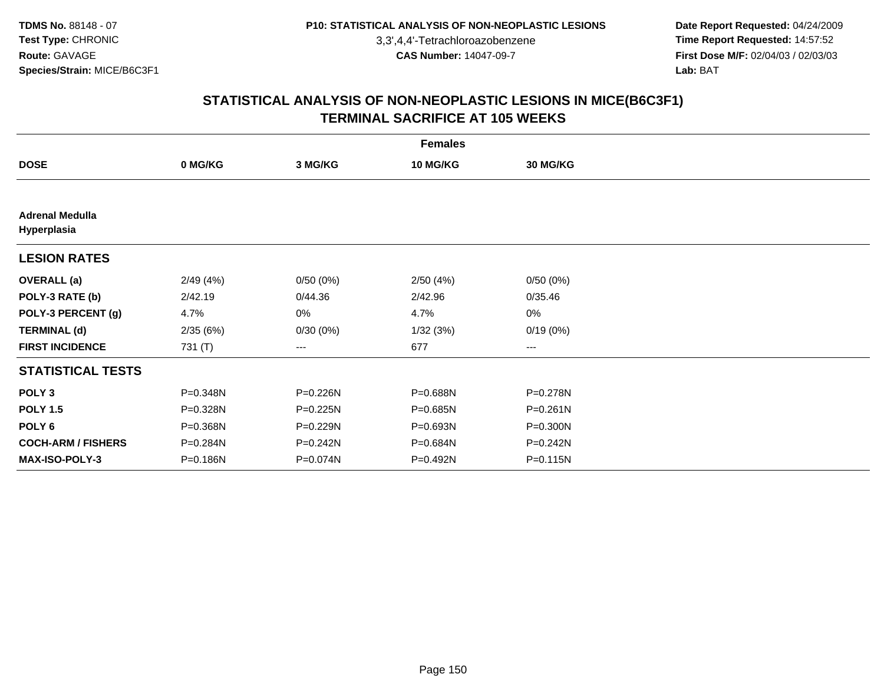**TDMS No.** 88148 - 07
**Test Type:** CHRONIC
**Route:** GAVAGE
**Species/Strain:** MICE/B6C3F1

**P10: STATISTICAL ANALYSIS OF NON-NEOPLASTIC LESIONS**
3,3',4,4'-Tetrachloroazobenzene
**CAS Number:** 14047-09-7

**Date Report Requested:** 04/24/2009
**Time Report Requested:** 14:57:52
**First Dose M/F:** 02/04/03 / 02/03/03
**Lab:** BAT

## STATISTICAL ANALYSIS OF NON-NEOPLASTIC LESIONS IN MICE(B6C3F1) TERMINAL SACRIFICE AT 105 WEEKS

| | Females | | | |
|---|---|---|---|---|
| **DOSE** | **0 MG/KG** | **3 MG/KG** | **10 MG/KG** | **30 MG/KG** |
| **Adrenal Medulla Hyperplasia** | | | | |
| **LESION RATES** | | | | |
| **OVERALL (a)** | 2/49 (4%) | 0/50 (0%) | 2/50 (4%) | 0/50 (0%) |
| **POLY-3 RATE (b)** | 2/42.19 | 0/44.36 | 2/42.96 | 0/35.46 |
| **POLY-3 PERCENT (g)** | 4.7% | 0% | 4.7% | 0% |
| **TERMINAL (d)** | 2/35 (6%) | 0/30 (0%) | 1/32 (3%) | 0/19 (0%) |
| **FIRST INCIDENCE** | 731 (T) | --- | 677 | --- |
| **STATISTICAL TESTS** | | | | |
| **POLY 3** | P=0.348N | P=0.226N | P=0.688N | P=0.278N |
| **POLY 1.5** | P=0.328N | P=0.225N | P=0.685N | P=0.261N |
| **POLY 6** | P=0.368N | P=0.229N | P=0.693N | P=0.300N |
| **COCH-ARM / FISHERS** | P=0.284N | P=0.242N | P=0.684N | P=0.242N |
| **MAX-ISO-POLY-3** | P=0.186N | P=0.074N | P=0.492N | P=0.115N |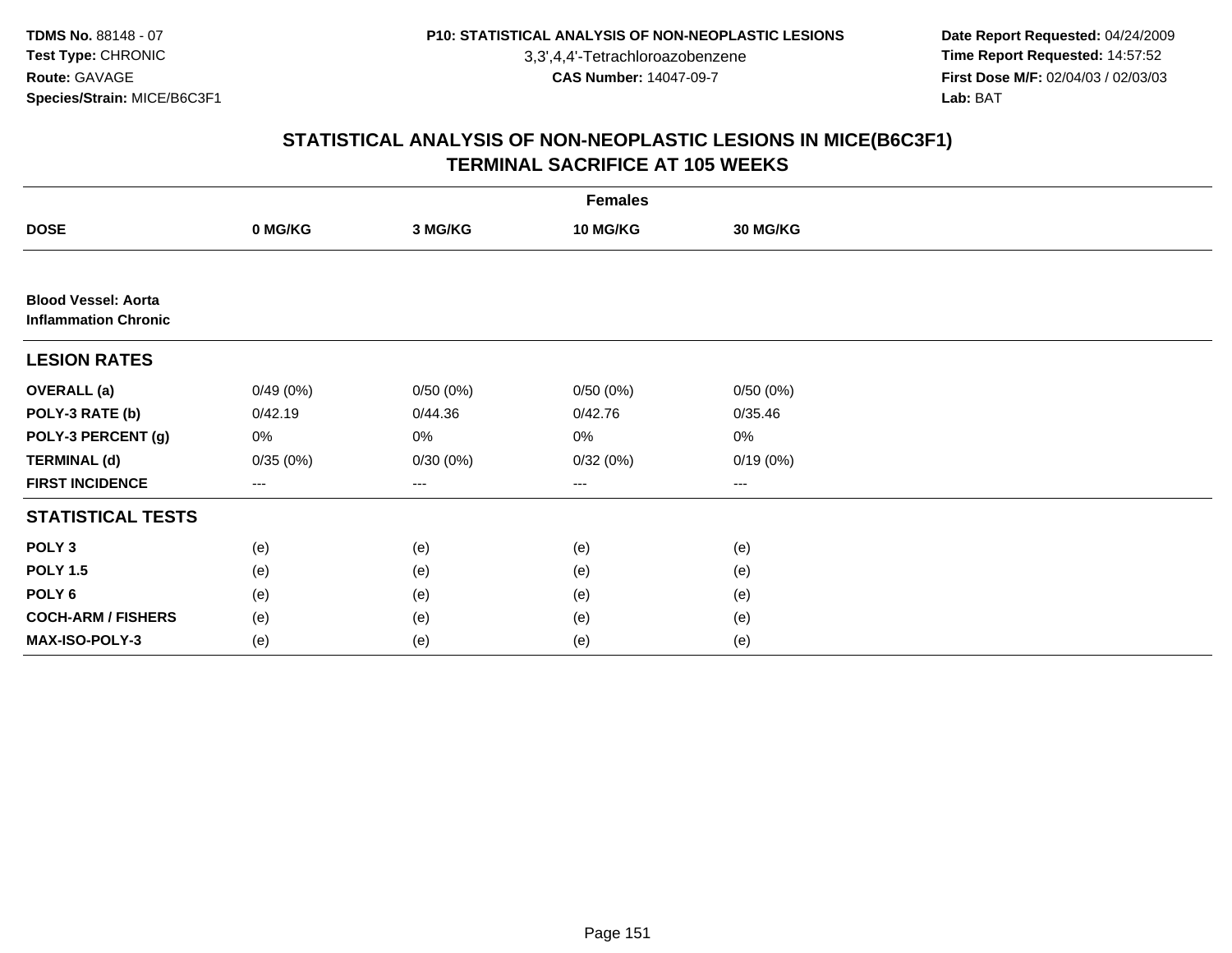TDMS No. 88148 - 07
Test Type: CHRONIC
Route: GAVAGE
Species/Strain: MICE/B6C3F1

P10: STATISTICAL ANALYSIS OF NON-NEOPLASTIC LESIONS
3,3',4,4'-Tetrachloroazobenzene
CAS Number: 14047-09-7

Date Report Requested: 04/24/2009
Time Report Requested: 14:57:52
First Dose M/F: 02/04/03 / 02/03/03
Lab: BAT

## STATISTICAL ANALYSIS OF NON-NEOPLASTIC LESIONS IN MICE(B6C3F1)
## TERMINAL SACRIFICE AT 105 WEEKS

| | Females | | | |
|---|---|---|---|---|
| **DOSE** | **0 MG/KG** | **3 MG/KG** | **10 MG/KG** | **30 MG/KG** |
| **Blood Vessel: Aorta** **Inflammation Chronic** | | | | |
| **LESION RATES** | | | | |
| **OVERALL (a)** | 0/49 (0%) | 0/50 (0%) | 0/50 (0%) | 0/50 (0%) |
| **POLY-3 RATE (b)** | 0/42.19 | 0/44.36 | 0/42.76 | 0/35.46 |
| **POLY-3 PERCENT (g)** | 0% | 0% | 0% | 0% |
| **TERMINAL (d)** | 0/35 (0%) | 0/30 (0%) | 0/32 (0%) | 0/19 (0%) |
| **FIRST INCIDENCE** | --- | --- | --- | --- |
| **STATISTICAL TESTS** | | | | |
| **POLY 3** | (e) | (e) | (e) | (e) |
| **POLY 1.5** | (e) | (e) | (e) | (e) |
| **POLY 6** | (e) | (e) | (e) | (e) |
| **COCH-ARM / FISHERS** | (e) | (e) | (e) | (e) |
| **MAX-ISO-POLY-3** | (e) | (e) | (e) | (e) |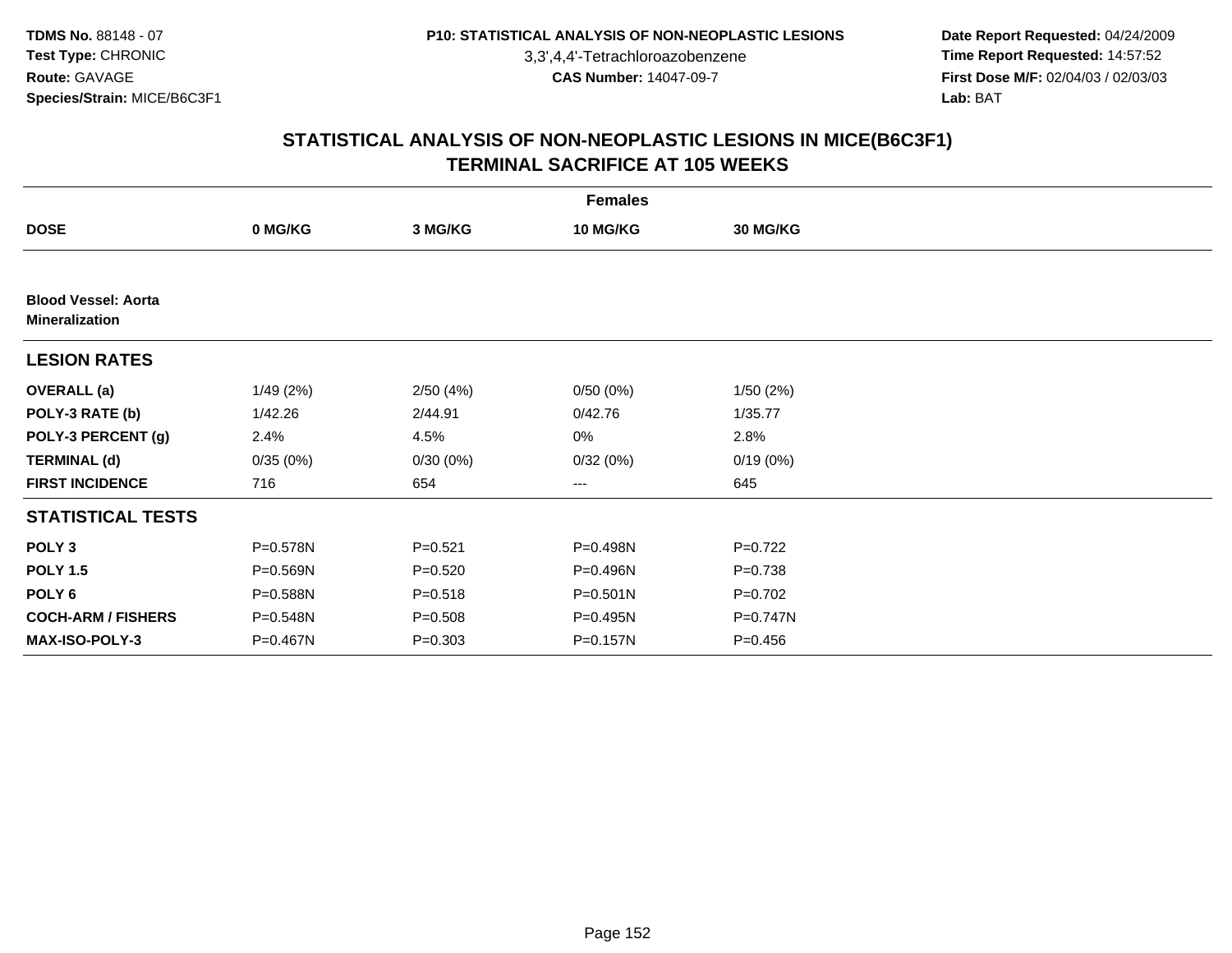**TDMS No.** 88148 - 07
**Test Type:** CHRONIC
**Route:** GAVAGE
**Species/Strain:** MICE/B6C3F1

**P10: STATISTICAL ANALYSIS OF NON-NEOPLASTIC LESIONS**
3,3',4,4'-Tetrachloroazobenzene
**CAS Number:** 14047-09-7

**Date Report Requested:** 04/24/2009
**Time Report Requested:** 14:57:52
**First Dose M/F:** 02/04/03 / 02/03/03
**Lab:** BAT

## STATISTICAL ANALYSIS OF NON-NEOPLASTIC LESIONS IN MICE(B6C3F1) TERMINAL SACRIFICE AT 105 WEEKS

| | Females | | | |
|---|---|---|---|---|
| **DOSE** | **0 MG/KG** | **3 MG/KG** | **10 MG/KG** | **30 MG/KG** |
| **Blood Vessel: Aorta Mineralization** | | | | |
| **LESION RATES** | | | | |
| **OVERALL (a)** | 1/49 (2%) | 2/50 (4%) | 0/50 (0%) | 1/50 (2%) |
| **POLY-3 RATE (b)** | 1/42.26 | 2/44.91 | 0/42.76 | 1/35.77 |
| **POLY-3 PERCENT (g)** | 2.4% | 4.5% | 0% | 2.8% |
| **TERMINAL (d)** | 0/35 (0%) | 0/30 (0%) | 0/32 (0%) | 0/19 (0%) |
| **FIRST INCIDENCE** | 716 | 654 | --- | 645 |
| **STATISTICAL TESTS** | | | | |
| **POLY 3** | P=0.578N | P=0.521 | P=0.498N | P=0.722 |
| **POLY 1.5** | P=0.569N | P=0.520 | P=0.496N | P=0.738 |
| **POLY 6** | P=0.588N | P=0.518 | P=0.501N | P=0.702 |
| **COCH-ARM / FISHERS** | P=0.548N | P=0.508 | P=0.495N | P=0.747N |
| **MAX-ISO-POLY-3** | P=0.467N | P=0.303 | P=0.157N | P=0.456 |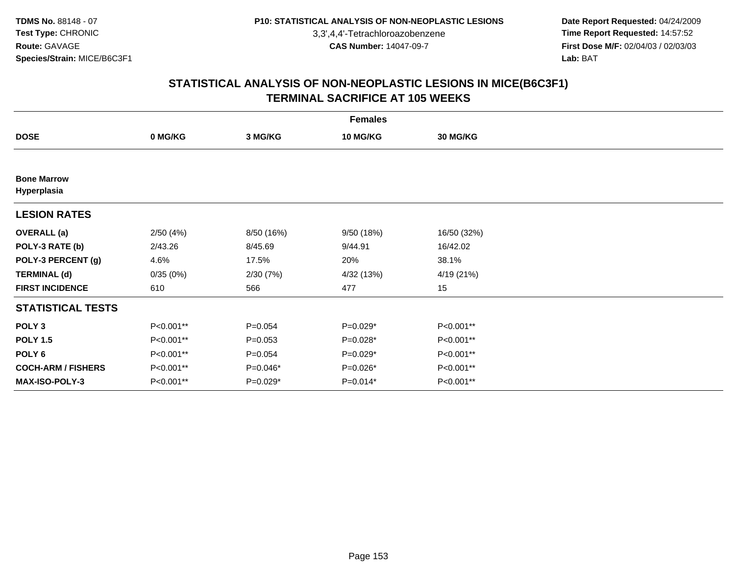**TDMS No.** 88148 - 07
**Test Type:** CHRONIC
**Route:** GAVAGE
**Species/Strain:** MICE/B6C3F1

**P10: STATISTICAL ANALYSIS OF NON-NEOPLASTIC LESIONS**
3,3',4,4'-Tetrachloroazobenzene
**CAS Number:** 14047-09-7

**Date Report Requested:** 04/24/2009
**Time Report Requested:** 14:57:52
**First Dose M/F:** 02/04/03 / 02/03/03
**Lab:** BAT

## STATISTICAL ANALYSIS OF NON-NEOPLASTIC LESIONS IN MICE(B6C3F1) TERMINAL SACRIFICE AT 105 WEEKS

| | Females | | | |
|---|---|---|---|---|
| **DOSE** | **0 MG/KG** | **3 MG/KG** | **10 MG/KG** | **30 MG/KG** |
| **Bone Marrow Hyperplasia** | | | | |
| **LESION RATES** | | | | |
| **OVERALL (a)** | 2/50 (4%) | 8/50 (16%) | 9/50 (18%) | 16/50 (32%) |
| **POLY-3 RATE (b)** | 2/43.26 | 8/45.69 | 9/44.91 | 16/42.02 |
| **POLY-3 PERCENT (g)** | 4.6% | 17.5% | 20% | 38.1% |
| **TERMINAL (d)** | 0/35 (0%) | 2/30 (7%) | 4/32 (13%) | 4/19 (21%) |
| **FIRST INCIDENCE** | 610 | 566 | 477 | 15 |
| **STATISTICAL TESTS** | | | | |
| **POLY 3** | P<0.001** | P=0.054 | P=0.029* | P<0.001** |
| **POLY 1.5** | P<0.001** | P=0.053 | P=0.028* | P<0.001** |
| **POLY 6** | P<0.001** | P=0.054 | P=0.029* | P<0.001** |
| **COCH-ARM / FISHERS** | P<0.001** | P=0.046* | P=0.026* | P<0.001** |
| **MAX-ISO-POLY-3** | P<0.001** | P=0.029* | P=0.014* | P<0.001** |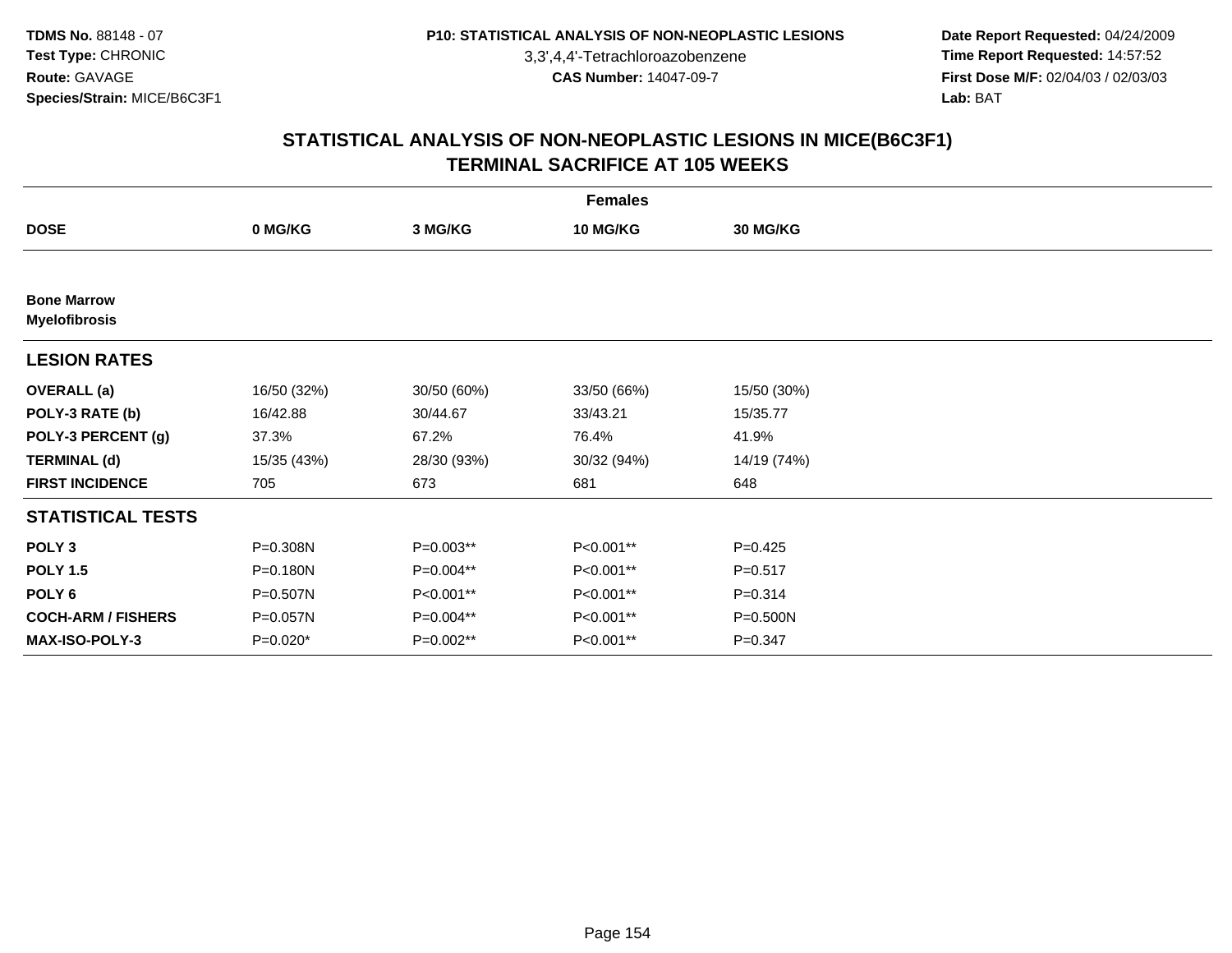**TDMS No.** 88148 - 07
**Test Type:** CHRONIC
**Route:** GAVAGE
**Species/Strain:** MICE/B6C3F1

**P10: STATISTICAL ANALYSIS OF NON-NEOPLASTIC LESIONS**
3,3',4,4'-Tetrachloroazobenzene
**CAS Number:** 14047-09-7

**Date Report Requested:** 04/24/2009
**Time Report Requested:** 14:57:52
**First Dose M/F:** 02/04/03 / 02/03/03
**Lab:** BAT

## STATISTICAL ANALYSIS OF NON-NEOPLASTIC LESIONS IN MICE(B6C3F1) TERMINAL SACRIFICE AT 105 WEEKS

| | Females | | | |
|---|---|---|---|---|
| **DOSE** | **0 MG/KG** | **3 MG/KG** | **10 MG/KG** | **30 MG/KG** |
| **Bone Marrow** | | | | |
| **Myelofibrosis** | | | | |
| **LESION RATES** | | | | |
| **OVERALL (a)** | 16/50 (32%) | 30/50 (60%) | 33/50 (66%) | 15/50 (30%) |
| **POLY-3 RATE (b)** | 16/42.88 | 30/44.67 | 33/43.21 | 15/35.77 |
| **POLY-3 PERCENT (g)** | 37.3% | 67.2% | 76.4% | 41.9% |
| **TERMINAL (d)** | 15/35 (43%) | 28/30 (93%) | 30/32 (94%) | 14/19 (74%) |
| **FIRST INCIDENCE** | 705 | 673 | 681 | 648 |
| **STATISTICAL TESTS** | | | | |
| **POLY 3** | P=0.308N | P=0.003** | P<0.001** | P=0.425 |
| **POLY 1.5** | P=0.180N | P=0.004** | P<0.001** | P=0.517 |
| **POLY 6** | P=0.507N | P<0.001** | P<0.001** | P=0.314 |
| **COCH-ARM / FISHERS** | P=0.057N | P=0.004** | P<0.001** | P=0.500N |
| **MAX-ISO-POLY-3** | P=0.020* | P=0.002** | P<0.001** | P=0.347 |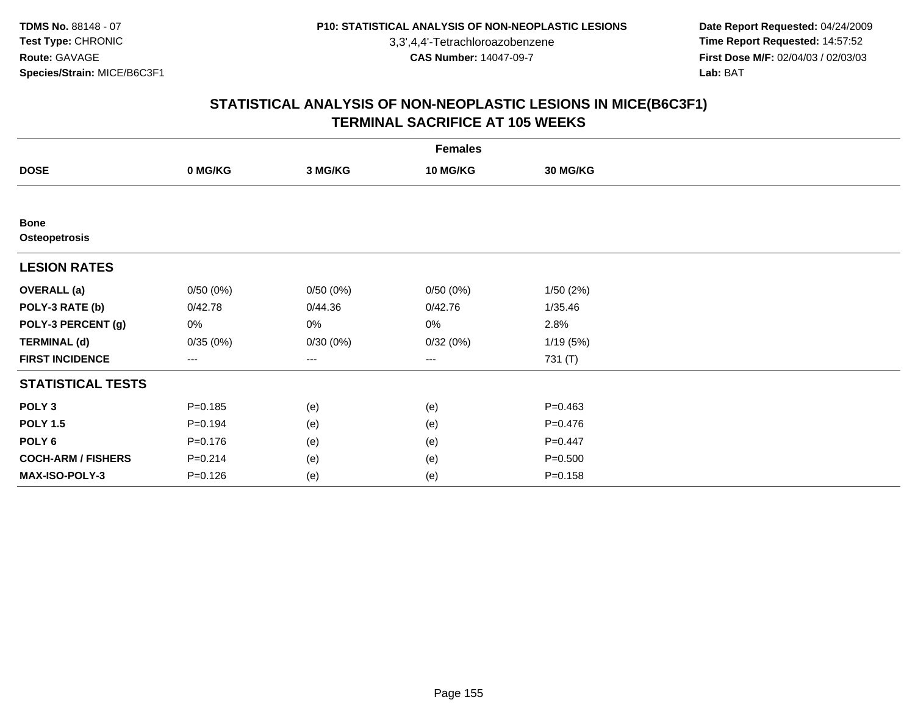TDMS No. 88148 - 07
Test Type: CHRONIC
Route: GAVAGE
Species/Strain: MICE/B6C3F1

P10: STATISTICAL ANALYSIS OF NON-NEOPLASTIC LESIONS
3,3',4,4'-Tetrachloroazobenzene
CAS Number: 14047-09-7

Date Report Requested: 04/24/2009
Time Report Requested: 14:57:52
First Dose M/F: 02/04/03 / 02/03/03
Lab: BAT

## STATISTICAL ANALYSIS OF NON-NEOPLASTIC LESIONS IN MICE(B6C3F1)
## TERMINAL SACRIFICE AT 105 WEEKS

| Females | | | | |
|---|---|---|---|---|
| **DOSE** | **0 MG/KG** | **3 MG/KG** | **10 MG/KG** | **30 MG/KG** |
| **Bone** | | | | |
| **Osteopetrosis** | | | | |
| **LESION RATES** | | | | |
| **OVERALL (a)** | 0/50 (0%) | 0/50 (0%) | 0/50 (0%) | 1/50 (2%) |
| **POLY-3 RATE (b)** | 0/42.78 | 0/44.36 | 0/42.76 | 1/35.46 |
| **POLY-3 PERCENT (g)** | 0% | 0% | 0% | 2.8% |
| **TERMINAL (d)** | 0/35 (0%) | 0/30 (0%) | 0/32 (0%) | 1/19 (5%) |
| **FIRST INCIDENCE** | --- | --- | --- | 731 (T) |
| **STATISTICAL TESTS** | | | | |
| **POLY 3** | P=0.185 | (e) | (e) | P=0.463 |
| **POLY 1.5** | P=0.194 | (e) | (e) | P=0.476 |
| **POLY 6** | P=0.176 | (e) | (e) | P=0.447 |
| **COCH-ARM / FISHERS** | P=0.214 | (e) | (e) | P=0.500 |
| **MAX-ISO-POLY-3** | P=0.126 | (e) | (e) | P=0.158 |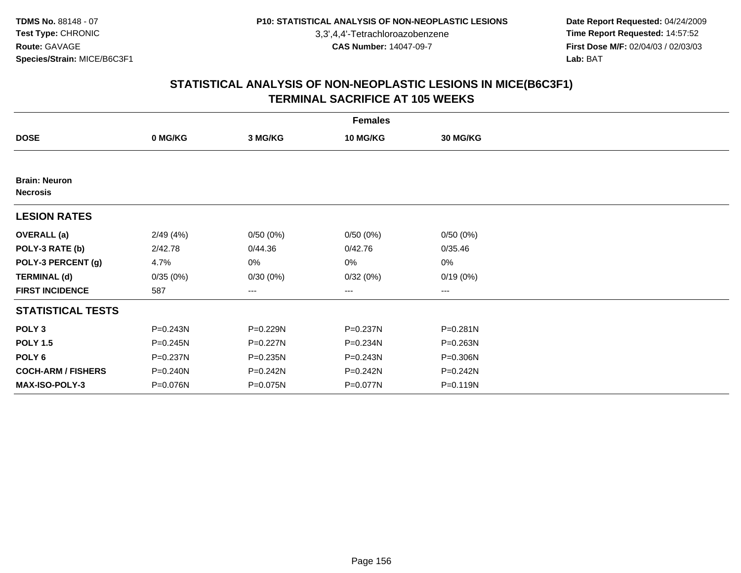**TDMS No.** 88148 - 07
**Test Type:** CHRONIC
**Route:** GAVAGE
**Species/Strain:** MICE/B6C3F1

**P10: STATISTICAL ANALYSIS OF NON-NEOPLASTIC LESIONS**
3,3',4,4'-Tetrachloroazobenzene
**CAS Number:** 14047-09-7

**Date Report Requested:** 04/24/2009
**Time Report Requested:** 14:57:52
**First Dose M/F:** 02/04/03 / 02/03/03
**Lab:** BAT

## STATISTICAL ANALYSIS OF NON-NEOPLASTIC LESIONS IN MICE(B6C3F1)
## TERMINAL SACRIFICE AT 105 WEEKS

| Females | | | | |
|---|---|---|---|---|
| **DOSE** | **0 MG/KG** | **3 MG/KG** | **10 MG/KG** | **30 MG/KG** |
| **Brain: Neuron Necrosis** | | | | |
| **LESION RATES** | | | | |
| **OVERALL (a)** | 2/49 (4%) | 0/50 (0%) | 0/50 (0%) | 0/50 (0%) |
| **POLY-3 RATE (b)** | 2/42.78 | 0/44.36 | 0/42.76 | 0/35.46 |
| **POLY-3 PERCENT (g)** | 4.7% | 0% | 0% | 0% |
| **TERMINAL (d)** | 0/35 (0%) | 0/30 (0%) | 0/32 (0%) | 0/19 (0%) |
| **FIRST INCIDENCE** | 587 | --- | --- | --- |
| **STATISTICAL TESTS** | | | | |
| **POLY 3** | P=0.243N | P=0.229N | P=0.237N | P=0.281N |
| **POLY 1.5** | P=0.245N | P=0.227N | P=0.234N | P=0.263N |
| **POLY 6** | P=0.237N | P=0.235N | P=0.243N | P=0.306N |
| **COCH-ARM / FISHERS** | P=0.240N | P=0.242N | P=0.242N | P=0.242N |
| **MAX-ISO-POLY-3** | P=0.076N | P=0.075N | P=0.077N | P=0.119N |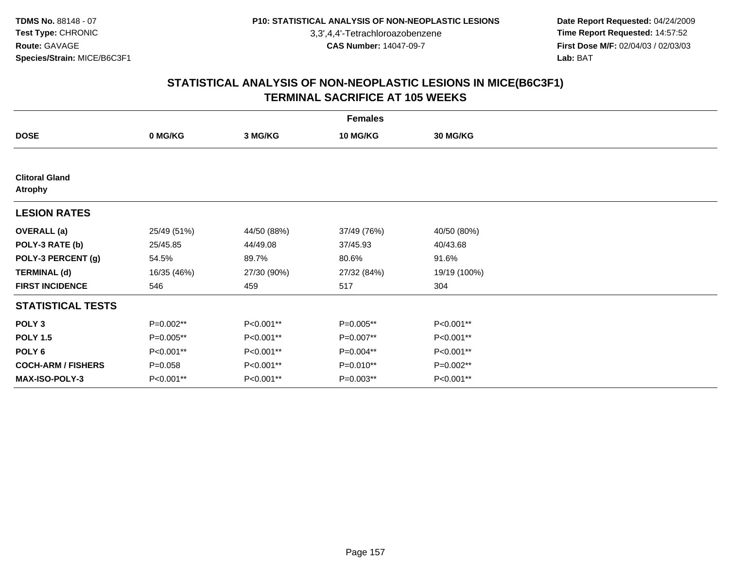TDMS No. 88148 - 07
Test Type: CHRONIC
Route: GAVAGE
Species/Strain: MICE/B6C3F1

P10: STATISTICAL ANALYSIS OF NON-NEOPLASTIC LESIONS
3,3',4,4'-Tetrachloroazobenzene
CAS Number: 14047-09-7

Date Report Requested: 04/24/2009
Time Report Requested: 14:57:52
First Dose M/F: 02/04/03 / 02/03/03
Lab: BAT

## STATISTICAL ANALYSIS OF NON-NEOPLASTIC LESIONS IN MICE(B6C3F1)
## TERMINAL SACRIFICE AT 105 WEEKS

| | Females | | | |
|---|---|---|---|---|
| **DOSE** | **0 MG/KG** | **3 MG/KG** | **10 MG/KG** | **30 MG/KG** |
| **Clitoral Gland Atrophy** | | | | |
| **LESION RATES** | | | | |
| **OVERALL (a)** | 25/49 (51%) | 44/50 (88%) | 37/49 (76%) | 40/50 (80%) |
| **POLY-3 RATE (b)** | 25/45.85 | 44/49.08 | 37/45.93 | 40/43.68 |
| **POLY-3 PERCENT (g)** | 54.5% | 89.7% | 80.6% | 91.6% |
| **TERMINAL (d)** | 16/35 (46%) | 27/30 (90%) | 27/32 (84%) | 19/19 (100%) |
| **FIRST INCIDENCE** | 546 | 459 | 517 | 304 |
| **STATISTICAL TESTS** | | | | |
| **POLY 3** | P=0.002** | P<0.001** | P=0.005** | P<0.001** |
| **POLY 1.5** | P=0.005** | P<0.001** | P=0.007** | P<0.001** |
| **POLY 6** | P<0.001** | P<0.001** | P=0.004** | P<0.001** |
| **COCH-ARM / FISHERS** | P=0.058 | P<0.001** | P=0.010** | P=0.002** |
| **MAX-ISO-POLY-3** | P<0.001** | P<0.001** | P=0.003** | P<0.001** |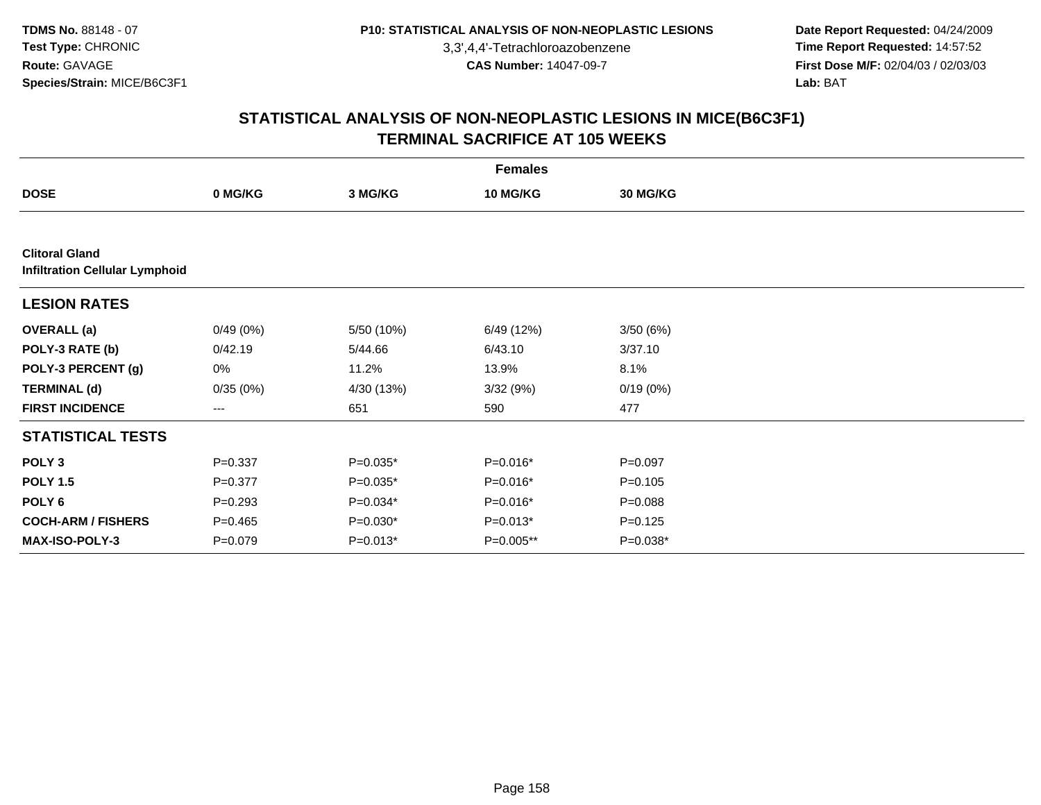**TDMS No.** 88148 - 07
**Test Type:** CHRONIC
**Route:** GAVAGE
**Species/Strain:** MICE/B6C3F1

**P10: STATISTICAL ANALYSIS OF NON-NEOPLASTIC LESIONS**
3,3',4,4'-Tetrachloroazobenzene
**CAS Number:** 14047-09-7

**Date Report Requested:** 04/24/2009
**Time Report Requested:** 14:57:52
**First Dose M/F:** 02/04/03 / 02/03/03
**Lab:** BAT

# STATISTICAL ANALYSIS OF NON-NEOPLASTIC LESIONS IN MICE(B6C3F1) TERMINAL SACRIFICE AT 105 WEEKS

| | Females | | | |
|---|---|---|---|---|
| **DOSE** | **0 MG/KG** | **3 MG/KG** | **10 MG/KG** | **30 MG/KG** |
| **Clitoral Gland** | | | | |
| **Infiltration Cellular Lymphoid** | | | | |
| **LESION RATES** | | | | |
| **OVERALL (a)** | 0/49 (0%) | 5/50 (10%) | 6/49 (12%) | 3/50 (6%) |
| **POLY-3 RATE (b)** | 0/42.19 | 5/44.66 | 6/43.10 | 3/37.10 |
| **POLY-3 PERCENT (g)** | 0% | 11.2% | 13.9% | 8.1% |
| **TERMINAL (d)** | 0/35 (0%) | 4/30 (13%) | 3/32 (9%) | 0/19 (0%) |
| **FIRST INCIDENCE** | --- | 651 | 590 | 477 |
| **STATISTICAL TESTS** | | | | |
| **POLY 3** | P=0.337 | P=0.035* | P=0.016* | P=0.097 |
| **POLY 1.5** | P=0.377 | P=0.035* | P=0.016* | P=0.105 |
| **POLY 6** | P=0.293 | P=0.034* | P=0.016* | P=0.088 |
| **COCH-ARM / FISHERS** | P=0.465 | P=0.030* | P=0.013* | P=0.125 |
| **MAX-ISO-POLY-3** | P=0.079 | P=0.013* | P=0.005** | P=0.038* |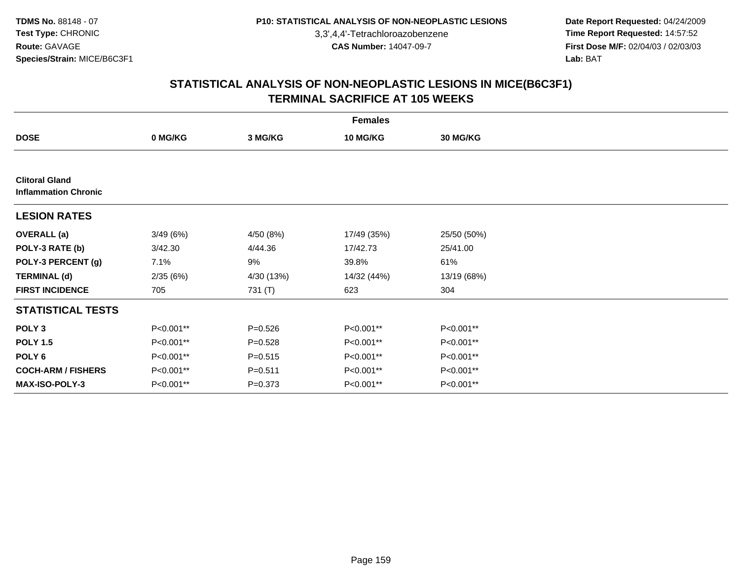**TDMS No.** 88148 - 07
**Test Type:** CHRONIC
**Route:** GAVAGE
**Species/Strain:** MICE/B6C3F1

**P10: STATISTICAL ANALYSIS OF NON-NEOPLASTIC LESIONS**
3,3',4,4'-Tetrachloroazobenzene
**CAS Number:** 14047-09-7

**Date Report Requested:** 04/24/2009
**Time Report Requested:** 14:57:52
**First Dose M/F:** 02/04/03 / 02/03/03
**Lab:** BAT

## STATISTICAL ANALYSIS OF NON-NEOPLASTIC LESIONS IN MICE(B6C3F1) TERMINAL SACRIFICE AT 105 WEEKS

| | Females | | | |
|---|---|---|---|---|
| **DOSE** | **0 MG/KG** | **3 MG/KG** | **10 MG/KG** | **30 MG/KG** |
| **Clitoral Gland Inflammation Chronic** | | | | |
| **LESION RATES** | | | | |
| **OVERALL (a)** | 3/49 (6%) | 4/50 (8%) | 17/49 (35%) | 25/50 (50%) |
| **POLY-3 RATE (b)** | 3/42.30 | 4/44.36 | 17/42.73 | 25/41.00 |
| **POLY-3 PERCENT (g)** | 7.1% | 9% | 39.8% | 61% |
| **TERMINAL (d)** | 2/35 (6%) | 4/30 (13%) | 14/32 (44%) | 13/19 (68%) |
| **FIRST INCIDENCE** | 705 | 731 (T) | 623 | 304 |
| **STATISTICAL TESTS** | | | | |
| **POLY 3** | P<0.001** | P=0.526 | P<0.001** | P<0.001** |
| **POLY 1.5** | P<0.001** | P=0.528 | P<0.001** | P<0.001** |
| **POLY 6** | P<0.001** | P=0.515 | P<0.001** | P<0.001** |
| **COCH-ARM / FISHERS** | P<0.001** | P=0.511 | P<0.001** | P<0.001** |
| **MAX-ISO-POLY-3** | P<0.001** | P=0.373 | P<0.001** | P<0.001** |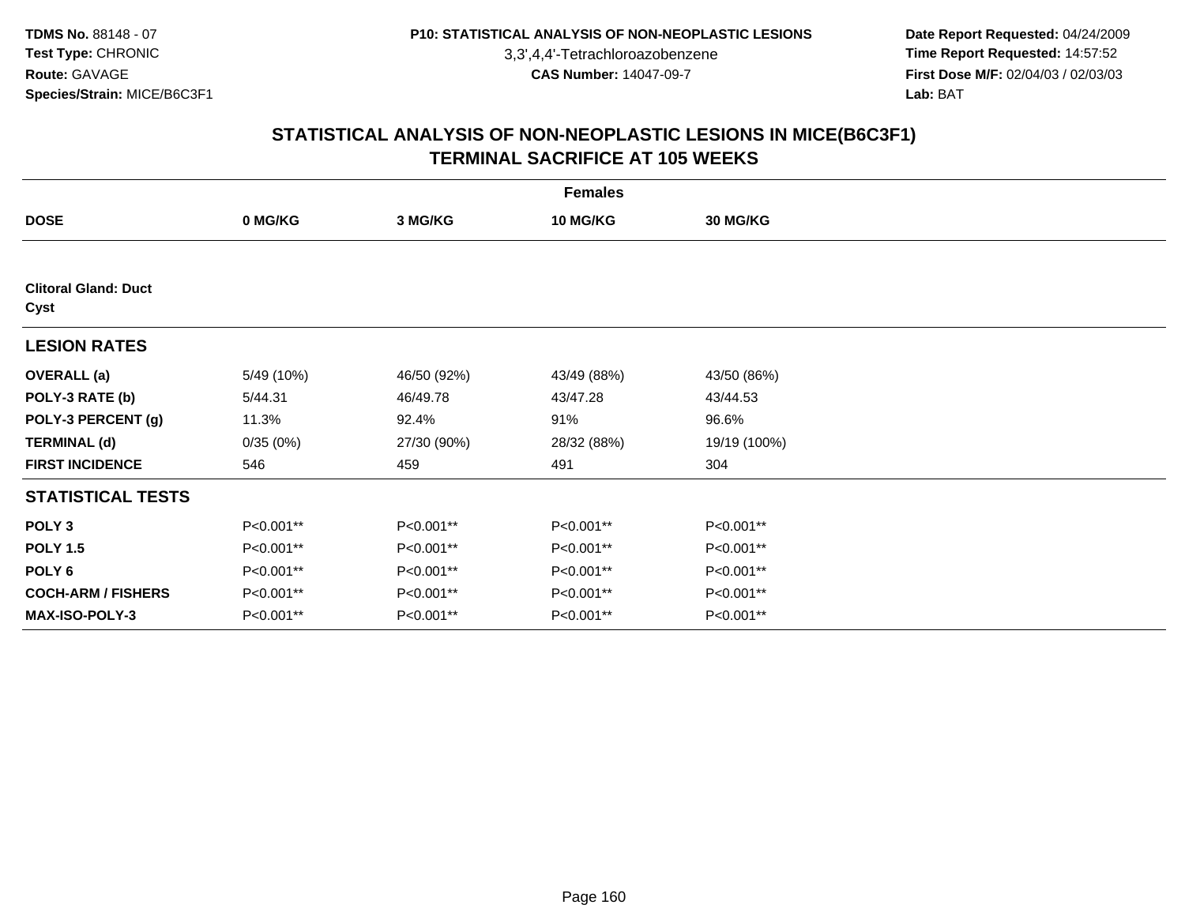**TDMS No.** 88148 - 07
**Test Type:** CHRONIC
**Route:** GAVAGE
**Species/Strain:** MICE/B6C3F1

**P10: STATISTICAL ANALYSIS OF NON-NEOPLASTIC LESIONS**
3,3',4,4'-Tetrachloroazobenzene
**CAS Number:** 14047-09-7

**Date Report Requested:** 04/24/2009
**Time Report Requested:** 14:57:52
**First Dose M/F:** 02/04/03 / 02/03/03
**Lab:** BAT

## STATISTICAL ANALYSIS OF NON-NEOPLASTIC LESIONS IN MICE(B6C3F1) TERMINAL SACRIFICE AT 105 WEEKS

| | Females | | | |
|---|---|---|---|---|
| **DOSE** | **0 MG/KG** | **3 MG/KG** | **10 MG/KG** | **30 MG/KG** |
| **Clitoral Gland: Duct Cyst** | | | | |
| **LESION RATES** | | | | |
| **OVERALL (a)** | 5/49 (10%) | 46/50 (92%) | 43/49 (88%) | 43/50 (86%) |
| **POLY-3 RATE (b)** | 5/44.31 | 46/49.78 | 43/47.28 | 43/44.53 |
| **POLY-3 PERCENT (g)** | 11.3% | 92.4% | 91% | 96.6% |
| **TERMINAL (d)** | 0/35 (0%) | 27/30 (90%) | 28/32 (88%) | 19/19 (100%) |
| **FIRST INCIDENCE** | 546 | 459 | 491 | 304 |
| **STATISTICAL TESTS** | | | | |
| **POLY 3** | P<0.001** | P<0.001** | P<0.001** | P<0.001** |
| **POLY 1.5** | P<0.001** | P<0.001** | P<0.001** | P<0.001** |
| **POLY 6** | P<0.001** | P<0.001** | P<0.001** | P<0.001** |
| **COCH-ARM / FISHERS** | P<0.001** | P<0.001** | P<0.001** | P<0.001** |
| **MAX-ISO-POLY-3** | P<0.001** | P<0.001** | P<0.001** | P<0.001** |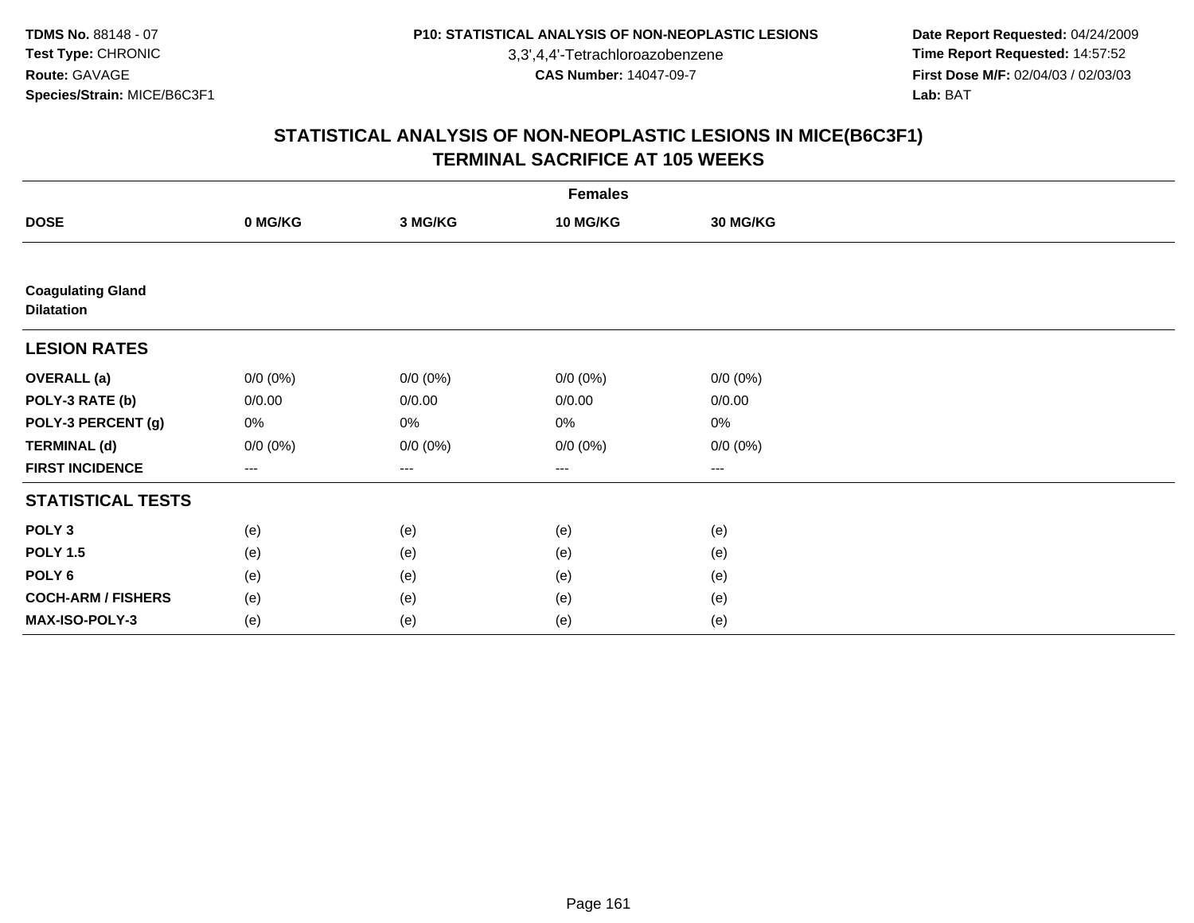**TDMS No.** 88148 - 07
**Test Type:** CHRONIC
**Route:** GAVAGE
**Species/Strain:** MICE/B6C3F1

**P10: STATISTICAL ANALYSIS OF NON-NEOPLASTIC LESIONS**
3,3',4,4'-Tetrachloroazobenzene
**CAS Number:** 14047-09-7

**Date Report Requested:** 04/24/2009
**Time Report Requested:** 14:57:52
**First Dose M/F:** 02/04/03 / 02/03/03
**Lab:** BAT

## STATISTICAL ANALYSIS OF NON-NEOPLASTIC LESIONS IN MICE(B6C3F1)
## TERMINAL SACRIFICE AT 105 WEEKS

| | Females | | | |
|---|---|---|---|---|
| **DOSE** | **0 MG/KG** | **3 MG/KG** | **10 MG/KG** | **30 MG/KG** |
| **Coagulating Gland** | | | | |
| **Dilatation** | | | | |
| **LESION RATES** | | | | |
| **OVERALL (a)** | 0/0 (0%) | 0/0 (0%) | 0/0 (0%) | 0/0 (0%) |
| **POLY-3 RATE (b)** | 0/0.00 | 0/0.00 | 0/0.00 | 0/0.00 |
| **POLY-3 PERCENT (g)** | 0% | 0% | 0% | 0% |
| **TERMINAL (d)** | 0/0 (0%) | 0/0 (0%) | 0/0 (0%) | 0/0 (0%) |
| **FIRST INCIDENCE** | --- | --- | --- | --- |
| **STATISTICAL TESTS** | | | | |
| **POLY 3** | (e) | (e) | (e) | (e) |
| **POLY 1.5** | (e) | (e) | (e) | (e) |
| **POLY 6** | (e) | (e) | (e) | (e) |
| **COCH-ARM / FISHERS** | (e) | (e) | (e) | (e) |
| **MAX-ISO-POLY-3** | (e) | (e) | (e) | (e) |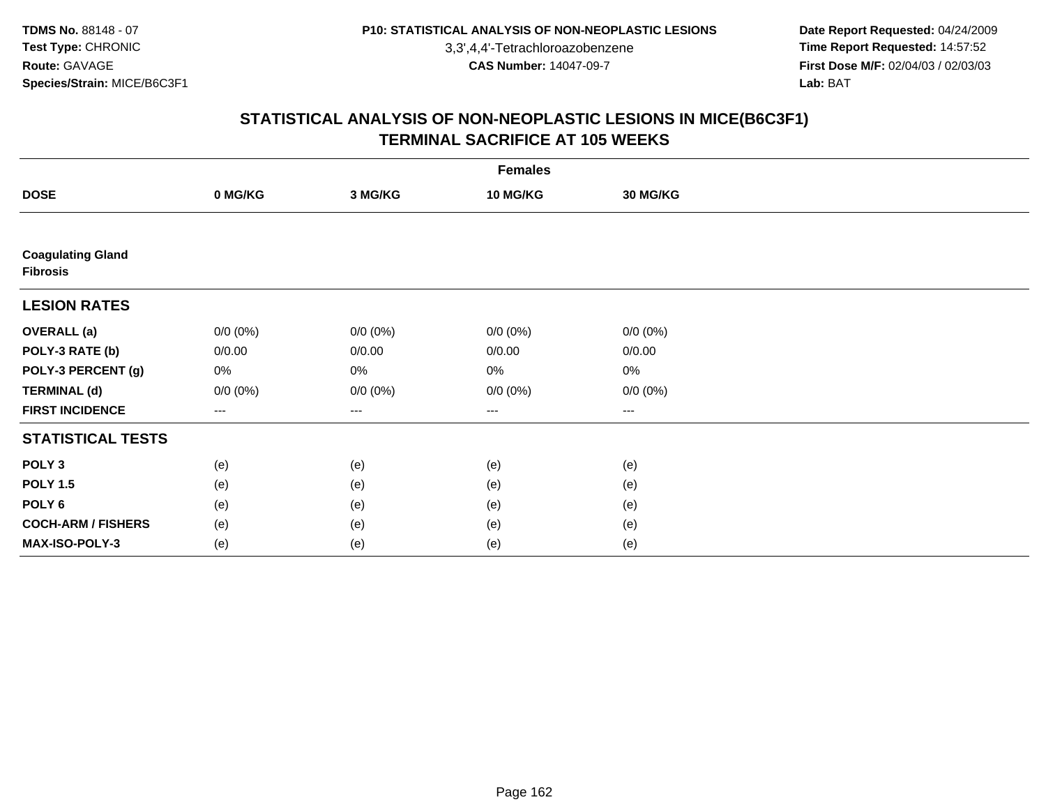**TDMS No.** 88148 - 07
**Test Type:** CHRONIC
**Route:** GAVAGE
**Species/Strain:** MICE/B6C3F1

**P10: STATISTICAL ANALYSIS OF NON-NEOPLASTIC LESIONS**
3,3',4,4'-Tetrachloroazobenzene
**CAS Number:** 14047-09-7

**Date Report Requested:** 04/24/2009
**Time Report Requested:** 14:57:52
**First Dose M/F:** 02/04/03 / 02/03/03
**Lab:** BAT

## STATISTICAL ANALYSIS OF NON-NEOPLASTIC LESIONS IN MICE(B6C3F1)
## TERMINAL SACRIFICE AT 105 WEEKS

| | Females | | | |
|---|---|---|---|---|
| **DOSE** | **0 MG/KG** | **3 MG/KG** | **10 MG/KG** | **30 MG/KG** |
| **Coagulating Gland** | | | | |
| **Fibrosis** | | | | |
| **LESION RATES** | | | | |
| **OVERALL (a)** | 0/0 (0%) | 0/0 (0%) | 0/0 (0%) | 0/0 (0%) |
| **POLY-3 RATE (b)** | 0/0.00 | 0/0.00 | 0/0.00 | 0/0.00 |
| **POLY-3 PERCENT (g)** | 0% | 0% | 0% | 0% |
| **TERMINAL (d)** | 0/0 (0%) | 0/0 (0%) | 0/0 (0%) | 0/0 (0%) |
| **FIRST INCIDENCE** | --- | --- | --- | --- |
| **STATISTICAL TESTS** | | | | |
| **POLY 3** | (e) | (e) | (e) | (e) |
| **POLY 1.5** | (e) | (e) | (e) | (e) |
| **POLY 6** | (e) | (e) | (e) | (e) |
| **COCH-ARM / FISHERS** | (e) | (e) | (e) | (e) |
| **MAX-ISO-POLY-3** | (e) | (e) | (e) | (e) |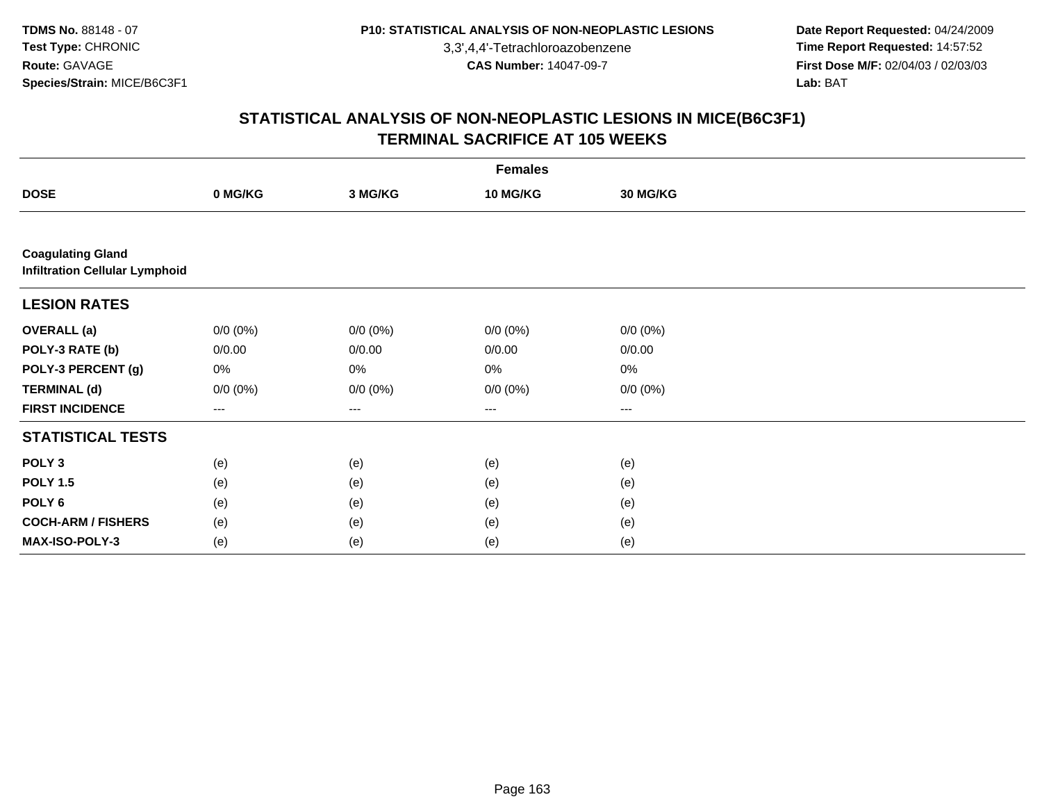**TDMS No.** 88148 - 07
**Test Type:** CHRONIC
**Route:** GAVAGE
**Species/Strain:** MICE/B6C3F1

**P10: STATISTICAL ANALYSIS OF NON-NEOPLASTIC LESIONS**
3,3',4,4'-Tetrachloroazobenzene
**CAS Number:** 14047-09-7

**Date Report Requested:** 04/24/2009
**Time Report Requested:** 14:57:52
**First Dose M/F:** 02/04/03 / 02/03/03
**Lab:** BAT

## STATISTICAL ANALYSIS OF NON-NEOPLASTIC LESIONS IN MICE(B6C3F1) TERMINAL SACRIFICE AT 105 WEEKS

| | Females | | | |
|---|---|---|---|---|
| **DOSE** | **0 MG/KG** | **3 MG/KG** | **10 MG/KG** | **30 MG/KG** |
| **Coagulating Gland** **Infiltration Cellular Lymphoid** | | | | |
| **LESION RATES** | | | | |
| **OVERALL (a)** | 0/0 (0%) | 0/0 (0%) | 0/0 (0%) | 0/0 (0%) |
| **POLY-3 RATE (b)** | 0/0.00 | 0/0.00 | 0/0.00 | 0/0.00 |
| **POLY-3 PERCENT (g)** | 0% | 0% | 0% | 0% |
| **TERMINAL (d)** | 0/0 (0%) | 0/0 (0%) | 0/0 (0%) | 0/0 (0%) |
| **FIRST INCIDENCE** | --- | --- | --- | --- |
| **STATISTICAL TESTS** | | | | |
| **POLY 3** | (e) | (e) | (e) | (e) |
| **POLY 1.5** | (e) | (e) | (e) | (e) |
| **POLY 6** | (e) | (e) | (e) | (e) |
| **COCH-ARM / FISHERS** | (e) | (e) | (e) | (e) |
| **MAX-ISO-POLY-3** | (e) | (e) | (e) | (e) |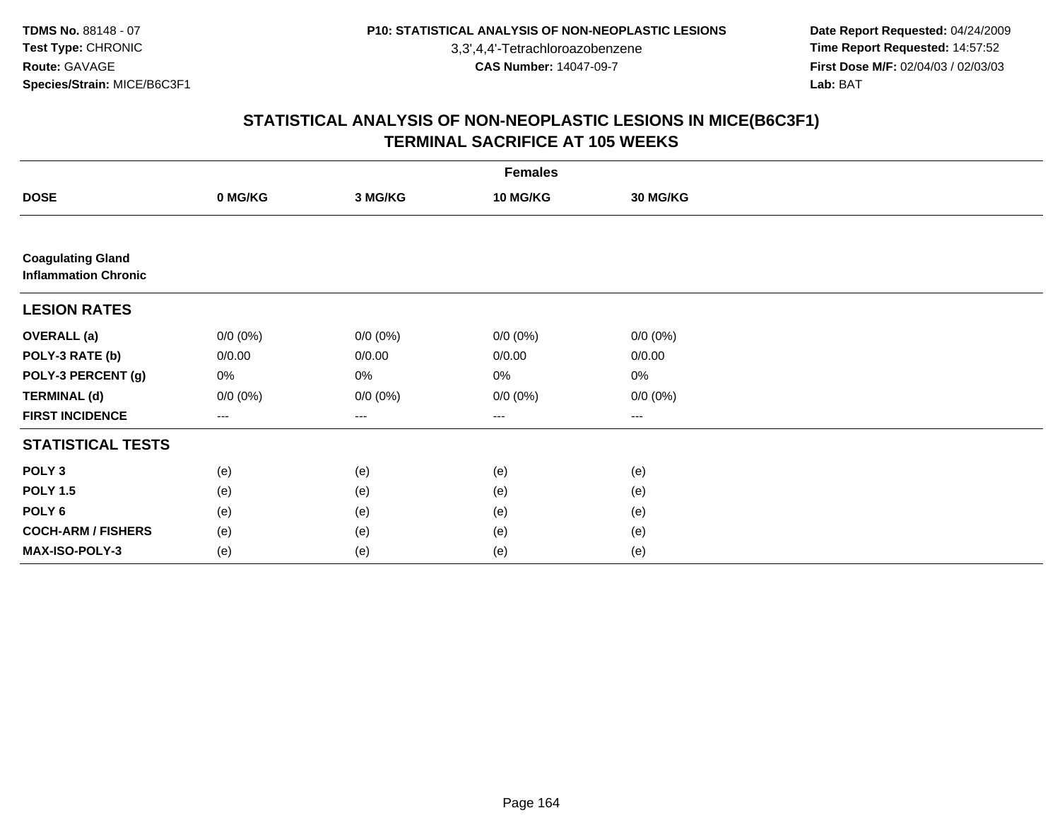**TDMS No.** 88148 - 07
**Test Type:** CHRONIC
**Route:** GAVAGE
**Species/Strain:** MICE/B6C3F1

**P10: STATISTICAL ANALYSIS OF NON-NEOPLASTIC LESIONS**
3,3',4,4'-Tetrachloroazobenzene
**CAS Number:** 14047-09-7

**Date Report Requested:** 04/24/2009
**Time Report Requested:** 14:57:52
**First Dose M/F:** 02/04/03 / 02/03/03
**Lab:** BAT

## STATISTICAL ANALYSIS OF NON-NEOPLASTIC LESIONS IN MICE(B6C3F1)
## TERMINAL SACRIFICE AT 105 WEEKS

| | Females | | | |
|---|---|---|---|---|
| **DOSE** | **0 MG/KG** | **3 MG/KG** | **10 MG/KG** | **30 MG/KG** |
| **Coagulating Gland** | | | | |
| **Inflammation Chronic** | | | | |
| **LESION RATES** | | | | |
| **OVERALL (a)** | 0/0 (0%) | 0/0 (0%) | 0/0 (0%) | 0/0 (0%) |
| **POLY-3 RATE (b)** | 0/0.00 | 0/0.00 | 0/0.00 | 0/0.00 |
| **POLY-3 PERCENT (g)** | 0% | 0% | 0% | 0% |
| **TERMINAL (d)** | 0/0 (0%) | 0/0 (0%) | 0/0 (0%) | 0/0 (0%) |
| **FIRST INCIDENCE** | --- | --- | --- | --- |
| **STATISTICAL TESTS** | | | | |
| **POLY 3** | (e) | (e) | (e) | (e) |
| **POLY 1.5** | (e) | (e) | (e) | (e) |
| **POLY 6** | (e) | (e) | (e) | (e) |
| **COCH-ARM / FISHERS** | (e) | (e) | (e) | (e) |
| **MAX-ISO-POLY-3** | (e) | (e) | (e) | (e) |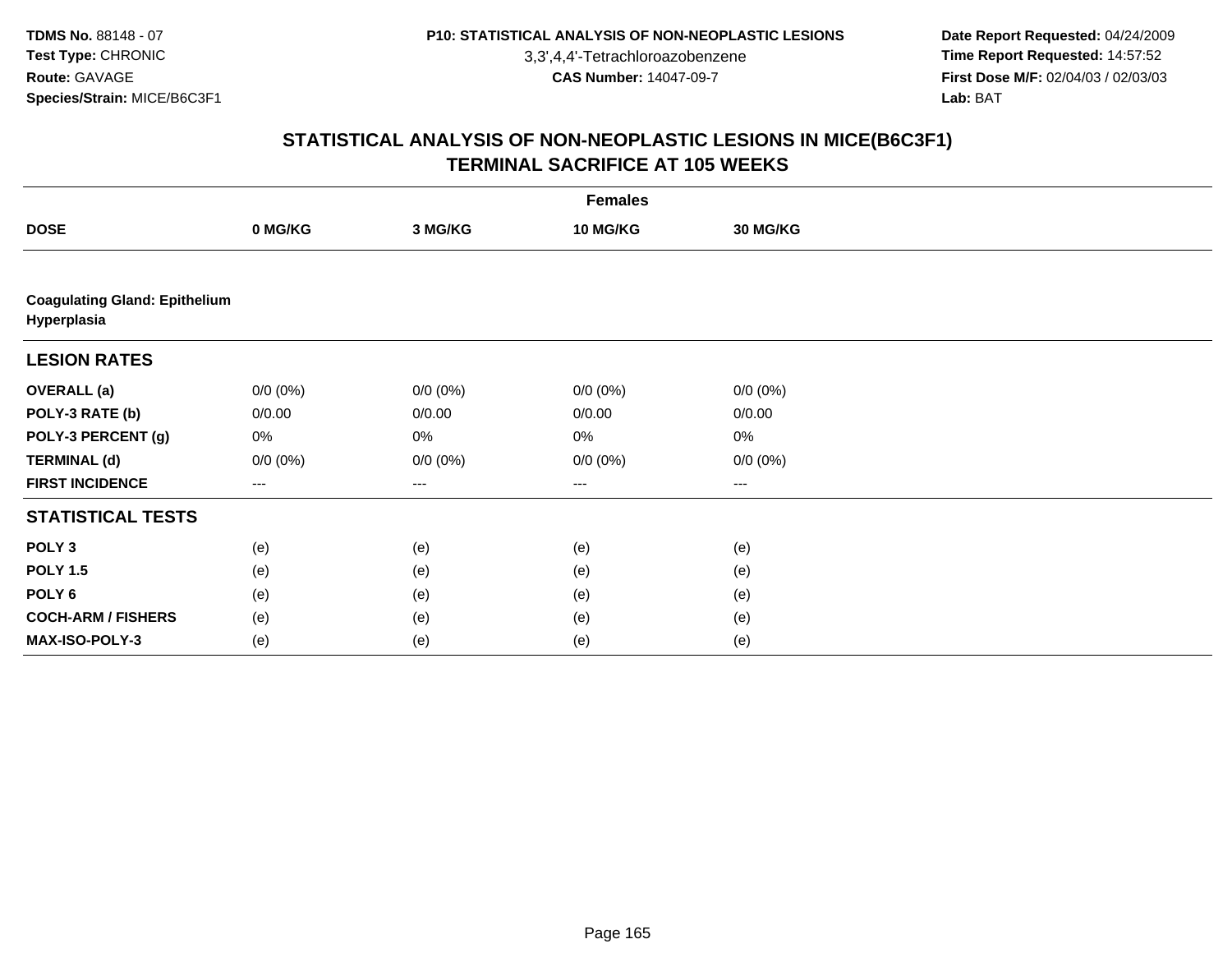**TDMS No.** 88148 - 07
**Test Type:** CHRONIC
**Route:** GAVAGE
**Species/Strain:** MICE/B6C3F1

**P10: STATISTICAL ANALYSIS OF NON-NEOPLASTIC LESIONS**
3,3',4,4'-Tetrachloroazobenzene
**CAS Number:** 14047-09-7

**Date Report Requested:** 04/24/2009
**Time Report Requested:** 14:57:52
**First Dose M/F:** 02/04/03 / 02/03/03
**Lab:** BAT

## STATISTICAL ANALYSIS OF NON-NEOPLASTIC LESIONS IN MICE(B6C3F1) TERMINAL SACRIFICE AT 105 WEEKS

| | Females | | | |
|---|---|---|---|---|
| **DOSE** | **0 MG/KG** | **3 MG/KG** | **10 MG/KG** | **30 MG/KG** |
| **Coagulating Gland: Epithelium Hyperplasia** | | | | |
| **LESION RATES** | | | | |
| **OVERALL (a)** | 0/0 (0%) | 0/0 (0%) | 0/0 (0%) | 0/0 (0%) |
| **POLY-3 RATE (b)** | 0/0.00 | 0/0.00 | 0/0.00 | 0/0.00 |
| **POLY-3 PERCENT (g)** | 0% | 0% | 0% | 0% |
| **TERMINAL (d)** | 0/0 (0%) | 0/0 (0%) | 0/0 (0%) | 0/0 (0%) |
| **FIRST INCIDENCE** | --- | --- | --- | --- |
| **STATISTICAL TESTS** | | | | |
| **POLY 3** | (e) | (e) | (e) | (e) |
| **POLY 1.5** | (e) | (e) | (e) | (e) |
| **POLY 6** | (e) | (e) | (e) | (e) |
| **COCH-ARM / FISHERS** | (e) | (e) | (e) | (e) |
| **MAX-ISO-POLY-3** | (e) | (e) | (e) | (e) |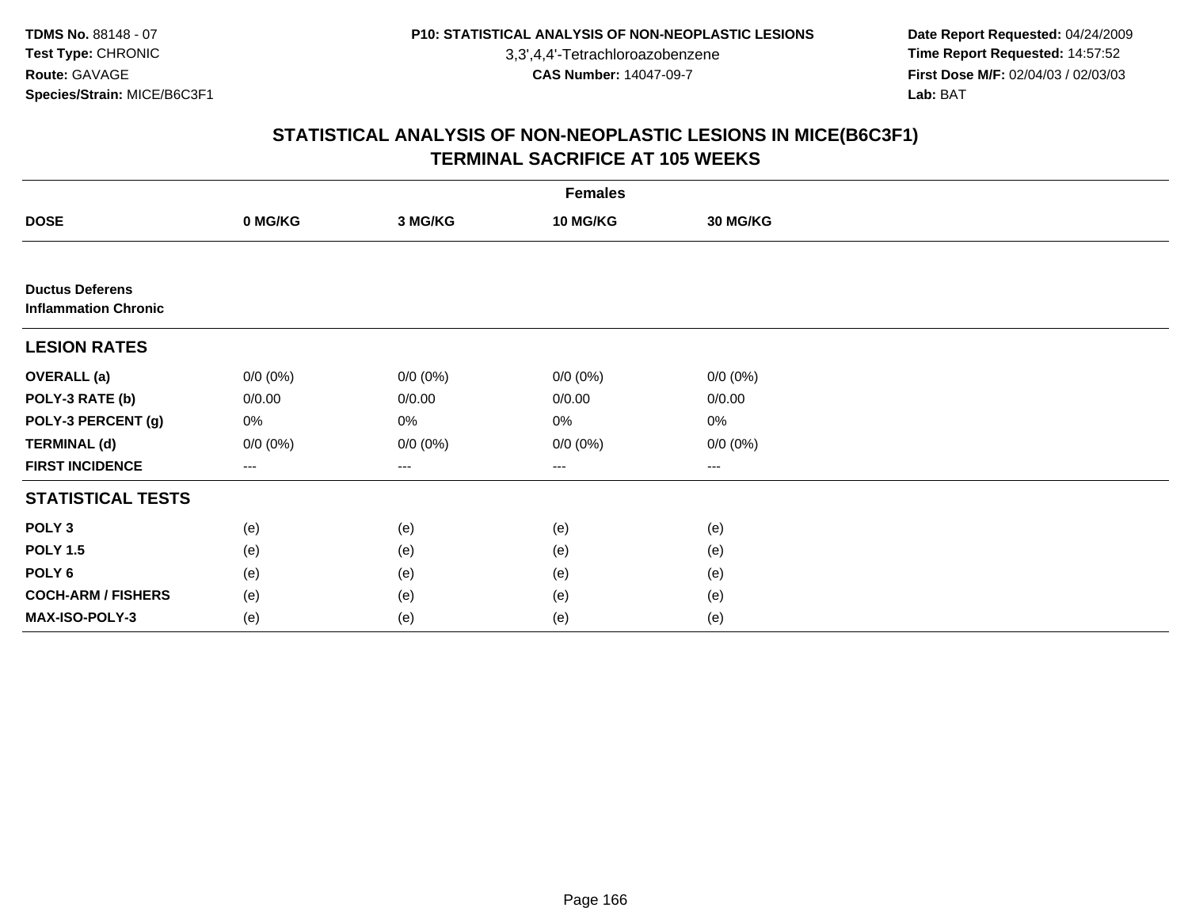**TDMS No.** 88148 - 07
**Test Type:** CHRONIC
**Route:** GAVAGE
**Species/Strain:** MICE/B6C3F1

**P10: STATISTICAL ANALYSIS OF NON-NEOPLASTIC LESIONS**
3,3',4,4'-Tetrachloroazobenzene
**CAS Number:** 14047-09-7

**Date Report Requested:** 04/24/2009
**Time Report Requested:** 14:57:52
**First Dose M/F:** 02/04/03 / 02/03/03
**Lab:** BAT

## STATISTICAL ANALYSIS OF NON-NEOPLASTIC LESIONS IN MICE(B6C3F1)
## TERMINAL SACRIFICE AT 105 WEEKS

| | Females | | | |
|---|---|---|---|---|
| **DOSE** | **0 MG/KG** | **3 MG/KG** | **10 MG/KG** | **30 MG/KG** |
| **Ductus Deferens** | | | | |
| **Inflammation Chronic** | | | | |
| **LESION RATES** | | | | |
| **OVERALL (a)** | 0/0 (0%) | 0/0 (0%) | 0/0 (0%) | 0/0 (0%) |
| **POLY-3 RATE (b)** | 0/0.00 | 0/0.00 | 0/0.00 | 0/0.00 |
| **POLY-3 PERCENT (g)** | 0% | 0% | 0% | 0% |
| **TERMINAL (d)** | 0/0 (0%) | 0/0 (0%) | 0/0 (0%) | 0/0 (0%) |
| **FIRST INCIDENCE** | --- | --- | --- | --- |
| **STATISTICAL TESTS** | | | | |
| **POLY 3** | (e) | (e) | (e) | (e) |
| **POLY 1.5** | (e) | (e) | (e) | (e) |
| **POLY 6** | (e) | (e) | (e) | (e) |
| **COCH-ARM / FISHERS** | (e) | (e) | (e) | (e) |
| **MAX-ISO-POLY-3** | (e) | (e) | (e) | (e) |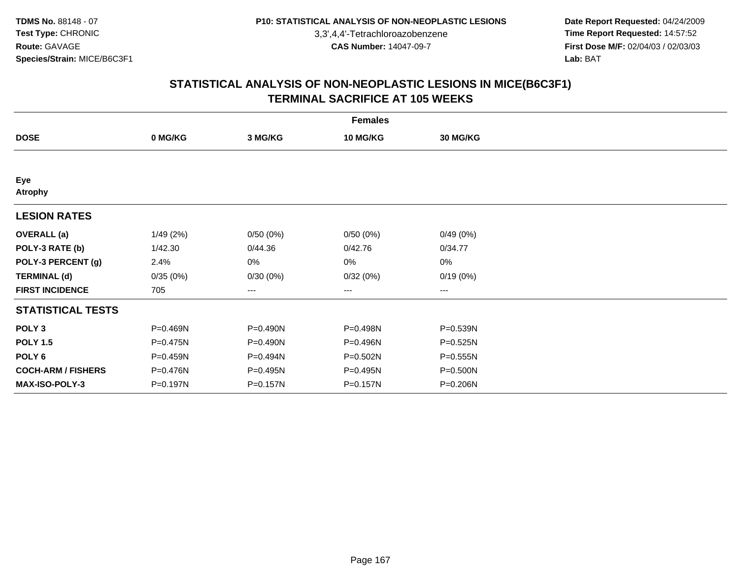**TDMS No.** 88148 - 07
**Test Type:** CHRONIC
**Route:** GAVAGE
**Species/Strain:** MICE/B6C3F1

**P10: STATISTICAL ANALYSIS OF NON-NEOPLASTIC LESIONS**
3,3',4,4'-Tetrachloroazobenzene
**CAS Number:** 14047-09-7

**Date Report Requested:** 04/24/2009
**Time Report Requested:** 14:57:52
**First Dose M/F:** 02/04/03 / 02/03/03
**Lab:** BAT

## STATISTICAL ANALYSIS OF NON-NEOPLASTIC LESIONS IN MICE(B6C3F1)
## TERMINAL SACRIFICE AT 105 WEEKS

| | Females | | | |
|---|---|---|---|---|
| **DOSE** | **0 MG/KG** | **3 MG/KG** | **10 MG/KG** | **30 MG/KG** |
| **Eye** | | | | |
| **Atrophy** | | | | |
| **LESION RATES** | | | | |
| **OVERALL (a)** | 1/49 (2%) | 0/50 (0%) | 0/50 (0%) | 0/49 (0%) |
| **POLY-3 RATE (b)** | 1/42.30 | 0/44.36 | 0/42.76 | 0/34.77 |
| **POLY-3 PERCENT (g)** | 2.4% | 0% | 0% | 0% |
| **TERMINAL (d)** | 0/35 (0%) | 0/30 (0%) | 0/32 (0%) | 0/19 (0%) |
| **FIRST INCIDENCE** | 705 | --- | --- | --- |
| **STATISTICAL TESTS** | | | | |
| **POLY 3** | P=0.469N | P=0.490N | P=0.498N | P=0.539N |
| **POLY 1.5** | P=0.475N | P=0.490N | P=0.496N | P=0.525N |
| **POLY 6** | P=0.459N | P=0.494N | P=0.502N | P=0.555N |
| **COCH-ARM / FISHERS** | P=0.476N | P=0.495N | P=0.495N | P=0.500N |
| **MAX-ISO-POLY-3** | P=0.197N | P=0.157N | P=0.157N | P=0.206N |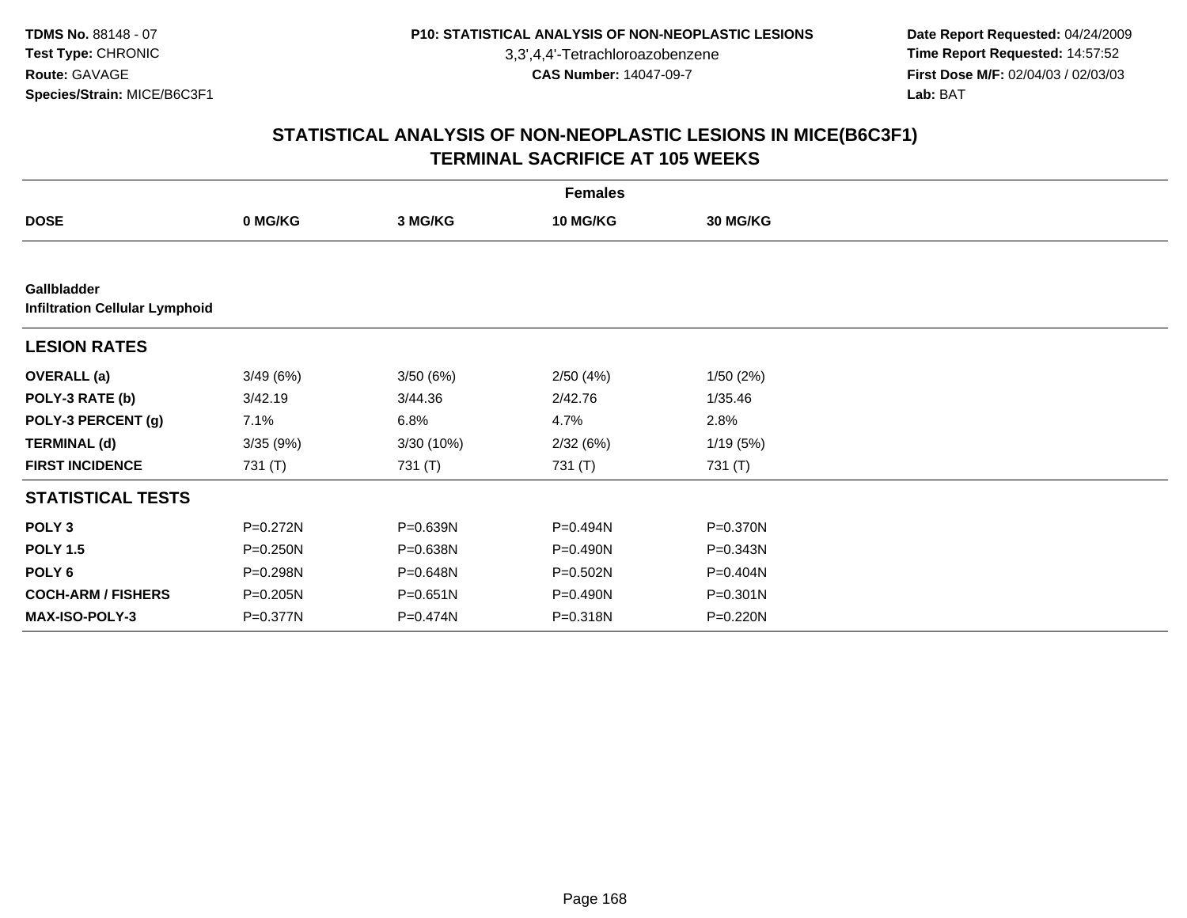# STATISTICAL ANALYSIS OF NON-NEOPLASTIC LESIONS IN MICE(B6C3F1)
## TERMINAL SACRIFICE AT 105 WEEKS

| | Females | | | |
|---|---|---|---|---|
| **DOSE** | **0 MG/KG** | **3 MG/KG** | **10 MG/KG** | **30 MG/KG** |
| **Gallbladder** | | | | |
| **Infiltration Cellular Lymphoid** | | | | |
| **LESION RATES** | | | | |
| **OVERALL (a)** | 3/49 (6%) | 3/50 (6%) | 2/50 (4%) | 1/50 (2%) |
| **POLY-3 RATE (b)** | 3/42.19 | 3/44.36 | 2/42.76 | 1/35.46 |
| **POLY-3 PERCENT (g)** | 7.1% | 6.8% | 4.7% | 2.8% |
| **TERMINAL (d)** | 3/35 (9%) | 3/30 (10%) | 2/32 (6%) | 1/19 (5%) |
| **FIRST INCIDENCE** | 731 (T) | 731 (T) | 731 (T) | 731 (T) |
| **STATISTICAL TESTS** | | | | |
| **POLY 3** | P=0.272N | P=0.639N | P=0.494N | P=0.370N |
| **POLY 1.5** | P=0.250N | P=0.638N | P=0.490N | P=0.343N |
| **POLY 6** | P=0.298N | P=0.648N | P=0.502N | P=0.404N |
| **COCH-ARM / FISHERS** | P=0.205N | P=0.651N | P=0.490N | P=0.301N |
| **MAX-ISO-POLY-3** | P=0.377N | P=0.474N | P=0.318N | P=0.220N |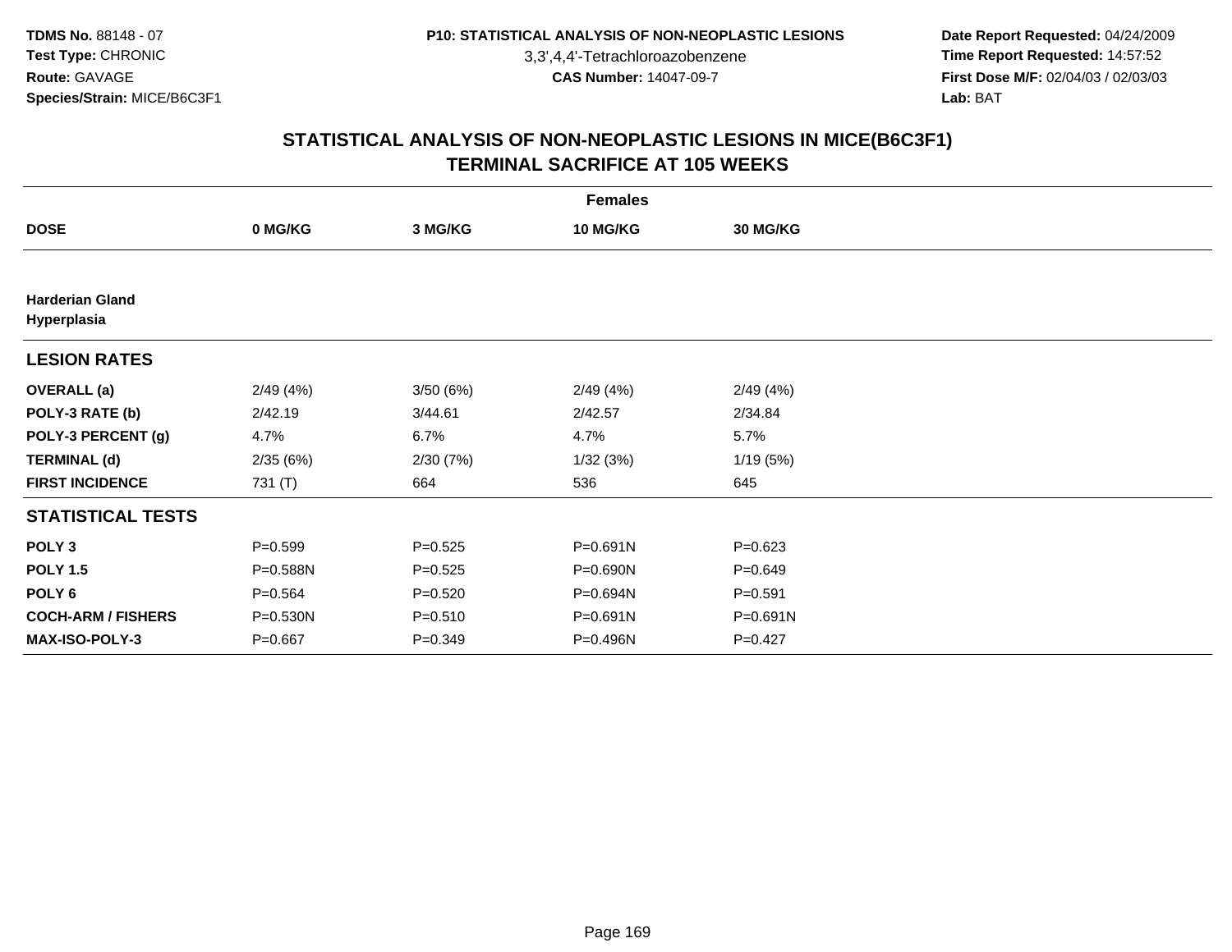TDMS No. 88148 - 07
Test Type: CHRONIC
Route: GAVAGE
Species/Strain: MICE/B6C3F1

P10: STATISTICAL ANALYSIS OF NON-NEOPLASTIC LESIONS
3,3',4,4'-Tetrachloroazobenzene
CAS Number: 14047-09-7

Date Report Requested: 04/24/2009
Time Report Requested: 14:57:52
First Dose M/F: 02/04/03 / 02/03/03
Lab: BAT

## STATISTICAL ANALYSIS OF NON-NEOPLASTIC LESIONS IN MICE(B6C3F1)
## TERMINAL SACRIFICE AT 105 WEEKS

| | Females | | | |
|---|---|---|---|---|
| **DOSE** | **0 MG/KG** | **3 MG/KG** | **10 MG/KG** | **30 MG/KG** |
| **Harderian Gland Hyperplasia** | | | | |
| **LESION RATES** | | | | |
| **OVERALL (a)** | 2/49 (4%) | 3/50 (6%) | 2/49 (4%) | 2/49 (4%) |
| **POLY-3 RATE (b)** | 2/42.19 | 3/44.61 | 2/42.57 | 2/34.84 |
| **POLY-3 PERCENT (g)** | 4.7% | 6.7% | 4.7% | 5.7% |
| **TERMINAL (d)** | 2/35 (6%) | 2/30 (7%) | 1/32 (3%) | 1/19 (5%) |
| **FIRST INCIDENCE** | 731 (T) | 664 | 536 | 645 |
| **STATISTICAL TESTS** | | | | |
| **POLY 3** | P=0.599 | P=0.525 | P=0.691N | P=0.623 |
| **POLY 1.5** | P=0.588N | P=0.525 | P=0.690N | P=0.649 |
| **POLY 6** | P=0.564 | P=0.520 | P=0.694N | P=0.591 |
| **COCH-ARM / FISHERS** | P=0.530N | P=0.510 | P=0.691N | P=0.691N |
| **MAX-ISO-POLY-3** | P=0.667 | P=0.349 | P=0.496N | P=0.427 |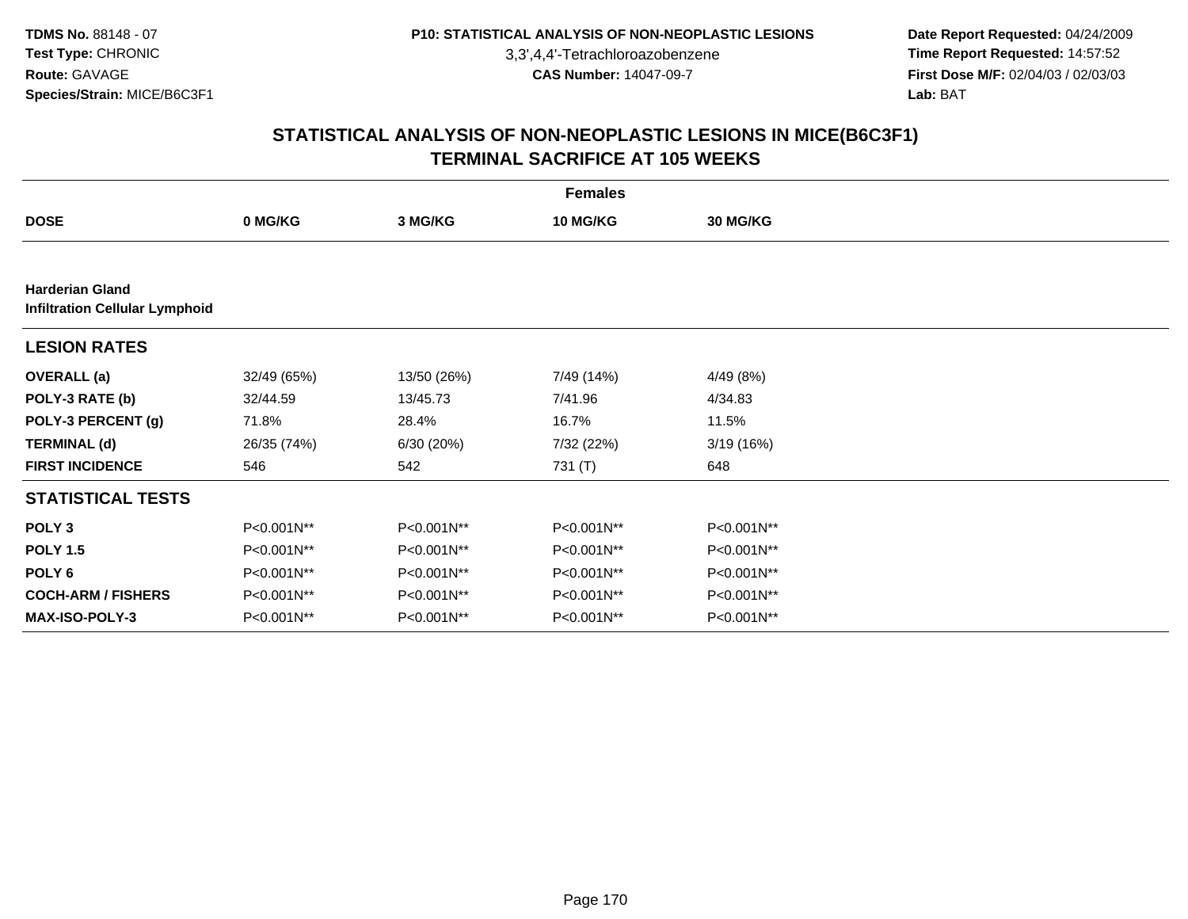**TDMS No.** 88148 - 07
**Test Type:** CHRONIC
**Route:** GAVAGE
**Species/Strain:** MICE/B6C3F1

**P10: STATISTICAL ANALYSIS OF NON-NEOPLASTIC LESIONS**
3,3',4,4'-Tetrachloroazobenzene
**CAS Number:** 14047-09-7

**Date Report Requested:** 04/24/2009
**Time Report Requested:** 14:57:52
**First Dose M/F:** 02/04/03 / 02/03/03
**Lab:** BAT

## STATISTICAL ANALYSIS OF NON-NEOPLASTIC LESIONS IN MICE(B6C3F1) TERMINAL SACRIFICE AT 105 WEEKS

| | Females | | | |
|---|---|---|---|---|
| **DOSE** | **0 MG/KG** | **3 MG/KG** | **10 MG/KG** | **30 MG/KG** |
| **Harderian Gland** | | | | |
| **Infiltration Cellular Lymphoid** | | | | |
| **LESION RATES** | | | | |
| **OVERALL (a)** | 32/49 (65%) | 13/50 (26%) | 7/49 (14%) | 4/49 (8%) |
| **POLY-3 RATE (b)** | 32/44.59 | 13/45.73 | 7/41.96 | 4/34.83 |
| **POLY-3 PERCENT (g)** | 71.8% | 28.4% | 16.7% | 11.5% |
| **TERMINAL (d)** | 26/35 (74%) | 6/30 (20%) | 7/32 (22%) | 3/19 (16%) |
| **FIRST INCIDENCE** | 546 | 542 | 731 (T) | 648 |
| **STATISTICAL TESTS** | | | | |
| **POLY 3** | P<0.001N** | P<0.001N** | P<0.001N** | P<0.001N** |
| **POLY 1.5** | P<0.001N** | P<0.001N** | P<0.001N** | P<0.001N** |
| **POLY 6** | P<0.001N** | P<0.001N** | P<0.001N** | P<0.001N** |
| **COCH-ARM / FISHERS** | P<0.001N** | P<0.001N** | P<0.001N** | P<0.001N** |
| **MAX-ISO-POLY-3** | P<0.001N** | P<0.001N** | P<0.001N** | P<0.001N** |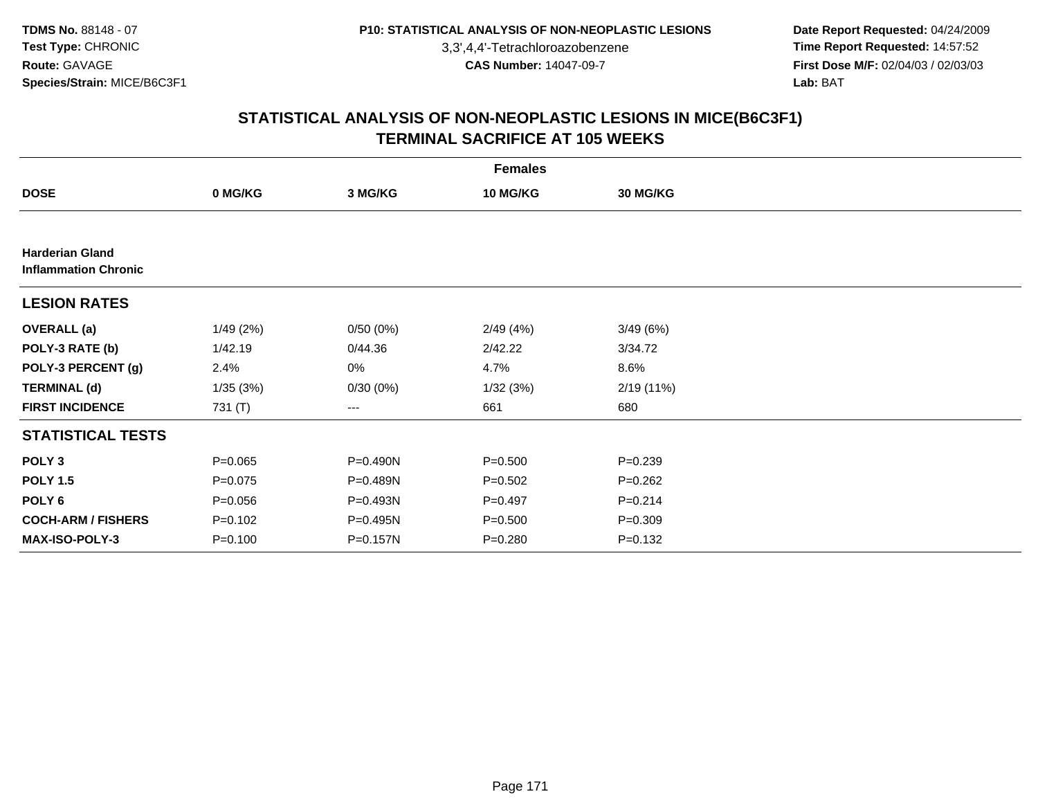**TDMS No.** 88148 - 07
**Test Type:** CHRONIC
**Route:** GAVAGE
**Species/Strain:** MICE/B6C3F1

**P10: STATISTICAL ANALYSIS OF NON-NEOPLASTIC LESIONS**
3,3',4,4'-Tetrachloroazobenzene
**CAS Number:** 14047-09-7

**Date Report Requested:** 04/24/2009
**Time Report Requested:** 14:57:52
**First Dose M/F:** 02/04/03 / 02/03/03
**Lab:** BAT

## STATISTICAL ANALYSIS OF NON-NEOPLASTIC LESIONS IN MICE(B6C3F1) TERMINAL SACRIFICE AT 105 WEEKS

| | Females | | | |
|---|---|---|---|---|
| **DOSE** | **0 MG/KG** | **3 MG/KG** | **10 MG/KG** | **30 MG/KG** |
| **Harderian Gland** **Inflammation Chronic** | | | | |
| **LESION RATES** | | | | |
| **OVERALL (a)** | 1/49 (2%) | 0/50 (0%) | 2/49 (4%) | 3/49 (6%) |
| **POLY-3 RATE (b)** | 1/42.19 | 0/44.36 | 2/42.22 | 3/34.72 |
| **POLY-3 PERCENT (g)** | 2.4% | 0% | 4.7% | 8.6% |
| **TERMINAL (d)** | 1/35 (3%) | 0/30 (0%) | 1/32 (3%) | 2/19 (11%) |
| **FIRST INCIDENCE** | 731 (T) | --- | 661 | 680 |
| **STATISTICAL TESTS** | | | | |
| **POLY 3** | P=0.065 | P=0.490N | P=0.500 | P=0.239 |
| **POLY 1.5** | P=0.075 | P=0.489N | P=0.502 | P=0.262 |
| **POLY 6** | P=0.056 | P=0.493N | P=0.497 | P=0.214 |
| **COCH-ARM / FISHERS** | P=0.102 | P=0.495N | P=0.500 | P=0.309 |
| **MAX-ISO-POLY-3** | P=0.100 | P=0.157N | P=0.280 | P=0.132 |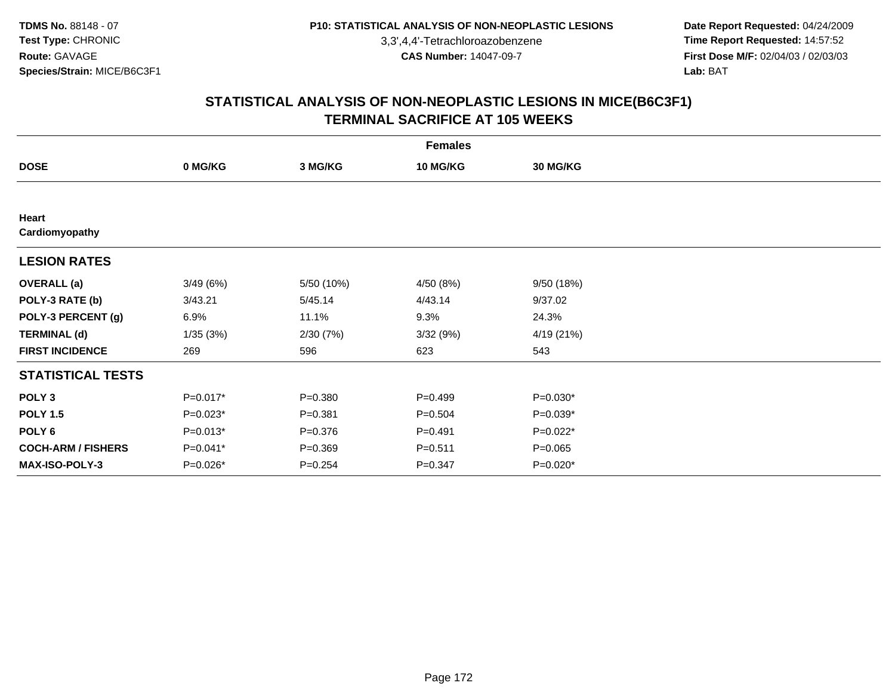TDMS No. 88148 - 07
Test Type: CHRONIC
Route: GAVAGE
Species/Strain: MICE/B6C3F1

P10: STATISTICAL ANALYSIS OF NON-NEOPLASTIC LESIONS
3,3',4,4'-Tetrachloroazobenzene
CAS Number: 14047-09-7

Date Report Requested: 04/24/2009
Time Report Requested: 14:57:52
First Dose M/F: 02/04/03 / 02/03/03
Lab: BAT

## STATISTICAL ANALYSIS OF NON-NEOPLASTIC LESIONS IN MICE(B6C3F1)
## TERMINAL SACRIFICE AT 105 WEEKS

| | Females | | | |
|---|---|---|---|---|
| **DOSE** | **0 MG/KG** | **3 MG/KG** | **10 MG/KG** | **30 MG/KG** |
| **Heart** | | | | |
| **Cardiomyopathy** | | | | |
| **LESION RATES** | | | | |
| **OVERALL (a)** | 3/49 (6%) | 5/50 (10%) | 4/50 (8%) | 9/50 (18%) |
| **POLY-3 RATE (b)** | 3/43.21 | 5/45.14 | 4/43.14 | 9/37.02 |
| **POLY-3 PERCENT (g)** | 6.9% | 11.1% | 9.3% | 24.3% |
| **TERMINAL (d)** | 1/35 (3%) | 2/30 (7%) | 3/32 (9%) | 4/19 (21%) |
| **FIRST INCIDENCE** | 269 | 596 | 623 | 543 |
| **STATISTICAL TESTS** | | | | |
| **POLY 3** | P=0.017* | P=0.380 | P=0.499 | P=0.030* |
| **POLY 1.5** | P=0.023* | P=0.381 | P=0.504 | P=0.039* |
| **POLY 6** | P=0.013* | P=0.376 | P=0.491 | P=0.022* |
| **COCH-ARM / FISHERS** | P=0.041* | P=0.369 | P=0.511 | P=0.065 |
| **MAX-ISO-POLY-3** | P=0.026* | P=0.254 | P=0.347 | P=0.020* |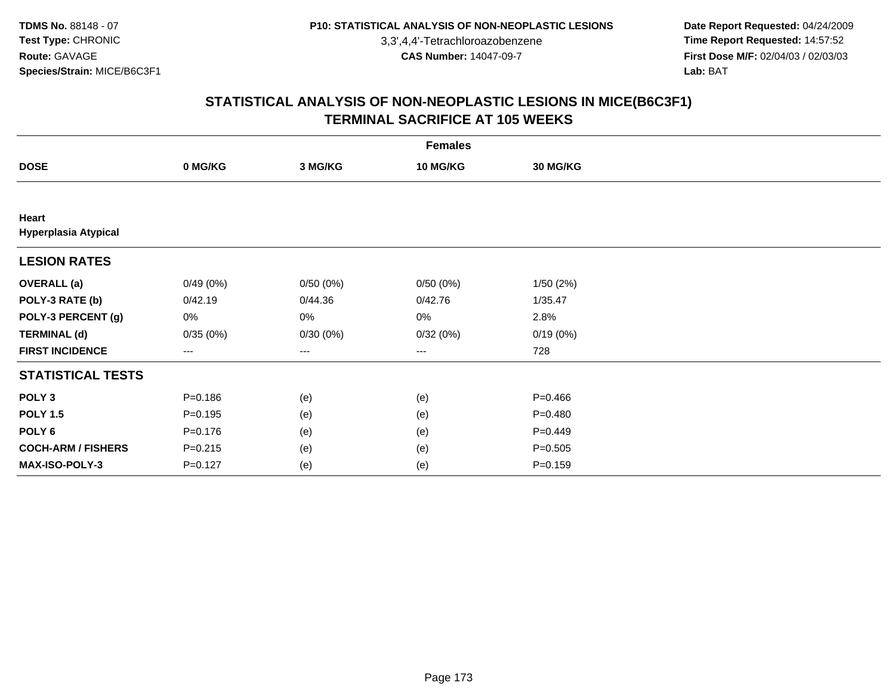**TDMS No.** 88148 - 07
**Test Type:** CHRONIC
**Route:** GAVAGE
**Species/Strain:** MICE/B6C3F1

**P10: STATISTICAL ANALYSIS OF NON-NEOPLASTIC LESIONS**
3,3',4,4'-Tetrachloroazobenzene
**CAS Number:** 14047-09-7

**Date Report Requested:** 04/24/2009
**Time Report Requested:** 14:57:52
**First Dose M/F:** 02/04/03 / 02/03/03
**Lab:** BAT

## STATISTICAL ANALYSIS OF NON-NEOPLASTIC LESIONS IN MICE(B6C3F1)
## TERMINAL SACRIFICE AT 105 WEEKS

| | Females | | | |
|---|---|---|---|---|
| **DOSE** | **0 MG/KG** | **3 MG/KG** | **10 MG/KG** | **30 MG/KG** |
| **Heart** | | | | |
| **Hyperplasia Atypical** | | | | |
| **LESION RATES** | | | | |
| **OVERALL (a)** | 0/49 (0%) | 0/50 (0%) | 0/50 (0%) | 1/50 (2%) |
| **POLY-3 RATE (b)** | 0/42.19 | 0/44.36 | 0/42.76 | 1/35.47 |
| **POLY-3 PERCENT (g)** | 0% | 0% | 0% | 2.8% |
| **TERMINAL (d)** | 0/35 (0%) | 0/30 (0%) | 0/32 (0%) | 0/19 (0%) |
| **FIRST INCIDENCE** | --- | --- | --- | 728 |
| **STATISTICAL TESTS** | | | | |
| **POLY 3** | P=0.186 | (e) | (e) | P=0.466 |
| **POLY 1.5** | P=0.195 | (e) | (e) | P=0.480 |
| **POLY 6** | P=0.176 | (e) | (e) | P=0.449 |
| **COCH-ARM / FISHERS** | P=0.215 | (e) | (e) | P=0.505 |
| **MAX-ISO-POLY-3** | P=0.127 | (e) | (e) | P=0.159 |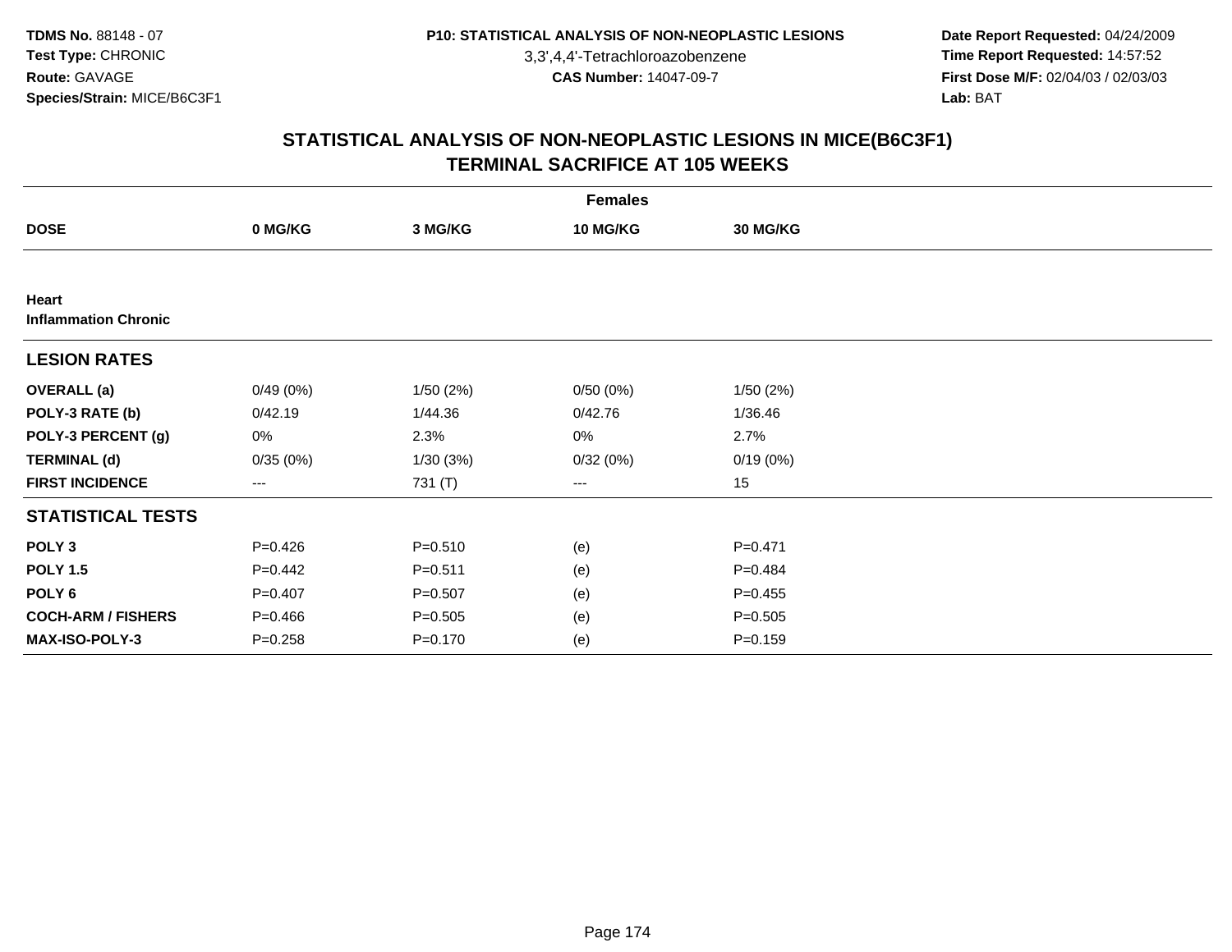**TDMS No.** 88148 - 07
**Test Type:** CHRONIC
**Route:** GAVAGE
**Species/Strain:** MICE/B6C3F1

**P10: STATISTICAL ANALYSIS OF NON-NEOPLASTIC LESIONS**
3,3',4,4'-Tetrachloroazobenzene
**CAS Number:** 14047-09-7

**Date Report Requested:** 04/24/2009
**Time Report Requested:** 14:57:52
**First Dose M/F:** 02/04/03 / 02/03/03
**Lab:** BAT

## STATISTICAL ANALYSIS OF NON-NEOPLASTIC LESIONS IN MICE(B6C3F1) TERMINAL SACRIFICE AT 105 WEEKS

| | Females | | | |
|---|---|---|---|---|
| **DOSE** | **0 MG/KG** | **3 MG/KG** | **10 MG/KG** | **30 MG/KG** |
| **Heart** | | | | |
| **Inflammation Chronic** | | | | |
| **LESION RATES** | | | | |
| **OVERALL (a)** | 0/49 (0%) | 1/50 (2%) | 0/50 (0%) | 1/50 (2%) |
| **POLY-3 RATE (b)** | 0/42.19 | 1/44.36 | 0/42.76 | 1/36.46 |
| **POLY-3 PERCENT (g)** | 0% | 2.3% | 0% | 2.7% |
| **TERMINAL (d)** | 0/35 (0%) | 1/30 (3%) | 0/32 (0%) | 0/19 (0%) |
| **FIRST INCIDENCE** | --- | 731 (T) | --- | 15 |
| **STATISTICAL TESTS** | | | | |
| **POLY 3** | P=0.426 | P=0.510 | (e) | P=0.471 |
| **POLY 1.5** | P=0.442 | P=0.511 | (e) | P=0.484 |
| **POLY 6** | P=0.407 | P=0.507 | (e) | P=0.455 |
| **COCH-ARM / FISHERS** | P=0.466 | P=0.505 | (e) | P=0.505 |
| **MAX-ISO-POLY-3** | P=0.258 | P=0.170 | (e) | P=0.159 |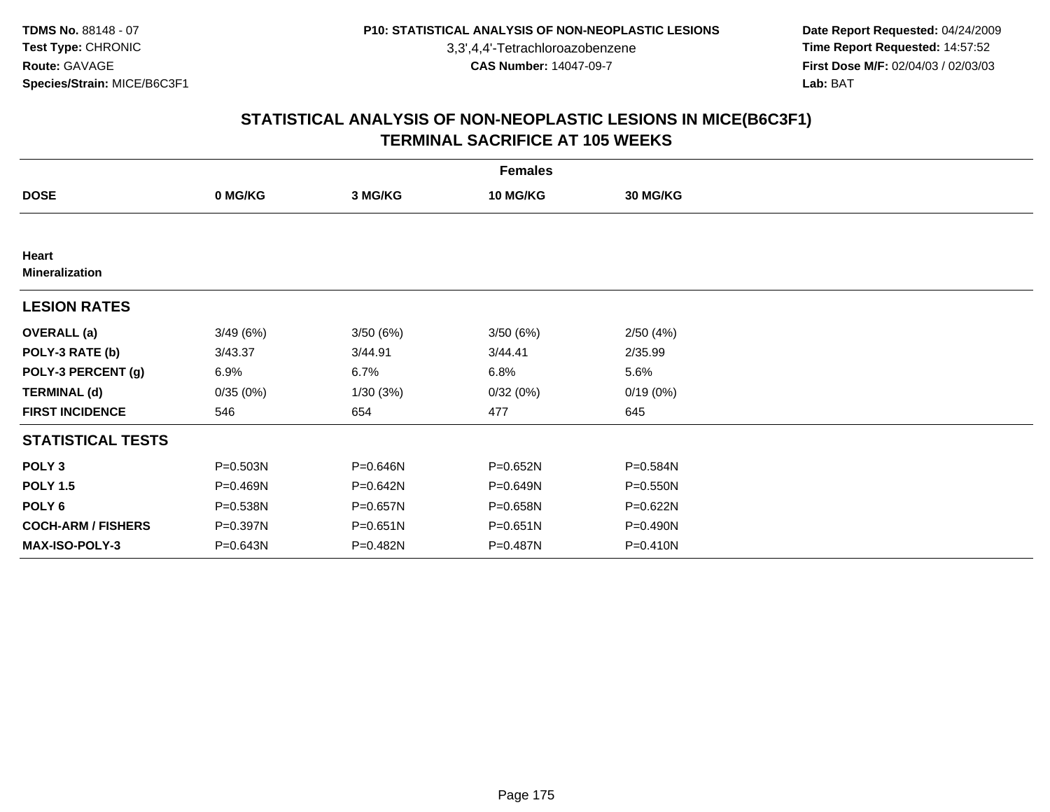# STATISTICAL ANALYSIS OF NON-NEOPLASTIC LESIONS IN MICE(B6C3F1)
## TERMINAL SACRIFICE AT 105 WEEKS

| | Females | | | |
|---|---|---|---|---|
| **DOSE** | **0 MG/KG** | **3 MG/KG** | **10 MG/KG** | **30 MG/KG** |
| **Heart** | | | | |
| **Mineralization** | | | | |
| **LESION RATES** | | | | |
| **OVERALL (a)** | 3/49 (6%) | 3/50 (6%) | 3/50 (6%) | 2/50 (4%) |
| **POLY-3 RATE (b)** | 3/43.37 | 3/44.91 | 3/44.41 | 2/35.99 |
| **POLY-3 PERCENT (g)** | 6.9% | 6.7% | 6.8% | 5.6% |
| **TERMINAL (d)** | 0/35 (0%) | 1/30 (3%) | 0/32 (0%) | 0/19 (0%) |
| **FIRST INCIDENCE** | 546 | 654 | 477 | 645 |
| **STATISTICAL TESTS** | | | | |
| **POLY 3** | P=0.503N | P=0.646N | P=0.652N | P=0.584N |
| **POLY 1.5** | P=0.469N | P=0.642N | P=0.649N | P=0.550N |
| **POLY 6** | P=0.538N | P=0.657N | P=0.658N | P=0.622N |
| **COCH-ARM / FISHERS** | P=0.397N | P=0.651N | P=0.651N | P=0.490N |
| **MAX-ISO-POLY-3** | P=0.643N | P=0.482N | P=0.487N | P=0.410N |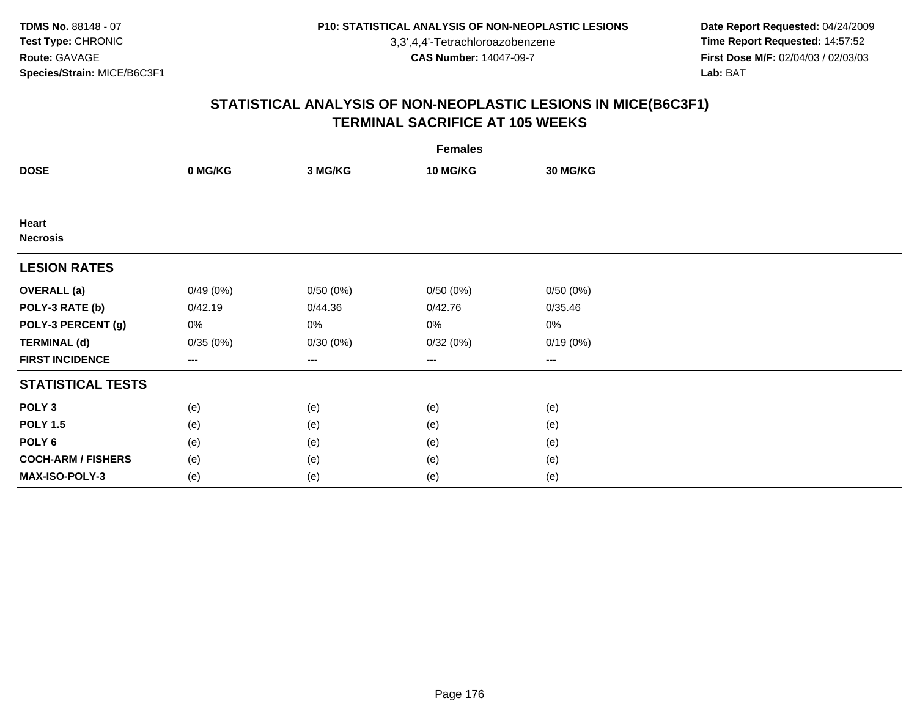**TDMS No.** 88148 - 07
**Test Type:** CHRONIC
**Route:** GAVAGE
**Species/Strain:** MICE/B6C3F1

**P10: STATISTICAL ANALYSIS OF NON-NEOPLASTIC LESIONS**
3,3',4,4'-Tetrachloroazobenzene
**CAS Number:** 14047-09-7

**Date Report Requested:** 04/24/2009
**Time Report Requested:** 14:57:52
**First Dose M/F:** 02/04/03 / 02/03/03
**Lab:** BAT

## STATISTICAL ANALYSIS OF NON-NEOPLASTIC LESIONS IN MICE(B6C3F1) TERMINAL SACRIFICE AT 105 WEEKS

| | Females | | | |
|---|---|---|---|---|
| **DOSE** | **0 MG/KG** | **3 MG/KG** | **10 MG/KG** | **30 MG/KG** |
| **Heart** | | | | |
| **Necrosis** | | | | |
| **LESION RATES** | | | | |
| **OVERALL (a)** | 0/49 (0%) | 0/50 (0%) | 0/50 (0%) | 0/50 (0%) |
| **POLY-3 RATE (b)** | 0/42.19 | 0/44.36 | 0/42.76 | 0/35.46 |
| **POLY-3 PERCENT (g)** | 0% | 0% | 0% | 0% |
| **TERMINAL (d)** | 0/35 (0%) | 0/30 (0%) | 0/32 (0%) | 0/19 (0%) |
| **FIRST INCIDENCE** | --- | --- | --- | --- |
| **STATISTICAL TESTS** | | | | |
| **POLY 3** | (e) | (e) | (e) | (e) |
| **POLY 1.5** | (e) | (e) | (e) | (e) |
| **POLY 6** | (e) | (e) | (e) | (e) |
| **COCH-ARM / FISHERS** | (e) | (e) | (e) | (e) |
| **MAX-ISO-POLY-3** | (e) | (e) | (e) | (e) |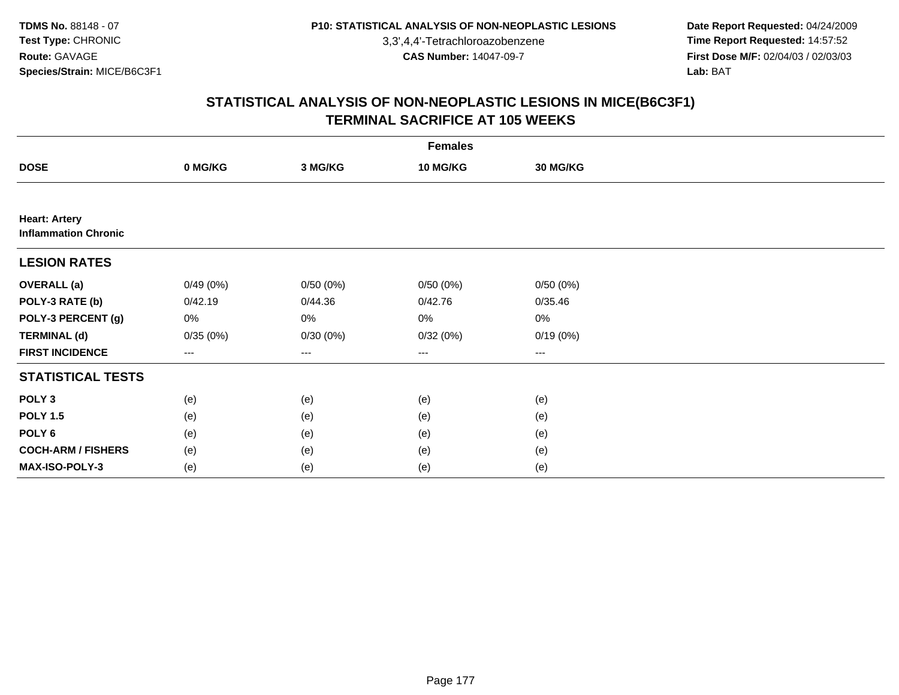**TDMS No.** 88148 - 07
**Test Type:** CHRONIC
**Route:** GAVAGE
**Species/Strain:** MICE/B6C3F1

**P10: STATISTICAL ANALYSIS OF NON-NEOPLASTIC LESIONS**
3,3',4,4'-Tetrachloroazobenzene
**CAS Number:** 14047-09-7

**Date Report Requested:** 04/24/2009
**Time Report Requested:** 14:57:52
**First Dose M/F:** 02/04/03 / 02/03/03
**Lab:** BAT

## STATISTICAL ANALYSIS OF NON-NEOPLASTIC LESIONS IN MICE(B6C3F1) TERMINAL SACRIFICE AT 105 WEEKS

| | Females | | | |
|---|---|---|---|---|
| **DOSE** | **0 MG/KG** | **3 MG/KG** | **10 MG/KG** | **30 MG/KG** |
| **Heart: Artery** **Inflammation Chronic** | | | | |
| **LESION RATES** | | | | |
| **OVERALL (a)** | 0/49 (0%) | 0/50 (0%) | 0/50 (0%) | 0/50 (0%) |
| **POLY-3 RATE (b)** | 0/42.19 | 0/44.36 | 0/42.76 | 0/35.46 |
| **POLY-3 PERCENT (g)** | 0% | 0% | 0% | 0% |
| **TERMINAL (d)** | 0/35 (0%) | 0/30 (0%) | 0/32 (0%) | 0/19 (0%) |
| **FIRST INCIDENCE** | --- | --- | --- | --- |
| **STATISTICAL TESTS** | | | | |
| **POLY 3** | (e) | (e) | (e) | (e) |
| **POLY 1.5** | (e) | (e) | (e) | (e) |
| **POLY 6** | (e) | (e) | (e) | (e) |
| **COCH-ARM / FISHERS** | (e) | (e) | (e) | (e) |
| **MAX-ISO-POLY-3** | (e) | (e) | (e) | (e) |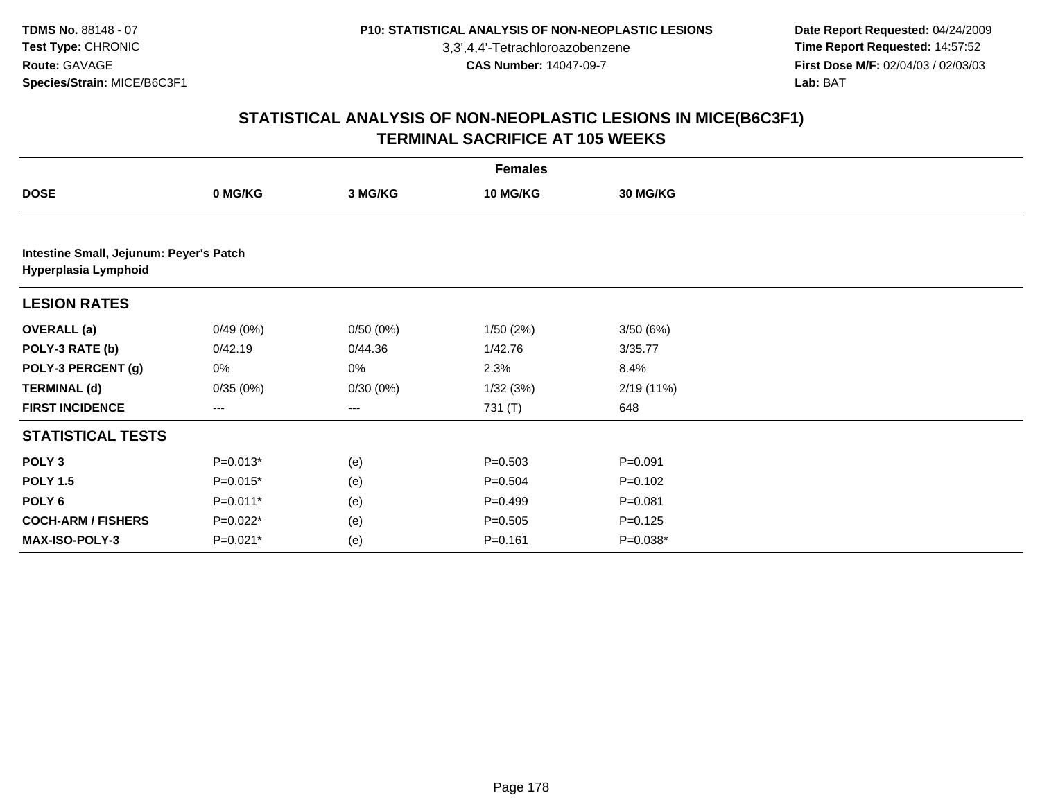**TDMS No.** 88148 - 07
**Test Type:** CHRONIC
**Route:** GAVAGE
**Species/Strain:** MICE/B6C3F1

**P10: STATISTICAL ANALYSIS OF NON-NEOPLASTIC LESIONS**
3,3',4,4'-Tetrachloroazobenzene
**CAS Number:** 14047-09-7

**Date Report Requested:** 04/24/2009
**Time Report Requested:** 14:57:52
**First Dose M/F:** 02/04/03 / 02/03/03
**Lab:** BAT

## STATISTICAL ANALYSIS OF NON-NEOPLASTIC LESIONS IN MICE(B6C3F1)
## TERMINAL SACRIFICE AT 105 WEEKS

| | Females | | | |
|---|---|---|---|---|
| **DOSE** | **0 MG/KG** | **3 MG/KG** | **10 MG/KG** | **30 MG/KG** |
| **Intestine Small, Jejunum: Peyer's Patch** | | | | |
| **Hyperplasia Lymphoid** | | | | |
| **LESION RATES** | | | | |
| **OVERALL (a)** | 0/49 (0%) | 0/50 (0%) | 1/50 (2%) | 3/50 (6%) |
| **POLY-3 RATE (b)** | 0/42.19 | 0/44.36 | 1/42.76 | 3/35.77 |
| **POLY-3 PERCENT (g)** | 0% | 0% | 2.3% | 8.4% |
| **TERMINAL (d)** | 0/35 (0%) | 0/30 (0%) | 1/32 (3%) | 2/19 (11%) |
| **FIRST INCIDENCE** | --- | --- | 731 (T) | 648 |
| **STATISTICAL TESTS** | | | | |
| **POLY 3** | P=0.013* | (e) | P=0.503 | P=0.091 |
| **POLY 1.5** | P=0.015* | (e) | P=0.504 | P=0.102 |
| **POLY 6** | P=0.011* | (e) | P=0.499 | P=0.081 |
| **COCH-ARM / FISHERS** | P=0.022* | (e) | P=0.505 | P=0.125 |
| **MAX-ISO-POLY-3** | P=0.021* | (e) | P=0.161 | P=0.038* |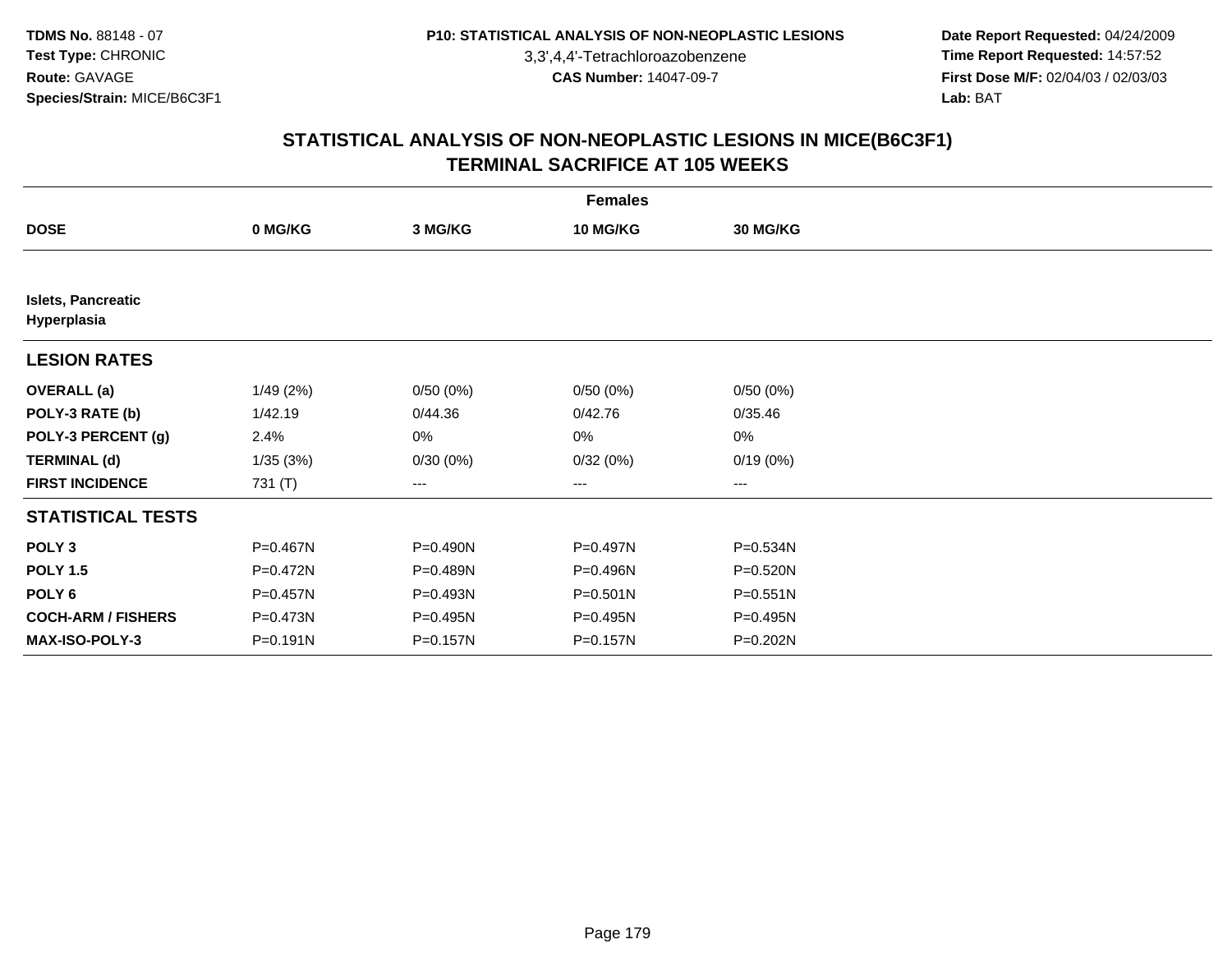**TDMS No.** 88148 - 07
**Test Type:** CHRONIC
**Route:** GAVAGE
**Species/Strain:** MICE/B6C3F1

**P10: STATISTICAL ANALYSIS OF NON-NEOPLASTIC LESIONS**
3,3',4,4'-Tetrachloroazobenzene
**CAS Number:** 14047-09-7

**Date Report Requested:** 04/24/2009
**Time Report Requested:** 14:57:52
**First Dose M/F:** 02/04/03 / 02/03/03
**Lab:** BAT

## STATISTICAL ANALYSIS OF NON-NEOPLASTIC LESIONS IN MICE(B6C3F1)
## TERMINAL SACRIFICE AT 105 WEEKS

| Females | | | | |
|---|---|---|---|---|
| **DOSE** | **0 MG/KG** | **3 MG/KG** | **10 MG/KG** | **30 MG/KG** |
| **Islets, Pancreatic Hyperplasia** | | | | |
| **LESION RATES** | | | | |
| **OVERALL (a)** | 1/49 (2%) | 0/50 (0%) | 0/50 (0%) | 0/50 (0%) |
| **POLY-3 RATE (b)** | 1/42.19 | 0/44.36 | 0/42.76 | 0/35.46 |
| **POLY-3 PERCENT (g)** | 2.4% | 0% | 0% | 0% |
| **TERMINAL (d)** | 1/35 (3%) | 0/30 (0%) | 0/32 (0%) | 0/19 (0%) |
| **FIRST INCIDENCE** | 731 (T) | --- | --- | --- |
| **STATISTICAL TESTS** | | | | |
| **POLY 3** | P=0.467N | P=0.490N | P=0.497N | P=0.534N |
| **POLY 1.5** | P=0.472N | P=0.489N | P=0.496N | P=0.520N |
| **POLY 6** | P=0.457N | P=0.493N | P=0.501N | P=0.551N |
| **COCH-ARM / FISHERS** | P=0.473N | P=0.495N | P=0.495N | P=0.495N |
| **MAX-ISO-POLY-3** | P=0.191N | P=0.157N | P=0.157N | P=0.202N |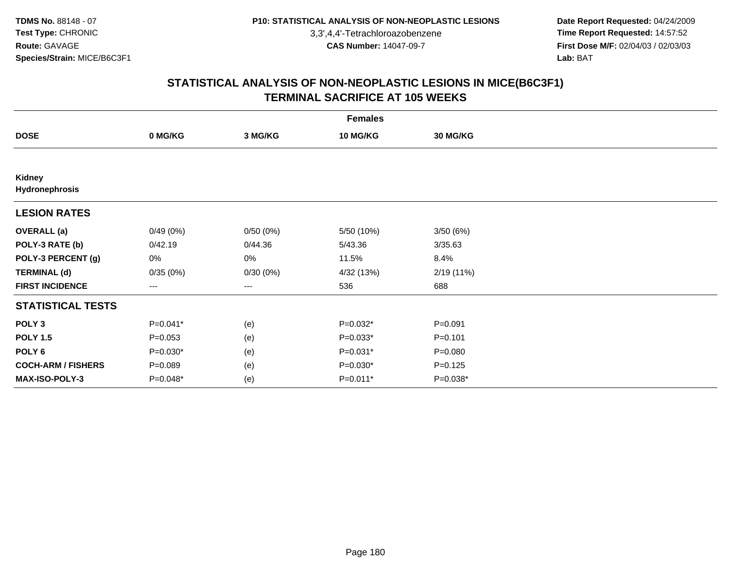**TDMS No.** 88148 - 07
**Test Type:** CHRONIC
**Route:** GAVAGE
**Species/Strain:** MICE/B6C3F1

**P10: STATISTICAL ANALYSIS OF NON-NEOPLASTIC LESIONS**
3,3',4,4'-Tetrachloroazobenzene
**CAS Number:** 14047-09-7

**Date Report Requested:** 04/24/2009
**Time Report Requested:** 14:57:52
**First Dose M/F:** 02/04/03 / 02/03/03
**Lab:** BAT

## STATISTICAL ANALYSIS OF NON-NEOPLASTIC LESIONS IN MICE(B6C3F1) TERMINAL SACRIFICE AT 105 WEEKS

| | Females | | | |
|---|---|---|---|---|
| **DOSE** | **0 MG/KG** | **3 MG/KG** | **10 MG/KG** | **30 MG/KG** |
| **Kidney** | | | | |
| **Hydronephrosis** | | | | |
| **LESION RATES** | | | | |
| **OVERALL (a)** | 0/49 (0%) | 0/50 (0%) | 5/50 (10%) | 3/50 (6%) |
| **POLY-3 RATE (b)** | 0/42.19 | 0/44.36 | 5/43.36 | 3/35.63 |
| **POLY-3 PERCENT (g)** | 0% | 0% | 11.5% | 8.4% |
| **TERMINAL (d)** | 0/35 (0%) | 0/30 (0%) | 4/32 (13%) | 2/19 (11%) |
| **FIRST INCIDENCE** | --- | --- | 536 | 688 |
| **STATISTICAL TESTS** | | | | |
| **POLY 3** | P=0.041* | (e) | P=0.032* | P=0.091 |
| **POLY 1.5** | P=0.053 | (e) | P=0.033* | P=0.101 |
| **POLY 6** | P=0.030* | (e) | P=0.031* | P=0.080 |
| **COCH-ARM / FISHERS** | P=0.089 | (e) | P=0.030* | P=0.125 |
| **MAX-ISO-POLY-3** | P=0.048* | (e) | P=0.011* | P=0.038* |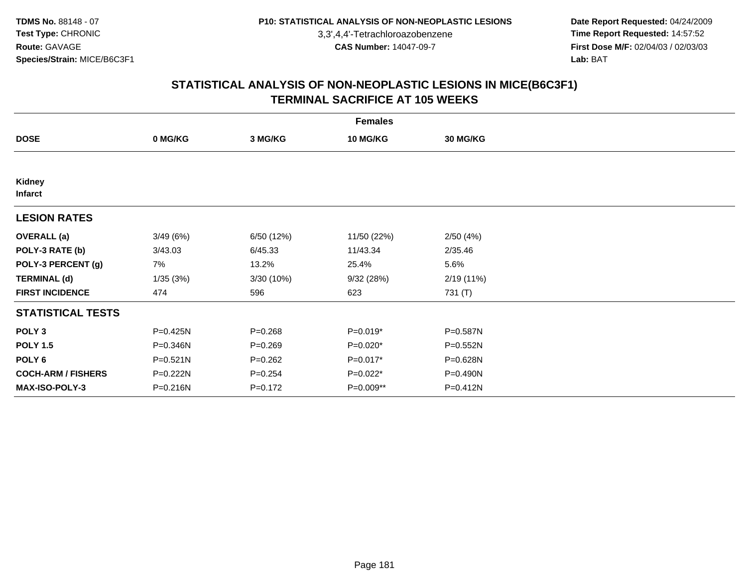**TDMS No.** 88148 - 07
**Test Type:** CHRONIC
**Route:** GAVAGE
**Species/Strain:** MICE/B6C3F1

**P10: STATISTICAL ANALYSIS OF NON-NEOPLASTIC LESIONS**
3,3',4,4'-Tetrachloroazobenzene
**CAS Number:** 14047-09-7

**Date Report Requested:** 04/24/2009
**Time Report Requested:** 14:57:52
**First Dose M/F:** 02/04/03 / 02/03/03
**Lab:** BAT

## STATISTICAL ANALYSIS OF NON-NEOPLASTIC LESIONS IN MICE(B6C3F1) TERMINAL SACRIFICE AT 105 WEEKS

| | Females | | | |
|---|---|---|---|---|
| **DOSE** | **0 MG/KG** | **3 MG/KG** | **10 MG/KG** | **30 MG/KG** |
| **Kidney** | | | | |
| **Infarct** | | | | |
| **LESION RATES** | | | | |
| **OVERALL (a)** | 3/49 (6%) | 6/50 (12%) | 11/50 (22%) | 2/50 (4%) |
| **POLY-3 RATE (b)** | 3/43.03 | 6/45.33 | 11/43.34 | 2/35.46 |
| **POLY-3 PERCENT (g)** | 7% | 13.2% | 25.4% | 5.6% |
| **TERMINAL (d)** | 1/35 (3%) | 3/30 (10%) | 9/32 (28%) | 2/19 (11%) |
| **FIRST INCIDENCE** | 474 | 596 | 623 | 731 (T) |
| **STATISTICAL TESTS** | | | | |
| **POLY 3** | P=0.425N | P=0.268 | P=0.019* | P=0.587N |
| **POLY 1.5** | P=0.346N | P=0.269 | P=0.020* | P=0.552N |
| **POLY 6** | P=0.521N | P=0.262 | P=0.017* | P=0.628N |
| **COCH-ARM / FISHERS** | P=0.222N | P=0.254 | P=0.022* | P=0.490N |
| **MAX-ISO-POLY-3** | P=0.216N | P=0.172 | P=0.009** | P=0.412N |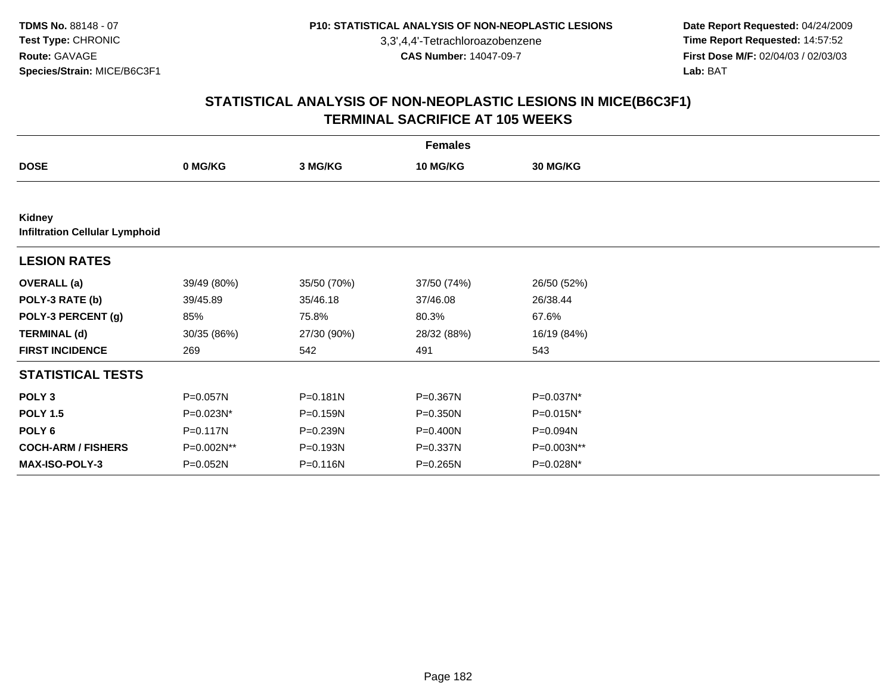TDMS No. 88148 - 07
Test Type: CHRONIC
Route: GAVAGE
Species/Strain: MICE/B6C3F1

P10: STATISTICAL ANALYSIS OF NON-NEOPLASTIC LESIONS
3,3',4,4'-Tetrachloroazobenzene
CAS Number: 14047-09-7

Date Report Requested: 04/24/2009
Time Report Requested: 14:57:52
First Dose M/F: 02/04/03 / 02/03/03
Lab: BAT

## STATISTICAL ANALYSIS OF NON-NEOPLASTIC LESIONS IN MICE(B6C3F1)
## TERMINAL SACRIFICE AT 105 WEEKS

| | Females | | | |
|---|---|---|---|---|
| **DOSE** | **0 MG/KG** | **3 MG/KG** | **10 MG/KG** | **30 MG/KG** |
| **Kidney** | | | | |
| **Infiltration Cellular Lymphoid** | | | | |
| **LESION RATES** | | | | |
| **OVERALL (a)** | 39/49 (80%) | 35/50 (70%) | 37/50 (74%) | 26/50 (52%) |
| **POLY-3 RATE (b)** | 39/45.89 | 35/46.18 | 37/46.08 | 26/38.44 |
| **POLY-3 PERCENT (g)** | 85% | 75.8% | 80.3% | 67.6% |
| **TERMINAL (d)** | 30/35 (86%) | 27/30 (90%) | 28/32 (88%) | 16/19 (84%) |
| **FIRST INCIDENCE** | 269 | 542 | 491 | 543 |
| **STATISTICAL TESTS** | | | | |
| **POLY 3** | P=0.057N | P=0.181N | P=0.367N | P=0.037N* |
| **POLY 1.5** | P=0.023N* | P=0.159N | P=0.350N | P=0.015N* |
| **POLY 6** | P=0.117N | P=0.239N | P=0.400N | P=0.094N |
| **COCH-ARM / FISHERS** | P=0.002N** | P=0.193N | P=0.337N | P=0.003N** |
| **MAX-ISO-POLY-3** | P=0.052N | P=0.116N | P=0.265N | P=0.028N* |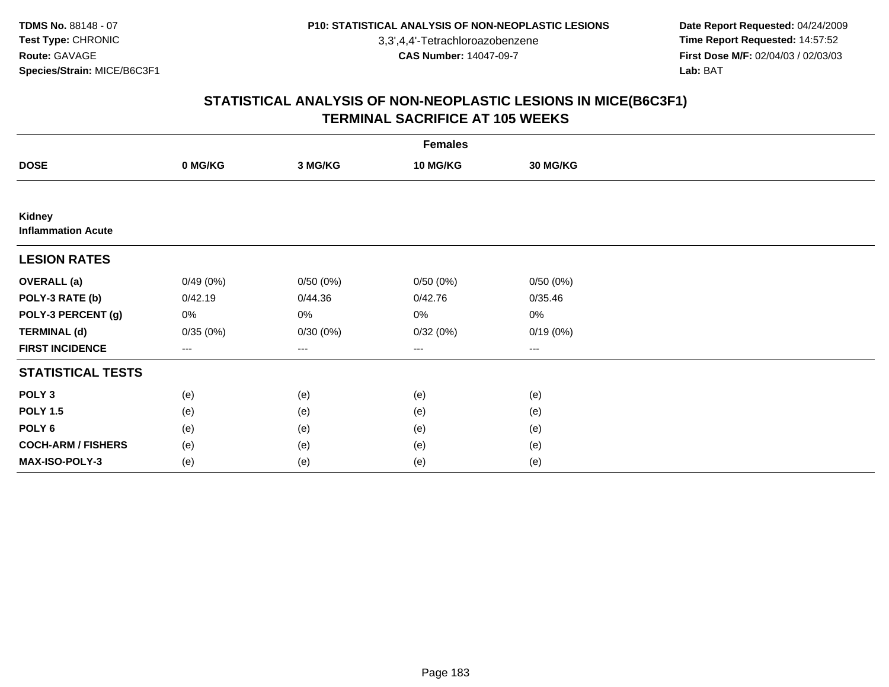TDMS No. 88148 - 07
Test Type: CHRONIC
Route: GAVAGE
Species/Strain: MICE/B6C3F1

P10: STATISTICAL ANALYSIS OF NON-NEOPLASTIC LESIONS
3,3',4,4'-Tetrachloroazobenzene
CAS Number: 14047-09-7

Date Report Requested: 04/24/2009
Time Report Requested: 14:57:52
First Dose M/F: 02/04/03 / 02/03/03
Lab: BAT

## STATISTICAL ANALYSIS OF NON-NEOPLASTIC LESIONS IN MICE(B6C3F1)
## TERMINAL SACRIFICE AT 105 WEEKS

| | Females | | | |
|---|---|---|---|---|
| **DOSE** | **0 MG/KG** | **3 MG/KG** | **10 MG/KG** | **30 MG/KG** |
| **Kidney** | | | | |
| **Inflammation Acute** | | | | |
| **LESION RATES** | | | | |
| **OVERALL (a)** | 0/49 (0%) | 0/50 (0%) | 0/50 (0%) | 0/50 (0%) |
| **POLY-3 RATE (b)** | 0/42.19 | 0/44.36 | 0/42.76 | 0/35.46 |
| **POLY-3 PERCENT (g)** | 0% | 0% | 0% | 0% |
| **TERMINAL (d)** | 0/35 (0%) | 0/30 (0%) | 0/32 (0%) | 0/19 (0%) |
| **FIRST INCIDENCE** | --- | --- | --- | --- |
| **STATISTICAL TESTS** | | | | |
| **POLY 3** | (e) | (e) | (e) | (e) |
| **POLY 1.5** | (e) | (e) | (e) | (e) |
| **POLY 6** | (e) | (e) | (e) | (e) |
| **COCH-ARM / FISHERS** | (e) | (e) | (e) | (e) |
| **MAX-ISO-POLY-3** | (e) | (e) | (e) | (e) |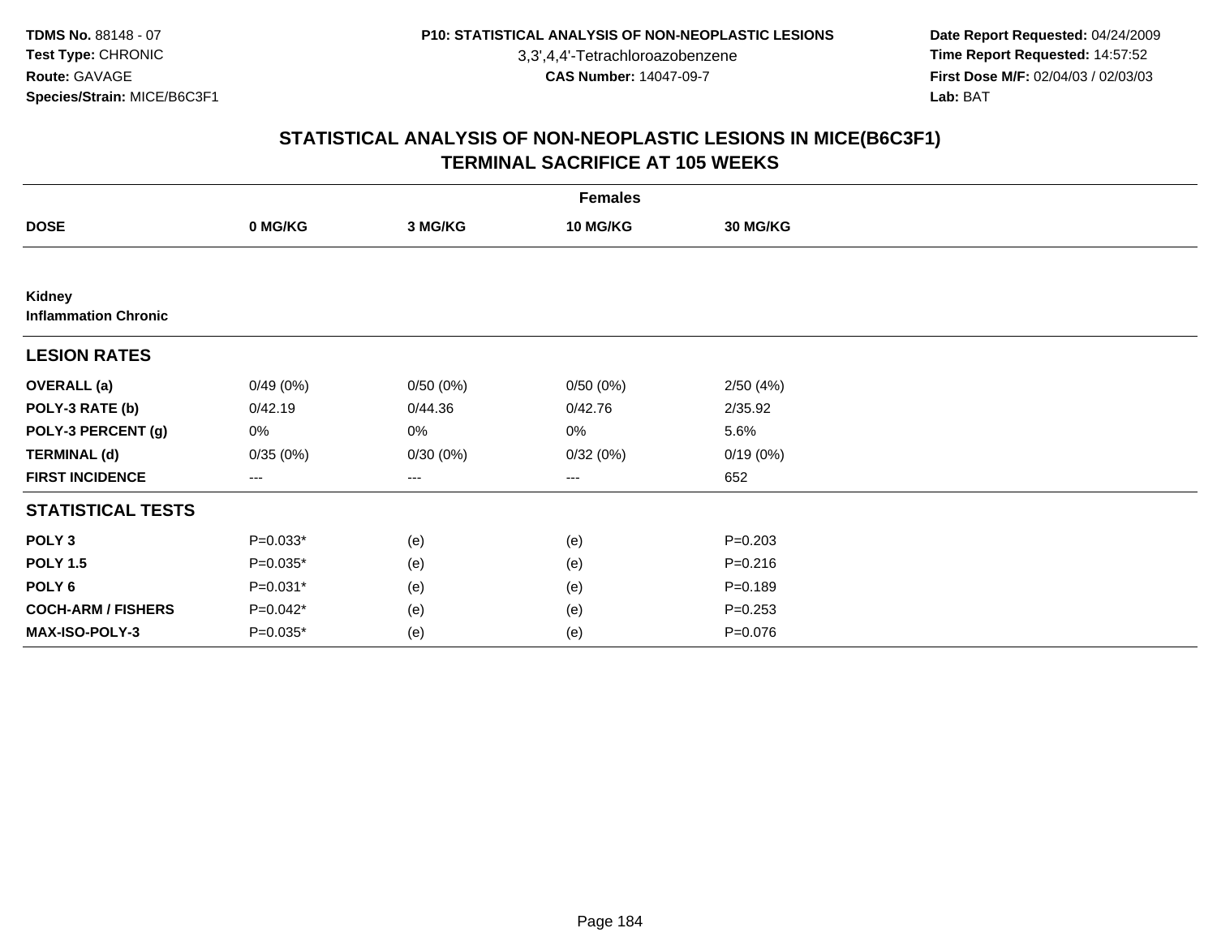**TDMS No.** 88148 - 07
**Test Type:** CHRONIC
**Route:** GAVAGE
**Species/Strain:** MICE/B6C3F1

**P10: STATISTICAL ANALYSIS OF NON-NEOPLASTIC LESIONS**
3,3',4,4'-Tetrachloroazobenzene
**CAS Number:** 14047-09-7

**Date Report Requested:** 04/24/2009
**Time Report Requested:** 14:57:52
**First Dose M/F:** 02/04/03 / 02/03/03
**Lab:** BAT

## STATISTICAL ANALYSIS OF NON-NEOPLASTIC LESIONS IN MICE(B6C3F1)
## TERMINAL SACRIFICE AT 105 WEEKS

| | Females | | | |
|---|---|---|---|---|
| **DOSE** | **0 MG/KG** | **3 MG/KG** | **10 MG/KG** | **30 MG/KG** |
| **Kidney** | | | | |
| **Inflammation Chronic** | | | | |
| **LESION RATES** | | | | |
| **OVERALL (a)** | 0/49 (0%) | 0/50 (0%) | 0/50 (0%) | 2/50 (4%) |
| **POLY-3 RATE (b)** | 0/42.19 | 0/44.36 | 0/42.76 | 2/35.92 |
| **POLY-3 PERCENT (g)** | 0% | 0% | 0% | 5.6% |
| **TERMINAL (d)** | 0/35 (0%) | 0/30 (0%) | 0/32 (0%) | 0/19 (0%) |
| **FIRST INCIDENCE** | --- | --- | --- | 652 |
| **STATISTICAL TESTS** | | | | |
| **POLY 3** | P=0.033* | (e) | (e) | P=0.203 |
| **POLY 1.5** | P=0.035* | (e) | (e) | P=0.216 |
| **POLY 6** | P=0.031* | (e) | (e) | P=0.189 |
| **COCH-ARM / FISHERS** | P=0.042* | (e) | (e) | P=0.253 |
| **MAX-ISO-POLY-3** | P=0.035* | (e) | (e) | P=0.076 |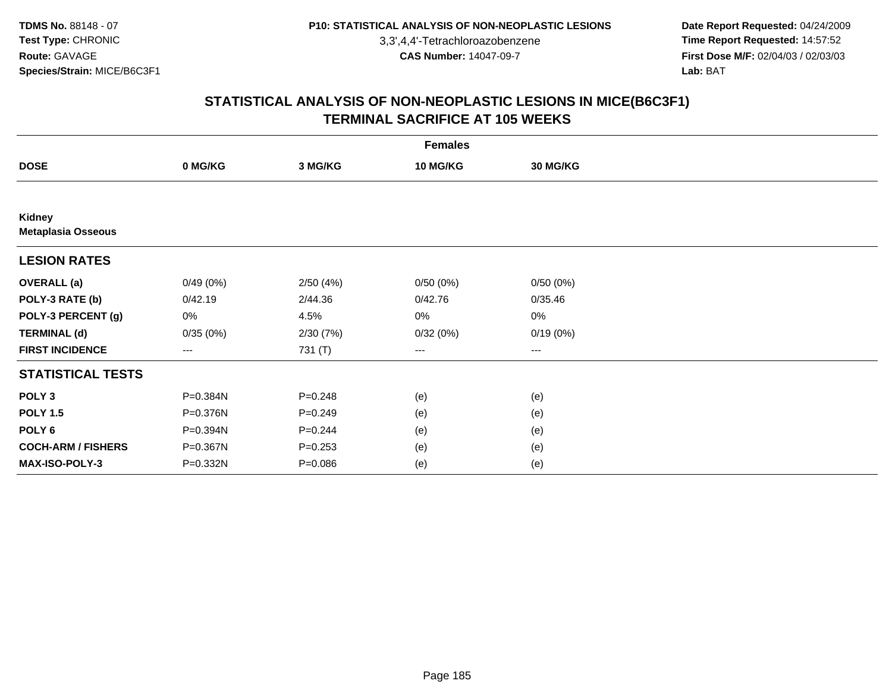**TDMS No.** 88148 - 07
**Test Type:** CHRONIC
**Route:** GAVAGE
**Species/Strain:** MICE/B6C3F1

**P10: STATISTICAL ANALYSIS OF NON-NEOPLASTIC LESIONS**
3,3',4,4'-Tetrachloroazobenzene
**CAS Number:** 14047-09-7

**Date Report Requested:** 04/24/2009
**Time Report Requested:** 14:57:52
**First Dose M/F:** 02/04/03 / 02/03/03
**Lab:** BAT

## STATISTICAL ANALYSIS OF NON-NEOPLASTIC LESIONS IN MICE(B6C3F1) TERMINAL SACRIFICE AT 105 WEEKS

| | Females | | | |
|---|---|---|---|---|
| **DOSE** | **0 MG/KG** | **3 MG/KG** | **10 MG/KG** | **30 MG/KG** |
| **Kidney** | | | | |
| **Metaplasia Osseous** | | | | |
| **LESION RATES** | | | | |
| **OVERALL (a)** | 0/49 (0%) | 2/50 (4%) | 0/50 (0%) | 0/50 (0%) |
| **POLY-3 RATE (b)** | 0/42.19 | 2/44.36 | 0/42.76 | 0/35.46 |
| **POLY-3 PERCENT (g)** | 0% | 4.5% | 0% | 0% |
| **TERMINAL (d)** | 0/35 (0%) | 2/30 (7%) | 0/32 (0%) | 0/19 (0%) |
| **FIRST INCIDENCE** | --- | 731 (T) | --- | --- |
| **STATISTICAL TESTS** | | | | |
| **POLY 3** | P=0.384N | P=0.248 | (e) | (e) |
| **POLY 1.5** | P=0.376N | P=0.249 | (e) | (e) |
| **POLY 6** | P=0.394N | P=0.244 | (e) | (e) |
| **COCH-ARM / FISHERS** | P=0.367N | P=0.253 | (e) | (e) |
| **MAX-ISO-POLY-3** | P=0.332N | P=0.086 | (e) | (e) |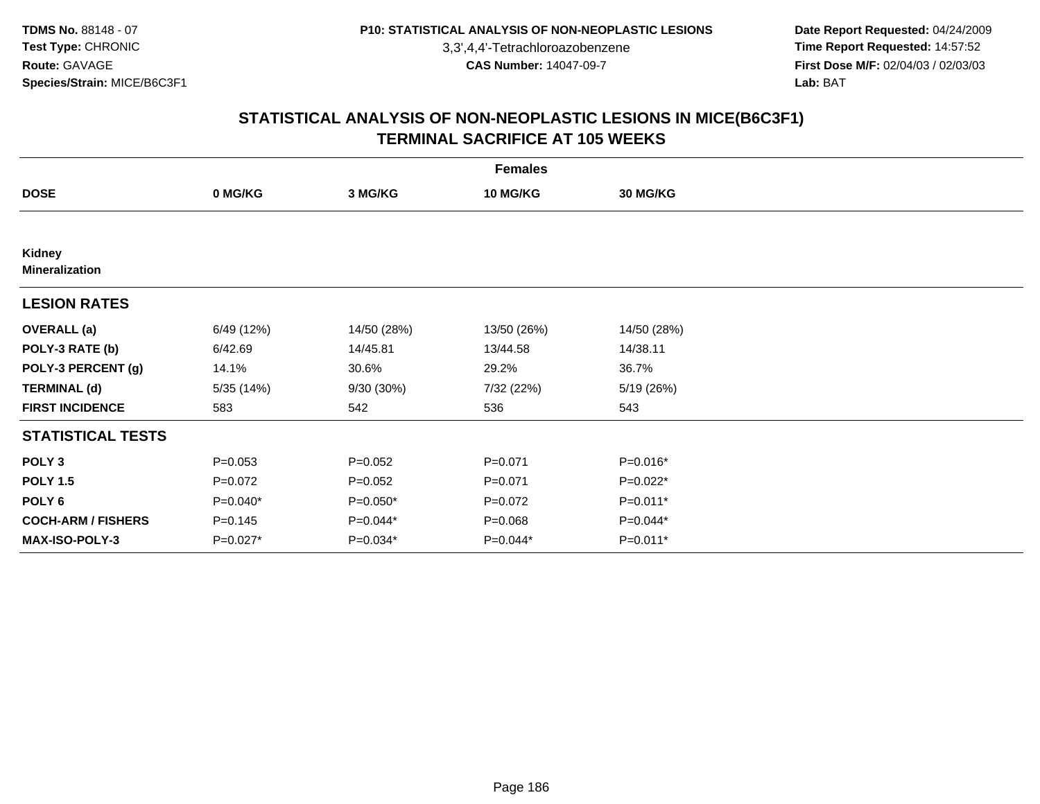**TDMS No.** 88148 - 07
**Test Type:** CHRONIC
**Route:** GAVAGE
**Species/Strain:** MICE/B6C3F1

**P10: STATISTICAL ANALYSIS OF NON-NEOPLASTIC LESIONS**
3,3',4,4'-Tetrachloroazobenzene
**CAS Number:** 14047-09-7

**Date Report Requested:** 04/24/2009
**Time Report Requested:** 14:57:52
**First Dose M/F:** 02/04/03 / 02/03/03
**Lab:** BAT

## STATISTICAL ANALYSIS OF NON-NEOPLASTIC LESIONS IN MICE(B6C3F1)
## TERMINAL SACRIFICE AT 105 WEEKS

| Females | | | | |
|---|---|---|---|---|
| **DOSE** | **0 MG/KG** | **3 MG/KG** | **10 MG/KG** | **30 MG/KG** |
| **Kidney** | | | | |
| **Mineralization** | | | | |
| **LESION RATES** | | | | |
| **OVERALL (a)** | 6/49 (12%) | 14/50 (28%) | 13/50 (26%) | 14/50 (28%) |
| **POLY-3 RATE (b)** | 6/42.69 | 14/45.81 | 13/44.58 | 14/38.11 |
| **POLY-3 PERCENT (g)** | 14.1% | 30.6% | 29.2% | 36.7% |
| **TERMINAL (d)** | 5/35 (14%) | 9/30 (30%) | 7/32 (22%) | 5/19 (26%) |
| **FIRST INCIDENCE** | 583 | 542 | 536 | 543 |
| **STATISTICAL TESTS** | | | | |
| **POLY 3** | P=0.053 | P=0.052 | P=0.071 | P=0.016* |
| **POLY 1.5** | P=0.072 | P=0.052 | P=0.071 | P=0.022* |
| **POLY 6** | P=0.040* | P=0.050* | P=0.072 | P=0.011* |
| **COCH-ARM / FISHERS** | P=0.145 | P=0.044* | P=0.068 | P=0.044* |
| **MAX-ISO-POLY-3** | P=0.027* | P=0.034* | P=0.044* | P=0.011* |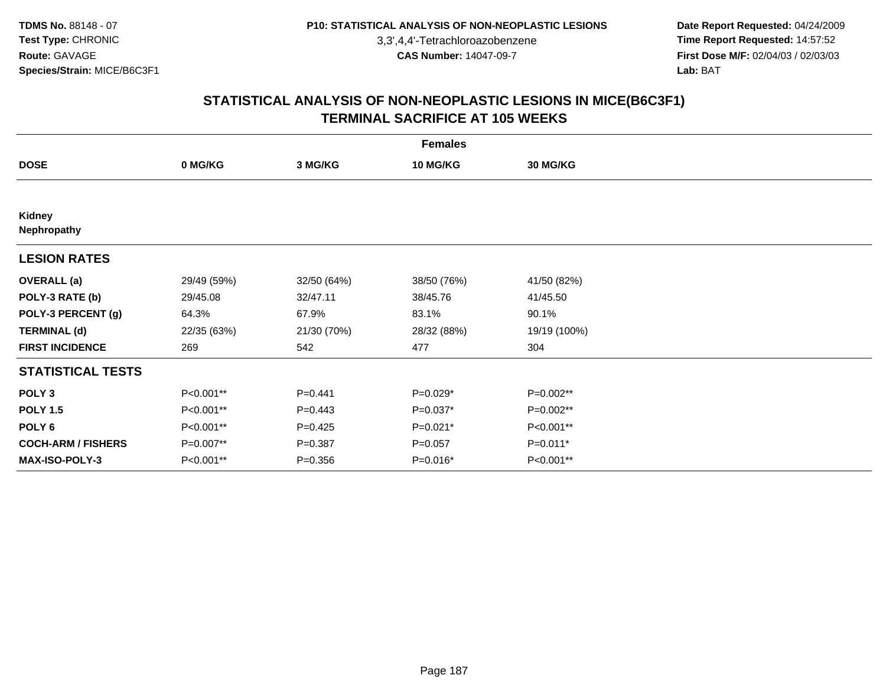**TDMS No.** 88148 - 07
**Test Type:** CHRONIC
**Route:** GAVAGE
**Species/Strain:** MICE/B6C3F1

**P10: STATISTICAL ANALYSIS OF NON-NEOPLASTIC LESIONS**
3,3',4,4'-Tetrachloroazobenzene
**CAS Number:** 14047-09-7

**Date Report Requested:** 04/24/2009
**Time Report Requested:** 14:57:52
**First Dose M/F:** 02/04/03 / 02/03/03
**Lab:** BAT

## STATISTICAL ANALYSIS OF NON-NEOPLASTIC LESIONS IN MICE(B6C3F1)
## TERMINAL SACRIFICE AT 105 WEEKS

| | Females | | | |
|---|---|---|---|---|
| **DOSE** | **0 MG/KG** | **3 MG/KG** | **10 MG/KG** | **30 MG/KG** |
| **Kidney** | | | | |
| **Nephropathy** | | | | |
| **LESION RATES** | | | | |
| **OVERALL (a)** | 29/49 (59%) | 32/50 (64%) | 38/50 (76%) | 41/50 (82%) |
| **POLY-3 RATE (b)** | 29/45.08 | 32/47.11 | 38/45.76 | 41/45.50 |
| **POLY-3 PERCENT (g)** | 64.3% | 67.9% | 83.1% | 90.1% |
| **TERMINAL (d)** | 22/35 (63%) | 21/30 (70%) | 28/32 (88%) | 19/19 (100%) |
| **FIRST INCIDENCE** | 269 | 542 | 477 | 304 |
| **STATISTICAL TESTS** | | | | |
| **POLY 3** | P<0.001** | P=0.441 | P=0.029* | P=0.002** |
| **POLY 1.5** | P<0.001** | P=0.443 | P=0.037* | P=0.002** |
| **POLY 6** | P<0.001** | P=0.425 | P=0.021* | P<0.001** |
| **COCH-ARM / FISHERS** | P=0.007** | P=0.387 | P=0.057 | P=0.011* |
| **MAX-ISO-POLY-3** | P<0.001** | P=0.356 | P=0.016* | P<0.001** |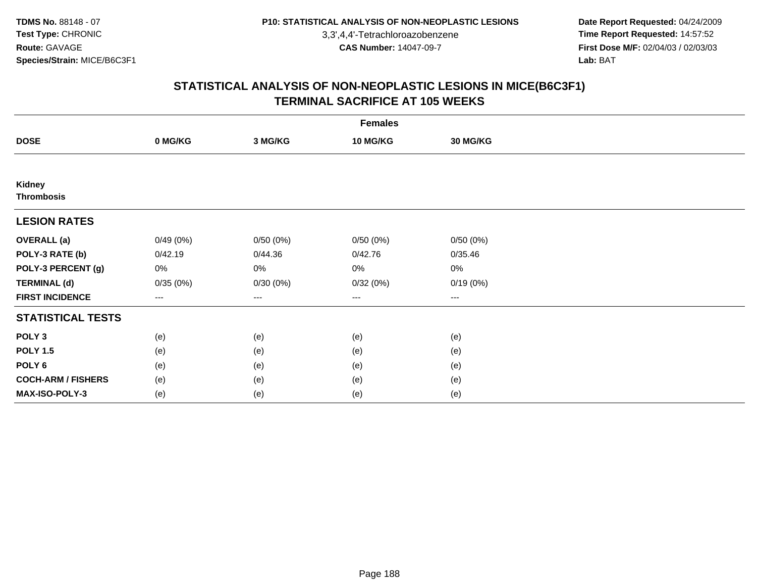**TDMS No.** 88148 - 07
**Test Type:** CHRONIC
**Route:** GAVAGE
**Species/Strain:** MICE/B6C3F1

**P10: STATISTICAL ANALYSIS OF NON-NEOPLASTIC LESIONS**
3,3',4,4'-Tetrachloroazobenzene
**CAS Number:** 14047-09-7

**Date Report Requested:** 04/24/2009
**Time Report Requested:** 14:57:52
**First Dose M/F:** 02/04/03 / 02/03/03
**Lab:** BAT

## STATISTICAL ANALYSIS OF NON-NEOPLASTIC LESIONS IN MICE(B6C3F1)
## TERMINAL SACRIFICE AT 105 WEEKS

| | Females | | | |
|---|---|---|---|---|
| **DOSE** | **0 MG/KG** | **3 MG/KG** | **10 MG/KG** | **30 MG/KG** |
| **Kidney** | | | | |
| **Thrombosis** | | | | |
| **LESION RATES** | | | | |
| **OVERALL (a)** | 0/49 (0%) | 0/50 (0%) | 0/50 (0%) | 0/50 (0%) |
| **POLY-3 RATE (b)** | 0/42.19 | 0/44.36 | 0/42.76 | 0/35.46 |
| **POLY-3 PERCENT (g)** | 0% | 0% | 0% | 0% |
| **TERMINAL (d)** | 0/35 (0%) | 0/30 (0%) | 0/32 (0%) | 0/19 (0%) |
| **FIRST INCIDENCE** | --- | --- | --- | --- |
| **STATISTICAL TESTS** | | | | |
| **POLY 3** | (e) | (e) | (e) | (e) |
| **POLY 1.5** | (e) | (e) | (e) | (e) |
| **POLY 6** | (e) | (e) | (e) | (e) |
| **COCH-ARM / FISHERS** | (e) | (e) | (e) | (e) |
| **MAX-ISO-POLY-3** | (e) | (e) | (e) | (e) |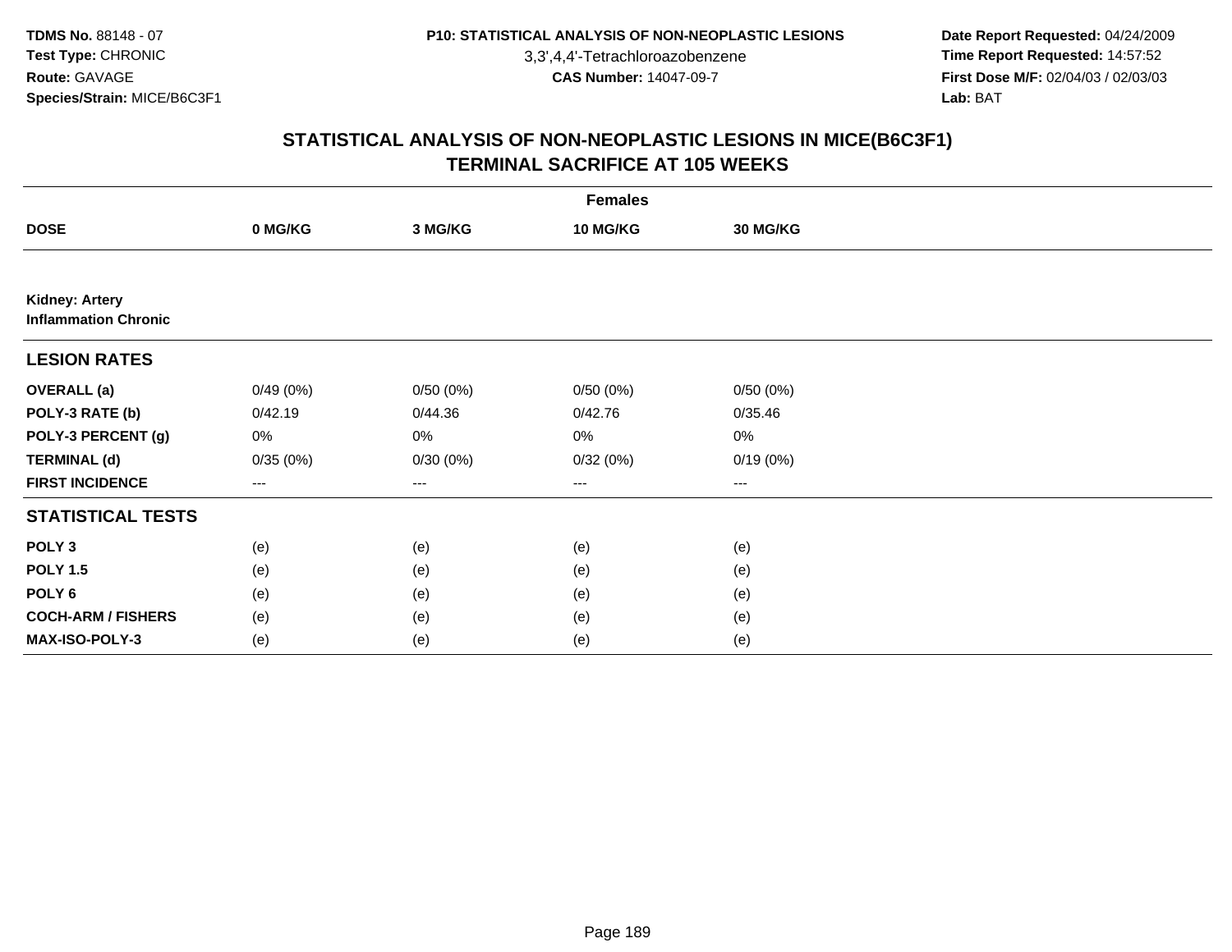TDMS No. 88148 - 07
Test Type: CHRONIC
Route: GAVAGE
Species/Strain: MICE/B6C3F1

P10: STATISTICAL ANALYSIS OF NON-NEOPLASTIC LESIONS
3,3',4,4'-Tetrachloroazobenzene
CAS Number: 14047-09-7

Date Report Requested: 04/24/2009
Time Report Requested: 14:57:52
First Dose M/F: 02/04/03 / 02/03/03
Lab: BAT

## STATISTICAL ANALYSIS OF NON-NEOPLASTIC LESIONS IN MICE(B6C3F1)
## TERMINAL SACRIFICE AT 105 WEEKS

| | Females | | | |
|---|---|---|---|---|
| **DOSE** | **0 MG/KG** | **3 MG/KG** | **10 MG/KG** | **30 MG/KG** |
| **Kidney: Artery** | | | | |
| **Inflammation Chronic** | | | | |
| **LESION RATES** | | | | |
| **OVERALL (a)** | 0/49 (0%) | 0/50 (0%) | 0/50 (0%) | 0/50 (0%) |
| **POLY-3 RATE (b)** | 0/42.19 | 0/44.36 | 0/42.76 | 0/35.46 |
| **POLY-3 PERCENT (g)** | 0% | 0% | 0% | 0% |
| **TERMINAL (d)** | 0/35 (0%) | 0/30 (0%) | 0/32 (0%) | 0/19 (0%) |
| **FIRST INCIDENCE** | --- | --- | --- | --- |
| **STATISTICAL TESTS** | | | | |
| **POLY 3** | (e) | (e) | (e) | (e) |
| **POLY 1.5** | (e) | (e) | (e) | (e) |
| **POLY 6** | (e) | (e) | (e) | (e) |
| **COCH-ARM / FISHERS** | (e) | (e) | (e) | (e) |
| **MAX-ISO-POLY-3** | (e) | (e) | (e) | (e) |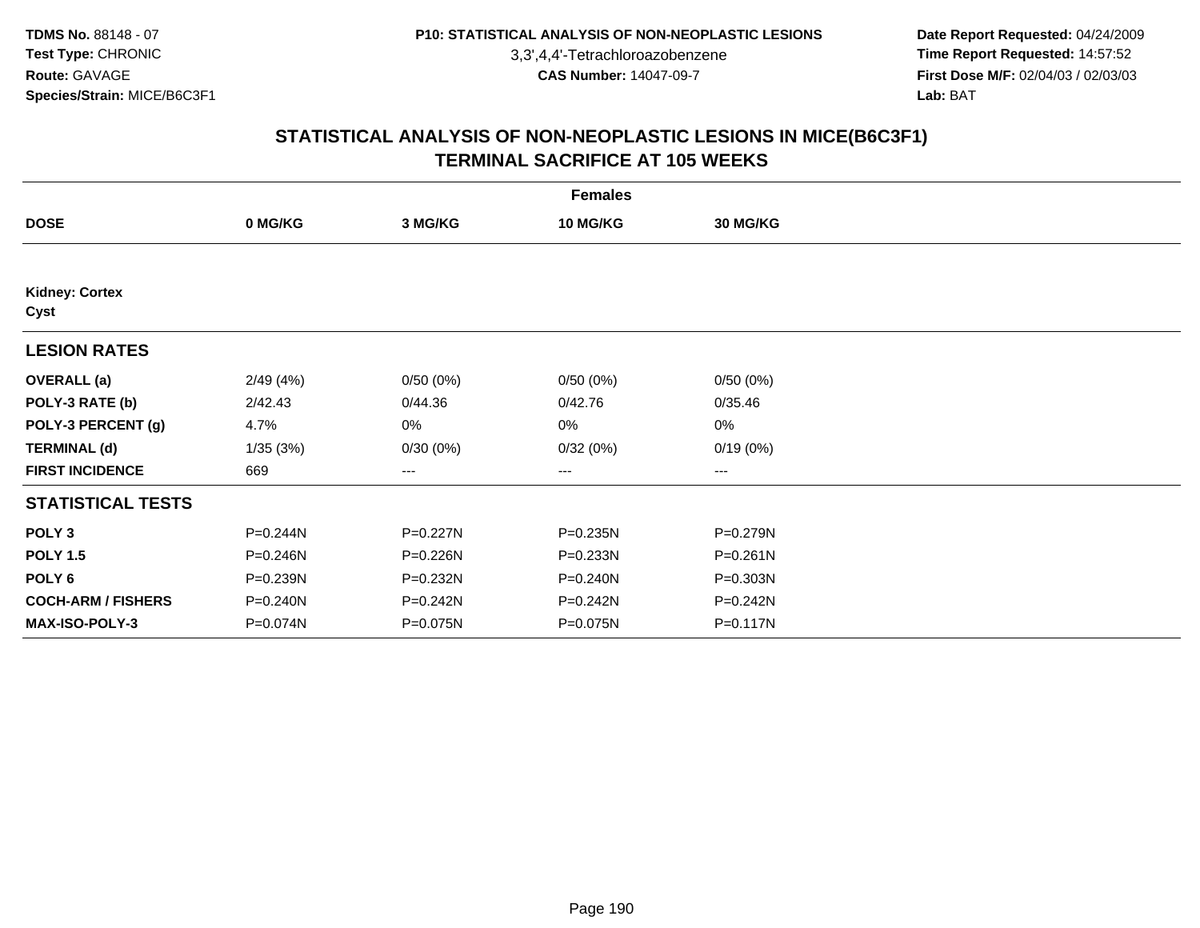**TDMS No.** 88148 - 07
**Test Type:** CHRONIC
**Route:** GAVAGE
**Species/Strain:** MICE/B6C3F1

**P10: STATISTICAL ANALYSIS OF NON-NEOPLASTIC LESIONS**
3,3',4,4'-Tetrachloroazobenzene
**CAS Number:** 14047-09-7

**Date Report Requested:** 04/24/2009
**Time Report Requested:** 14:57:52
**First Dose M/F:** 02/04/03 / 02/03/03
**Lab:** BAT

## STATISTICAL ANALYSIS OF NON-NEOPLASTIC LESIONS IN MICE(B6C3F1)
## TERMINAL SACRIFICE AT 105 WEEKS

| | Females | | | |
|---|---|---|---|---|
| **DOSE** | **0 MG/KG** | **3 MG/KG** | **10 MG/KG** | **30 MG/KG** |
| **Kidney: Cortex** | | | | |
| **Cyst** | | | | |
| **LESION RATES** | | | | |
| **OVERALL (a)** | 2/49 (4%) | 0/50 (0%) | 0/50 (0%) | 0/50 (0%) |
| **POLY-3 RATE (b)** | 2/42.43 | 0/44.36 | 0/42.76 | 0/35.46 |
| **POLY-3 PERCENT (g)** | 4.7% | 0% | 0% | 0% |
| **TERMINAL (d)** | 1/35 (3%) | 0/30 (0%) | 0/32 (0%) | 0/19 (0%) |
| **FIRST INCIDENCE** | 669 | --- | --- | --- |
| **STATISTICAL TESTS** | | | | |
| **POLY 3** | P=0.244N | P=0.227N | P=0.235N | P=0.279N |
| **POLY 1.5** | P=0.246N | P=0.226N | P=0.233N | P=0.261N |
| **POLY 6** | P=0.239N | P=0.232N | P=0.240N | P=0.303N |
| **COCH-ARM / FISHERS** | P=0.240N | P=0.242N | P=0.242N | P=0.242N |
| **MAX-ISO-POLY-3** | P=0.074N | P=0.075N | P=0.075N | P=0.117N |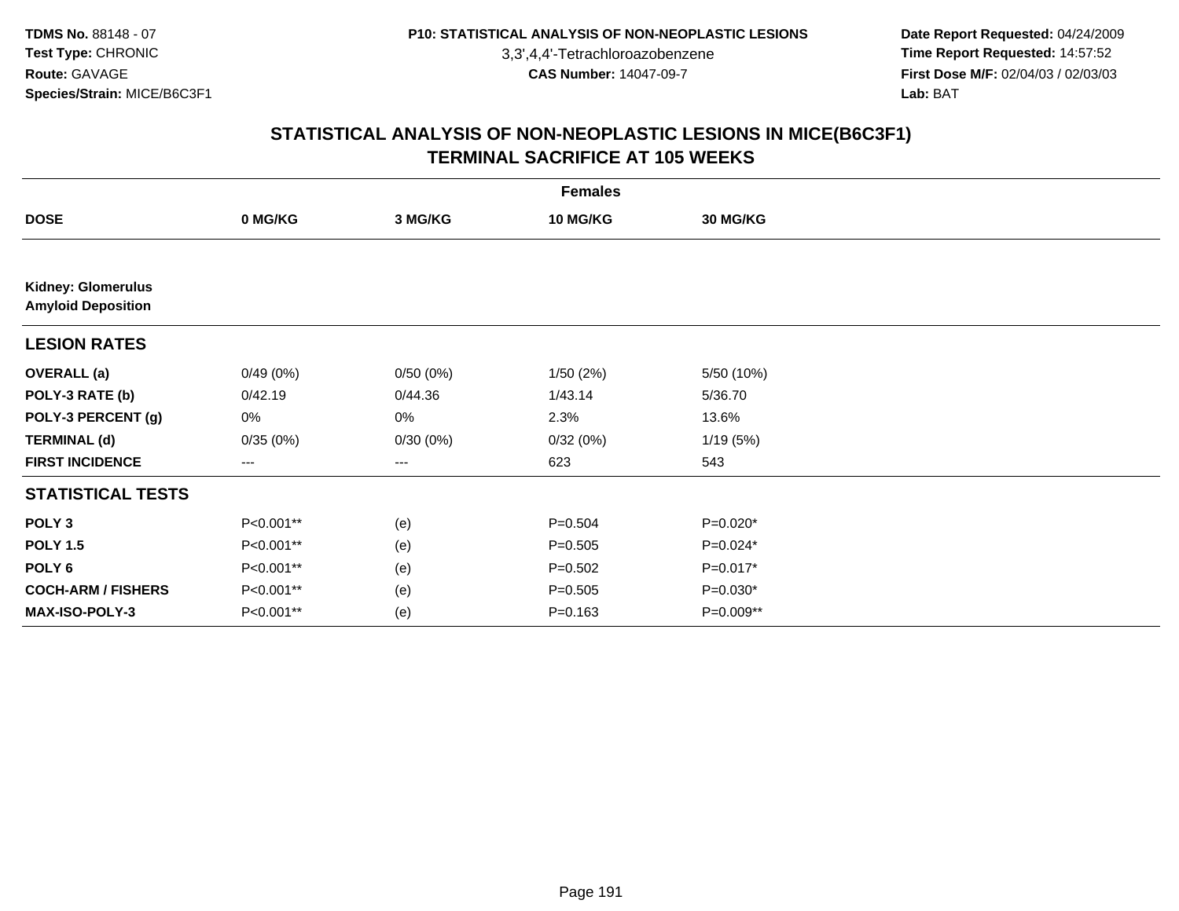**TDMS No.** 88148 - 07
**Test Type:** CHRONIC
**Route:** GAVAGE
**Species/Strain:** MICE/B6C3F1

**P10: STATISTICAL ANALYSIS OF NON-NEOPLASTIC LESIONS**
3,3',4,4'-Tetrachloroazobenzene
**CAS Number:** 14047-09-7

**Date Report Requested:** 04/24/2009
**Time Report Requested:** 14:57:52
**First Dose M/F:** 02/04/03 / 02/03/03
**Lab:** BAT

## STATISTICAL ANALYSIS OF NON-NEOPLASTIC LESIONS IN MICE(B6C3F1) TERMINAL SACRIFICE AT 105 WEEKS

| | Females | | | |
|---|---|---|---|---|
| **DOSE** | **0 MG/KG** | **3 MG/KG** | **10 MG/KG** | **30 MG/KG** |
| **Kidney: Glomerulus Amyloid Deposition** | | | | |
| **LESION RATES** | | | | |
| **OVERALL (a)** | 0/49 (0%) | 0/50 (0%) | 1/50 (2%) | 5/50 (10%) |
| **POLY-3 RATE (b)** | 0/42.19 | 0/44.36 | 1/43.14 | 5/36.70 |
| **POLY-3 PERCENT (g)** | 0% | 0% | 2.3% | 13.6% |
| **TERMINAL (d)** | 0/35 (0%) | 0/30 (0%) | 0/32 (0%) | 1/19 (5%) |
| **FIRST INCIDENCE** | --- | --- | 623 | 543 |
| **STATISTICAL TESTS** | | | | |
| **POLY 3** | P<0.001** | (e) | P=0.504 | P=0.020* |
| **POLY 1.5** | P<0.001** | (e) | P=0.505 | P=0.024* |
| **POLY 6** | P<0.001** | (e) | P=0.502 | P=0.017* |
| **COCH-ARM / FISHERS** | P<0.001** | (e) | P=0.505 | P=0.030* |
| **MAX-ISO-POLY-3** | P<0.001** | (e) | P=0.163 | P=0.009** |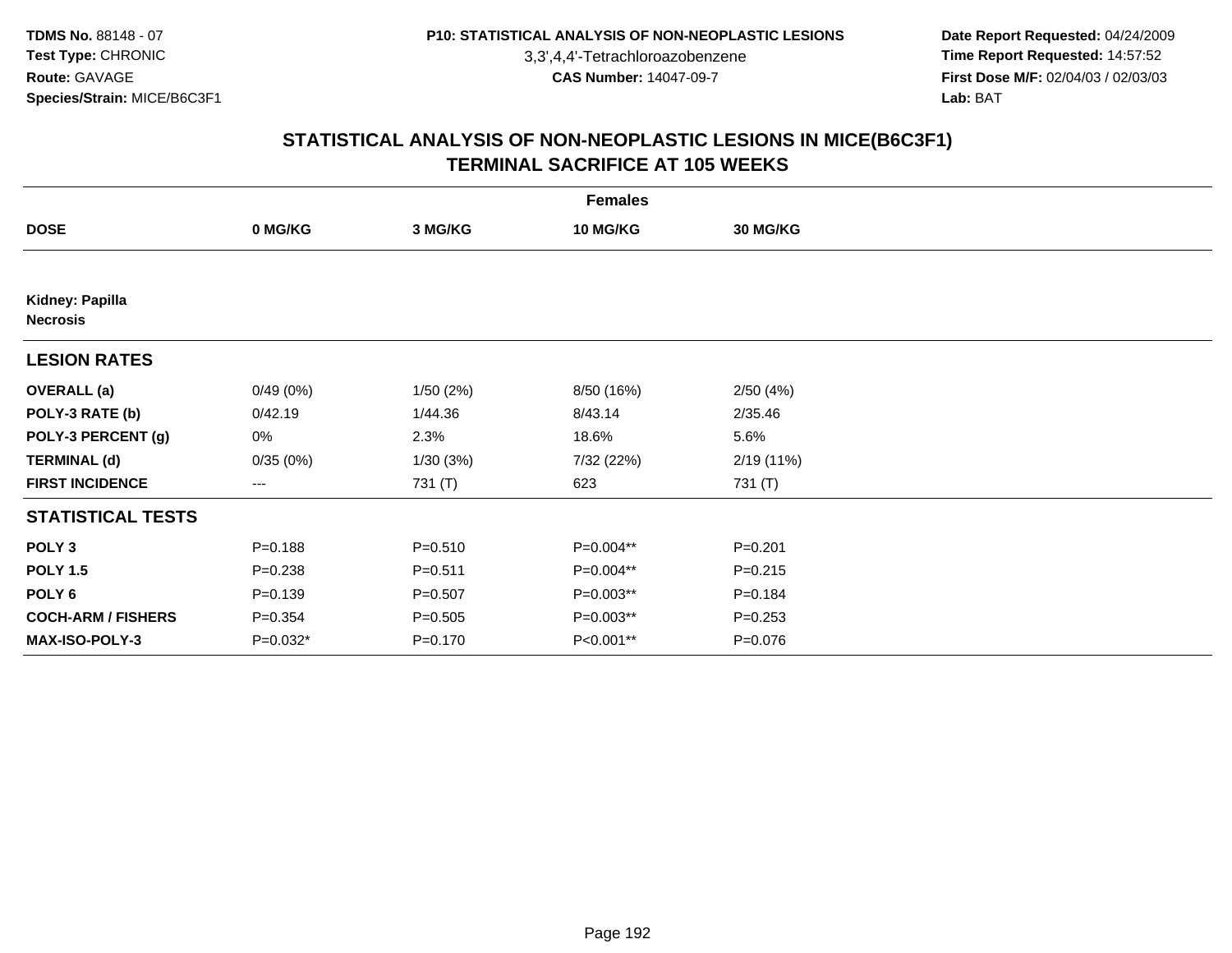**TDMS No.** 88148 - 07
**Test Type:** CHRONIC
**Route:** GAVAGE
**Species/Strain:** MICE/B6C3F1

**P10: STATISTICAL ANALYSIS OF NON-NEOPLASTIC LESIONS**
3,3',4,4'-Tetrachloroazobenzene
**CAS Number:** 14047-09-7

**Date Report Requested:** 04/24/2009
**Time Report Requested:** 14:57:52
**First Dose M/F:** 02/04/03 / 02/03/03
**Lab:** BAT

## STATISTICAL ANALYSIS OF NON-NEOPLASTIC LESIONS IN MICE(B6C3F1) TERMINAL SACRIFICE AT 105 WEEKS

| | Females | | | |
|---|---|---|---|---|
| **DOSE** | **0 MG/KG** | **3 MG/KG** | **10 MG/KG** | **30 MG/KG** |
| **Kidney: Papilla Necrosis** | | | | |
| **LESION RATES** | | | | |
| **OVERALL (a)** | 0/49 (0%) | 1/50 (2%) | 8/50 (16%) | 2/50 (4%) |
| **POLY-3 RATE (b)** | 0/42.19 | 1/44.36 | 8/43.14 | 2/35.46 |
| **POLY-3 PERCENT (g)** | 0% | 2.3% | 18.6% | 5.6% |
| **TERMINAL (d)** | 0/35 (0%) | 1/30 (3%) | 7/32 (22%) | 2/19 (11%) |
| **FIRST INCIDENCE** | --- | 731 (T) | 623 | 731 (T) |
| **STATISTICAL TESTS** | | | | |
| **POLY 3** | P=0.188 | P=0.510 | P=0.004** | P=0.201 |
| **POLY 1.5** | P=0.238 | P=0.511 | P=0.004** | P=0.215 |
| **POLY 6** | P=0.139 | P=0.507 | P=0.003** | P=0.184 |
| **COCH-ARM / FISHERS** | P=0.354 | P=0.505 | P=0.003** | P=0.253 |
| **MAX-ISO-POLY-3** | P=0.032* | P=0.170 | P<0.001** | P=0.076 |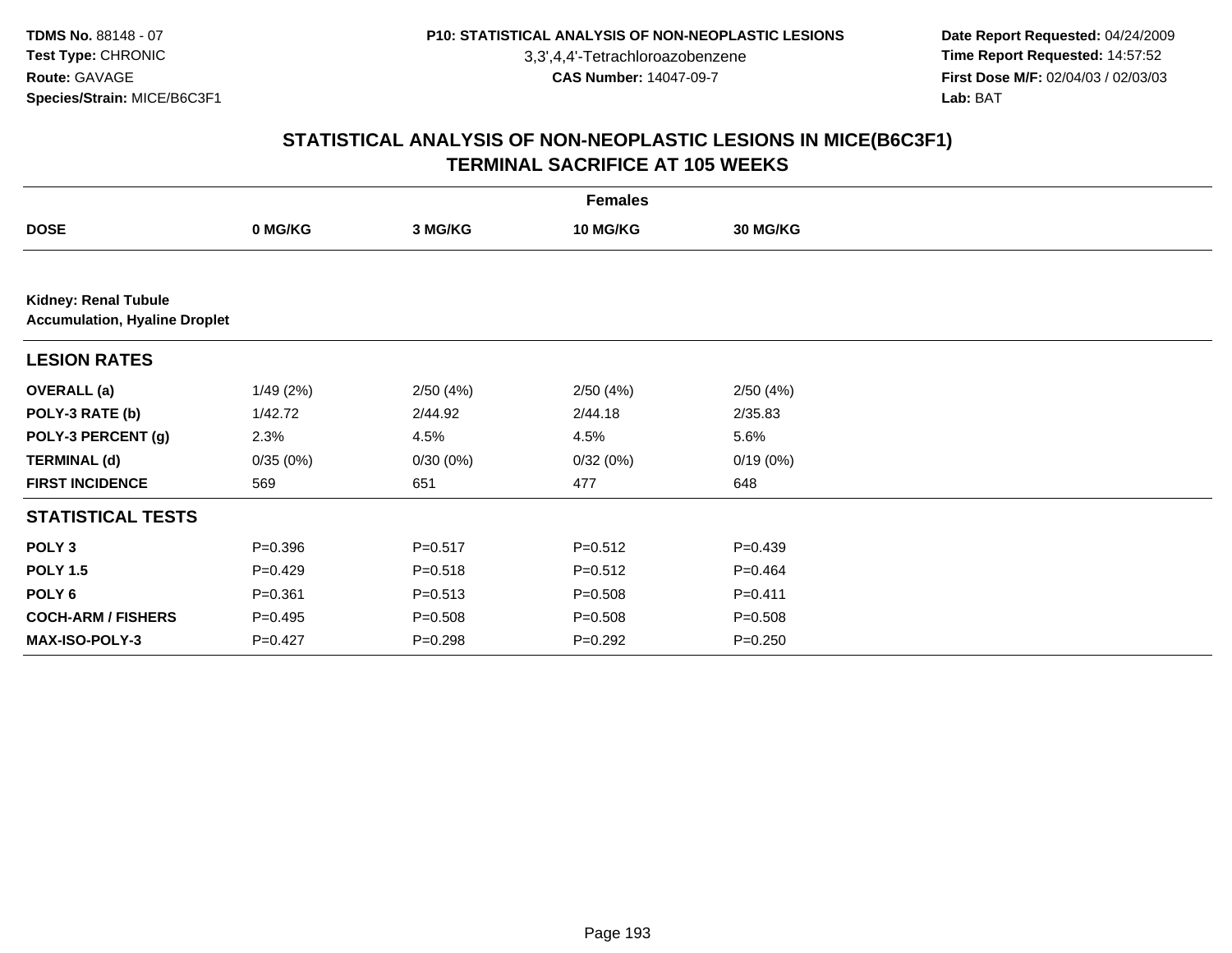# STATISTICAL ANALYSIS OF NON-NEOPLASTIC LESIONS IN MICE(B6C3F1)
## TERMINAL SACRIFICE AT 105 WEEKS

| | Females | | | |
|---|---|---|---|---|
| **DOSE** | **0 MG/KG** | **3 MG/KG** | **10 MG/KG** | **30 MG/KG** |
| **Kidney: Renal Tubule** **Accumulation, Hyaline Droplet** | | | | |
| **LESION RATES** | | | | |
| **OVERALL (a)** | 1/49 (2%) | 2/50 (4%) | 2/50 (4%) | 2/50 (4%) |
| **POLY-3 RATE (b)** | 1/42.72 | 2/44.92 | 2/44.18 | 2/35.83 |
| **POLY-3 PERCENT (g)** | 2.3% | 4.5% | 4.5% | 5.6% |
| **TERMINAL (d)** | 0/35 (0%) | 0/30 (0%) | 0/32 (0%) | 0/19 (0%) |
| **FIRST INCIDENCE** | 569 | 651 | 477 | 648 |
| **STATISTICAL TESTS** | | | | |
| **POLY 3** | P=0.396 | P=0.517 | P=0.512 | P=0.439 |
| **POLY 1.5** | P=0.429 | P=0.518 | P=0.512 | P=0.464 |
| **POLY 6** | P=0.361 | P=0.513 | P=0.508 | P=0.411 |
| **COCH-ARM / FISHERS** | P=0.495 | P=0.508 | P=0.508 | P=0.508 |
| **MAX-ISO-POLY-3** | P=0.427 | P=0.298 | P=0.292 | P=0.250 |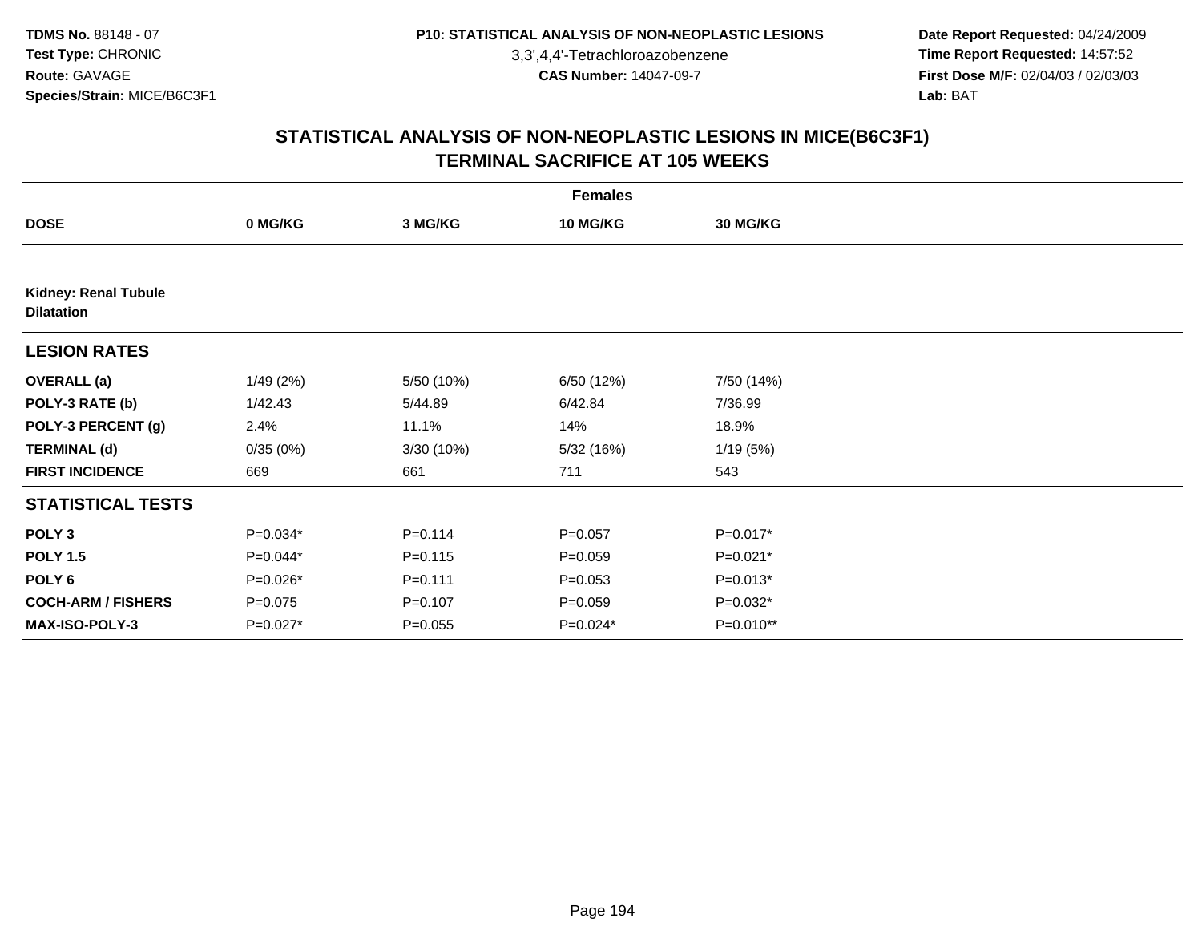**TDMS No.** 88148 - 07
**Test Type:** CHRONIC
**Route:** GAVAGE
**Species/Strain:** MICE/B6C3F1

**P10: STATISTICAL ANALYSIS OF NON-NEOPLASTIC LESIONS**
3,3',4,4'-Tetrachloroazobenzene
**CAS Number:** 14047-09-7

**Date Report Requested:** 04/24/2009
**Time Report Requested:** 14:57:52
**First Dose M/F:** 02/04/03 / 02/03/03
**Lab:** BAT

## STATISTICAL ANALYSIS OF NON-NEOPLASTIC LESIONS IN MICE(B6C3F1)
## TERMINAL SACRIFICE AT 105 WEEKS

| | Females | | | |
|---|---|---|---|---|
| **DOSE** | **0 MG/KG** | **3 MG/KG** | **10 MG/KG** | **30 MG/KG** |
| **Kidney: Renal Tubule Dilatation** | | | | |
| **LESION RATES** | | | | |
| **OVERALL (a)** | 1/49 (2%) | 5/50 (10%) | 6/50 (12%) | 7/50 (14%) |
| **POLY-3 RATE (b)** | 1/42.43 | 5/44.89 | 6/42.84 | 7/36.99 |
| **POLY-3 PERCENT (g)** | 2.4% | 11.1% | 14% | 18.9% |
| **TERMINAL (d)** | 0/35 (0%) | 3/30 (10%) | 5/32 (16%) | 1/19 (5%) |
| **FIRST INCIDENCE** | 669 | 661 | 711 | 543 |
| **STATISTICAL TESTS** | | | | |
| **POLY 3** | P=0.034* | P=0.114 | P=0.057 | P=0.017* |
| **POLY 1.5** | P=0.044* | P=0.115 | P=0.059 | P=0.021* |
| **POLY 6** | P=0.026* | P=0.111 | P=0.053 | P=0.013* |
| **COCH-ARM / FISHERS** | P=0.075 | P=0.107 | P=0.059 | P=0.032* |
| **MAX-ISO-POLY-3** | P=0.027* | P=0.055 | P=0.024* | P=0.010** |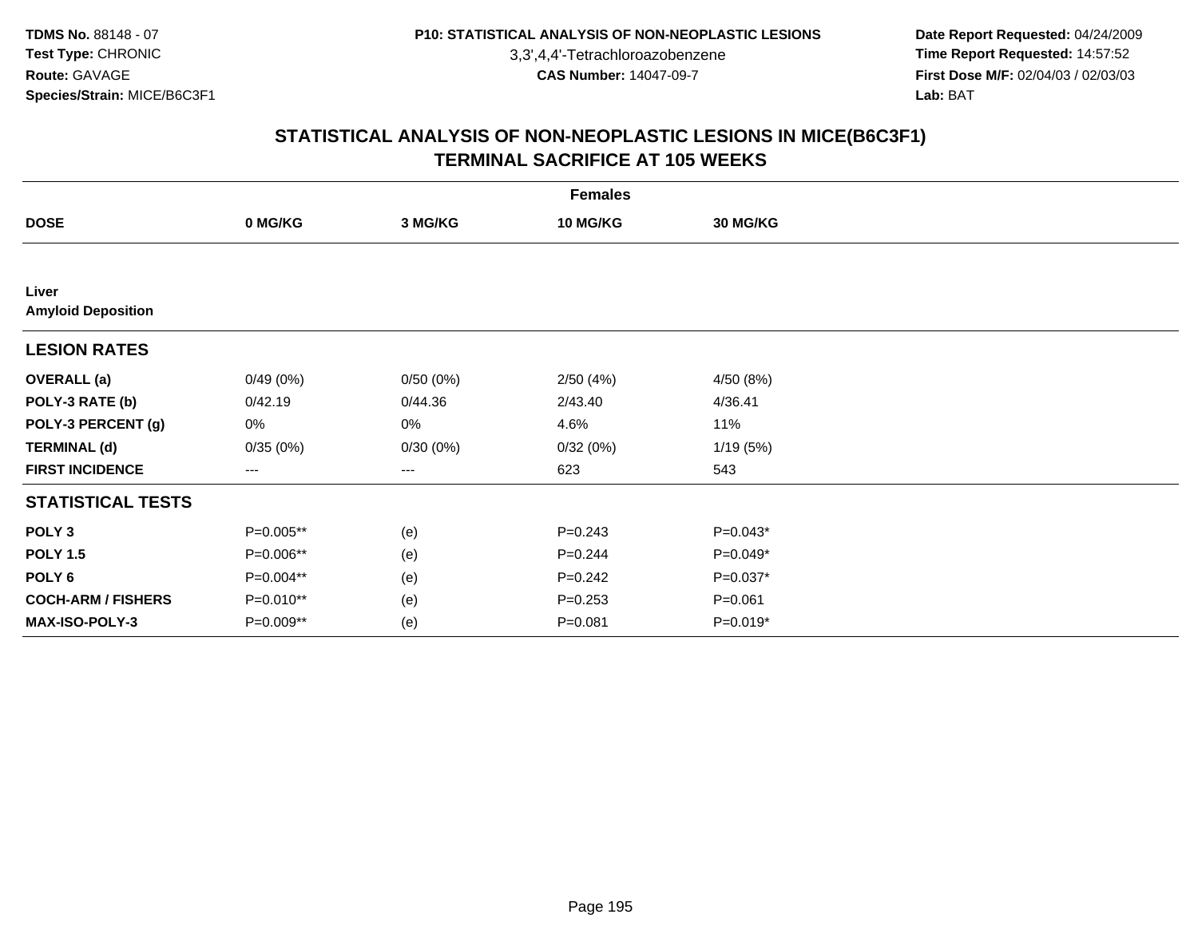**TDMS No.** 88148 - 07
**Test Type:** CHRONIC
**Route:** GAVAGE
**Species/Strain:** MICE/B6C3F1

**P10: STATISTICAL ANALYSIS OF NON-NEOPLASTIC LESIONS**
3,3',4,4'-Tetrachloroazobenzene
**CAS Number:** 14047-09-7

**Date Report Requested:** 04/24/2009
**Time Report Requested:** 14:57:52
**First Dose M/F:** 02/04/03 / 02/03/03
**Lab:** BAT

## STATISTICAL ANALYSIS OF NON-NEOPLASTIC LESIONS IN MICE(B6C3F1) TERMINAL SACRIFICE AT 105 WEEKS

| | Females | | | |
|---|---|---|---|---|
| **DOSE** | **0 MG/KG** | **3 MG/KG** | **10 MG/KG** | **30 MG/KG** |
| **Liver** | | | | |
| **Amyloid Deposition** | | | | |
| **LESION RATES** | | | | |
| **OVERALL (a)** | 0/49 (0%) | 0/50 (0%) | 2/50 (4%) | 4/50 (8%) |
| **POLY-3 RATE (b)** | 0/42.19 | 0/44.36 | 2/43.40 | 4/36.41 |
| **POLY-3 PERCENT (g)** | 0% | 0% | 4.6% | 11% |
| **TERMINAL (d)** | 0/35 (0%) | 0/30 (0%) | 0/32 (0%) | 1/19 (5%) |
| **FIRST INCIDENCE** | --- | --- | 623 | 543 |
| **STATISTICAL TESTS** | | | | |
| **POLY 3** | P=0.005** | (e) | P=0.243 | P=0.043* |
| **POLY 1.5** | P=0.006** | (e) | P=0.244 | P=0.049* |
| **POLY 6** | P=0.004** | (e) | P=0.242 | P=0.037* |
| **COCH-ARM / FISHERS** | P=0.010** | (e) | P=0.253 | P=0.061 |
| **MAX-ISO-POLY-3** | P=0.009** | (e) | P=0.081 | P=0.019* |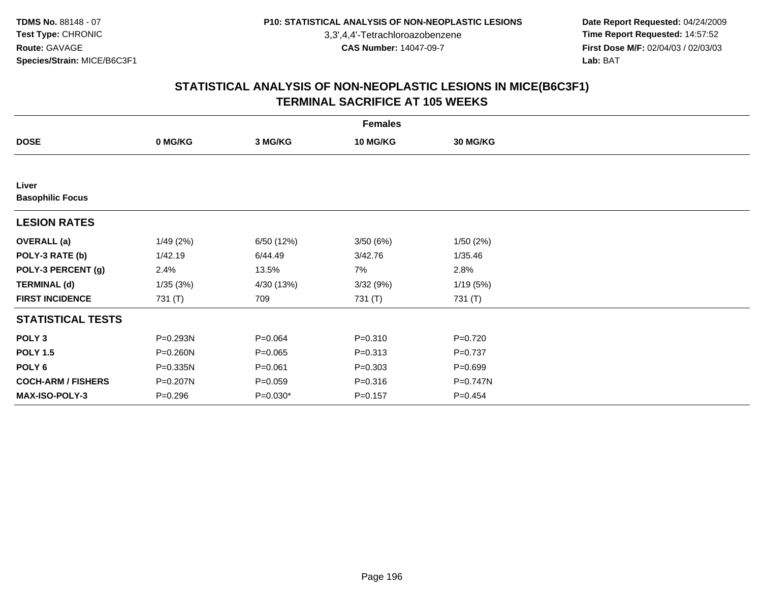TDMS No. 88148 - 07
Test Type: CHRONIC
Route: GAVAGE
Species/Strain: MICE/B6C3F1

P10: STATISTICAL ANALYSIS OF NON-NEOPLASTIC LESIONS
3,3',4,4'-Tetrachloroazobenzene
CAS Number: 14047-09-7

Date Report Requested: 04/24/2009
Time Report Requested: 14:57:52
First Dose M/F: 02/04/03 / 02/03/03
Lab: BAT

## STATISTICAL ANALYSIS OF NON-NEOPLASTIC LESIONS IN MICE(B6C3F1)
## TERMINAL SACRIFICE AT 105 WEEKS

| Females | | | | |
|---|---|---|---|---|
| **DOSE** | **0 MG/KG** | **3 MG/KG** | **10 MG/KG** | **30 MG/KG** |
| **Liver** | | | | |
| **Basophilic Focus** | | | | |
| **LESION RATES** | | | | |
| **OVERALL (a)** | 1/49 (2%) | 6/50 (12%) | 3/50 (6%) | 1/50 (2%) |
| **POLY-3 RATE (b)** | 1/42.19 | 6/44.49 | 3/42.76 | 1/35.46 |
| **POLY-3 PERCENT (g)** | 2.4% | 13.5% | 7% | 2.8% |
| **TERMINAL (d)** | 1/35 (3%) | 4/30 (13%) | 3/32 (9%) | 1/19 (5%) |
| **FIRST INCIDENCE** | 731 (T) | 709 | 731 (T) | 731 (T) |
| **STATISTICAL TESTS** | | | | |
| **POLY 3** | P=0.293N | P=0.064 | P=0.310 | P=0.720 |
| **POLY 1.5** | P=0.260N | P=0.065 | P=0.313 | P=0.737 |
| **POLY 6** | P=0.335N | P=0.061 | P=0.303 | P=0.699 |
| **COCH-ARM / FISHERS** | P=0.207N | P=0.059 | P=0.316 | P=0.747N |
| **MAX-ISO-POLY-3** | P=0.296 | P=0.030* | P=0.157 | P=0.454 |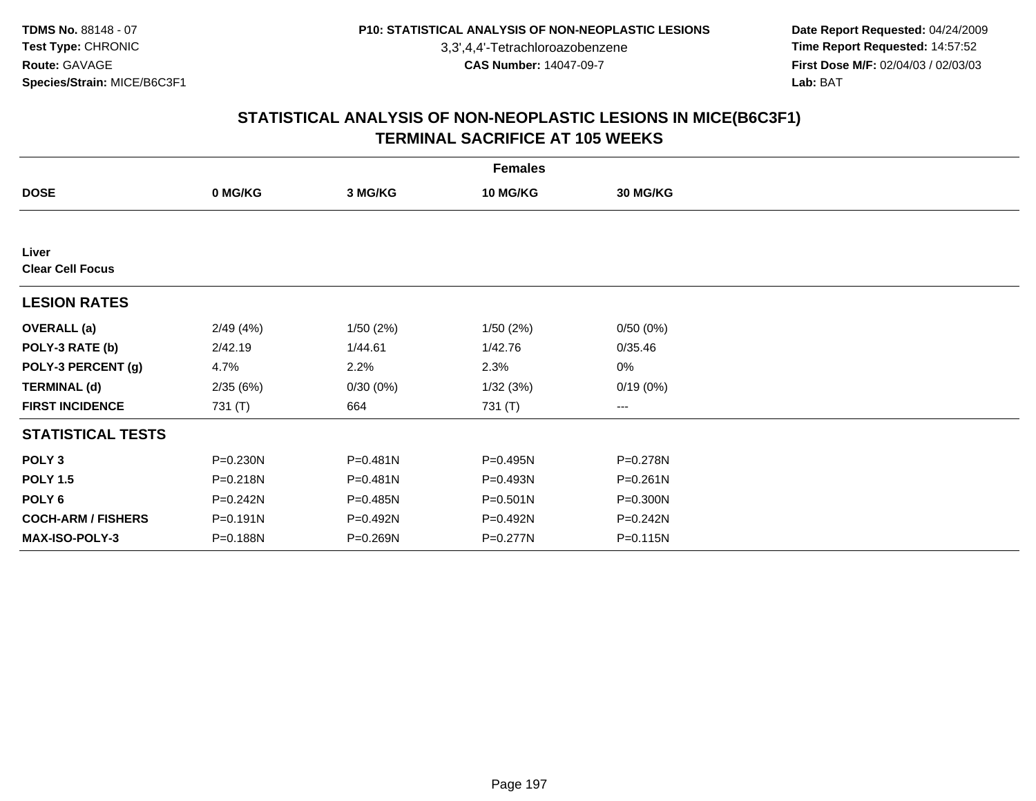**TDMS No.** 88148 - 07
**Test Type:** CHRONIC
**Route:** GAVAGE
**Species/Strain:** MICE/B6C3F1

**P10: STATISTICAL ANALYSIS OF NON-NEOPLASTIC LESIONS**
3,3',4,4'-Tetrachloroazobenzene
**CAS Number:** 14047-09-7

**Date Report Requested:** 04/24/2009
**Time Report Requested:** 14:57:52
**First Dose M/F:** 02/04/03 / 02/03/03
**Lab:** BAT

## STATISTICAL ANALYSIS OF NON-NEOPLASTIC LESIONS IN MICE(B6C3F1)
## TERMINAL SACRIFICE AT 105 WEEKS

| | Females | | | |
|---|---|---|---|---|
| **DOSE** | **0 MG/KG** | **3 MG/KG** | **10 MG/KG** | **30 MG/KG** |
| **Liver** | | | | |
| **Clear Cell Focus** | | | | |
| **LESION RATES** | | | | |
| **OVERALL (a)** | 2/49 (4%) | 1/50 (2%) | 1/50 (2%) | 0/50 (0%) |
| **POLY-3 RATE (b)** | 2/42.19 | 1/44.61 | 1/42.76 | 0/35.46 |
| **POLY-3 PERCENT (g)** | 4.7% | 2.2% | 2.3% | 0% |
| **TERMINAL (d)** | 2/35 (6%) | 0/30 (0%) | 1/32 (3%) | 0/19 (0%) |
| **FIRST INCIDENCE** | 731 (T) | 664 | 731 (T) | --- |
| **STATISTICAL TESTS** | | | | |
| **POLY 3** | P=0.230N | P=0.481N | P=0.495N | P=0.278N |
| **POLY 1.5** | P=0.218N | P=0.481N | P=0.493N | P=0.261N |
| **POLY 6** | P=0.242N | P=0.485N | P=0.501N | P=0.300N |
| **COCH-ARM / FISHERS** | P=0.191N | P=0.492N | P=0.492N | P=0.242N |
| **MAX-ISO-POLY-3** | P=0.188N | P=0.269N | P=0.277N | P=0.115N |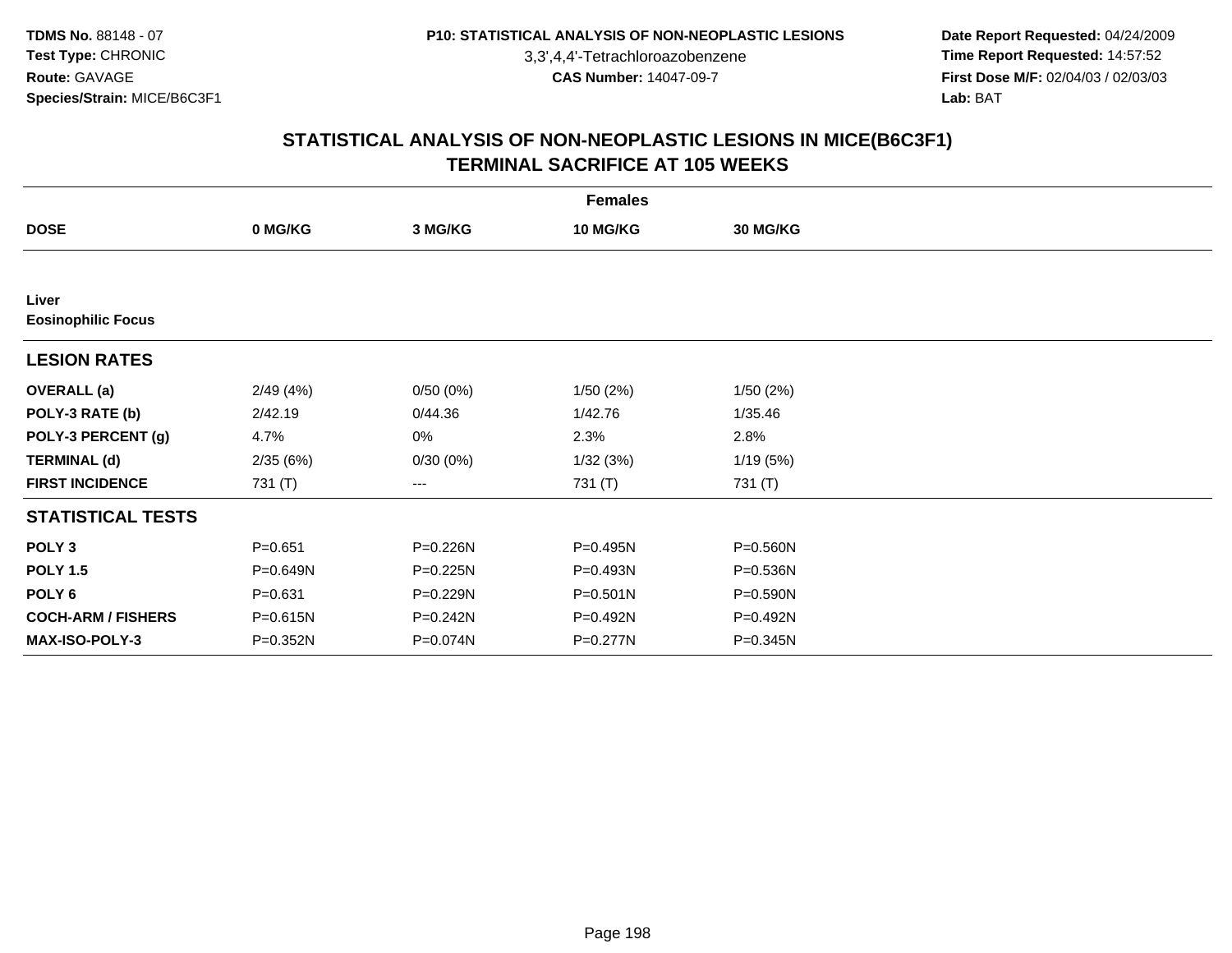TDMS No. 88148 - 07
Test Type: CHRONIC
Route: GAVAGE
Species/Strain: MICE/B6C3F1

P10: STATISTICAL ANALYSIS OF NON-NEOPLASTIC LESIONS
3,3',4,4'-Tetrachloroazobenzene
CAS Number: 14047-09-7

Date Report Requested: 04/24/2009
Time Report Requested: 14:57:52
First Dose M/F: 02/04/03 / 02/03/03
Lab: BAT

## STATISTICAL ANALYSIS OF NON-NEOPLASTIC LESIONS IN MICE(B6C3F1) TERMINAL SACRIFICE AT 105 WEEKS

| | Females | | | |
|---|---|---|---|---|
| **DOSE** | **0 MG/KG** | **3 MG/KG** | **10 MG/KG** | **30 MG/KG** |
| **Liver** | | | | |
| **Eosinophilic Focus** | | | | |
| **LESION RATES** | | | | |
| **OVERALL (a)** | 2/49 (4%) | 0/50 (0%) | 1/50 (2%) | 1/50 (2%) |
| **POLY-3 RATE (b)** | 2/42.19 | 0/44.36 | 1/42.76 | 1/35.46 |
| **POLY-3 PERCENT (g)** | 4.7% | 0% | 2.3% | 2.8% |
| **TERMINAL (d)** | 2/35 (6%) | 0/30 (0%) | 1/32 (3%) | 1/19 (5%) |
| **FIRST INCIDENCE** | 731 (T) | --- | 731 (T) | 731 (T) |
| **STATISTICAL TESTS** | | | | |
| **POLY 3** | P=0.651 | P=0.226N | P=0.495N | P=0.560N |
| **POLY 1.5** | P=0.649N | P=0.225N | P=0.493N | P=0.536N |
| **POLY 6** | P=0.631 | P=0.229N | P=0.501N | P=0.590N |
| **COCH-ARM / FISHERS** | P=0.615N | P=0.242N | P=0.492N | P=0.492N |
| **MAX-ISO-POLY-3** | P=0.352N | P=0.074N | P=0.277N | P=0.345N |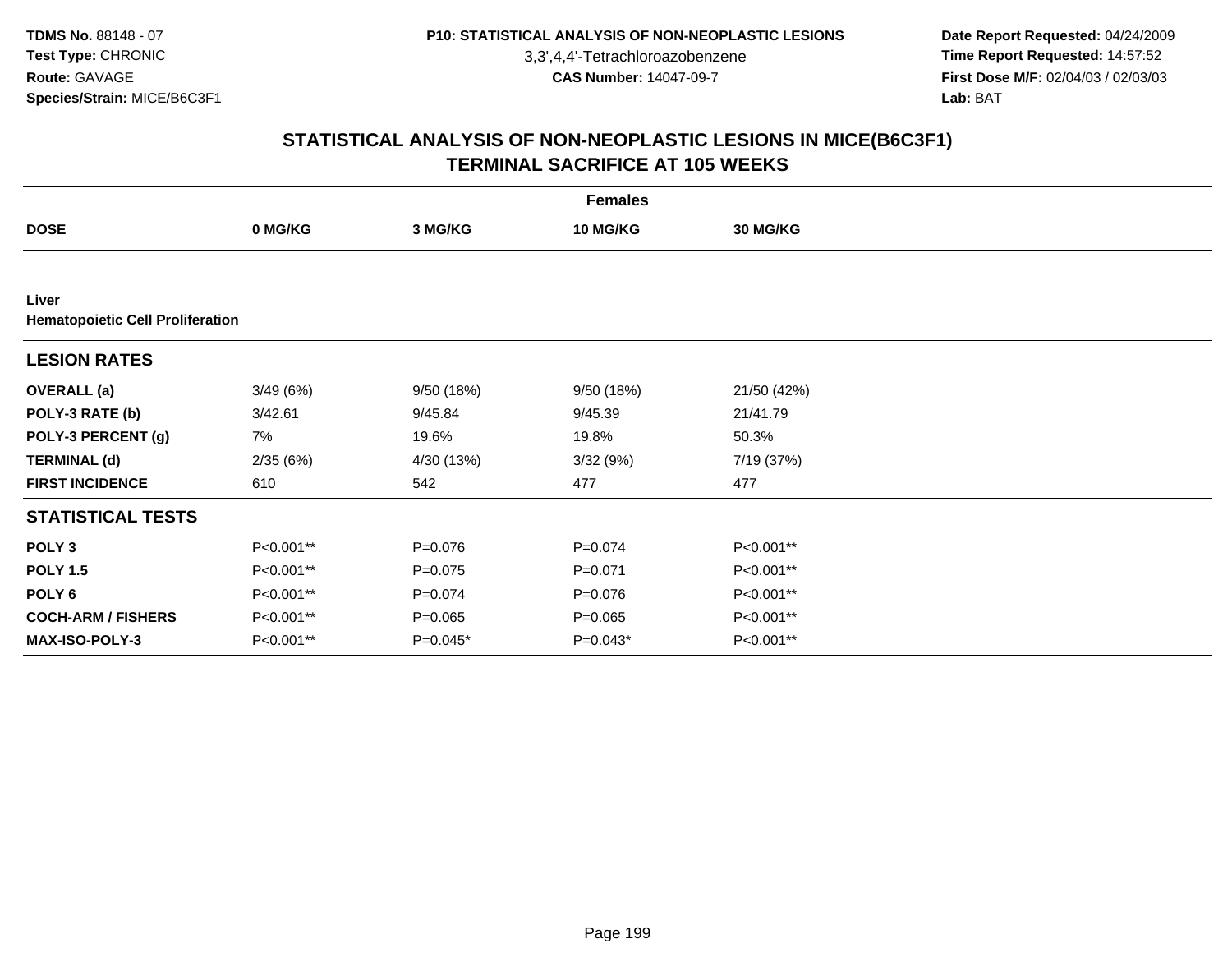**TDMS No.** 88148 - 07
**Test Type:** CHRONIC
**Route:** GAVAGE
**Species/Strain:** MICE/B6C3F1

**P10: STATISTICAL ANALYSIS OF NON-NEOPLASTIC LESIONS**
3,3',4,4'-Tetrachloroazobenzene
**CAS Number:** 14047-09-7

**Date Report Requested:** 04/24/2009
**Time Report Requested:** 14:57:52
**First Dose M/F:** 02/04/03 / 02/03/03
**Lab:** BAT

## STATISTICAL ANALYSIS OF NON-NEOPLASTIC LESIONS IN MICE(B6C3F1) TERMINAL SACRIFICE AT 105 WEEKS

| | Females | | | |
|---|---|---|---|---|
| **DOSE** | **0 MG/KG** | **3 MG/KG** | **10 MG/KG** | **30 MG/KG** |
| **Liver** | | | | |
| **Hematopoietic Cell Proliferation** | | | | |
| **LESION RATES** | | | | |
| **OVERALL (a)** | 3/49 (6%) | 9/50 (18%) | 9/50 (18%) | 21/50 (42%) |
| **POLY-3 RATE (b)** | 3/42.61 | 9/45.84 | 9/45.39 | 21/41.79 |
| **POLY-3 PERCENT (g)** | 7% | 19.6% | 19.8% | 50.3% |
| **TERMINAL (d)** | 2/35 (6%) | 4/30 (13%) | 3/32 (9%) | 7/19 (37%) |
| **FIRST INCIDENCE** | 610 | 542 | 477 | 477 |
| **STATISTICAL TESTS** | | | | |
| **POLY 3** | P<0.001** | P=0.076 | P=0.074 | P<0.001** |
| **POLY 1.5** | P<0.001** | P=0.075 | P=0.071 | P<0.001** |
| **POLY 6** | P<0.001** | P=0.074 | P=0.076 | P<0.001** |
| **COCH-ARM / FISHERS** | P<0.001** | P=0.065 | P=0.065 | P<0.001** |
| **MAX-ISO-POLY-3** | P<0.001** | P=0.045* | P=0.043* | P<0.001** |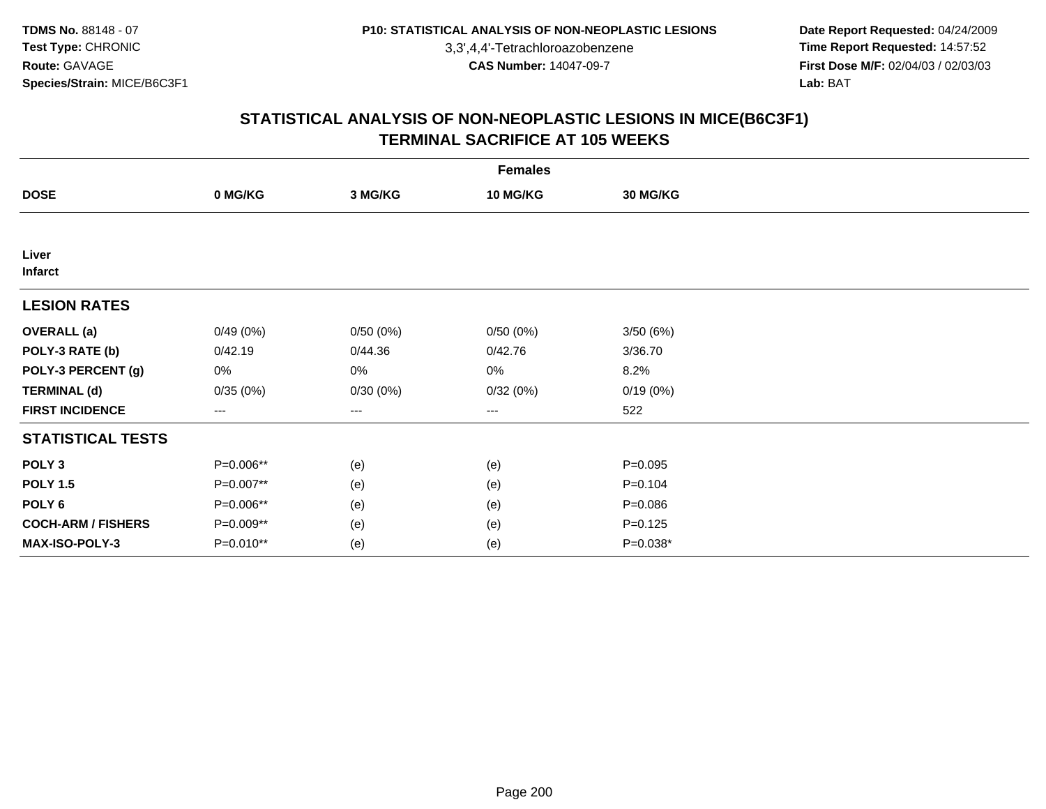**TDMS No.** 88148 - 07
**Test Type:** CHRONIC
**Route:** GAVAGE
**Species/Strain:** MICE/B6C3F1

**P10: STATISTICAL ANALYSIS OF NON-NEOPLASTIC LESIONS**
3,3',4,4'-Tetrachloroazobenzene
**CAS Number:** 14047-09-7

**Date Report Requested:** 04/24/2009
**Time Report Requested:** 14:57:52
**First Dose M/F:** 02/04/03 / 02/03/03
**Lab:** BAT

## STATISTICAL ANALYSIS OF NON-NEOPLASTIC LESIONS IN MICE(B6C3F1) TERMINAL SACRIFICE AT 105 WEEKS

| Females | | | | |
|---|---|---|---|---|
| **DOSE** | **0 MG/KG** | **3 MG/KG** | **10 MG/KG** | **30 MG/KG** |
| **Liver** | | | | |
| **Infarct** | | | | |
| **LESION RATES** | | | | |
| **OVERALL (a)** | 0/49 (0%) | 0/50 (0%) | 0/50 (0%) | 3/50 (6%) |
| **POLY-3 RATE (b)** | 0/42.19 | 0/44.36 | 0/42.76 | 3/36.70 |
| **POLY-3 PERCENT (g)** | 0% | 0% | 0% | 8.2% |
| **TERMINAL (d)** | 0/35 (0%) | 0/30 (0%) | 0/32 (0%) | 0/19 (0%) |
| **FIRST INCIDENCE** | --- | --- | --- | 522 |
| **STATISTICAL TESTS** | | | | |
| **POLY 3** | P=0.006** | (e) | (e) | P=0.095 |
| **POLY 1.5** | P=0.007** | (e) | (e) | P=0.104 |
| **POLY 6** | P=0.006** | (e) | (e) | P=0.086 |
| **COCH-ARM / FISHERS** | P=0.009** | (e) | (e) | P=0.125 |
| **MAX-ISO-POLY-3** | P=0.010** | (e) | (e) | P=0.038* |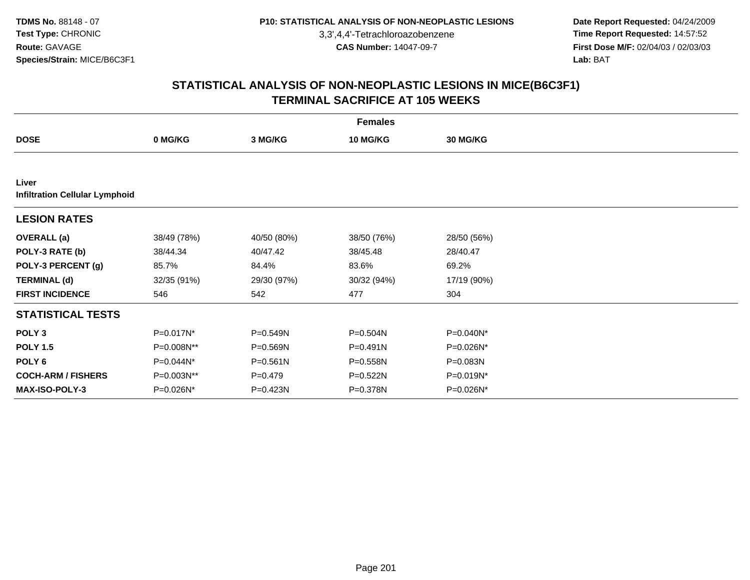**TDMS No.** 88148 - 07
**Test Type:** CHRONIC
**Route:** GAVAGE
**Species/Strain:** MICE/B6C3F1

**P10: STATISTICAL ANALYSIS OF NON-NEOPLASTIC LESIONS**
3,3',4,4'-Tetrachloroazobenzene
**CAS Number:** 14047-09-7

**Date Report Requested:** 04/24/2009
**Time Report Requested:** 14:57:52
**First Dose M/F:** 02/04/03 / 02/03/03
**Lab:** BAT

## STATISTICAL ANALYSIS OF NON-NEOPLASTIC LESIONS IN MICE(B6C3F1) TERMINAL SACRIFICE AT 105 WEEKS

| | Females | | | |
|---|---|---|---|---|
| **DOSE** | **0 MG/KG** | **3 MG/KG** | **10 MG/KG** | **30 MG/KG** |
| **Liver** | | | | |
| **Infiltration Cellular Lymphoid** | | | | |
| **LESION RATES** | | | | |
| **OVERALL (a)** | 38/49 (78%) | 40/50 (80%) | 38/50 (76%) | 28/50 (56%) |
| **POLY-3 RATE (b)** | 38/44.34 | 40/47.42 | 38/45.48 | 28/40.47 |
| **POLY-3 PERCENT (g)** | 85.7% | 84.4% | 83.6% | 69.2% |
| **TERMINAL (d)** | 32/35 (91%) | 29/30 (97%) | 30/32 (94%) | 17/19 (90%) |
| **FIRST INCIDENCE** | 546 | 542 | 477 | 304 |
| **STATISTICAL TESTS** | | | | |
| **POLY 3** | P=0.017N* | P=0.549N | P=0.504N | P=0.040N* |
| **POLY 1.5** | P=0.008N** | P=0.569N | P=0.491N | P=0.026N* |
| **POLY 6** | P=0.044N* | P=0.561N | P=0.558N | P=0.083N |
| **COCH-ARM / FISHERS** | P=0.003N** | P=0.479 | P=0.522N | P=0.019N* |
| **MAX-ISO-POLY-3** | P=0.026N* | P=0.423N | P=0.378N | P=0.026N* |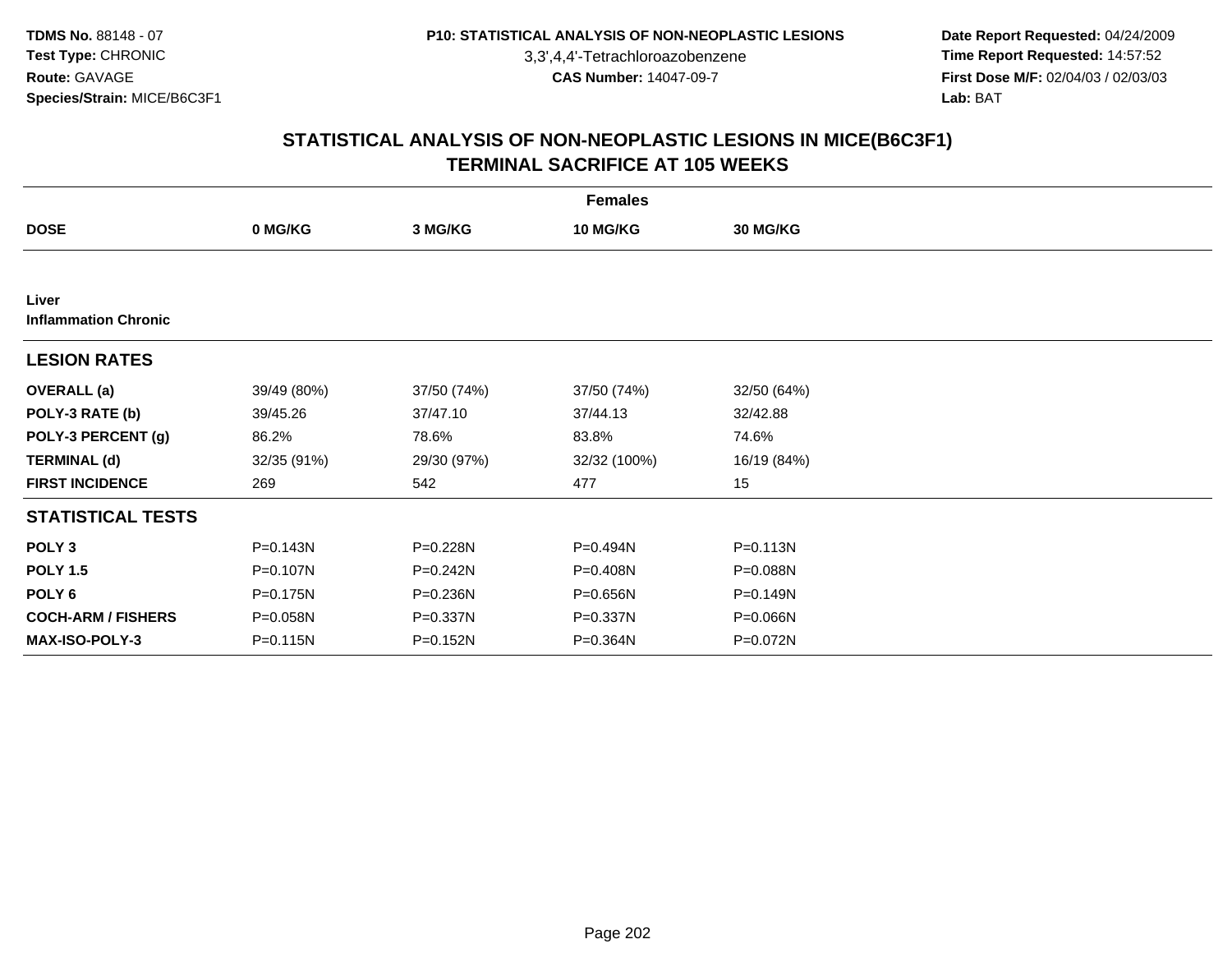**TDMS No.** 88148 - 07
**Test Type:** CHRONIC
**Route:** GAVAGE
**Species/Strain:** MICE/B6C3F1

**P10: STATISTICAL ANALYSIS OF NON-NEOPLASTIC LESIONS**
3,3',4,4'-Tetrachloroazobenzene
**CAS Number:** 14047-09-7

**Date Report Requested:** 04/24/2009
**Time Report Requested:** 14:57:52
**First Dose M/F:** 02/04/03 / 02/03/03
**Lab:** BAT

## STATISTICAL ANALYSIS OF NON-NEOPLASTIC LESIONS IN MICE(B6C3F1)
## TERMINAL SACRIFICE AT 105 WEEKS

| | Females | | | |
|---|---|---|---|---|
| **DOSE** | **0 MG/KG** | **3 MG/KG** | **10 MG/KG** | **30 MG/KG** |
| **Liver** | | | | |
| **Inflammation Chronic** | | | | |
| **LESION RATES** | | | | |
| **OVERALL (a)** | 39/49 (80%) | 37/50 (74%) | 37/50 (74%) | 32/50 (64%) |
| **POLY-3 RATE (b)** | 39/45.26 | 37/47.10 | 37/44.13 | 32/42.88 |
| **POLY-3 PERCENT (g)** | 86.2% | 78.6% | 83.8% | 74.6% |
| **TERMINAL (d)** | 32/35 (91%) | 29/30 (97%) | 32/32 (100%) | 16/19 (84%) |
| **FIRST INCIDENCE** | 269 | 542 | 477 | 15 |
| **STATISTICAL TESTS** | | | | |
| **POLY 3** | P=0.143N | P=0.228N | P=0.494N | P=0.113N |
| **POLY 1.5** | P=0.107N | P=0.242N | P=0.408N | P=0.088N |
| **POLY 6** | P=0.175N | P=0.236N | P=0.656N | P=0.149N |
| **COCH-ARM / FISHERS** | P=0.058N | P=0.337N | P=0.337N | P=0.066N |
| **MAX-ISO-POLY-3** | P=0.115N | P=0.152N | P=0.364N | P=0.072N |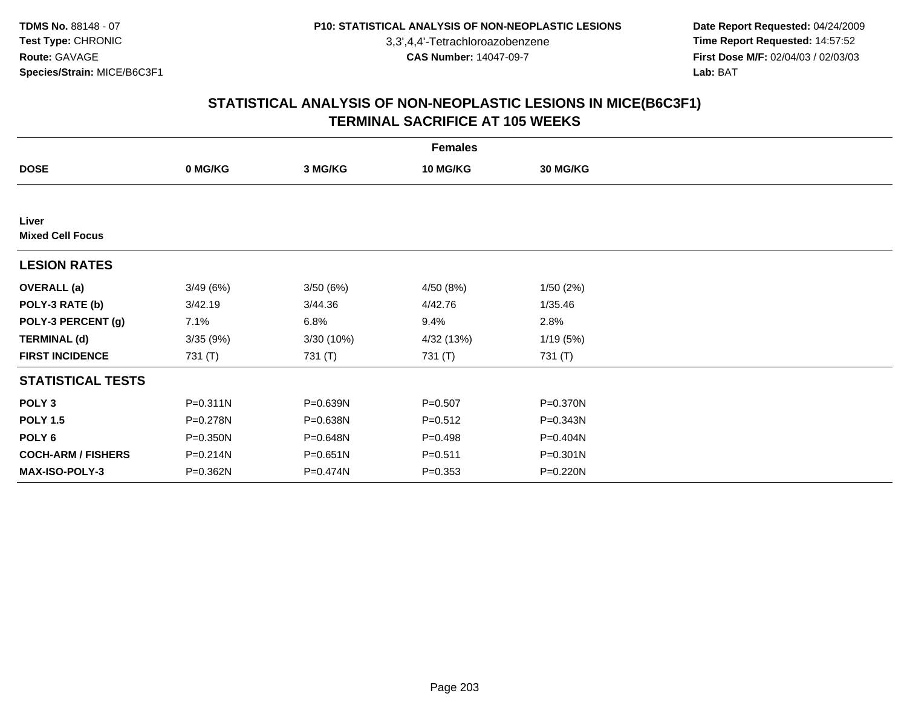**TDMS No.** 88148 - 07
**Test Type:** CHRONIC
**Route:** GAVAGE
**Species/Strain:** MICE/B6C3F1

**P10: STATISTICAL ANALYSIS OF NON-NEOPLASTIC LESIONS**
3,3',4,4'-Tetrachloroazobenzene
**CAS Number:** 14047-09-7

**Date Report Requested:** 04/24/2009
**Time Report Requested:** 14:57:52
**First Dose M/F:** 02/04/03 / 02/03/03
**Lab:** BAT

## STATISTICAL ANALYSIS OF NON-NEOPLASTIC LESIONS IN MICE(B6C3F1)
## TERMINAL SACRIFICE AT 105 WEEKS

| Females | | | | |
|---|---|---|---|---|
| **DOSE** | **0 MG/KG** | **3 MG/KG** | **10 MG/KG** | **30 MG/KG** |
| **Liver** | | | | |
| **Mixed Cell Focus** | | | | |
| **LESION RATES** | | | | |
| **OVERALL (a)** | 3/49 (6%) | 3/50 (6%) | 4/50 (8%) | 1/50 (2%) |
| **POLY-3 RATE (b)** | 3/42.19 | 3/44.36 | 4/42.76 | 1/35.46 |
| **POLY-3 PERCENT (g)** | 7.1% | 6.8% | 9.4% | 2.8% |
| **TERMINAL (d)** | 3/35 (9%) | 3/30 (10%) | 4/32 (13%) | 1/19 (5%) |
| **FIRST INCIDENCE** | 731 (T) | 731 (T) | 731 (T) | 731 (T) |
| **STATISTICAL TESTS** | | | | |
| **POLY 3** | P=0.311N | P=0.639N | P=0.507 | P=0.370N |
| **POLY 1.5** | P=0.278N | P=0.638N | P=0.512 | P=0.343N |
| **POLY 6** | P=0.350N | P=0.648N | P=0.498 | P=0.404N |
| **COCH-ARM / FISHERS** | P=0.214N | P=0.651N | P=0.511 | P=0.301N |
| **MAX-ISO-POLY-3** | P=0.362N | P=0.474N | P=0.353 | P=0.220N |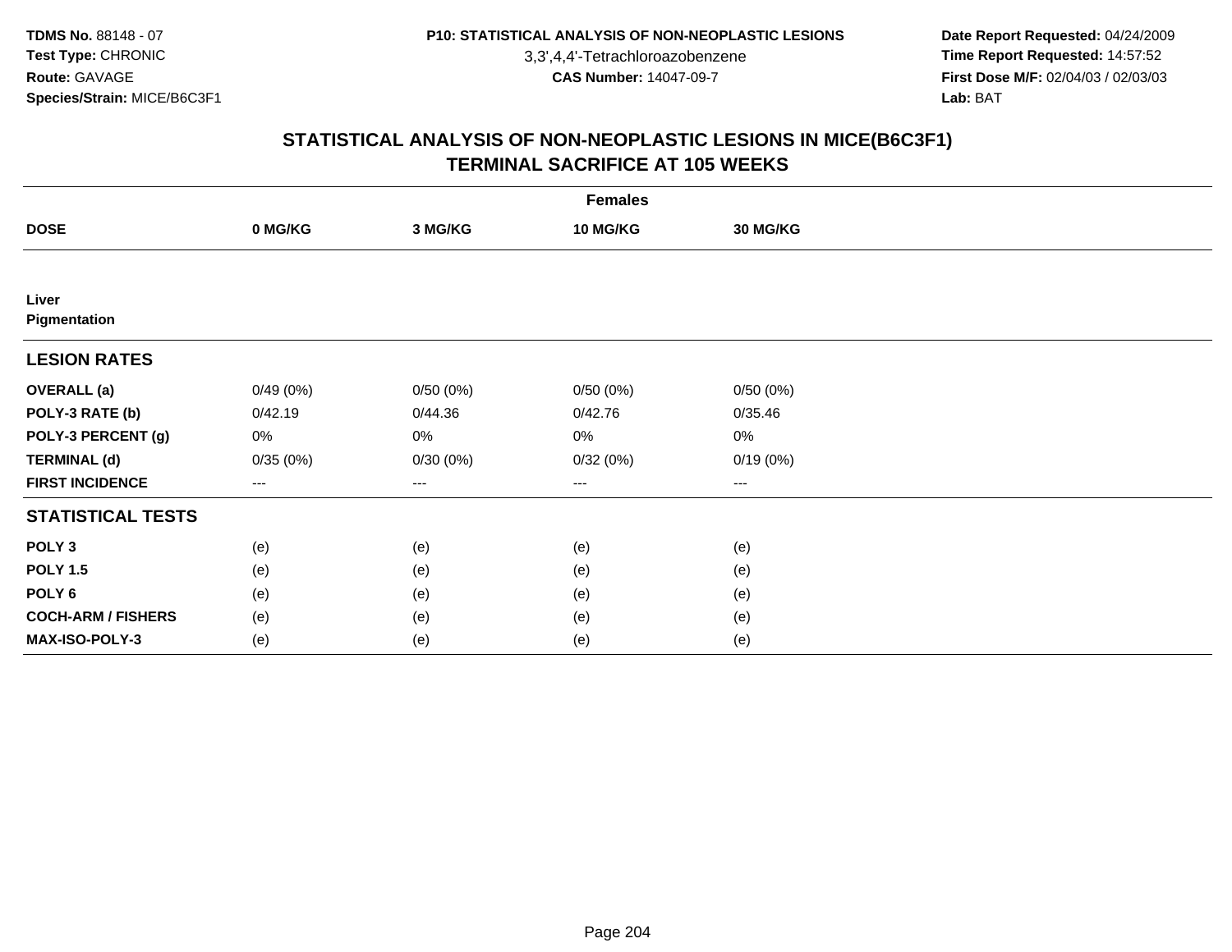**TDMS No.** 88148 - 07
**Test Type:** CHRONIC
**Route:** GAVAGE
**Species/Strain:** MICE/B6C3F1

**P10: STATISTICAL ANALYSIS OF NON-NEOPLASTIC LESIONS**
3,3',4,4'-Tetrachloroazobenzene
**CAS Number:** 14047-09-7

**Date Report Requested:** 04/24/2009
**Time Report Requested:** 14:57:52
**First Dose M/F:** 02/04/03 / 02/03/03
**Lab:** BAT

## STATISTICAL ANALYSIS OF NON-NEOPLASTIC LESIONS IN MICE(B6C3F1) TERMINAL SACRIFICE AT 105 WEEKS

| | Females | | | |
|---|---|---|---|---|
| **DOSE** | **0 MG/KG** | **3 MG/KG** | **10 MG/KG** | **30 MG/KG** |
| **Liver** | | | | |
| **Pigmentation** | | | | |
| **LESION RATES** | | | | |
| **OVERALL (a)** | 0/49 (0%) | 0/50 (0%) | 0/50 (0%) | 0/50 (0%) |
| **POLY-3 RATE (b)** | 0/42.19 | 0/44.36 | 0/42.76 | 0/35.46 |
| **POLY-3 PERCENT (g)** | 0% | 0% | 0% | 0% |
| **TERMINAL (d)** | 0/35 (0%) | 0/30 (0%) | 0/32 (0%) | 0/19 (0%) |
| **FIRST INCIDENCE** | --- | --- | --- | --- |
| **STATISTICAL TESTS** | | | | |
| **POLY 3** | (e) | (e) | (e) | (e) |
| **POLY 1.5** | (e) | (e) | (e) | (e) |
| **POLY 6** | (e) | (e) | (e) | (e) |
| **COCH-ARM / FISHERS** | (e) | (e) | (e) | (e) |
| **MAX-ISO-POLY-3** | (e) | (e) | (e) | (e) |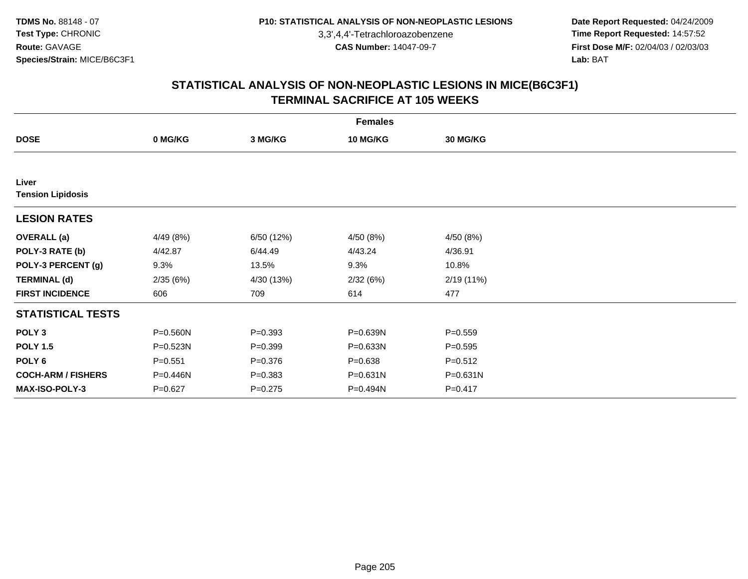**TDMS No.** 88148 - 07
**Test Type:** CHRONIC
**Route:** GAVAGE
**Species/Strain:** MICE/B6C3F1

**P10: STATISTICAL ANALYSIS OF NON-NEOPLASTIC LESIONS**
3,3',4,4'-Tetrachloroazobenzene
**CAS Number:** 14047-09-7

**Date Report Requested:** 04/24/2009
**Time Report Requested:** 14:57:52
**First Dose M/F:** 02/04/03 / 02/03/03
**Lab:** BAT

## STATISTICAL ANALYSIS OF NON-NEOPLASTIC LESIONS IN MICE(B6C3F1)
## TERMINAL SACRIFICE AT 105 WEEKS

| | Females | | | |
|---|---|---|---|---|
| **DOSE** | **0 MG/KG** | **3 MG/KG** | **10 MG/KG** | **30 MG/KG** |
| **Liver** | | | | |
| **Tension Lipidosis** | | | | |
| **LESION RATES** | | | | |
| **OVERALL (a)** | 4/49 (8%) | 6/50 (12%) | 4/50 (8%) | 4/50 (8%) |
| **POLY-3 RATE (b)** | 4/42.87 | 6/44.49 | 4/43.24 | 4/36.91 |
| **POLY-3 PERCENT (g)** | 9.3% | 13.5% | 9.3% | 10.8% |
| **TERMINAL (d)** | 2/35 (6%) | 4/30 (13%) | 2/32 (6%) | 2/19 (11%) |
| **FIRST INCIDENCE** | 606 | 709 | 614 | 477 |
| **STATISTICAL TESTS** | | | | |
| **POLY 3** | P=0.560N | P=0.393 | P=0.639N | P=0.559 |
| **POLY 1.5** | P=0.523N | P=0.399 | P=0.633N | P=0.595 |
| **POLY 6** | P=0.551 | P=0.376 | P=0.638 | P=0.512 |
| **COCH-ARM / FISHERS** | P=0.446N | P=0.383 | P=0.631N | P=0.631N |
| **MAX-ISO-POLY-3** | P=0.627 | P=0.275 | P=0.494N | P=0.417 |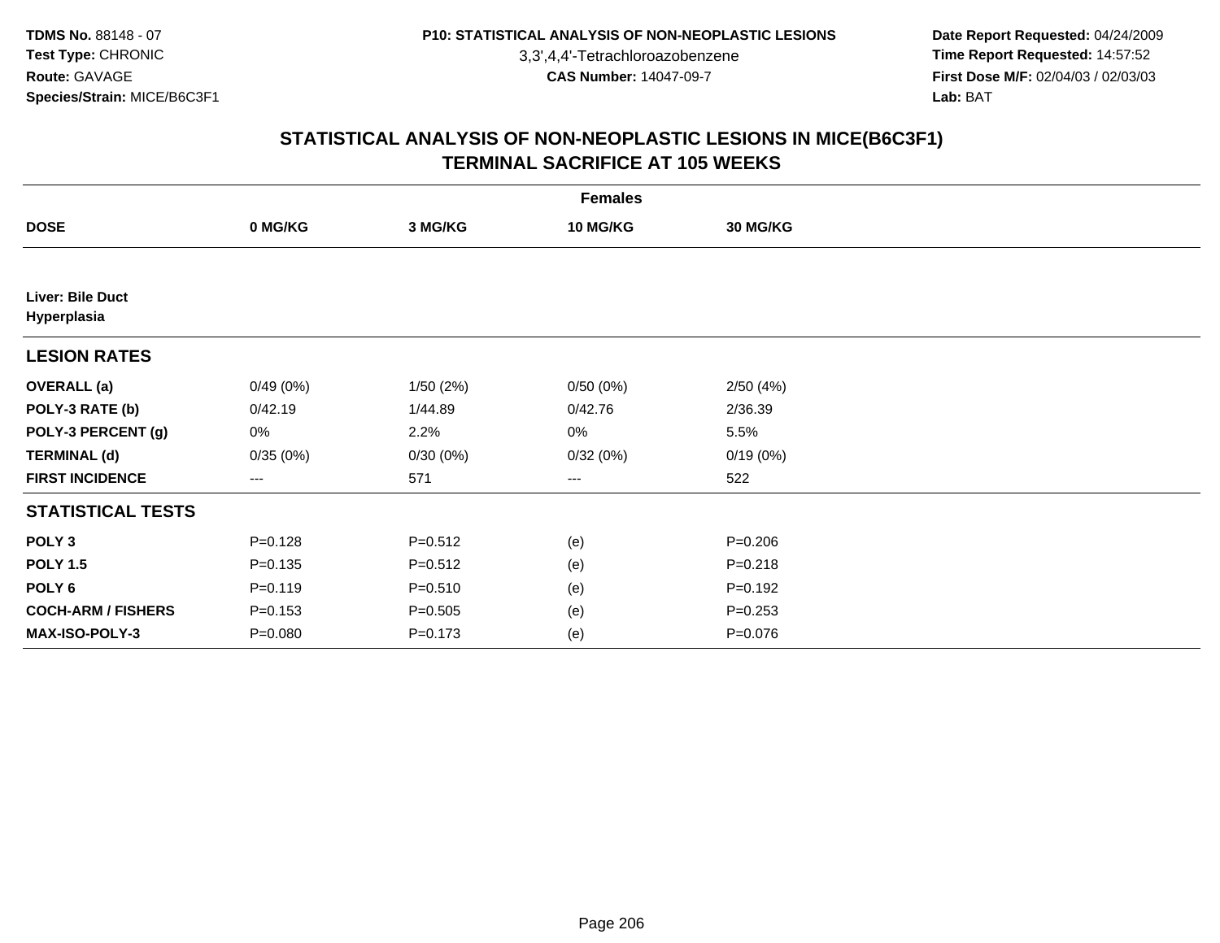TDMS No. 88148 - 07
Test Type: CHRONIC
Route: GAVAGE
Species/Strain: MICE/B6C3F1

P10: STATISTICAL ANALYSIS OF NON-NEOPLASTIC LESIONS
3,3',4,4'-Tetrachloroazobenzene
CAS Number: 14047-09-7

Date Report Requested: 04/24/2009
Time Report Requested: 14:57:52
First Dose M/F: 02/04/03 / 02/03/03
Lab: BAT

# STATISTICAL ANALYSIS OF NON-NEOPLASTIC LESIONS IN MICE(B6C3F1)
## TERMINAL SACRIFICE AT 105 WEEKS

| | Females | | | |
|---|---|---|---|---|
| **DOSE** | **0 MG/KG** | **3 MG/KG** | **10 MG/KG** | **30 MG/KG** |
| **Liver: Bile Duct Hyperplasia** | | | | |
| **LESION RATES** | | | | |
| **OVERALL (a)** | 0/49 (0%) | 1/50 (2%) | 0/50 (0%) | 2/50 (4%) |
| **POLY-3 RATE (b)** | 0/42.19 | 1/44.89 | 0/42.76 | 2/36.39 |
| **POLY-3 PERCENT (g)** | 0% | 2.2% | 0% | 5.5% |
| **TERMINAL (d)** | 0/35 (0%) | 0/30 (0%) | 0/32 (0%) | 0/19 (0%) |
| **FIRST INCIDENCE** | --- | 571 | --- | 522 |
| **STATISTICAL TESTS** | | | | |
| **POLY 3** | P=0.128 | P=0.512 | (e) | P=0.206 |
| **POLY 1.5** | P=0.135 | P=0.512 | (e) | P=0.218 |
| **POLY 6** | P=0.119 | P=0.510 | (e) | P=0.192 |
| **COCH-ARM / FISHERS** | P=0.153 | P=0.505 | (e) | P=0.253 |
| **MAX-ISO-POLY-3** | P=0.080 | P=0.173 | (e) | P=0.076 |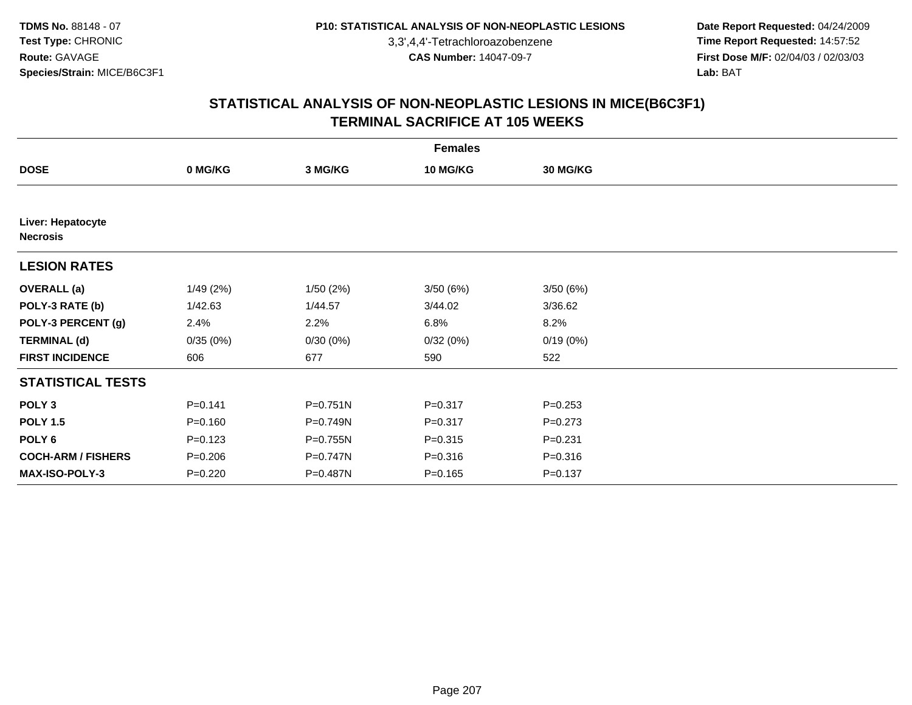**TDMS No.** 88148 - 07
**Test Type:** CHRONIC
**Route:** GAVAGE
**Species/Strain:** MICE/B6C3F1

**P10: STATISTICAL ANALYSIS OF NON-NEOPLASTIC LESIONS**
3,3',4,4'-Tetrachloroazobenzene
**CAS Number:** 14047-09-7

**Date Report Requested:** 04/24/2009
**Time Report Requested:** 14:57:52
**First Dose M/F:** 02/04/03 / 02/03/03
**Lab:** BAT

## STATISTICAL ANALYSIS OF NON-NEOPLASTIC LESIONS IN MICE(B6C3F1)
## TERMINAL SACRIFICE AT 105 WEEKS

| | Females | | | |
|---|---|---|---|---|
| **DOSE** | **0 MG/KG** | **3 MG/KG** | **10 MG/KG** | **30 MG/KG** |
| **Liver: Hepatocyte Necrosis** | | | | |
| **LESION RATES** | | | | |
| **OVERALL (a)** | 1/49 (2%) | 1/50 (2%) | 3/50 (6%) | 3/50 (6%) |
| **POLY-3 RATE (b)** | 1/42.63 | 1/44.57 | 3/44.02 | 3/36.62 |
| **POLY-3 PERCENT (g)** | 2.4% | 2.2% | 6.8% | 8.2% |
| **TERMINAL (d)** | 0/35 (0%) | 0/30 (0%) | 0/32 (0%) | 0/19 (0%) |
| **FIRST INCIDENCE** | 606 | 677 | 590 | 522 |
| **STATISTICAL TESTS** | | | | |
| **POLY 3** | P=0.141 | P=0.751N | P=0.317 | P=0.253 |
| **POLY 1.5** | P=0.160 | P=0.749N | P=0.317 | P=0.273 |
| **POLY 6** | P=0.123 | P=0.755N | P=0.315 | P=0.231 |
| **COCH-ARM / FISHERS** | P=0.206 | P=0.747N | P=0.316 | P=0.316 |
| **MAX-ISO-POLY-3** | P=0.220 | P=0.487N | P=0.165 | P=0.137 |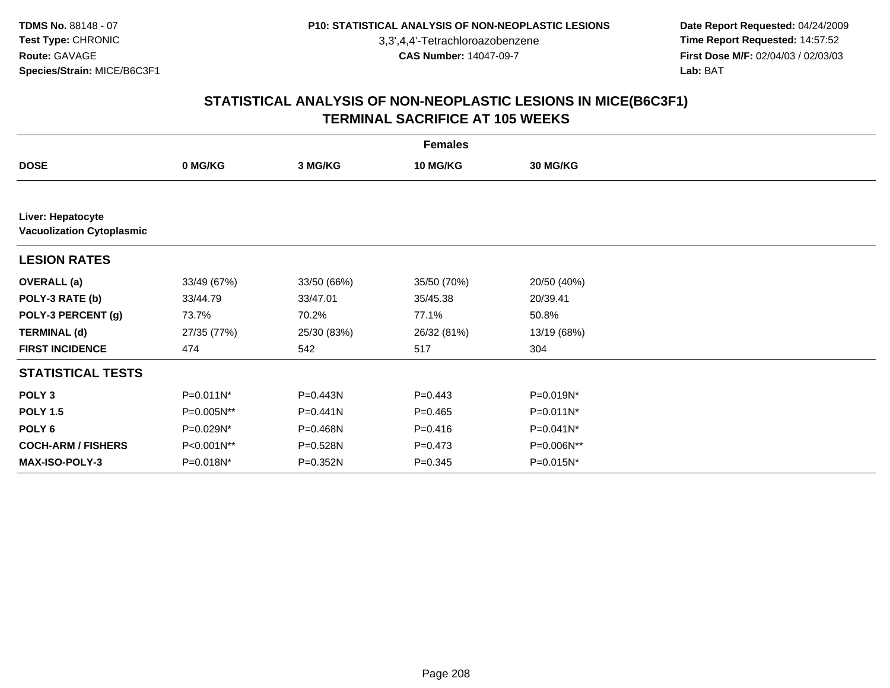**TDMS No.** 88148 - 07
**Test Type:** CHRONIC
**Route:** GAVAGE
**Species/Strain:** MICE/B6C3F1

**P10: STATISTICAL ANALYSIS OF NON-NEOPLASTIC LESIONS**
3,3',4,4'-Tetrachloroazobenzene
**CAS Number:** 14047-09-7

**Date Report Requested:** 04/24/2009
**Time Report Requested:** 14:57:52
**First Dose M/F:** 02/04/03 / 02/03/03
**Lab:** BAT

## STATISTICAL ANALYSIS OF NON-NEOPLASTIC LESIONS IN MICE(B6C3F1) TERMINAL SACRIFICE AT 105 WEEKS

| | Females | | | |
|---|---|---|---|---|
| **DOSE** | **0 MG/KG** | **3 MG/KG** | **10 MG/KG** | **30 MG/KG** |
| **Liver: Hepatocyte Vacuolization Cytoplasmic** | | | | |
| **LESION RATES** | | | | |
| **OVERALL (a)** | 33/49 (67%) | 33/50 (66%) | 35/50 (70%) | 20/50 (40%) |
| **POLY-3 RATE (b)** | 33/44.79 | 33/47.01 | 35/45.38 | 20/39.41 |
| **POLY-3 PERCENT (g)** | 73.7% | 70.2% | 77.1% | 50.8% |
| **TERMINAL (d)** | 27/35 (77%) | 25/30 (83%) | 26/32 (81%) | 13/19 (68%) |
| **FIRST INCIDENCE** | 474 | 542 | 517 | 304 |
| **STATISTICAL TESTS** | | | | |
| **POLY 3** | P=0.011N* | P=0.443N | P=0.443 | P=0.019N* |
| **POLY 1.5** | P=0.005N** | P=0.441N | P=0.465 | P=0.011N* |
| **POLY 6** | P=0.029N* | P=0.468N | P=0.416 | P=0.041N* |
| **COCH-ARM / FISHERS** | P<0.001N** | P=0.528N | P=0.473 | P=0.006N** |
| **MAX-ISO-POLY-3** | P=0.018N* | P=0.352N | P=0.345 | P=0.015N* |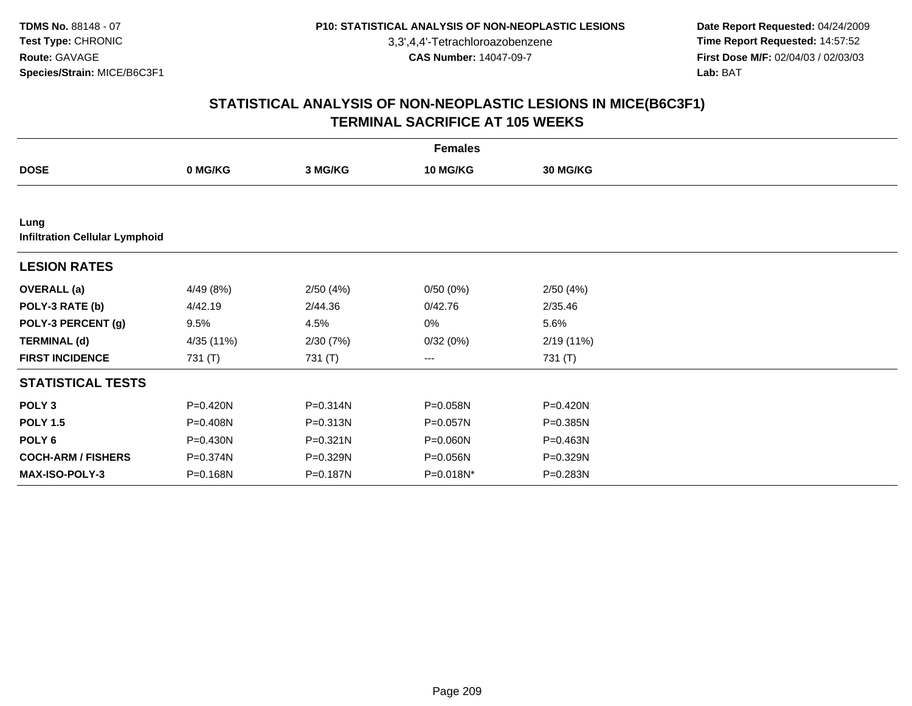# STATISTICAL ANALYSIS OF NON-NEOPLASTIC LESIONS IN MICE(B6C3F1)
## TERMINAL SACRIFICE AT 105 WEEKS

**Females**

| DOSE | 0 MG/KG | 3 MG/KG | 10 MG/KG | 30 MG/KG |
|---|---|---|---|---|
| **Lung** | | | | |
| **Infiltration Cellular Lymphoid** | | | | |
| **LESION RATES** | | | | |
| **OVERALL (a)** | 4/49 (8%) | 2/50 (4%) | 0/50 (0%) | 2/50 (4%) |
| **POLY-3 RATE (b)** | 4/42.19 | 2/44.36 | 0/42.76 | 2/35.46 |
| **POLY-3 PERCENT (g)** | 9.5% | 4.5% | 0% | 5.6% |
| **TERMINAL (d)** | 4/35 (11%) | 2/30 (7%) | 0/32 (0%) | 2/19 (11%) |
| **FIRST INCIDENCE** | 731 (T) | 731 (T) | --- | 731 (T) |
| **STATISTICAL TESTS** | | | | |
| **POLY 3** | P=0.420N | P=0.314N | P=0.058N | P=0.420N |
| **POLY 1.5** | P=0.408N | P=0.313N | P=0.057N | P=0.385N |
| **POLY 6** | P=0.430N | P=0.321N | P=0.060N | P=0.463N |
| **COCH-ARM / FISHERS** | P=0.374N | P=0.329N | P=0.056N | P=0.329N |
| **MAX-ISO-POLY-3** | P=0.168N | P=0.187N | P=0.018N* | P=0.283N |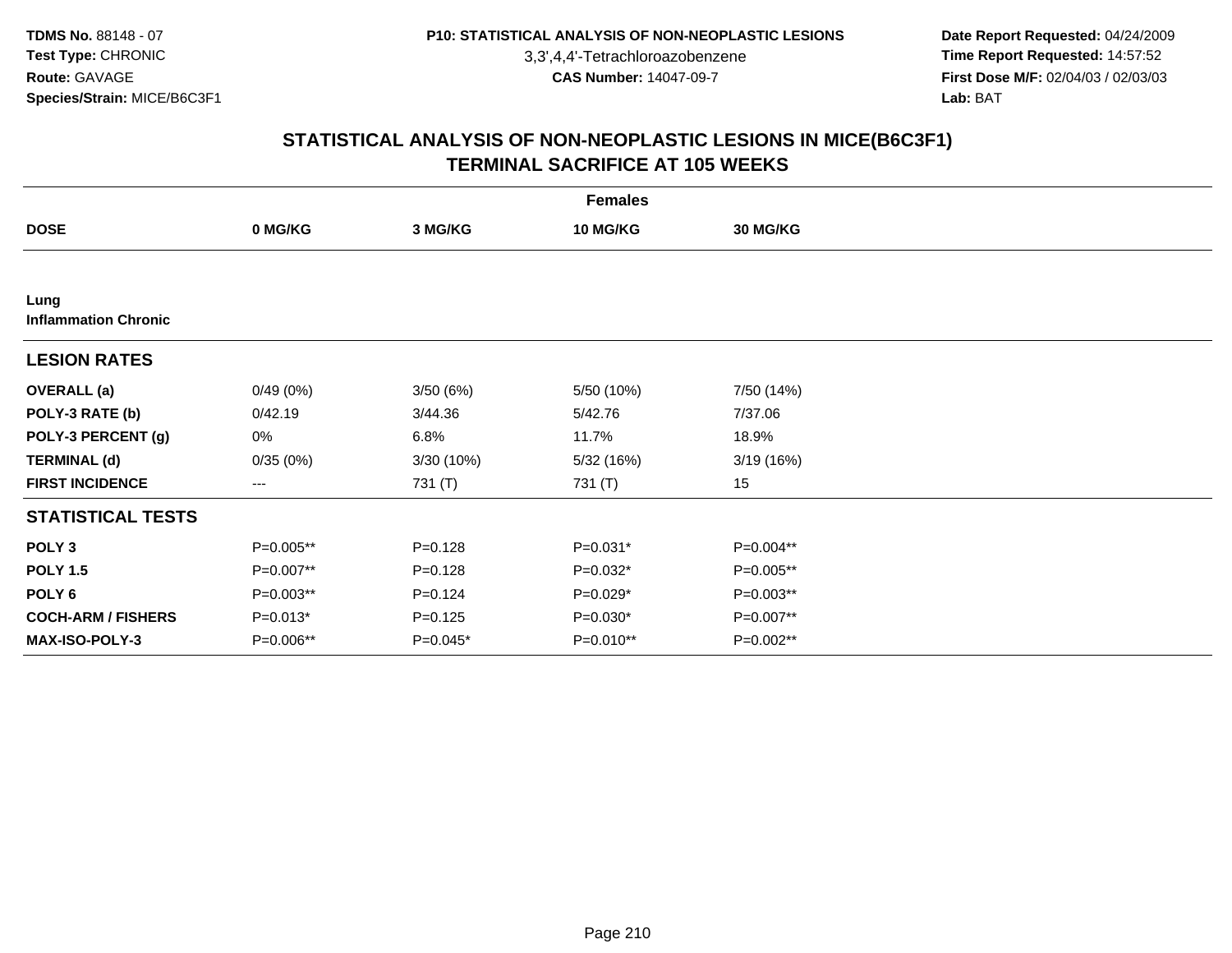TDMS No. 88148 - 07
Test Type: CHRONIC
Route: GAVAGE
Species/Strain: MICE/B6C3F1

P10: STATISTICAL ANALYSIS OF NON-NEOPLASTIC LESIONS
3,3',4,4'-Tetrachloroazobenzene
CAS Number: 14047-09-7

Date Report Requested: 04/24/2009
Time Report Requested: 14:57:52
First Dose M/F: 02/04/03 / 02/03/03
Lab: BAT

## STATISTICAL ANALYSIS OF NON-NEOPLASTIC LESIONS IN MICE(B6C3F1)
## TERMINAL SACRIFICE AT 105 WEEKS

| | Females | | | |
|---|---|---|---|---|
| **DOSE** | **0 MG/KG** | **3 MG/KG** | **10 MG/KG** | **30 MG/KG** |
| **Lung** | | | | |
| **Inflammation Chronic** | | | | |
| **LESION RATES** | | | | |
| **OVERALL (a)** | 0/49 (0%) | 3/50 (6%) | 5/50 (10%) | 7/50 (14%) |
| **POLY-3 RATE (b)** | 0/42.19 | 3/44.36 | 5/42.76 | 7/37.06 |
| **POLY-3 PERCENT (g)** | 0% | 6.8% | 11.7% | 18.9% |
| **TERMINAL (d)** | 0/35 (0%) | 3/30 (10%) | 5/32 (16%) | 3/19 (16%) |
| **FIRST INCIDENCE** | --- | 731 (T) | 731 (T) | 15 |
| **STATISTICAL TESTS** | | | | |
| **POLY 3** | P=0.005** | P=0.128 | P=0.031* | P=0.004** |
| **POLY 1.5** | P=0.007** | P=0.128 | P=0.032* | P=0.005** |
| **POLY 6** | P=0.003** | P=0.124 | P=0.029* | P=0.003** |
| **COCH-ARM / FISHERS** | P=0.013* | P=0.125 | P=0.030* | P=0.007** |
| **MAX-ISO-POLY-3** | P=0.006** | P=0.045* | P=0.010** | P=0.002** |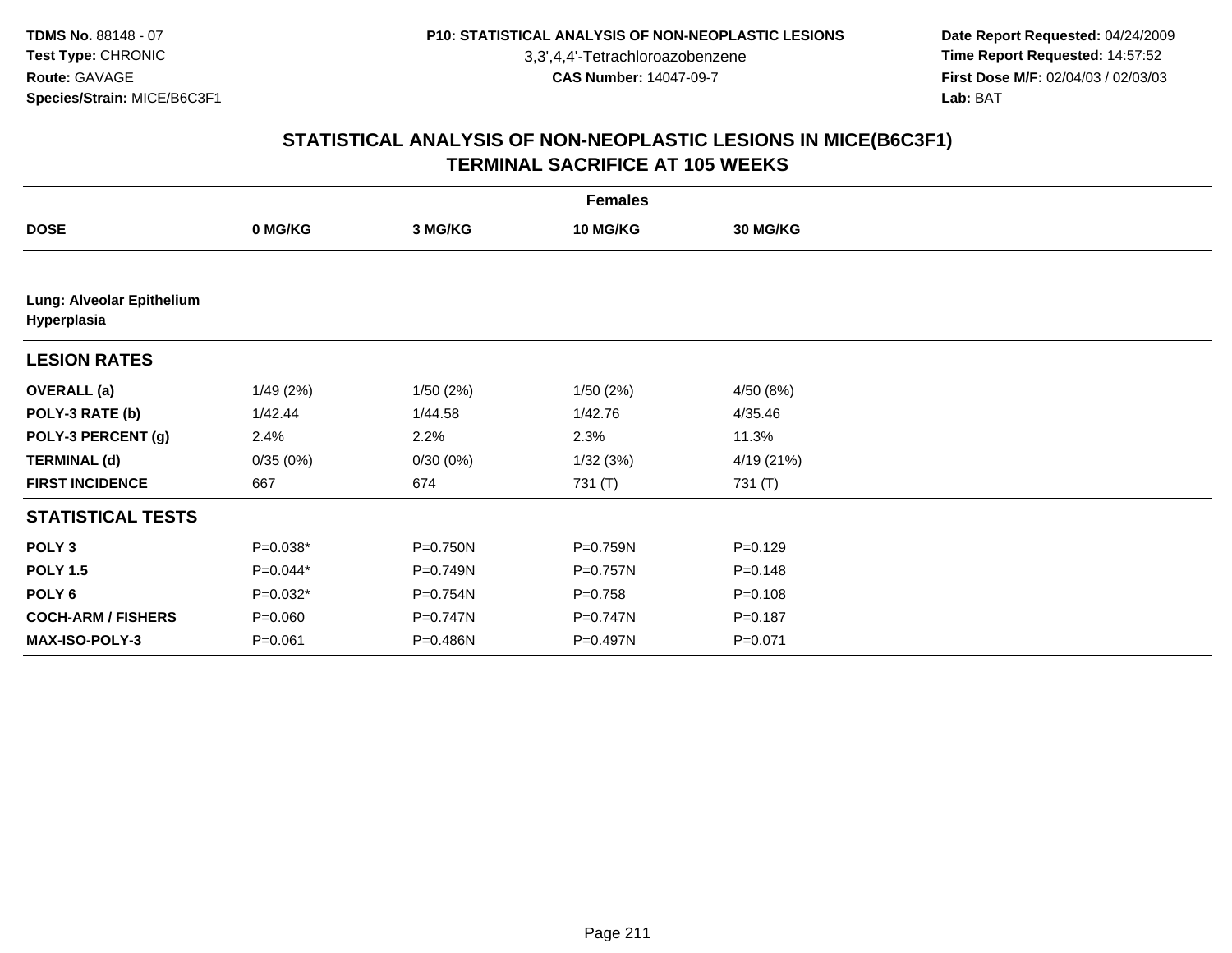**TDMS No.** 88148 - 07
**Test Type:** CHRONIC
**Route:** GAVAGE
**Species/Strain:** MICE/B6C3F1

**P10: STATISTICAL ANALYSIS OF NON-NEOPLASTIC LESIONS**
3,3',4,4'-Tetrachloroazobenzene
**CAS Number:** 14047-09-7

**Date Report Requested:** 04/24/2009
**Time Report Requested:** 14:57:52
**First Dose M/F:** 02/04/03 / 02/03/03
**Lab:** BAT

## STATISTICAL ANALYSIS OF NON-NEOPLASTIC LESIONS IN MICE(B6C3F1)
## TERMINAL SACRIFICE AT 105 WEEKS

| | Females | | | |
|---|---|---|---|---|
| **DOSE** | **0 MG/KG** | **3 MG/KG** | **10 MG/KG** | **30 MG/KG** |
| **Lung: Alveolar Epithelium Hyperplasia** | | | | |
| **LESION RATES** | | | | |
| **OVERALL (a)** | 1/49 (2%) | 1/50 (2%) | 1/50 (2%) | 4/50 (8%) |
| **POLY-3 RATE (b)** | 1/42.44 | 1/44.58 | 1/42.76 | 4/35.46 |
| **POLY-3 PERCENT (g)** | 2.4% | 2.2% | 2.3% | 11.3% |
| **TERMINAL (d)** | 0/35 (0%) | 0/30 (0%) | 1/32 (3%) | 4/19 (21%) |
| **FIRST INCIDENCE** | 667 | 674 | 731 (T) | 731 (T) |
| **STATISTICAL TESTS** | | | | |
| **POLY 3** | P=0.038* | P=0.750N | P=0.759N | P=0.129 |
| **POLY 1.5** | P=0.044* | P=0.749N | P=0.757N | P=0.148 |
| **POLY 6** | P=0.032* | P=0.754N | P=0.758 | P=0.108 |
| **COCH-ARM / FISHERS** | P=0.060 | P=0.747N | P=0.747N | P=0.187 |
| **MAX-ISO-POLY-3** | P=0.061 | P=0.486N | P=0.497N | P=0.071 |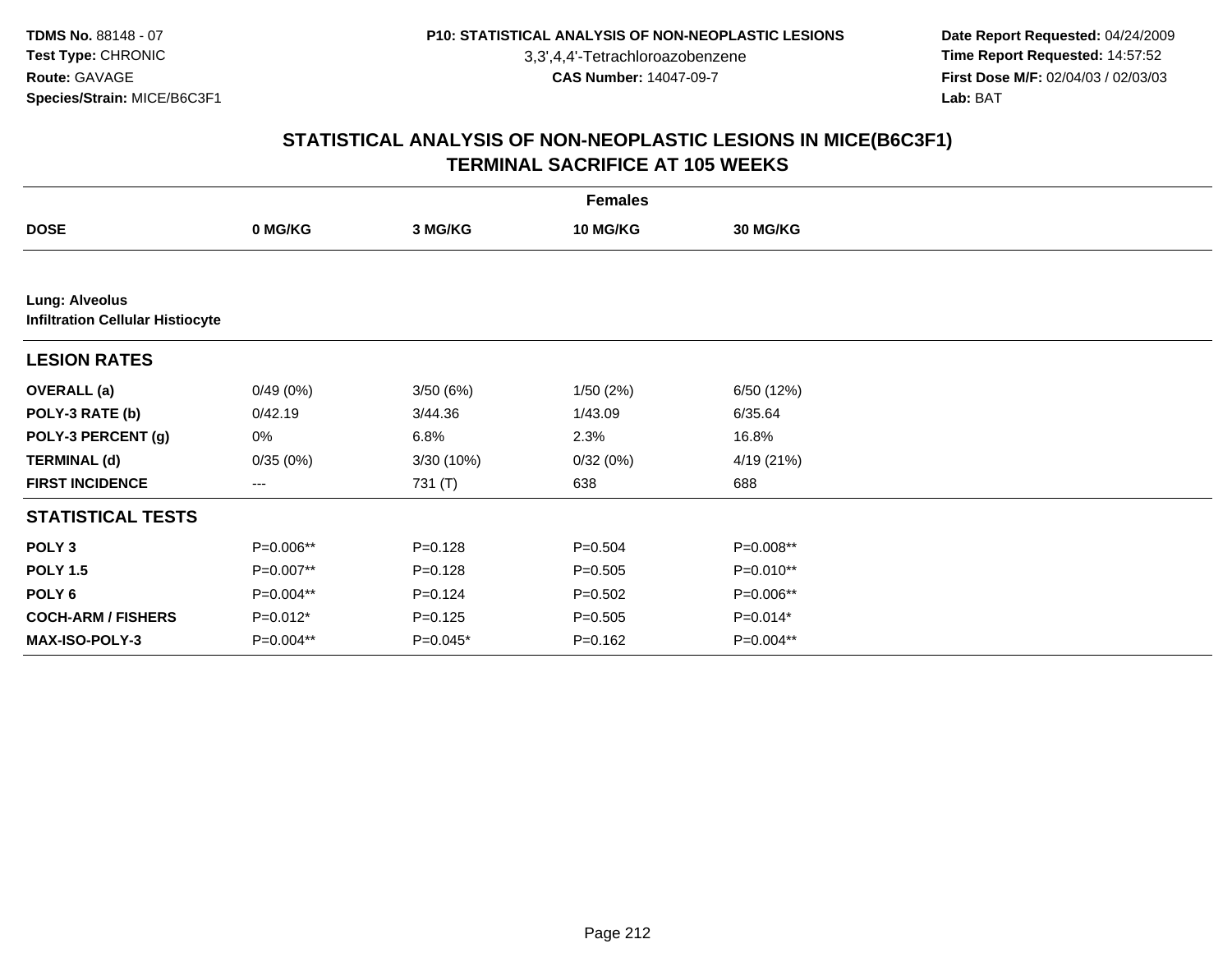**TDMS No.** 88148 - 07
**Test Type:** CHRONIC
**Route:** GAVAGE
**Species/Strain:** MICE/B6C3F1

**P10: STATISTICAL ANALYSIS OF NON-NEOPLASTIC LESIONS**
3,3',4,4'-Tetrachloroazobenzene
**CAS Number:** 14047-09-7

**Date Report Requested:** 04/24/2009
**Time Report Requested:** 14:57:52
**First Dose M/F:** 02/04/03 / 02/03/03
**Lab:** BAT

## STATISTICAL ANALYSIS OF NON-NEOPLASTIC LESIONS IN MICE(B6C3F1) TERMINAL SACRIFICE AT 105 WEEKS

| Females | | | | |
|---|---|---|---|---|
| **DOSE** | **0 MG/KG** | **3 MG/KG** | **10 MG/KG** | **30 MG/KG** |
| **Lung: Alveolus** | | | | |
| **Infiltration Cellular Histiocyte** | | | | |
| **LESION RATES** | | | | |
| **OVERALL (a)** | 0/49 (0%) | 3/50 (6%) | 1/50 (2%) | 6/50 (12%) |
| **POLY-3 RATE (b)** | 0/42.19 | 3/44.36 | 1/43.09 | 6/35.64 |
| **POLY-3 PERCENT (g)** | 0% | 6.8% | 2.3% | 16.8% |
| **TERMINAL (d)** | 0/35 (0%) | 3/30 (10%) | 0/32 (0%) | 4/19 (21%) |
| **FIRST INCIDENCE** | --- | 731 (T) | 638 | 688 |
| **STATISTICAL TESTS** | | | | |
| **POLY 3** | P=0.006** | P=0.128 | P=0.504 | P=0.008** |
| **POLY 1.5** | P=0.007** | P=0.128 | P=0.505 | P=0.010** |
| **POLY 6** | P=0.004** | P=0.124 | P=0.502 | P=0.006** |
| **COCH-ARM / FISHERS** | P=0.012* | P=0.125 | P=0.505 | P=0.014* |
| **MAX-ISO-POLY-3** | P=0.004** | P=0.045* | P=0.162 | P=0.004** |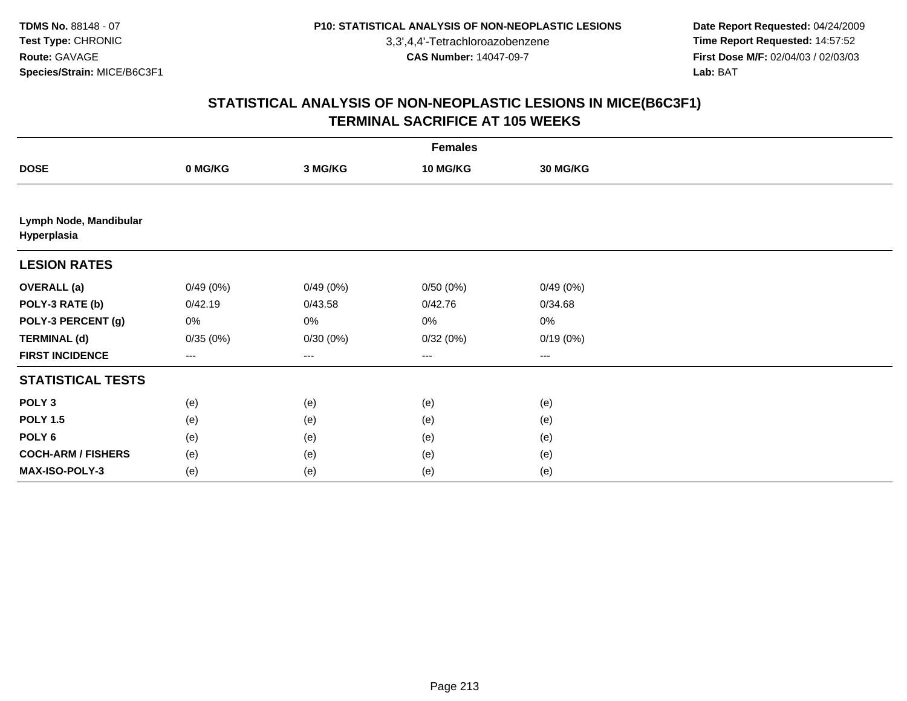**TDMS No.** 88148 - 07
**Test Type:** CHRONIC
**Route:** GAVAGE
**Species/Strain:** MICE/B6C3F1

**P10: STATISTICAL ANALYSIS OF NON-NEOPLASTIC LESIONS**
3,3',4,4'-Tetrachloroazobenzene
**CAS Number:** 14047-09-7

**Date Report Requested:** 04/24/2009
**Time Report Requested:** 14:57:52
**First Dose M/F:** 02/04/03 / 02/03/03
**Lab:** BAT

## STATISTICAL ANALYSIS OF NON-NEOPLASTIC LESIONS IN MICE(B6C3F1)
## TERMINAL SACRIFICE AT 105 WEEKS

| Females | | | | |
|---|---|---|---|---|
| **DOSE** | **0 MG/KG** | **3 MG/KG** | **10 MG/KG** | **30 MG/KG** |
| **Lymph Node, Mandibular Hyperplasia** | | | | |
| **LESION RATES** | | | | |
| **OVERALL (a)** | 0/49 (0%) | 0/49 (0%) | 0/50 (0%) | 0/49 (0%) |
| **POLY-3 RATE (b)** | 0/42.19 | 0/43.58 | 0/42.76 | 0/34.68 |
| **POLY-3 PERCENT (g)** | 0% | 0% | 0% | 0% |
| **TERMINAL (d)** | 0/35 (0%) | 0/30 (0%) | 0/32 (0%) | 0/19 (0%) |
| **FIRST INCIDENCE** | --- | --- | --- | --- |
| **STATISTICAL TESTS** | | | | |
| **POLY 3** | (e) | (e) | (e) | (e) |
| **POLY 1.5** | (e) | (e) | (e) | (e) |
| **POLY 6** | (e) | (e) | (e) | (e) |
| **COCH-ARM / FISHERS** | (e) | (e) | (e) | (e) |
| **MAX-ISO-POLY-3** | (e) | (e) | (e) | (e) |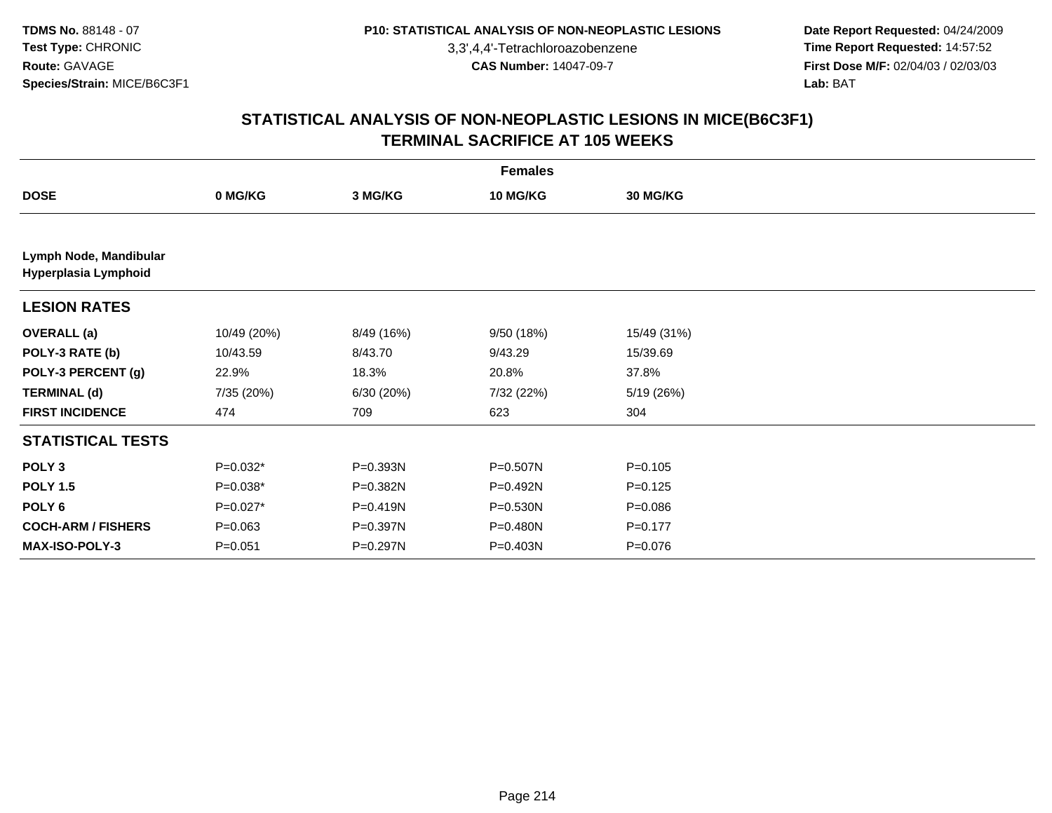**TDMS No.** 88148 - 07
**Test Type:** CHRONIC
**Route:** GAVAGE
**Species/Strain:** MICE/B6C3F1

**P10: STATISTICAL ANALYSIS OF NON-NEOPLASTIC LESIONS**
3,3',4,4'-Tetrachloroazobenzene
**CAS Number:** 14047-09-7

**Date Report Requested:** 04/24/2009
**Time Report Requested:** 14:57:52
**First Dose M/F:** 02/04/03 / 02/03/03
**Lab:** BAT

## STATISTICAL ANALYSIS OF NON-NEOPLASTIC LESIONS IN MICE(B6C3F1) TERMINAL SACRIFICE AT 105 WEEKS

| | Females | | | |
|---|---|---|---|---|
| **DOSE** | **0 MG/KG** | **3 MG/KG** | **10 MG/KG** | **30 MG/KG** |
| **Lymph Node, Mandibular Hyperplasia Lymphoid** | | | | |
| **LESION RATES** | | | | |
| **OVERALL (a)** | 10/49 (20%) | 8/49 (16%) | 9/50 (18%) | 15/49 (31%) |
| **POLY-3 RATE (b)** | 10/43.59 | 8/43.70 | 9/43.29 | 15/39.69 |
| **POLY-3 PERCENT (g)** | 22.9% | 18.3% | 20.8% | 37.8% |
| **TERMINAL (d)** | 7/35 (20%) | 6/30 (20%) | 7/32 (22%) | 5/19 (26%) |
| **FIRST INCIDENCE** | 474 | 709 | 623 | 304 |
| **STATISTICAL TESTS** | | | | |
| **POLY 3** | P=0.032* | P=0.393N | P=0.507N | P=0.105 |
| **POLY 1.5** | P=0.038* | P=0.382N | P=0.492N | P=0.125 |
| **POLY 6** | P=0.027* | P=0.419N | P=0.530N | P=0.086 |
| **COCH-ARM / FISHERS** | P=0.063 | P=0.397N | P=0.480N | P=0.177 |
| **MAX-ISO-POLY-3** | P=0.051 | P=0.297N | P=0.403N | P=0.076 |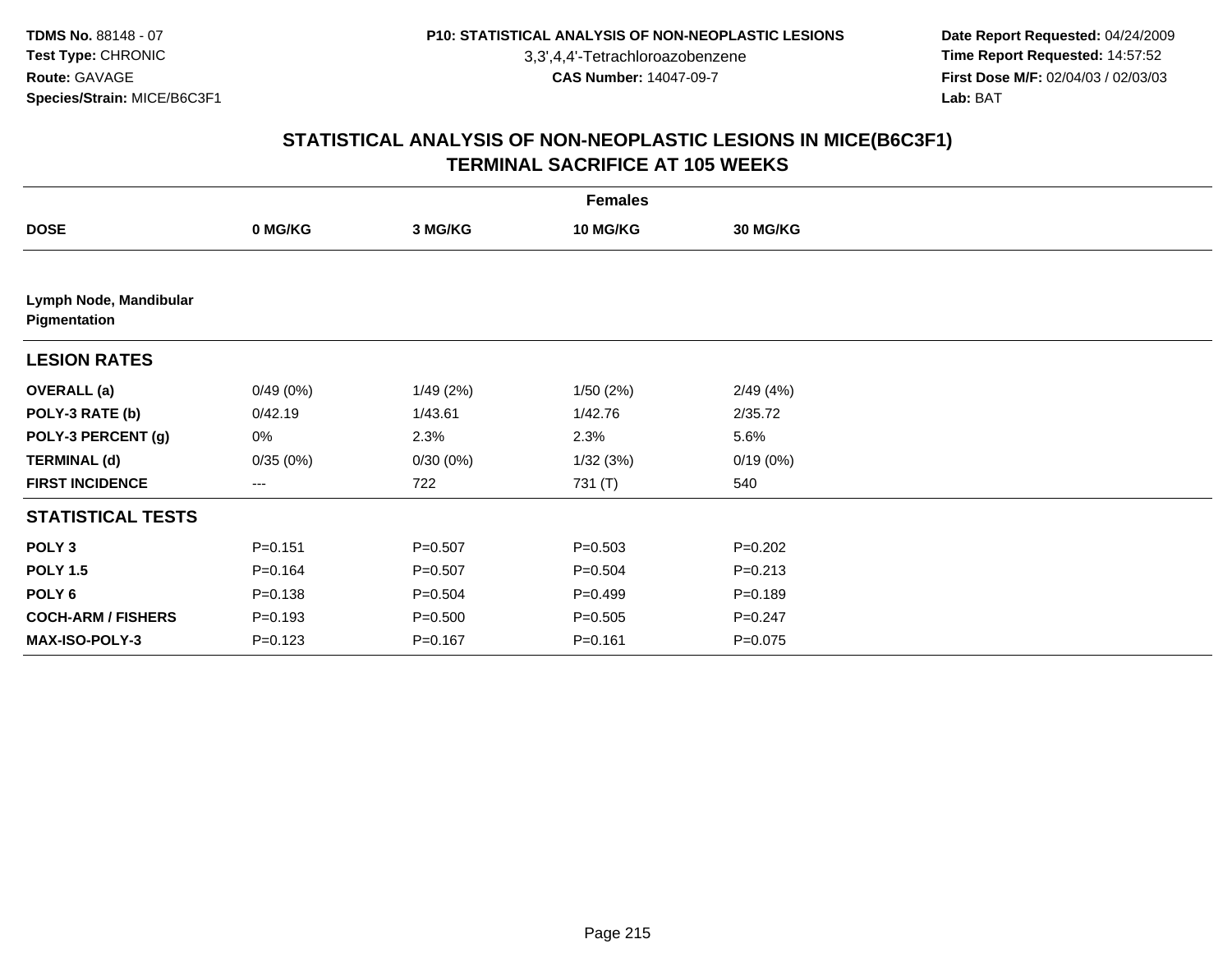**TDMS No.** 88148 - 07
**Test Type:** CHRONIC
**Route:** GAVAGE
**Species/Strain:** MICE/B6C3F1

**P10: STATISTICAL ANALYSIS OF NON-NEOPLASTIC LESIONS**
3,3',4,4'-Tetrachloroazobenzene
**CAS Number:** 14047-09-7

**Date Report Requested:** 04/24/2009
**Time Report Requested:** 14:57:52
**First Dose M/F:** 02/04/03 / 02/03/03
**Lab:** BAT

## STATISTICAL ANALYSIS OF NON-NEOPLASTIC LESIONS IN MICE(B6C3F1)
## TERMINAL SACRIFICE AT 105 WEEKS

| | Females | | | |
|---|---|---|---|---|
| **DOSE** | **0 MG/KG** | **3 MG/KG** | **10 MG/KG** | **30 MG/KG** |
| **Lymph Node, Mandibular** **Pigmentation** | | | | |
| **LESION RATES** | | | | |
| **OVERALL (a)** | 0/49 (0%) | 1/49 (2%) | 1/50 (2%) | 2/49 (4%) |
| **POLY-3 RATE (b)** | 0/42.19 | 1/43.61 | 1/42.76 | 2/35.72 |
| **POLY-3 PERCENT (g)** | 0% | 2.3% | 2.3% | 5.6% |
| **TERMINAL (d)** | 0/35 (0%) | 0/30 (0%) | 1/32 (3%) | 0/19 (0%) |
| **FIRST INCIDENCE** | --- | 722 | 731 (T) | 540 |
| **STATISTICAL TESTS** | | | | |
| **POLY 3** | P=0.151 | P=0.507 | P=0.503 | P=0.202 |
| **POLY 1.5** | P=0.164 | P=0.507 | P=0.504 | P=0.213 |
| **POLY 6** | P=0.138 | P=0.504 | P=0.499 | P=0.189 |
| **COCH-ARM / FISHERS** | P=0.193 | P=0.500 | P=0.505 | P=0.247 |
| **MAX-ISO-POLY-3** | P=0.123 | P=0.167 | P=0.161 | P=0.075 |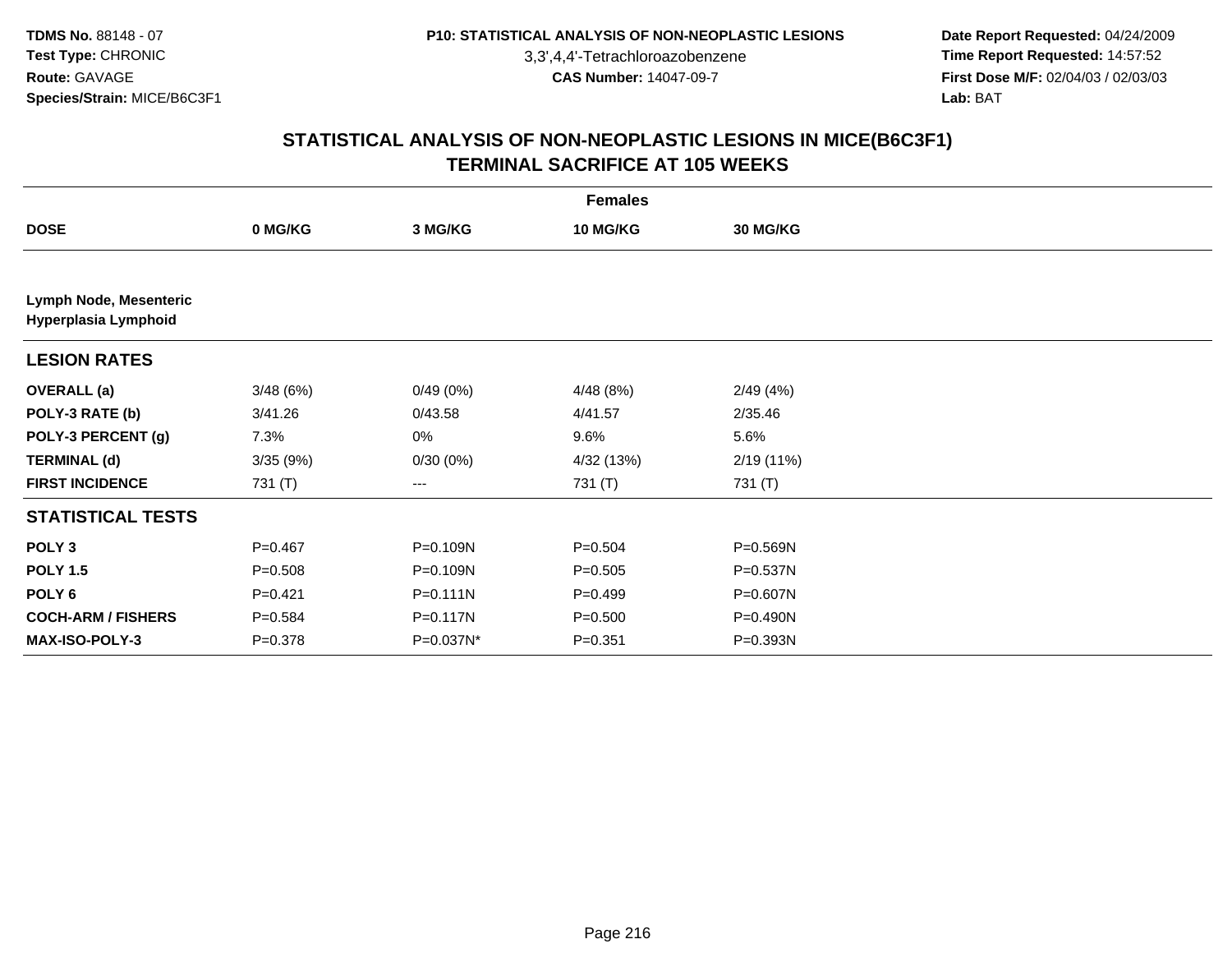TDMS No. 88148 - 07
Test Type: CHRONIC
Route: GAVAGE
Species/Strain: MICE/B6C3F1

P10: STATISTICAL ANALYSIS OF NON-NEOPLASTIC LESIONS
3,3',4,4'-Tetrachloroazobenzene
CAS Number: 14047-09-7

Date Report Requested: 04/24/2009
Time Report Requested: 14:57:52
First Dose M/F: 02/04/03 / 02/03/03
Lab: BAT

# STATISTICAL ANALYSIS OF NON-NEOPLASTIC LESIONS IN MICE(B6C3F1)
## TERMINAL SACRIFICE AT 105 WEEKS

| | Females | | | |
|---|---|---|---|---|
| **DOSE** | **0 MG/KG** | **3 MG/KG** | **10 MG/KG** | **30 MG/KG** |
| **Lymph Node, Mesenteric** | | | | |
| **Hyperplasia Lymphoid** | | | | |
| **LESION RATES** | | | | |
| **OVERALL (a)** | 3/48 (6%) | 0/49 (0%) | 4/48 (8%) | 2/49 (4%) |
| **POLY-3 RATE (b)** | 3/41.26 | 0/43.58 | 4/41.57 | 2/35.46 |
| **POLY-3 PERCENT (g)** | 7.3% | 0% | 9.6% | 5.6% |
| **TERMINAL (d)** | 3/35 (9%) | 0/30 (0%) | 4/32 (13%) | 2/19 (11%) |
| **FIRST INCIDENCE** | 731 (T) | --- | 731 (T) | 731 (T) |
| **STATISTICAL TESTS** | | | | |
| **POLY 3** | P=0.467 | P=0.109N | P=0.504 | P=0.569N |
| **POLY 1.5** | P=0.508 | P=0.109N | P=0.505 | P=0.537N |
| **POLY 6** | P=0.421 | P=0.111N | P=0.499 | P=0.607N |
| **COCH-ARM / FISHERS** | P=0.584 | P=0.117N | P=0.500 | P=0.490N |
| **MAX-ISO-POLY-3** | P=0.378 | P=0.037N* | P=0.351 | P=0.393N |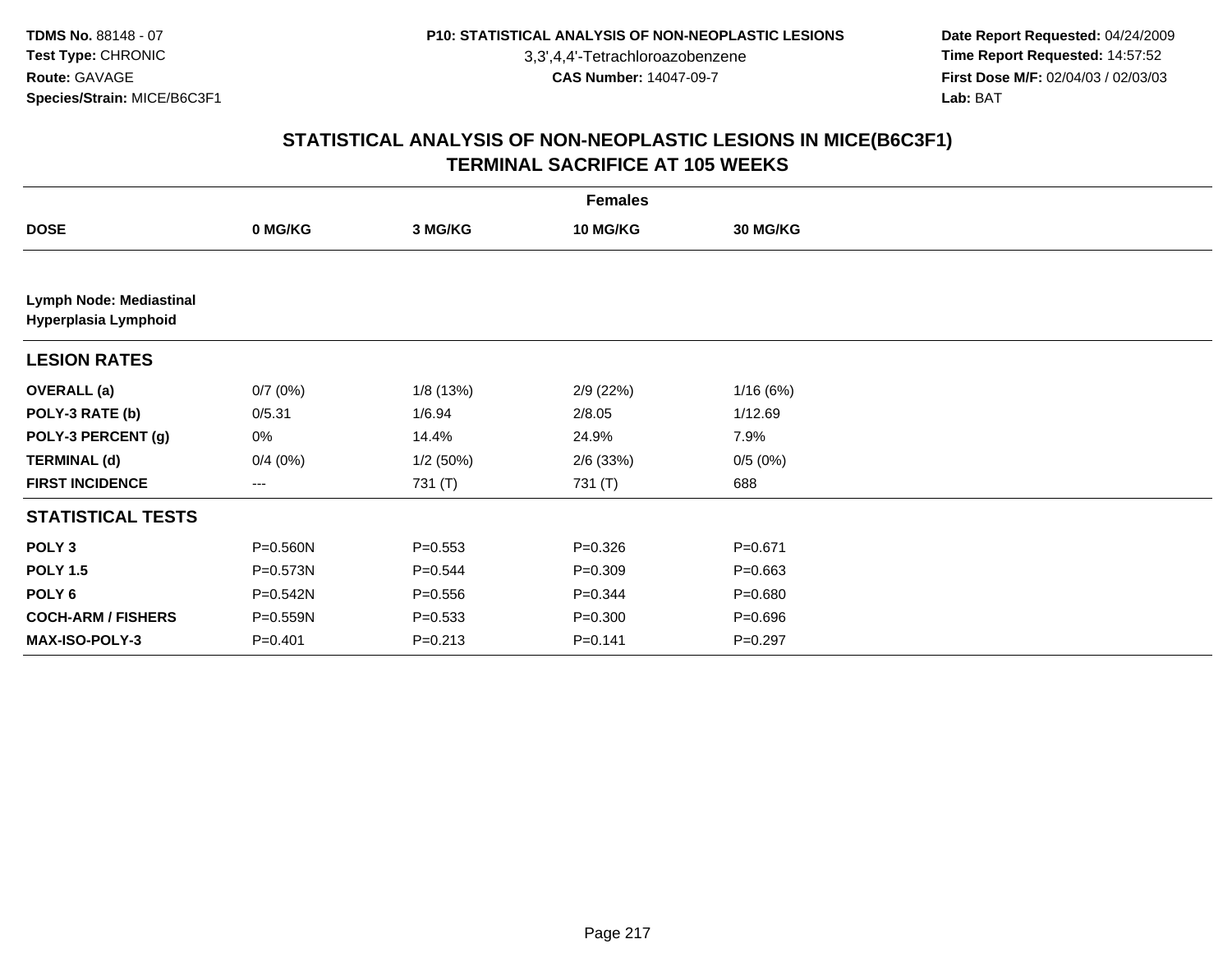**TDMS No.** 88148 - 07
**Test Type:** CHRONIC
**Route:** GAVAGE
**Species/Strain:** MICE/B6C3F1

**P10: STATISTICAL ANALYSIS OF NON-NEOPLASTIC LESIONS**
3,3',4,4'-Tetrachloroazobenzene
**CAS Number:** 14047-09-7

**Date Report Requested:** 04/24/2009
**Time Report Requested:** 14:57:52
**First Dose M/F:** 02/04/03 / 02/03/03
**Lab:** BAT

## STATISTICAL ANALYSIS OF NON-NEOPLASTIC LESIONS IN MICE(B6C3F1) TERMINAL SACRIFICE AT 105 WEEKS

| | Females | | | |
|---|---|---|---|---|
| **DOSE** | **0 MG/KG** | **3 MG/KG** | **10 MG/KG** | **30 MG/KG** |
| **Lymph Node: Mediastinal Hyperplasia Lymphoid** | | | | |
| **LESION RATES** | | | | |
| **OVERALL (a)** | 0/7 (0%) | 1/8 (13%) | 2/9 (22%) | 1/16 (6%) |
| **POLY-3 RATE (b)** | 0/5.31 | 1/6.94 | 2/8.05 | 1/12.69 |
| **POLY-3 PERCENT (g)** | 0% | 14.4% | 24.9% | 7.9% |
| **TERMINAL (d)** | 0/4 (0%) | 1/2 (50%) | 2/6 (33%) | 0/5 (0%) |
| **FIRST INCIDENCE** | --- | 731 (T) | 731 (T) | 688 |
| **STATISTICAL TESTS** | | | | |
| **POLY 3** | P=0.560N | P=0.553 | P=0.326 | P=0.671 |
| **POLY 1.5** | P=0.573N | P=0.544 | P=0.309 | P=0.663 |
| **POLY 6** | P=0.542N | P=0.556 | P=0.344 | P=0.680 |
| **COCH-ARM / FISHERS** | P=0.559N | P=0.533 | P=0.300 | P=0.696 |
| **MAX-ISO-POLY-3** | P=0.401 | P=0.213 | P=0.141 | P=0.297 |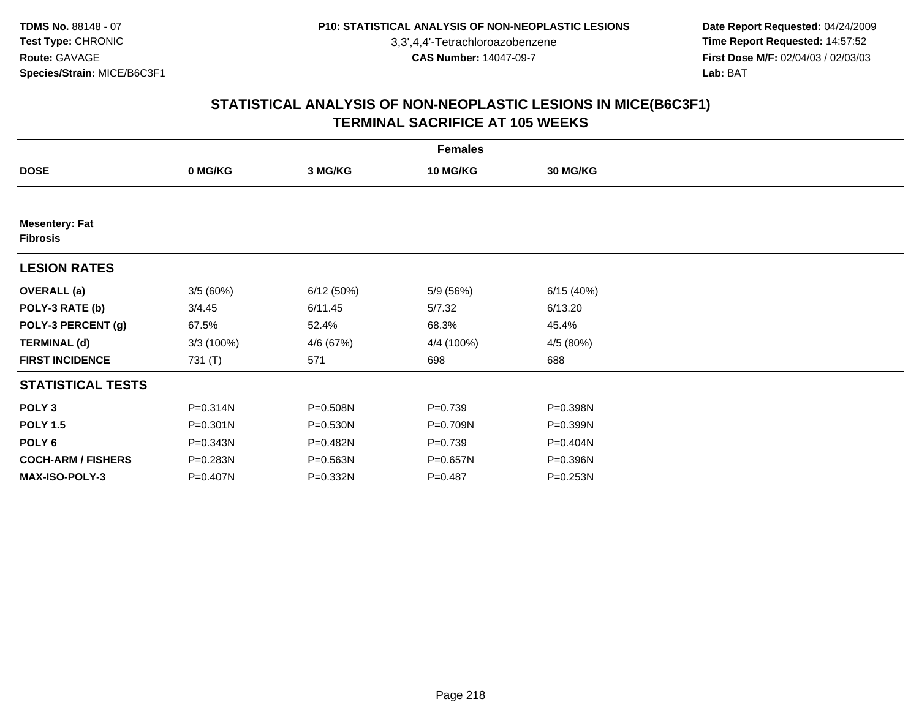**TDMS No.** 88148 - 07
**Test Type:** CHRONIC
**Route:** GAVAGE
**Species/Strain:** MICE/B6C3F1

**P10: STATISTICAL ANALYSIS OF NON-NEOPLASTIC LESIONS**
3,3',4,4'-Tetrachloroazobenzene
**CAS Number:** 14047-09-7

**Date Report Requested:** 04/24/2009
**Time Report Requested:** 14:57:52
**First Dose M/F:** 02/04/03 / 02/03/03
**Lab:** BAT

## STATISTICAL ANALYSIS OF NON-NEOPLASTIC LESIONS IN MICE(B6C3F1)
## TERMINAL SACRIFICE AT 105 WEEKS

| | Females | | | |
|---|---|---|---|---|
| **DOSE** | **0 MG/KG** | **3 MG/KG** | **10 MG/KG** | **30 MG/KG** |
| **Mesentery: Fat** | | | | |
| **Fibrosis** | | | | |
| **LESION RATES** | | | | |
| **OVERALL (a)** | 3/5 (60%) | 6/12 (50%) | 5/9 (56%) | 6/15 (40%) |
| **POLY-3 RATE (b)** | 3/4.45 | 6/11.45 | 5/7.32 | 6/13.20 |
| **POLY-3 PERCENT (g)** | 67.5% | 52.4% | 68.3% | 45.4% |
| **TERMINAL (d)** | 3/3 (100%) | 4/6 (67%) | 4/4 (100%) | 4/5 (80%) |
| **FIRST INCIDENCE** | 731 (T) | 571 | 698 | 688 |
| **STATISTICAL TESTS** | | | | |
| **POLY 3** | P=0.314N | P=0.508N | P=0.739 | P=0.398N |
| **POLY 1.5** | P=0.301N | P=0.530N | P=0.709N | P=0.399N |
| **POLY 6** | P=0.343N | P=0.482N | P=0.739 | P=0.404N |
| **COCH-ARM / FISHERS** | P=0.283N | P=0.563N | P=0.657N | P=0.396N |
| **MAX-ISO-POLY-3** | P=0.407N | P=0.332N | P=0.487 | P=0.253N |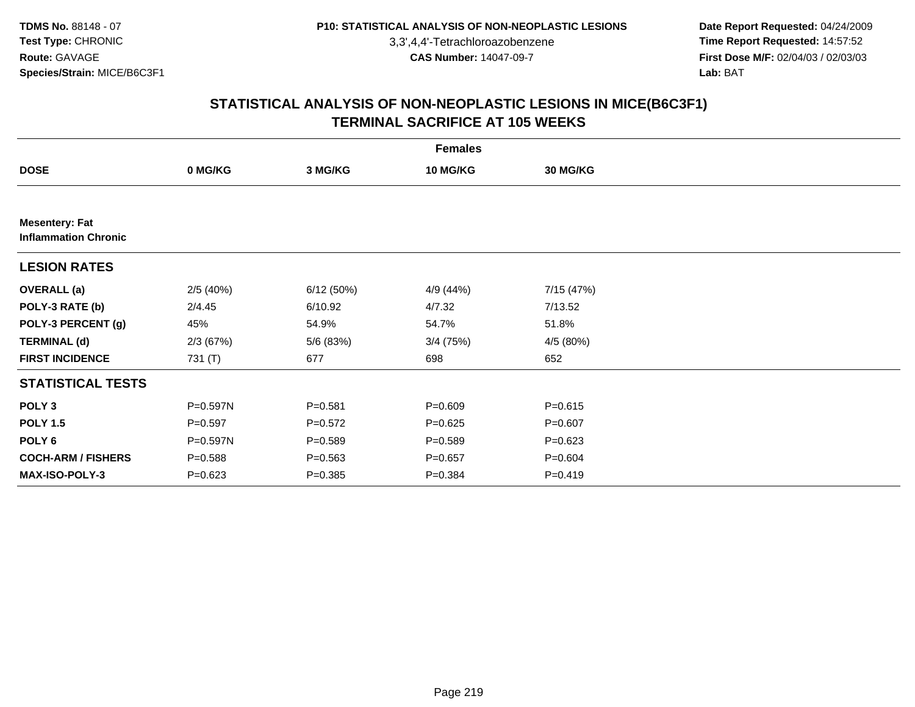**TDMS No.** 88148 - 07
**Test Type:** CHRONIC
**Route:** GAVAGE
**Species/Strain:** MICE/B6C3F1

**P10: STATISTICAL ANALYSIS OF NON-NEOPLASTIC LESIONS**
3,3',4,4'-Tetrachloroazobenzene
**CAS Number:** 14047-09-7

**Date Report Requested:** 04/24/2009
**Time Report Requested:** 14:57:52
**First Dose M/F:** 02/04/03 / 02/03/03
**Lab:** BAT

## STATISTICAL ANALYSIS OF NON-NEOPLASTIC LESIONS IN MICE(B6C3F1)
## TERMINAL SACRIFICE AT 105 WEEKS

| Females | | | | |
|---|---|---|---|---|
| **DOSE** | **0 MG/KG** | **3 MG/KG** | **10 MG/KG** | **30 MG/KG** |
| **Mesentery: Fat** | | | | |
| **Inflammation Chronic** | | | | |
| **LESION RATES** | | | | |
| **OVERALL (a)** | 2/5 (40%) | 6/12 (50%) | 4/9 (44%) | 7/15 (47%) |
| **POLY-3 RATE (b)** | 2/4.45 | 6/10.92 | 4/7.32 | 7/13.52 |
| **POLY-3 PERCENT (g)** | 45% | 54.9% | 54.7% | 51.8% |
| **TERMINAL (d)** | 2/3 (67%) | 5/6 (83%) | 3/4 (75%) | 4/5 (80%) |
| **FIRST INCIDENCE** | 731 (T) | 677 | 698 | 652 |
| **STATISTICAL TESTS** | | | | |
| **POLY 3** | P=0.597N | P=0.581 | P=0.609 | P=0.615 |
| **POLY 1.5** | P=0.597 | P=0.572 | P=0.625 | P=0.607 |
| **POLY 6** | P=0.597N | P=0.589 | P=0.589 | P=0.623 |
| **COCH-ARM / FISHERS** | P=0.588 | P=0.563 | P=0.657 | P=0.604 |
| **MAX-ISO-POLY-3** | P=0.623 | P=0.385 | P=0.384 | P=0.419 |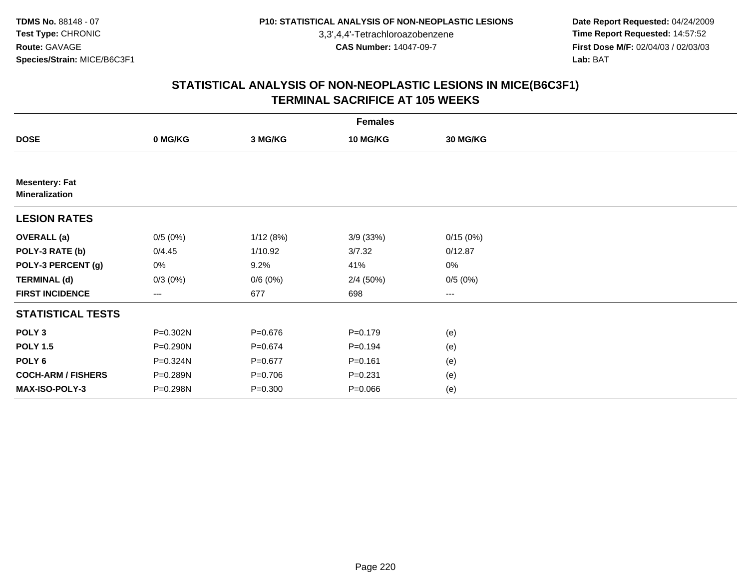**TDMS No.** 88148 - 07
**Test Type:** CHRONIC
**Route:** GAVAGE
**Species/Strain:** MICE/B6C3F1

**P10: STATISTICAL ANALYSIS OF NON-NEOPLASTIC LESIONS**
3,3',4,4'-Tetrachloroazobenzene
**CAS Number:** 14047-09-7

**Date Report Requested:** 04/24/2009
**Time Report Requested:** 14:57:52
**First Dose M/F:** 02/04/03 / 02/03/03
**Lab:** BAT

## STATISTICAL ANALYSIS OF NON-NEOPLASTIC LESIONS IN MICE(B6C3F1) TERMINAL SACRIFICE AT 105 WEEKS

| | Females | | | |
|---|---|---|---|---|
| **DOSE** | **0 MG/KG** | **3 MG/KG** | **10 MG/KG** | **30 MG/KG** |
| **Mesentery: Fat** **Mineralization** | | | | |
| **LESION RATES** | | | | |
| **OVERALL (a)** | 0/5 (0%) | 1/12 (8%) | 3/9 (33%) | 0/15 (0%) |
| **POLY-3 RATE (b)** | 0/4.45 | 1/10.92 | 3/7.32 | 0/12.87 |
| **POLY-3 PERCENT (g)** | 0% | 9.2% | 41% | 0% |
| **TERMINAL (d)** | 0/3 (0%) | 0/6 (0%) | 2/4 (50%) | 0/5 (0%) |
| **FIRST INCIDENCE** | --- | 677 | 698 | --- |
| **STATISTICAL TESTS** | | | | |
| **POLY 3** | P=0.302N | P=0.676 | P=0.179 | (e) |
| **POLY 1.5** | P=0.290N | P=0.674 | P=0.194 | (e) |
| **POLY 6** | P=0.324N | P=0.677 | P=0.161 | (e) |
| **COCH-ARM / FISHERS** | P=0.289N | P=0.706 | P=0.231 | (e) |
| **MAX-ISO-POLY-3** | P=0.298N | P=0.300 | P=0.066 | (e) |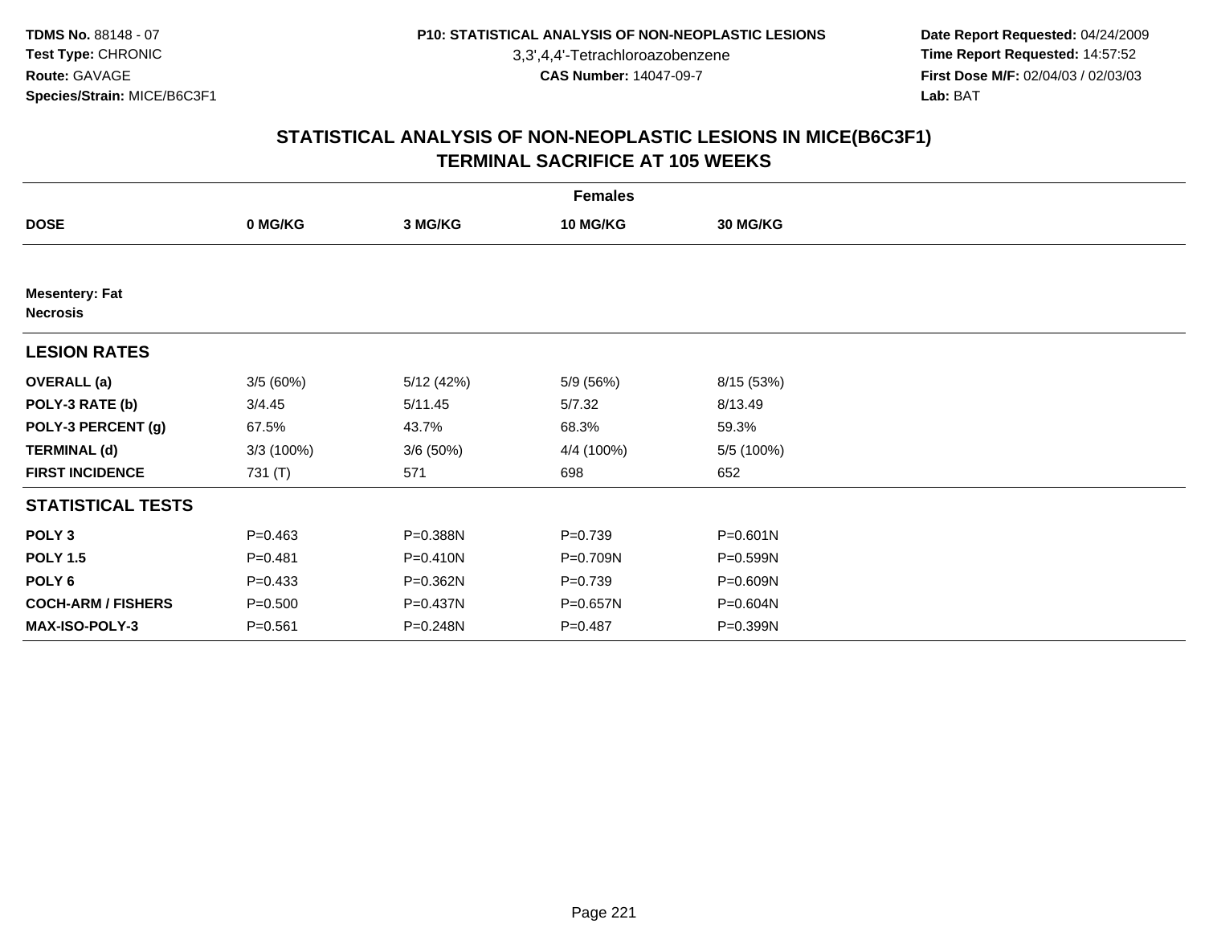**TDMS No.** 88148 - 07
**Test Type:** CHRONIC
**Route:** GAVAGE
**Species/Strain:** MICE/B6C3F1

**P10: STATISTICAL ANALYSIS OF NON-NEOPLASTIC LESIONS**
3,3',4,4'-Tetrachloroazobenzene
**CAS Number:** 14047-09-7

**Date Report Requested:** 04/24/2009
**Time Report Requested:** 14:57:52
**First Dose M/F:** 02/04/03 / 02/03/03
**Lab:** BAT

## STATISTICAL ANALYSIS OF NON-NEOPLASTIC LESIONS IN MICE(B6C3F1) TERMINAL SACRIFICE AT 105 WEEKS

| | Females | | | |
|---|---|---|---|---|
| **DOSE** | **0 MG/KG** | **3 MG/KG** | **10 MG/KG** | **30 MG/KG** |
| **Mesentery: Fat** **Necrosis** | | | | |
| **LESION RATES** | | | | |
| **OVERALL (a)** | 3/5 (60%) | 5/12 (42%) | 5/9 (56%) | 8/15 (53%) |
| **POLY-3 RATE (b)** | 3/4.45 | 5/11.45 | 5/7.32 | 8/13.49 |
| **POLY-3 PERCENT (g)** | 67.5% | 43.7% | 68.3% | 59.3% |
| **TERMINAL (d)** | 3/3 (100%) | 3/6 (50%) | 4/4 (100%) | 5/5 (100%) |
| **FIRST INCIDENCE** | 731 (T) | 571 | 698 | 652 |
| **STATISTICAL TESTS** | | | | |
| **POLY 3** | P=0.463 | P=0.388N | P=0.739 | P=0.601N |
| **POLY 1.5** | P=0.481 | P=0.410N | P=0.709N | P=0.599N |
| **POLY 6** | P=0.433 | P=0.362N | P=0.739 | P=0.609N |
| **COCH-ARM / FISHERS** | P=0.500 | P=0.437N | P=0.657N | P=0.604N |
| **MAX-ISO-POLY-3** | P=0.561 | P=0.248N | P=0.487 | P=0.399N |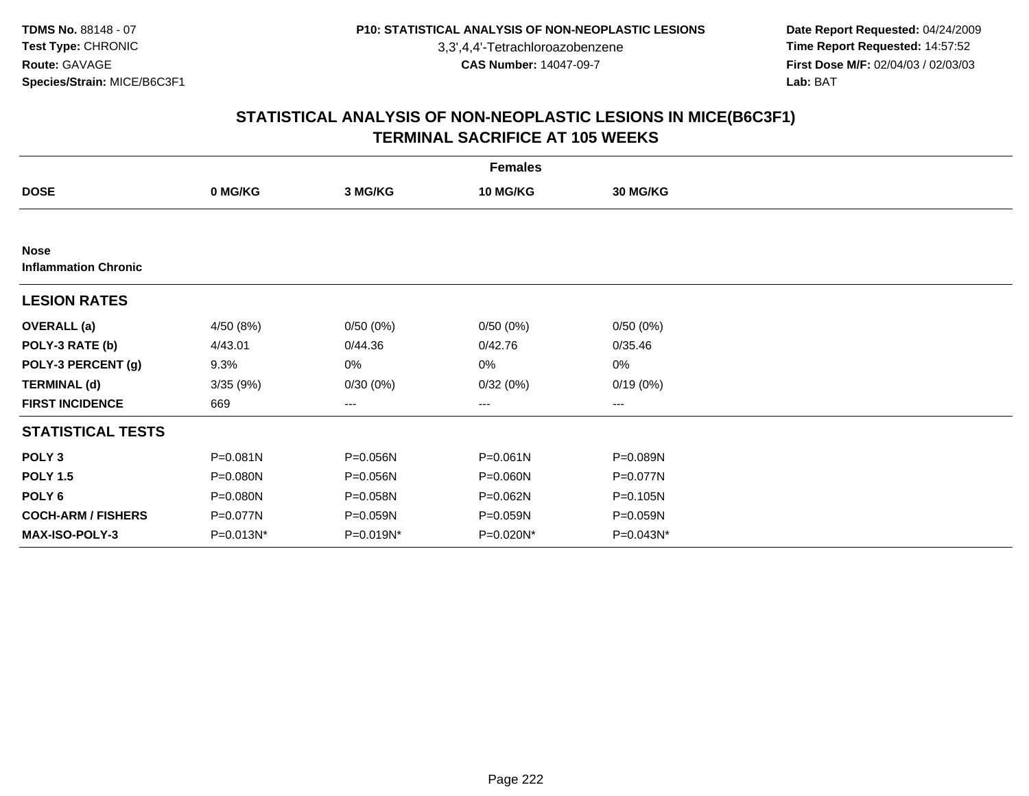**TDMS No.** 88148 - 07
**Test Type:** CHRONIC
**Route:** GAVAGE
**Species/Strain:** MICE/B6C3F1

**P10: STATISTICAL ANALYSIS OF NON-NEOPLASTIC LESIONS**
3,3',4,4'-Tetrachloroazobenzene
**CAS Number:** 14047-09-7

**Date Report Requested:** 04/24/2009
**Time Report Requested:** 14:57:52
**First Dose M/F:** 02/04/03 / 02/03/03
**Lab:** BAT

## STATISTICAL ANALYSIS OF NON-NEOPLASTIC LESIONS IN MICE(B6C3F1) TERMINAL SACRIFICE AT 105 WEEKS

| | Females | | | |
|---|---|---|---|---|
| **DOSE** | **0 MG/KG** | **3 MG/KG** | **10 MG/KG** | **30 MG/KG** |
| **Nose** | | | | |
| **Inflammation Chronic** | | | | |
| **LESION RATES** | | | | |
| **OVERALL (a)** | 4/50 (8%) | 0/50 (0%) | 0/50 (0%) | 0/50 (0%) |
| **POLY-3 RATE (b)** | 4/43.01 | 0/44.36 | 0/42.76 | 0/35.46 |
| **POLY-3 PERCENT (g)** | 9.3% | 0% | 0% | 0% |
| **TERMINAL (d)** | 3/35 (9%) | 0/30 (0%) | 0/32 (0%) | 0/19 (0%) |
| **FIRST INCIDENCE** | 669 | --- | --- | --- |
| **STATISTICAL TESTS** | | | | |
| **POLY 3** | P=0.081N | P=0.056N | P=0.061N | P=0.089N |
| **POLY 1.5** | P=0.080N | P=0.056N | P=0.060N | P=0.077N |
| **POLY 6** | P=0.080N | P=0.058N | P=0.062N | P=0.105N |
| **COCH-ARM / FISHERS** | P=0.077N | P=0.059N | P=0.059N | P=0.059N |
| **MAX-ISO-POLY-3** | P=0.013N* | P=0.019N* | P=0.020N* | P=0.043N* |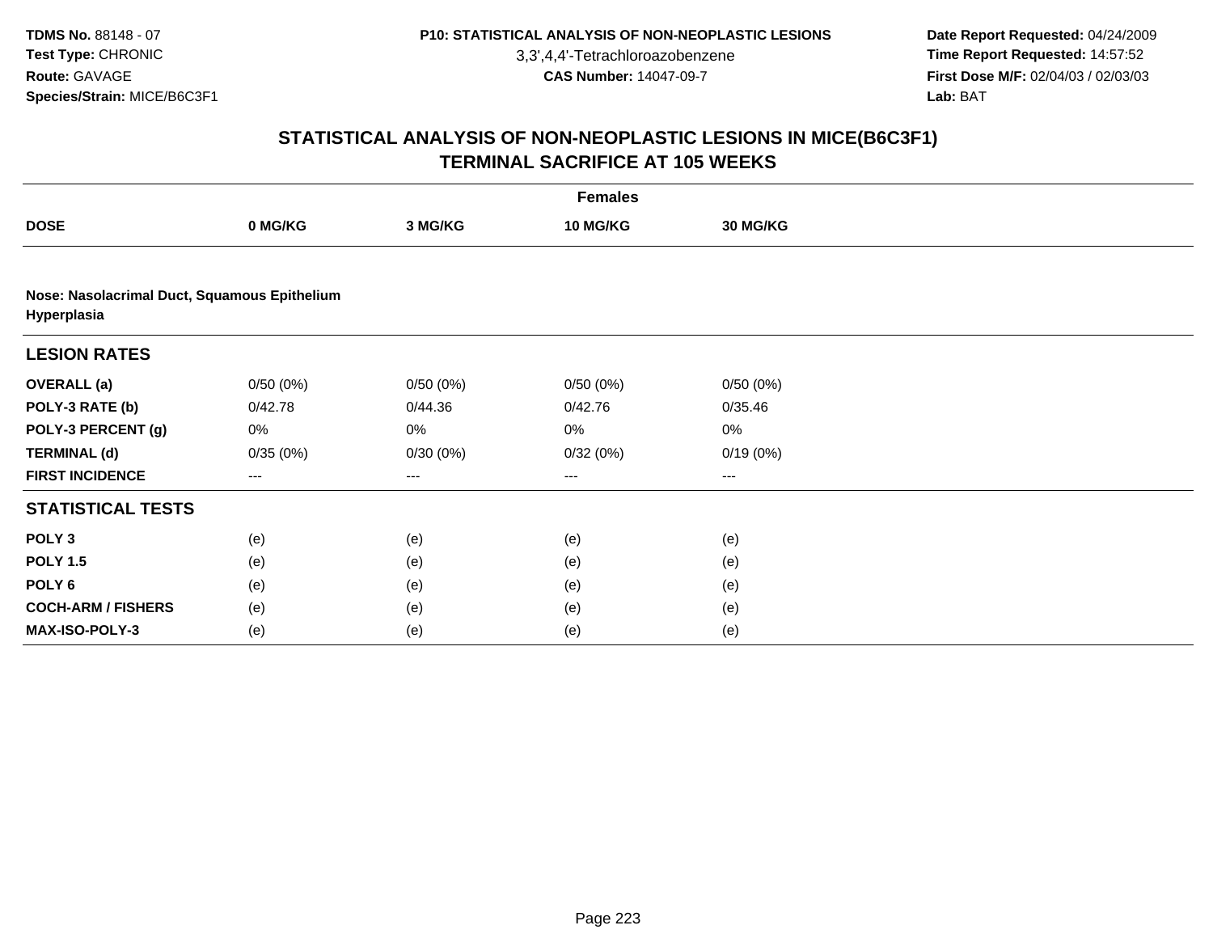**TDMS No.** 88148 - 07
**Test Type:** CHRONIC
**Route:** GAVAGE
**Species/Strain:** MICE/B6C3F1

**P10: STATISTICAL ANALYSIS OF NON-NEOPLASTIC LESIONS**
3,3',4,4'-Tetrachloroazobenzene
**CAS Number:** 14047-09-7

**Date Report Requested:** 04/24/2009
**Time Report Requested:** 14:57:52
**First Dose M/F:** 02/04/03 / 02/03/03
**Lab:** BAT

## STATISTICAL ANALYSIS OF NON-NEOPLASTIC LESIONS IN MICE(B6C3F1) TERMINAL SACRIFICE AT 105 WEEKS

| | Females | | | |
|---|---|---|---|---|
| **DOSE** | **0 MG/KG** | **3 MG/KG** | **10 MG/KG** | **30 MG/KG** |
| **Nose: Nasolacrimal Duct, Squamous Epithelium Hyperplasia** | | | | |
| **LESION RATES** | | | | |
| **OVERALL (a)** | 0/50 (0%) | 0/50 (0%) | 0/50 (0%) | 0/50 (0%) |
| **POLY-3 RATE (b)** | 0/42.78 | 0/44.36 | 0/42.76 | 0/35.46 |
| **POLY-3 PERCENT (g)** | 0% | 0% | 0% | 0% |
| **TERMINAL (d)** | 0/35 (0%) | 0/30 (0%) | 0/32 (0%) | 0/19 (0%) |
| **FIRST INCIDENCE** | --- | --- | --- | --- |
| **STATISTICAL TESTS** | | | | |
| **POLY 3** | (e) | (e) | (e) | (e) |
| **POLY 1.5** | (e) | (e) | (e) | (e) |
| **POLY 6** | (e) | (e) | (e) | (e) |
| **COCH-ARM / FISHERS** | (e) | (e) | (e) | (e) |
| **MAX-ISO-POLY-3** | (e) | (e) | (e) | (e) |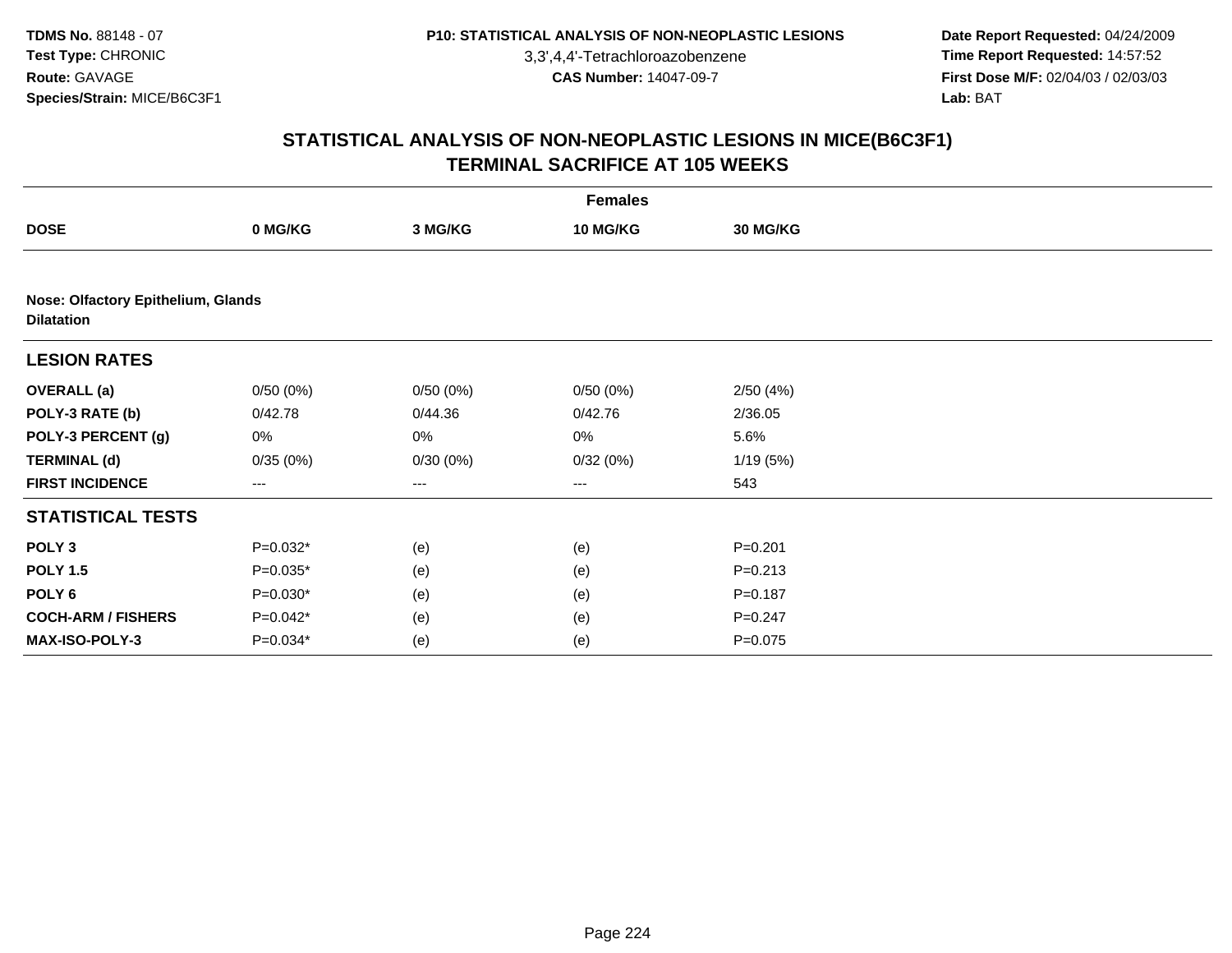**TDMS No.** 88148 - 07
**Test Type:** CHRONIC
**Route:** GAVAGE
**Species/Strain:** MICE/B6C3F1

**P10: STATISTICAL ANALYSIS OF NON-NEOPLASTIC LESIONS**
3,3',4,4'-Tetrachloroazobenzene
**CAS Number:** 14047-09-7

**Date Report Requested:** 04/24/2009
**Time Report Requested:** 14:57:52
**First Dose M/F:** 02/04/03 / 02/03/03
**Lab:** BAT

## STATISTICAL ANALYSIS OF NON-NEOPLASTIC LESIONS IN MICE(B6C3F1) TERMINAL SACRIFICE AT 105 WEEKS

| | Females | | | |
|---|---|---|---|---|
| **DOSE** | **0 MG/KG** | **3 MG/KG** | **10 MG/KG** | **30 MG/KG** |
| **Nose: Olfactory Epithelium, Glands** | | | | |
| **Dilatation** | | | | |
| **LESION RATES** | | | | |
| **OVERALL (a)** | 0/50 (0%) | 0/50 (0%) | 0/50 (0%) | 2/50 (4%) |
| **POLY-3 RATE (b)** | 0/42.78 | 0/44.36 | 0/42.76 | 2/36.05 |
| **POLY-3 PERCENT (g)** | 0% | 0% | 0% | 5.6% |
| **TERMINAL (d)** | 0/35 (0%) | 0/30 (0%) | 0/32 (0%) | 1/19 (5%) |
| **FIRST INCIDENCE** | --- | --- | --- | 543 |
| **STATISTICAL TESTS** | | | | |
| **POLY 3** | P=0.032* | (e) | (e) | P=0.201 |
| **POLY 1.5** | P=0.035* | (e) | (e) | P=0.213 |
| **POLY 6** | P=0.030* | (e) | (e) | P=0.187 |
| **COCH-ARM / FISHERS** | P=0.042* | (e) | (e) | P=0.247 |
| **MAX-ISO-POLY-3** | P=0.034* | (e) | (e) | P=0.075 |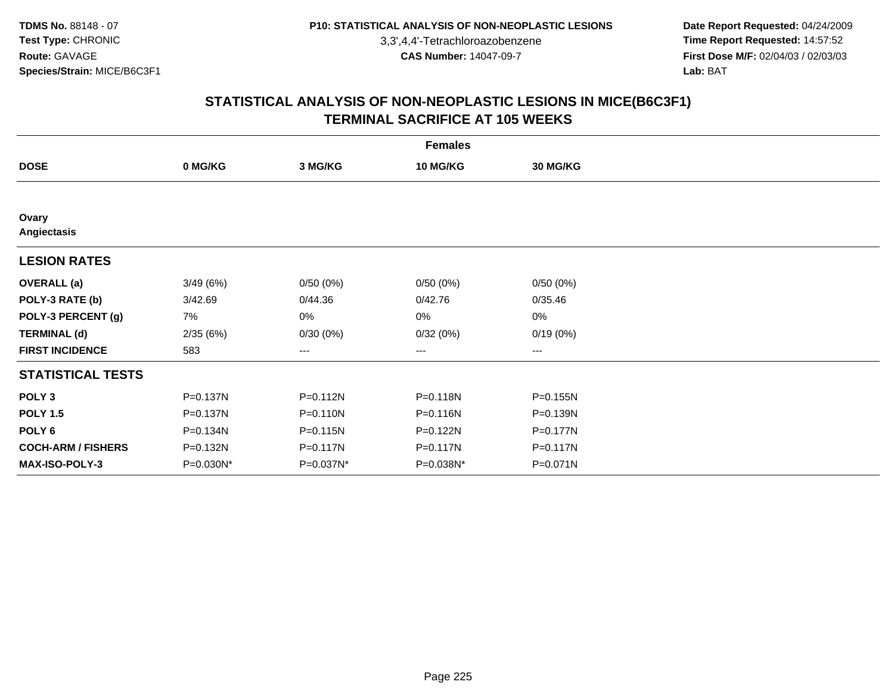**TDMS No.** 88148 - 07
**Test Type:** CHRONIC
**Route:** GAVAGE
**Species/Strain:** MICE/B6C3F1

**P10: STATISTICAL ANALYSIS OF NON-NEOPLASTIC LESIONS**
3,3',4,4'-Tetrachloroazobenzene
**CAS Number:** 14047-09-7

**Date Report Requested:** 04/24/2009
**Time Report Requested:** 14:57:52
**First Dose M/F:** 02/04/03 / 02/03/03
**Lab:** BAT

## STATISTICAL ANALYSIS OF NON-NEOPLASTIC LESIONS IN MICE(B6C3F1) TERMINAL SACRIFICE AT 105 WEEKS

| | Females | | | |
|---|---|---|---|---|
| **DOSE** | **0 MG/KG** | **3 MG/KG** | **10 MG/KG** | **30 MG/KG** |
| **Ovary** | | | | |
| **Angiectasis** | | | | |
| **LESION RATES** | | | | |
| **OVERALL (a)** | 3/49 (6%) | 0/50 (0%) | 0/50 (0%) | 0/50 (0%) |
| **POLY-3 RATE (b)** | 3/42.69 | 0/44.36 | 0/42.76 | 0/35.46 |
| **POLY-3 PERCENT (g)** | 7% | 0% | 0% | 0% |
| **TERMINAL (d)** | 2/35 (6%) | 0/30 (0%) | 0/32 (0%) | 0/19 (0%) |
| **FIRST INCIDENCE** | 583 | --- | --- | --- |
| **STATISTICAL TESTS** | | | | |
| **POLY 3** | P=0.137N | P=0.112N | P=0.118N | P=0.155N |
| **POLY 1.5** | P=0.137N | P=0.110N | P=0.116N | P=0.139N |
| **POLY 6** | P=0.134N | P=0.115N | P=0.122N | P=0.177N |
| **COCH-ARM / FISHERS** | P=0.132N | P=0.117N | P=0.117N | P=0.117N |
| **MAX-ISO-POLY-3** | P=0.030N* | P=0.037N* | P=0.038N* | P=0.071N |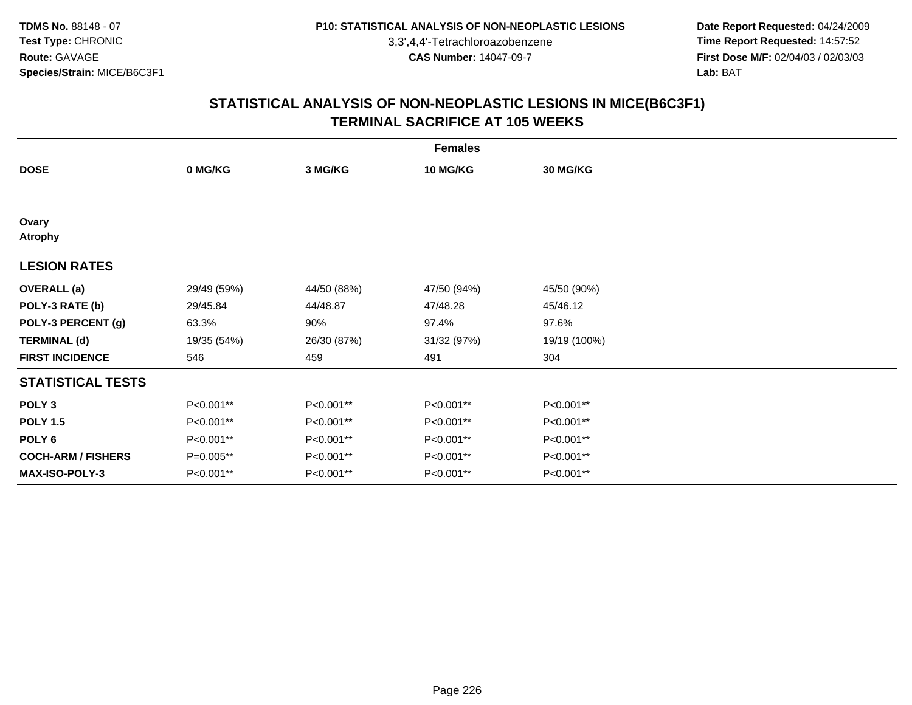TDMS No. 88148 - 07
Test Type: CHRONIC
Route: GAVAGE
Species/Strain: MICE/B6C3F1

P10: STATISTICAL ANALYSIS OF NON-NEOPLASTIC LESIONS
3,3',4,4'-Tetrachloroazobenzene
CAS Number: 14047-09-7

Date Report Requested: 04/24/2009
Time Report Requested: 14:57:52
First Dose M/F: 02/04/03 / 02/03/03
Lab: BAT

## STATISTICAL ANALYSIS OF NON-NEOPLASTIC LESIONS IN MICE(B6C3F1)
## TERMINAL SACRIFICE AT 105 WEEKS

| | Females | | | |
|---|---|---|---|---|
| **DOSE** | **0 MG/KG** | **3 MG/KG** | **10 MG/KG** | **30 MG/KG** |
| **Ovary** | | | | |
| **Atrophy** | | | | |
| **LESION RATES** | | | | |
| **OVERALL (a)** | 29/49 (59%) | 44/50 (88%) | 47/50 (94%) | 45/50 (90%) |
| **POLY-3 RATE (b)** | 29/45.84 | 44/48.87 | 47/48.28 | 45/46.12 |
| **POLY-3 PERCENT (g)** | 63.3% | 90% | 97.4% | 97.6% |
| **TERMINAL (d)** | 19/35 (54%) | 26/30 (87%) | 31/32 (97%) | 19/19 (100%) |
| **FIRST INCIDENCE** | 546 | 459 | 491 | 304 |
| **STATISTICAL TESTS** | | | | |
| **POLY 3** | P<0.001** | P<0.001** | P<0.001** | P<0.001** |
| **POLY 1.5** | P<0.001** | P<0.001** | P<0.001** | P<0.001** |
| **POLY 6** | P<0.001** | P<0.001** | P<0.001** | P<0.001** |
| **COCH-ARM / FISHERS** | P=0.005** | P<0.001** | P<0.001** | P<0.001** |
| **MAX-ISO-POLY-3** | P<0.001** | P<0.001** | P<0.001** | P<0.001** |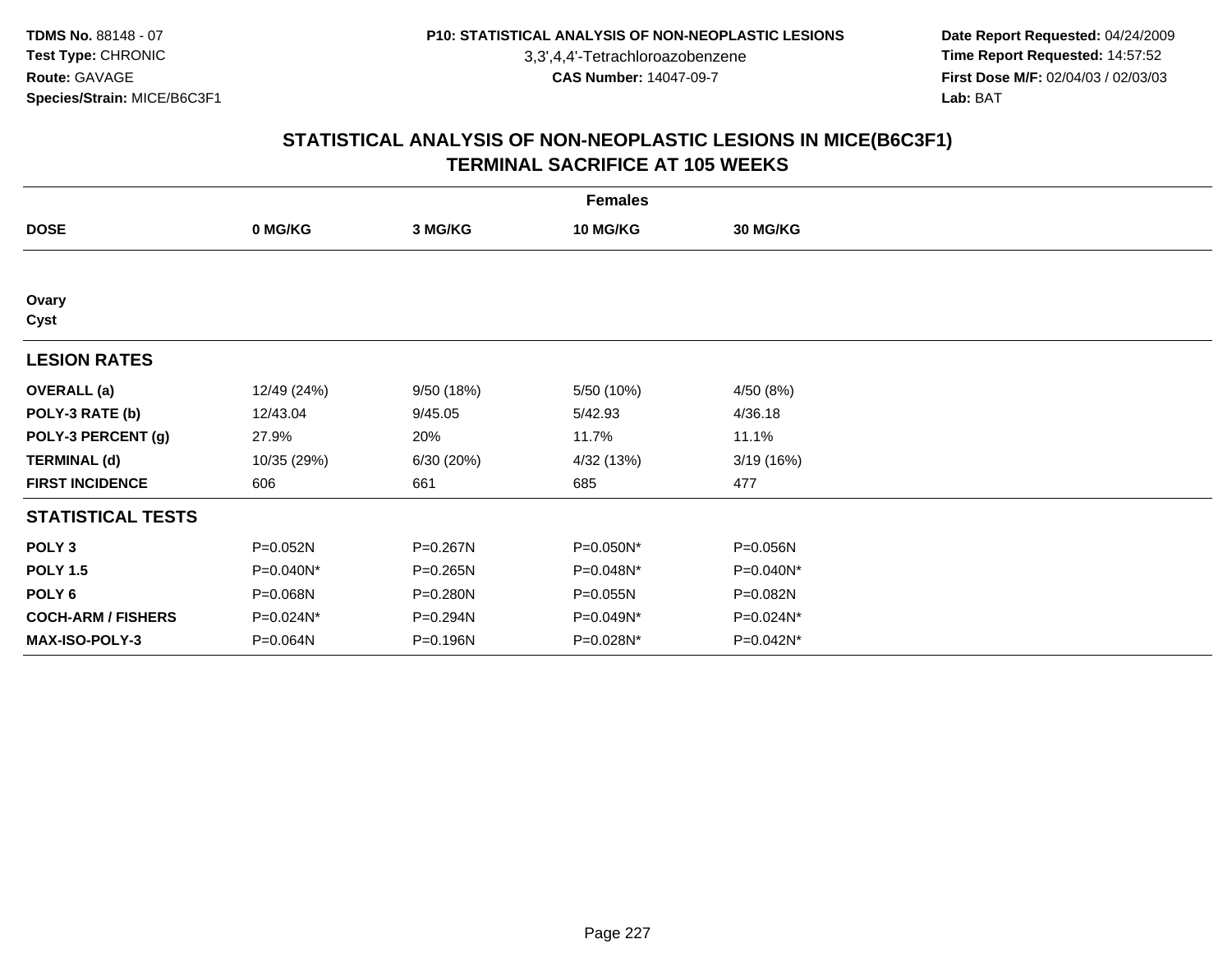**TDMS No.** 88148 - 07
**Test Type:** CHRONIC
**Route:** GAVAGE
**Species/Strain:** MICE/B6C3F1

**P10: STATISTICAL ANALYSIS OF NON-NEOPLASTIC LESIONS**
3,3',4,4'-Tetrachloroazobenzene
**CAS Number:** 14047-09-7

**Date Report Requested:** 04/24/2009
**Time Report Requested:** 14:57:52
**First Dose M/F:** 02/04/03 / 02/03/03
**Lab:** BAT

## STATISTICAL ANALYSIS OF NON-NEOPLASTIC LESIONS IN MICE(B6C3F1) TERMINAL SACRIFICE AT 105 WEEKS

| | Females | | | |
|---|---|---|---|---|
| **DOSE** | **0 MG/KG** | **3 MG/KG** | **10 MG/KG** | **30 MG/KG** |
| **Ovary** | | | | |
| **Cyst** | | | | |
| **LESION RATES** | | | | |
| **OVERALL (a)** | 12/49 (24%) | 9/50 (18%) | 5/50 (10%) | 4/50 (8%) |
| **POLY-3 RATE (b)** | 12/43.04 | 9/45.05 | 5/42.93 | 4/36.18 |
| **POLY-3 PERCENT (g)** | 27.9% | 20% | 11.7% | 11.1% |
| **TERMINAL (d)** | 10/35 (29%) | 6/30 (20%) | 4/32 (13%) | 3/19 (16%) |
| **FIRST INCIDENCE** | 606 | 661 | 685 | 477 |
| **STATISTICAL TESTS** | | | | |
| **POLY 3** | P=0.052N | P=0.267N | P=0.050N* | P=0.056N |
| **POLY 1.5** | P=0.040N* | P=0.265N | P=0.048N* | P=0.040N* |
| **POLY 6** | P=0.068N | P=0.280N | P=0.055N | P=0.082N |
| **COCH-ARM / FISHERS** | P=0.024N* | P=0.294N | P=0.049N* | P=0.024N* |
| **MAX-ISO-POLY-3** | P=0.064N | P=0.196N | P=0.028N* | P=0.042N* |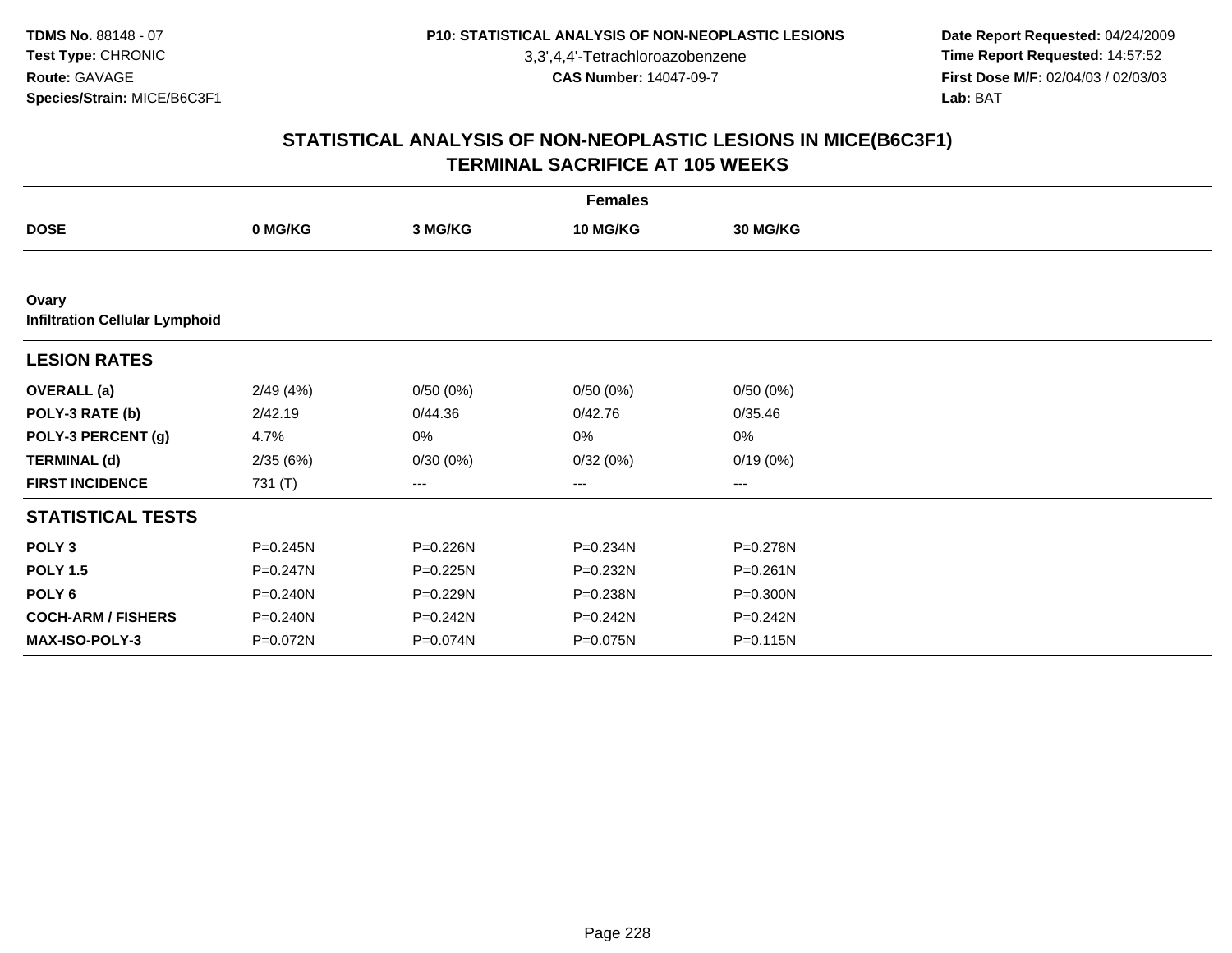**TDMS No.** 88148 - 07
**Test Type:** CHRONIC
**Route:** GAVAGE
**Species/Strain:** MICE/B6C3F1

**P10: STATISTICAL ANALYSIS OF NON-NEOPLASTIC LESIONS**
3,3',4,4'-Tetrachloroazobenzene
**CAS Number:** 14047-09-7

**Date Report Requested:** 04/24/2009
**Time Report Requested:** 14:57:52
**First Dose M/F:** 02/04/03 / 02/03/03
**Lab:** BAT

## STATISTICAL ANALYSIS OF NON-NEOPLASTIC LESIONS IN MICE(B6C3F1) TERMINAL SACRIFICE AT 105 WEEKS

| | Females | | | |
|---|---|---|---|---|
| **DOSE** | **0 MG/KG** | **3 MG/KG** | **10 MG/KG** | **30 MG/KG** |
| **Ovary** | | | | |
| **Infiltration Cellular Lymphoid** | | | | |
| **LESION RATES** | | | | |
| **OVERALL (a)** | 2/49 (4%) | 0/50 (0%) | 0/50 (0%) | 0/50 (0%) |
| **POLY-3 RATE (b)** | 2/42.19 | 0/44.36 | 0/42.76 | 0/35.46 |
| **POLY-3 PERCENT (g)** | 4.7% | 0% | 0% | 0% |
| **TERMINAL (d)** | 2/35 (6%) | 0/30 (0%) | 0/32 (0%) | 0/19 (0%) |
| **FIRST INCIDENCE** | 731 (T) | --- | --- | --- |
| **STATISTICAL TESTS** | | | | |
| **POLY 3** | P=0.245N | P=0.226N | P=0.234N | P=0.278N |
| **POLY 1.5** | P=0.247N | P=0.225N | P=0.232N | P=0.261N |
| **POLY 6** | P=0.240N | P=0.229N | P=0.238N | P=0.300N |
| **COCH-ARM / FISHERS** | P=0.240N | P=0.242N | P=0.242N | P=0.242N |
| **MAX-ISO-POLY-3** | P=0.072N | P=0.074N | P=0.075N | P=0.115N |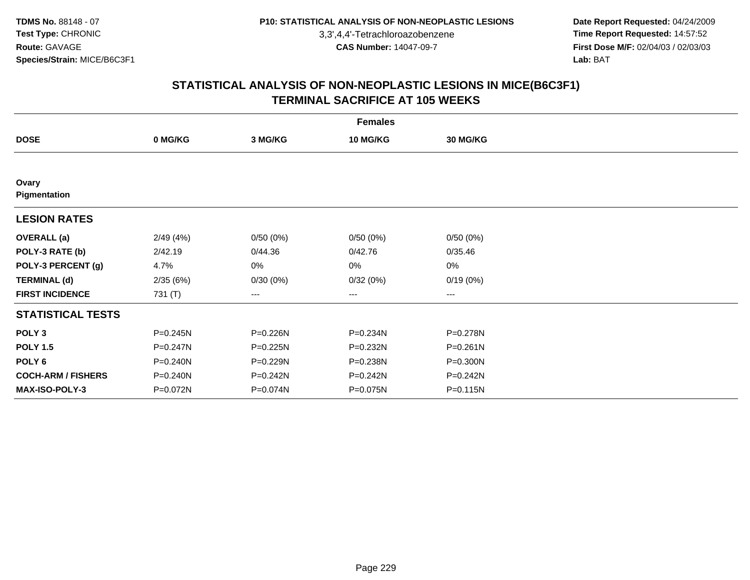**TDMS No.** 88148 - 07
**Test Type:** CHRONIC
**Route:** GAVAGE
**Species/Strain:** MICE/B6C3F1

**P10: STATISTICAL ANALYSIS OF NON-NEOPLASTIC LESIONS**
3,3',4,4'-Tetrachloroazobenzene
**CAS Number:** 14047-09-7

**Date Report Requested:** 04/24/2009
**Time Report Requested:** 14:57:52
**First Dose M/F:** 02/04/03 / 02/03/03
**Lab:** BAT

## STATISTICAL ANALYSIS OF NON-NEOPLASTIC LESIONS IN MICE(B6C3F1)
## TERMINAL SACRIFICE AT 105 WEEKS

| | Females | | | |
|---|---|---|---|---|
| **DOSE** | **0 MG/KG** | **3 MG/KG** | **10 MG/KG** | **30 MG/KG** |
| **Ovary** | | | | |
| **Pigmentation** | | | | |
| **LESION RATES** | | | | |
| **OVERALL (a)** | 2/49 (4%) | 0/50 (0%) | 0/50 (0%) | 0/50 (0%) |
| **POLY-3 RATE (b)** | 2/42.19 | 0/44.36 | 0/42.76 | 0/35.46 |
| **POLY-3 PERCENT (g)** | 4.7% | 0% | 0% | 0% |
| **TERMINAL (d)** | 2/35 (6%) | 0/30 (0%) | 0/32 (0%) | 0/19 (0%) |
| **FIRST INCIDENCE** | 731 (T) | --- | --- | --- |
| **STATISTICAL TESTS** | | | | |
| **POLY 3** | P=0.245N | P=0.226N | P=0.234N | P=0.278N |
| **POLY 1.5** | P=0.247N | P=0.225N | P=0.232N | P=0.261N |
| **POLY 6** | P=0.240N | P=0.229N | P=0.238N | P=0.300N |
| **COCH-ARM / FISHERS** | P=0.240N | P=0.242N | P=0.242N | P=0.242N |
| **MAX-ISO-POLY-3** | P=0.072N | P=0.074N | P=0.075N | P=0.115N |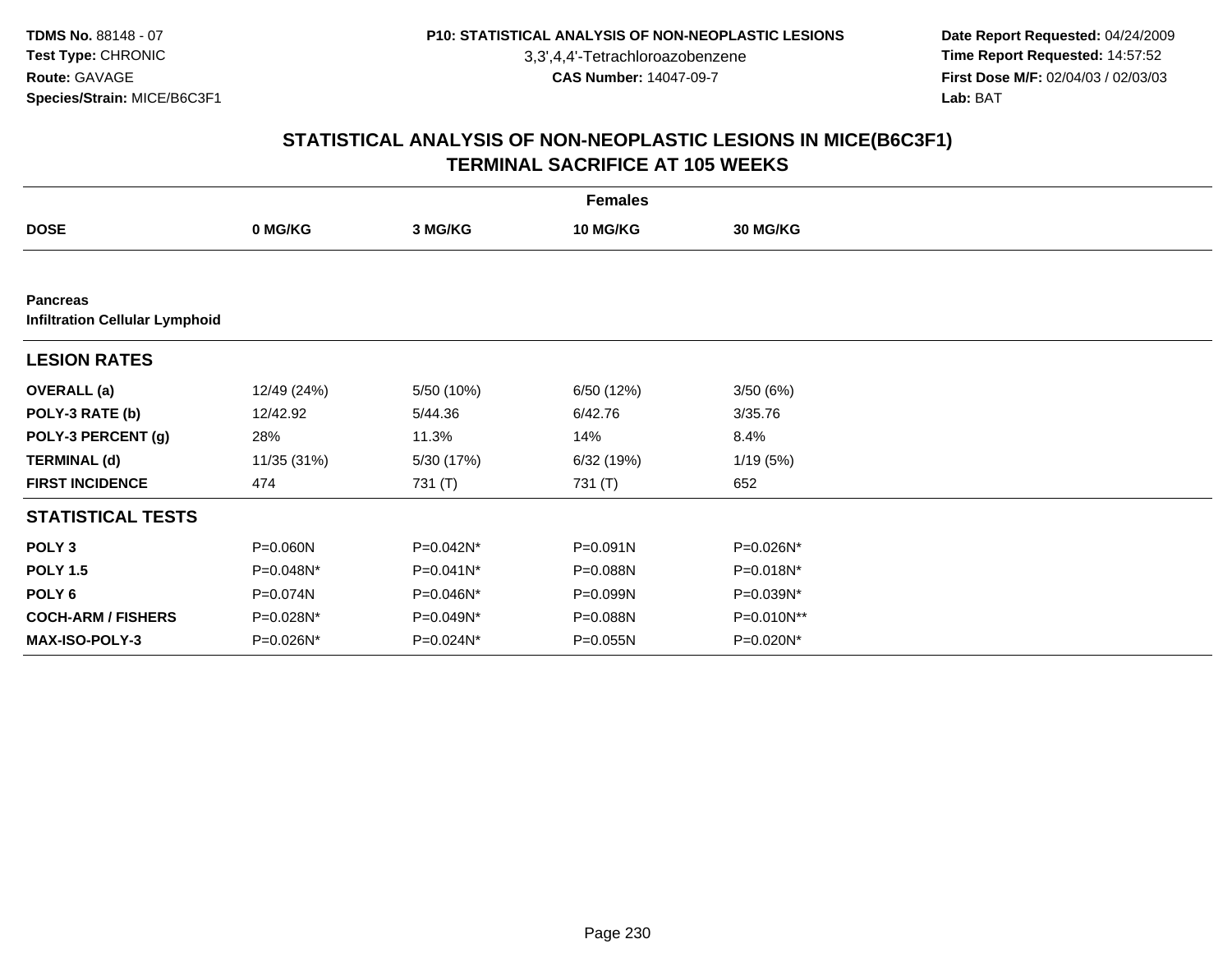TDMS No. 88148 - 07
Test Type: CHRONIC
Route: GAVAGE
Species/Strain: MICE/B6C3F1

P10: STATISTICAL ANALYSIS OF NON-NEOPLASTIC LESIONS
3,3',4,4'-Tetrachloroazobenzene
CAS Number: 14047-09-7

Date Report Requested: 04/24/2009
Time Report Requested: 14:57:52
First Dose M/F: 02/04/03 / 02/03/03
Lab: BAT

## STATISTICAL ANALYSIS OF NON-NEOPLASTIC LESIONS IN MICE(B6C3F1) TERMINAL SACRIFICE AT 105 WEEKS

| Females | | | | |
|---|---|---|---|---|
| **DOSE** | **0 MG/KG** | **3 MG/KG** | **10 MG/KG** | **30 MG/KG** |
| **Pancreas** | | | | |
| **Infiltration Cellular Lymphoid** | | | | |
| **LESION RATES** | | | | |
| **OVERALL (a)** | 12/49 (24%) | 5/50 (10%) | 6/50 (12%) | 3/50 (6%) |
| **POLY-3 RATE (b)** | 12/42.92 | 5/44.36 | 6/42.76 | 3/35.76 |
| **POLY-3 PERCENT (g)** | 28% | 11.3% | 14% | 8.4% |
| **TERMINAL (d)** | 11/35 (31%) | 5/30 (17%) | 6/32 (19%) | 1/19 (5%) |
| **FIRST INCIDENCE** | 474 | 731 (T) | 731 (T) | 652 |
| **STATISTICAL TESTS** | | | | |
| **POLY 3** | P=0.060N | P=0.042N* | P=0.091N | P=0.026N* |
| **POLY 1.5** | P=0.048N* | P=0.041N* | P=0.088N | P=0.018N* |
| **POLY 6** | P=0.074N | P=0.046N* | P=0.099N | P=0.039N* |
| **COCH-ARM / FISHERS** | P=0.028N* | P=0.049N* | P=0.088N | P=0.010N** |
| **MAX-ISO-POLY-3** | P=0.026N* | P=0.024N* | P=0.055N | P=0.020N* |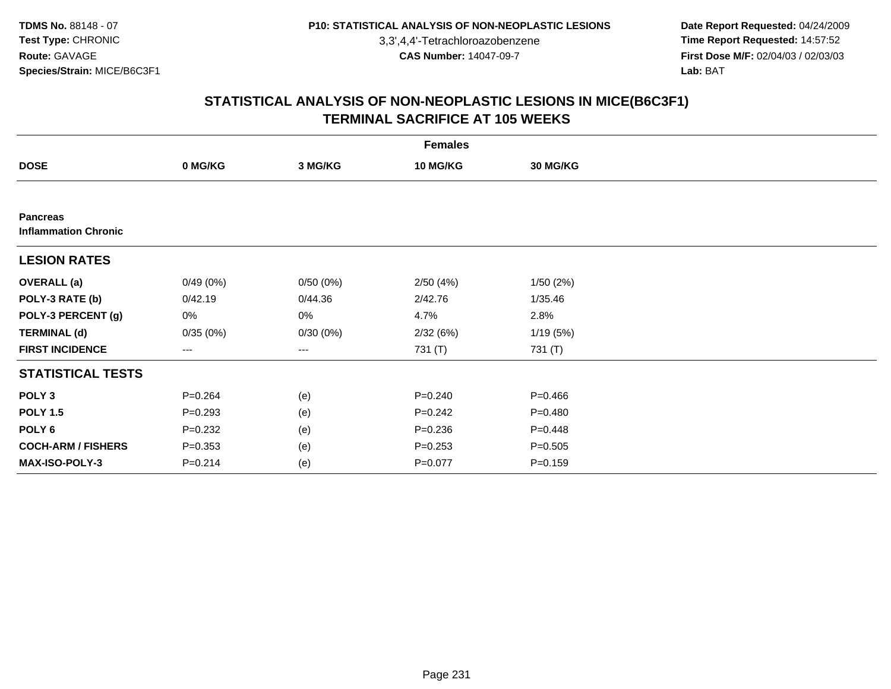**TDMS No.** 88148 - 07
**Test Type:** CHRONIC
**Route:** GAVAGE
**Species/Strain:** MICE/B6C3F1

**P10: STATISTICAL ANALYSIS OF NON-NEOPLASTIC LESIONS**
3,3',4,4'-Tetrachloroazobenzene
**CAS Number:** 14047-09-7

**Date Report Requested:** 04/24/2009
**Time Report Requested:** 14:57:52
**First Dose M/F:** 02/04/03 / 02/03/03
**Lab:** BAT

## STATISTICAL ANALYSIS OF NON-NEOPLASTIC LESIONS IN MICE(B6C3F1)
## TERMINAL SACRIFICE AT 105 WEEKS

| | Females | | | |
|---|---|---|---|---|
| **DOSE** | **0 MG/KG** | **3 MG/KG** | **10 MG/KG** | **30 MG/KG** |
| **Pancreas** | | | | |
| **Inflammation Chronic** | | | | |
| **LESION RATES** | | | | |
| **OVERALL (a)** | 0/49 (0%) | 0/50 (0%) | 2/50 (4%) | 1/50 (2%) |
| **POLY-3 RATE (b)** | 0/42.19 | 0/44.36 | 2/42.76 | 1/35.46 |
| **POLY-3 PERCENT (g)** | 0% | 0% | 4.7% | 2.8% |
| **TERMINAL (d)** | 0/35 (0%) | 0/30 (0%) | 2/32 (6%) | 1/19 (5%) |
| **FIRST INCIDENCE** | --- | --- | 731 (T) | 731 (T) |
| **STATISTICAL TESTS** | | | | |
| **POLY 3** | P=0.264 | (e) | P=0.240 | P=0.466 |
| **POLY 1.5** | P=0.293 | (e) | P=0.242 | P=0.480 |
| **POLY 6** | P=0.232 | (e) | P=0.236 | P=0.448 |
| **COCH-ARM / FISHERS** | P=0.353 | (e) | P=0.253 | P=0.505 |
| **MAX-ISO-POLY-3** | P=0.214 | (e) | P=0.077 | P=0.159 |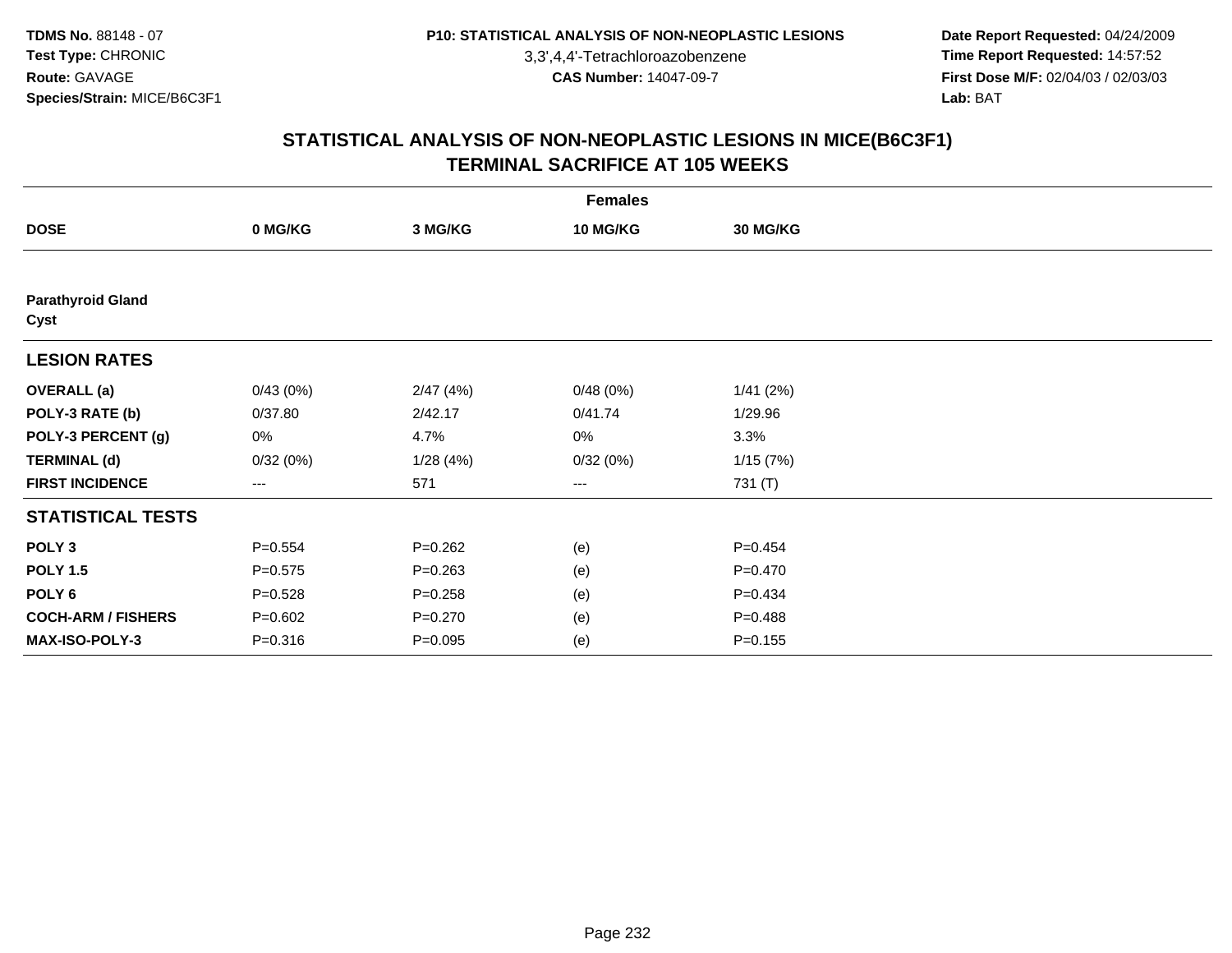**TDMS No.** 88148 - 07
**Test Type:** CHRONIC
**Route:** GAVAGE
**Species/Strain:** MICE/B6C3F1

**P10: STATISTICAL ANALYSIS OF NON-NEOPLASTIC LESIONS**
3,3',4,4'-Tetrachloroazobenzene
**CAS Number:** 14047-09-7

**Date Report Requested:** 04/24/2009
**Time Report Requested:** 14:57:52
**First Dose M/F:** 02/04/03 / 02/03/03
**Lab:** BAT

## STATISTICAL ANALYSIS OF NON-NEOPLASTIC LESIONS IN MICE(B6C3F1)
## TERMINAL SACRIFICE AT 105 WEEKS

| Females | | | | |
|---|---|---|---|---|
| **DOSE** | **0 MG/KG** | **3 MG/KG** | **10 MG/KG** | **30 MG/KG** |
| **Parathyroid Gland Cyst** | | | | |
| **LESION RATES** | | | | |
| **OVERALL (a)** | 0/43 (0%) | 2/47 (4%) | 0/48 (0%) | 1/41 (2%) |
| **POLY-3 RATE (b)** | 0/37.80 | 2/42.17 | 0/41.74 | 1/29.96 |
| **POLY-3 PERCENT (g)** | 0% | 4.7% | 0% | 3.3% |
| **TERMINAL (d)** | 0/32 (0%) | 1/28 (4%) | 0/32 (0%) | 1/15 (7%) |
| **FIRST INCIDENCE** | --- | 571 | --- | 731 (T) |
| **STATISTICAL TESTS** | | | | |
| **POLY 3** | P=0.554 | P=0.262 | (e) | P=0.454 |
| **POLY 1.5** | P=0.575 | P=0.263 | (e) | P=0.470 |
| **POLY 6** | P=0.528 | P=0.258 | (e) | P=0.434 |
| **COCH-ARM / FISHERS** | P=0.602 | P=0.270 | (e) | P=0.488 |
| **MAX-ISO-POLY-3** | P=0.316 | P=0.095 | (e) | P=0.155 |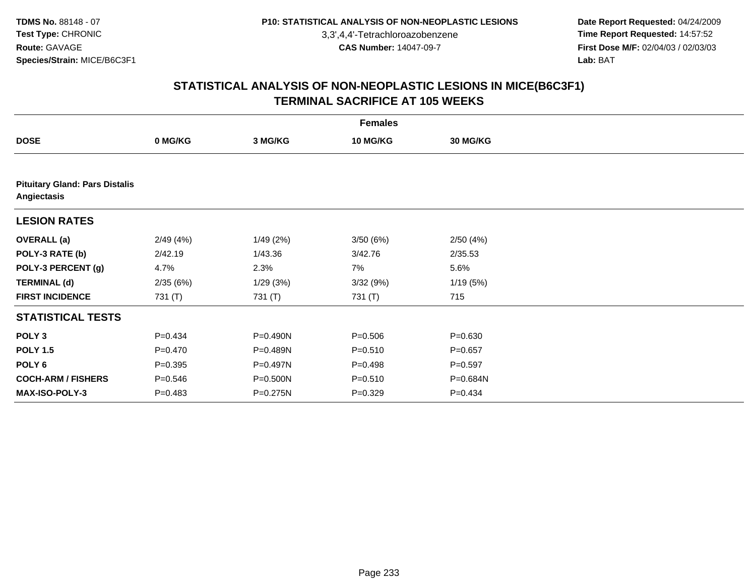TDMS No. 88148 - 07
Test Type: CHRONIC
Route: GAVAGE
Species/Strain: MICE/B6C3F1

P10: STATISTICAL ANALYSIS OF NON-NEOPLASTIC LESIONS
3,3',4,4'-Tetrachloroazobenzene
CAS Number: 14047-09-7

Date Report Requested: 04/24/2009
Time Report Requested: 14:57:52
First Dose M/F: 02/04/03 / 02/03/03
Lab: BAT

## STATISTICAL ANALYSIS OF NON-NEOPLASTIC LESIONS IN MICE(B6C3F1)
## TERMINAL SACRIFICE AT 105 WEEKS

| | Females | | | |
|---|---|---|---|---|
| **DOSE** | **0 MG/KG** | **3 MG/KG** | **10 MG/KG** | **30 MG/KG** |
| **Pituitary Gland: Pars Distalis Angiectasis** | | | | |
| **LESION RATES** | | | | |
| **OVERALL (a)** | 2/49 (4%) | 1/49 (2%) | 3/50 (6%) | 2/50 (4%) |
| **POLY-3 RATE (b)** | 2/42.19 | 1/43.36 | 3/42.76 | 2/35.53 |
| **POLY-3 PERCENT (g)** | 4.7% | 2.3% | 7% | 5.6% |
| **TERMINAL (d)** | 2/35 (6%) | 1/29 (3%) | 3/32 (9%) | 1/19 (5%) |
| **FIRST INCIDENCE** | 731 (T) | 731 (T) | 731 (T) | 715 |
| **STATISTICAL TESTS** | | | | |
| **POLY 3** | P=0.434 | P=0.490N | P=0.506 | P=0.630 |
| **POLY 1.5** | P=0.470 | P=0.489N | P=0.510 | P=0.657 |
| **POLY 6** | P=0.395 | P=0.497N | P=0.498 | P=0.597 |
| **COCH-ARM / FISHERS** | P=0.546 | P=0.500N | P=0.510 | P=0.684N |
| **MAX-ISO-POLY-3** | P=0.483 | P=0.275N | P=0.329 | P=0.434 |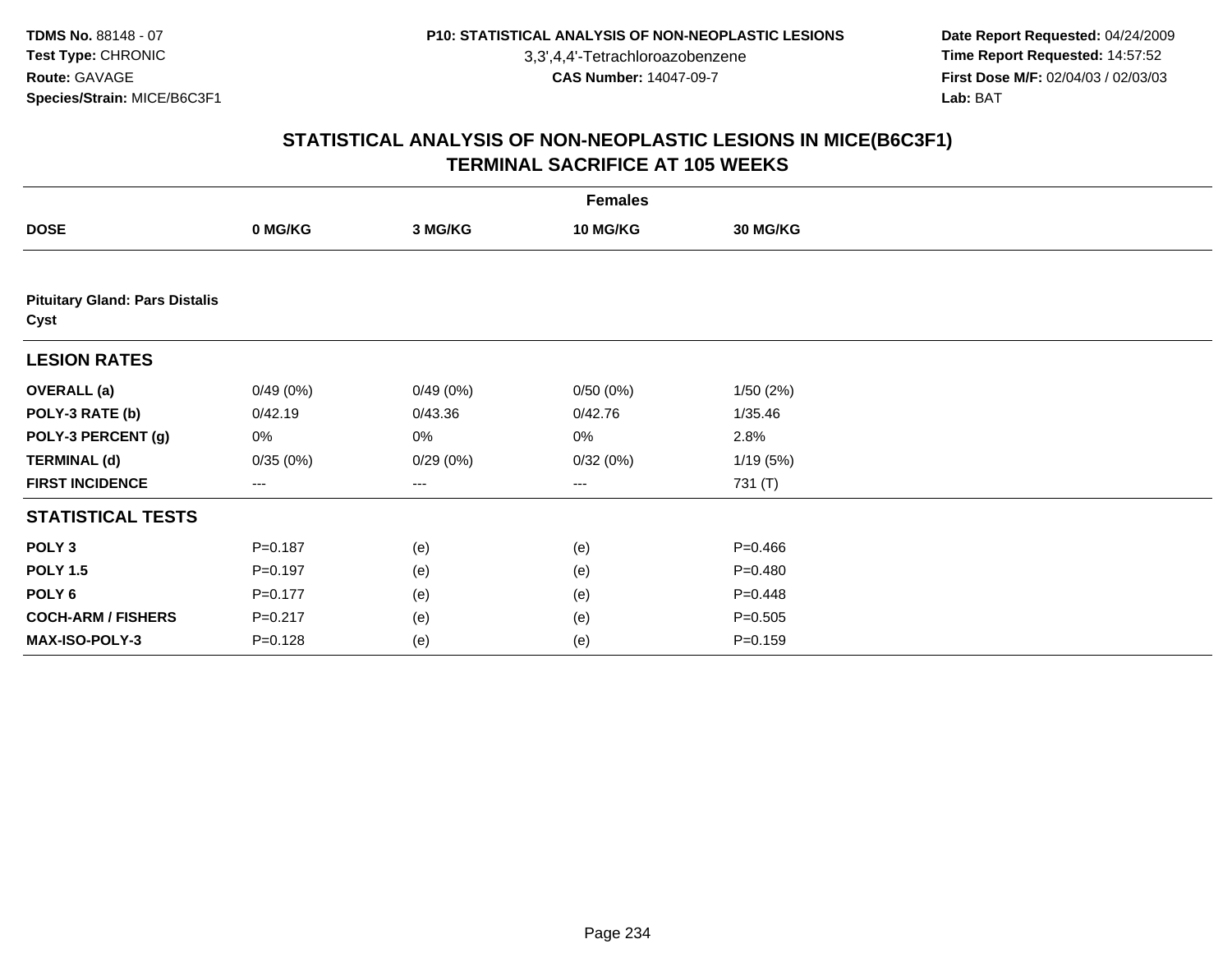**TDMS No.** 88148 - 07
**Test Type:** CHRONIC
**Route:** GAVAGE
**Species/Strain:** MICE/B6C3F1

**P10: STATISTICAL ANALYSIS OF NON-NEOPLASTIC LESIONS**
3,3',4,4'-Tetrachloroazobenzene
**CAS Number:** 14047-09-7

**Date Report Requested:** 04/24/2009
**Time Report Requested:** 14:57:52
**First Dose M/F:** 02/04/03 / 02/03/03
**Lab:** BAT

## STATISTICAL ANALYSIS OF NON-NEOPLASTIC LESIONS IN MICE(B6C3F1)
## TERMINAL SACRIFICE AT 105 WEEKS

| Females | | | | |
|---|---|---|---|---|
| **DOSE** | **0 MG/KG** | **3 MG/KG** | **10 MG/KG** | **30 MG/KG** |
| **Pituitary Gland: Pars Distalis Cyst** | | | | |
| **LESION RATES** | | | | |
| **OVERALL (a)** | 0/49 (0%) | 0/49 (0%) | 0/50 (0%) | 1/50 (2%) |
| **POLY-3 RATE (b)** | 0/42.19 | 0/43.36 | 0/42.76 | 1/35.46 |
| **POLY-3 PERCENT (g)** | 0% | 0% | 0% | 2.8% |
| **TERMINAL (d)** | 0/35 (0%) | 0/29 (0%) | 0/32 (0%) | 1/19 (5%) |
| **FIRST INCIDENCE** | --- | --- | --- | 731 (T) |
| **STATISTICAL TESTS** | | | | |
| **POLY 3** | P=0.187 | (e) | (e) | P=0.466 |
| **POLY 1.5** | P=0.197 | (e) | (e) | P=0.480 |
| **POLY 6** | P=0.177 | (e) | (e) | P=0.448 |
| **COCH-ARM / FISHERS** | P=0.217 | (e) | (e) | P=0.505 |
| **MAX-ISO-POLY-3** | P=0.128 | (e) | (e) | P=0.159 |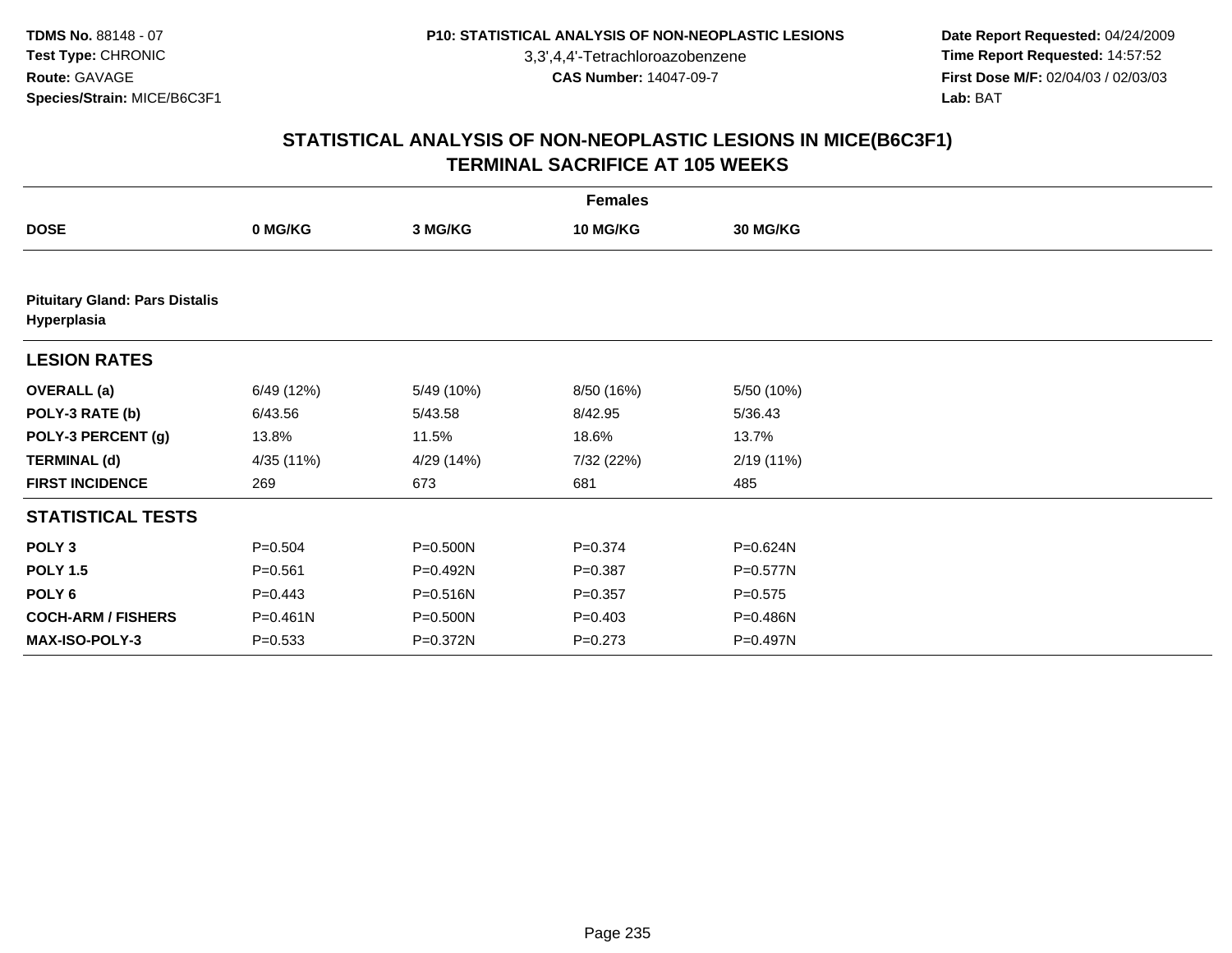TDMS No. 88148 - 07
Test Type: CHRONIC
Route: GAVAGE
Species/Strain: MICE/B6C3F1

P10: STATISTICAL ANALYSIS OF NON-NEOPLASTIC LESIONS
3,3',4,4'-Tetrachloroazobenzene
CAS Number: 14047-09-7

Date Report Requested: 04/24/2009
Time Report Requested: 14:57:52
First Dose M/F: 02/04/03 / 02/03/03
Lab: BAT

## STATISTICAL ANALYSIS OF NON-NEOPLASTIC LESIONS IN MICE(B6C3F1)
## TERMINAL SACRIFICE AT 105 WEEKS

| | Females | | | |
|---|---|---|---|---|
| **DOSE** | **0 MG/KG** | **3 MG/KG** | **10 MG/KG** | **30 MG/KG** |
| **Pituitary Gland: Pars Distalis Hyperplasia** | | | | |
| **LESION RATES** | | | | |
| **OVERALL (a)** | 6/49 (12%) | 5/49 (10%) | 8/50 (16%) | 5/50 (10%) |
| **POLY-3 RATE (b)** | 6/43.56 | 5/43.58 | 8/42.95 | 5/36.43 |
| **POLY-3 PERCENT (g)** | 13.8% | 11.5% | 18.6% | 13.7% |
| **TERMINAL (d)** | 4/35 (11%) | 4/29 (14%) | 7/32 (22%) | 2/19 (11%) |
| **FIRST INCIDENCE** | 269 | 673 | 681 | 485 |
| **STATISTICAL TESTS** | | | | |
| **POLY 3** | P=0.504 | P=0.500N | P=0.374 | P=0.624N |
| **POLY 1.5** | P=0.561 | P=0.492N | P=0.387 | P=0.577N |
| **POLY 6** | P=0.443 | P=0.516N | P=0.357 | P=0.575 |
| **COCH-ARM / FISHERS** | P=0.461N | P=0.500N | P=0.403 | P=0.486N |
| **MAX-ISO-POLY-3** | P=0.533 | P=0.372N | P=0.273 | P=0.497N |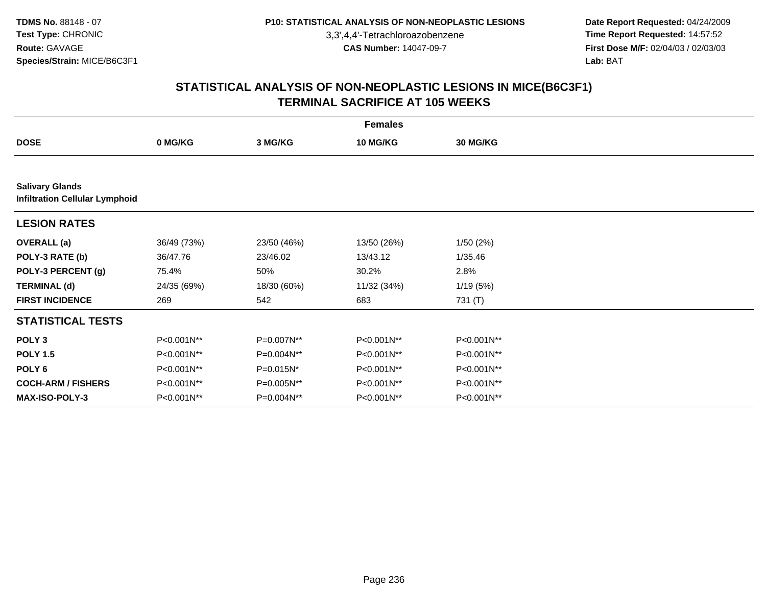**TDMS No.** 88148 - 07
**Test Type:** CHRONIC
**Route:** GAVAGE
**Species/Strain:** MICE/B6C3F1

**P10: STATISTICAL ANALYSIS OF NON-NEOPLASTIC LESIONS**
3,3',4,4'-Tetrachloroazobenzene
**CAS Number:** 14047-09-7

**Date Report Requested:** 04/24/2009
**Time Report Requested:** 14:57:52
**First Dose M/F:** 02/04/03 / 02/03/03
**Lab:** BAT

## STATISTICAL ANALYSIS OF NON-NEOPLASTIC LESIONS IN MICE(B6C3F1) TERMINAL SACRIFICE AT 105 WEEKS

| | Females | | | |
|---|---|---|---|---|
| **DOSE** | **0 MG/KG** | **3 MG/KG** | **10 MG/KG** | **30 MG/KG** |
| **Salivary Glands** **Infiltration Cellular Lymphoid** | | | | |
| **LESION RATES** | | | | |
| **OVERALL (a)** | 36/49 (73%) | 23/50 (46%) | 13/50 (26%) | 1/50 (2%) |
| **POLY-3 RATE (b)** | 36/47.76 | 23/46.02 | 13/43.12 | 1/35.46 |
| **POLY-3 PERCENT (g)** | 75.4% | 50% | 30.2% | 2.8% |
| **TERMINAL (d)** | 24/35 (69%) | 18/30 (60%) | 11/32 (34%) | 1/19 (5%) |
| **FIRST INCIDENCE** | 269 | 542 | 683 | 731 (T) |
| **STATISTICAL TESTS** | | | | |
| **POLY 3** | P<0.001N** | P=0.007N** | P<0.001N** | P<0.001N** |
| **POLY 1.5** | P<0.001N** | P=0.004N** | P<0.001N** | P<0.001N** |
| **POLY 6** | P<0.001N** | P=0.015N* | P<0.001N** | P<0.001N** |
| **COCH-ARM / FISHERS** | P<0.001N** | P=0.005N** | P<0.001N** | P<0.001N** |
| **MAX-ISO-POLY-3** | P<0.001N** | P=0.004N** | P<0.001N** | P<0.001N** |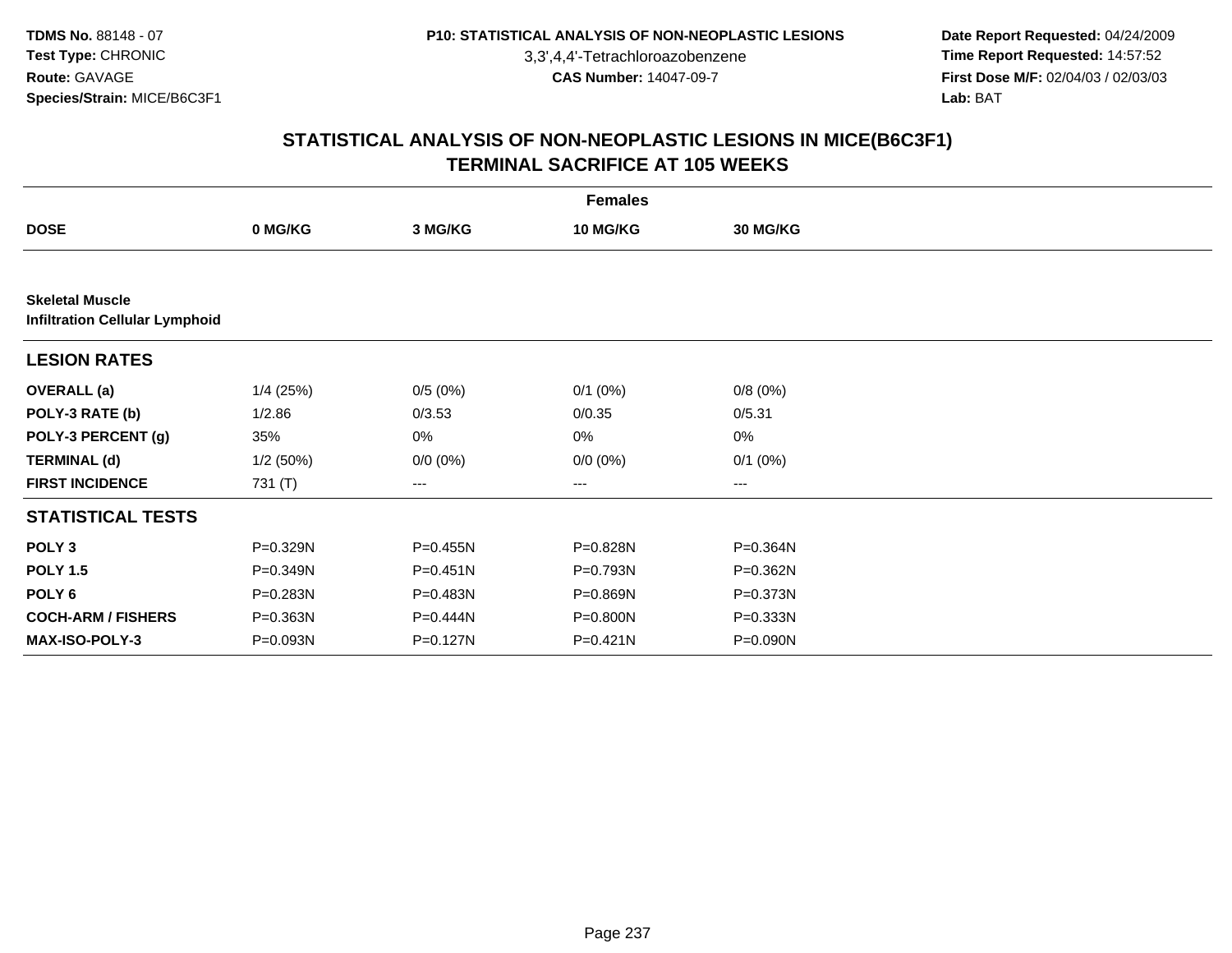**TDMS No.** 88148 - 07
**Test Type:** CHRONIC
**Route:** GAVAGE
**Species/Strain:** MICE/B6C3F1

**P10: STATISTICAL ANALYSIS OF NON-NEOPLASTIC LESIONS**
3,3',4,4'-Tetrachloroazobenzene
**CAS Number:** 14047-09-7

**Date Report Requested:** 04/24/2009
**Time Report Requested:** 14:57:52
**First Dose M/F:** 02/04/03 / 02/03/03
**Lab:** BAT

## STATISTICAL ANALYSIS OF NON-NEOPLASTIC LESIONS IN MICE(B6C3F1)
## TERMINAL SACRIFICE AT 105 WEEKS

| | Females | | | |
|---|---|---|---|---|
| **DOSE** | **0 MG/KG** | **3 MG/KG** | **10 MG/KG** | **30 MG/KG** |
| **Skeletal Muscle** | | | | |
| **Infiltration Cellular Lymphoid** | | | | |
| **LESION RATES** | | | | |
| **OVERALL (a)** | 1/4 (25%) | 0/5 (0%) | 0/1 (0%) | 0/8 (0%) |
| **POLY-3 RATE (b)** | 1/2.86 | 0/3.53 | 0/0.35 | 0/5.31 |
| **POLY-3 PERCENT (g)** | 35% | 0% | 0% | 0% |
| **TERMINAL (d)** | 1/2 (50%) | 0/0 (0%) | 0/0 (0%) | 0/1 (0%) |
| **FIRST INCIDENCE** | 731 (T) | --- | --- | --- |
| **STATISTICAL TESTS** | | | | |
| **POLY 3** | P=0.329N | P=0.455N | P=0.828N | P=0.364N |
| **POLY 1.5** | P=0.349N | P=0.451N | P=0.793N | P=0.362N |
| **POLY 6** | P=0.283N | P=0.483N | P=0.869N | P=0.373N |
| **COCH-ARM / FISHERS** | P=0.363N | P=0.444N | P=0.800N | P=0.333N |
| **MAX-ISO-POLY-3** | P=0.093N | P=0.127N | P=0.421N | P=0.090N |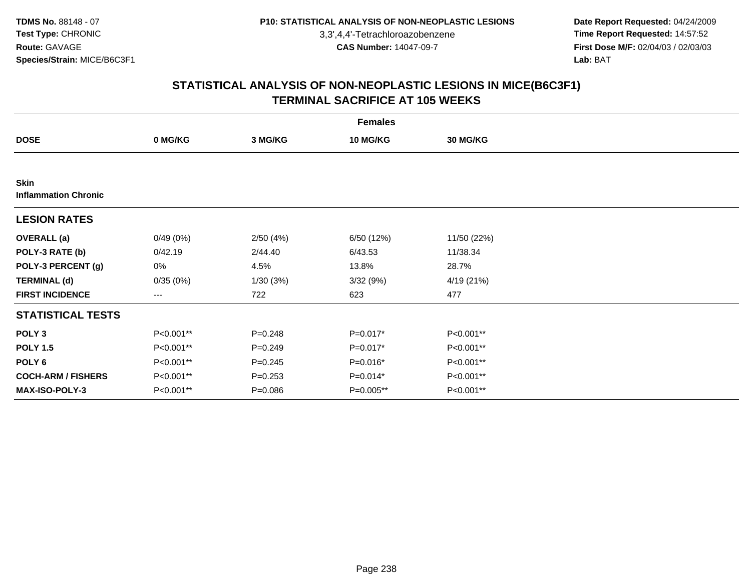**TDMS No.** 88148 - 07
**Test Type:** CHRONIC
**Route:** GAVAGE
**Species/Strain:** MICE/B6C3F1

**P10: STATISTICAL ANALYSIS OF NON-NEOPLASTIC LESIONS**
3,3',4,4'-Tetrachloroazobenzene
**CAS Number:** 14047-09-7

**Date Report Requested:** 04/24/2009
**Time Report Requested:** 14:57:52
**First Dose M/F:** 02/04/03 / 02/03/03
**Lab:** BAT

## STATISTICAL ANALYSIS OF NON-NEOPLASTIC LESIONS IN MICE(B6C3F1) TERMINAL SACRIFICE AT 105 WEEKS

| Females | | | | |
|---|---|---|---|---|
| **DOSE** | **0 MG/KG** | **3 MG/KG** | **10 MG/KG** | **30 MG/KG** |
| **Skin** | | | | |
| **Inflammation Chronic** | | | | |
| **LESION RATES** | | | | |
| **OVERALL (a)** | 0/49 (0%) | 2/50 (4%) | 6/50 (12%) | 11/50 (22%) |
| **POLY-3 RATE (b)** | 0/42.19 | 2/44.40 | 6/43.53 | 11/38.34 |
| **POLY-3 PERCENT (g)** | 0% | 4.5% | 13.8% | 28.7% |
| **TERMINAL (d)** | 0/35 (0%) | 1/30 (3%) | 3/32 (9%) | 4/19 (21%) |
| **FIRST INCIDENCE** | --- | 722 | 623 | 477 |
| **STATISTICAL TESTS** | | | | |
| **POLY 3** | P<0.001** | P=0.248 | P=0.017* | P<0.001** |
| **POLY 1.5** | P<0.001** | P=0.249 | P=0.017* | P<0.001** |
| **POLY 6** | P<0.001** | P=0.245 | P=0.016* | P<0.001** |
| **COCH-ARM / FISHERS** | P<0.001** | P=0.253 | P=0.014* | P<0.001** |
| **MAX-ISO-POLY-3** | P<0.001** | P=0.086 | P=0.005** | P<0.001** |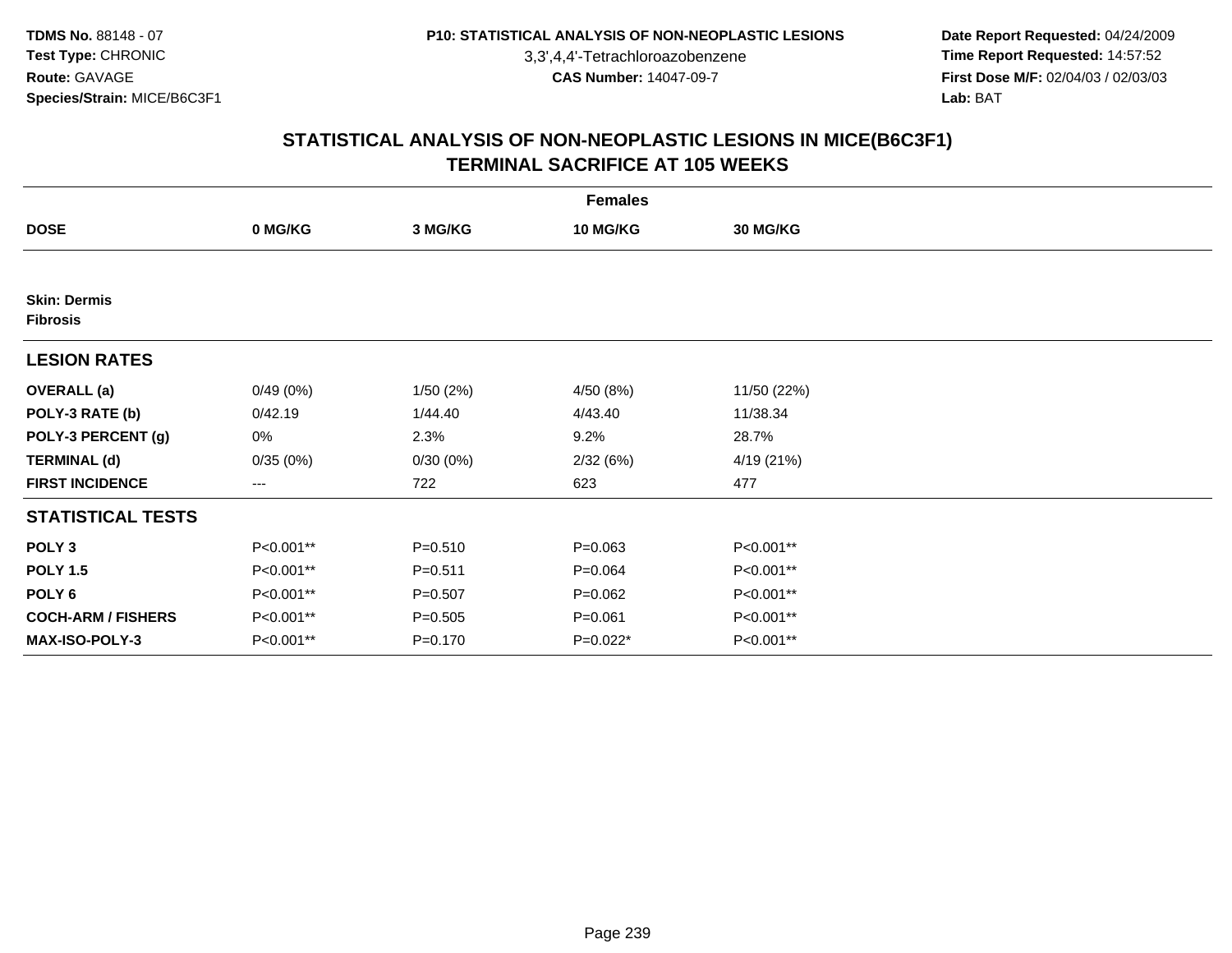**TDMS No.** 88148 - 07
**Test Type:** CHRONIC
**Route:** GAVAGE
**Species/Strain:** MICE/B6C3F1

**P10: STATISTICAL ANALYSIS OF NON-NEOPLASTIC LESIONS**
3,3',4,4'-Tetrachloroazobenzene
**CAS Number:** 14047-09-7

**Date Report Requested:** 04/24/2009
**Time Report Requested:** 14:57:52
**First Dose M/F:** 02/04/03 / 02/03/03
**Lab:** BAT

## STATISTICAL ANALYSIS OF NON-NEOPLASTIC LESIONS IN MICE(B6C3F1) TERMINAL SACRIFICE AT 105 WEEKS

| | Females | | | |
|---|---|---|---|---|
| **DOSE** | **0 MG/KG** | **3 MG/KG** | **10 MG/KG** | **30 MG/KG** |
| **Skin: Dermis** **Fibrosis** | | | | |
| **LESION RATES** | | | | |
| **OVERALL (a)** | 0/49 (0%) | 1/50 (2%) | 4/50 (8%) | 11/50 (22%) |
| **POLY-3 RATE (b)** | 0/42.19 | 1/44.40 | 4/43.40 | 11/38.34 |
| **POLY-3 PERCENT (g)** | 0% | 2.3% | 9.2% | 28.7% |
| **TERMINAL (d)** | 0/35 (0%) | 0/30 (0%) | 2/32 (6%) | 4/19 (21%) |
| **FIRST INCIDENCE** | --- | 722 | 623 | 477 |
| **STATISTICAL TESTS** | | | | |
| **POLY 3** | P<0.001** | P=0.510 | P=0.063 | P<0.001** |
| **POLY 1.5** | P<0.001** | P=0.511 | P=0.064 | P<0.001** |
| **POLY 6** | P<0.001** | P=0.507 | P=0.062 | P<0.001** |
| **COCH-ARM / FISHERS** | P<0.001** | P=0.505 | P=0.061 | P<0.001** |
| **MAX-ISO-POLY-3** | P<0.001** | P=0.170 | P=0.022* | P<0.001** |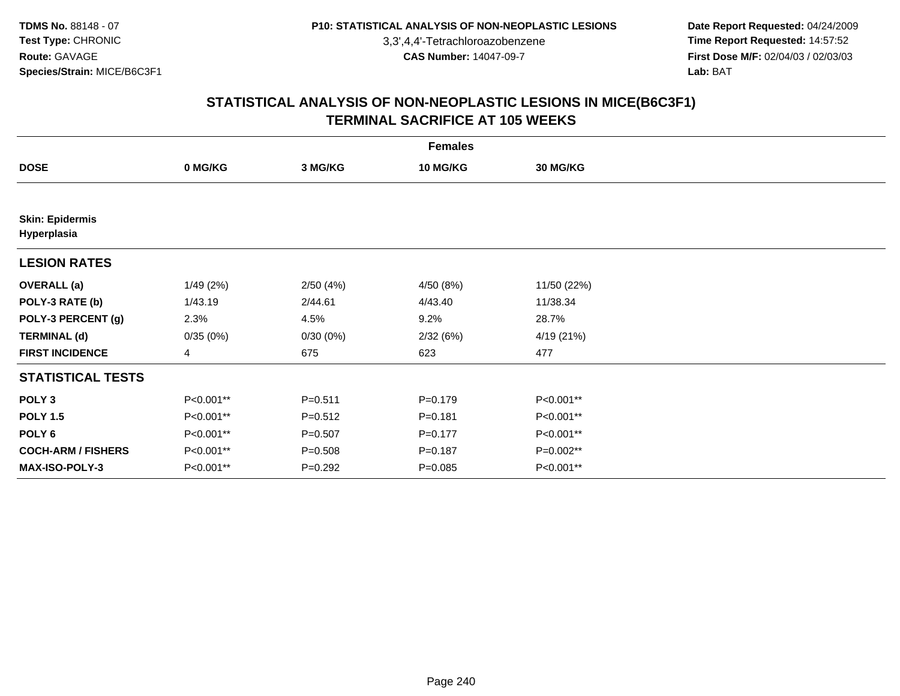**TDMS No.** 88148 - 07
**Test Type:** CHRONIC
**Route:** GAVAGE
**Species/Strain:** MICE/B6C3F1

**P10: STATISTICAL ANALYSIS OF NON-NEOPLASTIC LESIONS**
3,3',4,4'-Tetrachloroazobenzene
**CAS Number:** 14047-09-7

**Date Report Requested:** 04/24/2009
**Time Report Requested:** 14:57:52
**First Dose M/F:** 02/04/03 / 02/03/03
**Lab:** BAT

## STATISTICAL ANALYSIS OF NON-NEOPLASTIC LESIONS IN MICE(B6C3F1) TERMINAL SACRIFICE AT 105 WEEKS

| Females | | | | |
|---|---|---|---|---|
| **DOSE** | **0 MG/KG** | **3 MG/KG** | **10 MG/KG** | **30 MG/KG** |
| **Skin: Epidermis Hyperplasia** | | | | |
| **LESION RATES** | | | | |
| **OVERALL (a)** | 1/49 (2%) | 2/50 (4%) | 4/50 (8%) | 11/50 (22%) |
| **POLY-3 RATE (b)** | 1/43.19 | 2/44.61 | 4/43.40 | 11/38.34 |
| **POLY-3 PERCENT (g)** | 2.3% | 4.5% | 9.2% | 28.7% |
| **TERMINAL (d)** | 0/35 (0%) | 0/30 (0%) | 2/32 (6%) | 4/19 (21%) |
| **FIRST INCIDENCE** | 4 | 675 | 623 | 477 |
| **STATISTICAL TESTS** | | | | |
| **POLY 3** | P<0.001** | P=0.511 | P=0.179 | P<0.001** |
| **POLY 1.5** | P<0.001** | P=0.512 | P=0.181 | P<0.001** |
| **POLY 6** | P<0.001** | P=0.507 | P=0.177 | P<0.001** |
| **COCH-ARM / FISHERS** | P<0.001** | P=0.508 | P=0.187 | P=0.002** |
| **MAX-ISO-POLY-3** | P<0.001** | P=0.292 | P=0.085 | P<0.001** |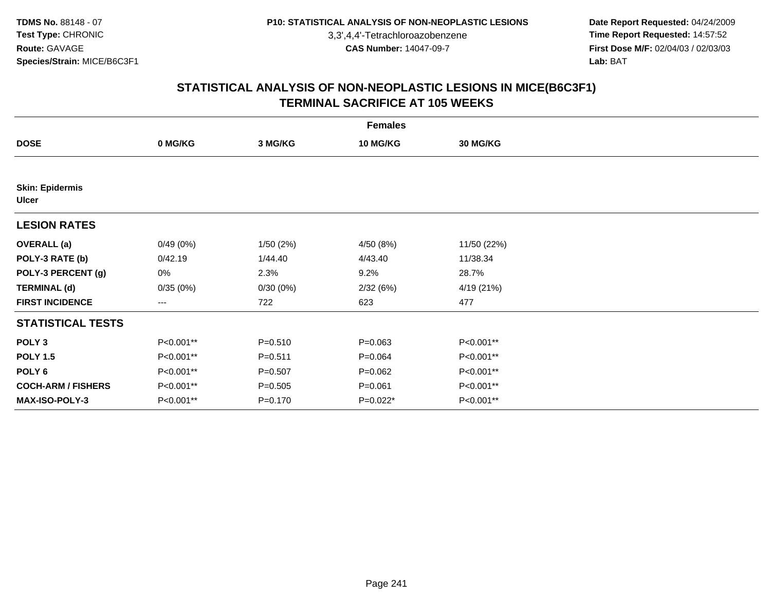**TDMS No.** 88148 - 07
**Test Type:** CHRONIC
**Route:** GAVAGE
**Species/Strain:** MICE/B6C3F1

**P10: STATISTICAL ANALYSIS OF NON-NEOPLASTIC LESIONS**
3,3',4,4'-Tetrachloroazobenzene
**CAS Number:** 14047-09-7

**Date Report Requested:** 04/24/2009
**Time Report Requested:** 14:57:52
**First Dose M/F:** 02/04/03 / 02/03/03
**Lab:** BAT

## STATISTICAL ANALYSIS OF NON-NEOPLASTIC LESIONS IN MICE(B6C3F1)
## TERMINAL SACRIFICE AT 105 WEEKS

| | Females | | | |
|---|---|---|---|---|
| **DOSE** | **0 MG/KG** | **3 MG/KG** | **10 MG/KG** | **30 MG/KG** |
| **Skin: Epidermis** | | | | |
| **Ulcer** | | | | |
| **LESION RATES** | | | | |
| **OVERALL (a)** | 0/49 (0%) | 1/50 (2%) | 4/50 (8%) | 11/50 (22%) |
| **POLY-3 RATE (b)** | 0/42.19 | 1/44.40 | 4/43.40 | 11/38.34 |
| **POLY-3 PERCENT (g)** | 0% | 2.3% | 9.2% | 28.7% |
| **TERMINAL (d)** | 0/35 (0%) | 0/30 (0%) | 2/32 (6%) | 4/19 (21%) |
| **FIRST INCIDENCE** | --- | 722 | 623 | 477 |
| **STATISTICAL TESTS** | | | | |
| **POLY 3** | P<0.001** | P=0.510 | P=0.063 | P<0.001** |
| **POLY 1.5** | P<0.001** | P=0.511 | P=0.064 | P<0.001** |
| **POLY 6** | P<0.001** | P=0.507 | P=0.062 | P<0.001** |
| **COCH-ARM / FISHERS** | P<0.001** | P=0.505 | P=0.061 | P<0.001** |
| **MAX-ISO-POLY-3** | P<0.001** | P=0.170 | P=0.022* | P<0.001** |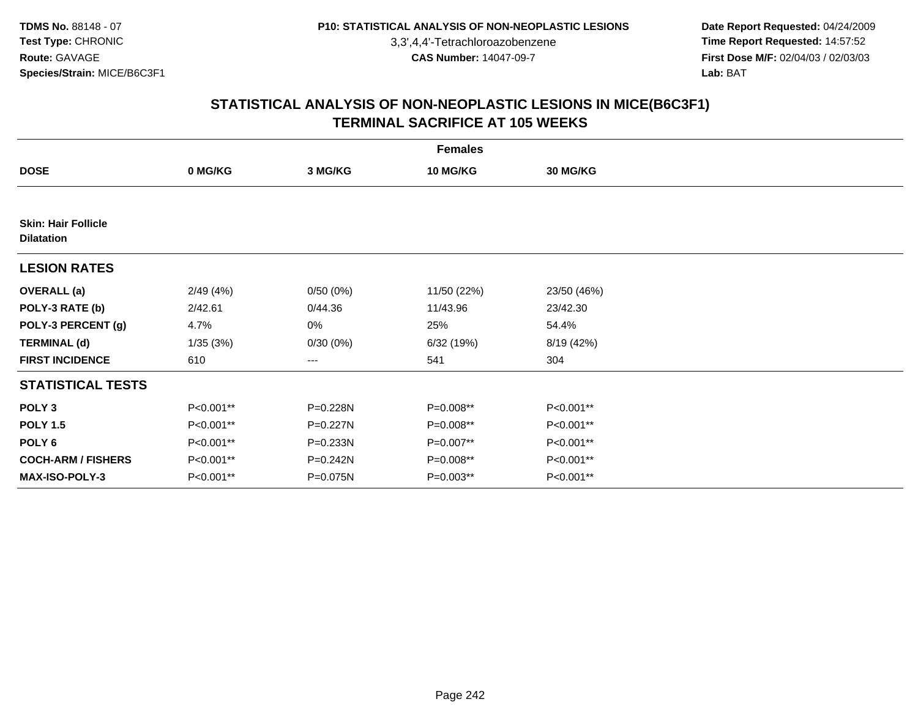**TDMS No.** 88148 - 07
**Test Type:** CHRONIC
**Route:** GAVAGE
**Species/Strain:** MICE/B6C3F1

**P10: STATISTICAL ANALYSIS OF NON-NEOPLASTIC LESIONS**
3,3',4,4'-Tetrachloroazobenzene
**CAS Number:** 14047-09-7

**Date Report Requested:** 04/24/2009
**Time Report Requested:** 14:57:52
**First Dose M/F:** 02/04/03 / 02/03/03
**Lab:** BAT

## STATISTICAL ANALYSIS OF NON-NEOPLASTIC LESIONS IN MICE(B6C3F1) TERMINAL SACRIFICE AT 105 WEEKS

| Females | | | | |
|---|---|---|---|---|
| **DOSE** | **0 MG/KG** | **3 MG/KG** | **10 MG/KG** | **30 MG/KG** |
| **Skin: Hair Follicle Dilatation** | | | | |
| **LESION RATES** | | | | |
| **OVERALL (a)** | 2/49 (4%) | 0/50 (0%) | 11/50 (22%) | 23/50 (46%) |
| **POLY-3 RATE (b)** | 2/42.61 | 0/44.36 | 11/43.96 | 23/42.30 |
| **POLY-3 PERCENT (g)** | 4.7% | 0% | 25% | 54.4% |
| **TERMINAL (d)** | 1/35 (3%) | 0/30 (0%) | 6/32 (19%) | 8/19 (42%) |
| **FIRST INCIDENCE** | 610 | --- | 541 | 304 |
| **STATISTICAL TESTS** | | | | |
| **POLY 3** | P<0.001** | P=0.228N | P=0.008** | P<0.001** |
| **POLY 1.5** | P<0.001** | P=0.227N | P=0.008** | P<0.001** |
| **POLY 6** | P<0.001** | P=0.233N | P=0.007** | P<0.001** |
| **COCH-ARM / FISHERS** | P<0.001** | P=0.242N | P=0.008** | P<0.001** |
| **MAX-ISO-POLY-3** | P<0.001** | P=0.075N | P=0.003** | P<0.001** |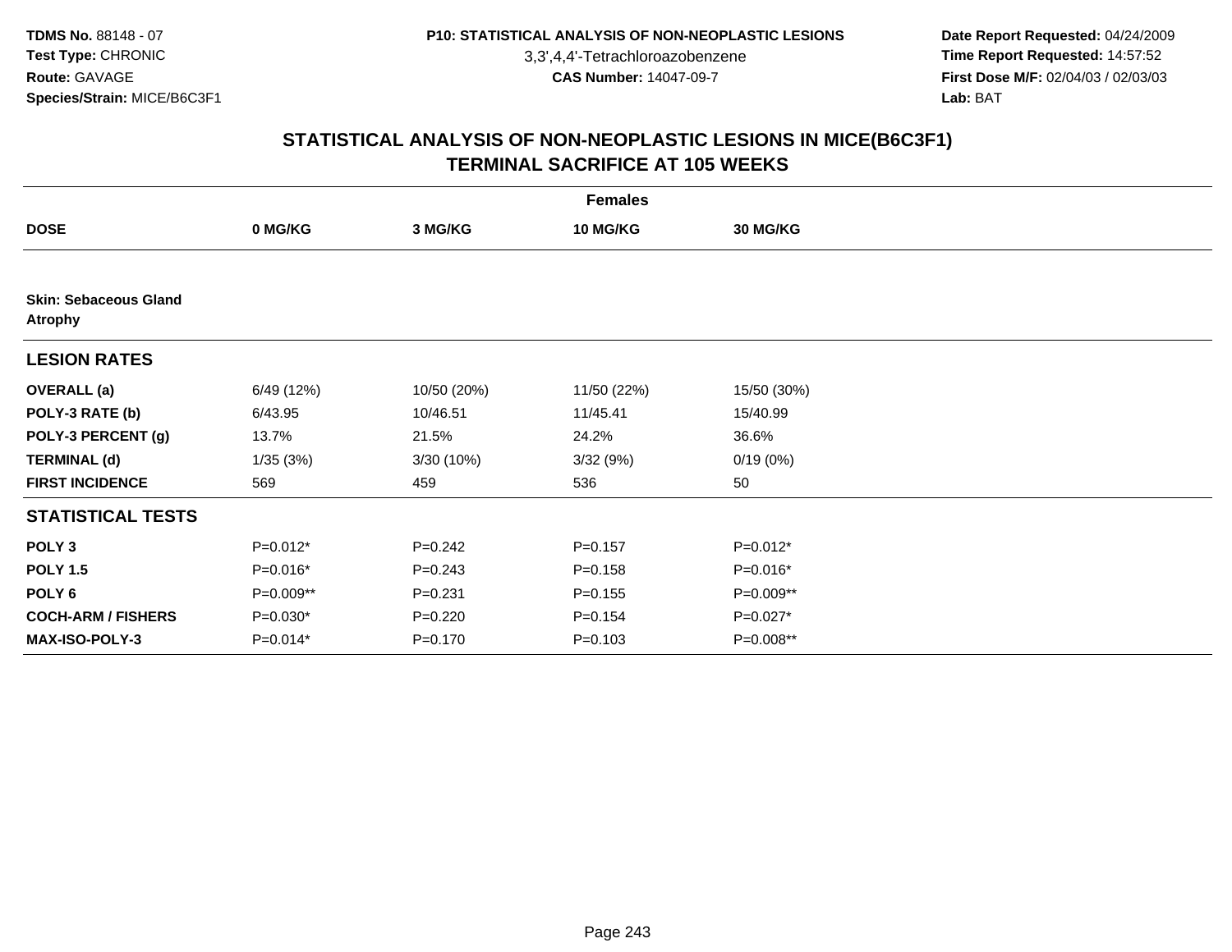**TDMS No.** 88148 - 07
**Test Type:** CHRONIC
**Route:** GAVAGE
**Species/Strain:** MICE/B6C3F1

**P10: STATISTICAL ANALYSIS OF NON-NEOPLASTIC LESIONS**
3,3',4,4'-Tetrachloroazobenzene
**CAS Number:** 14047-09-7

**Date Report Requested:** 04/24/2009
**Time Report Requested:** 14:57:52
**First Dose M/F:** 02/04/03 / 02/03/03
**Lab:** BAT

## STATISTICAL ANALYSIS OF NON-NEOPLASTIC LESIONS IN MICE(B6C3F1)
## TERMINAL SACRIFICE AT 105 WEEKS

| | Females | | | |
|---|---|---|---|---|
| **DOSE** | **0 MG/KG** | **3 MG/KG** | **10 MG/KG** | **30 MG/KG** |
| **Skin: Sebaceous Gland Atrophy** | | | | |
| **LESION RATES** | | | | |
| **OVERALL (a)** | 6/49 (12%) | 10/50 (20%) | 11/50 (22%) | 15/50 (30%) |
| **POLY-3 RATE (b)** | 6/43.95 | 10/46.51 | 11/45.41 | 15/40.99 |
| **POLY-3 PERCENT (g)** | 13.7% | 21.5% | 24.2% | 36.6% |
| **TERMINAL (d)** | 1/35 (3%) | 3/30 (10%) | 3/32 (9%) | 0/19 (0%) |
| **FIRST INCIDENCE** | 569 | 459 | 536 | 50 |
| **STATISTICAL TESTS** | | | | |
| **POLY 3** | P=0.012* | P=0.242 | P=0.157 | P=0.012* |
| **POLY 1.5** | P=0.016* | P=0.243 | P=0.158 | P=0.016* |
| **POLY 6** | P=0.009** | P=0.231 | P=0.155 | P=0.009** |
| **COCH-ARM / FISHERS** | P=0.030* | P=0.220 | P=0.154 | P=0.027* |
| **MAX-ISO-POLY-3** | P=0.014* | P=0.170 | P=0.103 | P=0.008** |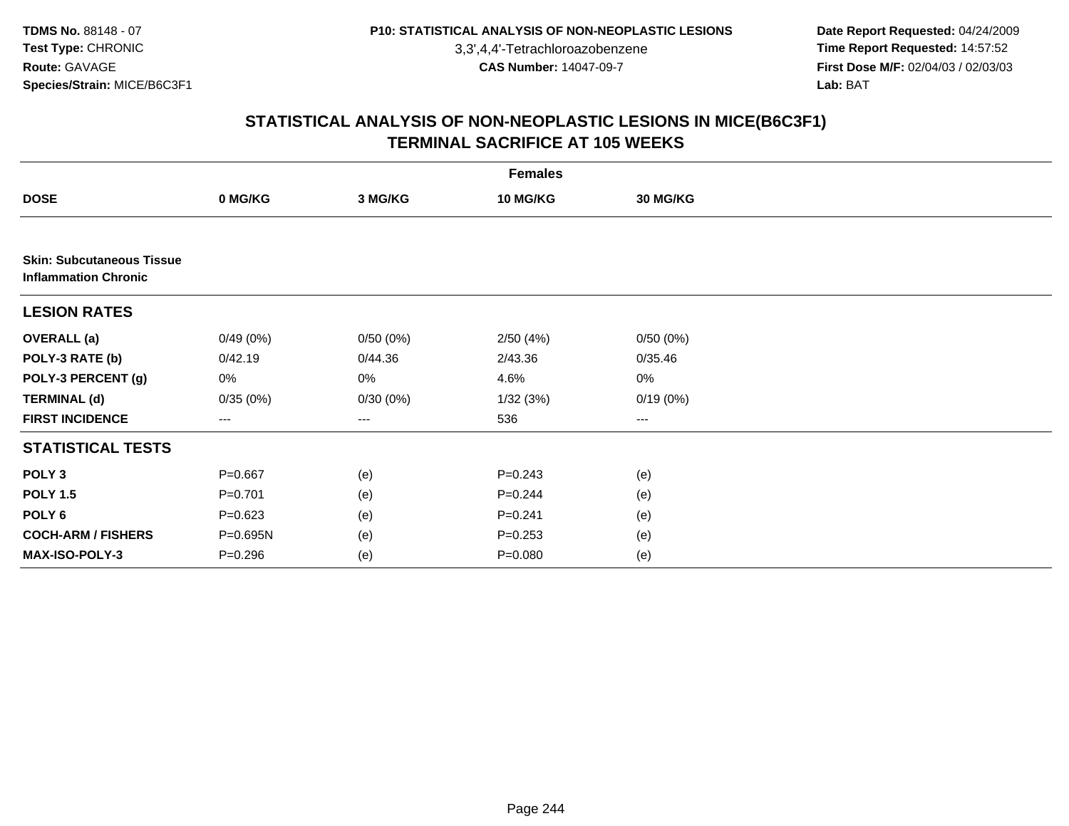**TDMS No.** 88148 - 07
**Test Type:** CHRONIC
**Route:** GAVAGE
**Species/Strain:** MICE/B6C3F1

**P10: STATISTICAL ANALYSIS OF NON-NEOPLASTIC LESIONS**
3,3',4,4'-Tetrachloroazobenzene
**CAS Number:** 14047-09-7

**Date Report Requested:** 04/24/2009
**Time Report Requested:** 14:57:52
**First Dose M/F:** 02/04/03 / 02/03/03
**Lab:** BAT

## STATISTICAL ANALYSIS OF NON-NEOPLASTIC LESIONS IN MICE(B6C3F1) TERMINAL SACRIFICE AT 105 WEEKS

| Females | | | | |
|---|---|---|---|---|
| **DOSE** | **0 MG/KG** | **3 MG/KG** | **10 MG/KG** | **30 MG/KG** |
| **Skin: Subcutaneous Tissue Inflammation Chronic** | | | | |
| **LESION RATES** | | | | |
| **OVERALL (a)** | 0/49 (0%) | 0/50 (0%) | 2/50 (4%) | 0/50 (0%) |
| **POLY-3 RATE (b)** | 0/42.19 | 0/44.36 | 2/43.36 | 0/35.46 |
| **POLY-3 PERCENT (g)** | 0% | 0% | 4.6% | 0% |
| **TERMINAL (d)** | 0/35 (0%) | 0/30 (0%) | 1/32 (3%) | 0/19 (0%) |
| **FIRST INCIDENCE** | --- | --- | 536 | --- |
| **STATISTICAL TESTS** | | | | |
| **POLY 3** | P=0.667 | (e) | P=0.243 | (e) |
| **POLY 1.5** | P=0.701 | (e) | P=0.244 | (e) |
| **POLY 6** | P=0.623 | (e) | P=0.241 | (e) |
| **COCH-ARM / FISHERS** | P=0.695N | (e) | P=0.253 | (e) |
| **MAX-ISO-POLY-3** | P=0.296 | (e) | P=0.080 | (e) |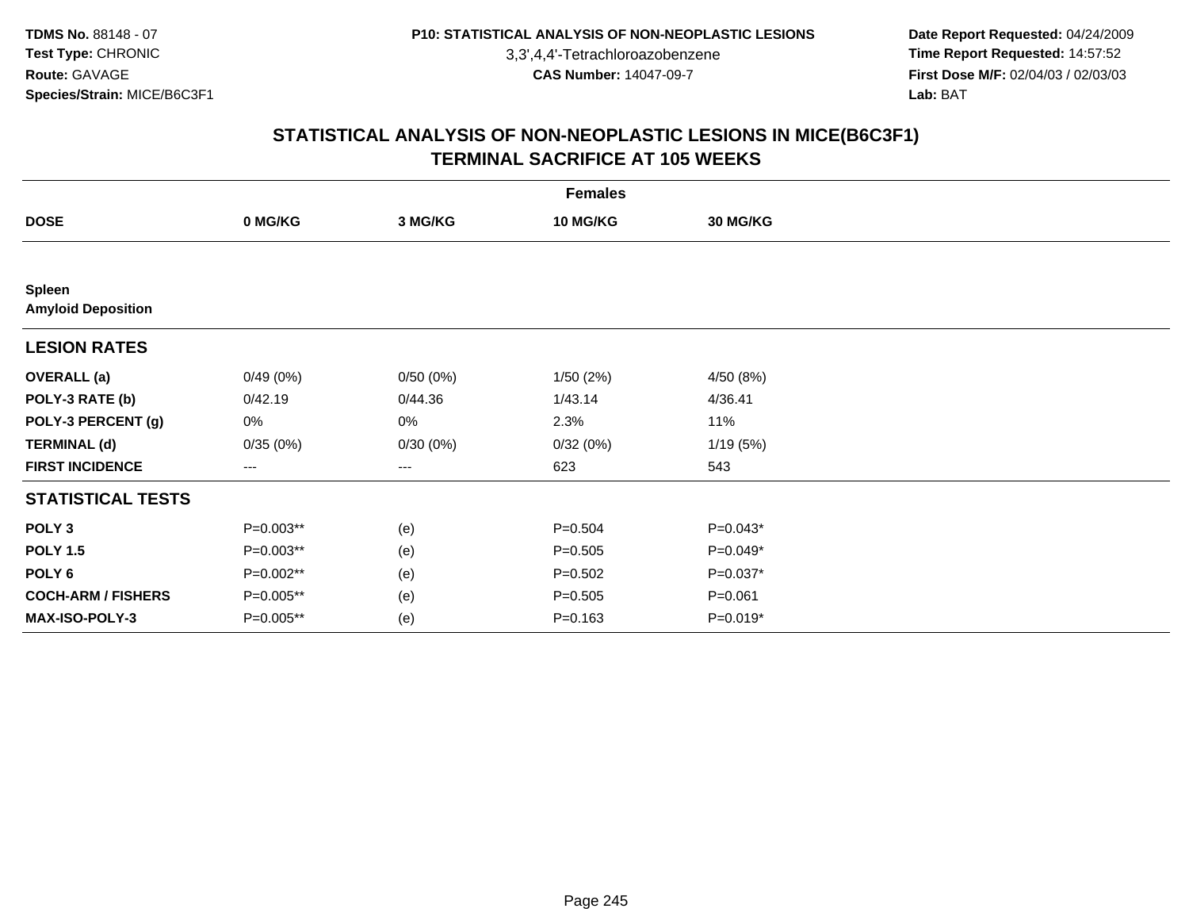TDMS No. 88148 - 07
Test Type: CHRONIC
Route: GAVAGE
Species/Strain: MICE/B6C3F1

P10: STATISTICAL ANALYSIS OF NON-NEOPLASTIC LESIONS
3,3',4,4'-Tetrachloroazobenzene
CAS Number: 14047-09-7

Date Report Requested: 04/24/2009
Time Report Requested: 14:57:52
First Dose M/F: 02/04/03 / 02/03/03
Lab: BAT

## STATISTICAL ANALYSIS OF NON-NEOPLASTIC LESIONS IN MICE(B6C3F1) TERMINAL SACRIFICE AT 105 WEEKS

| Females | | | | |
|---|---|---|---|---|
| **DOSE** | **0 MG/KG** | **3 MG/KG** | **10 MG/KG** | **30 MG/KG** |
| **Spleen** | | | | |
| **Amyloid Deposition** | | | | |
| **LESION RATES** | | | | |
| **OVERALL (a)** | 0/49 (0%) | 0/50 (0%) | 1/50 (2%) | 4/50 (8%) |
| **POLY-3 RATE (b)** | 0/42.19 | 0/44.36 | 1/43.14 | 4/36.41 |
| **POLY-3 PERCENT (g)** | 0% | 0% | 2.3% | 11% |
| **TERMINAL (d)** | 0/35 (0%) | 0/30 (0%) | 0/32 (0%) | 1/19 (5%) |
| **FIRST INCIDENCE** | --- | --- | 623 | 543 |
| **STATISTICAL TESTS** | | | | |
| **POLY 3** | P=0.003** | (e) | P=0.504 | P=0.043* |
| **POLY 1.5** | P=0.003** | (e) | P=0.505 | P=0.049* |
| **POLY 6** | P=0.002** | (e) | P=0.502 | P=0.037* |
| **COCH-ARM / FISHERS** | P=0.005** | (e) | P=0.505 | P=0.061 |
| **MAX-ISO-POLY-3** | P=0.005** | (e) | P=0.163 | P=0.019* |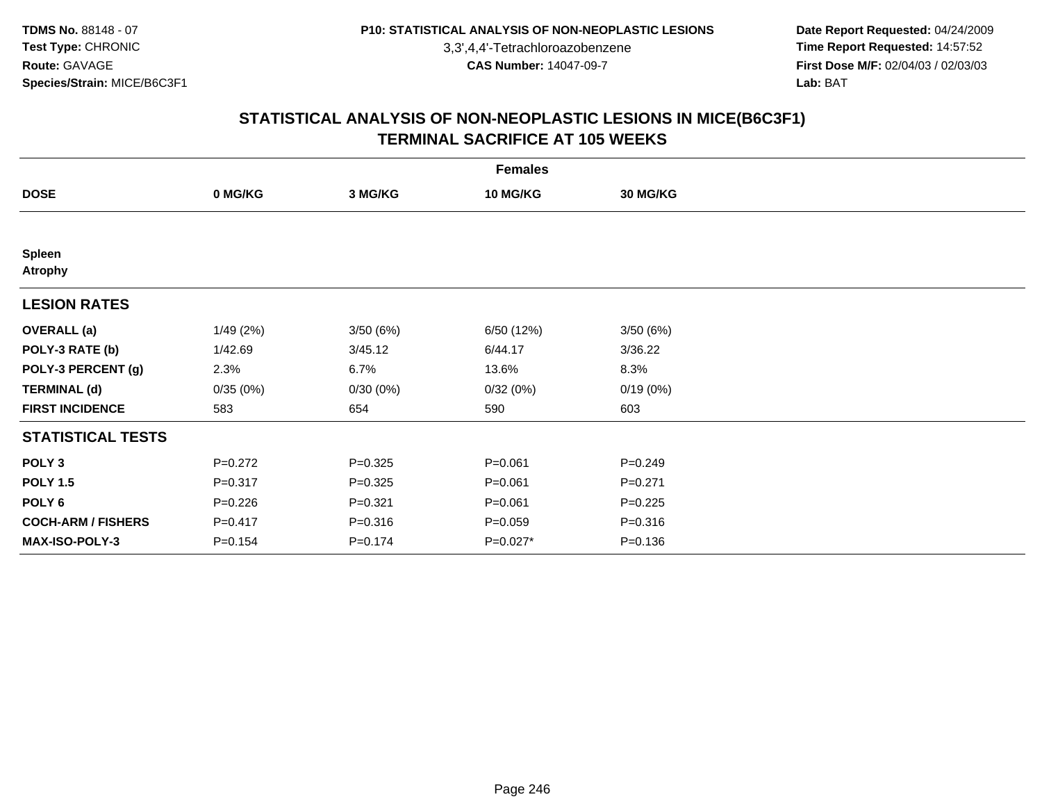**TDMS No.** 88148 - 07
**Test Type:** CHRONIC
**Route:** GAVAGE
**Species/Strain:** MICE/B6C3F1

**P10: STATISTICAL ANALYSIS OF NON-NEOPLASTIC LESIONS**
3,3',4,4'-Tetrachloroazobenzene
**CAS Number:** 14047-09-7

**Date Report Requested:** 04/24/2009
**Time Report Requested:** 14:57:52
**First Dose M/F:** 02/04/03 / 02/03/03
**Lab:** BAT

## STATISTICAL ANALYSIS OF NON-NEOPLASTIC LESIONS IN MICE(B6C3F1) TERMINAL SACRIFICE AT 105 WEEKS

| Females | | | | |
|---|---|---|---|---|
| **DOSE** | **0 MG/KG** | **3 MG/KG** | **10 MG/KG** | **30 MG/KG** |
| **Spleen** | | | | |
| **Atrophy** | | | | |
| **LESION RATES** | | | | |
| **OVERALL (a)** | 1/49 (2%) | 3/50 (6%) | 6/50 (12%) | 3/50 (6%) |
| **POLY-3 RATE (b)** | 1/42.69 | 3/45.12 | 6/44.17 | 3/36.22 |
| **POLY-3 PERCENT (g)** | 2.3% | 6.7% | 13.6% | 8.3% |
| **TERMINAL (d)** | 0/35 (0%) | 0/30 (0%) | 0/32 (0%) | 0/19 (0%) |
| **FIRST INCIDENCE** | 583 | 654 | 590 | 603 |
| **STATISTICAL TESTS** | | | | |
| **POLY 3** | P=0.272 | P=0.325 | P=0.061 | P=0.249 |
| **POLY 1.5** | P=0.317 | P=0.325 | P=0.061 | P=0.271 |
| **POLY 6** | P=0.226 | P=0.321 | P=0.061 | P=0.225 |
| **COCH-ARM / FISHERS** | P=0.417 | P=0.316 | P=0.059 | P=0.316 |
| **MAX-ISO-POLY-3** | P=0.154 | P=0.174 | P=0.027* | P=0.136 |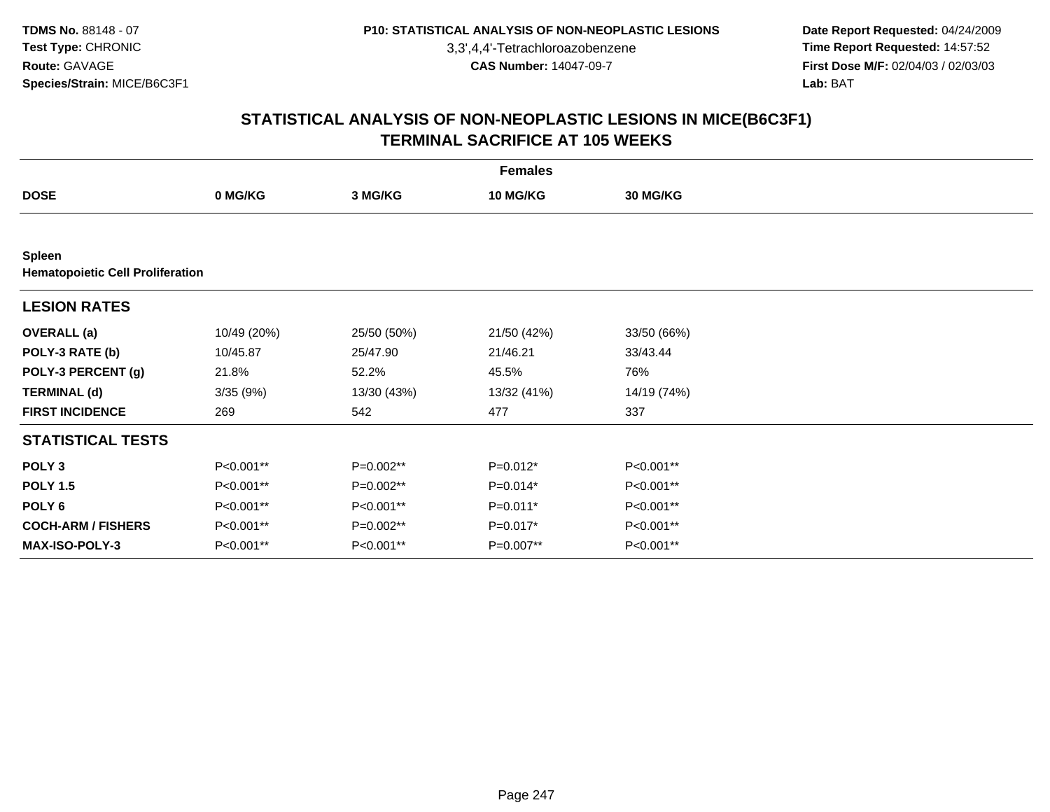TDMS No. 88148 - 07
Test Type: CHRONIC
Route: GAVAGE
Species/Strain: MICE/B6C3F1

P10: STATISTICAL ANALYSIS OF NON-NEOPLASTIC LESIONS
3,3',4,4'-Tetrachloroazobenzene
CAS Number: 14047-09-7

Date Report Requested: 04/24/2009
Time Report Requested: 14:57:52
First Dose M/F: 02/04/03 / 02/03/03
Lab: BAT

## STATISTICAL ANALYSIS OF NON-NEOPLASTIC LESIONS IN MICE(B6C3F1)
## TERMINAL SACRIFICE AT 105 WEEKS

| Females | | | | |
|---|---|---|---|---|
| **DOSE** | **0 MG/KG** | **3 MG/KG** | **10 MG/KG** | **30 MG/KG** |
| **Spleen** | | | | |
| **Hematopoietic Cell Proliferation** | | | | |
| **LESION RATES** | | | | |
| **OVERALL (a)** | 10/49 (20%) | 25/50 (50%) | 21/50 (42%) | 33/50 (66%) |
| **POLY-3 RATE (b)** | 10/45.87 | 25/47.90 | 21/46.21 | 33/43.44 |
| **POLY-3 PERCENT (g)** | 21.8% | 52.2% | 45.5% | 76% |
| **TERMINAL (d)** | 3/35 (9%) | 13/30 (43%) | 13/32 (41%) | 14/19 (74%) |
| **FIRST INCIDENCE** | 269 | 542 | 477 | 337 |
| **STATISTICAL TESTS** | | | | |
| **POLY 3** | P<0.001** | P=0.002** | P=0.012* | P<0.001** |
| **POLY 1.5** | P<0.001** | P=0.002** | P=0.014* | P<0.001** |
| **POLY 6** | P<0.001** | P<0.001** | P=0.011* | P<0.001** |
| **COCH-ARM / FISHERS** | P<0.001** | P=0.002** | P=0.017* | P<0.001** |
| **MAX-ISO-POLY-3** | P<0.001** | P<0.001** | P=0.007** | P<0.001** |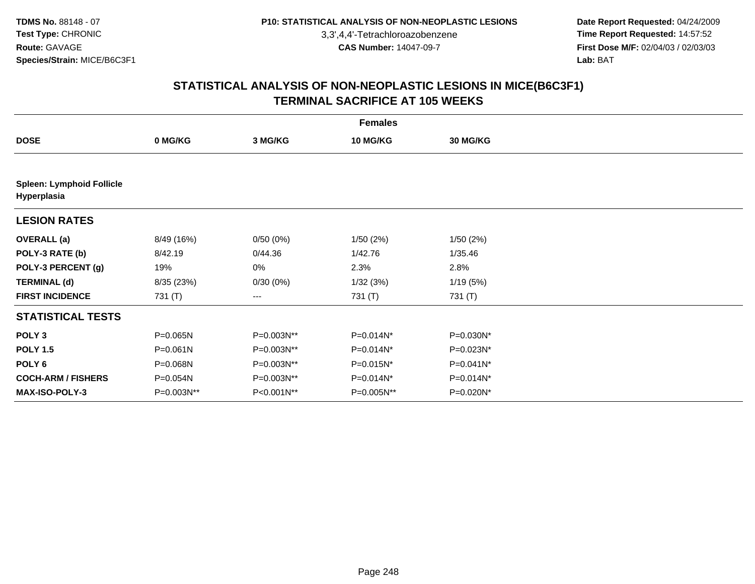**TDMS No.** 88148 - 07
**Test Type:** CHRONIC
**Route:** GAVAGE
**Species/Strain:** MICE/B6C3F1

**P10: STATISTICAL ANALYSIS OF NON-NEOPLASTIC LESIONS**
3,3',4,4'-Tetrachloroazobenzene
**CAS Number:** 14047-09-7

**Date Report Requested:** 04/24/2009
**Time Report Requested:** 14:57:52
**First Dose M/F:** 02/04/03 / 02/03/03
**Lab:** BAT

## STATISTICAL ANALYSIS OF NON-NEOPLASTIC LESIONS IN MICE(B6C3F1) TERMINAL SACRIFICE AT 105 WEEKS

| | Females | | | |
|---|---|---|---|---|
| **DOSE** | **0 MG/KG** | **3 MG/KG** | **10 MG/KG** | **30 MG/KG** |
| **Spleen: Lymphoid Follicle Hyperplasia** | | | | |
| **LESION RATES** | | | | |
| **OVERALL (a)** | 8/49 (16%) | 0/50 (0%) | 1/50 (2%) | 1/50 (2%) |
| **POLY-3 RATE (b)** | 8/42.19 | 0/44.36 | 1/42.76 | 1/35.46 |
| **POLY-3 PERCENT (g)** | 19% | 0% | 2.3% | 2.8% |
| **TERMINAL (d)** | 8/35 (23%) | 0/30 (0%) | 1/32 (3%) | 1/19 (5%) |
| **FIRST INCIDENCE** | 731 (T) | --- | 731 (T) | 731 (T) |
| **STATISTICAL TESTS** | | | | |
| **POLY 3** | P=0.065N | P=0.003N** | P=0.014N* | P=0.030N* |
| **POLY 1.5** | P=0.061N | P=0.003N** | P=0.014N* | P=0.023N* |
| **POLY 6** | P=0.068N | P=0.003N** | P=0.015N* | P=0.041N* |
| **COCH-ARM / FISHERS** | P=0.054N | P=0.003N** | P=0.014N* | P=0.014N* |
| **MAX-ISO-POLY-3** | P=0.003N** | P<0.001N** | P=0.005N** | P=0.020N* |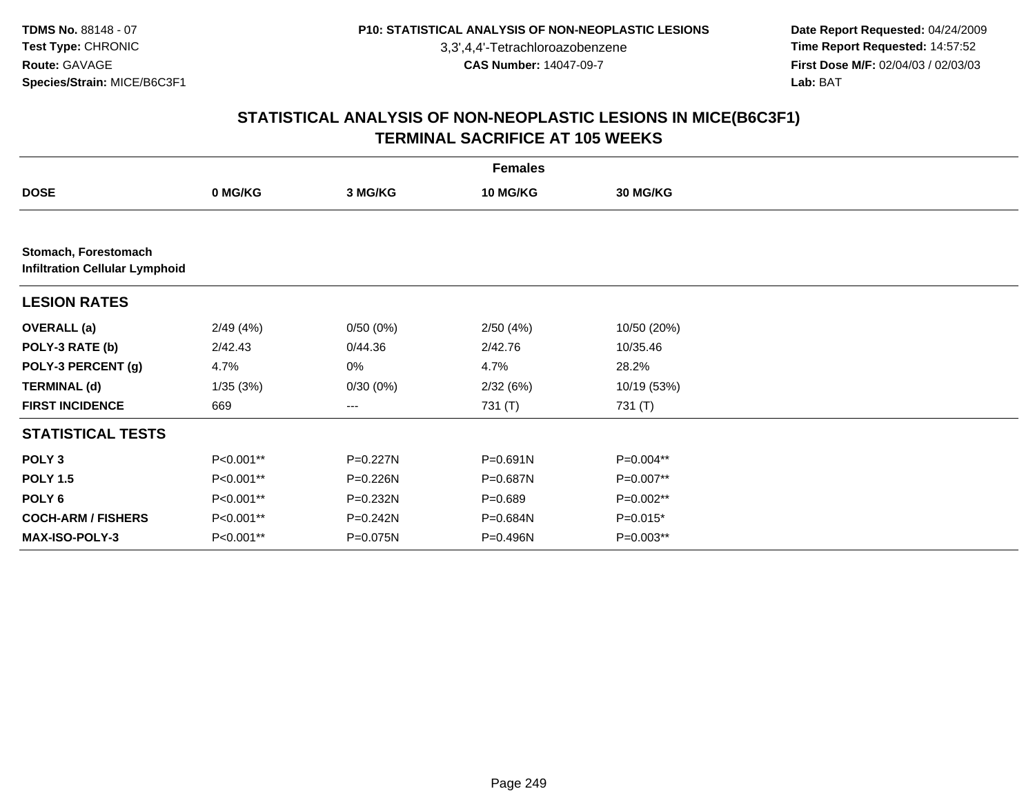**TDMS No.** 88148 - 07
**Test Type:** CHRONIC
**Route:** GAVAGE
**Species/Strain:** MICE/B6C3F1

**P10: STATISTICAL ANALYSIS OF NON-NEOPLASTIC LESIONS**
3,3',4,4'-Tetrachloroazobenzene
**CAS Number:** 14047-09-7

**Date Report Requested:** 04/24/2009
**Time Report Requested:** 14:57:52
**First Dose M/F:** 02/04/03 / 02/03/03
**Lab:** BAT

## STATISTICAL ANALYSIS OF NON-NEOPLASTIC LESIONS IN MICE(B6C3F1) TERMINAL SACRIFICE AT 105 WEEKS

| Females | | | | |
|---|---|---|---|---|
| **DOSE** | **0 MG/KG** | **3 MG/KG** | **10 MG/KG** | **30 MG/KG** |
| **Stomach, Forestomach**<br>**Infiltration Cellular Lymphoid** | | | | |
| **LESION RATES** | | | | |
| **OVERALL (a)** | 2/49 (4%) | 0/50 (0%) | 2/50 (4%) | 10/50 (20%) |
| **POLY-3 RATE (b)** | 2/42.43 | 0/44.36 | 2/42.76 | 10/35.46 |
| **POLY-3 PERCENT (g)** | 4.7% | 0% | 4.7% | 28.2% |
| **TERMINAL (d)** | 1/35 (3%) | 0/30 (0%) | 2/32 (6%) | 10/19 (53%) |
| **FIRST INCIDENCE** | 669 | --- | 731 (T) | 731 (T) |
| **STATISTICAL TESTS** | | | | |
| **POLY 3** | P<0.001** | P=0.227N | P=0.691N | P=0.004** |
| **POLY 1.5** | P<0.001** | P=0.226N | P=0.687N | P=0.007** |
| **POLY 6** | P<0.001** | P=0.232N | P=0.689 | P=0.002** |
| **COCH-ARM / FISHERS** | P<0.001** | P=0.242N | P=0.684N | P=0.015* |
| **MAX-ISO-POLY-3** | P<0.001** | P=0.075N | P=0.496N | P=0.003** |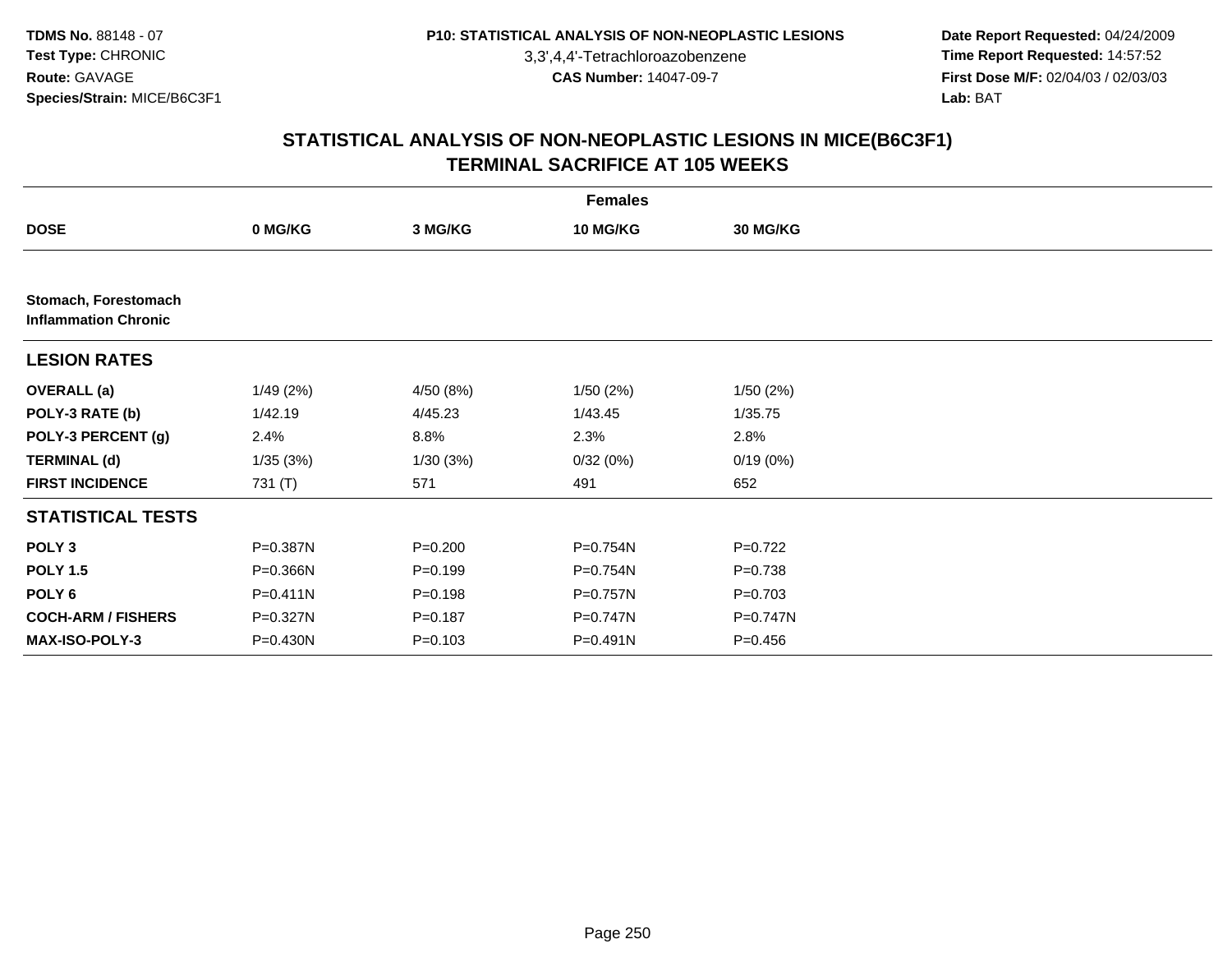# STATISTICAL ANALYSIS OF NON-NEOPLASTIC LESIONS IN MICE(B6C3F1)
## TERMINAL SACRIFICE AT 105 WEEKS

| | Females | | | |
|---|---|---|---|---|
| **DOSE** | **0 MG/KG** | **3 MG/KG** | **10 MG/KG** | **30 MG/KG** |
| **Stomach, Forestomach** **Inflammation Chronic** | | | | |
| **LESION RATES** | | | | |
| **OVERALL (a)** | 1/49 (2%) | 4/50 (8%) | 1/50 (2%) | 1/50 (2%) |
| **POLY-3 RATE (b)** | 1/42.19 | 4/45.23 | 1/43.45 | 1/35.75 |
| **POLY-3 PERCENT (g)** | 2.4% | 8.8% | 2.3% | 2.8% |
| **TERMINAL (d)** | 1/35 (3%) | 1/30 (3%) | 0/32 (0%) | 0/19 (0%) |
| **FIRST INCIDENCE** | 731 (T) | 571 | 491 | 652 |
| **STATISTICAL TESTS** | | | | |
| **POLY 3** | P=0.387N | P=0.200 | P=0.754N | P=0.722 |
| **POLY 1.5** | P=0.366N | P=0.199 | P=0.754N | P=0.738 |
| **POLY 6** | P=0.411N | P=0.198 | P=0.757N | P=0.703 |
| **COCH-ARM / FISHERS** | P=0.327N | P=0.187 | P=0.747N | P=0.747N |
| **MAX-ISO-POLY-3** | P=0.430N | P=0.103 | P=0.491N | P=0.456 |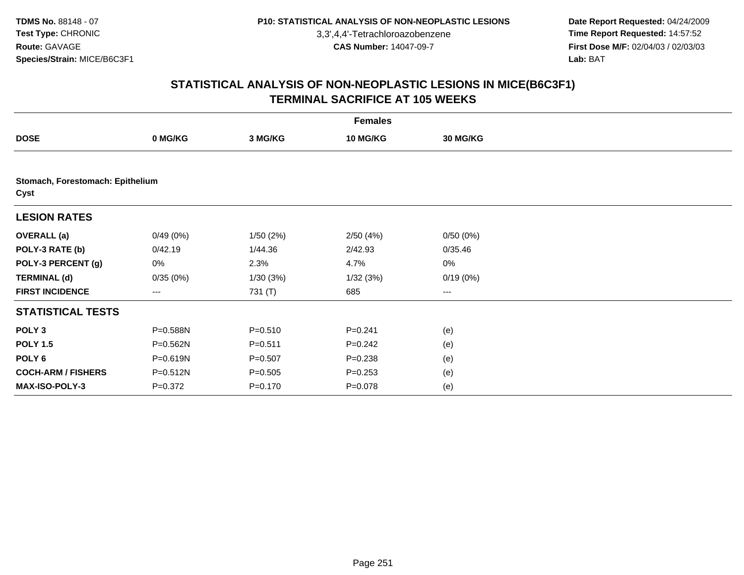**TDMS No.** 88148 - 07
**Test Type:** CHRONIC
**Route:** GAVAGE
**Species/Strain:** MICE/B6C3F1

**P10: STATISTICAL ANALYSIS OF NON-NEOPLASTIC LESIONS**
3,3',4,4'-Tetrachloroazobenzene
**CAS Number:** 14047-09-7

**Date Report Requested:** 04/24/2009
**Time Report Requested:** 14:57:52
**First Dose M/F:** 02/04/03 / 02/03/03
**Lab:** BAT

## STATISTICAL ANALYSIS OF NON-NEOPLASTIC LESIONS IN MICE(B6C3F1) TERMINAL SACRIFICE AT 105 WEEKS

| | Females | | | |
|---|---|---|---|---|
| **DOSE** | **0 MG/KG** | **3 MG/KG** | **10 MG/KG** | **30 MG/KG** |
| **Stomach, Forestomach: Epithelium Cyst** | | | | |
| **LESION RATES** | | | | |
| **OVERALL (a)** | 0/49 (0%) | 1/50 (2%) | 2/50 (4%) | 0/50 (0%) |
| **POLY-3 RATE (b)** | 0/42.19 | 1/44.36 | 2/42.93 | 0/35.46 |
| **POLY-3 PERCENT (g)** | 0% | 2.3% | 4.7% | 0% |
| **TERMINAL (d)** | 0/35 (0%) | 1/30 (3%) | 1/32 (3%) | 0/19 (0%) |
| **FIRST INCIDENCE** | --- | 731 (T) | 685 | --- |
| **STATISTICAL TESTS** | | | | |
| **POLY 3** | P=0.588N | P=0.510 | P=0.241 | (e) |
| **POLY 1.5** | P=0.562N | P=0.511 | P=0.242 | (e) |
| **POLY 6** | P=0.619N | P=0.507 | P=0.238 | (e) |
| **COCH-ARM / FISHERS** | P=0.512N | P=0.505 | P=0.253 | (e) |
| **MAX-ISO-POLY-3** | P=0.372 | P=0.170 | P=0.078 | (e) |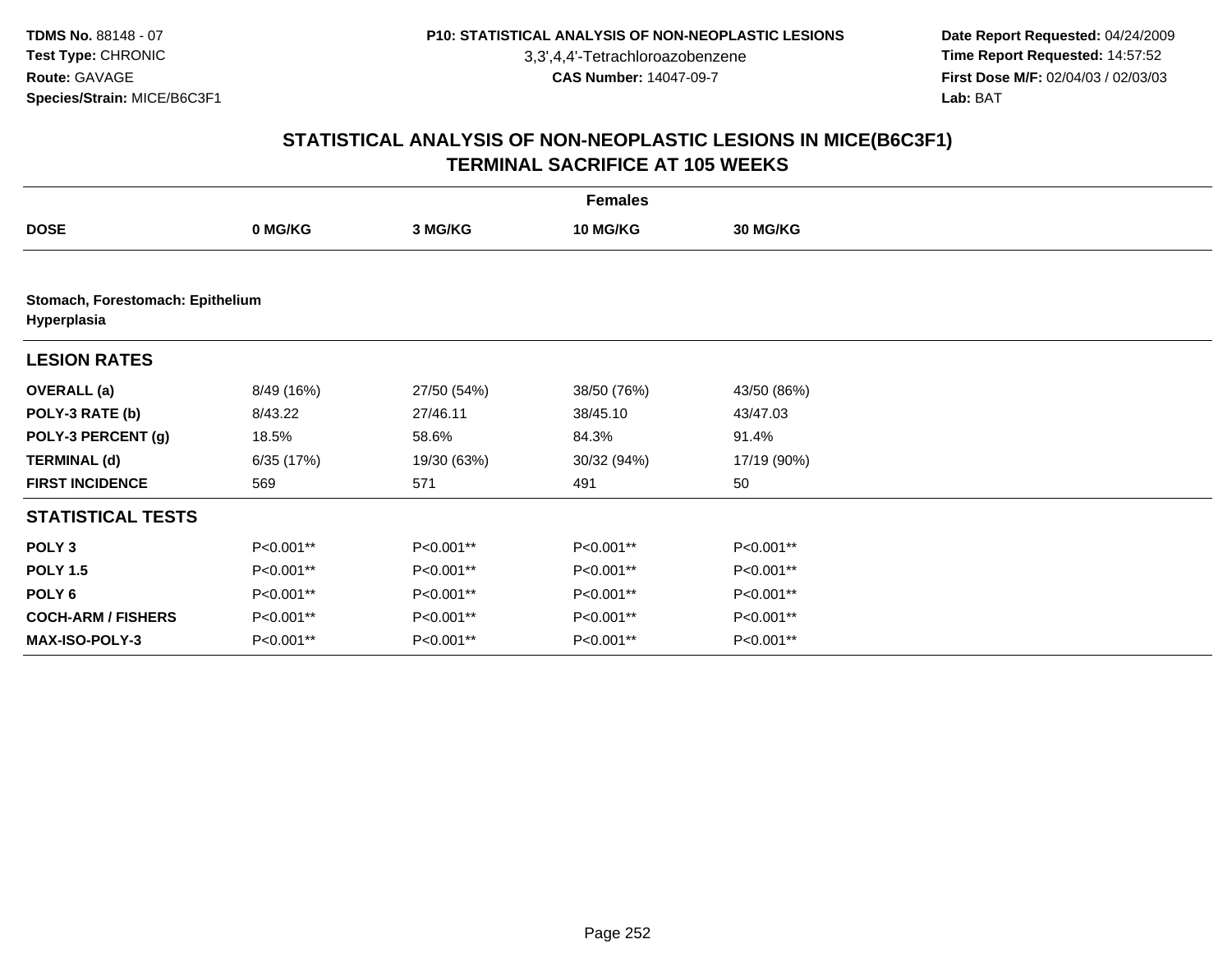# STATISTICAL ANALYSIS OF NON-NEOPLASTIC LESIONS IN MICE(B6C3F1)
## TERMINAL SACRIFICE AT 105 WEEKS

| | Females | | | |
|---|---|---|---|---|
| **DOSE** | **0 MG/KG** | **3 MG/KG** | **10 MG/KG** | **30 MG/KG** |
| **Stomach, Forestomach: Epithelium Hyperplasia** | | | | |
| **LESION RATES** | | | | |
| **OVERALL (a)** | 8/49 (16%) | 27/50 (54%) | 38/50 (76%) | 43/50 (86%) |
| **POLY-3 RATE (b)** | 8/43.22 | 27/46.11 | 38/45.10 | 43/47.03 |
| **POLY-3 PERCENT (g)** | 18.5% | 58.6% | 84.3% | 91.4% |
| **TERMINAL (d)** | 6/35 (17%) | 19/30 (63%) | 30/32 (94%) | 17/19 (90%) |
| **FIRST INCIDENCE** | 569 | 571 | 491 | 50 |
| **STATISTICAL TESTS** | | | | |
| **POLY 3** | P<0.001** | P<0.001** | P<0.001** | P<0.001** |
| **POLY 1.5** | P<0.001** | P<0.001** | P<0.001** | P<0.001** |
| **POLY 6** | P<0.001** | P<0.001** | P<0.001** | P<0.001** |
| **COCH-ARM / FISHERS** | P<0.001** | P<0.001** | P<0.001** | P<0.001** |
| **MAX-ISO-POLY-3** | P<0.001** | P<0.001** | P<0.001** | P<0.001** |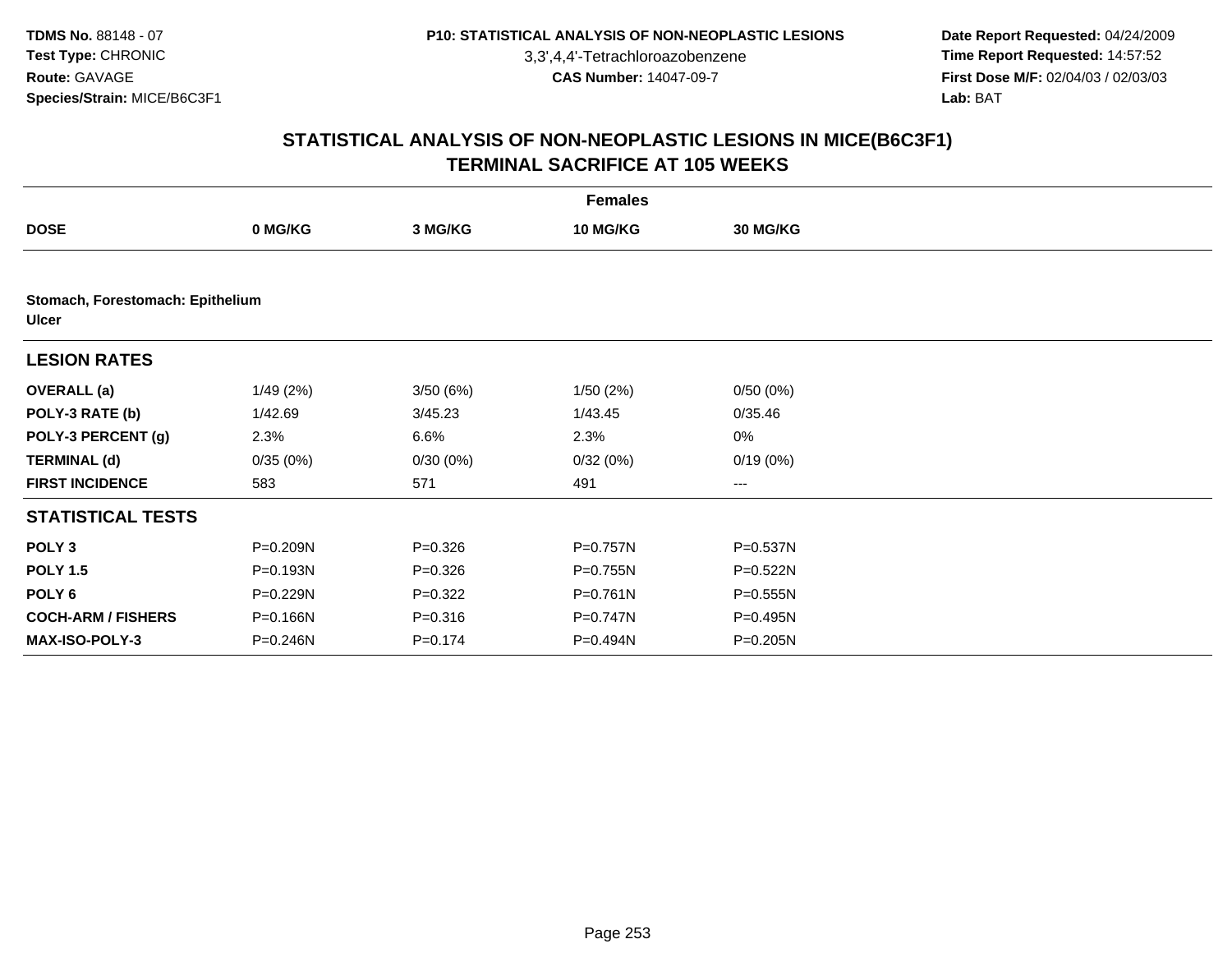# STATISTICAL ANALYSIS OF NON-NEOPLASTIC LESIONS IN MICE(B6C3F1)
## TERMINAL SACRIFICE AT 105 WEEKS

| | Females | | | |
|---|---|---|---|---|
| **DOSE** | **0 MG/KG** | **3 MG/KG** | **10 MG/KG** | **30 MG/KG** |
| **Stomach, Forestomach: Epithelium Ulcer** | | | | |
| **LESION RATES** | | | | |
| **OVERALL (a)** | 1/49 (2%) | 3/50 (6%) | 1/50 (2%) | 0/50 (0%) |
| **POLY-3 RATE (b)** | 1/42.69 | 3/45.23 | 1/43.45 | 0/35.46 |
| **POLY-3 PERCENT (g)** | 2.3% | 6.6% | 2.3% | 0% |
| **TERMINAL (d)** | 0/35 (0%) | 0/30 (0%) | 0/32 (0%) | 0/19 (0%) |
| **FIRST INCIDENCE** | 583 | 571 | 491 | --- |
| **STATISTICAL TESTS** | | | | |
| **POLY 3** | P=0.209N | P=0.326 | P=0.757N | P=0.537N |
| **POLY 1.5** | P=0.193N | P=0.326 | P=0.755N | P=0.522N |
| **POLY 6** | P=0.229N | P=0.322 | P=0.761N | P=0.555N |
| **COCH-ARM / FISHERS** | P=0.166N | P=0.316 | P=0.747N | P=0.495N |
| **MAX-ISO-POLY-3** | P=0.246N | P=0.174 | P=0.494N | P=0.205N |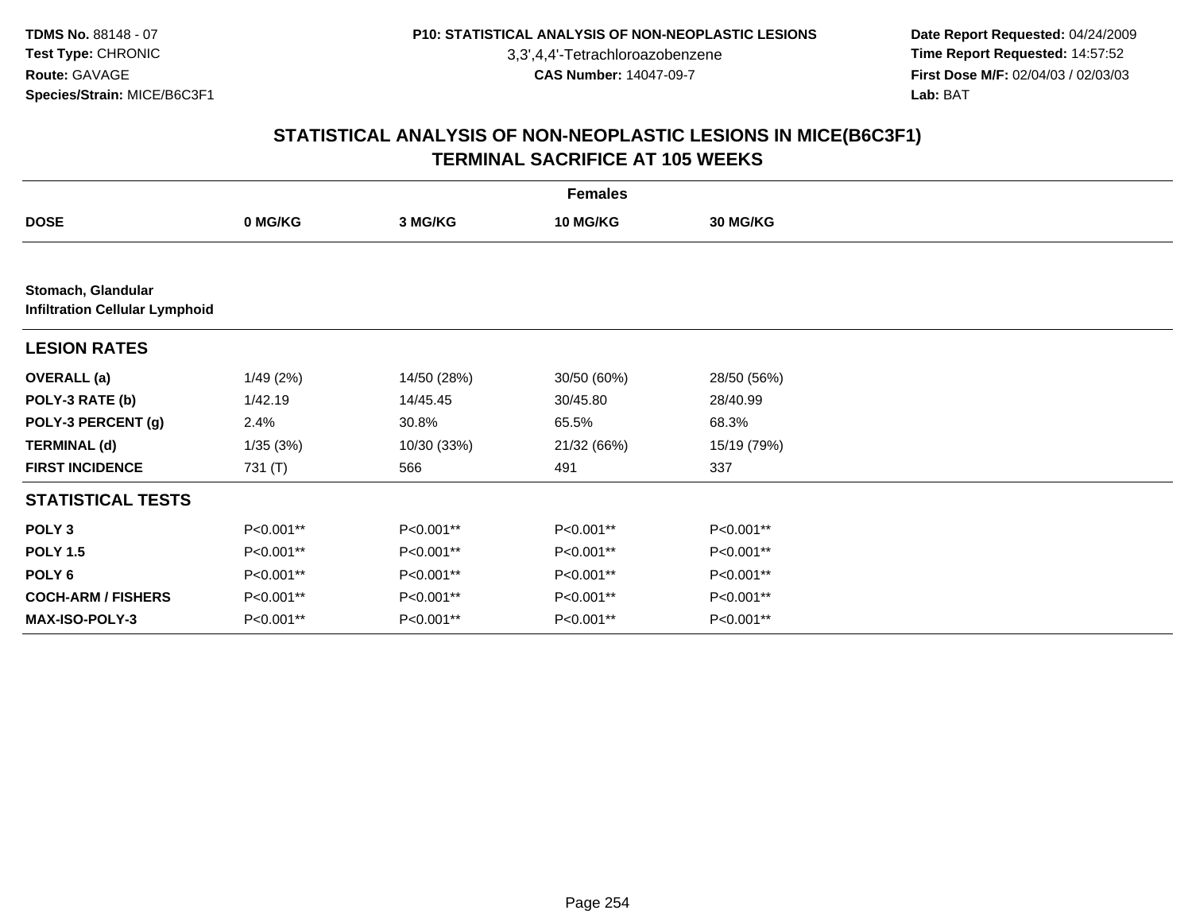TDMS No. 88148 - 07
Test Type: CHRONIC
Route: GAVAGE
Species/Strain: MICE/B6C3F1

P10: STATISTICAL ANALYSIS OF NON-NEOPLASTIC LESIONS
3,3',4,4'-Tetrachloroazobenzene
CAS Number: 14047-09-7

Date Report Requested: 04/24/2009
Time Report Requested: 14:57:52
First Dose M/F: 02/04/03 / 02/03/03
Lab: BAT

## STATISTICAL ANALYSIS OF NON-NEOPLASTIC LESIONS IN MICE(B6C3F1)
## TERMINAL SACRIFICE AT 105 WEEKS

| | Females | | | |
|---|---|---|---|---|
| **DOSE** | **0 MG/KG** | **3 MG/KG** | **10 MG/KG** | **30 MG/KG** |
| **Stomach, Glandular** | | | | |
| **Infiltration Cellular Lymphoid** | | | | |
| **LESION RATES** | | | | |
| **OVERALL (a)** | 1/49 (2%) | 14/50 (28%) | 30/50 (60%) | 28/50 (56%) |
| **POLY-3 RATE (b)** | 1/42.19 | 14/45.45 | 30/45.80 | 28/40.99 |
| **POLY-3 PERCENT (g)** | 2.4% | 30.8% | 65.5% | 68.3% |
| **TERMINAL (d)** | 1/35 (3%) | 10/30 (33%) | 21/32 (66%) | 15/19 (79%) |
| **FIRST INCIDENCE** | 731 (T) | 566 | 491 | 337 |
| **STATISTICAL TESTS** | | | | |
| **POLY 3** | P<0.001** | P<0.001** | P<0.001** | P<0.001** |
| **POLY 1.5** | P<0.001** | P<0.001** | P<0.001** | P<0.001** |
| **POLY 6** | P<0.001** | P<0.001** | P<0.001** | P<0.001** |
| **COCH-ARM / FISHERS** | P<0.001** | P<0.001** | P<0.001** | P<0.001** |
| **MAX-ISO-POLY-3** | P<0.001** | P<0.001** | P<0.001** | P<0.001** |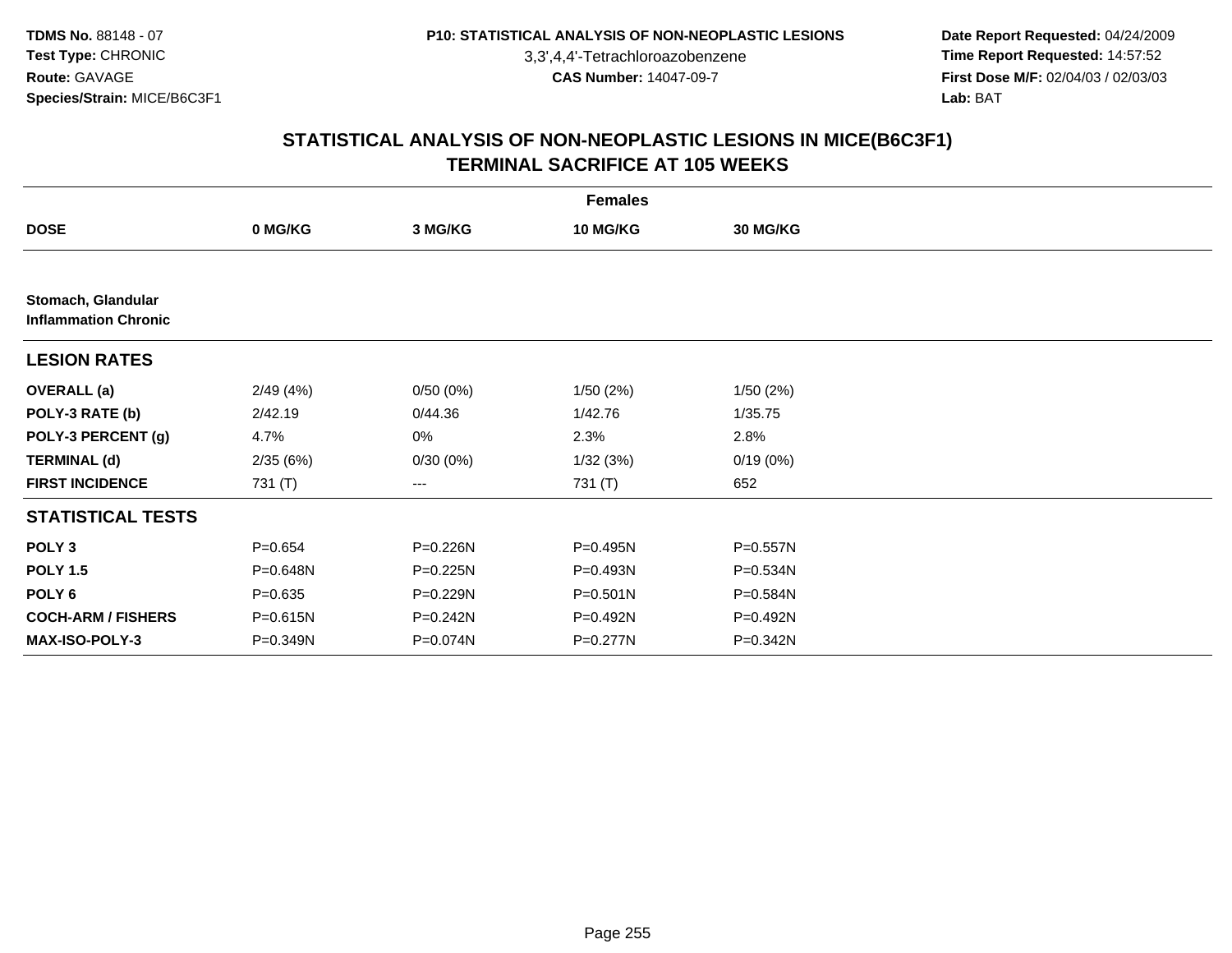**TDMS No.** 88148 - 07
**Test Type:** CHRONIC
**Route:** GAVAGE
**Species/Strain:** MICE/B6C3F1

**P10: STATISTICAL ANALYSIS OF NON-NEOPLASTIC LESIONS**
3,3',4,4'-Tetrachloroazobenzene
**CAS Number:** 14047-09-7

**Date Report Requested:** 04/24/2009
**Time Report Requested:** 14:57:52
**First Dose M/F:** 02/04/03 / 02/03/03
**Lab:** BAT

## STATISTICAL ANALYSIS OF NON-NEOPLASTIC LESIONS IN MICE(B6C3F1) TERMINAL SACRIFICE AT 105 WEEKS

| | Females | | | |
|---|---|---|---|---|
| **DOSE** | **0 MG/KG** | **3 MG/KG** | **10 MG/KG** | **30 MG/KG** |
| **Stomach, Glandular Inflammation Chronic** | | | | |
| **LESION RATES** | | | | |
| **OVERALL (a)** | 2/49 (4%) | 0/50 (0%) | 1/50 (2%) | 1/50 (2%) |
| **POLY-3 RATE (b)** | 2/42.19 | 0/44.36 | 1/42.76 | 1/35.75 |
| **POLY-3 PERCENT (g)** | 4.7% | 0% | 2.3% | 2.8% |
| **TERMINAL (d)** | 2/35 (6%) | 0/30 (0%) | 1/32 (3%) | 0/19 (0%) |
| **FIRST INCIDENCE** | 731 (T) | --- | 731 (T) | 652 |
| **STATISTICAL TESTS** | | | | |
| **POLY 3** | P=0.654 | P=0.226N | P=0.495N | P=0.557N |
| **POLY 1.5** | P=0.648N | P=0.225N | P=0.493N | P=0.534N |
| **POLY 6** | P=0.635 | P=0.229N | P=0.501N | P=0.584N |
| **COCH-ARM / FISHERS** | P=0.615N | P=0.242N | P=0.492N | P=0.492N |
| **MAX-ISO-POLY-3** | P=0.349N | P=0.074N | P=0.277N | P=0.342N |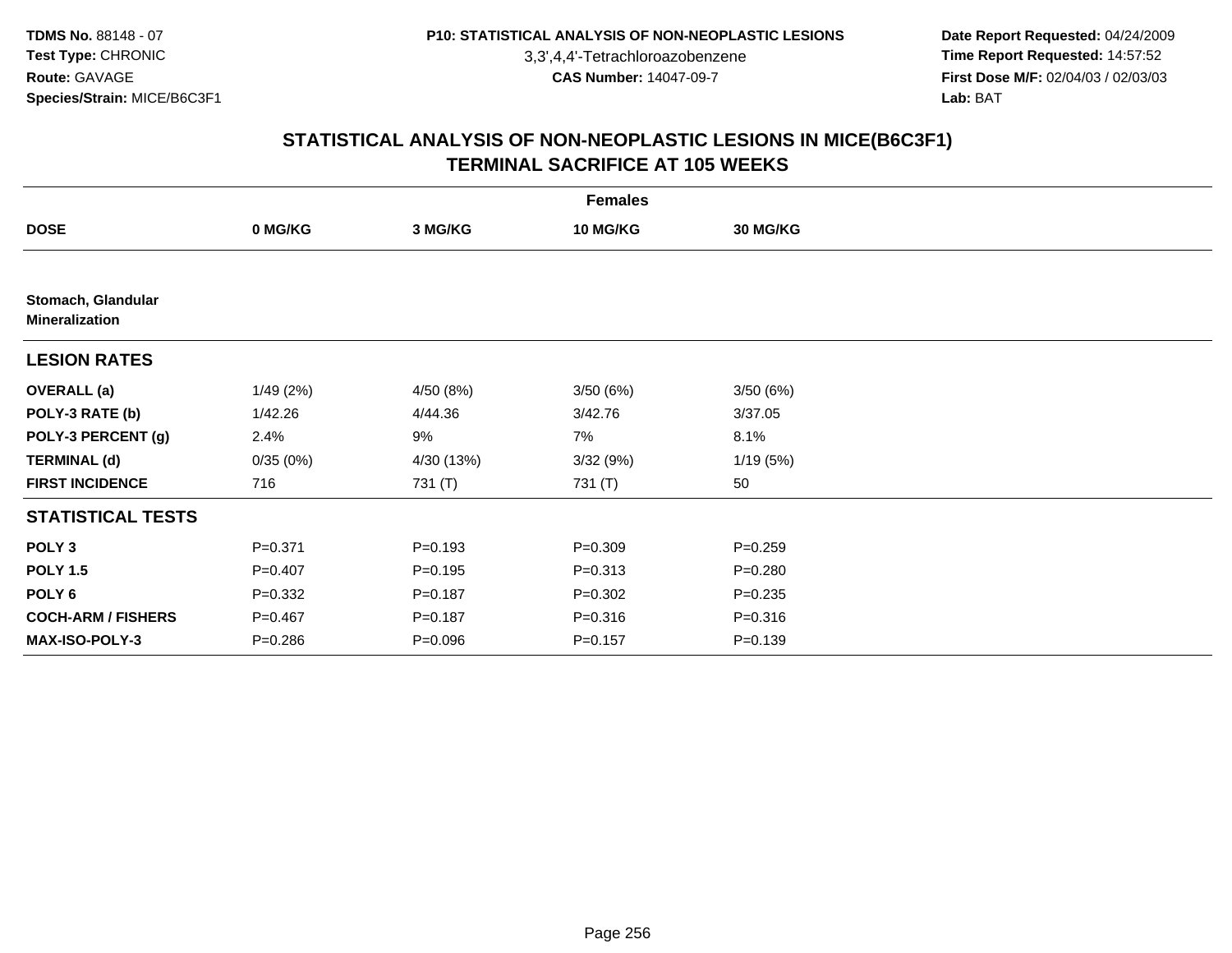**TDMS No.** 88148 - 07
**Test Type:** CHRONIC
**Route:** GAVAGE
**Species/Strain:** MICE/B6C3F1

**P10: STATISTICAL ANALYSIS OF NON-NEOPLASTIC LESIONS**
3,3',4,4'-Tetrachloroazobenzene
**CAS Number:** 14047-09-7

**Date Report Requested:** 04/24/2009
**Time Report Requested:** 14:57:52
**First Dose M/F:** 02/04/03 / 02/03/03
**Lab:** BAT

## STATISTICAL ANALYSIS OF NON-NEOPLASTIC LESIONS IN MICE(B6C3F1)
## TERMINAL SACRIFICE AT 105 WEEKS

| | Females | | | |
|---|---|---|---|---|
| **DOSE** | **0 MG/KG** | **3 MG/KG** | **10 MG/KG** | **30 MG/KG** |
| **Stomach, Glandular** **Mineralization** | | | | |
| **LESION RATES** | | | | |
| **OVERALL (a)** | 1/49 (2%) | 4/50 (8%) | 3/50 (6%) | 3/50 (6%) |
| **POLY-3 RATE (b)** | 1/42.26 | 4/44.36 | 3/42.76 | 3/37.05 |
| **POLY-3 PERCENT (g)** | 2.4% | 9% | 7% | 8.1% |
| **TERMINAL (d)** | 0/35 (0%) | 4/30 (13%) | 3/32 (9%) | 1/19 (5%) |
| **FIRST INCIDENCE** | 716 | 731 (T) | 731 (T) | 50 |
| **STATISTICAL TESTS** | | | | |
| **POLY 3** | P=0.371 | P=0.193 | P=0.309 | P=0.259 |
| **POLY 1.5** | P=0.407 | P=0.195 | P=0.313 | P=0.280 |
| **POLY 6** | P=0.332 | P=0.187 | P=0.302 | P=0.235 |
| **COCH-ARM / FISHERS** | P=0.467 | P=0.187 | P=0.316 | P=0.316 |
| **MAX-ISO-POLY-3** | P=0.286 | P=0.096 | P=0.157 | P=0.139 |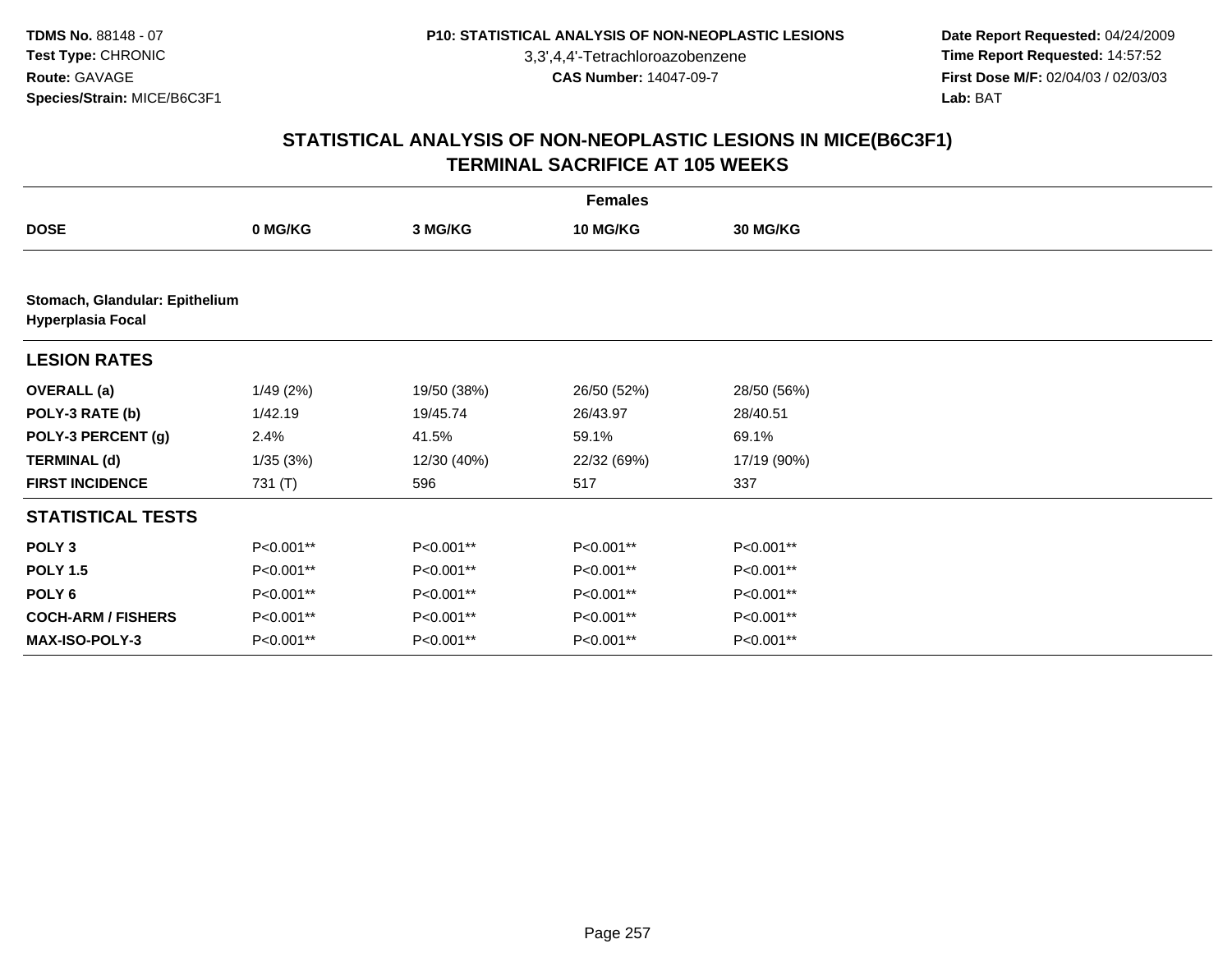**TDMS No.** 88148 - 07
**Test Type:** CHRONIC
**Route:** GAVAGE
**Species/Strain:** MICE/B6C3F1

**P10: STATISTICAL ANALYSIS OF NON-NEOPLASTIC LESIONS**
3,3',4,4'-Tetrachloroazobenzene
**CAS Number:** 14047-09-7

**Date Report Requested:** 04/24/2009
**Time Report Requested:** 14:57:52
**First Dose M/F:** 02/04/03 / 02/03/03
**Lab:** BAT

## STATISTICAL ANALYSIS OF NON-NEOPLASTIC LESIONS IN MICE(B6C3F1) TERMINAL SACRIFICE AT 105 WEEKS

| | Females | | | |
|---|---|---|---|---|
| **DOSE** | **0 MG/KG** | **3 MG/KG** | **10 MG/KG** | **30 MG/KG** |
| **Stomach, Glandular: Epithelium Hyperplasia Focal** | | | | |
| **LESION RATES** | | | | |
| **OVERALL (a)** | 1/49 (2%) | 19/50 (38%) | 26/50 (52%) | 28/50 (56%) |
| **POLY-3 RATE (b)** | 1/42.19 | 19/45.74 | 26/43.97 | 28/40.51 |
| **POLY-3 PERCENT (g)** | 2.4% | 41.5% | 59.1% | 69.1% |
| **TERMINAL (d)** | 1/35 (3%) | 12/30 (40%) | 22/32 (69%) | 17/19 (90%) |
| **FIRST INCIDENCE** | 731 (T) | 596 | 517 | 337 |
| **STATISTICAL TESTS** | | | | |
| **POLY 3** | P<0.001** | P<0.001** | P<0.001** | P<0.001** |
| **POLY 1.5** | P<0.001** | P<0.001** | P<0.001** | P<0.001** |
| **POLY 6** | P<0.001** | P<0.001** | P<0.001** | P<0.001** |
| **COCH-ARM / FISHERS** | P<0.001** | P<0.001** | P<0.001** | P<0.001** |
| **MAX-ISO-POLY-3** | P<0.001** | P<0.001** | P<0.001** | P<0.001** |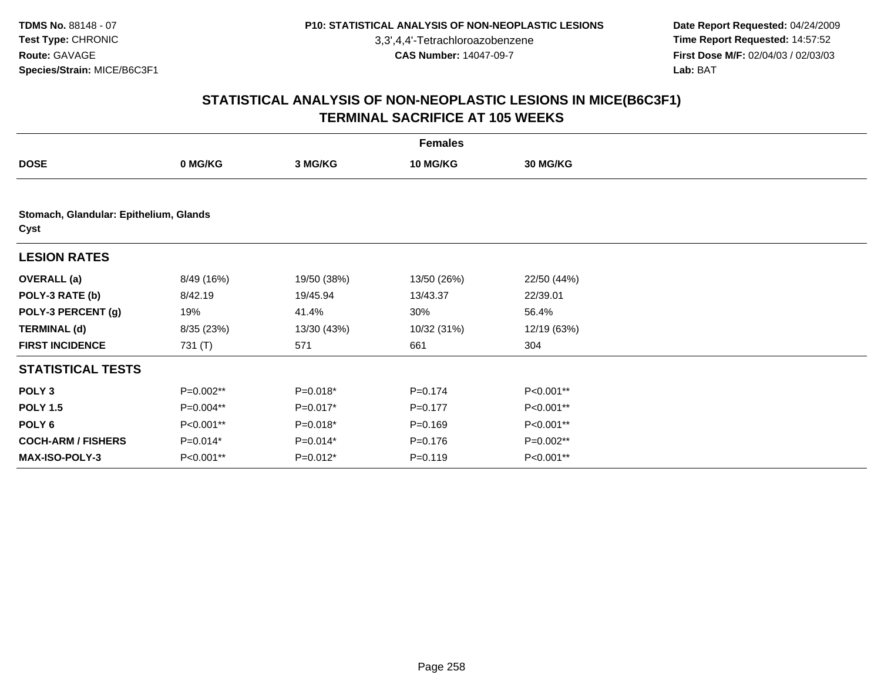**TDMS No.** 88148 - 07
**Test Type:** CHRONIC
**Route:** GAVAGE
**Species/Strain:** MICE/B6C3F1

**P10: STATISTICAL ANALYSIS OF NON-NEOPLASTIC LESIONS**
3,3',4,4'-Tetrachloroazobenzene
**CAS Number:** 14047-09-7

**Date Report Requested:** 04/24/2009
**Time Report Requested:** 14:57:52
**First Dose M/F:** 02/04/03 / 02/03/03
**Lab:** BAT

## STATISTICAL ANALYSIS OF NON-NEOPLASTIC LESIONS IN MICE(B6C3F1) TERMINAL SACRIFICE AT 105 WEEKS

| | Females | | | |
|---|---|---|---|---|
| **DOSE** | **0 MG/KG** | **3 MG/KG** | **10 MG/KG** | **30 MG/KG** |
| **Stomach, Glandular: Epithelium, Glands Cyst** | | | | |
| **LESION RATES** | | | | |
| **OVERALL (a)** | 8/49 (16%) | 19/50 (38%) | 13/50 (26%) | 22/50 (44%) |
| **POLY-3 RATE (b)** | 8/42.19 | 19/45.94 | 13/43.37 | 22/39.01 |
| **POLY-3 PERCENT (g)** | 19% | 41.4% | 30% | 56.4% |
| **TERMINAL (d)** | 8/35 (23%) | 13/30 (43%) | 10/32 (31%) | 12/19 (63%) |
| **FIRST INCIDENCE** | 731 (T) | 571 | 661 | 304 |
| **STATISTICAL TESTS** | | | | |
| **POLY 3** | P=0.002** | P=0.018* | P=0.174 | P<0.001** |
| **POLY 1.5** | P=0.004** | P=0.017* | P=0.177 | P<0.001** |
| **POLY 6** | P<0.001** | P=0.018* | P=0.169 | P<0.001** |
| **COCH-ARM / FISHERS** | P=0.014* | P=0.014* | P=0.176 | P=0.002** |
| **MAX-ISO-POLY-3** | P<0.001** | P=0.012* | P=0.119 | P<0.001** |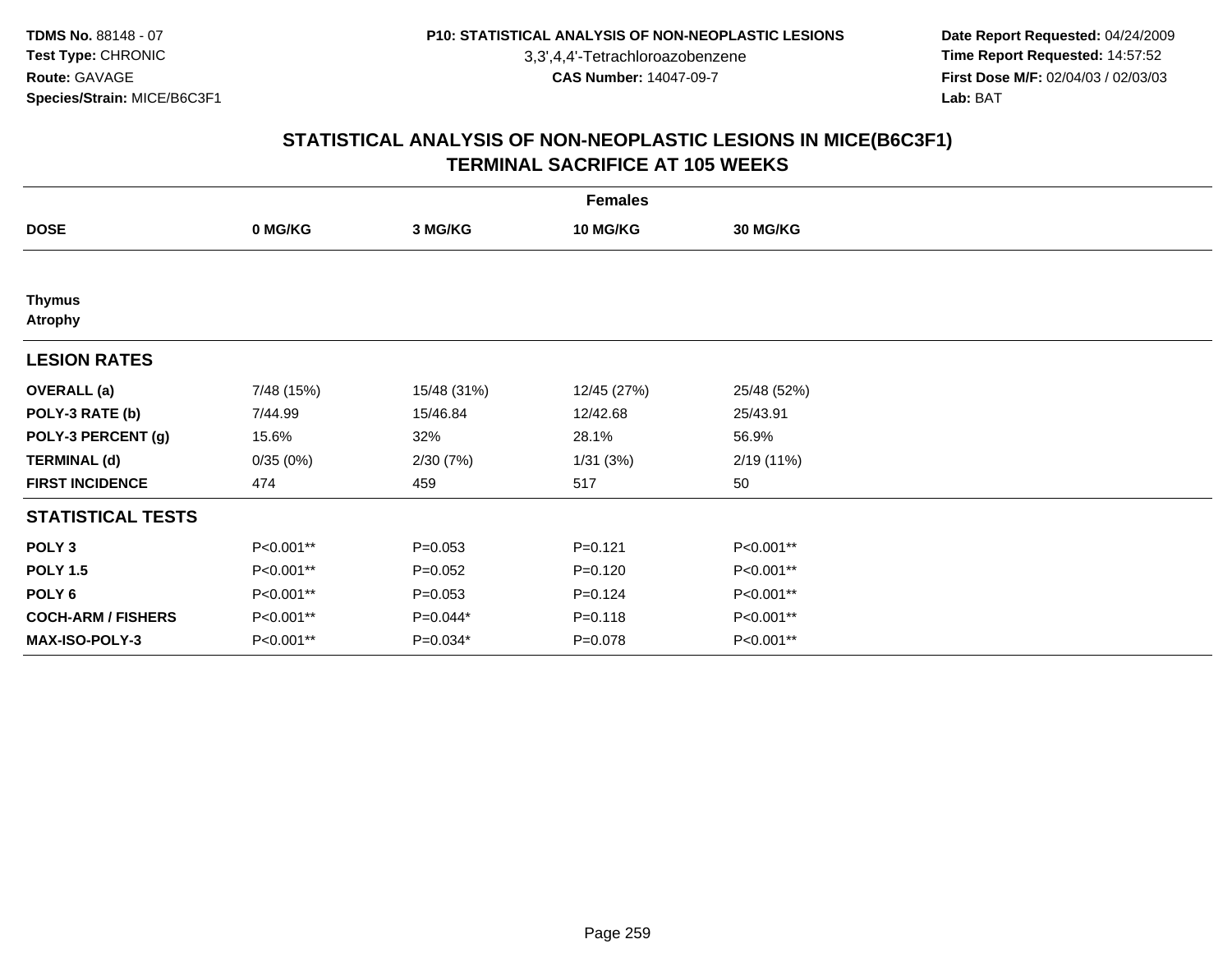**TDMS No.** 88148 - 07
**Test Type:** CHRONIC
**Route:** GAVAGE
**Species/Strain:** MICE/B6C3F1

**P10: STATISTICAL ANALYSIS OF NON-NEOPLASTIC LESIONS**
3,3',4,4'-Tetrachloroazobenzene
**CAS Number:** 14047-09-7

**Date Report Requested:** 04/24/2009
**Time Report Requested:** 14:57:52
**First Dose M/F:** 02/04/03 / 02/03/03
**Lab:** BAT

## STATISTICAL ANALYSIS OF NON-NEOPLASTIC LESIONS IN MICE(B6C3F1) TERMINAL SACRIFICE AT 105 WEEKS

| | Females | | | |
|---|---|---|---|---|
| **DOSE** | **0 MG/KG** | **3 MG/KG** | **10 MG/KG** | **30 MG/KG** |
| **Thymus** | | | | |
| **Atrophy** | | | | |
| **LESION RATES** | | | | |
| **OVERALL (a)** | 7/48 (15%) | 15/48 (31%) | 12/45 (27%) | 25/48 (52%) |
| **POLY-3 RATE (b)** | 7/44.99 | 15/46.84 | 12/42.68 | 25/43.91 |
| **POLY-3 PERCENT (g)** | 15.6% | 32% | 28.1% | 56.9% |
| **TERMINAL (d)** | 0/35 (0%) | 2/30 (7%) | 1/31 (3%) | 2/19 (11%) |
| **FIRST INCIDENCE** | 474 | 459 | 517 | 50 |
| **STATISTICAL TESTS** | | | | |
| **POLY 3** | P<0.001** | P=0.053 | P=0.121 | P<0.001** |
| **POLY 1.5** | P<0.001** | P=0.052 | P=0.120 | P<0.001** |
| **POLY 6** | P<0.001** | P=0.053 | P=0.124 | P<0.001** |
| **COCH-ARM / FISHERS** | P<0.001** | P=0.044* | P=0.118 | P<0.001** |
| **MAX-ISO-POLY-3** | P<0.001** | P=0.034* | P=0.078 | P<0.001** |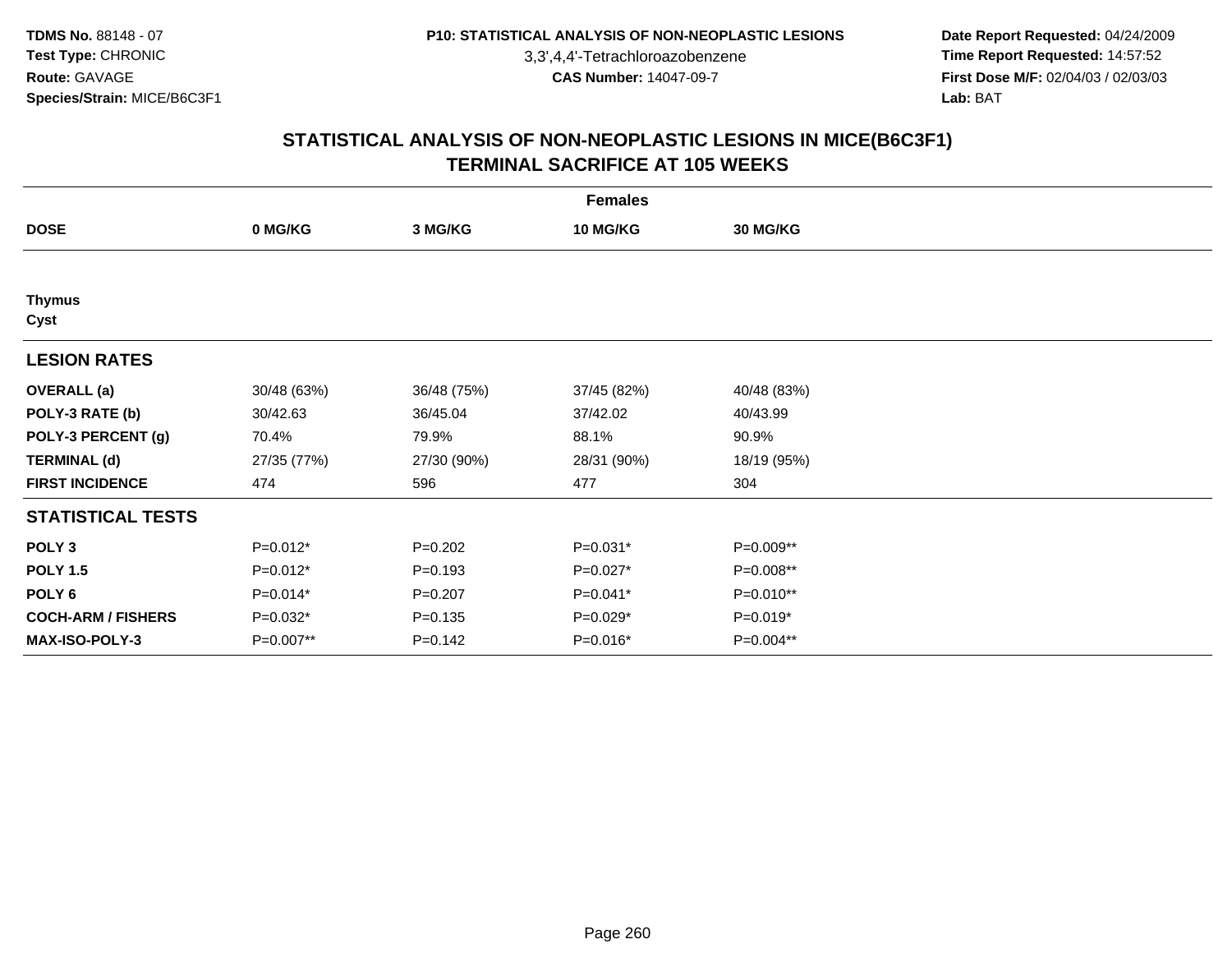# STATISTICAL ANALYSIS OF NON-NEOPLASTIC LESIONS IN MICE(B6C3F1)
## TERMINAL SACRIFICE AT 105 WEEKS

| | Females | | | |
|---|---|---|---|---|
| **DOSE** | **0 MG/KG** | **3 MG/KG** | **10 MG/KG** | **30 MG/KG** |
| **Thymus** | | | | |
| **Cyst** | | | | |
| **LESION RATES** | | | | |
| **OVERALL (a)** | 30/48 (63%) | 36/48 (75%) | 37/45 (82%) | 40/48 (83%) |
| **POLY-3 RATE (b)** | 30/42.63 | 36/45.04 | 37/42.02 | 40/43.99 |
| **POLY-3 PERCENT (g)** | 70.4% | 79.9% | 88.1% | 90.9% |
| **TERMINAL (d)** | 27/35 (77%) | 27/30 (90%) | 28/31 (90%) | 18/19 (95%) |
| **FIRST INCIDENCE** | 474 | 596 | 477 | 304 |
| **STATISTICAL TESTS** | | | | |
| **POLY 3** | P=0.012* | P=0.202 | P=0.031* | P=0.009** |
| **POLY 1.5** | P=0.012* | P=0.193 | P=0.027* | P=0.008** |
| **POLY 6** | P=0.014* | P=0.207 | P=0.041* | P=0.010** |
| **COCH-ARM / FISHERS** | P=0.032* | P=0.135 | P=0.029* | P=0.019* |
| **MAX-ISO-POLY-3** | P=0.007** | P=0.142 | P=0.016* | P=0.004** |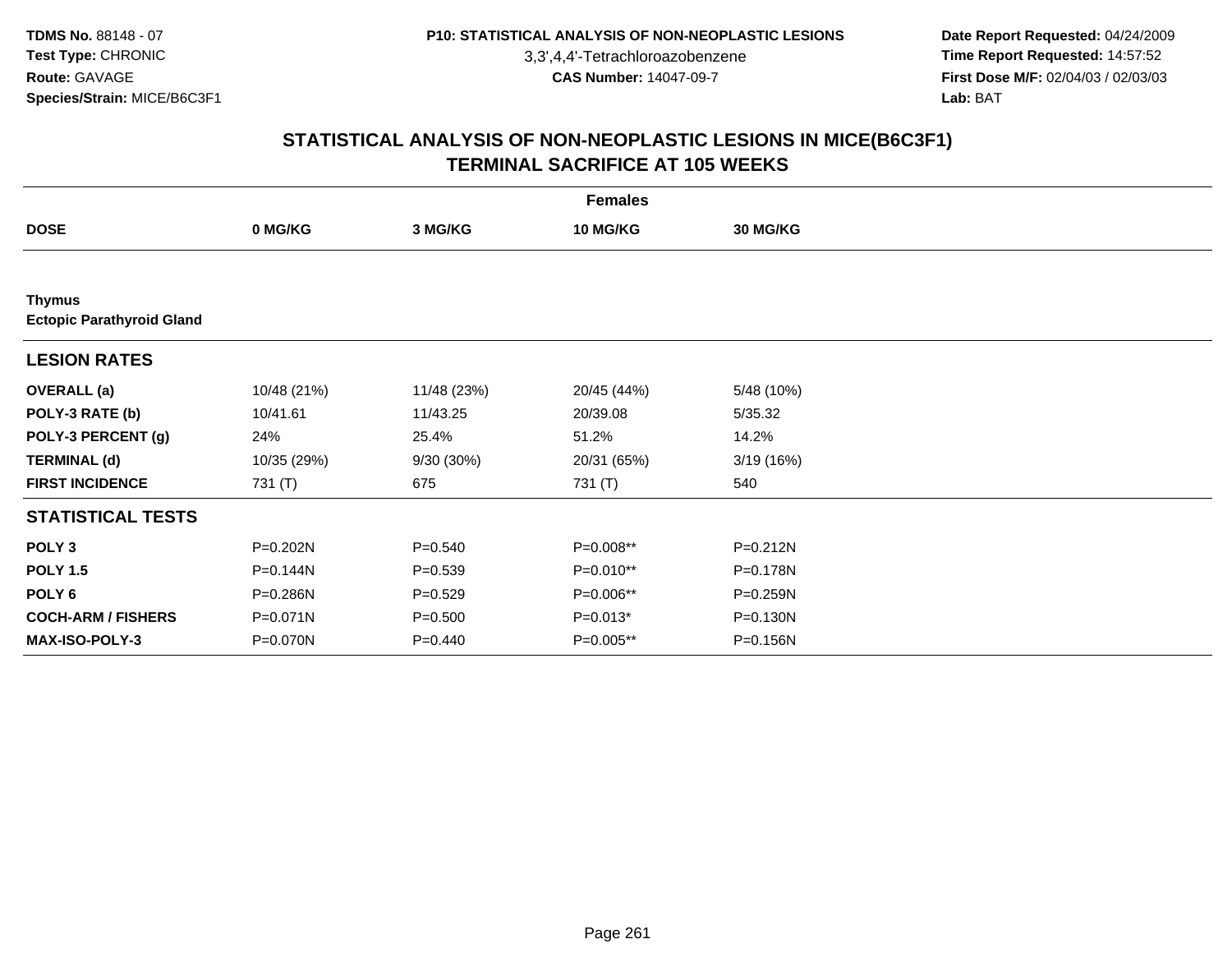TDMS No. 88148 - 07
Test Type: CHRONIC
Route: GAVAGE
Species/Strain: MICE/B6C3F1

P10: STATISTICAL ANALYSIS OF NON-NEOPLASTIC LESIONS
3,3',4,4'-Tetrachloroazobenzene
CAS Number: 14047-09-7

Date Report Requested: 04/24/2009
Time Report Requested: 14:57:52
First Dose M/F: 02/04/03 / 02/03/03
Lab: BAT

# STATISTICAL ANALYSIS OF NON-NEOPLASTIC LESIONS IN MICE(B6C3F1)
## TERMINAL SACRIFICE AT 105 WEEKS

| | Females | | | |
|---|---|---|---|---|
| **DOSE** | **0 MG/KG** | **3 MG/KG** | **10 MG/KG** | **30 MG/KG** |
| **Thymus** | | | | |
| **Ectopic Parathyroid Gland** | | | | |
| **LESION RATES** | | | | |
| **OVERALL (a)** | 10/48 (21%) | 11/48 (23%) | 20/45 (44%) | 5/48 (10%) |
| **POLY-3 RATE (b)** | 10/41.61 | 11/43.25 | 20/39.08 | 5/35.32 |
| **POLY-3 PERCENT (g)** | 24% | 25.4% | 51.2% | 14.2% |
| **TERMINAL (d)** | 10/35 (29%) | 9/30 (30%) | 20/31 (65%) | 3/19 (16%) |
| **FIRST INCIDENCE** | 731 (T) | 675 | 731 (T) | 540 |
| **STATISTICAL TESTS** | | | | |
| **POLY 3** | P=0.202N | P=0.540 | P=0.008** | P=0.212N |
| **POLY 1.5** | P=0.144N | P=0.539 | P=0.010** | P=0.178N |
| **POLY 6** | P=0.286N | P=0.529 | P=0.006** | P=0.259N |
| **COCH-ARM / FISHERS** | P=0.071N | P=0.500 | P=0.013* | P=0.130N |
| **MAX-ISO-POLY-3** | P=0.070N | P=0.440 | P=0.005** | P=0.156N |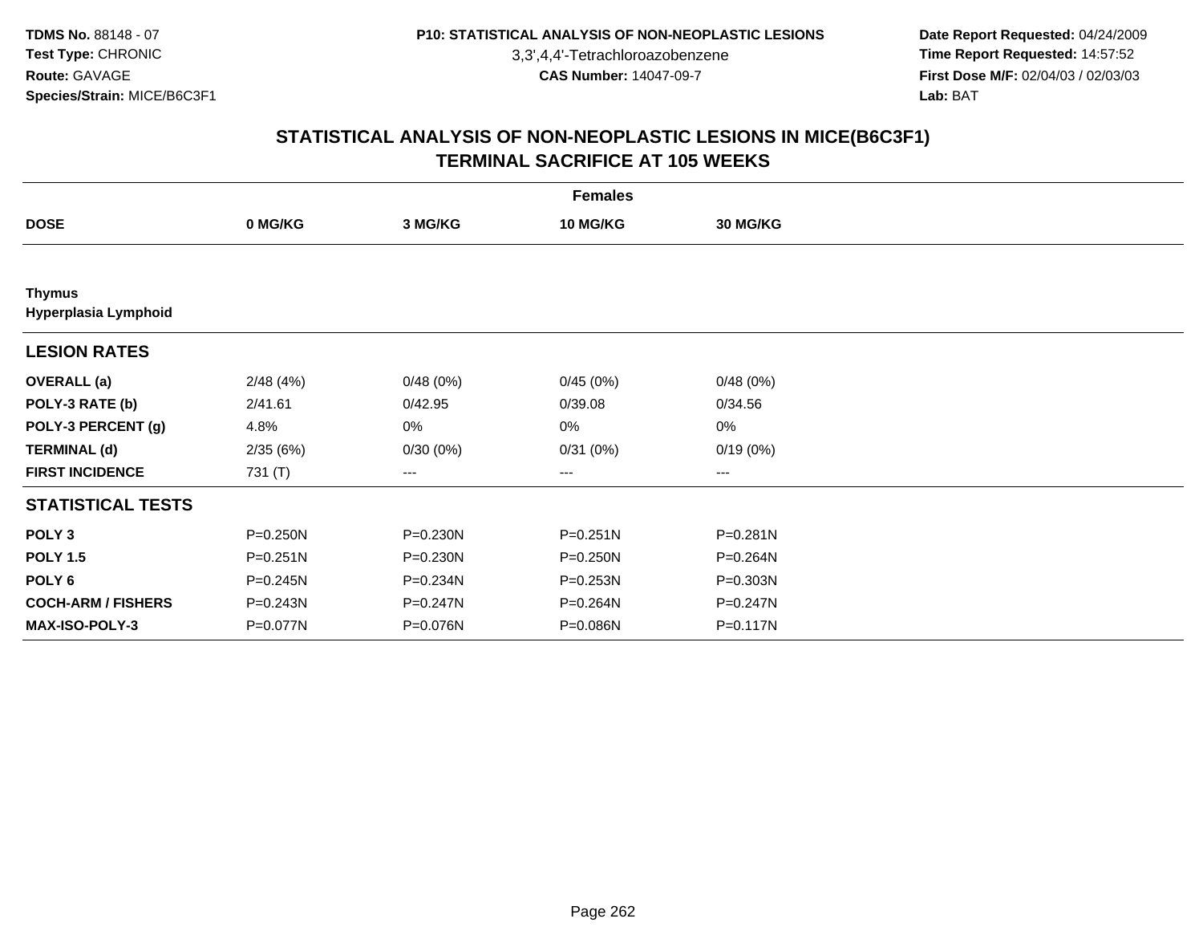TDMS No. 88148 - 07
Test Type: CHRONIC
Route: GAVAGE
Species/Strain: MICE/B6C3F1

P10: STATISTICAL ANALYSIS OF NON-NEOPLASTIC LESIONS
3,3',4,4'-Tetrachloroazobenzene
CAS Number: 14047-09-7

Date Report Requested: 04/24/2009
Time Report Requested: 14:57:52
First Dose M/F: 02/04/03 / 02/03/03
Lab: BAT

## STATISTICAL ANALYSIS OF NON-NEOPLASTIC LESIONS IN MICE(B6C3F1)
## TERMINAL SACRIFICE AT 105 WEEKS

| | Females | | | |
|---|---|---|---|---|
| **DOSE** | **0 MG/KG** | **3 MG/KG** | **10 MG/KG** | **30 MG/KG** |
| **Thymus** | | | | |
| **Hyperplasia Lymphoid** | | | | |
| **LESION RATES** | | | | |
| **OVERALL (a)** | 2/48 (4%) | 0/48 (0%) | 0/45 (0%) | 0/48 (0%) |
| **POLY-3 RATE (b)** | 2/41.61 | 0/42.95 | 0/39.08 | 0/34.56 |
| **POLY-3 PERCENT (g)** | 4.8% | 0% | 0% | 0% |
| **TERMINAL (d)** | 2/35 (6%) | 0/30 (0%) | 0/31 (0%) | 0/19 (0%) |
| **FIRST INCIDENCE** | 731 (T) | --- | --- | --- |
| **STATISTICAL TESTS** | | | | |
| **POLY 3** | P=0.250N | P=0.230N | P=0.251N | P=0.281N |
| **POLY 1.5** | P=0.251N | P=0.230N | P=0.250N | P=0.264N |
| **POLY 6** | P=0.245N | P=0.234N | P=0.253N | P=0.303N |
| **COCH-ARM / FISHERS** | P=0.243N | P=0.247N | P=0.264N | P=0.247N |
| **MAX-ISO-POLY-3** | P=0.077N | P=0.076N | P=0.086N | P=0.117N |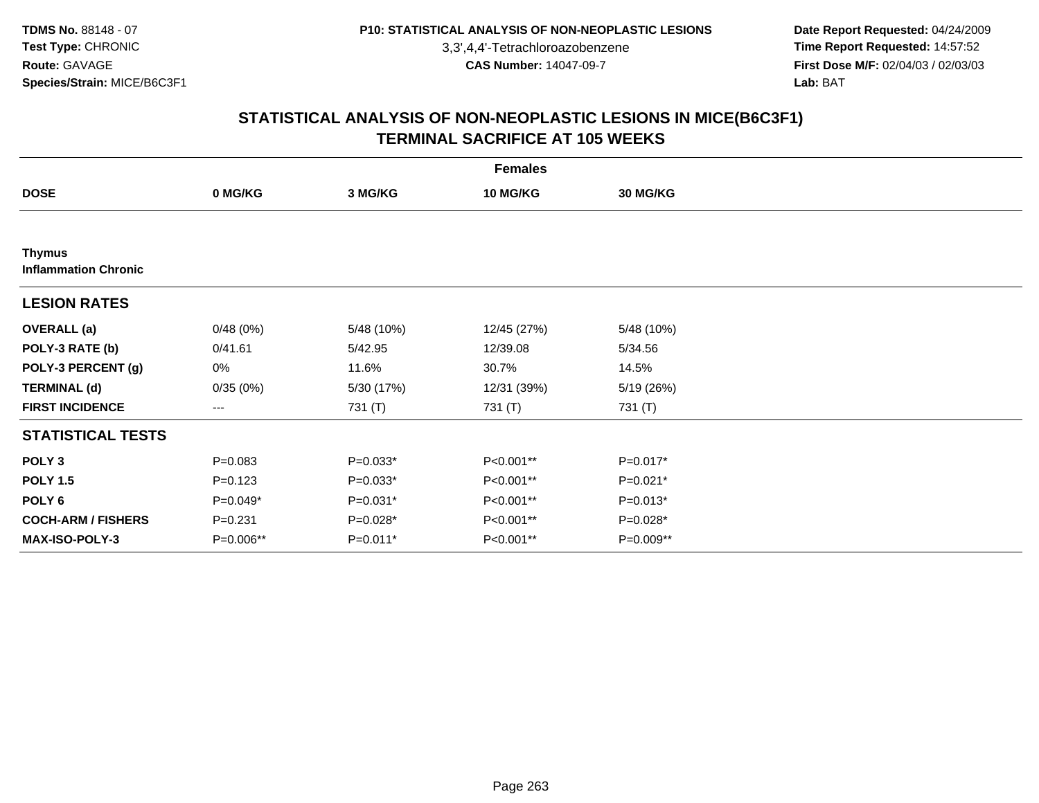**TDMS No.** 88148 - 07
**Test Type:** CHRONIC
**Route:** GAVAGE
**Species/Strain:** MICE/B6C3F1

**P10: STATISTICAL ANALYSIS OF NON-NEOPLASTIC LESIONS**
3,3',4,4'-Tetrachloroazobenzene
**CAS Number:** 14047-09-7

**Date Report Requested:** 04/24/2009
**Time Report Requested:** 14:57:52
**First Dose M/F:** 02/04/03 / 02/03/03
**Lab:** BAT

## STATISTICAL ANALYSIS OF NON-NEOPLASTIC LESIONS IN MICE(B6C3F1) TERMINAL SACRIFICE AT 105 WEEKS

| Females | | | | |
|---|---|---|---|---|
| **DOSE** | **0 MG/KG** | **3 MG/KG** | **10 MG/KG** | **30 MG/KG** |
| **Thymus** | | | | |
| **Inflammation Chronic** | | | | |
| **LESION RATES** | | | | |
| **OVERALL (a)** | 0/48 (0%) | 5/48 (10%) | 12/45 (27%) | 5/48 (10%) |
| **POLY-3 RATE (b)** | 0/41.61 | 5/42.95 | 12/39.08 | 5/34.56 |
| **POLY-3 PERCENT (g)** | 0% | 11.6% | 30.7% | 14.5% |
| **TERMINAL (d)** | 0/35 (0%) | 5/30 (17%) | 12/31 (39%) | 5/19 (26%) |
| **FIRST INCIDENCE** | --- | 731 (T) | 731 (T) | 731 (T) |
| **STATISTICAL TESTS** | | | | |
| **POLY 3** | P=0.083 | P=0.033* | P<0.001** | P=0.017* |
| **POLY 1.5** | P=0.123 | P=0.033* | P<0.001** | P=0.021* |
| **POLY 6** | P=0.049* | P=0.031* | P<0.001** | P=0.013* |
| **COCH-ARM / FISHERS** | P=0.231 | P=0.028* | P<0.001** | P=0.028* |
| **MAX-ISO-POLY-3** | P=0.006** | P=0.011* | P<0.001** | P=0.009** |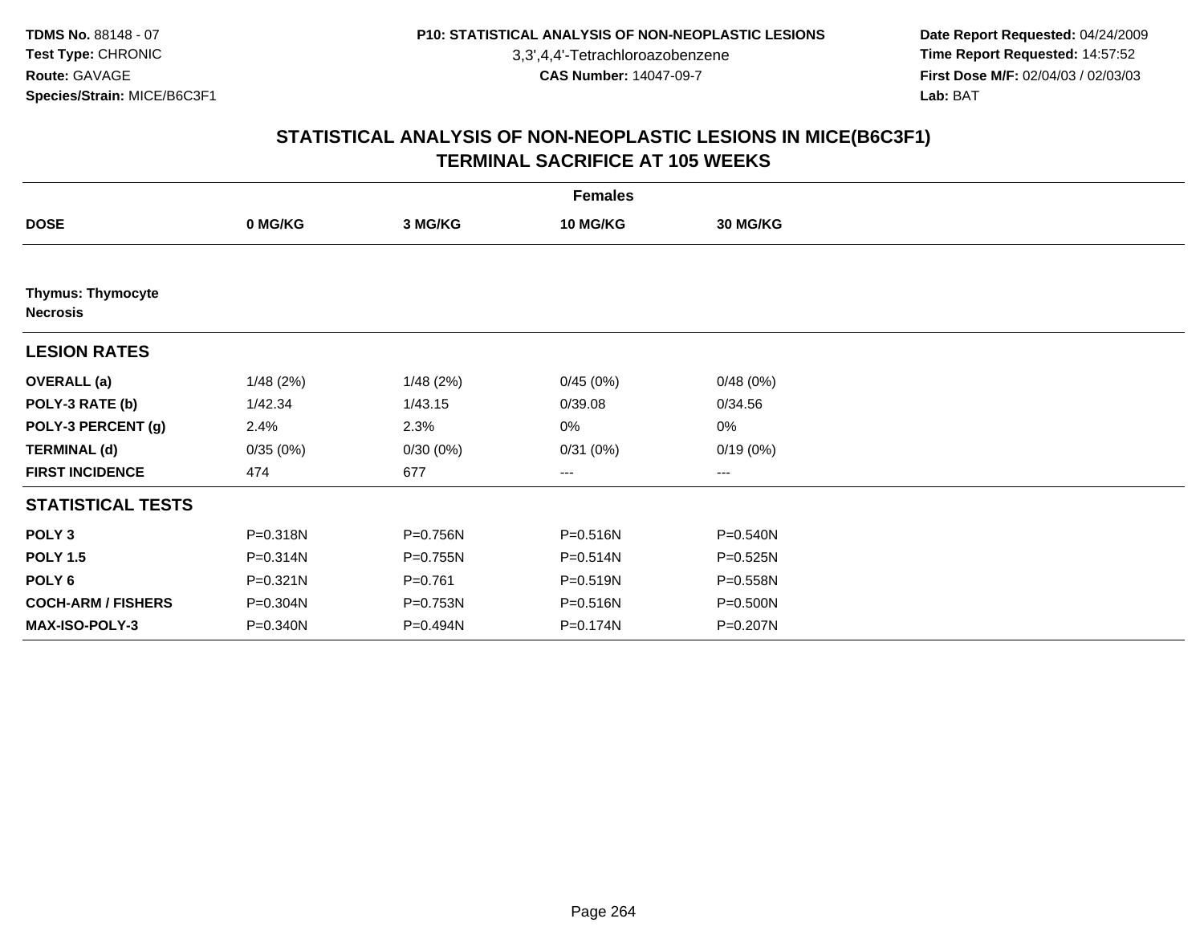**TDMS No.** 88148 - 07
**Test Type:** CHRONIC
**Route:** GAVAGE
**Species/Strain:** MICE/B6C3F1

**P10: STATISTICAL ANALYSIS OF NON-NEOPLASTIC LESIONS**
3,3',4,4'-Tetrachloroazobenzene
**CAS Number:** 14047-09-7

**Date Report Requested:** 04/24/2009
**Time Report Requested:** 14:57:52
**First Dose M/F:** 02/04/03 / 02/03/03
**Lab:** BAT

## STATISTICAL ANALYSIS OF NON-NEOPLASTIC LESIONS IN MICE(B6C3F1) TERMINAL SACRIFICE AT 105 WEEKS

| | Females | | | |
|---|---|---|---|---|
| **DOSE** | **0 MG/KG** | **3 MG/KG** | **10 MG/KG** | **30 MG/KG** |
| **Thymus: Thymocyte Necrosis** | | | | |
| **LESION RATES** | | | | |
| **OVERALL (a)** | 1/48 (2%) | 1/48 (2%) | 0/45 (0%) | 0/48 (0%) |
| **POLY-3 RATE (b)** | 1/42.34 | 1/43.15 | 0/39.08 | 0/34.56 |
| **POLY-3 PERCENT (g)** | 2.4% | 2.3% | 0% | 0% |
| **TERMINAL (d)** | 0/35 (0%) | 0/30 (0%) | 0/31 (0%) | 0/19 (0%) |
| **FIRST INCIDENCE** | 474 | 677 | --- | --- |
| **STATISTICAL TESTS** | | | | |
| **POLY 3** | P=0.318N | P=0.756N | P=0.516N | P=0.540N |
| **POLY 1.5** | P=0.314N | P=0.755N | P=0.514N | P=0.525N |
| **POLY 6** | P=0.321N | P=0.761 | P=0.519N | P=0.558N |
| **COCH-ARM / FISHERS** | P=0.304N | P=0.753N | P=0.516N | P=0.500N |
| **MAX-ISO-POLY-3** | P=0.340N | P=0.494N | P=0.174N | P=0.207N |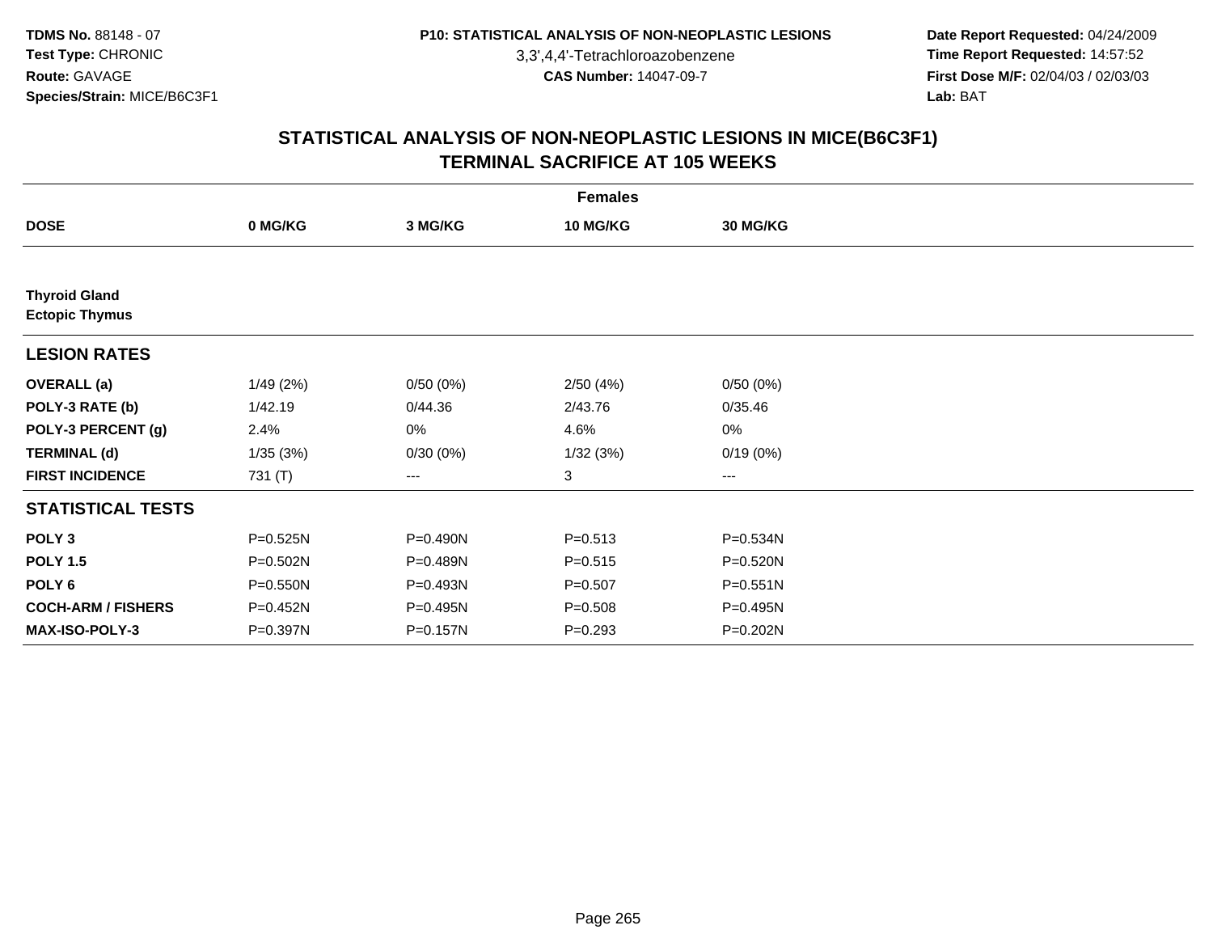**TDMS No.** 88148 - 07
**Test Type:** CHRONIC
**Route:** GAVAGE
**Species/Strain:** MICE/B6C3F1

**P10: STATISTICAL ANALYSIS OF NON-NEOPLASTIC LESIONS**
3,3',4,4'-Tetrachloroazobenzene
**CAS Number:** 14047-09-7

**Date Report Requested:** 04/24/2009
**Time Report Requested:** 14:57:52
**First Dose M/F:** 02/04/03 / 02/03/03
**Lab:** BAT

## STATISTICAL ANALYSIS OF NON-NEOPLASTIC LESIONS IN MICE(B6C3F1) TERMINAL SACRIFICE AT 105 WEEKS

| | Females | | | |
|---|---|---|---|---|
| **DOSE** | **0 MG/KG** | **3 MG/KG** | **10 MG/KG** | **30 MG/KG** |
| **Thyroid Gland** | | | | |
| **Ectopic Thymus** | | | | |
| **LESION RATES** | | | | |
| **OVERALL (a)** | 1/49 (2%) | 0/50 (0%) | 2/50 (4%) | 0/50 (0%) |
| **POLY-3 RATE (b)** | 1/42.19 | 0/44.36 | 2/43.76 | 0/35.46 |
| **POLY-3 PERCENT (g)** | 2.4% | 0% | 4.6% | 0% |
| **TERMINAL (d)** | 1/35 (3%) | 0/30 (0%) | 1/32 (3%) | 0/19 (0%) |
| **FIRST INCIDENCE** | 731 (T) | --- | 3 | --- |
| **STATISTICAL TESTS** | | | | |
| **POLY 3** | P=0.525N | P=0.490N | P=0.513 | P=0.534N |
| **POLY 1.5** | P=0.502N | P=0.489N | P=0.515 | P=0.520N |
| **POLY 6** | P=0.550N | P=0.493N | P=0.507 | P=0.551N |
| **COCH-ARM / FISHERS** | P=0.452N | P=0.495N | P=0.508 | P=0.495N |
| **MAX-ISO-POLY-3** | P=0.397N | P=0.157N | P=0.293 | P=0.202N |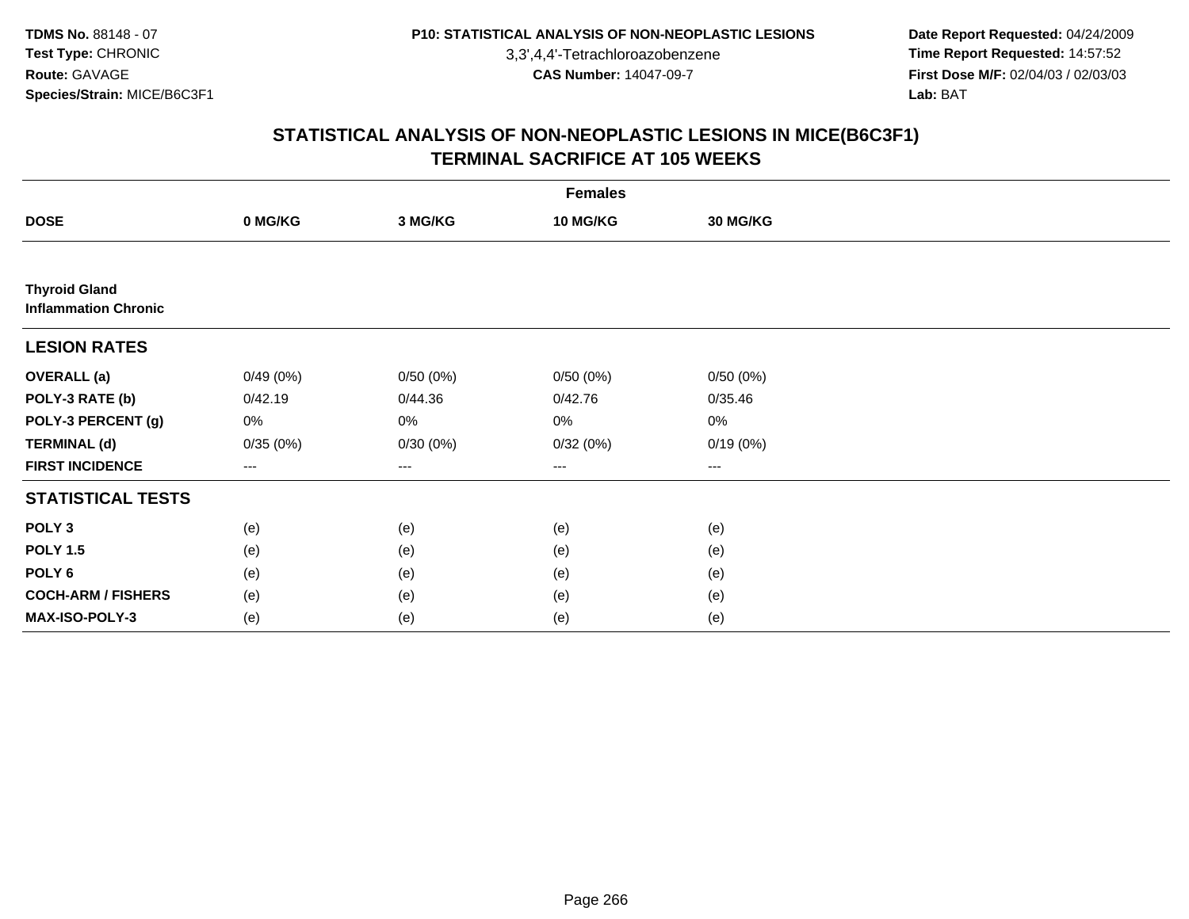TDMS No. 88148 - 07
Test Type: CHRONIC
Route: GAVAGE
Species/Strain: MICE/B6C3F1

P10: STATISTICAL ANALYSIS OF NON-NEOPLASTIC LESIONS
3,3',4,4'-Tetrachloroazobenzene
CAS Number: 14047-09-7

Date Report Requested: 04/24/2009
Time Report Requested: 14:57:52
First Dose M/F: 02/04/03 / 02/03/03
Lab: BAT

# STATISTICAL ANALYSIS OF NON-NEOPLASTIC LESIONS IN MICE(B6C3F1)
# TERMINAL SACRIFICE AT 105 WEEKS

| | Females | | | |
|---|---|---|---|---|
| **DOSE** | **0 MG/KG** | **3 MG/KG** | **10 MG/KG** | **30 MG/KG** |
| **Thyroid Gland** | | | | |
| **Inflammation Chronic** | | | | |
| **LESION RATES** | | | | |
| **OVERALL (a)** | 0/49 (0%) | 0/50 (0%) | 0/50 (0%) | 0/50 (0%) |
| **POLY-3 RATE (b)** | 0/42.19 | 0/44.36 | 0/42.76 | 0/35.46 |
| **POLY-3 PERCENT (g)** | 0% | 0% | 0% | 0% |
| **TERMINAL (d)** | 0/35 (0%) | 0/30 (0%) | 0/32 (0%) | 0/19 (0%) |
| **FIRST INCIDENCE** | --- | --- | --- | --- |
| **STATISTICAL TESTS** | | | | |
| **POLY 3** | (e) | (e) | (e) | (e) |
| **POLY 1.5** | (e) | (e) | (e) | (e) |
| **POLY 6** | (e) | (e) | (e) | (e) |
| **COCH-ARM / FISHERS** | (e) | (e) | (e) | (e) |
| **MAX-ISO-POLY-3** | (e) | (e) | (e) | (e) |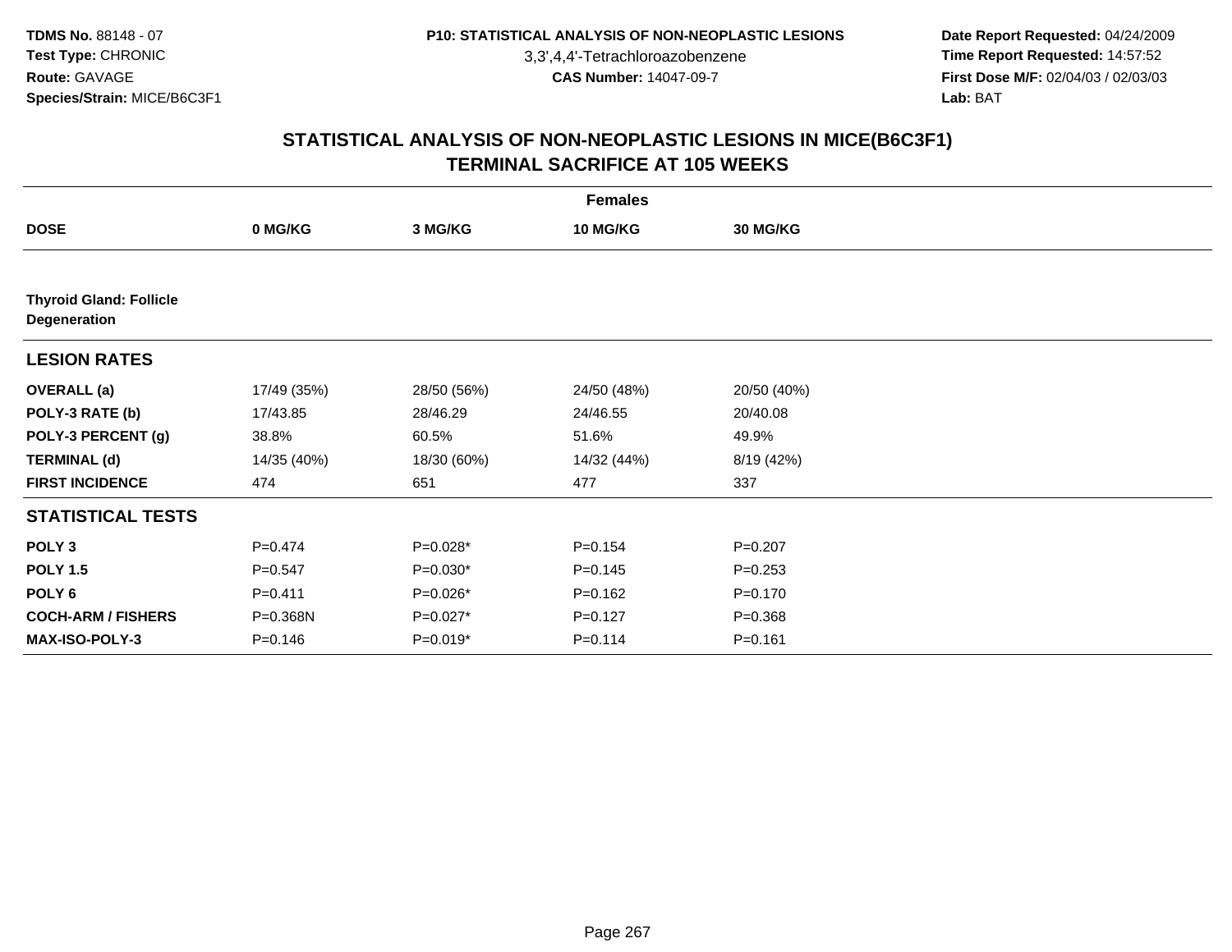**TDMS No.** 88148 - 07
**Test Type:** CHRONIC
**Route:** GAVAGE
**Species/Strain:** MICE/B6C3F1

**P10: STATISTICAL ANALYSIS OF NON-NEOPLASTIC LESIONS**
3,3',4,4'-Tetrachloroazobenzene
**CAS Number:** 14047-09-7

**Date Report Requested:** 04/24/2009
**Time Report Requested:** 14:57:52
**First Dose M/F:** 02/04/03 / 02/03/03
**Lab:** BAT

## STATISTICAL ANALYSIS OF NON-NEOPLASTIC LESIONS IN MICE(B6C3F1) TERMINAL SACRIFICE AT 105 WEEKS

| | Females | | | |
|---|---|---|---|---|
| **DOSE** | **0 MG/KG** | **3 MG/KG** | **10 MG/KG** | **30 MG/KG** |
| **Thyroid Gland: Follicle Degeneration** | | | | |
| **LESION RATES** | | | | |
| **OVERALL (a)** | 17/49 (35%) | 28/50 (56%) | 24/50 (48%) | 20/50 (40%) |
| **POLY-3 RATE (b)** | 17/43.85 | 28/46.29 | 24/46.55 | 20/40.08 |
| **POLY-3 PERCENT (g)** | 38.8% | 60.5% | 51.6% | 49.9% |
| **TERMINAL (d)** | 14/35 (40%) | 18/30 (60%) | 14/32 (44%) | 8/19 (42%) |
| **FIRST INCIDENCE** | 474 | 651 | 477 | 337 |
| **STATISTICAL TESTS** | | | | |
| **POLY 3** | P=0.474 | P=0.028* | P=0.154 | P=0.207 |
| **POLY 1.5** | P=0.547 | P=0.030* | P=0.145 | P=0.253 |
| **POLY 6** | P=0.411 | P=0.026* | P=0.162 | P=0.170 |
| **COCH-ARM / FISHERS** | P=0.368N | P=0.027* | P=0.127 | P=0.368 |
| **MAX-ISO-POLY-3** | P=0.146 | P=0.019* | P=0.114 | P=0.161 |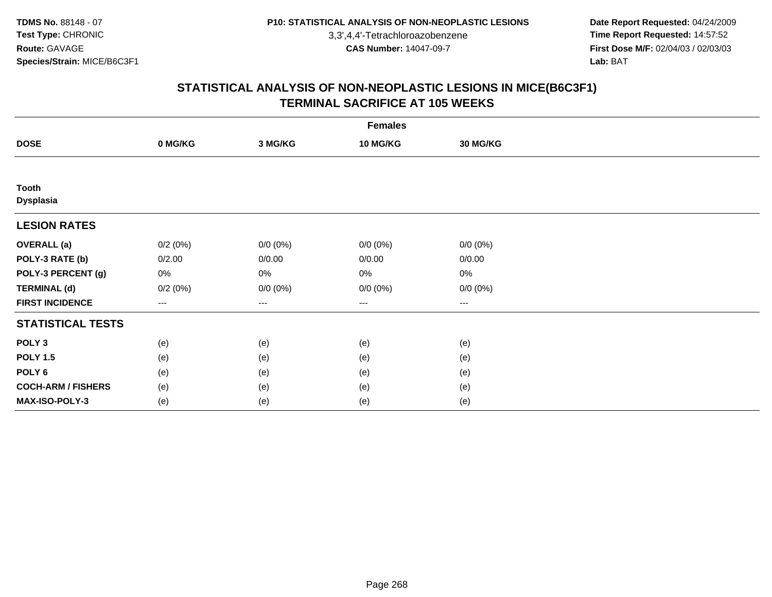**TDMS No.** 88148 - 07
**Test Type:** CHRONIC
**Route:** GAVAGE
**Species/Strain:** MICE/B6C3F1

**P10: STATISTICAL ANALYSIS OF NON-NEOPLASTIC LESIONS**
3,3',4,4'-Tetrachloroazobenzene
**CAS Number:** 14047-09-7

**Date Report Requested:** 04/24/2009
**Time Report Requested:** 14:57:52
**First Dose M/F:** 02/04/03 / 02/03/03
**Lab:** BAT

## STATISTICAL ANALYSIS OF NON-NEOPLASTIC LESIONS IN MICE(B6C3F1)
## TERMINAL SACRIFICE AT 105 WEEKS

| | Females | | | |
|---|---|---|---|---|
| **DOSE** | **0 MG/KG** | **3 MG/KG** | **10 MG/KG** | **30 MG/KG** |
| **Tooth** | | | | |
| **Dysplasia** | | | | |
| **LESION RATES** | | | | |
| **OVERALL (a)** | 0/2 (0%) | 0/0 (0%) | 0/0 (0%) | 0/0 (0%) |
| **POLY-3 RATE (b)** | 0/2.00 | 0/0.00 | 0/0.00 | 0/0.00 |
| **POLY-3 PERCENT (g)** | 0% | 0% | 0% | 0% |
| **TERMINAL (d)** | 0/2 (0%) | 0/0 (0%) | 0/0 (0%) | 0/0 (0%) |
| **FIRST INCIDENCE** | --- | --- | --- | --- |
| **STATISTICAL TESTS** | | | | |
| **POLY 3** | (e) | (e) | (e) | (e) |
| **POLY 1.5** | (e) | (e) | (e) | (e) |
| **POLY 6** | (e) | (e) | (e) | (e) |
| **COCH-ARM / FISHERS** | (e) | (e) | (e) | (e) |
| **MAX-ISO-POLY-3** | (e) | (e) | (e) | (e) |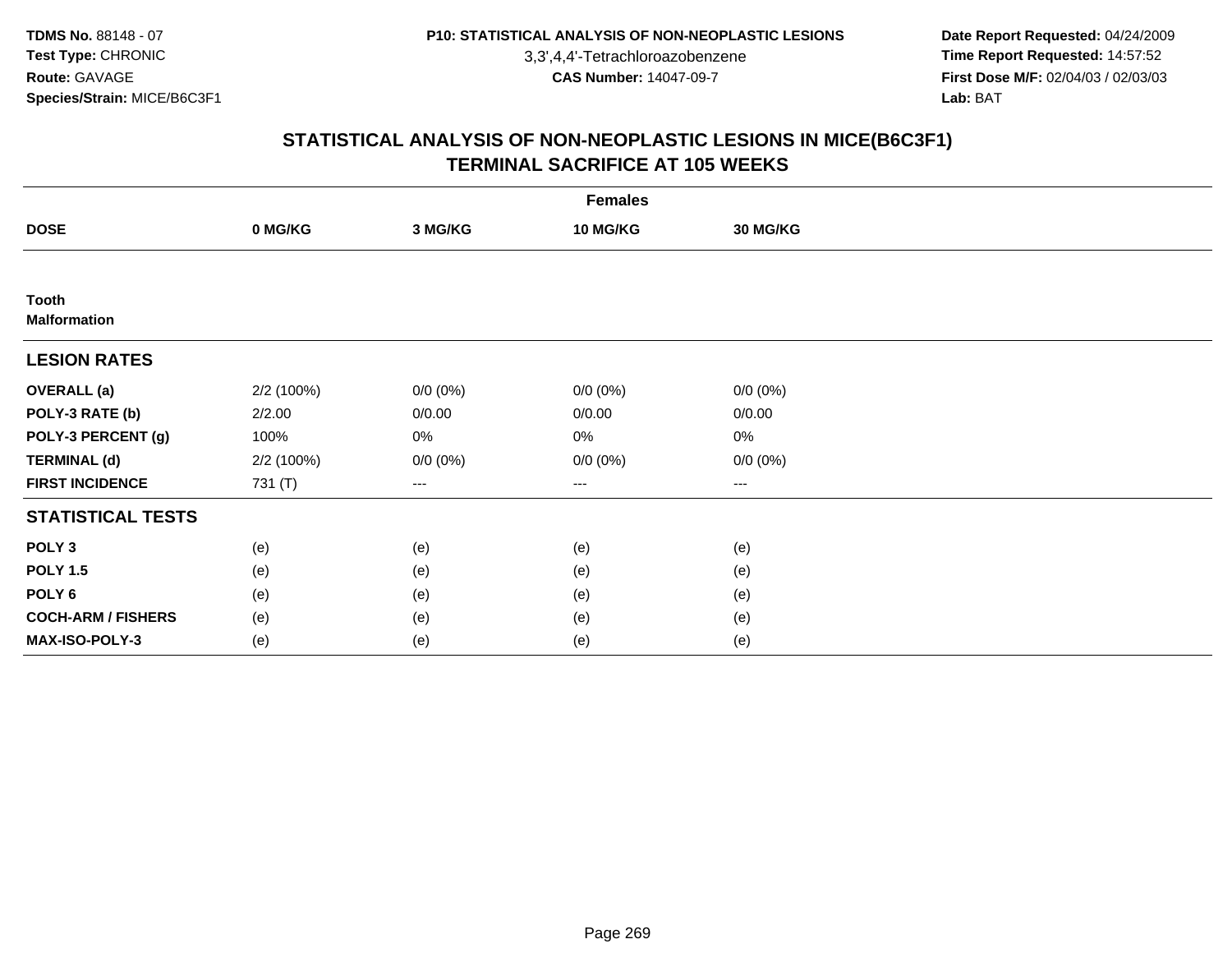**TDMS No.** 88148 - 07
**Test Type:** CHRONIC
**Route:** GAVAGE
**Species/Strain:** MICE/B6C3F1

**P10: STATISTICAL ANALYSIS OF NON-NEOPLASTIC LESIONS**
3,3',4,4'-Tetrachloroazobenzene
**CAS Number:** 14047-09-7

**Date Report Requested:** 04/24/2009
**Time Report Requested:** 14:57:52
**First Dose M/F:** 02/04/03 / 02/03/03
**Lab:** BAT

## STATISTICAL ANALYSIS OF NON-NEOPLASTIC LESIONS IN MICE(B6C3F1)
## TERMINAL SACRIFICE AT 105 WEEKS

| | Females | | | |
|---|---|---|---|---|
| **DOSE** | **0 MG/KG** | **3 MG/KG** | **10 MG/KG** | **30 MG/KG** |
| **Tooth** | | | | |
| **Malformation** | | | | |
| **LESION RATES** | | | | |
| **OVERALL (a)** | 2/2 (100%) | 0/0 (0%) | 0/0 (0%) | 0/0 (0%) |
| **POLY-3 RATE (b)** | 2/2.00 | 0/0.00 | 0/0.00 | 0/0.00 |
| **POLY-3 PERCENT (g)** | 100% | 0% | 0% | 0% |
| **TERMINAL (d)** | 2/2 (100%) | 0/0 (0%) | 0/0 (0%) | 0/0 (0%) |
| **FIRST INCIDENCE** | 731 (T) | --- | --- | --- |
| **STATISTICAL TESTS** | | | | |
| **POLY 3** | (e) | (e) | (e) | (e) |
| **POLY 1.5** | (e) | (e) | (e) | (e) |
| **POLY 6** | (e) | (e) | (e) | (e) |
| **COCH-ARM / FISHERS** | (e) | (e) | (e) | (e) |
| **MAX-ISO-POLY-3** | (e) | (e) | (e) | (e) |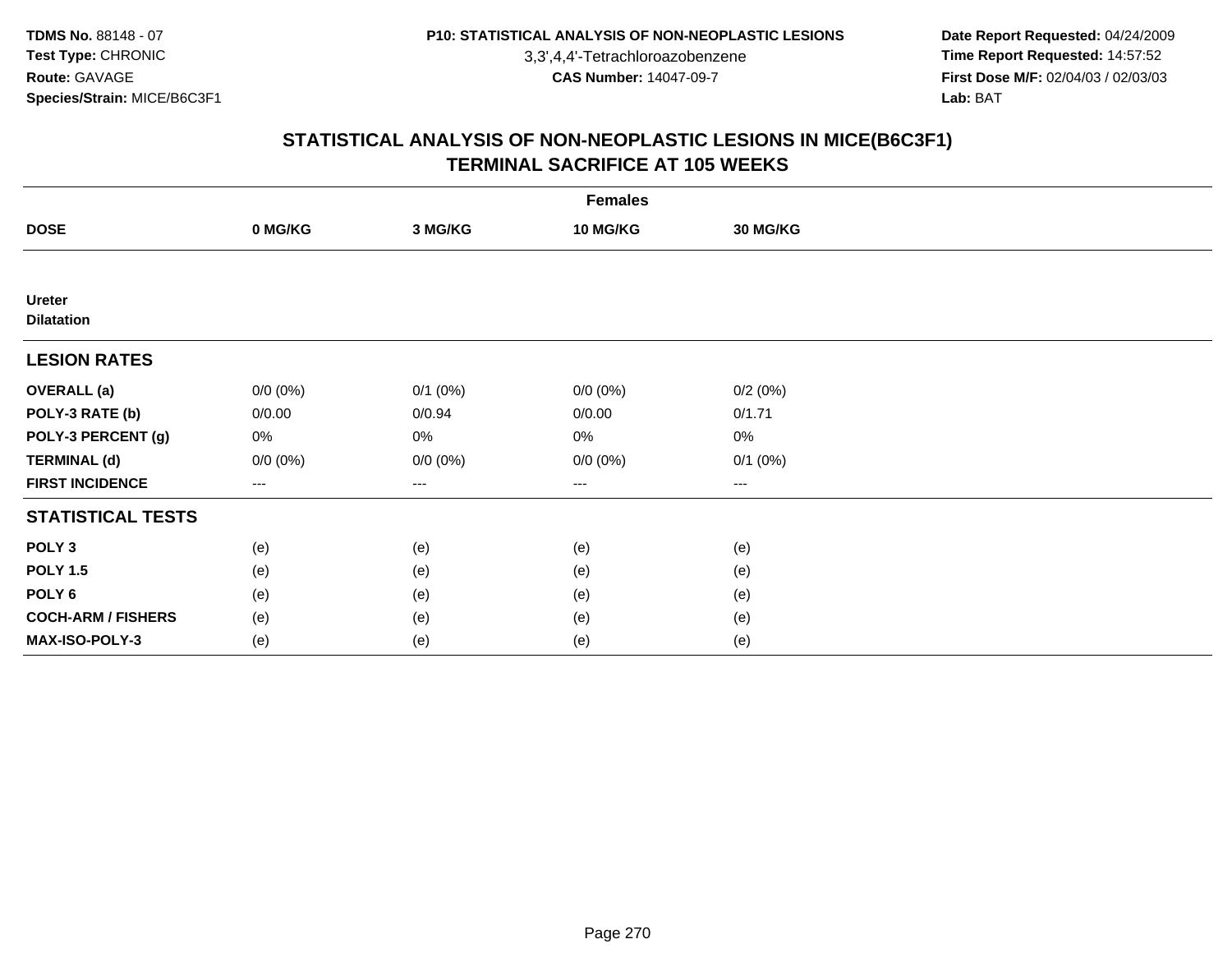**TDMS No.** 88148 - 07
**Test Type:** CHRONIC
**Route:** GAVAGE
**Species/Strain:** MICE/B6C3F1

**P10: STATISTICAL ANALYSIS OF NON-NEOPLASTIC LESIONS**
3,3',4,4'-Tetrachloroazobenzene
**CAS Number:** 14047-09-7

**Date Report Requested:** 04/24/2009
**Time Report Requested:** 14:57:52
**First Dose M/F:** 02/04/03 / 02/03/03
**Lab:** BAT

## STATISTICAL ANALYSIS OF NON-NEOPLASTIC LESIONS IN MICE(B6C3F1)
## TERMINAL SACRIFICE AT 105 WEEKS

| | Females | | | |
|---|---|---|---|---|
| **DOSE** | **0 MG/KG** | **3 MG/KG** | **10 MG/KG** | **30 MG/KG** |
| **Ureter** | | | | |
| **Dilatation** | | | | |
| **LESION RATES** | | | | |
| **OVERALL (a)** | 0/0 (0%) | 0/1 (0%) | 0/0 (0%) | 0/2 (0%) |
| **POLY-3 RATE (b)** | 0/0.00 | 0/0.94 | 0/0.00 | 0/1.71 |
| **POLY-3 PERCENT (g)** | 0% | 0% | 0% | 0% |
| **TERMINAL (d)** | 0/0 (0%) | 0/0 (0%) | 0/0 (0%) | 0/1 (0%) |
| **FIRST INCIDENCE** | --- | --- | --- | --- |
| **STATISTICAL TESTS** | | | | |
| **POLY 3** | (e) | (e) | (e) | (e) |
| **POLY 1.5** | (e) | (e) | (e) | (e) |
| **POLY 6** | (e) | (e) | (e) | (e) |
| **COCH-ARM / FISHERS** | (e) | (e) | (e) | (e) |
| **MAX-ISO-POLY-3** | (e) | (e) | (e) | (e) |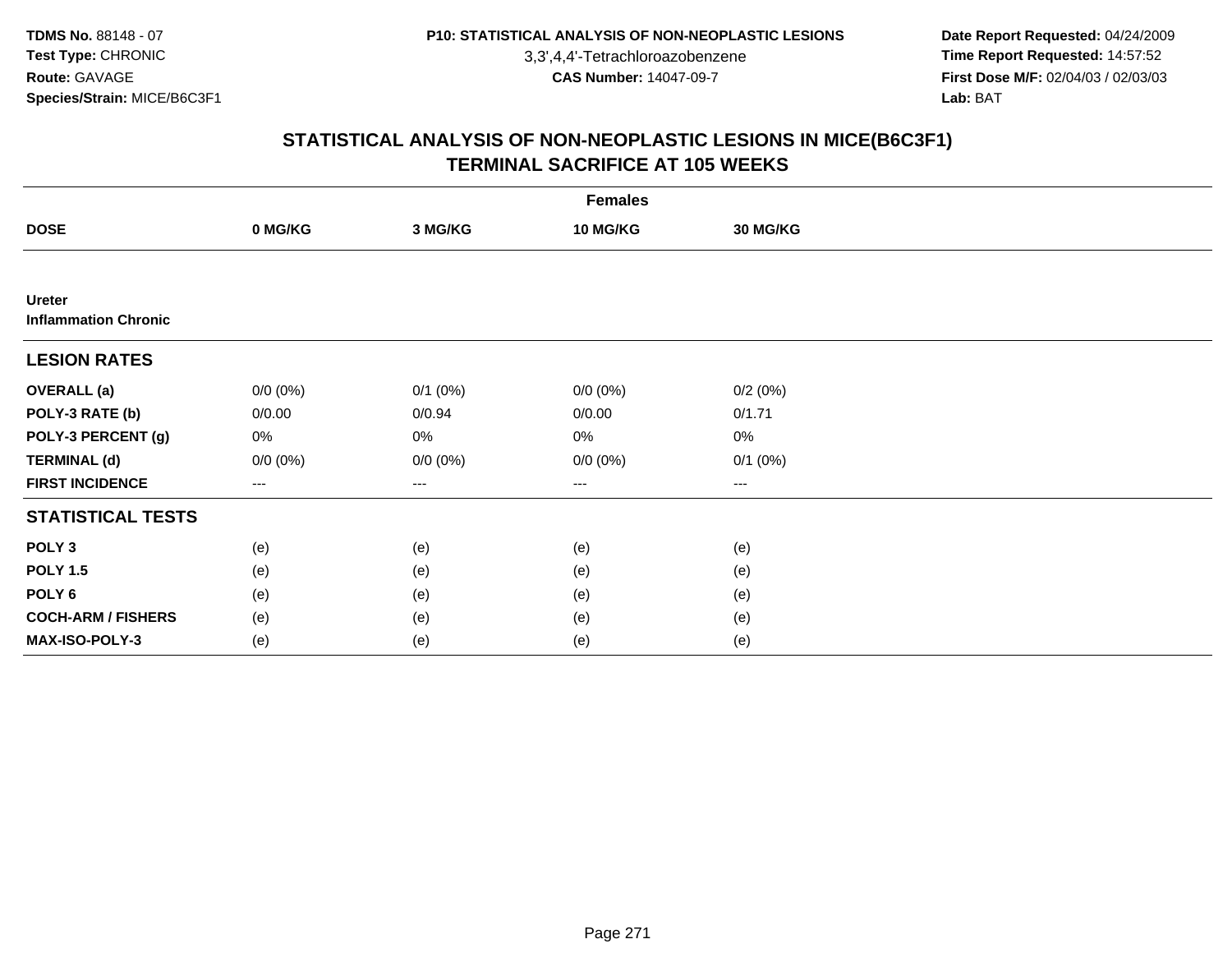TDMS No. 88148 - 07
Test Type: CHRONIC
Route: GAVAGE
Species/Strain: MICE/B6C3F1

P10: STATISTICAL ANALYSIS OF NON-NEOPLASTIC LESIONS
3,3',4,4'-Tetrachloroazobenzene
CAS Number: 14047-09-7

Date Report Requested: 04/24/2009
Time Report Requested: 14:57:52
First Dose M/F: 02/04/03 / 02/03/03
Lab: BAT

## STATISTICAL ANALYSIS OF NON-NEOPLASTIC LESIONS IN MICE(B6C3F1) TERMINAL SACRIFICE AT 105 WEEKS

| | Females | | | |
|---|---|---|---|---|
| **DOSE** | **0 MG/KG** | **3 MG/KG** | **10 MG/KG** | **30 MG/KG** |
| **Ureter** | | | | |
| **Inflammation Chronic** | | | | |
| **LESION RATES** | | | | |
| **OVERALL (a)** | 0/0 (0%) | 0/1 (0%) | 0/0 (0%) | 0/2 (0%) |
| **POLY-3 RATE (b)** | 0/0.00 | 0/0.94 | 0/0.00 | 0/1.71 |
| **POLY-3 PERCENT (g)** | 0% | 0% | 0% | 0% |
| **TERMINAL (d)** | 0/0 (0%) | 0/0 (0%) | 0/0 (0%) | 0/1 (0%) |
| **FIRST INCIDENCE** | --- | --- | --- | --- |
| **STATISTICAL TESTS** | | | | |
| **POLY 3** | (e) | (e) | (e) | (e) |
| **POLY 1.5** | (e) | (e) | (e) | (e) |
| **POLY 6** | (e) | (e) | (e) | (e) |
| **COCH-ARM / FISHERS** | (e) | (e) | (e) | (e) |
| **MAX-ISO-POLY-3** | (e) | (e) | (e) | (e) |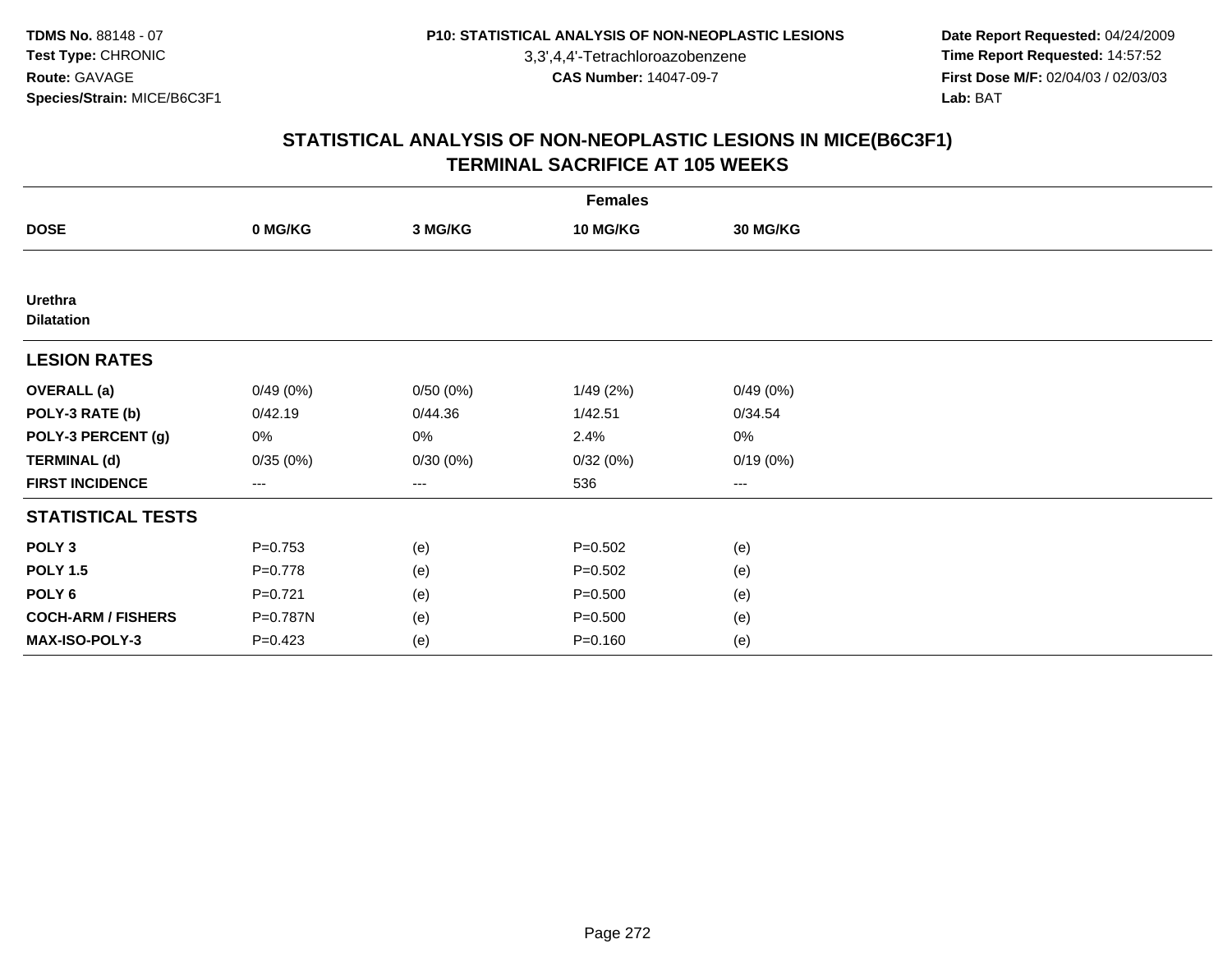**TDMS No.** 88148 - 07
**Test Type:** CHRONIC
**Route:** GAVAGE
**Species/Strain:** MICE/B6C3F1

**P10: STATISTICAL ANALYSIS OF NON-NEOPLASTIC LESIONS**
3,3',4,4'-Tetrachloroazobenzene
**CAS Number:** 14047-09-7

**Date Report Requested:** 04/24/2009
**Time Report Requested:** 14:57:52
**First Dose M/F:** 02/04/03 / 02/03/03
**Lab:** BAT

## STATISTICAL ANALYSIS OF NON-NEOPLASTIC LESIONS IN MICE(B6C3F1) TERMINAL SACRIFICE AT 105 WEEKS

| | Females | | | |
|---|---|---|---|---|
| **DOSE** | **0 MG/KG** | **3 MG/KG** | **10 MG/KG** | **30 MG/KG** |
| **Urethra** | | | | |
| **Dilatation** | | | | |
| **LESION RATES** | | | | |
| **OVERALL (a)** | 0/49 (0%) | 0/50 (0%) | 1/49 (2%) | 0/49 (0%) |
| **POLY-3 RATE (b)** | 0/42.19 | 0/44.36 | 1/42.51 | 0/34.54 |
| **POLY-3 PERCENT (g)** | 0% | 0% | 2.4% | 0% |
| **TERMINAL (d)** | 0/35 (0%) | 0/30 (0%) | 0/32 (0%) | 0/19 (0%) |
| **FIRST INCIDENCE** | --- | --- | 536 | --- |
| **STATISTICAL TESTS** | | | | |
| **POLY 3** | P=0.753 | (e) | P=0.502 | (e) |
| **POLY 1.5** | P=0.778 | (e) | P=0.502 | (e) |
| **POLY 6** | P=0.721 | (e) | P=0.500 | (e) |
| **COCH-ARM / FISHERS** | P=0.787N | (e) | P=0.500 | (e) |
| **MAX-ISO-POLY-3** | P=0.423 | (e) | P=0.160 | (e) |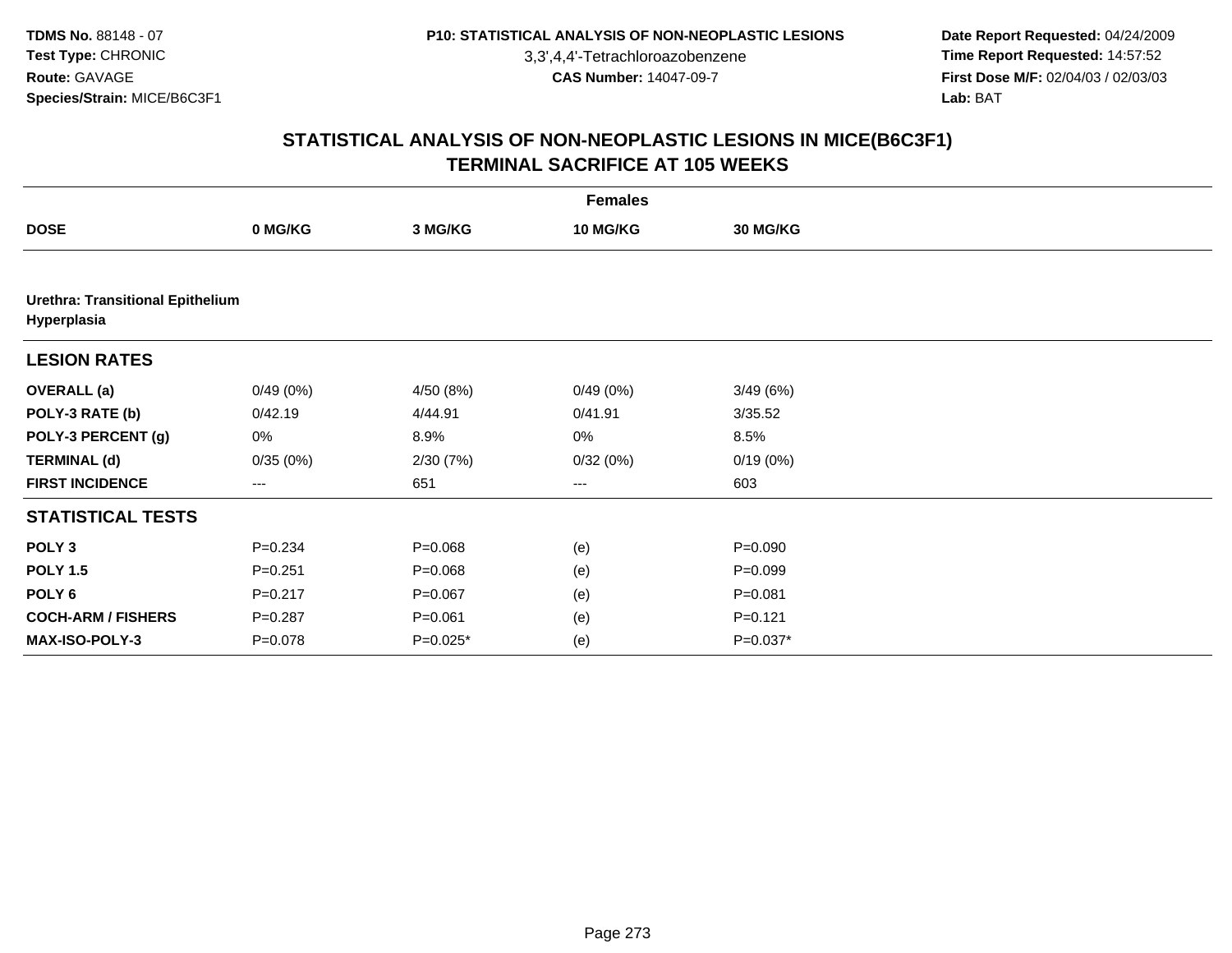## STATISTICAL ANALYSIS OF NON-NEOPLASTIC LESIONS IN MICE(B6C3F1)
## TERMINAL SACRIFICE AT 105 WEEKS

| | Females | | | |
|---|---|---|---|---|
| **DOSE** | **0 MG/KG** | **3 MG/KG** | **10 MG/KG** | **30 MG/KG** |
| **Urethra: Transitional Epithelium Hyperplasia** | | | | |
| **LESION RATES** | | | | |
| **OVERALL (a)** | 0/49 (0%) | 4/50 (8%) | 0/49 (0%) | 3/49 (6%) |
| **POLY-3 RATE (b)** | 0/42.19 | 4/44.91 | 0/41.91 | 3/35.52 |
| **POLY-3 PERCENT (g)** | 0% | 8.9% | 0% | 8.5% |
| **TERMINAL (d)** | 0/35 (0%) | 2/30 (7%) | 0/32 (0%) | 0/19 (0%) |
| **FIRST INCIDENCE** | --- | 651 | --- | 603 |
| **STATISTICAL TESTS** | | | | |
| **POLY 3** | P=0.234 | P=0.068 | (e) | P=0.090 |
| **POLY 1.5** | P=0.251 | P=0.068 | (e) | P=0.099 |
| **POLY 6** | P=0.217 | P=0.067 | (e) | P=0.081 |
| **COCH-ARM / FISHERS** | P=0.287 | P=0.061 | (e) | P=0.121 |
| **MAX-ISO-POLY-3** | P=0.078 | P=0.025* | (e) | P=0.037* |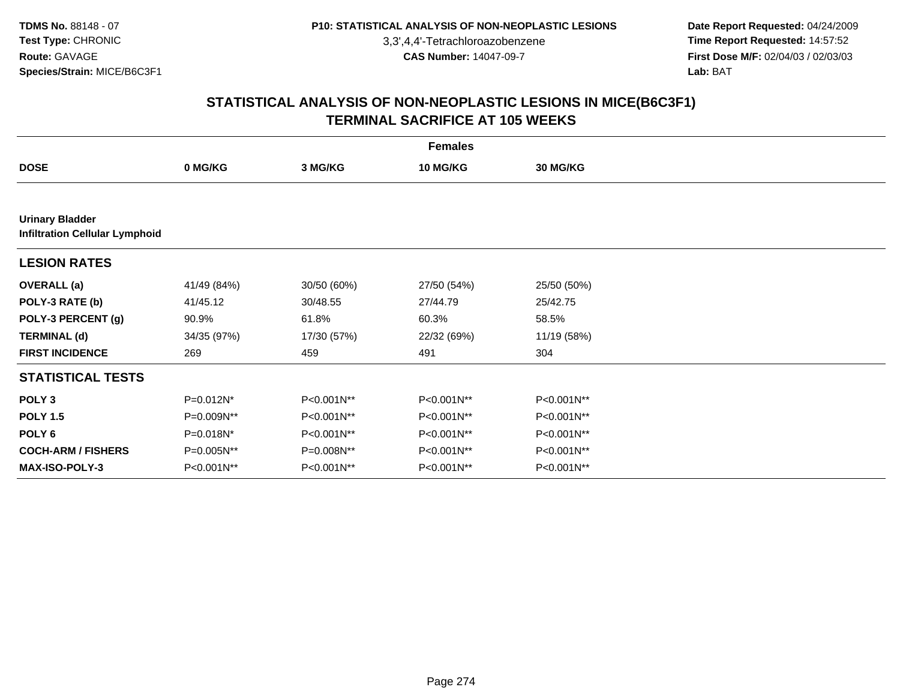**TDMS No.** 88148 - 07
**Test Type:** CHRONIC
**Route:** GAVAGE
**Species/Strain:** MICE/B6C3F1

**P10: STATISTICAL ANALYSIS OF NON-NEOPLASTIC LESIONS**
3,3',4,4'-Tetrachloroazobenzene
**CAS Number:** 14047-09-7

**Date Report Requested:** 04/24/2009
**Time Report Requested:** 14:57:52
**First Dose M/F:** 02/04/03 / 02/03/03
**Lab:** BAT

## STATISTICAL ANALYSIS OF NON-NEOPLASTIC LESIONS IN MICE(B6C3F1) TERMINAL SACRIFICE AT 105 WEEKS

| | Females | | | |
|---|---|---|---|---|
| **DOSE** | **0 MG/KG** | **3 MG/KG** | **10 MG/KG** | **30 MG/KG** |
| **Urinary Bladder** **Infiltration Cellular Lymphoid** | | | | |
| **LESION RATES** | | | | |
| **OVERALL (a)** | 41/49 (84%) | 30/50 (60%) | 27/50 (54%) | 25/50 (50%) |
| **POLY-3 RATE (b)** | 41/45.12 | 30/48.55 | 27/44.79 | 25/42.75 |
| **POLY-3 PERCENT (g)** | 90.9% | 61.8% | 60.3% | 58.5% |
| **TERMINAL (d)** | 34/35 (97%) | 17/30 (57%) | 22/32 (69%) | 11/19 (58%) |
| **FIRST INCIDENCE** | 269 | 459 | 491 | 304 |
| **STATISTICAL TESTS** | | | | |
| **POLY 3** | P=0.012N* | P<0.001N** | P<0.001N** | P<0.001N** |
| **POLY 1.5** | P=0.009N** | P<0.001N** | P<0.001N** | P<0.001N** |
| **POLY 6** | P=0.018N* | P<0.001N** | P<0.001N** | P<0.001N** |
| **COCH-ARM / FISHERS** | P=0.005N** | P=0.008N** | P<0.001N** | P<0.001N** |
| **MAX-ISO-POLY-3** | P<0.001N** | P<0.001N** | P<0.001N** | P<0.001N** |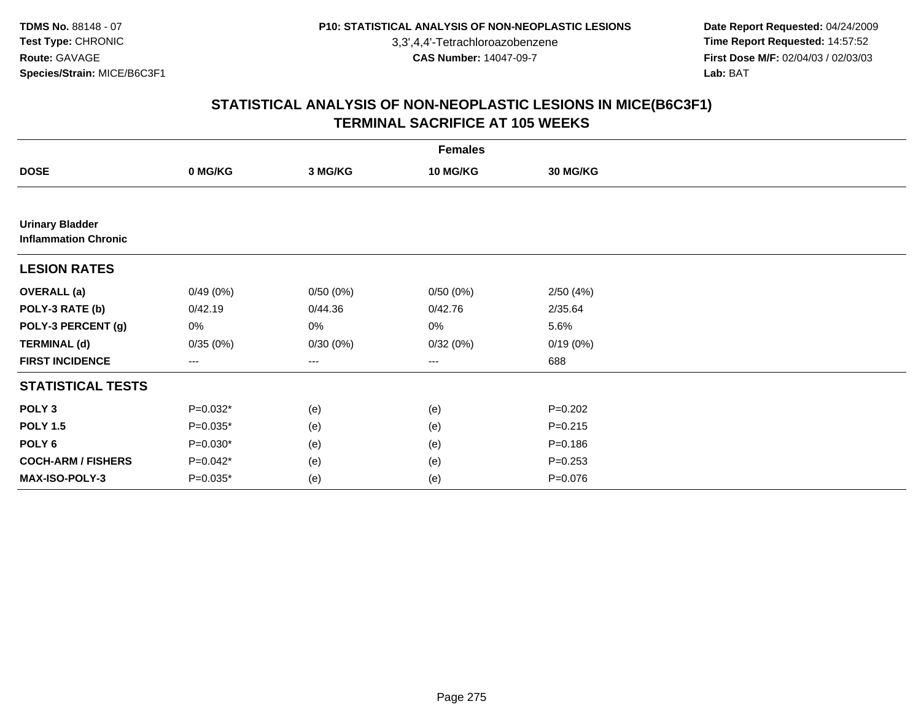TDMS No. 88148 - 07
Test Type: CHRONIC
Route: GAVAGE
Species/Strain: MICE/B6C3F1

P10: STATISTICAL ANALYSIS OF NON-NEOPLASTIC LESIONS
3,3',4,4'-Tetrachloroazobenzene
CAS Number: 14047-09-7

Date Report Requested: 04/24/2009
Time Report Requested: 14:57:52
First Dose M/F: 02/04/03 / 02/03/03
Lab: BAT

## STATISTICAL ANALYSIS OF NON-NEOPLASTIC LESIONS IN MICE(B6C3F1) TERMINAL SACRIFICE AT 105 WEEKS

| | Females | | | |
|---|---|---|---|---|
| **DOSE** | **0 MG/KG** | **3 MG/KG** | **10 MG/KG** | **30 MG/KG** |
| **Urinary Bladder** | | | | |
| **Inflammation Chronic** | | | | |
| **LESION RATES** | | | | |
| **OVERALL (a)** | 0/49 (0%) | 0/50 (0%) | 0/50 (0%) | 2/50 (4%) |
| **POLY-3 RATE (b)** | 0/42.19 | 0/44.36 | 0/42.76 | 2/35.64 |
| **POLY-3 PERCENT (g)** | 0% | 0% | 0% | 5.6% |
| **TERMINAL (d)** | 0/35 (0%) | 0/30 (0%) | 0/32 (0%) | 0/19 (0%) |
| **FIRST INCIDENCE** | --- | --- | --- | 688 |
| **STATISTICAL TESTS** | | | | |
| **POLY 3** | P=0.032* | (e) | (e) | P=0.202 |
| **POLY 1.5** | P=0.035* | (e) | (e) | P=0.215 |
| **POLY 6** | P=0.030* | (e) | (e) | P=0.186 |
| **COCH-ARM / FISHERS** | P=0.042* | (e) | (e) | P=0.253 |
| **MAX-ISO-POLY-3** | P=0.035* | (e) | (e) | P=0.076 |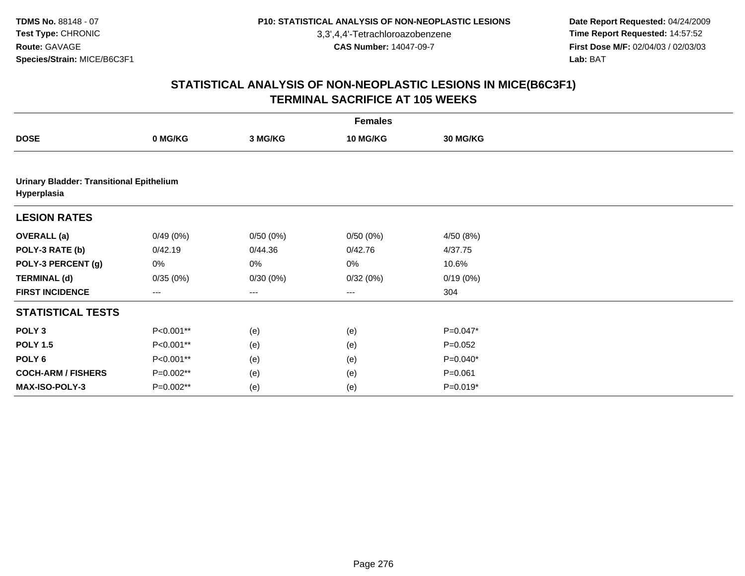**TDMS No.** 88148 - 07
**Test Type:** CHRONIC
**Route:** GAVAGE
**Species/Strain:** MICE/B6C3F1

**P10: STATISTICAL ANALYSIS OF NON-NEOPLASTIC LESIONS**
3,3',4,4'-Tetrachloroazobenzene
**CAS Number:** 14047-09-7

**Date Report Requested:** 04/24/2009
**Time Report Requested:** 14:57:52
**First Dose M/F:** 02/04/03 / 02/03/03
**Lab:** BAT

## STATISTICAL ANALYSIS OF NON-NEOPLASTIC LESIONS IN MICE(B6C3F1)
## TERMINAL SACRIFICE AT 105 WEEKS

| | Females | | | |
|---|---|---|---|---|
| **DOSE** | **0 MG/KG** | **3 MG/KG** | **10 MG/KG** | **30 MG/KG** |
| **Urinary Bladder: Transitional Epithelium Hyperplasia** | | | | |
| **LESION RATES** | | | | |
| **OVERALL (a)** | 0/49 (0%) | 0/50 (0%) | 0/50 (0%) | 4/50 (8%) |
| **POLY-3 RATE (b)** | 0/42.19 | 0/44.36 | 0/42.76 | 4/37.75 |
| **POLY-3 PERCENT (g)** | 0% | 0% | 0% | 10.6% |
| **TERMINAL (d)** | 0/35 (0%) | 0/30 (0%) | 0/32 (0%) | 0/19 (0%) |
| **FIRST INCIDENCE** | --- | --- | --- | 304 |
| **STATISTICAL TESTS** | | | | |
| **POLY 3** | P<0.001** | (e) | (e) | P=0.047* |
| **POLY 1.5** | P<0.001** | (e) | (e) | P=0.052 |
| **POLY 6** | P<0.001** | (e) | (e) | P=0.040* |
| **COCH-ARM / FISHERS** | P=0.002** | (e) | (e) | P=0.061 |
| **MAX-ISO-POLY-3** | P=0.002** | (e) | (e) | P=0.019* |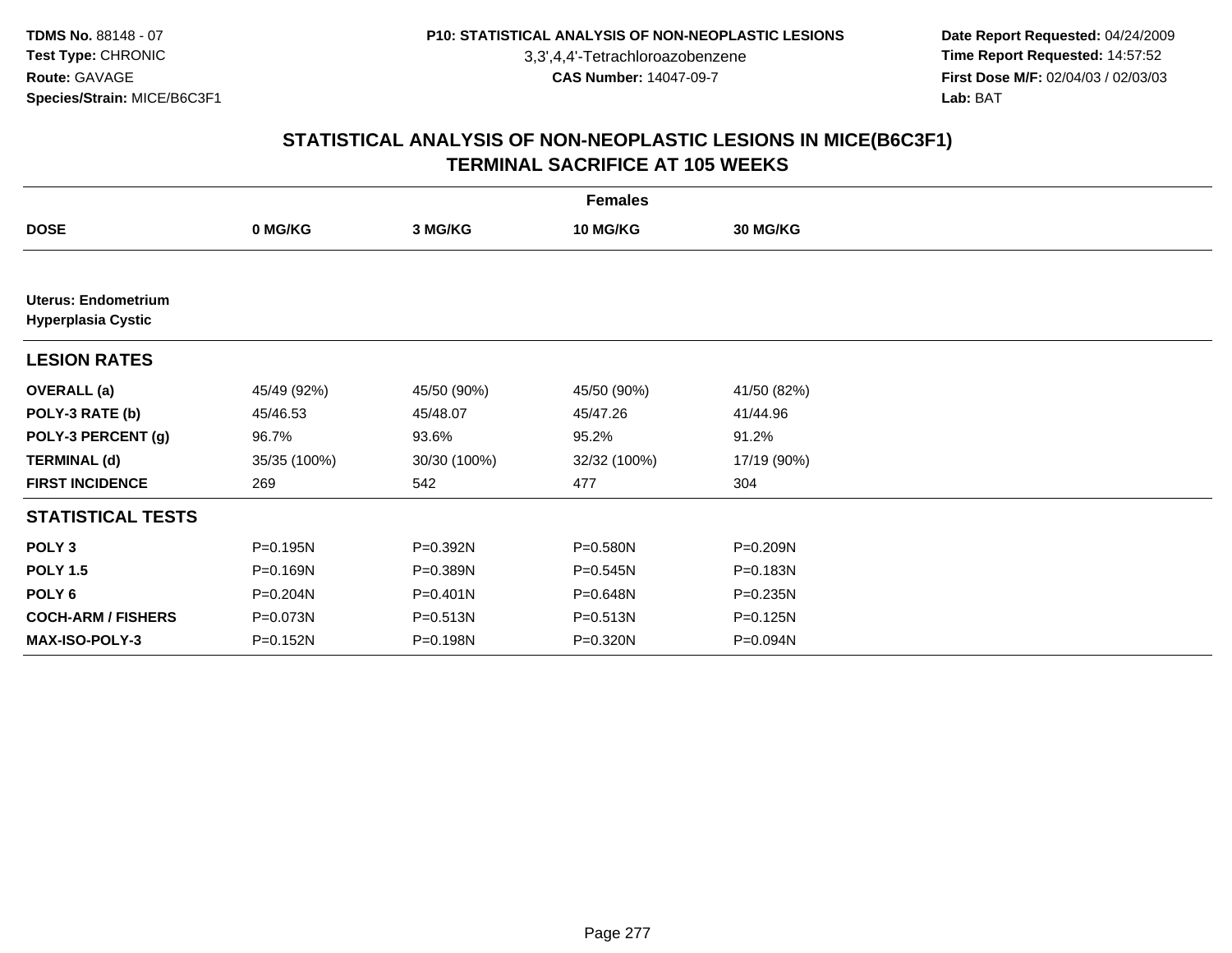**TDMS No.** 88148 - 07
**Test Type:** CHRONIC
**Route:** GAVAGE
**Species/Strain:** MICE/B6C3F1

**P10: STATISTICAL ANALYSIS OF NON-NEOPLASTIC LESIONS**
3,3',4,4'-Tetrachloroazobenzene
**CAS Number:** 14047-09-7

**Date Report Requested:** 04/24/2009
**Time Report Requested:** 14:57:52
**First Dose M/F:** 02/04/03 / 02/03/03
**Lab:** BAT

## STATISTICAL ANALYSIS OF NON-NEOPLASTIC LESIONS IN MICE(B6C3F1) TERMINAL SACRIFICE AT 105 WEEKS

| | Females | | | |
|---|---|---|---|---|
| **DOSE** | **0 MG/KG** | **3 MG/KG** | **10 MG/KG** | **30 MG/KG** |
| **Uterus: Endometrium Hyperplasia Cystic** | | | | |
| **LESION RATES** | | | | |
| **OVERALL (a)** | 45/49 (92%) | 45/50 (90%) | 45/50 (90%) | 41/50 (82%) |
| **POLY-3 RATE (b)** | 45/46.53 | 45/48.07 | 45/47.26 | 41/44.96 |
| **POLY-3 PERCENT (g)** | 96.7% | 93.6% | 95.2% | 91.2% |
| **TERMINAL (d)** | 35/35 (100%) | 30/30 (100%) | 32/32 (100%) | 17/19 (90%) |
| **FIRST INCIDENCE** | 269 | 542 | 477 | 304 |
| **STATISTICAL TESTS** | | | | |
| **POLY 3** | P=0.195N | P=0.392N | P=0.580N | P=0.209N |
| **POLY 1.5** | P=0.169N | P=0.389N | P=0.545N | P=0.183N |
| **POLY 6** | P=0.204N | P=0.401N | P=0.648N | P=0.235N |
| **COCH-ARM / FISHERS** | P=0.073N | P=0.513N | P=0.513N | P=0.125N |
| **MAX-ISO-POLY-3** | P=0.152N | P=0.198N | P=0.320N | P=0.094N |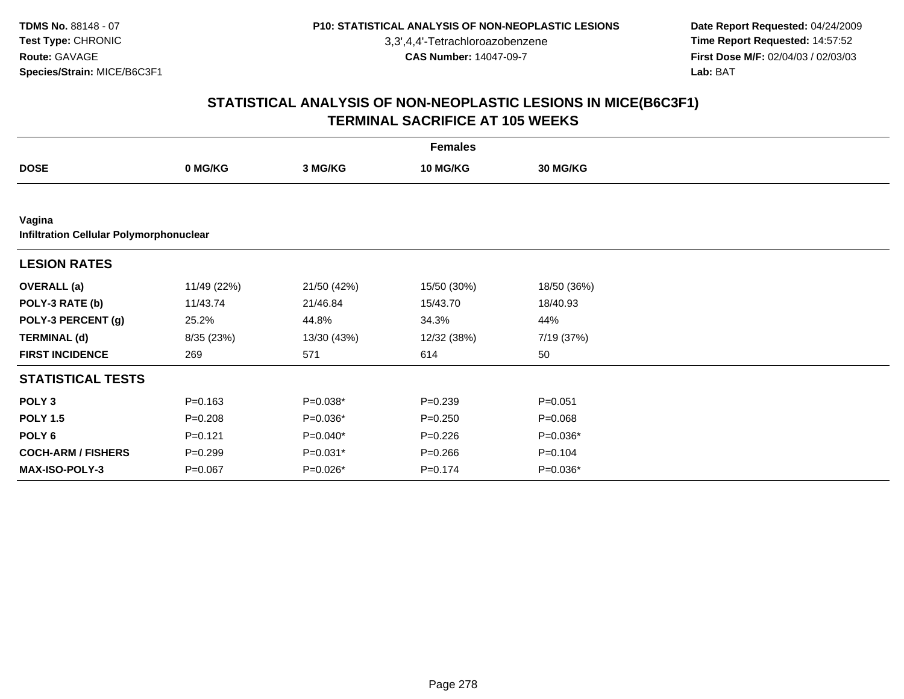TDMS No. 88148 - 07
Test Type: CHRONIC
Route: GAVAGE
Species/Strain: MICE/B6C3F1

P10: STATISTICAL ANALYSIS OF NON-NEOPLASTIC LESIONS
3,3',4,4'-Tetrachloroazobenzene
CAS Number: 14047-09-7

Date Report Requested: 04/24/2009
Time Report Requested: 14:57:52
First Dose M/F: 02/04/03 / 02/03/03
Lab: BAT

# STATISTICAL ANALYSIS OF NON-NEOPLASTIC LESIONS IN MICE(B6C3F1)
# TERMINAL SACRIFICE AT 105 WEEKS

| | Females | | | |
|---|---|---|---|---|
| **DOSE** | **0 MG/KG** | **3 MG/KG** | **10 MG/KG** | **30 MG/KG** |
| **Vagina** | | | | |
| **Infiltration Cellular Polymorphonuclear** | | | | |
| **LESION RATES** | | | | |
| **OVERALL (a)** | 11/49 (22%) | 21/50 (42%) | 15/50 (30%) | 18/50 (36%) |
| **POLY-3 RATE (b)** | 11/43.74 | 21/46.84 | 15/43.70 | 18/40.93 |
| **POLY-3 PERCENT (g)** | 25.2% | 44.8% | 34.3% | 44% |
| **TERMINAL (d)** | 8/35 (23%) | 13/30 (43%) | 12/32 (38%) | 7/19 (37%) |
| **FIRST INCIDENCE** | 269 | 571 | 614 | 50 |
| **STATISTICAL TESTS** | | | | |
| **POLY 3** | P=0.163 | P=0.038* | P=0.239 | P=0.051 |
| **POLY 1.5** | P=0.208 | P=0.036* | P=0.250 | P=0.068 |
| **POLY 6** | P=0.121 | P=0.040* | P=0.226 | P=0.036* |
| **COCH-ARM / FISHERS** | P=0.299 | P=0.031* | P=0.266 | P=0.104 |
| **MAX-ISO-POLY-3** | P=0.067 | P=0.026* | P=0.174 | P=0.036* |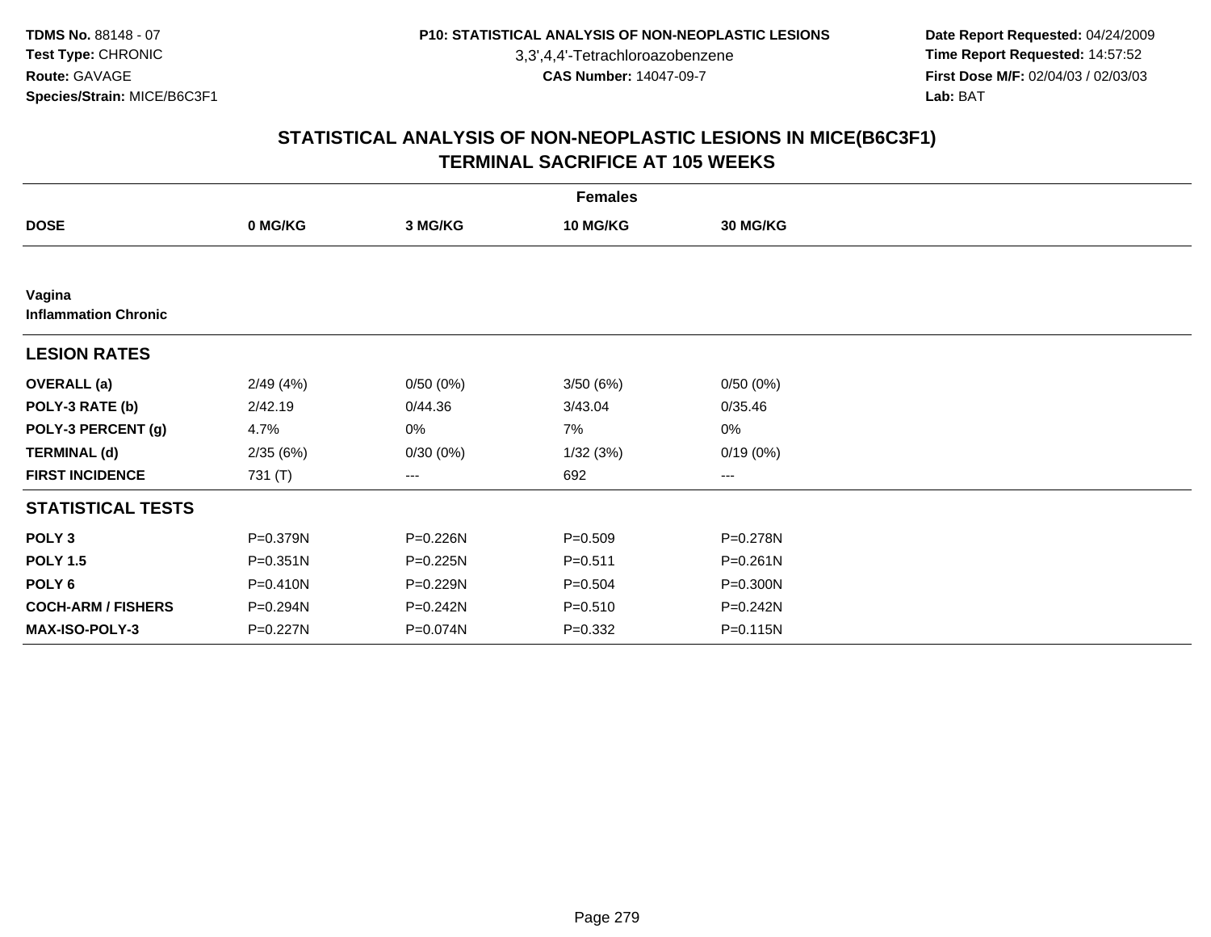**TDMS No.** 88148 - 07
**Test Type:** CHRONIC
**Route:** GAVAGE
**Species/Strain:** MICE/B6C3F1

**P10: STATISTICAL ANALYSIS OF NON-NEOPLASTIC LESIONS**
3,3',4,4'-Tetrachloroazobenzene
**CAS Number:** 14047-09-7

**Date Report Requested:** 04/24/2009
**Time Report Requested:** 14:57:52
**First Dose M/F:** 02/04/03 / 02/03/03
**Lab:** BAT

## STATISTICAL ANALYSIS OF NON-NEOPLASTIC LESIONS IN MICE(B6C3F1)
## TERMINAL SACRIFICE AT 105 WEEKS

| | Females | | | |
|---|---|---|---|---|
| **DOSE** | **0 MG/KG** | **3 MG/KG** | **10 MG/KG** | **30 MG/KG** |
| **Vagina** | | | | |
| **Inflammation Chronic** | | | | |
| **LESION RATES** | | | | |
| **OVERALL (a)** | 2/49 (4%) | 0/50 (0%) | 3/50 (6%) | 0/50 (0%) |
| **POLY-3 RATE (b)** | 2/42.19 | 0/44.36 | 3/43.04 | 0/35.46 |
| **POLY-3 PERCENT (g)** | 4.7% | 0% | 7% | 0% |
| **TERMINAL (d)** | 2/35 (6%) | 0/30 (0%) | 1/32 (3%) | 0/19 (0%) |
| **FIRST INCIDENCE** | 731 (T) | --- | 692 | --- |
| **STATISTICAL TESTS** | | | | |
| **POLY 3** | P=0.379N | P=0.226N | P=0.509 | P=0.278N |
| **POLY 1.5** | P=0.351N | P=0.225N | P=0.511 | P=0.261N |
| **POLY 6** | P=0.410N | P=0.229N | P=0.504 | P=0.300N |
| **COCH-ARM / FISHERS** | P=0.294N | P=0.242N | P=0.510 | P=0.242N |
| **MAX-ISO-POLY-3** | P=0.227N | P=0.074N | P=0.332 | P=0.115N |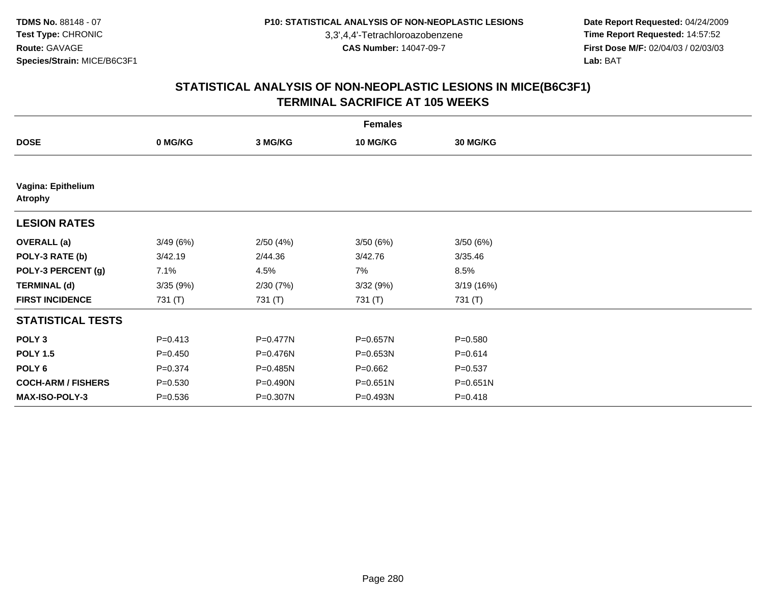TDMS No. 88148 - 07
Test Type: CHRONIC
Route: GAVAGE
Species/Strain: MICE/B6C3F1

P10: STATISTICAL ANALYSIS OF NON-NEOPLASTIC LESIONS
3,3',4,4'-Tetrachloroazobenzene
CAS Number: 14047-09-7

Date Report Requested: 04/24/2009
Time Report Requested: 14:57:52
First Dose M/F: 02/04/03 / 02/03/03
Lab: BAT

## STATISTICAL ANALYSIS OF NON-NEOPLASTIC LESIONS IN MICE(B6C3F1)
## TERMINAL SACRIFICE AT 105 WEEKS

| | Females | | | |
|---|---|---|---|---|
| **DOSE** | **0 MG/KG** | **3 MG/KG** | **10 MG/KG** | **30 MG/KG** |
| **Vagina: Epithelium** | | | | |
| **Atrophy** | | | | |
| **LESION RATES** | | | | |
| **OVERALL (a)** | 3/49 (6%) | 2/50 (4%) | 3/50 (6%) | 3/50 (6%) |
| **POLY-3 RATE (b)** | 3/42.19 | 2/44.36 | 3/42.76 | 3/35.46 |
| **POLY-3 PERCENT (g)** | 7.1% | 4.5% | 7% | 8.5% |
| **TERMINAL (d)** | 3/35 (9%) | 2/30 (7%) | 3/32 (9%) | 3/19 (16%) |
| **FIRST INCIDENCE** | 731 (T) | 731 (T) | 731 (T) | 731 (T) |
| **STATISTICAL TESTS** | | | | |
| **POLY 3** | P=0.413 | P=0.477N | P=0.657N | P=0.580 |
| **POLY 1.5** | P=0.450 | P=0.476N | P=0.653N | P=0.614 |
| **POLY 6** | P=0.374 | P=0.485N | P=0.662 | P=0.537 |
| **COCH-ARM / FISHERS** | P=0.530 | P=0.490N | P=0.651N | P=0.651N |
| **MAX-ISO-POLY-3** | P=0.536 | P=0.307N | P=0.493N | P=0.418 |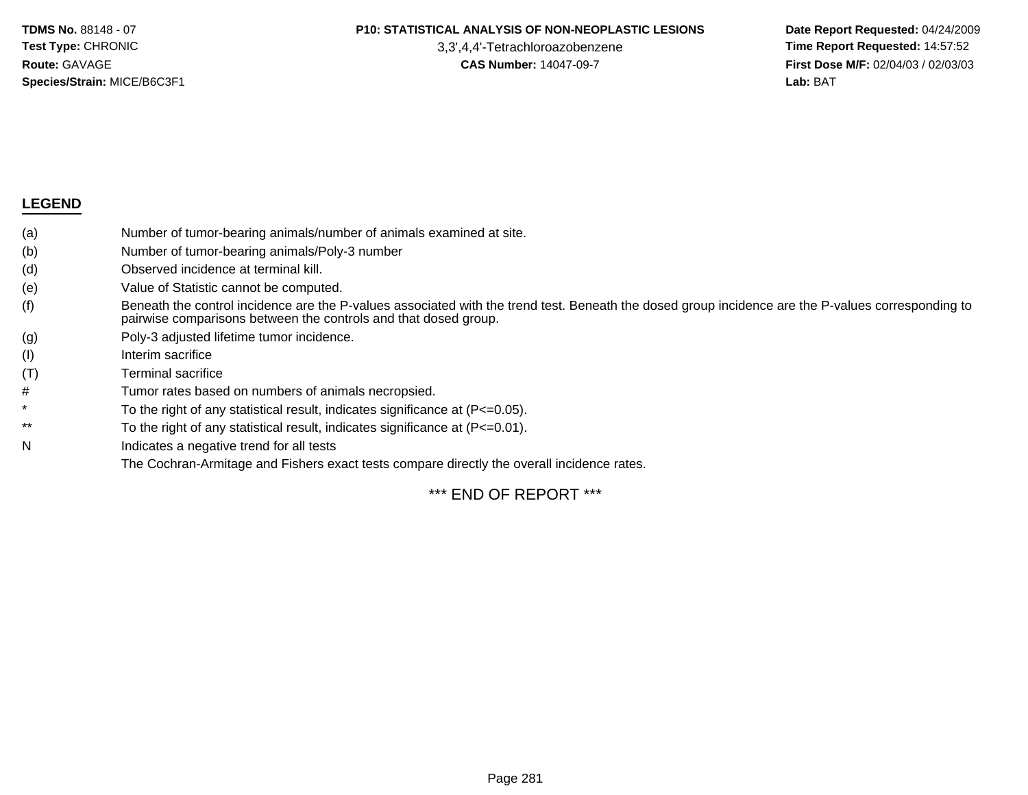## LEGEND

| | |
|---|---|
| (a) | Number of tumor-bearing animals/number of animals examined at site. |
| (b) | Number of tumor-bearing animals/Poly-3 number |
| (d) | Observed incidence at terminal kill. |
| (e) | Value of Statistic cannot be computed. |
| (f) | Beneath the control incidence are the P-values associated with the trend test. Beneath the dosed group incidence are the P-values corresponding to pairwise comparisons between the controls and that dosed group. |
| (g) | Poly-3 adjusted lifetime tumor incidence. |
| (I) | Interim sacrifice |
| (T) | Terminal sacrifice |
| # | Tumor rates based on numbers of animals necropsied. |
| * | To the right of any statistical result, indicates significance at (P<=0.05). |
| ** | To the right of any statistical result, indicates significance at (P<=0.01). |
| N | Indicates a negative trend for all tests |
| | The Cochran-Armitage and Fishers exact tests compare directly the overall incidence rates. |

*** END OF REPORT ***